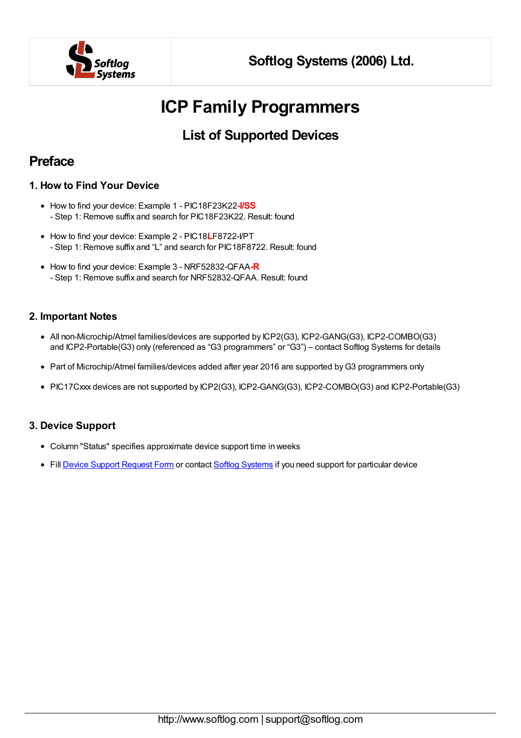Softlog Systems (2006) Ltd.

# ICP Family Programmers

## List of Supported Devices

## Preface

### 1. How to Find Your Device

- How to find your device: Example 1 - PIC18F23K22-**I/SS**
  - Step 1: Remove suffix and search for PIC18F23K22. Result: found
- How to find your device: Example 2 - PIC18**L**F8722-I/PT
  - Step 1: Remove suffix and "L" and search for PIC18F8722. Result: found
- How to find your device: Example 3 - NRF52832-QFAA-**R**
  - Step 1: Remove suffix and search for NRF52832-QFAA. Result: found

### 2. Important Notes

- All non-Microchip/Atmel families/devices are supported by ICP2(G3), ICP2-GANG(G3), ICP2-COMBO(G3) and ICP2-Portable(G3) only (referenced as "G3 programmers" or "G3") – contact Softlog Systems for details
- Part of Microchip/Atmel families/devices added after year 2016 are supported by G3 programmers only
- PIC17Cxxx devices are not supported by ICP2(G3), ICP2-GANG(G3), ICP2-COMBO(G3) and ICP2-Portable(G3)

### 3. Device Support

- Column "Status" specifies approximate device support time in weeks
- Fill Device Support Request Form or contact Softlog Systems if you need support for particular device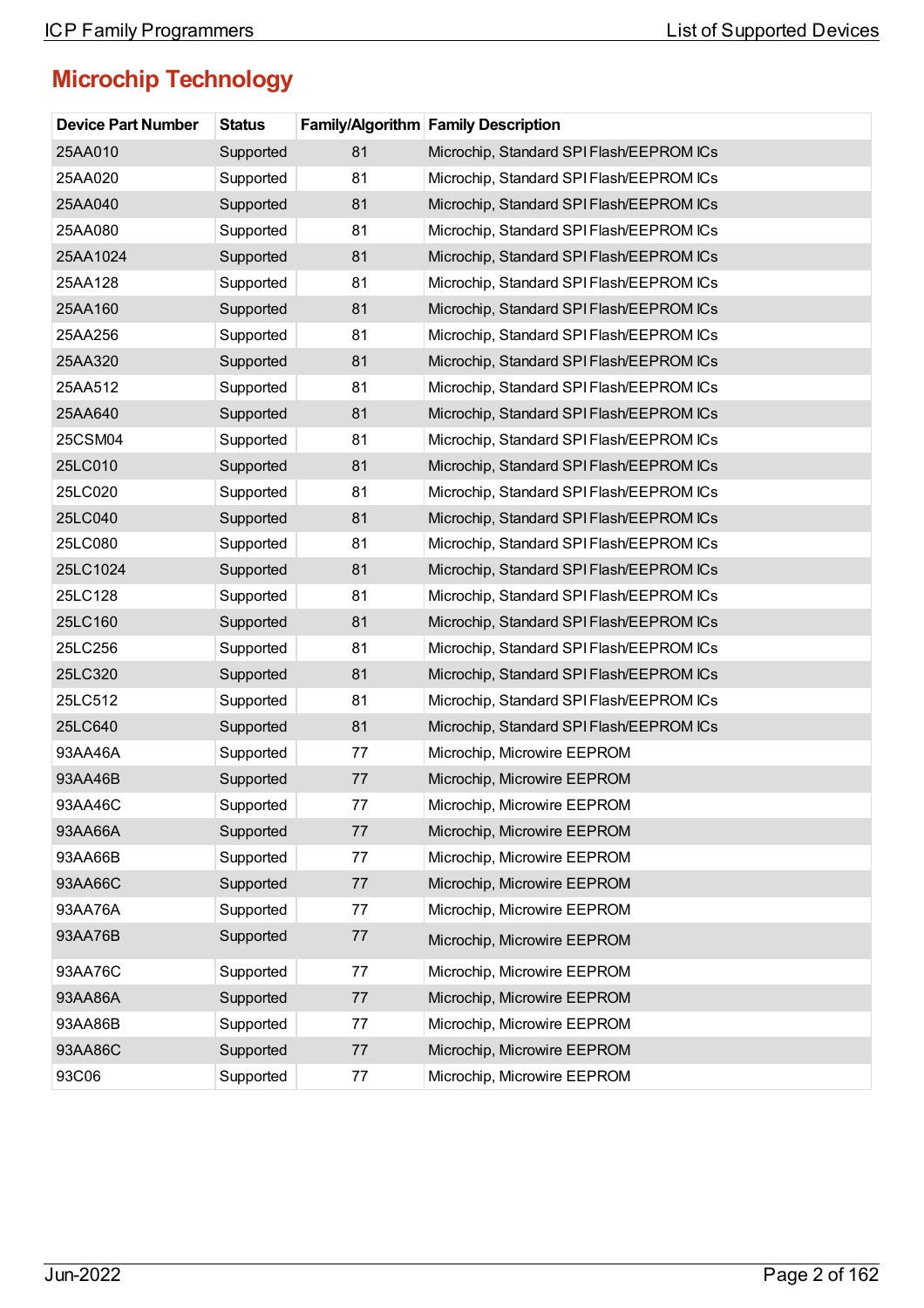## Microchip Technology

| Device Part Number | Status | Family/Algorithm | Family Description |
|---|---|---|---|
| 25AA010 | Supported | 81 | Microchip, Standard SPI Flash/EEPROM ICs |
| 25AA020 | Supported | 81 | Microchip, Standard SPI Flash/EEPROM ICs |
| 25AA040 | Supported | 81 | Microchip, Standard SPI Flash/EEPROM ICs |
| 25AA080 | Supported | 81 | Microchip, Standard SPI Flash/EEPROM ICs |
| 25AA1024 | Supported | 81 | Microchip, Standard SPI Flash/EEPROM ICs |
| 25AA128 | Supported | 81 | Microchip, Standard SPI Flash/EEPROM ICs |
| 25AA160 | Supported | 81 | Microchip, Standard SPI Flash/EEPROM ICs |
| 25AA256 | Supported | 81 | Microchip, Standard SPI Flash/EEPROM ICs |
| 25AA320 | Supported | 81 | Microchip, Standard SPI Flash/EEPROM ICs |
| 25AA512 | Supported | 81 | Microchip, Standard SPI Flash/EEPROM ICs |
| 25AA640 | Supported | 81 | Microchip, Standard SPI Flash/EEPROM ICs |
| 25CSM04 | Supported | 81 | Microchip, Standard SPI Flash/EEPROM ICs |
| 25LC010 | Supported | 81 | Microchip, Standard SPI Flash/EEPROM ICs |
| 25LC020 | Supported | 81 | Microchip, Standard SPI Flash/EEPROM ICs |
| 25LC040 | Supported | 81 | Microchip, Standard SPI Flash/EEPROM ICs |
| 25LC080 | Supported | 81 | Microchip, Standard SPI Flash/EEPROM ICs |
| 25LC1024 | Supported | 81 | Microchip, Standard SPI Flash/EEPROM ICs |
| 25LC128 | Supported | 81 | Microchip, Standard SPI Flash/EEPROM ICs |
| 25LC160 | Supported | 81 | Microchip, Standard SPI Flash/EEPROM ICs |
| 25LC256 | Supported | 81 | Microchip, Standard SPI Flash/EEPROM ICs |
| 25LC320 | Supported | 81 | Microchip, Standard SPI Flash/EEPROM ICs |
| 25LC512 | Supported | 81 | Microchip, Standard SPI Flash/EEPROM ICs |
| 25LC640 | Supported | 81 | Microchip, Standard SPI Flash/EEPROM ICs |
| 93AA46A | Supported | 77 | Microchip, Microwire EEPROM |
| 93AA46B | Supported | 77 | Microchip, Microwire EEPROM |
| 93AA46C | Supported | 77 | Microchip, Microwire EEPROM |
| 93AA66A | Supported | 77 | Microchip, Microwire EEPROM |
| 93AA66B | Supported | 77 | Microchip, Microwire EEPROM |
| 93AA66C | Supported | 77 | Microchip, Microwire EEPROM |
| 93AA76A | Supported | 77 | Microchip, Microwire EEPROM |
| 93AA76B | Supported | 77 | Microchip, Microwire EEPROM |
| 93AA76C | Supported | 77 | Microchip, Microwire EEPROM |
| 93AA86A | Supported | 77 | Microchip, Microwire EEPROM |
| 93AA86B | Supported | 77 | Microchip, Microwire EEPROM |
| 93AA86C | Supported | 77 | Microchip, Microwire EEPROM |
| 93C06 | Supported | 77 | Microchip, Microwire EEPROM |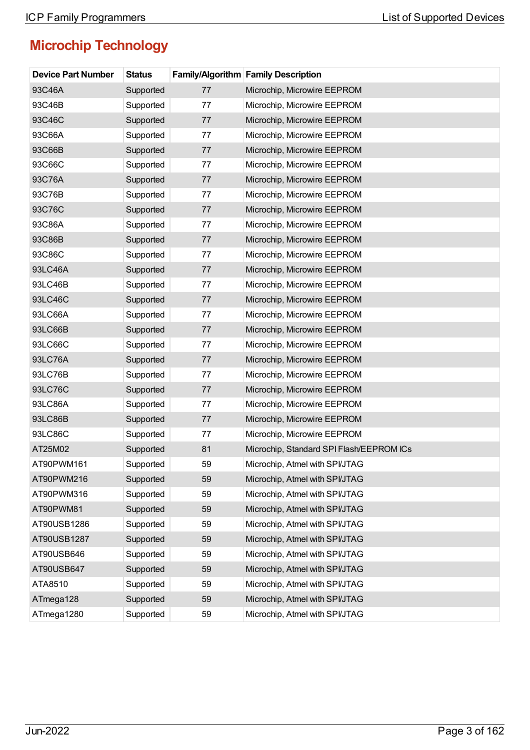## Microchip Technology

| Device Part Number | Status | Family/Algorithm | Family Description |
|---|---|---|---|
| 93C46A | Supported | 77 | Microchip, Microwire EEPROM |
| 93C46B | Supported | 77 | Microchip, Microwire EEPROM |
| 93C46C | Supported | 77 | Microchip, Microwire EEPROM |
| 93C66A | Supported | 77 | Microchip, Microwire EEPROM |
| 93C66B | Supported | 77 | Microchip, Microwire EEPROM |
| 93C66C | Supported | 77 | Microchip, Microwire EEPROM |
| 93C76A | Supported | 77 | Microchip, Microwire EEPROM |
| 93C76B | Supported | 77 | Microchip, Microwire EEPROM |
| 93C76C | Supported | 77 | Microchip, Microwire EEPROM |
| 93C86A | Supported | 77 | Microchip, Microwire EEPROM |
| 93C86B | Supported | 77 | Microchip, Microwire EEPROM |
| 93C86C | Supported | 77 | Microchip, Microwire EEPROM |
| 93LC46A | Supported | 77 | Microchip, Microwire EEPROM |
| 93LC46B | Supported | 77 | Microchip, Microwire EEPROM |
| 93LC46C | Supported | 77 | Microchip, Microwire EEPROM |
| 93LC66A | Supported | 77 | Microchip, Microwire EEPROM |
| 93LC66B | Supported | 77 | Microchip, Microwire EEPROM |
| 93LC66C | Supported | 77 | Microchip, Microwire EEPROM |
| 93LC76A | Supported | 77 | Microchip, Microwire EEPROM |
| 93LC76B | Supported | 77 | Microchip, Microwire EEPROM |
| 93LC76C | Supported | 77 | Microchip, Microwire EEPROM |
| 93LC86A | Supported | 77 | Microchip, Microwire EEPROM |
| 93LC86B | Supported | 77 | Microchip, Microwire EEPROM |
| 93LC86C | Supported | 77 | Microchip, Microwire EEPROM |
| AT25M02 | Supported | 81 | Microchip, Standard SPI Flash/EEPROM ICs |
| AT90PWM161 | Supported | 59 | Microchip, Atmel with SPI/JTAG |
| AT90PWM216 | Supported | 59 | Microchip, Atmel with SPI/JTAG |
| AT90PWM316 | Supported | 59 | Microchip, Atmel with SPI/JTAG |
| AT90PWM81 | Supported | 59 | Microchip, Atmel with SPI/JTAG |
| AT90USB1286 | Supported | 59 | Microchip, Atmel with SPI/JTAG |
| AT90USB1287 | Supported | 59 | Microchip, Atmel with SPI/JTAG |
| AT90USB646 | Supported | 59 | Microchip, Atmel with SPI/JTAG |
| AT90USB647 | Supported | 59 | Microchip, Atmel with SPI/JTAG |
| ATA8510 | Supported | 59 | Microchip, Atmel with SPI/JTAG |
| ATmega128 | Supported | 59 | Microchip, Atmel with SPI/JTAG |
| ATmega1280 | Supported | 59 | Microchip, Atmel with SPI/JTAG |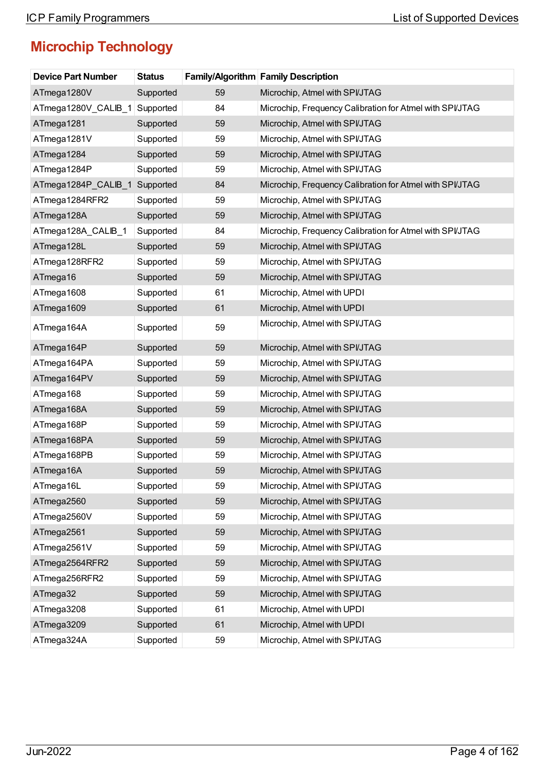# Microchip Technology

| Device Part Number | Status | Family/Algorithm | Family Description |
|---|---|---|---|
| ATmega1280V | Supported | 59 | Microchip, Atmel with SPI/JTAG |
| ATmega1280V_CALIB_1 | Supported | 84 | Microchip, Frequency Calibration for Atmel with SPI/JTAG |
| ATmega1281 | Supported | 59 | Microchip, Atmel with SPI/JTAG |
| ATmega1281V | Supported | 59 | Microchip, Atmel with SPI/JTAG |
| ATmega1284 | Supported | 59 | Microchip, Atmel with SPI/JTAG |
| ATmega1284P | Supported | 59 | Microchip, Atmel with SPI/JTAG |
| ATmega1284P_CALIB_1 | Supported | 84 | Microchip, Frequency Calibration for Atmel with SPI/JTAG |
| ATmega1284RFR2 | Supported | 59 | Microchip, Atmel with SPI/JTAG |
| ATmega128A | Supported | 59 | Microchip, Atmel with SPI/JTAG |
| ATmega128A_CALIB_1 | Supported | 84 | Microchip, Frequency Calibration for Atmel with SPI/JTAG |
| ATmega128L | Supported | 59 | Microchip, Atmel with SPI/JTAG |
| ATmega128RFR2 | Supported | 59 | Microchip, Atmel with SPI/JTAG |
| ATmega16 | Supported | 59 | Microchip, Atmel with SPI/JTAG |
| ATmega1608 | Supported | 61 | Microchip, Atmel with UPDI |
| ATmega1609 | Supported | 61 | Microchip, Atmel with UPDI |
| ATmega164A | Supported | 59 | Microchip, Atmel with SPI/JTAG |
| ATmega164P | Supported | 59 | Microchip, Atmel with SPI/JTAG |
| ATmega164PA | Supported | 59 | Microchip, Atmel with SPI/JTAG |
| ATmega164PV | Supported | 59 | Microchip, Atmel with SPI/JTAG |
| ATmega168 | Supported | 59 | Microchip, Atmel with SPI/JTAG |
| ATmega168A | Supported | 59 | Microchip, Atmel with SPI/JTAG |
| ATmega168P | Supported | 59 | Microchip, Atmel with SPI/JTAG |
| ATmega168PA | Supported | 59 | Microchip, Atmel with SPI/JTAG |
| ATmega168PB | Supported | 59 | Microchip, Atmel with SPI/JTAG |
| ATmega16A | Supported | 59 | Microchip, Atmel with SPI/JTAG |
| ATmega16L | Supported | 59 | Microchip, Atmel with SPI/JTAG |
| ATmega2560 | Supported | 59 | Microchip, Atmel with SPI/JTAG |
| ATmega2560V | Supported | 59 | Microchip, Atmel with SPI/JTAG |
| ATmega2561 | Supported | 59 | Microchip, Atmel with SPI/JTAG |
| ATmega2561V | Supported | 59 | Microchip, Atmel with SPI/JTAG |
| ATmega2564RFR2 | Supported | 59 | Microchip, Atmel with SPI/JTAG |
| ATmega256RFR2 | Supported | 59 | Microchip, Atmel with SPI/JTAG |
| ATmega32 | Supported | 59 | Microchip, Atmel with SPI/JTAG |
| ATmega3208 | Supported | 61 | Microchip, Atmel with UPDI |
| ATmega3209 | Supported | 61 | Microchip, Atmel with UPDI |
| ATmega324A | Supported | 59 | Microchip, Atmel with SPI/JTAG |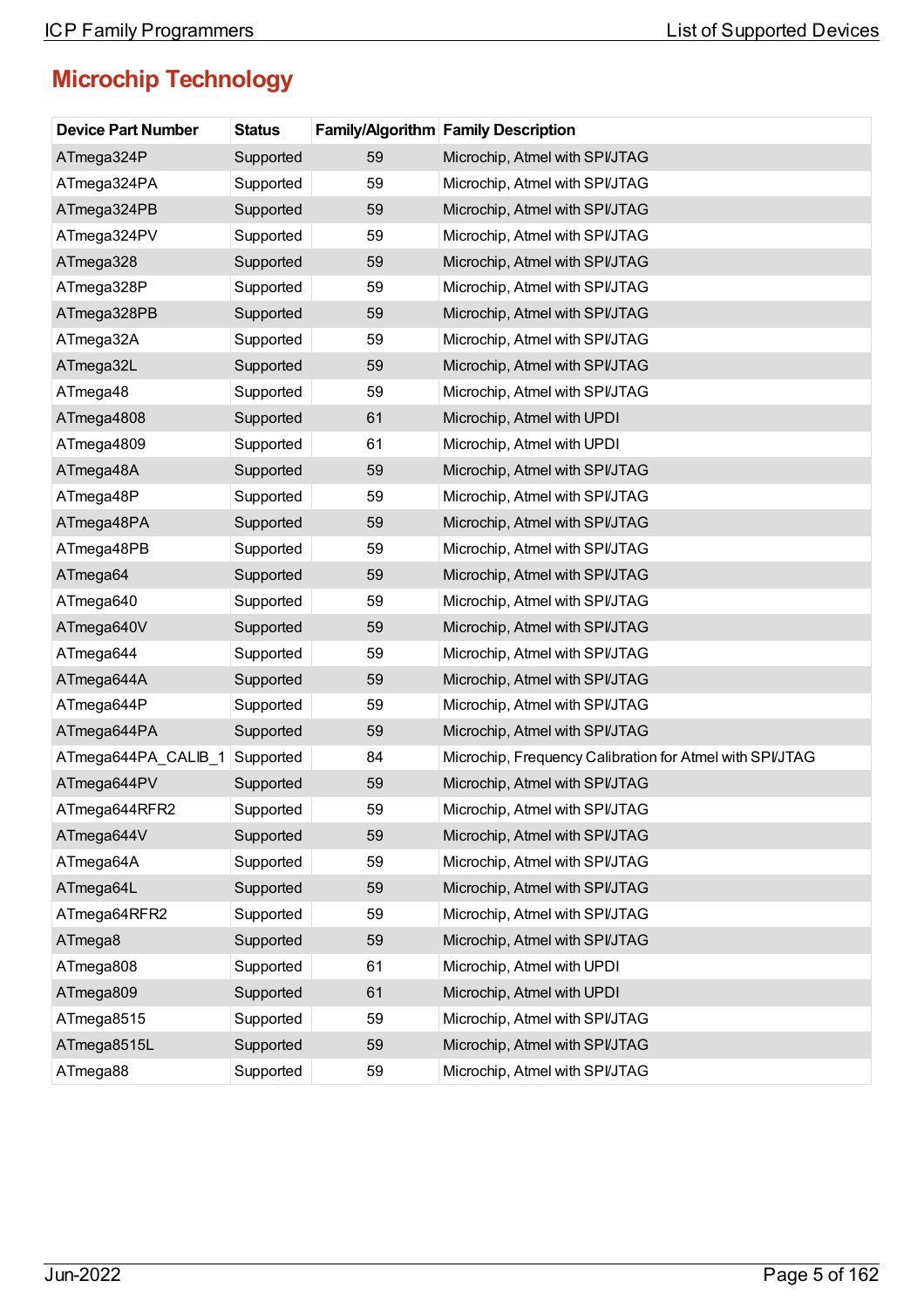## Microchip Technology

| Device Part Number | Status | Family/Algorithm | Family Description |
|---|---|---|---|
| ATmega324P | Supported | 59 | Microchip, Atmel with SPI/JTAG |
| ATmega324PA | Supported | 59 | Microchip, Atmel with SPI/JTAG |
| ATmega324PB | Supported | 59 | Microchip, Atmel with SPI/JTAG |
| ATmega324PV | Supported | 59 | Microchip, Atmel with SPI/JTAG |
| ATmega328 | Supported | 59 | Microchip, Atmel with SPI/JTAG |
| ATmega328P | Supported | 59 | Microchip, Atmel with SPI/JTAG |
| ATmega328PB | Supported | 59 | Microchip, Atmel with SPI/JTAG |
| ATmega32A | Supported | 59 | Microchip, Atmel with SPI/JTAG |
| ATmega32L | Supported | 59 | Microchip, Atmel with SPI/JTAG |
| ATmega48 | Supported | 59 | Microchip, Atmel with SPI/JTAG |
| ATmega4808 | Supported | 61 | Microchip, Atmel with UPDI |
| ATmega4809 | Supported | 61 | Microchip, Atmel with UPDI |
| ATmega48A | Supported | 59 | Microchip, Atmel with SPI/JTAG |
| ATmega48P | Supported | 59 | Microchip, Atmel with SPI/JTAG |
| ATmega48PA | Supported | 59 | Microchip, Atmel with SPI/JTAG |
| ATmega48PB | Supported | 59 | Microchip, Atmel with SPI/JTAG |
| ATmega64 | Supported | 59 | Microchip, Atmel with SPI/JTAG |
| ATmega640 | Supported | 59 | Microchip, Atmel with SPI/JTAG |
| ATmega640V | Supported | 59 | Microchip, Atmel with SPI/JTAG |
| ATmega644 | Supported | 59 | Microchip, Atmel with SPI/JTAG |
| ATmega644A | Supported | 59 | Microchip, Atmel with SPI/JTAG |
| ATmega644P | Supported | 59 | Microchip, Atmel with SPI/JTAG |
| ATmega644PA | Supported | 59 | Microchip, Atmel with SPI/JTAG |
| ATmega644PA_CALIB_1 | Supported | 84 | Microchip, Frequency Calibration for Atmel with SPI/JTAG |
| ATmega644PV | Supported | 59 | Microchip, Atmel with SPI/JTAG |
| ATmega644RFR2 | Supported | 59 | Microchip, Atmel with SPI/JTAG |
| ATmega644V | Supported | 59 | Microchip, Atmel with SPI/JTAG |
| ATmega64A | Supported | 59 | Microchip, Atmel with SPI/JTAG |
| ATmega64L | Supported | 59 | Microchip, Atmel with SPI/JTAG |
| ATmega64RFR2 | Supported | 59 | Microchip, Atmel with SPI/JTAG |
| ATmega8 | Supported | 59 | Microchip, Atmel with SPI/JTAG |
| ATmega808 | Supported | 61 | Microchip, Atmel with UPDI |
| ATmega809 | Supported | 61 | Microchip, Atmel with UPDI |
| ATmega8515 | Supported | 59 | Microchip, Atmel with SPI/JTAG |
| ATmega8515L | Supported | 59 | Microchip, Atmel with SPI/JTAG |
| ATmega88 | Supported | 59 | Microchip, Atmel with SPI/JTAG |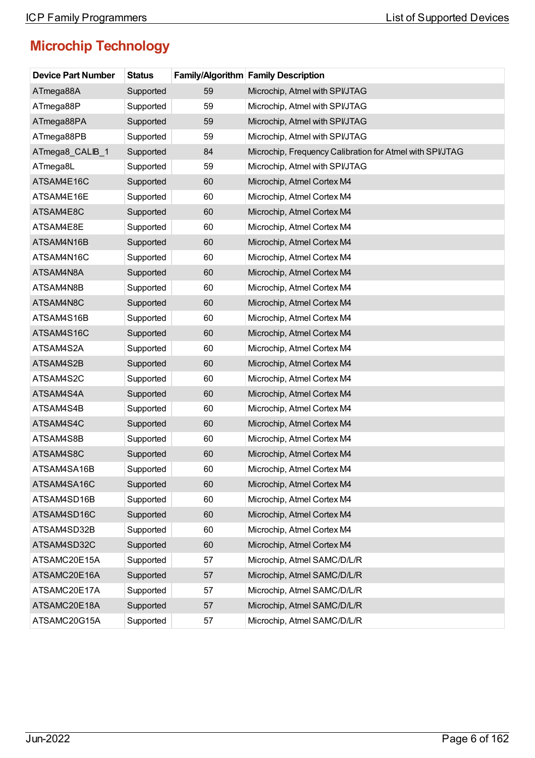## Microchip Technology

| Device Part Number | Status | Family/Algorithm | Family Description |
|---|---|---|---|
| ATmega88A | Supported | 59 | Microchip, Atmel with SPI/JTAG |
| ATmega88P | Supported | 59 | Microchip, Atmel with SPI/JTAG |
| ATmega88PA | Supported | 59 | Microchip, Atmel with SPI/JTAG |
| ATmega88PB | Supported | 59 | Microchip, Atmel with SPI/JTAG |
| ATmega8_CALIB_1 | Supported | 84 | Microchip, Frequency Calibration for Atmel with SPI/JTAG |
| ATmega8L | Supported | 59 | Microchip, Atmel with SPI/JTAG |
| ATSAM4E16C | Supported | 60 | Microchip, Atmel Cortex M4 |
| ATSAM4E16E | Supported | 60 | Microchip, Atmel Cortex M4 |
| ATSAM4E8C | Supported | 60 | Microchip, Atmel Cortex M4 |
| ATSAM4E8E | Supported | 60 | Microchip, Atmel Cortex M4 |
| ATSAM4N16B | Supported | 60 | Microchip, Atmel Cortex M4 |
| ATSAM4N16C | Supported | 60 | Microchip, Atmel Cortex M4 |
| ATSAM4N8A | Supported | 60 | Microchip, Atmel Cortex M4 |
| ATSAM4N8B | Supported | 60 | Microchip, Atmel Cortex M4 |
| ATSAM4N8C | Supported | 60 | Microchip, Atmel Cortex M4 |
| ATSAM4S16B | Supported | 60 | Microchip, Atmel Cortex M4 |
| ATSAM4S16C | Supported | 60 | Microchip, Atmel Cortex M4 |
| ATSAM4S2A | Supported | 60 | Microchip, Atmel Cortex M4 |
| ATSAM4S2B | Supported | 60 | Microchip, Atmel Cortex M4 |
| ATSAM4S2C | Supported | 60 | Microchip, Atmel Cortex M4 |
| ATSAM4S4A | Supported | 60 | Microchip, Atmel Cortex M4 |
| ATSAM4S4B | Supported | 60 | Microchip, Atmel Cortex M4 |
| ATSAM4S4C | Supported | 60 | Microchip, Atmel Cortex M4 |
| ATSAM4S8B | Supported | 60 | Microchip, Atmel Cortex M4 |
| ATSAM4S8C | Supported | 60 | Microchip, Atmel Cortex M4 |
| ATSAM4SA16B | Supported | 60 | Microchip, Atmel Cortex M4 |
| ATSAM4SA16C | Supported | 60 | Microchip, Atmel Cortex M4 |
| ATSAM4SD16B | Supported | 60 | Microchip, Atmel Cortex M4 |
| ATSAM4SD16C | Supported | 60 | Microchip, Atmel Cortex M4 |
| ATSAM4SD32B | Supported | 60 | Microchip, Atmel Cortex M4 |
| ATSAM4SD32C | Supported | 60 | Microchip, Atmel Cortex M4 |
| ATSAMC20E15A | Supported | 57 | Microchip, Atmel SAMC/D/L/R |
| ATSAMC20E16A | Supported | 57 | Microchip, Atmel SAMC/D/L/R |
| ATSAMC20E17A | Supported | 57 | Microchip, Atmel SAMC/D/L/R |
| ATSAMC20E18A | Supported | 57 | Microchip, Atmel SAMC/D/L/R |
| ATSAMC20G15A | Supported | 57 | Microchip, Atmel SAMC/D/L/R |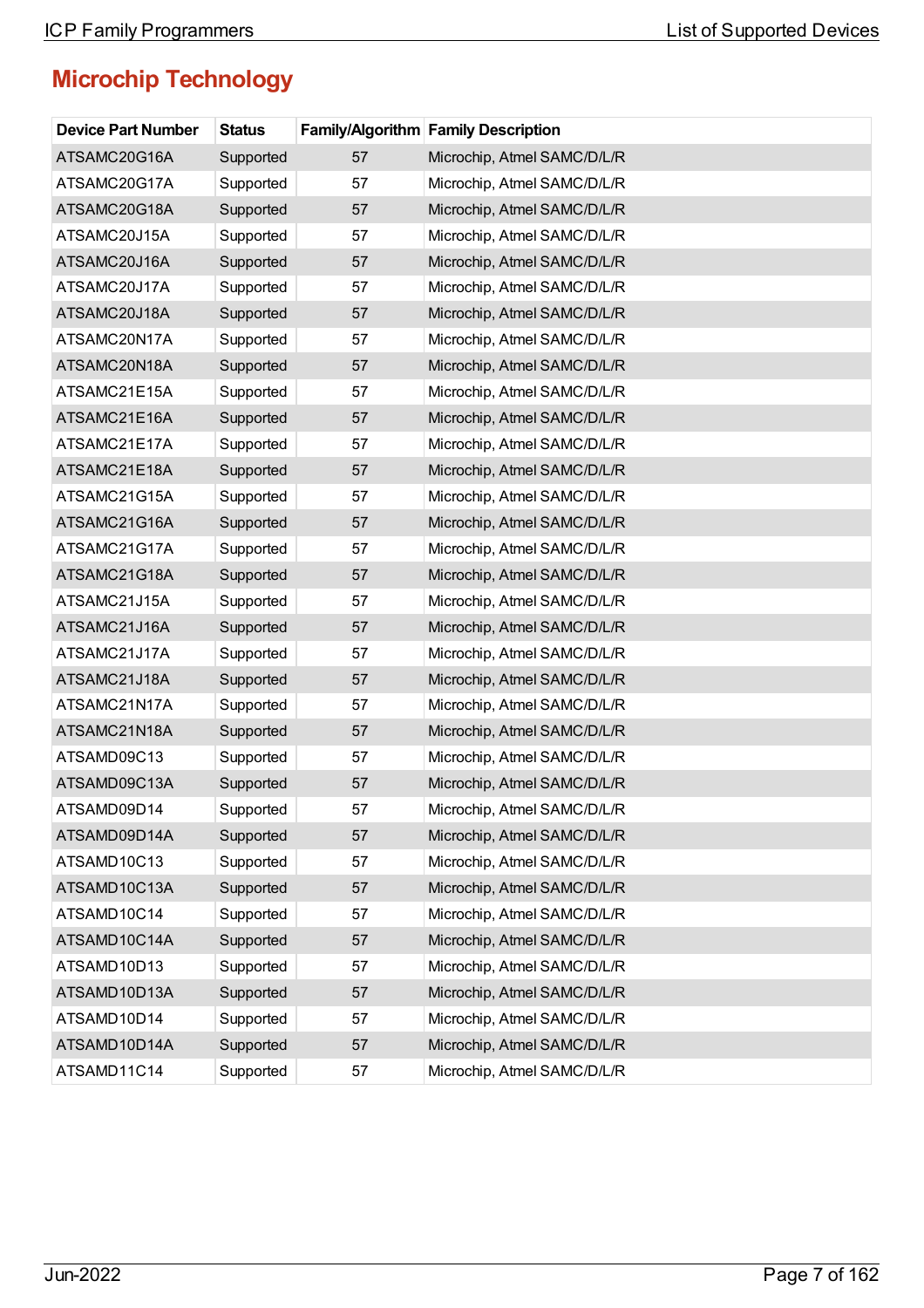# Microchip Technology

| Device Part Number | Status | Family/Algorithm | Family Description |
|---|---|---|---|
| ATSAMC20G16A | Supported | 57 | Microchip, Atmel SAMC/D/L/R |
| ATSAMC20G17A | Supported | 57 | Microchip, Atmel SAMC/D/L/R |
| ATSAMC20G18A | Supported | 57 | Microchip, Atmel SAMC/D/L/R |
| ATSAMC20J15A | Supported | 57 | Microchip, Atmel SAMC/D/L/R |
| ATSAMC20J16A | Supported | 57 | Microchip, Atmel SAMC/D/L/R |
| ATSAMC20J17A | Supported | 57 | Microchip, Atmel SAMC/D/L/R |
| ATSAMC20J18A | Supported | 57 | Microchip, Atmel SAMC/D/L/R |
| ATSAMC20N17A | Supported | 57 | Microchip, Atmel SAMC/D/L/R |
| ATSAMC20N18A | Supported | 57 | Microchip, Atmel SAMC/D/L/R |
| ATSAMC21E15A | Supported | 57 | Microchip, Atmel SAMC/D/L/R |
| ATSAMC21E16A | Supported | 57 | Microchip, Atmel SAMC/D/L/R |
| ATSAMC21E17A | Supported | 57 | Microchip, Atmel SAMC/D/L/R |
| ATSAMC21E18A | Supported | 57 | Microchip, Atmel SAMC/D/L/R |
| ATSAMC21G15A | Supported | 57 | Microchip, Atmel SAMC/D/L/R |
| ATSAMC21G16A | Supported | 57 | Microchip, Atmel SAMC/D/L/R |
| ATSAMC21G17A | Supported | 57 | Microchip, Atmel SAMC/D/L/R |
| ATSAMC21G18A | Supported | 57 | Microchip, Atmel SAMC/D/L/R |
| ATSAMC21J15A | Supported | 57 | Microchip, Atmel SAMC/D/L/R |
| ATSAMC21J16A | Supported | 57 | Microchip, Atmel SAMC/D/L/R |
| ATSAMC21J17A | Supported | 57 | Microchip, Atmel SAMC/D/L/R |
| ATSAMC21J18A | Supported | 57 | Microchip, Atmel SAMC/D/L/R |
| ATSAMC21N17A | Supported | 57 | Microchip, Atmel SAMC/D/L/R |
| ATSAMC21N18A | Supported | 57 | Microchip, Atmel SAMC/D/L/R |
| ATSAMD09C13 | Supported | 57 | Microchip, Atmel SAMC/D/L/R |
| ATSAMD09C13A | Supported | 57 | Microchip, Atmel SAMC/D/L/R |
| ATSAMD09D14 | Supported | 57 | Microchip, Atmel SAMC/D/L/R |
| ATSAMD09D14A | Supported | 57 | Microchip, Atmel SAMC/D/L/R |
| ATSAMD10C13 | Supported | 57 | Microchip, Atmel SAMC/D/L/R |
| ATSAMD10C13A | Supported | 57 | Microchip, Atmel SAMC/D/L/R |
| ATSAMD10C14 | Supported | 57 | Microchip, Atmel SAMC/D/L/R |
| ATSAMD10C14A | Supported | 57 | Microchip, Atmel SAMC/D/L/R |
| ATSAMD10D13 | Supported | 57 | Microchip, Atmel SAMC/D/L/R |
| ATSAMD10D13A | Supported | 57 | Microchip, Atmel SAMC/D/L/R |
| ATSAMD10D14 | Supported | 57 | Microchip, Atmel SAMC/D/L/R |
| ATSAMD10D14A | Supported | 57 | Microchip, Atmel SAMC/D/L/R |
| ATSAMD11C14 | Supported | 57 | Microchip, Atmel SAMC/D/L/R |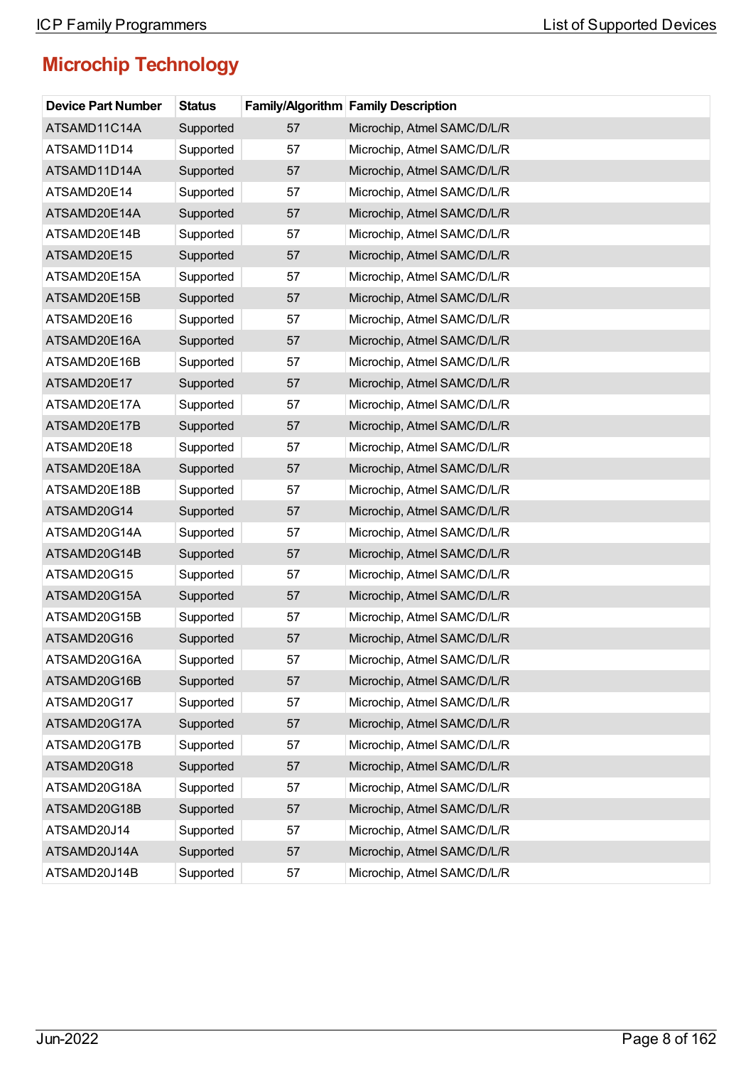## Microchip Technology

| Device Part Number | Status | Family/Algorithm | Family Description |
|---|---|---|---|
| ATSAMD11C14A | Supported | 57 | Microchip, Atmel SAMC/D/L/R |
| ATSAMD11D14 | Supported | 57 | Microchip, Atmel SAMC/D/L/R |
| ATSAMD11D14A | Supported | 57 | Microchip, Atmel SAMC/D/L/R |
| ATSAMD20E14 | Supported | 57 | Microchip, Atmel SAMC/D/L/R |
| ATSAMD20E14A | Supported | 57 | Microchip, Atmel SAMC/D/L/R |
| ATSAMD20E14B | Supported | 57 | Microchip, Atmel SAMC/D/L/R |
| ATSAMD20E15 | Supported | 57 | Microchip, Atmel SAMC/D/L/R |
| ATSAMD20E15A | Supported | 57 | Microchip, Atmel SAMC/D/L/R |
| ATSAMD20E15B | Supported | 57 | Microchip, Atmel SAMC/D/L/R |
| ATSAMD20E16 | Supported | 57 | Microchip, Atmel SAMC/D/L/R |
| ATSAMD20E16A | Supported | 57 | Microchip, Atmel SAMC/D/L/R |
| ATSAMD20E16B | Supported | 57 | Microchip, Atmel SAMC/D/L/R |
| ATSAMD20E17 | Supported | 57 | Microchip, Atmel SAMC/D/L/R |
| ATSAMD20E17A | Supported | 57 | Microchip, Atmel SAMC/D/L/R |
| ATSAMD20E17B | Supported | 57 | Microchip, Atmel SAMC/D/L/R |
| ATSAMD20E18 | Supported | 57 | Microchip, Atmel SAMC/D/L/R |
| ATSAMD20E18A | Supported | 57 | Microchip, Atmel SAMC/D/L/R |
| ATSAMD20E18B | Supported | 57 | Microchip, Atmel SAMC/D/L/R |
| ATSAMD20G14 | Supported | 57 | Microchip, Atmel SAMC/D/L/R |
| ATSAMD20G14A | Supported | 57 | Microchip, Atmel SAMC/D/L/R |
| ATSAMD20G14B | Supported | 57 | Microchip, Atmel SAMC/D/L/R |
| ATSAMD20G15 | Supported | 57 | Microchip, Atmel SAMC/D/L/R |
| ATSAMD20G15A | Supported | 57 | Microchip, Atmel SAMC/D/L/R |
| ATSAMD20G15B | Supported | 57 | Microchip, Atmel SAMC/D/L/R |
| ATSAMD20G16 | Supported | 57 | Microchip, Atmel SAMC/D/L/R |
| ATSAMD20G16A | Supported | 57 | Microchip, Atmel SAMC/D/L/R |
| ATSAMD20G16B | Supported | 57 | Microchip, Atmel SAMC/D/L/R |
| ATSAMD20G17 | Supported | 57 | Microchip, Atmel SAMC/D/L/R |
| ATSAMD20G17A | Supported | 57 | Microchip, Atmel SAMC/D/L/R |
| ATSAMD20G17B | Supported | 57 | Microchip, Atmel SAMC/D/L/R |
| ATSAMD20G18 | Supported | 57 | Microchip, Atmel SAMC/D/L/R |
| ATSAMD20G18A | Supported | 57 | Microchip, Atmel SAMC/D/L/R |
| ATSAMD20G18B | Supported | 57 | Microchip, Atmel SAMC/D/L/R |
| ATSAMD20J14 | Supported | 57 | Microchip, Atmel SAMC/D/L/R |
| ATSAMD20J14A | Supported | 57 | Microchip, Atmel SAMC/D/L/R |
| ATSAMD20J14B | Supported | 57 | Microchip, Atmel SAMC/D/L/R |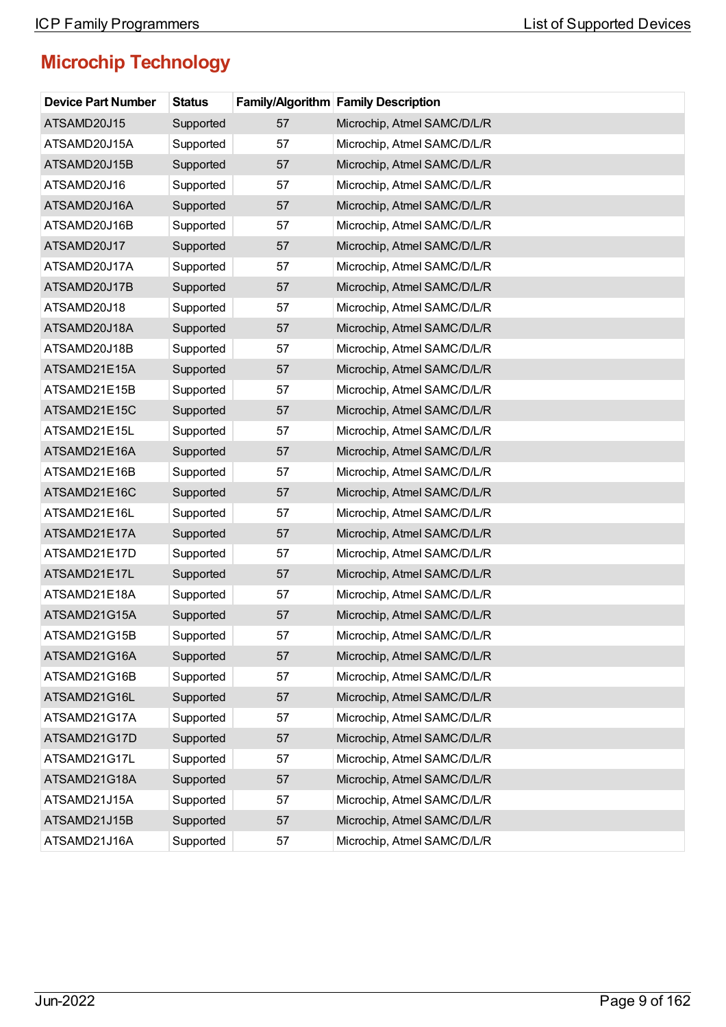## Microchip Technology

| Device Part Number | Status | Family/Algorithm | Family Description |
|---|---|---|---|
| ATSAMD20J15 | Supported | 57 | Microchip, Atmel SAMC/D/L/R |
| ATSAMD20J15A | Supported | 57 | Microchip, Atmel SAMC/D/L/R |
| ATSAMD20J15B | Supported | 57 | Microchip, Atmel SAMC/D/L/R |
| ATSAMD20J16 | Supported | 57 | Microchip, Atmel SAMC/D/L/R |
| ATSAMD20J16A | Supported | 57 | Microchip, Atmel SAMC/D/L/R |
| ATSAMD20J16B | Supported | 57 | Microchip, Atmel SAMC/D/L/R |
| ATSAMD20J17 | Supported | 57 | Microchip, Atmel SAMC/D/L/R |
| ATSAMD20J17A | Supported | 57 | Microchip, Atmel SAMC/D/L/R |
| ATSAMD20J17B | Supported | 57 | Microchip, Atmel SAMC/D/L/R |
| ATSAMD20J18 | Supported | 57 | Microchip, Atmel SAMC/D/L/R |
| ATSAMD20J18A | Supported | 57 | Microchip, Atmel SAMC/D/L/R |
| ATSAMD20J18B | Supported | 57 | Microchip, Atmel SAMC/D/L/R |
| ATSAMD21E15A | Supported | 57 | Microchip, Atmel SAMC/D/L/R |
| ATSAMD21E15B | Supported | 57 | Microchip, Atmel SAMC/D/L/R |
| ATSAMD21E15C | Supported | 57 | Microchip, Atmel SAMC/D/L/R |
| ATSAMD21E15L | Supported | 57 | Microchip, Atmel SAMC/D/L/R |
| ATSAMD21E16A | Supported | 57 | Microchip, Atmel SAMC/D/L/R |
| ATSAMD21E16B | Supported | 57 | Microchip, Atmel SAMC/D/L/R |
| ATSAMD21E16C | Supported | 57 | Microchip, Atmel SAMC/D/L/R |
| ATSAMD21E16L | Supported | 57 | Microchip, Atmel SAMC/D/L/R |
| ATSAMD21E17A | Supported | 57 | Microchip, Atmel SAMC/D/L/R |
| ATSAMD21E17D | Supported | 57 | Microchip, Atmel SAMC/D/L/R |
| ATSAMD21E17L | Supported | 57 | Microchip, Atmel SAMC/D/L/R |
| ATSAMD21E18A | Supported | 57 | Microchip, Atmel SAMC/D/L/R |
| ATSAMD21G15A | Supported | 57 | Microchip, Atmel SAMC/D/L/R |
| ATSAMD21G15B | Supported | 57 | Microchip, Atmel SAMC/D/L/R |
| ATSAMD21G16A | Supported | 57 | Microchip, Atmel SAMC/D/L/R |
| ATSAMD21G16B | Supported | 57 | Microchip, Atmel SAMC/D/L/R |
| ATSAMD21G16L | Supported | 57 | Microchip, Atmel SAMC/D/L/R |
| ATSAMD21G17A | Supported | 57 | Microchip, Atmel SAMC/D/L/R |
| ATSAMD21G17D | Supported | 57 | Microchip, Atmel SAMC/D/L/R |
| ATSAMD21G17L | Supported | 57 | Microchip, Atmel SAMC/D/L/R |
| ATSAMD21G18A | Supported | 57 | Microchip, Atmel SAMC/D/L/R |
| ATSAMD21J15A | Supported | 57 | Microchip, Atmel SAMC/D/L/R |
| ATSAMD21J15B | Supported | 57 | Microchip, Atmel SAMC/D/L/R |
| ATSAMD21J16A | Supported | 57 | Microchip, Atmel SAMC/D/L/R |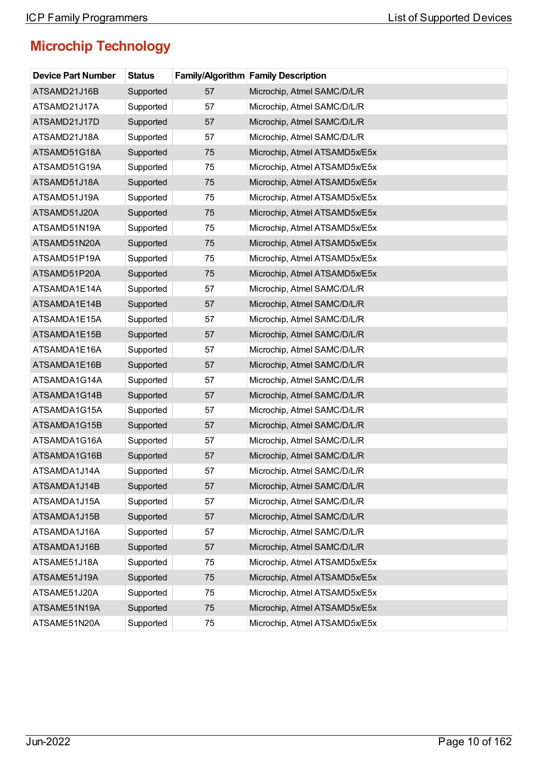## Microchip Technology

| Device Part Number | Status | Family/Algorithm | Family Description |
|---|---|---|---|
| ATSAMD21J16B | Supported | 57 | Microchip, Atmel SAMC/D/L/R |
| ATSAMD21J17A | Supported | 57 | Microchip, Atmel SAMC/D/L/R |
| ATSAMD21J17D | Supported | 57 | Microchip, Atmel SAMC/D/L/R |
| ATSAMD21J18A | Supported | 57 | Microchip, Atmel SAMC/D/L/R |
| ATSAMD51G18A | Supported | 75 | Microchip, Atmel ATSAMD5x/E5x |
| ATSAMD51G19A | Supported | 75 | Microchip, Atmel ATSAMD5x/E5x |
| ATSAMD51J18A | Supported | 75 | Microchip, Atmel ATSAMD5x/E5x |
| ATSAMD51J19A | Supported | 75 | Microchip, Atmel ATSAMD5x/E5x |
| ATSAMD51J20A | Supported | 75 | Microchip, Atmel ATSAMD5x/E5x |
| ATSAMD51N19A | Supported | 75 | Microchip, Atmel ATSAMD5x/E5x |
| ATSAMD51N20A | Supported | 75 | Microchip, Atmel ATSAMD5x/E5x |
| ATSAMD51P19A | Supported | 75 | Microchip, Atmel ATSAMD5x/E5x |
| ATSAMD51P20A | Supported | 75 | Microchip, Atmel ATSAMD5x/E5x |
| ATSAMDA1E14A | Supported | 57 | Microchip, Atmel SAMC/D/L/R |
| ATSAMDA1E14B | Supported | 57 | Microchip, Atmel SAMC/D/L/R |
| ATSAMDA1E15A | Supported | 57 | Microchip, Atmel SAMC/D/L/R |
| ATSAMDA1E15B | Supported | 57 | Microchip, Atmel SAMC/D/L/R |
| ATSAMDA1E16A | Supported | 57 | Microchip, Atmel SAMC/D/L/R |
| ATSAMDA1E16B | Supported | 57 | Microchip, Atmel SAMC/D/L/R |
| ATSAMDA1G14A | Supported | 57 | Microchip, Atmel SAMC/D/L/R |
| ATSAMDA1G14B | Supported | 57 | Microchip, Atmel SAMC/D/L/R |
| ATSAMDA1G15A | Supported | 57 | Microchip, Atmel SAMC/D/L/R |
| ATSAMDA1G15B | Supported | 57 | Microchip, Atmel SAMC/D/L/R |
| ATSAMDA1G16A | Supported | 57 | Microchip, Atmel SAMC/D/L/R |
| ATSAMDA1G16B | Supported | 57 | Microchip, Atmel SAMC/D/L/R |
| ATSAMDA1J14A | Supported | 57 | Microchip, Atmel SAMC/D/L/R |
| ATSAMDA1J14B | Supported | 57 | Microchip, Atmel SAMC/D/L/R |
| ATSAMDA1J15A | Supported | 57 | Microchip, Atmel SAMC/D/L/R |
| ATSAMDA1J15B | Supported | 57 | Microchip, Atmel SAMC/D/L/R |
| ATSAMDA1J16A | Supported | 57 | Microchip, Atmel SAMC/D/L/R |
| ATSAMDA1J16B | Supported | 57 | Microchip, Atmel SAMC/D/L/R |
| ATSAME51J18A | Supported | 75 | Microchip, Atmel ATSAMD5x/E5x |
| ATSAME51J19A | Supported | 75 | Microchip, Atmel ATSAMD5x/E5x |
| ATSAME51J20A | Supported | 75 | Microchip, Atmel ATSAMD5x/E5x |
| ATSAME51N19A | Supported | 75 | Microchip, Atmel ATSAMD5x/E5x |
| ATSAME51N20A | Supported | 75 | Microchip, Atmel ATSAMD5x/E5x |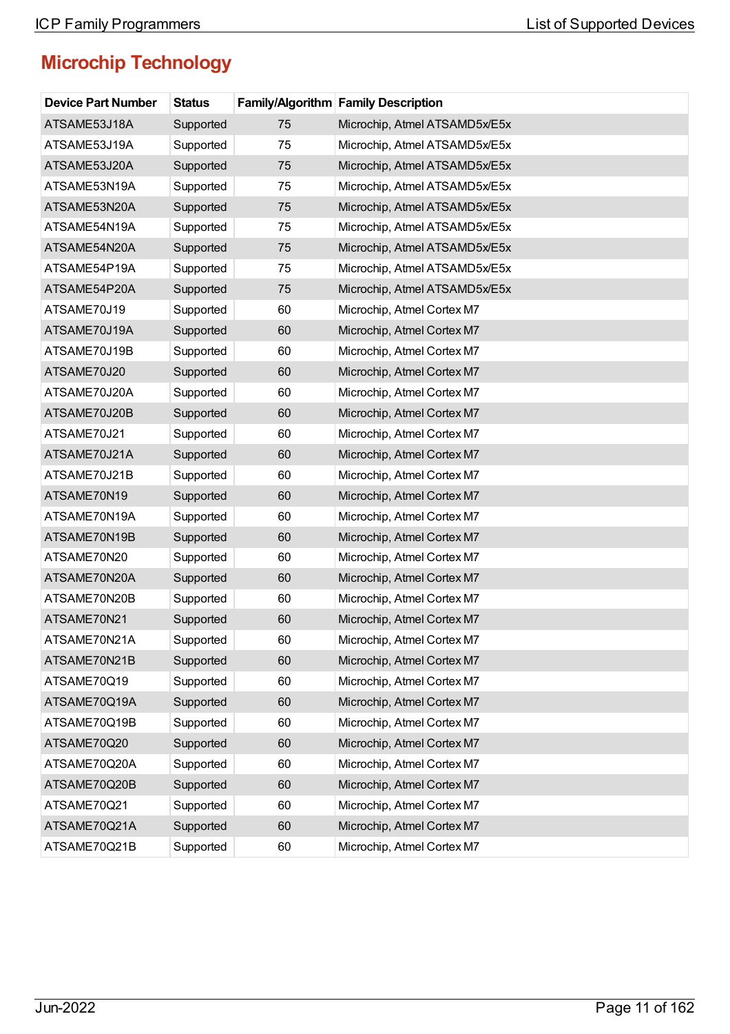## Microchip Technology

| Device Part Number | Status | Family/Algorithm | Family Description |
|---|---|---|---|
| ATSAME53J18A | Supported | 75 | Microchip, Atmel ATSAMD5x/E5x |
| ATSAME53J19A | Supported | 75 | Microchip, Atmel ATSAMD5x/E5x |
| ATSAME53J20A | Supported | 75 | Microchip, Atmel ATSAMD5x/E5x |
| ATSAME53N19A | Supported | 75 | Microchip, Atmel ATSAMD5x/E5x |
| ATSAME53N20A | Supported | 75 | Microchip, Atmel ATSAMD5x/E5x |
| ATSAME54N19A | Supported | 75 | Microchip, Atmel ATSAMD5x/E5x |
| ATSAME54N20A | Supported | 75 | Microchip, Atmel ATSAMD5x/E5x |
| ATSAME54P19A | Supported | 75 | Microchip, Atmel ATSAMD5x/E5x |
| ATSAME54P20A | Supported | 75 | Microchip, Atmel ATSAMD5x/E5x |
| ATSAME70J19 | Supported | 60 | Microchip, Atmel Cortex M7 |
| ATSAME70J19A | Supported | 60 | Microchip, Atmel Cortex M7 |
| ATSAME70J19B | Supported | 60 | Microchip, Atmel Cortex M7 |
| ATSAME70J20 | Supported | 60 | Microchip, Atmel Cortex M7 |
| ATSAME70J20A | Supported | 60 | Microchip, Atmel Cortex M7 |
| ATSAME70J20B | Supported | 60 | Microchip, Atmel Cortex M7 |
| ATSAME70J21 | Supported | 60 | Microchip, Atmel Cortex M7 |
| ATSAME70J21A | Supported | 60 | Microchip, Atmel Cortex M7 |
| ATSAME70J21B | Supported | 60 | Microchip, Atmel Cortex M7 |
| ATSAME70N19 | Supported | 60 | Microchip, Atmel Cortex M7 |
| ATSAME70N19A | Supported | 60 | Microchip, Atmel Cortex M7 |
| ATSAME70N19B | Supported | 60 | Microchip, Atmel Cortex M7 |
| ATSAME70N20 | Supported | 60 | Microchip, Atmel Cortex M7 |
| ATSAME70N20A | Supported | 60 | Microchip, Atmel Cortex M7 |
| ATSAME70N20B | Supported | 60 | Microchip, Atmel Cortex M7 |
| ATSAME70N21 | Supported | 60 | Microchip, Atmel Cortex M7 |
| ATSAME70N21A | Supported | 60 | Microchip, Atmel Cortex M7 |
| ATSAME70N21B | Supported | 60 | Microchip, Atmel Cortex M7 |
| ATSAME70Q19 | Supported | 60 | Microchip, Atmel Cortex M7 |
| ATSAME70Q19A | Supported | 60 | Microchip, Atmel Cortex M7 |
| ATSAME70Q19B | Supported | 60 | Microchip, Atmel Cortex M7 |
| ATSAME70Q20 | Supported | 60 | Microchip, Atmel Cortex M7 |
| ATSAME70Q20A | Supported | 60 | Microchip, Atmel Cortex M7 |
| ATSAME70Q20B | Supported | 60 | Microchip, Atmel Cortex M7 |
| ATSAME70Q21 | Supported | 60 | Microchip, Atmel Cortex M7 |
| ATSAME70Q21A | Supported | 60 | Microchip, Atmel Cortex M7 |
| ATSAME70Q21B | Supported | 60 | Microchip, Atmel Cortex M7 |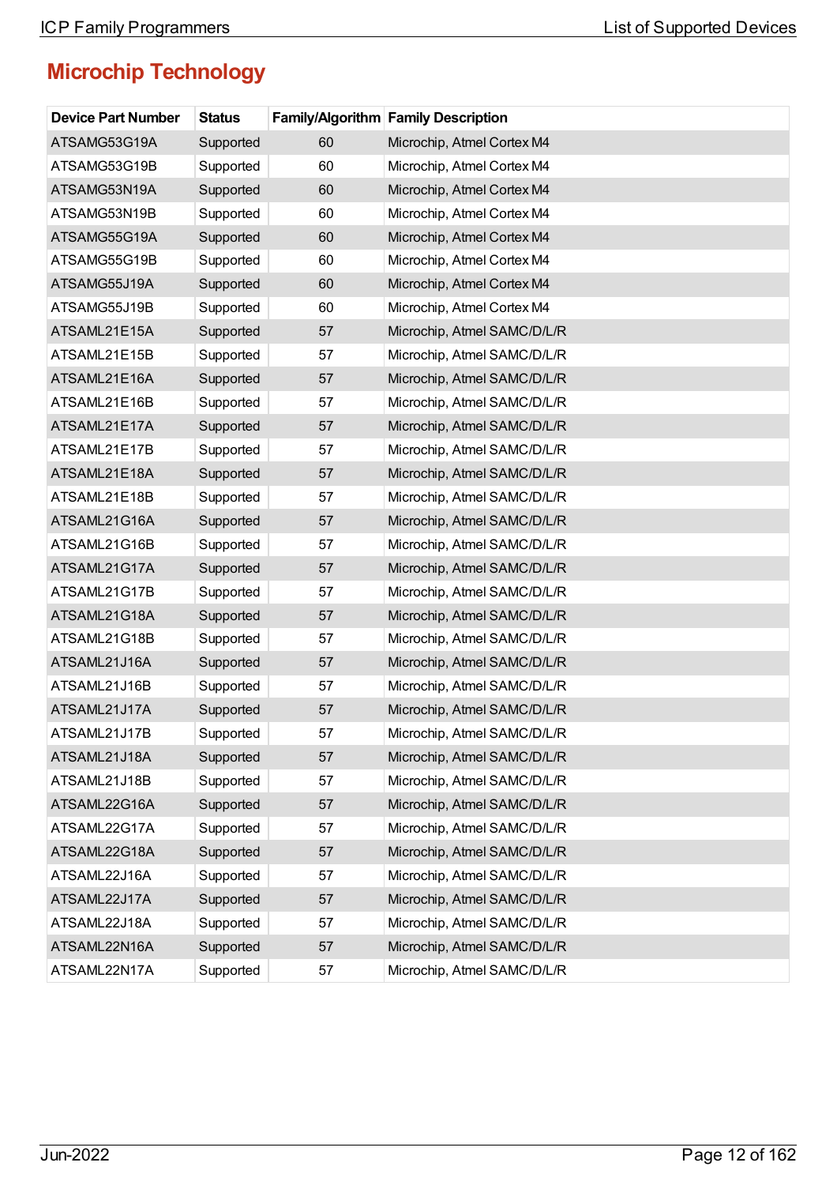## Microchip Technology

| Device Part Number | Status | Family/Algorithm | Family Description |
|---|---|---|---|
| ATSAMG53G19A | Supported | 60 | Microchip, Atmel Cortex M4 |
| ATSAMG53G19B | Supported | 60 | Microchip, Atmel Cortex M4 |
| ATSAMG53N19A | Supported | 60 | Microchip, Atmel Cortex M4 |
| ATSAMG53N19B | Supported | 60 | Microchip, Atmel Cortex M4 |
| ATSAMG55G19A | Supported | 60 | Microchip, Atmel Cortex M4 |
| ATSAMG55G19B | Supported | 60 | Microchip, Atmel Cortex M4 |
| ATSAMG55J19A | Supported | 60 | Microchip, Atmel Cortex M4 |
| ATSAMG55J19B | Supported | 60 | Microchip, Atmel Cortex M4 |
| ATSAML21E15A | Supported | 57 | Microchip, Atmel SAMC/D/L/R |
| ATSAML21E15B | Supported | 57 | Microchip, Atmel SAMC/D/L/R |
| ATSAML21E16A | Supported | 57 | Microchip, Atmel SAMC/D/L/R |
| ATSAML21E16B | Supported | 57 | Microchip, Atmel SAMC/D/L/R |
| ATSAML21E17A | Supported | 57 | Microchip, Atmel SAMC/D/L/R |
| ATSAML21E17B | Supported | 57 | Microchip, Atmel SAMC/D/L/R |
| ATSAML21E18A | Supported | 57 | Microchip, Atmel SAMC/D/L/R |
| ATSAML21E18B | Supported | 57 | Microchip, Atmel SAMC/D/L/R |
| ATSAML21G16A | Supported | 57 | Microchip, Atmel SAMC/D/L/R |
| ATSAML21G16B | Supported | 57 | Microchip, Atmel SAMC/D/L/R |
| ATSAML21G17A | Supported | 57 | Microchip, Atmel SAMC/D/L/R |
| ATSAML21G17B | Supported | 57 | Microchip, Atmel SAMC/D/L/R |
| ATSAML21G18A | Supported | 57 | Microchip, Atmel SAMC/D/L/R |
| ATSAML21G18B | Supported | 57 | Microchip, Atmel SAMC/D/L/R |
| ATSAML21J16A | Supported | 57 | Microchip, Atmel SAMC/D/L/R |
| ATSAML21J16B | Supported | 57 | Microchip, Atmel SAMC/D/L/R |
| ATSAML21J17A | Supported | 57 | Microchip, Atmel SAMC/D/L/R |
| ATSAML21J17B | Supported | 57 | Microchip, Atmel SAMC/D/L/R |
| ATSAML21J18A | Supported | 57 | Microchip, Atmel SAMC/D/L/R |
| ATSAML21J18B | Supported | 57 | Microchip, Atmel SAMC/D/L/R |
| ATSAML22G16A | Supported | 57 | Microchip, Atmel SAMC/D/L/R |
| ATSAML22G17A | Supported | 57 | Microchip, Atmel SAMC/D/L/R |
| ATSAML22G18A | Supported | 57 | Microchip, Atmel SAMC/D/L/R |
| ATSAML22J16A | Supported | 57 | Microchip, Atmel SAMC/D/L/R |
| ATSAML22J17A | Supported | 57 | Microchip, Atmel SAMC/D/L/R |
| ATSAML22J18A | Supported | 57 | Microchip, Atmel SAMC/D/L/R |
| ATSAML22N16A | Supported | 57 | Microchip, Atmel SAMC/D/L/R |
| ATSAML22N17A | Supported | 57 | Microchip, Atmel SAMC/D/L/R |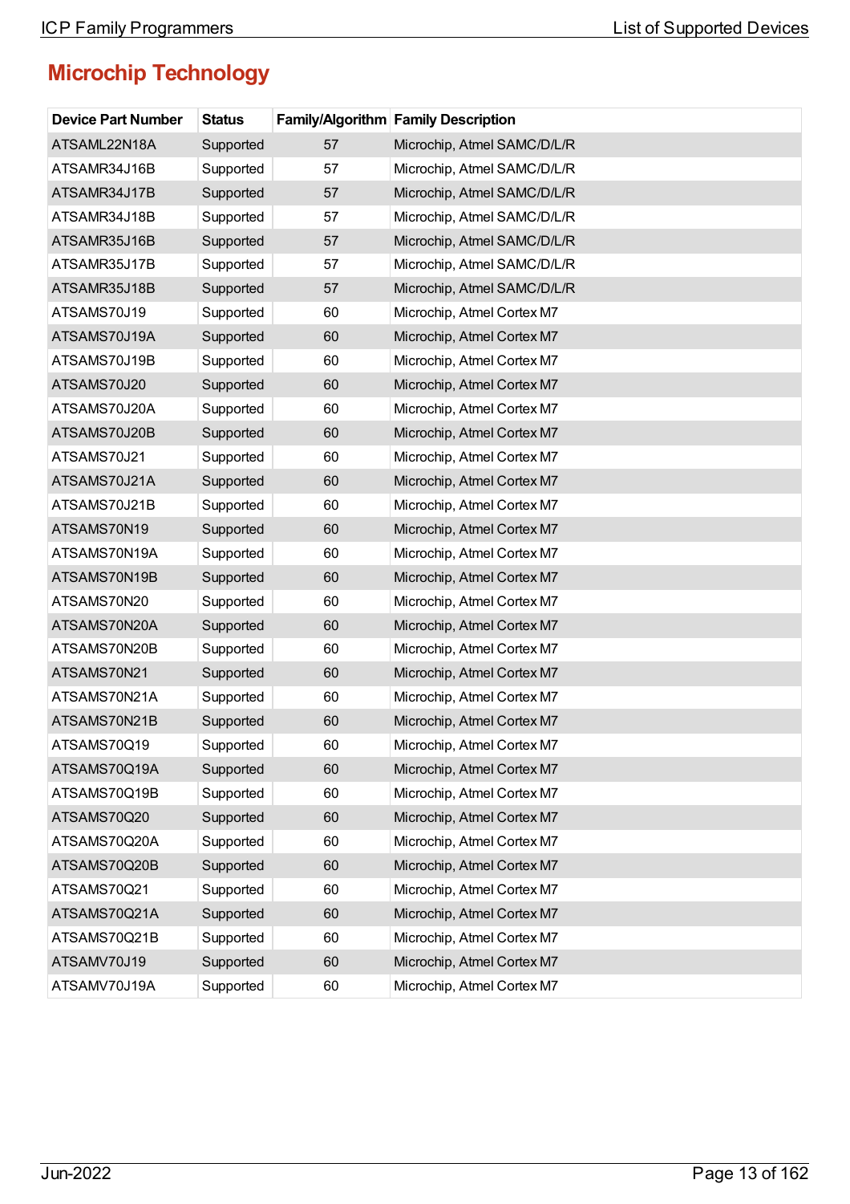## Microchip Technology

| Device Part Number | Status | Family/Algorithm | Family Description |
|---|---|---|---|
| ATSAML22N18A | Supported | 57 | Microchip, Atmel SAMC/D/L/R |
| ATSAMR34J16B | Supported | 57 | Microchip, Atmel SAMC/D/L/R |
| ATSAMR34J17B | Supported | 57 | Microchip, Atmel SAMC/D/L/R |
| ATSAMR34J18B | Supported | 57 | Microchip, Atmel SAMC/D/L/R |
| ATSAMR35J16B | Supported | 57 | Microchip, Atmel SAMC/D/L/R |
| ATSAMR35J17B | Supported | 57 | Microchip, Atmel SAMC/D/L/R |
| ATSAMR35J18B | Supported | 57 | Microchip, Atmel SAMC/D/L/R |
| ATSAMS70J19 | Supported | 60 | Microchip, Atmel Cortex M7 |
| ATSAMS70J19A | Supported | 60 | Microchip, Atmel Cortex M7 |
| ATSAMS70J19B | Supported | 60 | Microchip, Atmel Cortex M7 |
| ATSAMS70J20 | Supported | 60 | Microchip, Atmel Cortex M7 |
| ATSAMS70J20A | Supported | 60 | Microchip, Atmel Cortex M7 |
| ATSAMS70J20B | Supported | 60 | Microchip, Atmel Cortex M7 |
| ATSAMS70J21 | Supported | 60 | Microchip, Atmel Cortex M7 |
| ATSAMS70J21A | Supported | 60 | Microchip, Atmel Cortex M7 |
| ATSAMS70J21B | Supported | 60 | Microchip, Atmel Cortex M7 |
| ATSAMS70N19 | Supported | 60 | Microchip, Atmel Cortex M7 |
| ATSAMS70N19A | Supported | 60 | Microchip, Atmel Cortex M7 |
| ATSAMS70N19B | Supported | 60 | Microchip, Atmel Cortex M7 |
| ATSAMS70N20 | Supported | 60 | Microchip, Atmel Cortex M7 |
| ATSAMS70N20A | Supported | 60 | Microchip, Atmel Cortex M7 |
| ATSAMS70N20B | Supported | 60 | Microchip, Atmel Cortex M7 |
| ATSAMS70N21 | Supported | 60 | Microchip, Atmel Cortex M7 |
| ATSAMS70N21A | Supported | 60 | Microchip, Atmel Cortex M7 |
| ATSAMS70N21B | Supported | 60 | Microchip, Atmel Cortex M7 |
| ATSAMS70Q19 | Supported | 60 | Microchip, Atmel Cortex M7 |
| ATSAMS70Q19A | Supported | 60 | Microchip, Atmel Cortex M7 |
| ATSAMS70Q19B | Supported | 60 | Microchip, Atmel Cortex M7 |
| ATSAMS70Q20 | Supported | 60 | Microchip, Atmel Cortex M7 |
| ATSAMS70Q20A | Supported | 60 | Microchip, Atmel Cortex M7 |
| ATSAMS70Q20B | Supported | 60 | Microchip, Atmel Cortex M7 |
| ATSAMS70Q21 | Supported | 60 | Microchip, Atmel Cortex M7 |
| ATSAMS70Q21A | Supported | 60 | Microchip, Atmel Cortex M7 |
| ATSAMS70Q21B | Supported | 60 | Microchip, Atmel Cortex M7 |
| ATSAMV70J19 | Supported | 60 | Microchip, Atmel Cortex M7 |
| ATSAMV70J19A | Supported | 60 | Microchip, Atmel Cortex M7 |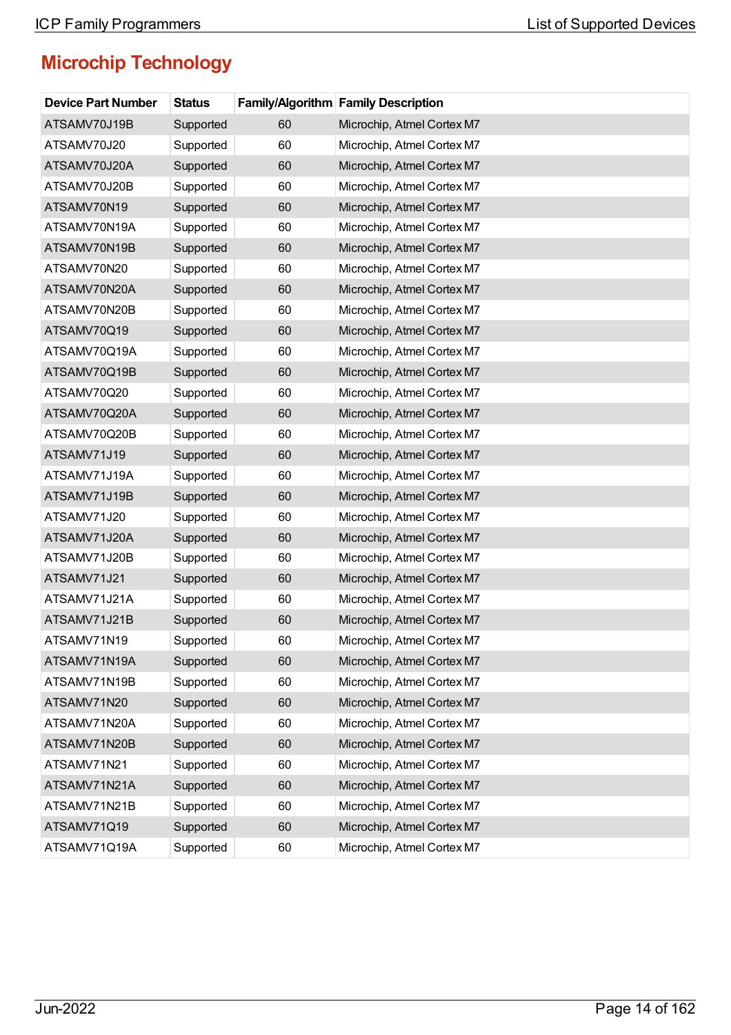## Microchip Technology

| Device Part Number | Status | Family/Algorithm | Family Description |
|---|---|---|---|
| ATSAMV70J19B | Supported | 60 | Microchip, Atmel Cortex M7 |
| ATSAMV70J20 | Supported | 60 | Microchip, Atmel Cortex M7 |
| ATSAMV70J20A | Supported | 60 | Microchip, Atmel Cortex M7 |
| ATSAMV70J20B | Supported | 60 | Microchip, Atmel Cortex M7 |
| ATSAMV70N19 | Supported | 60 | Microchip, Atmel Cortex M7 |
| ATSAMV70N19A | Supported | 60 | Microchip, Atmel Cortex M7 |
| ATSAMV70N19B | Supported | 60 | Microchip, Atmel Cortex M7 |
| ATSAMV70N20 | Supported | 60 | Microchip, Atmel Cortex M7 |
| ATSAMV70N20A | Supported | 60 | Microchip, Atmel Cortex M7 |
| ATSAMV70N20B | Supported | 60 | Microchip, Atmel Cortex M7 |
| ATSAMV70Q19 | Supported | 60 | Microchip, Atmel Cortex M7 |
| ATSAMV70Q19A | Supported | 60 | Microchip, Atmel Cortex M7 |
| ATSAMV70Q19B | Supported | 60 | Microchip, Atmel Cortex M7 |
| ATSAMV70Q20 | Supported | 60 | Microchip, Atmel Cortex M7 |
| ATSAMV70Q20A | Supported | 60 | Microchip, Atmel Cortex M7 |
| ATSAMV70Q20B | Supported | 60 | Microchip, Atmel Cortex M7 |
| ATSAMV71J19 | Supported | 60 | Microchip, Atmel Cortex M7 |
| ATSAMV71J19A | Supported | 60 | Microchip, Atmel Cortex M7 |
| ATSAMV71J19B | Supported | 60 | Microchip, Atmel Cortex M7 |
| ATSAMV71J20 | Supported | 60 | Microchip, Atmel Cortex M7 |
| ATSAMV71J20A | Supported | 60 | Microchip, Atmel Cortex M7 |
| ATSAMV71J20B | Supported | 60 | Microchip, Atmel Cortex M7 |
| ATSAMV71J21 | Supported | 60 | Microchip, Atmel Cortex M7 |
| ATSAMV71J21A | Supported | 60 | Microchip, Atmel Cortex M7 |
| ATSAMV71J21B | Supported | 60 | Microchip, Atmel Cortex M7 |
| ATSAMV71N19 | Supported | 60 | Microchip, Atmel Cortex M7 |
| ATSAMV71N19A | Supported | 60 | Microchip, Atmel Cortex M7 |
| ATSAMV71N19B | Supported | 60 | Microchip, Atmel Cortex M7 |
| ATSAMV71N20 | Supported | 60 | Microchip, Atmel Cortex M7 |
| ATSAMV71N20A | Supported | 60 | Microchip, Atmel Cortex M7 |
| ATSAMV71N20B | Supported | 60 | Microchip, Atmel Cortex M7 |
| ATSAMV71N21 | Supported | 60 | Microchip, Atmel Cortex M7 |
| ATSAMV71N21A | Supported | 60 | Microchip, Atmel Cortex M7 |
| ATSAMV71N21B | Supported | 60 | Microchip, Atmel Cortex M7 |
| ATSAMV71Q19 | Supported | 60 | Microchip, Atmel Cortex M7 |
| ATSAMV71Q19A | Supported | 60 | Microchip, Atmel Cortex M7 |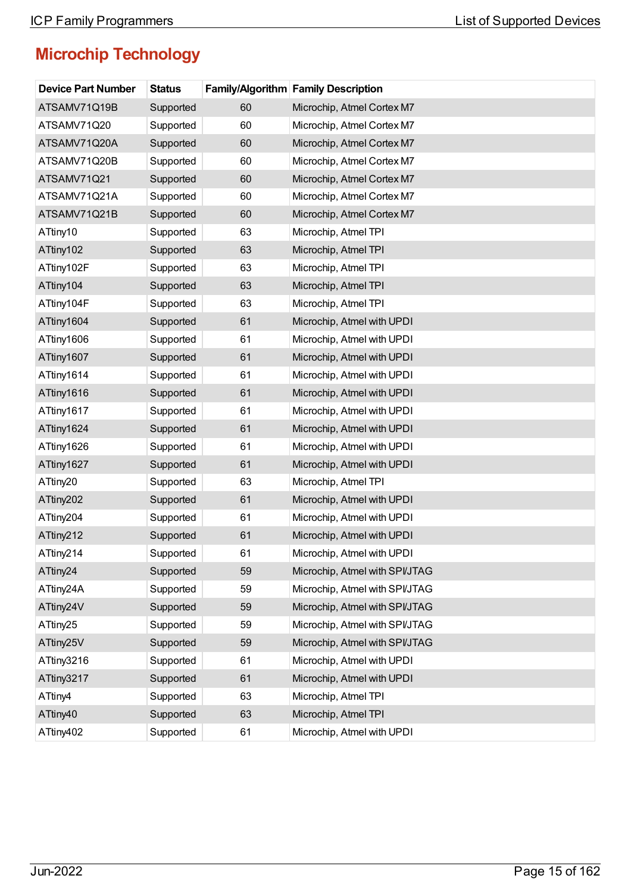## Microchip Technology

| Device Part Number | Status | Family/Algorithm | Family Description |
|---|---|---|---|
| ATSAMV71Q19B | Supported | 60 | Microchip, Atmel Cortex M7 |
| ATSAMV71Q20 | Supported | 60 | Microchip, Atmel Cortex M7 |
| ATSAMV71Q20A | Supported | 60 | Microchip, Atmel Cortex M7 |
| ATSAMV71Q20B | Supported | 60 | Microchip, Atmel Cortex M7 |
| ATSAMV71Q21 | Supported | 60 | Microchip, Atmel Cortex M7 |
| ATSAMV71Q21A | Supported | 60 | Microchip, Atmel Cortex M7 |
| ATSAMV71Q21B | Supported | 60 | Microchip, Atmel Cortex M7 |
| ATtiny10 | Supported | 63 | Microchip, Atmel TPI |
| ATtiny102 | Supported | 63 | Microchip, Atmel TPI |
| ATtiny102F | Supported | 63 | Microchip, Atmel TPI |
| ATtiny104 | Supported | 63 | Microchip, Atmel TPI |
| ATtiny104F | Supported | 63 | Microchip, Atmel TPI |
| ATtiny1604 | Supported | 61 | Microchip, Atmel with UPDI |
| ATtiny1606 | Supported | 61 | Microchip, Atmel with UPDI |
| ATtiny1607 | Supported | 61 | Microchip, Atmel with UPDI |
| ATtiny1614 | Supported | 61 | Microchip, Atmel with UPDI |
| ATtiny1616 | Supported | 61 | Microchip, Atmel with UPDI |
| ATtiny1617 | Supported | 61 | Microchip, Atmel with UPDI |
| ATtiny1624 | Supported | 61 | Microchip, Atmel with UPDI |
| ATtiny1626 | Supported | 61 | Microchip, Atmel with UPDI |
| ATtiny1627 | Supported | 61 | Microchip, Atmel with UPDI |
| ATtiny20 | Supported | 63 | Microchip, Atmel TPI |
| ATtiny202 | Supported | 61 | Microchip, Atmel with UPDI |
| ATtiny204 | Supported | 61 | Microchip, Atmel with UPDI |
| ATtiny212 | Supported | 61 | Microchip, Atmel with UPDI |
| ATtiny214 | Supported | 61 | Microchip, Atmel with UPDI |
| ATtiny24 | Supported | 59 | Microchip, Atmel with SPI/JTAG |
| ATtiny24A | Supported | 59 | Microchip, Atmel with SPI/JTAG |
| ATtiny24V | Supported | 59 | Microchip, Atmel with SPI/JTAG |
| ATtiny25 | Supported | 59 | Microchip, Atmel with SPI/JTAG |
| ATtiny25V | Supported | 59 | Microchip, Atmel with SPI/JTAG |
| ATtiny3216 | Supported | 61 | Microchip, Atmel with UPDI |
| ATtiny3217 | Supported | 61 | Microchip, Atmel with UPDI |
| ATtiny4 | Supported | 63 | Microchip, Atmel TPI |
| ATtiny40 | Supported | 63 | Microchip, Atmel TPI |
| ATtiny402 | Supported | 61 | Microchip, Atmel with UPDI |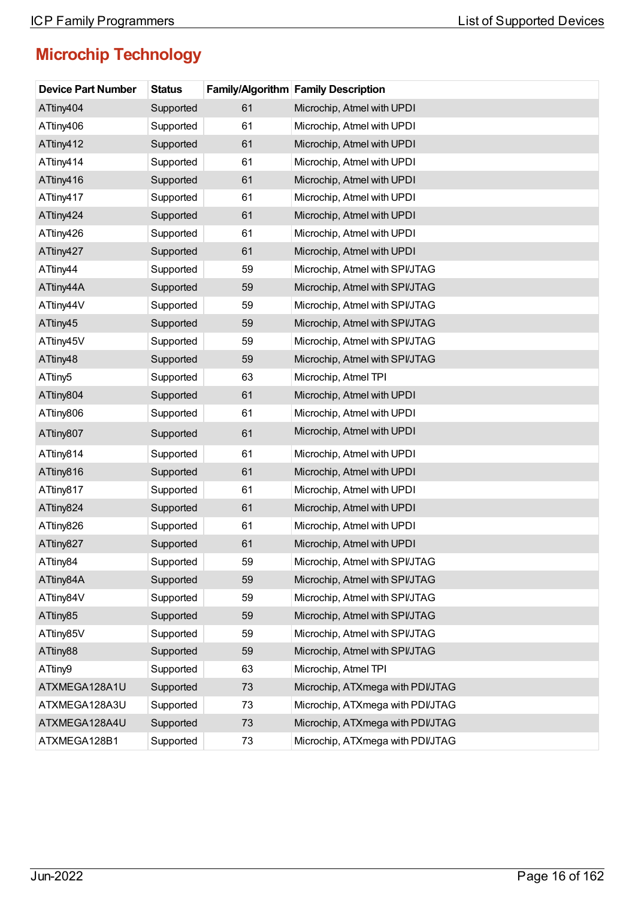## Microchip Technology

| Device Part Number | Status | Family/Algorithm | Family Description |
|---|---|---|---|
| ATtiny404 | Supported | 61 | Microchip, Atmel with UPDI |
| ATtiny406 | Supported | 61 | Microchip, Atmel with UPDI |
| ATtiny412 | Supported | 61 | Microchip, Atmel with UPDI |
| ATtiny414 | Supported | 61 | Microchip, Atmel with UPDI |
| ATtiny416 | Supported | 61 | Microchip, Atmel with UPDI |
| ATtiny417 | Supported | 61 | Microchip, Atmel with UPDI |
| ATtiny424 | Supported | 61 | Microchip, Atmel with UPDI |
| ATtiny426 | Supported | 61 | Microchip, Atmel with UPDI |
| ATtiny427 | Supported | 61 | Microchip, Atmel with UPDI |
| ATtiny44 | Supported | 59 | Microchip, Atmel with SPI/JTAG |
| ATtiny44A | Supported | 59 | Microchip, Atmel with SPI/JTAG |
| ATtiny44V | Supported | 59 | Microchip, Atmel with SPI/JTAG |
| ATtiny45 | Supported | 59 | Microchip, Atmel with SPI/JTAG |
| ATtiny45V | Supported | 59 | Microchip, Atmel with SPI/JTAG |
| ATtiny48 | Supported | 59 | Microchip, Atmel with SPI/JTAG |
| ATtiny5 | Supported | 63 | Microchip, Atmel TPI |
| ATtiny804 | Supported | 61 | Microchip, Atmel with UPDI |
| ATtiny806 | Supported | 61 | Microchip, Atmel with UPDI |
| ATtiny807 | Supported | 61 | Microchip, Atmel with UPDI |
| ATtiny814 | Supported | 61 | Microchip, Atmel with UPDI |
| ATtiny816 | Supported | 61 | Microchip, Atmel with UPDI |
| ATtiny817 | Supported | 61 | Microchip, Atmel with UPDI |
| ATtiny824 | Supported | 61 | Microchip, Atmel with UPDI |
| ATtiny826 | Supported | 61 | Microchip, Atmel with UPDI |
| ATtiny827 | Supported | 61 | Microchip, Atmel with UPDI |
| ATtiny84 | Supported | 59 | Microchip, Atmel with SPI/JTAG |
| ATtiny84A | Supported | 59 | Microchip, Atmel with SPI/JTAG |
| ATtiny84V | Supported | 59 | Microchip, Atmel with SPI/JTAG |
| ATtiny85 | Supported | 59 | Microchip, Atmel with SPI/JTAG |
| ATtiny85V | Supported | 59 | Microchip, Atmel with SPI/JTAG |
| ATtiny88 | Supported | 59 | Microchip, Atmel with SPI/JTAG |
| ATtiny9 | Supported | 63 | Microchip, Atmel TPI |
| ATXMEGA128A1U | Supported | 73 | Microchip, ATXmega with PDI/JTAG |
| ATXMEGA128A3U | Supported | 73 | Microchip, ATXmega with PDI/JTAG |
| ATXMEGA128A4U | Supported | 73 | Microchip, ATXmega with PDI/JTAG |
| ATXMEGA128B1 | Supported | 73 | Microchip, ATXmega with PDI/JTAG |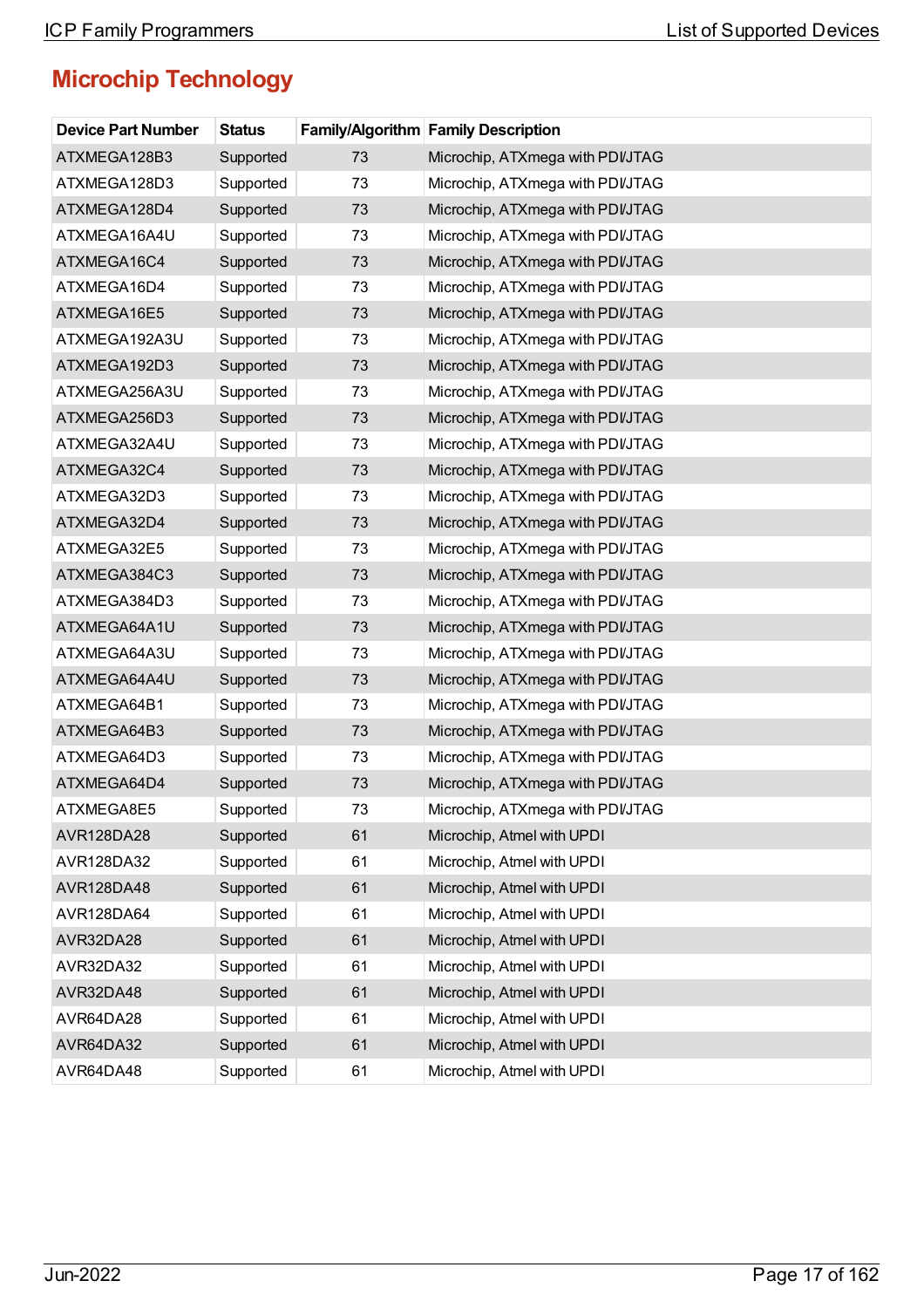## Microchip Technology

| Device Part Number | Status | Family/Algorithm | Family Description |
|---|---|---|---|
| ATXMEGA128B3 | Supported | 73 | Microchip, ATXmega with PDI/JTAG |
| ATXMEGA128D3 | Supported | 73 | Microchip, ATXmega with PDI/JTAG |
| ATXMEGA128D4 | Supported | 73 | Microchip, ATXmega with PDI/JTAG |
| ATXMEGA16A4U | Supported | 73 | Microchip, ATXmega with PDI/JTAG |
| ATXMEGA16C4 | Supported | 73 | Microchip, ATXmega with PDI/JTAG |
| ATXMEGA16D4 | Supported | 73 | Microchip, ATXmega with PDI/JTAG |
| ATXMEGA16E5 | Supported | 73 | Microchip, ATXmega with PDI/JTAG |
| ATXMEGA192A3U | Supported | 73 | Microchip, ATXmega with PDI/JTAG |
| ATXMEGA192D3 | Supported | 73 | Microchip, ATXmega with PDI/JTAG |
| ATXMEGA256A3U | Supported | 73 | Microchip, ATXmega with PDI/JTAG |
| ATXMEGA256D3 | Supported | 73 | Microchip, ATXmega with PDI/JTAG |
| ATXMEGA32A4U | Supported | 73 | Microchip, ATXmega with PDI/JTAG |
| ATXMEGA32C4 | Supported | 73 | Microchip, ATXmega with PDI/JTAG |
| ATXMEGA32D3 | Supported | 73 | Microchip, ATXmega with PDI/JTAG |
| ATXMEGA32D4 | Supported | 73 | Microchip, ATXmega with PDI/JTAG |
| ATXMEGA32E5 | Supported | 73 | Microchip, ATXmega with PDI/JTAG |
| ATXMEGA384C3 | Supported | 73 | Microchip, ATXmega with PDI/JTAG |
| ATXMEGA384D3 | Supported | 73 | Microchip, ATXmega with PDI/JTAG |
| ATXMEGA64A1U | Supported | 73 | Microchip, ATXmega with PDI/JTAG |
| ATXMEGA64A3U | Supported | 73 | Microchip, ATXmega with PDI/JTAG |
| ATXMEGA64A4U | Supported | 73 | Microchip, ATXmega with PDI/JTAG |
| ATXMEGA64B1 | Supported | 73 | Microchip, ATXmega with PDI/JTAG |
| ATXMEGA64B3 | Supported | 73 | Microchip, ATXmega with PDI/JTAG |
| ATXMEGA64D3 | Supported | 73 | Microchip, ATXmega with PDI/JTAG |
| ATXMEGA64D4 | Supported | 73 | Microchip, ATXmega with PDI/JTAG |
| ATXMEGA8E5 | Supported | 73 | Microchip, ATXmega with PDI/JTAG |
| AVR128DA28 | Supported | 61 | Microchip, Atmel with UPDI |
| AVR128DA32 | Supported | 61 | Microchip, Atmel with UPDI |
| AVR128DA48 | Supported | 61 | Microchip, Atmel with UPDI |
| AVR128DA64 | Supported | 61 | Microchip, Atmel with UPDI |
| AVR32DA28 | Supported | 61 | Microchip, Atmel with UPDI |
| AVR32DA32 | Supported | 61 | Microchip, Atmel with UPDI |
| AVR32DA48 | Supported | 61 | Microchip, Atmel with UPDI |
| AVR64DA28 | Supported | 61 | Microchip, Atmel with UPDI |
| AVR64DA32 | Supported | 61 | Microchip, Atmel with UPDI |
| AVR64DA48 | Supported | 61 | Microchip, Atmel with UPDI |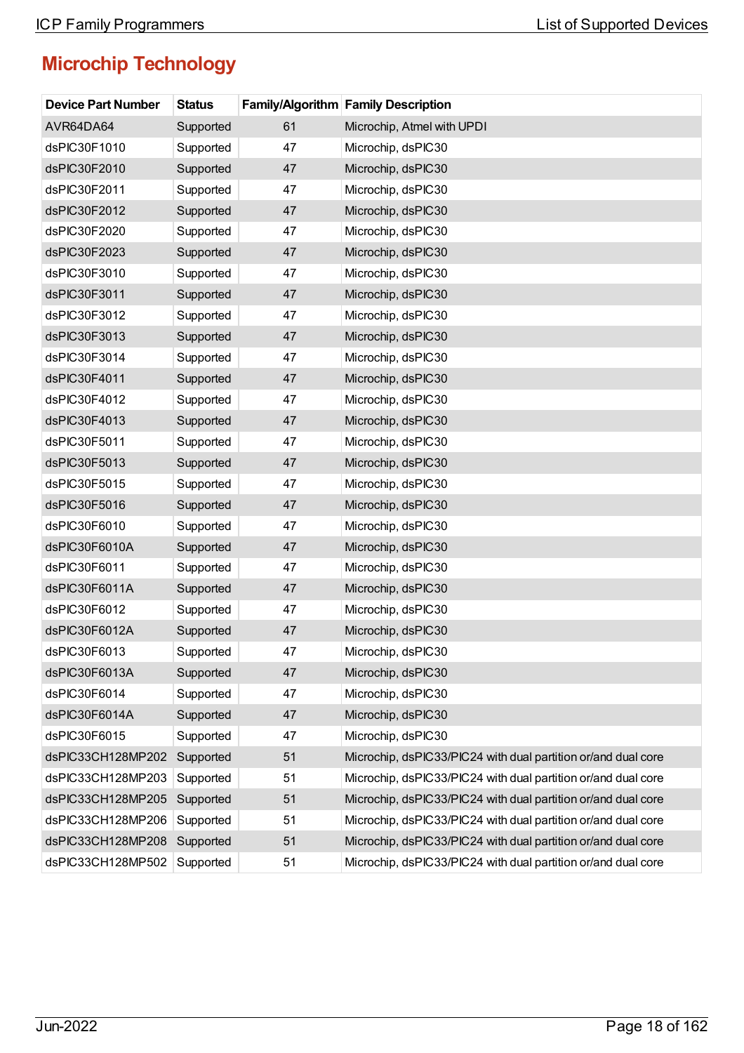## Microchip Technology

| Device Part Number | Status | Family/Algorithm | Family Description |
|---|---|---|---|
| AVR64DA64 | Supported | 61 | Microchip, Atmel with UPDI |
| dsPIC30F1010 | Supported | 47 | Microchip, dsPIC30 |
| dsPIC30F2010 | Supported | 47 | Microchip, dsPIC30 |
| dsPIC30F2011 | Supported | 47 | Microchip, dsPIC30 |
| dsPIC30F2012 | Supported | 47 | Microchip, dsPIC30 |
| dsPIC30F2020 | Supported | 47 | Microchip, dsPIC30 |
| dsPIC30F2023 | Supported | 47 | Microchip, dsPIC30 |
| dsPIC30F3010 | Supported | 47 | Microchip, dsPIC30 |
| dsPIC30F3011 | Supported | 47 | Microchip, dsPIC30 |
| dsPIC30F3012 | Supported | 47 | Microchip, dsPIC30 |
| dsPIC30F3013 | Supported | 47 | Microchip, dsPIC30 |
| dsPIC30F3014 | Supported | 47 | Microchip, dsPIC30 |
| dsPIC30F4011 | Supported | 47 | Microchip, dsPIC30 |
| dsPIC30F4012 | Supported | 47 | Microchip, dsPIC30 |
| dsPIC30F4013 | Supported | 47 | Microchip, dsPIC30 |
| dsPIC30F5011 | Supported | 47 | Microchip, dsPIC30 |
| dsPIC30F5013 | Supported | 47 | Microchip, dsPIC30 |
| dsPIC30F5015 | Supported | 47 | Microchip, dsPIC30 |
| dsPIC30F5016 | Supported | 47 | Microchip, dsPIC30 |
| dsPIC30F6010 | Supported | 47 | Microchip, dsPIC30 |
| dsPIC30F6010A | Supported | 47 | Microchip, dsPIC30 |
| dsPIC30F6011 | Supported | 47 | Microchip, dsPIC30 |
| dsPIC30F6011A | Supported | 47 | Microchip, dsPIC30 |
| dsPIC30F6012 | Supported | 47 | Microchip, dsPIC30 |
| dsPIC30F6012A | Supported | 47 | Microchip, dsPIC30 |
| dsPIC30F6013 | Supported | 47 | Microchip, dsPIC30 |
| dsPIC30F6013A | Supported | 47 | Microchip, dsPIC30 |
| dsPIC30F6014 | Supported | 47 | Microchip, dsPIC30 |
| dsPIC30F6014A | Supported | 47 | Microchip, dsPIC30 |
| dsPIC30F6015 | Supported | 47 | Microchip, dsPIC30 |
| dsPIC33CH128MP202 | Supported | 51 | Microchip, dsPIC33/PIC24 with dual partition or/and dual core |
| dsPIC33CH128MP203 | Supported | 51 | Microchip, dsPIC33/PIC24 with dual partition or/and dual core |
| dsPIC33CH128MP205 | Supported | 51 | Microchip, dsPIC33/PIC24 with dual partition or/and dual core |
| dsPIC33CH128MP206 | Supported | 51 | Microchip, dsPIC33/PIC24 with dual partition or/and dual core |
| dsPIC33CH128MP208 | Supported | 51 | Microchip, dsPIC33/PIC24 with dual partition or/and dual core |
| dsPIC33CH128MP502 | Supported | 51 | Microchip, dsPIC33/PIC24 with dual partition or/and dual core |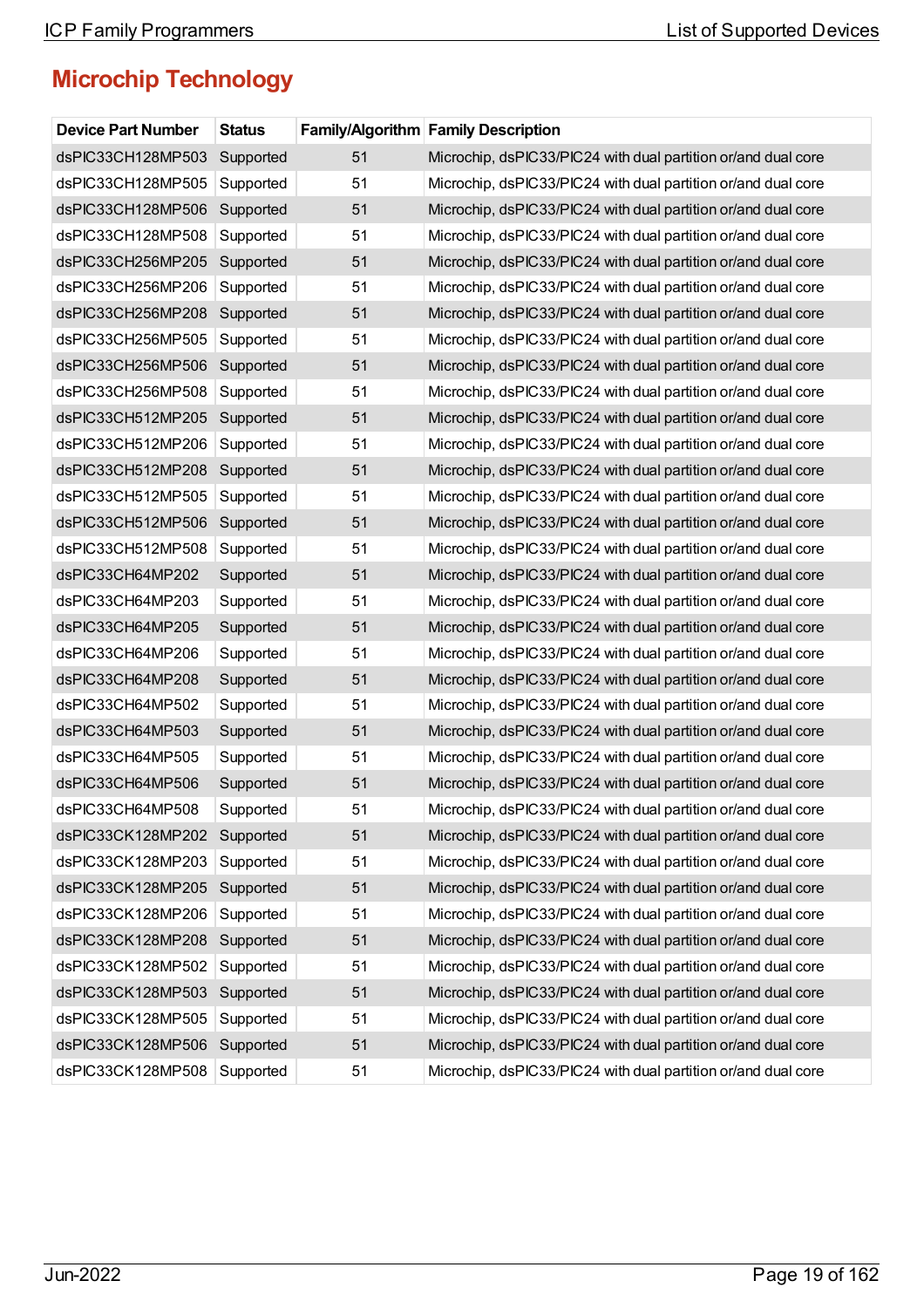## Microchip Technology

| Device Part Number | Status | Family/Algorithm | Family Description |
|---|---|---|---|
| dsPIC33CH128MP503 | Supported | 51 | Microchip, dsPIC33/PIC24 with dual partition or/and dual core |
| dsPIC33CH128MP505 | Supported | 51 | Microchip, dsPIC33/PIC24 with dual partition or/and dual core |
| dsPIC33CH128MP506 | Supported | 51 | Microchip, dsPIC33/PIC24 with dual partition or/and dual core |
| dsPIC33CH128MP508 | Supported | 51 | Microchip, dsPIC33/PIC24 with dual partition or/and dual core |
| dsPIC33CH256MP205 | Supported | 51 | Microchip, dsPIC33/PIC24 with dual partition or/and dual core |
| dsPIC33CH256MP206 | Supported | 51 | Microchip, dsPIC33/PIC24 with dual partition or/and dual core |
| dsPIC33CH256MP208 | Supported | 51 | Microchip, dsPIC33/PIC24 with dual partition or/and dual core |
| dsPIC33CH256MP505 | Supported | 51 | Microchip, dsPIC33/PIC24 with dual partition or/and dual core |
| dsPIC33CH256MP506 | Supported | 51 | Microchip, dsPIC33/PIC24 with dual partition or/and dual core |
| dsPIC33CH256MP508 | Supported | 51 | Microchip, dsPIC33/PIC24 with dual partition or/and dual core |
| dsPIC33CH512MP205 | Supported | 51 | Microchip, dsPIC33/PIC24 with dual partition or/and dual core |
| dsPIC33CH512MP206 | Supported | 51 | Microchip, dsPIC33/PIC24 with dual partition or/and dual core |
| dsPIC33CH512MP208 | Supported | 51 | Microchip, dsPIC33/PIC24 with dual partition or/and dual core |
| dsPIC33CH512MP505 | Supported | 51 | Microchip, dsPIC33/PIC24 with dual partition or/and dual core |
| dsPIC33CH512MP506 | Supported | 51 | Microchip, dsPIC33/PIC24 with dual partition or/and dual core |
| dsPIC33CH512MP508 | Supported | 51 | Microchip, dsPIC33/PIC24 with dual partition or/and dual core |
| dsPIC33CH64MP202 | Supported | 51 | Microchip, dsPIC33/PIC24 with dual partition or/and dual core |
| dsPIC33CH64MP203 | Supported | 51 | Microchip, dsPIC33/PIC24 with dual partition or/and dual core |
| dsPIC33CH64MP205 | Supported | 51 | Microchip, dsPIC33/PIC24 with dual partition or/and dual core |
| dsPIC33CH64MP206 | Supported | 51 | Microchip, dsPIC33/PIC24 with dual partition or/and dual core |
| dsPIC33CH64MP208 | Supported | 51 | Microchip, dsPIC33/PIC24 with dual partition or/and dual core |
| dsPIC33CH64MP502 | Supported | 51 | Microchip, dsPIC33/PIC24 with dual partition or/and dual core |
| dsPIC33CH64MP503 | Supported | 51 | Microchip, dsPIC33/PIC24 with dual partition or/and dual core |
| dsPIC33CH64MP505 | Supported | 51 | Microchip, dsPIC33/PIC24 with dual partition or/and dual core |
| dsPIC33CH64MP506 | Supported | 51 | Microchip, dsPIC33/PIC24 with dual partition or/and dual core |
| dsPIC33CH64MP508 | Supported | 51 | Microchip, dsPIC33/PIC24 with dual partition or/and dual core |
| dsPIC33CK128MP202 | Supported | 51 | Microchip, dsPIC33/PIC24 with dual partition or/and dual core |
| dsPIC33CK128MP203 | Supported | 51 | Microchip, dsPIC33/PIC24 with dual partition or/and dual core |
| dsPIC33CK128MP205 | Supported | 51 | Microchip, dsPIC33/PIC24 with dual partition or/and dual core |
| dsPIC33CK128MP206 | Supported | 51 | Microchip, dsPIC33/PIC24 with dual partition or/and dual core |
| dsPIC33CK128MP208 | Supported | 51 | Microchip, dsPIC33/PIC24 with dual partition or/and dual core |
| dsPIC33CK128MP502 | Supported | 51 | Microchip, dsPIC33/PIC24 with dual partition or/and dual core |
| dsPIC33CK128MP503 | Supported | 51 | Microchip, dsPIC33/PIC24 with dual partition or/and dual core |
| dsPIC33CK128MP505 | Supported | 51 | Microchip, dsPIC33/PIC24 with dual partition or/and dual core |
| dsPIC33CK128MP506 | Supported | 51 | Microchip, dsPIC33/PIC24 with dual partition or/and dual core |
| dsPIC33CK128MP508 | Supported | 51 | Microchip, dsPIC33/PIC24 with dual partition or/and dual core |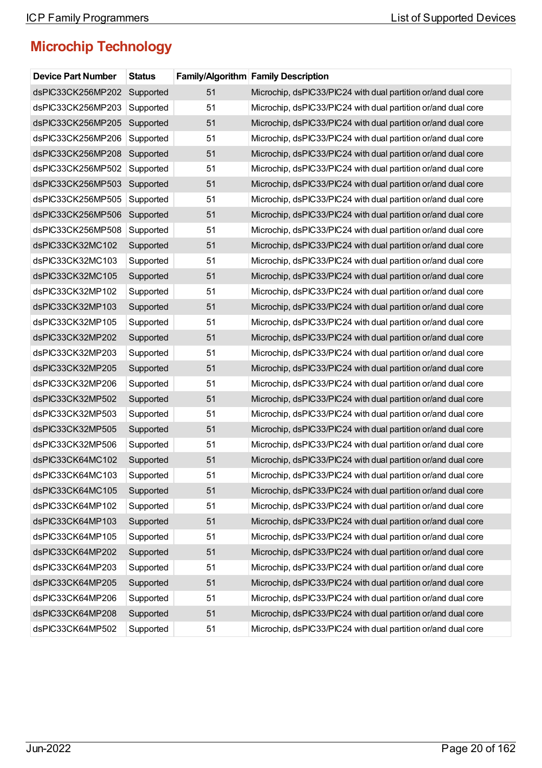## Microchip Technology

| Device Part Number | Status | Family/Algorithm | Family Description |
|---|---|---|---|
| dsPIC33CK256MP202 | Supported | 51 | Microchip, dsPIC33/PIC24 with dual partition or/and dual core |
| dsPIC33CK256MP203 | Supported | 51 | Microchip, dsPIC33/PIC24 with dual partition or/and dual core |
| dsPIC33CK256MP205 | Supported | 51 | Microchip, dsPIC33/PIC24 with dual partition or/and dual core |
| dsPIC33CK256MP206 | Supported | 51 | Microchip, dsPIC33/PIC24 with dual partition or/and dual core |
| dsPIC33CK256MP208 | Supported | 51 | Microchip, dsPIC33/PIC24 with dual partition or/and dual core |
| dsPIC33CK256MP502 | Supported | 51 | Microchip, dsPIC33/PIC24 with dual partition or/and dual core |
| dsPIC33CK256MP503 | Supported | 51 | Microchip, dsPIC33/PIC24 with dual partition or/and dual core |
| dsPIC33CK256MP505 | Supported | 51 | Microchip, dsPIC33/PIC24 with dual partition or/and dual core |
| dsPIC33CK256MP506 | Supported | 51 | Microchip, dsPIC33/PIC24 with dual partition or/and dual core |
| dsPIC33CK256MP508 | Supported | 51 | Microchip, dsPIC33/PIC24 with dual partition or/and dual core |
| dsPIC33CK32MC102 | Supported | 51 | Microchip, dsPIC33/PIC24 with dual partition or/and dual core |
| dsPIC33CK32MC103 | Supported | 51 | Microchip, dsPIC33/PIC24 with dual partition or/and dual core |
| dsPIC33CK32MC105 | Supported | 51 | Microchip, dsPIC33/PIC24 with dual partition or/and dual core |
| dsPIC33CK32MP102 | Supported | 51 | Microchip, dsPIC33/PIC24 with dual partition or/and dual core |
| dsPIC33CK32MP103 | Supported | 51 | Microchip, dsPIC33/PIC24 with dual partition or/and dual core |
| dsPIC33CK32MP105 | Supported | 51 | Microchip, dsPIC33/PIC24 with dual partition or/and dual core |
| dsPIC33CK32MP202 | Supported | 51 | Microchip, dsPIC33/PIC24 with dual partition or/and dual core |
| dsPIC33CK32MP203 | Supported | 51 | Microchip, dsPIC33/PIC24 with dual partition or/and dual core |
| dsPIC33CK32MP205 | Supported | 51 | Microchip, dsPIC33/PIC24 with dual partition or/and dual core |
| dsPIC33CK32MP206 | Supported | 51 | Microchip, dsPIC33/PIC24 with dual partition or/and dual core |
| dsPIC33CK32MP502 | Supported | 51 | Microchip, dsPIC33/PIC24 with dual partition or/and dual core |
| dsPIC33CK32MP503 | Supported | 51 | Microchip, dsPIC33/PIC24 with dual partition or/and dual core |
| dsPIC33CK32MP505 | Supported | 51 | Microchip, dsPIC33/PIC24 with dual partition or/and dual core |
| dsPIC33CK32MP506 | Supported | 51 | Microchip, dsPIC33/PIC24 with dual partition or/and dual core |
| dsPIC33CK64MC102 | Supported | 51 | Microchip, dsPIC33/PIC24 with dual partition or/and dual core |
| dsPIC33CK64MC103 | Supported | 51 | Microchip, dsPIC33/PIC24 with dual partition or/and dual core |
| dsPIC33CK64MC105 | Supported | 51 | Microchip, dsPIC33/PIC24 with dual partition or/and dual core |
| dsPIC33CK64MP102 | Supported | 51 | Microchip, dsPIC33/PIC24 with dual partition or/and dual core |
| dsPIC33CK64MP103 | Supported | 51 | Microchip, dsPIC33/PIC24 with dual partition or/and dual core |
| dsPIC33CK64MP105 | Supported | 51 | Microchip, dsPIC33/PIC24 with dual partition or/and dual core |
| dsPIC33CK64MP202 | Supported | 51 | Microchip, dsPIC33/PIC24 with dual partition or/and dual core |
| dsPIC33CK64MP203 | Supported | 51 | Microchip, dsPIC33/PIC24 with dual partition or/and dual core |
| dsPIC33CK64MP205 | Supported | 51 | Microchip, dsPIC33/PIC24 with dual partition or/and dual core |
| dsPIC33CK64MP206 | Supported | 51 | Microchip, dsPIC33/PIC24 with dual partition or/and dual core |
| dsPIC33CK64MP208 | Supported | 51 | Microchip, dsPIC33/PIC24 with dual partition or/and dual core |
| dsPIC33CK64MP502 | Supported | 51 | Microchip, dsPIC33/PIC24 with dual partition or/and dual core |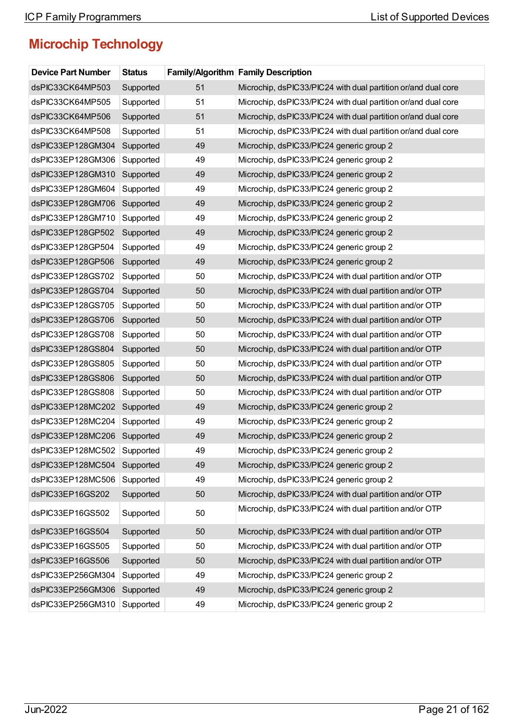## Microchip Technology

| Device Part Number | Status | Family/Algorithm | Family Description |
|---|---|---|---|
| dsPIC33CK64MP503 | Supported | 51 | Microchip, dsPIC33/PIC24 with dual partition or/and dual core |
| dsPIC33CK64MP505 | Supported | 51 | Microchip, dsPIC33/PIC24 with dual partition or/and dual core |
| dsPIC33CK64MP506 | Supported | 51 | Microchip, dsPIC33/PIC24 with dual partition or/and dual core |
| dsPIC33CK64MP508 | Supported | 51 | Microchip, dsPIC33/PIC24 with dual partition or/and dual core |
| dsPIC33EP128GM304 | Supported | 49 | Microchip, dsPIC33/PIC24 generic group 2 |
| dsPIC33EP128GM306 | Supported | 49 | Microchip, dsPIC33/PIC24 generic group 2 |
| dsPIC33EP128GM310 | Supported | 49 | Microchip, dsPIC33/PIC24 generic group 2 |
| dsPIC33EP128GM604 | Supported | 49 | Microchip, dsPIC33/PIC24 generic group 2 |
| dsPIC33EP128GM706 | Supported | 49 | Microchip, dsPIC33/PIC24 generic group 2 |
| dsPIC33EP128GM710 | Supported | 49 | Microchip, dsPIC33/PIC24 generic group 2 |
| dsPIC33EP128GP502 | Supported | 49 | Microchip, dsPIC33/PIC24 generic group 2 |
| dsPIC33EP128GP504 | Supported | 49 | Microchip, dsPIC33/PIC24 generic group 2 |
| dsPIC33EP128GP506 | Supported | 49 | Microchip, dsPIC33/PIC24 generic group 2 |
| dsPIC33EP128GS702 | Supported | 50 | Microchip, dsPIC33/PIC24 with dual partition and/or OTP |
| dsPIC33EP128GS704 | Supported | 50 | Microchip, dsPIC33/PIC24 with dual partition and/or OTP |
| dsPIC33EP128GS705 | Supported | 50 | Microchip, dsPIC33/PIC24 with dual partition and/or OTP |
| dsPIC33EP128GS706 | Supported | 50 | Microchip, dsPIC33/PIC24 with dual partition and/or OTP |
| dsPIC33EP128GS708 | Supported | 50 | Microchip, dsPIC33/PIC24 with dual partition and/or OTP |
| dsPIC33EP128GS804 | Supported | 50 | Microchip, dsPIC33/PIC24 with dual partition and/or OTP |
| dsPIC33EP128GS805 | Supported | 50 | Microchip, dsPIC33/PIC24 with dual partition and/or OTP |
| dsPIC33EP128GS806 | Supported | 50 | Microchip, dsPIC33/PIC24 with dual partition and/or OTP |
| dsPIC33EP128GS808 | Supported | 50 | Microchip, dsPIC33/PIC24 with dual partition and/or OTP |
| dsPIC33EP128MC202 | Supported | 49 | Microchip, dsPIC33/PIC24 generic group 2 |
| dsPIC33EP128MC204 | Supported | 49 | Microchip, dsPIC33/PIC24 generic group 2 |
| dsPIC33EP128MC206 | Supported | 49 | Microchip, dsPIC33/PIC24 generic group 2 |
| dsPIC33EP128MC502 | Supported | 49 | Microchip, dsPIC33/PIC24 generic group 2 |
| dsPIC33EP128MC504 | Supported | 49 | Microchip, dsPIC33/PIC24 generic group 2 |
| dsPIC33EP128MC506 | Supported | 49 | Microchip, dsPIC33/PIC24 generic group 2 |
| dsPIC33EP16GS202 | Supported | 50 | Microchip, dsPIC33/PIC24 with dual partition and/or OTP |
| dsPIC33EP16GS502 | Supported | 50 | Microchip, dsPIC33/PIC24 with dual partition and/or OTP |
| dsPIC33EP16GS504 | Supported | 50 | Microchip, dsPIC33/PIC24 with dual partition and/or OTP |
| dsPIC33EP16GS505 | Supported | 50 | Microchip, dsPIC33/PIC24 with dual partition and/or OTP |
| dsPIC33EP16GS506 | Supported | 50 | Microchip, dsPIC33/PIC24 with dual partition and/or OTP |
| dsPIC33EP256GM304 | Supported | 49 | Microchip, dsPIC33/PIC24 generic group 2 |
| dsPIC33EP256GM306 | Supported | 49 | Microchip, dsPIC33/PIC24 generic group 2 |
| dsPIC33EP256GM310 | Supported | 49 | Microchip, dsPIC33/PIC24 generic group 2 |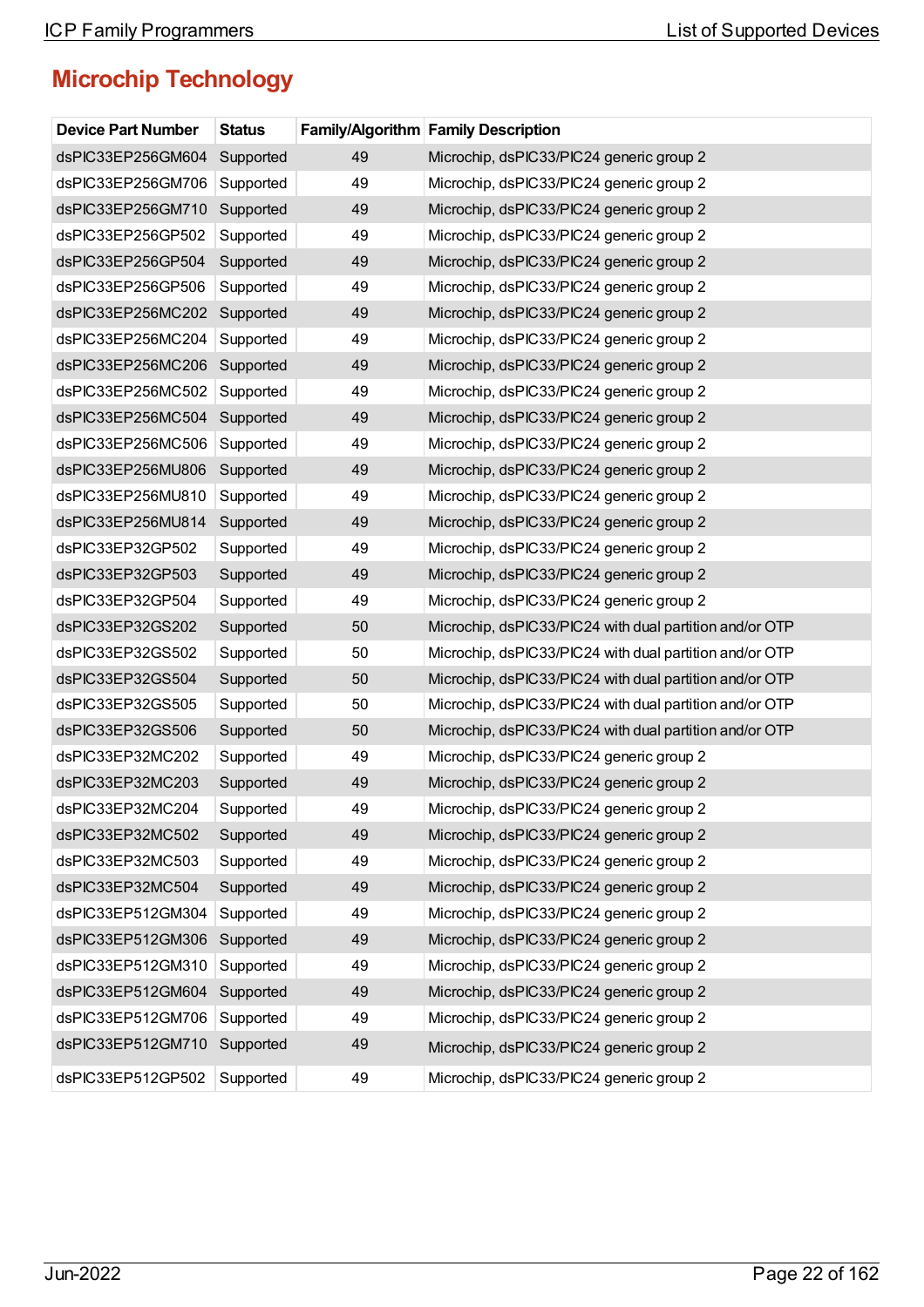## Microchip Technology

| Device Part Number | Status | Family/Algorithm | Family Description |
|---|---|---|---|
| dsPIC33EP256GM604 | Supported | 49 | Microchip, dsPIC33/PIC24 generic group 2 |
| dsPIC33EP256GM706 | Supported | 49 | Microchip, dsPIC33/PIC24 generic group 2 |
| dsPIC33EP256GM710 | Supported | 49 | Microchip, dsPIC33/PIC24 generic group 2 |
| dsPIC33EP256GP502 | Supported | 49 | Microchip, dsPIC33/PIC24 generic group 2 |
| dsPIC33EP256GP504 | Supported | 49 | Microchip, dsPIC33/PIC24 generic group 2 |
| dsPIC33EP256GP506 | Supported | 49 | Microchip, dsPIC33/PIC24 generic group 2 |
| dsPIC33EP256MC202 | Supported | 49 | Microchip, dsPIC33/PIC24 generic group 2 |
| dsPIC33EP256MC204 | Supported | 49 | Microchip, dsPIC33/PIC24 generic group 2 |
| dsPIC33EP256MC206 | Supported | 49 | Microchip, dsPIC33/PIC24 generic group 2 |
| dsPIC33EP256MC502 | Supported | 49 | Microchip, dsPIC33/PIC24 generic group 2 |
| dsPIC33EP256MC504 | Supported | 49 | Microchip, dsPIC33/PIC24 generic group 2 |
| dsPIC33EP256MC506 | Supported | 49 | Microchip, dsPIC33/PIC24 generic group 2 |
| dsPIC33EP256MU806 | Supported | 49 | Microchip, dsPIC33/PIC24 generic group 2 |
| dsPIC33EP256MU810 | Supported | 49 | Microchip, dsPIC33/PIC24 generic group 2 |
| dsPIC33EP256MU814 | Supported | 49 | Microchip, dsPIC33/PIC24 generic group 2 |
| dsPIC33EP32GP502 | Supported | 49 | Microchip, dsPIC33/PIC24 generic group 2 |
| dsPIC33EP32GP503 | Supported | 49 | Microchip, dsPIC33/PIC24 generic group 2 |
| dsPIC33EP32GP504 | Supported | 49 | Microchip, dsPIC33/PIC24 generic group 2 |
| dsPIC33EP32GS202 | Supported | 50 | Microchip, dsPIC33/PIC24 with dual partition and/or OTP |
| dsPIC33EP32GS502 | Supported | 50 | Microchip, dsPIC33/PIC24 with dual partition and/or OTP |
| dsPIC33EP32GS504 | Supported | 50 | Microchip, dsPIC33/PIC24 with dual partition and/or OTP |
| dsPIC33EP32GS505 | Supported | 50 | Microchip, dsPIC33/PIC24 with dual partition and/or OTP |
| dsPIC33EP32GS506 | Supported | 50 | Microchip, dsPIC33/PIC24 with dual partition and/or OTP |
| dsPIC33EP32MC202 | Supported | 49 | Microchip, dsPIC33/PIC24 generic group 2 |
| dsPIC33EP32MC203 | Supported | 49 | Microchip, dsPIC33/PIC24 generic group 2 |
| dsPIC33EP32MC204 | Supported | 49 | Microchip, dsPIC33/PIC24 generic group 2 |
| dsPIC33EP32MC502 | Supported | 49 | Microchip, dsPIC33/PIC24 generic group 2 |
| dsPIC33EP32MC503 | Supported | 49 | Microchip, dsPIC33/PIC24 generic group 2 |
| dsPIC33EP32MC504 | Supported | 49 | Microchip, dsPIC33/PIC24 generic group 2 |
| dsPIC33EP512GM304 | Supported | 49 | Microchip, dsPIC33/PIC24 generic group 2 |
| dsPIC33EP512GM306 | Supported | 49 | Microchip, dsPIC33/PIC24 generic group 2 |
| dsPIC33EP512GM310 | Supported | 49 | Microchip, dsPIC33/PIC24 generic group 2 |
| dsPIC33EP512GM604 | Supported | 49 | Microchip, dsPIC33/PIC24 generic group 2 |
| dsPIC33EP512GM706 | Supported | 49 | Microchip, dsPIC33/PIC24 generic group 2 |
| dsPIC33EP512GM710 | Supported | 49 | Microchip, dsPIC33/PIC24 generic group 2 |
| dsPIC33EP512GP502 | Supported | 49 | Microchip, dsPIC33/PIC24 generic group 2 |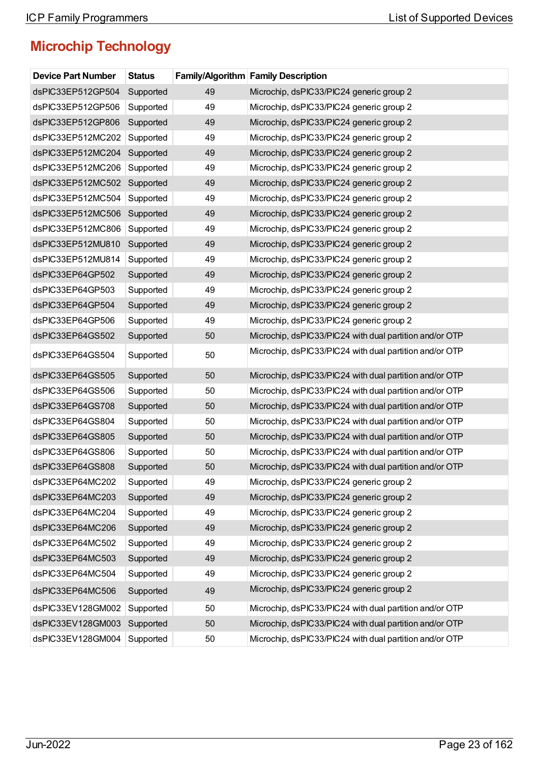## Microchip Technology

| Device Part Number | Status | Family/Algorithm | Family Description |
|---|---|---|---|
| dsPIC33EP512GP504 | Supported | 49 | Microchip, dsPIC33/PIC24 generic group 2 |
| dsPIC33EP512GP506 | Supported | 49 | Microchip, dsPIC33/PIC24 generic group 2 |
| dsPIC33EP512GP806 | Supported | 49 | Microchip, dsPIC33/PIC24 generic group 2 |
| dsPIC33EP512MC202 | Supported | 49 | Microchip, dsPIC33/PIC24 generic group 2 |
| dsPIC33EP512MC204 | Supported | 49 | Microchip, dsPIC33/PIC24 generic group 2 |
| dsPIC33EP512MC206 | Supported | 49 | Microchip, dsPIC33/PIC24 generic group 2 |
| dsPIC33EP512MC502 | Supported | 49 | Microchip, dsPIC33/PIC24 generic group 2 |
| dsPIC33EP512MC504 | Supported | 49 | Microchip, dsPIC33/PIC24 generic group 2 |
| dsPIC33EP512MC506 | Supported | 49 | Microchip, dsPIC33/PIC24 generic group 2 |
| dsPIC33EP512MC806 | Supported | 49 | Microchip, dsPIC33/PIC24 generic group 2 |
| dsPIC33EP512MU810 | Supported | 49 | Microchip, dsPIC33/PIC24 generic group 2 |
| dsPIC33EP512MU814 | Supported | 49 | Microchip, dsPIC33/PIC24 generic group 2 |
| dsPIC33EP64GP502 | Supported | 49 | Microchip, dsPIC33/PIC24 generic group 2 |
| dsPIC33EP64GP503 | Supported | 49 | Microchip, dsPIC33/PIC24 generic group 2 |
| dsPIC33EP64GP504 | Supported | 49 | Microchip, dsPIC33/PIC24 generic group 2 |
| dsPIC33EP64GP506 | Supported | 49 | Microchip, dsPIC33/PIC24 generic group 2 |
| dsPIC33EP64GS502 | Supported | 50 | Microchip, dsPIC33/PIC24 with dual partition and/or OTP |
| dsPIC33EP64GS504 | Supported | 50 | Microchip, dsPIC33/PIC24 with dual partition and/or OTP |
| dsPIC33EP64GS505 | Supported | 50 | Microchip, dsPIC33/PIC24 with dual partition and/or OTP |
| dsPIC33EP64GS506 | Supported | 50 | Microchip, dsPIC33/PIC24 with dual partition and/or OTP |
| dsPIC33EP64GS708 | Supported | 50 | Microchip, dsPIC33/PIC24 with dual partition and/or OTP |
| dsPIC33EP64GS804 | Supported | 50 | Microchip, dsPIC33/PIC24 with dual partition and/or OTP |
| dsPIC33EP64GS805 | Supported | 50 | Microchip, dsPIC33/PIC24 with dual partition and/or OTP |
| dsPIC33EP64GS806 | Supported | 50 | Microchip, dsPIC33/PIC24 with dual partition and/or OTP |
| dsPIC33EP64GS808 | Supported | 50 | Microchip, dsPIC33/PIC24 with dual partition and/or OTP |
| dsPIC33EP64MC202 | Supported | 49 | Microchip, dsPIC33/PIC24 generic group 2 |
| dsPIC33EP64MC203 | Supported | 49 | Microchip, dsPIC33/PIC24 generic group 2 |
| dsPIC33EP64MC204 | Supported | 49 | Microchip, dsPIC33/PIC24 generic group 2 |
| dsPIC33EP64MC206 | Supported | 49 | Microchip, dsPIC33/PIC24 generic group 2 |
| dsPIC33EP64MC502 | Supported | 49 | Microchip, dsPIC33/PIC24 generic group 2 |
| dsPIC33EP64MC503 | Supported | 49 | Microchip, dsPIC33/PIC24 generic group 2 |
| dsPIC33EP64MC504 | Supported | 49 | Microchip, dsPIC33/PIC24 generic group 2 |
| dsPIC33EP64MC506 | Supported | 49 | Microchip, dsPIC33/PIC24 generic group 2 |
| dsPIC33EV128GM002 | Supported | 50 | Microchip, dsPIC33/PIC24 with dual partition and/or OTP |
| dsPIC33EV128GM003 | Supported | 50 | Microchip, dsPIC33/PIC24 with dual partition and/or OTP |
| dsPIC33EV128GM004 | Supported | 50 | Microchip, dsPIC33/PIC24 with dual partition and/or OTP |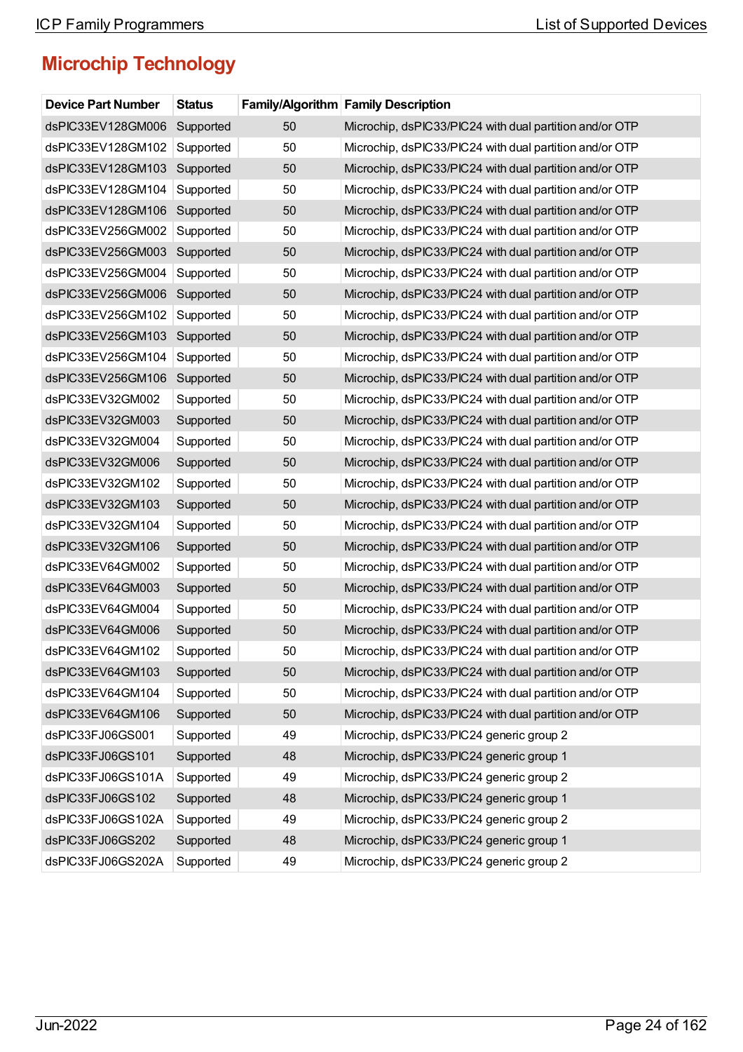## Microchip Technology

| Device Part Number | Status | Family/Algorithm | Family Description |
|---|---|---|---|
| dsPIC33EV128GM006 | Supported | 50 | Microchip, dsPIC33/PIC24 with dual partition and/or OTP |
| dsPIC33EV128GM102 | Supported | 50 | Microchip, dsPIC33/PIC24 with dual partition and/or OTP |
| dsPIC33EV128GM103 | Supported | 50 | Microchip, dsPIC33/PIC24 with dual partition and/or OTP |
| dsPIC33EV128GM104 | Supported | 50 | Microchip, dsPIC33/PIC24 with dual partition and/or OTP |
| dsPIC33EV128GM106 | Supported | 50 | Microchip, dsPIC33/PIC24 with dual partition and/or OTP |
| dsPIC33EV256GM002 | Supported | 50 | Microchip, dsPIC33/PIC24 with dual partition and/or OTP |
| dsPIC33EV256GM003 | Supported | 50 | Microchip, dsPIC33/PIC24 with dual partition and/or OTP |
| dsPIC33EV256GM004 | Supported | 50 | Microchip, dsPIC33/PIC24 with dual partition and/or OTP |
| dsPIC33EV256GM006 | Supported | 50 | Microchip, dsPIC33/PIC24 with dual partition and/or OTP |
| dsPIC33EV256GM102 | Supported | 50 | Microchip, dsPIC33/PIC24 with dual partition and/or OTP |
| dsPIC33EV256GM103 | Supported | 50 | Microchip, dsPIC33/PIC24 with dual partition and/or OTP |
| dsPIC33EV256GM104 | Supported | 50 | Microchip, dsPIC33/PIC24 with dual partition and/or OTP |
| dsPIC33EV256GM106 | Supported | 50 | Microchip, dsPIC33/PIC24 with dual partition and/or OTP |
| dsPIC33EV32GM002 | Supported | 50 | Microchip, dsPIC33/PIC24 with dual partition and/or OTP |
| dsPIC33EV32GM003 | Supported | 50 | Microchip, dsPIC33/PIC24 with dual partition and/or OTP |
| dsPIC33EV32GM004 | Supported | 50 | Microchip, dsPIC33/PIC24 with dual partition and/or OTP |
| dsPIC33EV32GM006 | Supported | 50 | Microchip, dsPIC33/PIC24 with dual partition and/or OTP |
| dsPIC33EV32GM102 | Supported | 50 | Microchip, dsPIC33/PIC24 with dual partition and/or OTP |
| dsPIC33EV32GM103 | Supported | 50 | Microchip, dsPIC33/PIC24 with dual partition and/or OTP |
| dsPIC33EV32GM104 | Supported | 50 | Microchip, dsPIC33/PIC24 with dual partition and/or OTP |
| dsPIC33EV32GM106 | Supported | 50 | Microchip, dsPIC33/PIC24 with dual partition and/or OTP |
| dsPIC33EV64GM002 | Supported | 50 | Microchip, dsPIC33/PIC24 with dual partition and/or OTP |
| dsPIC33EV64GM003 | Supported | 50 | Microchip, dsPIC33/PIC24 with dual partition and/or OTP |
| dsPIC33EV64GM004 | Supported | 50 | Microchip, dsPIC33/PIC24 with dual partition and/or OTP |
| dsPIC33EV64GM006 | Supported | 50 | Microchip, dsPIC33/PIC24 with dual partition and/or OTP |
| dsPIC33EV64GM102 | Supported | 50 | Microchip, dsPIC33/PIC24 with dual partition and/or OTP |
| dsPIC33EV64GM103 | Supported | 50 | Microchip, dsPIC33/PIC24 with dual partition and/or OTP |
| dsPIC33EV64GM104 | Supported | 50 | Microchip, dsPIC33/PIC24 with dual partition and/or OTP |
| dsPIC33EV64GM106 | Supported | 50 | Microchip, dsPIC33/PIC24 with dual partition and/or OTP |
| dsPIC33FJ06GS001 | Supported | 49 | Microchip, dsPIC33/PIC24 generic group 2 |
| dsPIC33FJ06GS101 | Supported | 48 | Microchip, dsPIC33/PIC24 generic group 1 |
| dsPIC33FJ06GS101A | Supported | 49 | Microchip, dsPIC33/PIC24 generic group 2 |
| dsPIC33FJ06GS102 | Supported | 48 | Microchip, dsPIC33/PIC24 generic group 1 |
| dsPIC33FJ06GS102A | Supported | 49 | Microchip, dsPIC33/PIC24 generic group 2 |
| dsPIC33FJ06GS202 | Supported | 48 | Microchip, dsPIC33/PIC24 generic group 1 |
| dsPIC33FJ06GS202A | Supported | 49 | Microchip, dsPIC33/PIC24 generic group 2 |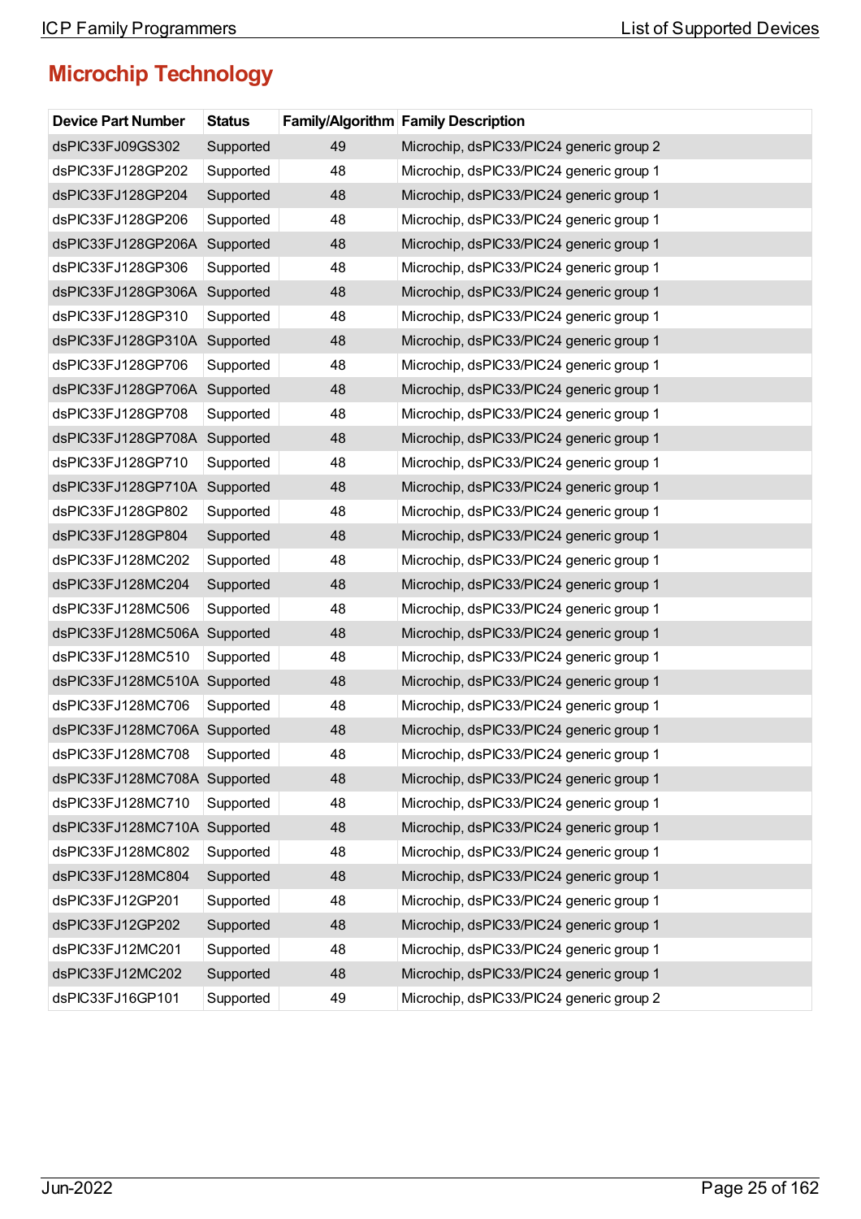## Microchip Technology

| Device Part Number | Status | Family/Algorithm | Family Description |
|---|---|---|---|
| dsPIC33FJ09GS302 | Supported | 49 | Microchip, dsPIC33/PIC24 generic group 2 |
| dsPIC33FJ128GP202 | Supported | 48 | Microchip, dsPIC33/PIC24 generic group 1 |
| dsPIC33FJ128GP204 | Supported | 48 | Microchip, dsPIC33/PIC24 generic group 1 |
| dsPIC33FJ128GP206 | Supported | 48 | Microchip, dsPIC33/PIC24 generic group 1 |
| dsPIC33FJ128GP206A | Supported | 48 | Microchip, dsPIC33/PIC24 generic group 1 |
| dsPIC33FJ128GP306 | Supported | 48 | Microchip, dsPIC33/PIC24 generic group 1 |
| dsPIC33FJ128GP306A | Supported | 48 | Microchip, dsPIC33/PIC24 generic group 1 |
| dsPIC33FJ128GP310 | Supported | 48 | Microchip, dsPIC33/PIC24 generic group 1 |
| dsPIC33FJ128GP310A | Supported | 48 | Microchip, dsPIC33/PIC24 generic group 1 |
| dsPIC33FJ128GP706 | Supported | 48 | Microchip, dsPIC33/PIC24 generic group 1 |
| dsPIC33FJ128GP706A | Supported | 48 | Microchip, dsPIC33/PIC24 generic group 1 |
| dsPIC33FJ128GP708 | Supported | 48 | Microchip, dsPIC33/PIC24 generic group 1 |
| dsPIC33FJ128GP708A | Supported | 48 | Microchip, dsPIC33/PIC24 generic group 1 |
| dsPIC33FJ128GP710 | Supported | 48 | Microchip, dsPIC33/PIC24 generic group 1 |
| dsPIC33FJ128GP710A | Supported | 48 | Microchip, dsPIC33/PIC24 generic group 1 |
| dsPIC33FJ128GP802 | Supported | 48 | Microchip, dsPIC33/PIC24 generic group 1 |
| dsPIC33FJ128GP804 | Supported | 48 | Microchip, dsPIC33/PIC24 generic group 1 |
| dsPIC33FJ128MC202 | Supported | 48 | Microchip, dsPIC33/PIC24 generic group 1 |
| dsPIC33FJ128MC204 | Supported | 48 | Microchip, dsPIC33/PIC24 generic group 1 |
| dsPIC33FJ128MC506 | Supported | 48 | Microchip, dsPIC33/PIC24 generic group 1 |
| dsPIC33FJ128MC506A | Supported | 48 | Microchip, dsPIC33/PIC24 generic group 1 |
| dsPIC33FJ128MC510 | Supported | 48 | Microchip, dsPIC33/PIC24 generic group 1 |
| dsPIC33FJ128MC510A | Supported | 48 | Microchip, dsPIC33/PIC24 generic group 1 |
| dsPIC33FJ128MC706 | Supported | 48 | Microchip, dsPIC33/PIC24 generic group 1 |
| dsPIC33FJ128MC706A | Supported | 48 | Microchip, dsPIC33/PIC24 generic group 1 |
| dsPIC33FJ128MC708 | Supported | 48 | Microchip, dsPIC33/PIC24 generic group 1 |
| dsPIC33FJ128MC708A | Supported | 48 | Microchip, dsPIC33/PIC24 generic group 1 |
| dsPIC33FJ128MC710 | Supported | 48 | Microchip, dsPIC33/PIC24 generic group 1 |
| dsPIC33FJ128MC710A | Supported | 48 | Microchip, dsPIC33/PIC24 generic group 1 |
| dsPIC33FJ128MC802 | Supported | 48 | Microchip, dsPIC33/PIC24 generic group 1 |
| dsPIC33FJ128MC804 | Supported | 48 | Microchip, dsPIC33/PIC24 generic group 1 |
| dsPIC33FJ12GP201 | Supported | 48 | Microchip, dsPIC33/PIC24 generic group 1 |
| dsPIC33FJ12GP202 | Supported | 48 | Microchip, dsPIC33/PIC24 generic group 1 |
| dsPIC33FJ12MC201 | Supported | 48 | Microchip, dsPIC33/PIC24 generic group 1 |
| dsPIC33FJ12MC202 | Supported | 48 | Microchip, dsPIC33/PIC24 generic group 1 |
| dsPIC33FJ16GP101 | Supported | 49 | Microchip, dsPIC33/PIC24 generic group 2 |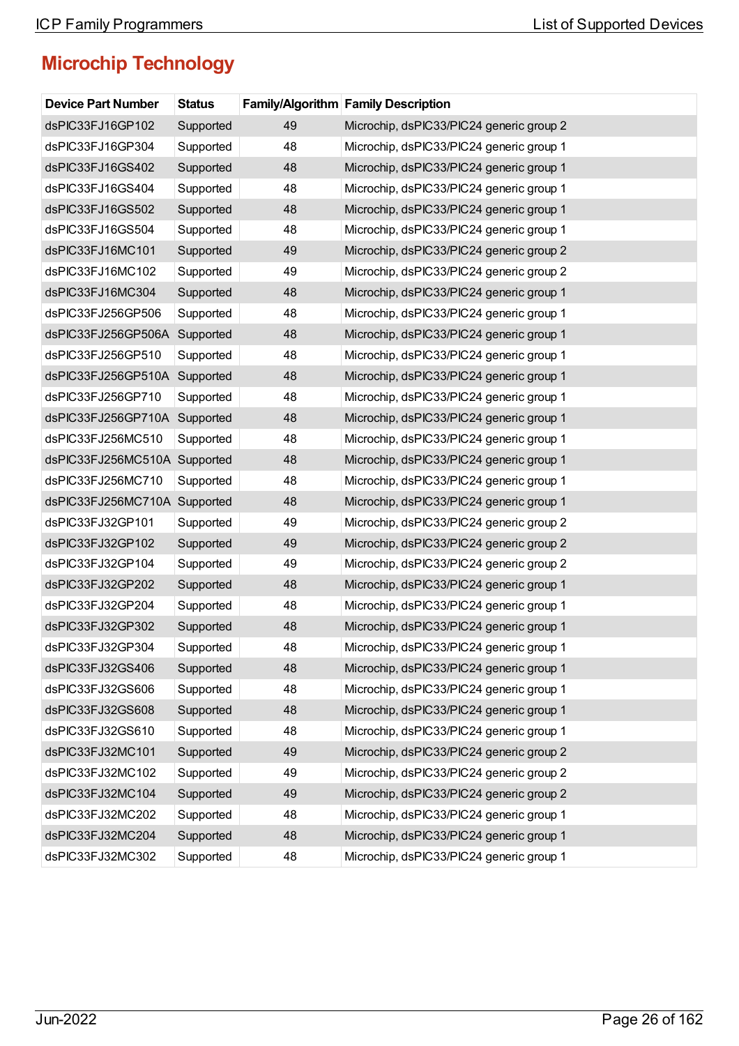## Microchip Technology

| Device Part Number | Status | Family/Algorithm | Family Description |
|---|---|---|---|
| dsPIC33FJ16GP102 | Supported | 49 | Microchip, dsPIC33/PIC24 generic group 2 |
| dsPIC33FJ16GP304 | Supported | 48 | Microchip, dsPIC33/PIC24 generic group 1 |
| dsPIC33FJ16GS402 | Supported | 48 | Microchip, dsPIC33/PIC24 generic group 1 |
| dsPIC33FJ16GS404 | Supported | 48 | Microchip, dsPIC33/PIC24 generic group 1 |
| dsPIC33FJ16GS502 | Supported | 48 | Microchip, dsPIC33/PIC24 generic group 1 |
| dsPIC33FJ16GS504 | Supported | 48 | Microchip, dsPIC33/PIC24 generic group 1 |
| dsPIC33FJ16MC101 | Supported | 49 | Microchip, dsPIC33/PIC24 generic group 2 |
| dsPIC33FJ16MC102 | Supported | 49 | Microchip, dsPIC33/PIC24 generic group 2 |
| dsPIC33FJ16MC304 | Supported | 48 | Microchip, dsPIC33/PIC24 generic group 1 |
| dsPIC33FJ256GP506 | Supported | 48 | Microchip, dsPIC33/PIC24 generic group 1 |
| dsPIC33FJ256GP506A | Supported | 48 | Microchip, dsPIC33/PIC24 generic group 1 |
| dsPIC33FJ256GP510 | Supported | 48 | Microchip, dsPIC33/PIC24 generic group 1 |
| dsPIC33FJ256GP510A | Supported | 48 | Microchip, dsPIC33/PIC24 generic group 1 |
| dsPIC33FJ256GP710 | Supported | 48 | Microchip, dsPIC33/PIC24 generic group 1 |
| dsPIC33FJ256GP710A | Supported | 48 | Microchip, dsPIC33/PIC24 generic group 1 |
| dsPIC33FJ256MC510 | Supported | 48 | Microchip, dsPIC33/PIC24 generic group 1 |
| dsPIC33FJ256MC510A | Supported | 48 | Microchip, dsPIC33/PIC24 generic group 1 |
| dsPIC33FJ256MC710 | Supported | 48 | Microchip, dsPIC33/PIC24 generic group 1 |
| dsPIC33FJ256MC710A | Supported | 48 | Microchip, dsPIC33/PIC24 generic group 1 |
| dsPIC33FJ32GP101 | Supported | 49 | Microchip, dsPIC33/PIC24 generic group 2 |
| dsPIC33FJ32GP102 | Supported | 49 | Microchip, dsPIC33/PIC24 generic group 2 |
| dsPIC33FJ32GP104 | Supported | 49 | Microchip, dsPIC33/PIC24 generic group 2 |
| dsPIC33FJ32GP202 | Supported | 48 | Microchip, dsPIC33/PIC24 generic group 1 |
| dsPIC33FJ32GP204 | Supported | 48 | Microchip, dsPIC33/PIC24 generic group 1 |
| dsPIC33FJ32GP302 | Supported | 48 | Microchip, dsPIC33/PIC24 generic group 1 |
| dsPIC33FJ32GP304 | Supported | 48 | Microchip, dsPIC33/PIC24 generic group 1 |
| dsPIC33FJ32GS406 | Supported | 48 | Microchip, dsPIC33/PIC24 generic group 1 |
| dsPIC33FJ32GS606 | Supported | 48 | Microchip, dsPIC33/PIC24 generic group 1 |
| dsPIC33FJ32GS608 | Supported | 48 | Microchip, dsPIC33/PIC24 generic group 1 |
| dsPIC33FJ32GS610 | Supported | 48 | Microchip, dsPIC33/PIC24 generic group 1 |
| dsPIC33FJ32MC101 | Supported | 49 | Microchip, dsPIC33/PIC24 generic group 2 |
| dsPIC33FJ32MC102 | Supported | 49 | Microchip, dsPIC33/PIC24 generic group 2 |
| dsPIC33FJ32MC104 | Supported | 49 | Microchip, dsPIC33/PIC24 generic group 2 |
| dsPIC33FJ32MC202 | Supported | 48 | Microchip, dsPIC33/PIC24 generic group 1 |
| dsPIC33FJ32MC204 | Supported | 48 | Microchip, dsPIC33/PIC24 generic group 1 |
| dsPIC33FJ32MC302 | Supported | 48 | Microchip, dsPIC33/PIC24 generic group 1 |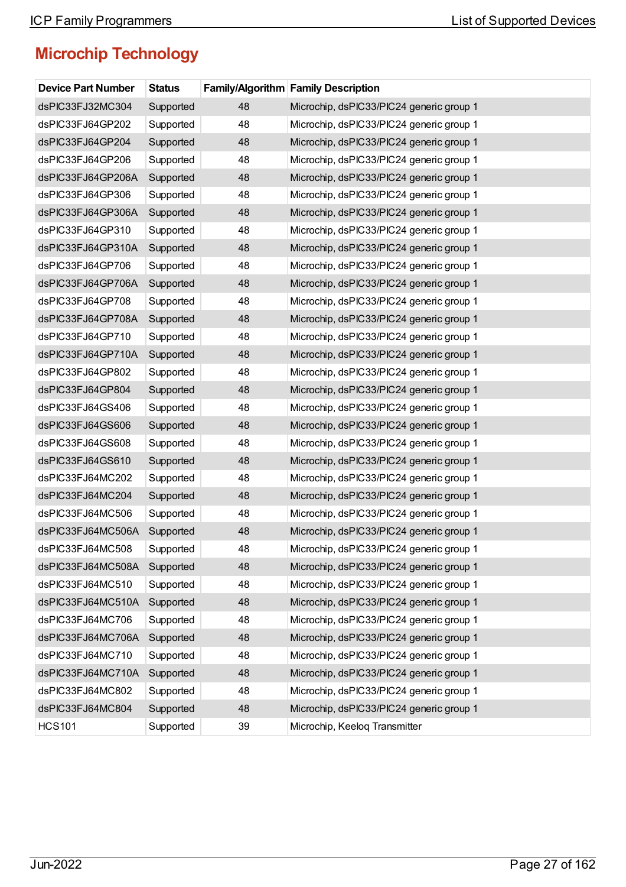## Microchip Technology

| Device Part Number | Status | Family/Algorithm | Family Description |
|---|---|---|---|
| dsPIC33FJ32MC304 | Supported | 48 | Microchip, dsPIC33/PIC24 generic group 1 |
| dsPIC33FJ64GP202 | Supported | 48 | Microchip, dsPIC33/PIC24 generic group 1 |
| dsPIC33FJ64GP204 | Supported | 48 | Microchip, dsPIC33/PIC24 generic group 1 |
| dsPIC33FJ64GP206 | Supported | 48 | Microchip, dsPIC33/PIC24 generic group 1 |
| dsPIC33FJ64GP206A | Supported | 48 | Microchip, dsPIC33/PIC24 generic group 1 |
| dsPIC33FJ64GP306 | Supported | 48 | Microchip, dsPIC33/PIC24 generic group 1 |
| dsPIC33FJ64GP306A | Supported | 48 | Microchip, dsPIC33/PIC24 generic group 1 |
| dsPIC33FJ64GP310 | Supported | 48 | Microchip, dsPIC33/PIC24 generic group 1 |
| dsPIC33FJ64GP310A | Supported | 48 | Microchip, dsPIC33/PIC24 generic group 1 |
| dsPIC33FJ64GP706 | Supported | 48 | Microchip, dsPIC33/PIC24 generic group 1 |
| dsPIC33FJ64GP706A | Supported | 48 | Microchip, dsPIC33/PIC24 generic group 1 |
| dsPIC33FJ64GP708 | Supported | 48 | Microchip, dsPIC33/PIC24 generic group 1 |
| dsPIC33FJ64GP708A | Supported | 48 | Microchip, dsPIC33/PIC24 generic group 1 |
| dsPIC33FJ64GP710 | Supported | 48 | Microchip, dsPIC33/PIC24 generic group 1 |
| dsPIC33FJ64GP710A | Supported | 48 | Microchip, dsPIC33/PIC24 generic group 1 |
| dsPIC33FJ64GP802 | Supported | 48 | Microchip, dsPIC33/PIC24 generic group 1 |
| dsPIC33FJ64GP804 | Supported | 48 | Microchip, dsPIC33/PIC24 generic group 1 |
| dsPIC33FJ64GS406 | Supported | 48 | Microchip, dsPIC33/PIC24 generic group 1 |
| dsPIC33FJ64GS606 | Supported | 48 | Microchip, dsPIC33/PIC24 generic group 1 |
| dsPIC33FJ64GS608 | Supported | 48 | Microchip, dsPIC33/PIC24 generic group 1 |
| dsPIC33FJ64GS610 | Supported | 48 | Microchip, dsPIC33/PIC24 generic group 1 |
| dsPIC33FJ64MC202 | Supported | 48 | Microchip, dsPIC33/PIC24 generic group 1 |
| dsPIC33FJ64MC204 | Supported | 48 | Microchip, dsPIC33/PIC24 generic group 1 |
| dsPIC33FJ64MC506 | Supported | 48 | Microchip, dsPIC33/PIC24 generic group 1 |
| dsPIC33FJ64MC506A | Supported | 48 | Microchip, dsPIC33/PIC24 generic group 1 |
| dsPIC33FJ64MC508 | Supported | 48 | Microchip, dsPIC33/PIC24 generic group 1 |
| dsPIC33FJ64MC508A | Supported | 48 | Microchip, dsPIC33/PIC24 generic group 1 |
| dsPIC33FJ64MC510 | Supported | 48 | Microchip, dsPIC33/PIC24 generic group 1 |
| dsPIC33FJ64MC510A | Supported | 48 | Microchip, dsPIC33/PIC24 generic group 1 |
| dsPIC33FJ64MC706 | Supported | 48 | Microchip, dsPIC33/PIC24 generic group 1 |
| dsPIC33FJ64MC706A | Supported | 48 | Microchip, dsPIC33/PIC24 generic group 1 |
| dsPIC33FJ64MC710 | Supported | 48 | Microchip, dsPIC33/PIC24 generic group 1 |
| dsPIC33FJ64MC710A | Supported | 48 | Microchip, dsPIC33/PIC24 generic group 1 |
| dsPIC33FJ64MC802 | Supported | 48 | Microchip, dsPIC33/PIC24 generic group 1 |
| dsPIC33FJ64MC804 | Supported | 48 | Microchip, dsPIC33/PIC24 generic group 1 |
| HCS101 | Supported | 39 | Microchip, Keeloq Transmitter |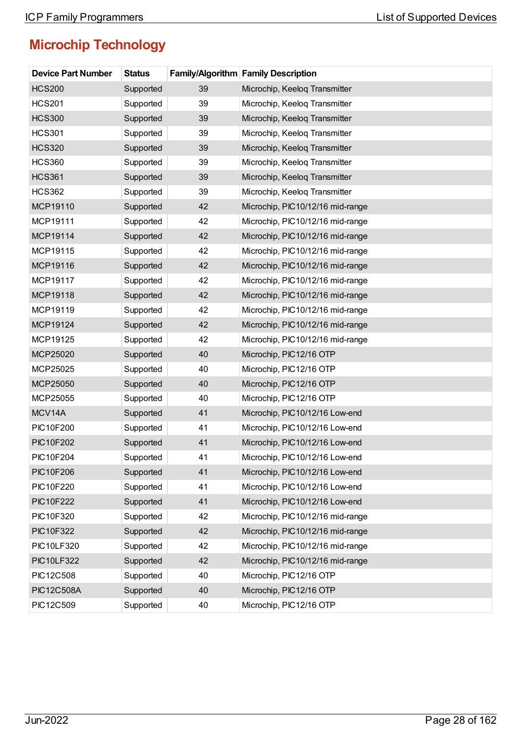## Microchip Technology

| Device Part Number | Status | Family/Algorithm | Family Description |
|---|---|---|---|
| HCS200 | Supported | 39 | Microchip, Keeloq Transmitter |
| HCS201 | Supported | 39 | Microchip, Keeloq Transmitter |
| HCS300 | Supported | 39 | Microchip, Keeloq Transmitter |
| HCS301 | Supported | 39 | Microchip, Keeloq Transmitter |
| HCS320 | Supported | 39 | Microchip, Keeloq Transmitter |
| HCS360 | Supported | 39 | Microchip, Keeloq Transmitter |
| HCS361 | Supported | 39 | Microchip, Keeloq Transmitter |
| HCS362 | Supported | 39 | Microchip, Keeloq Transmitter |
| MCP19110 | Supported | 42 | Microchip, PIC10/12/16 mid-range |
| MCP19111 | Supported | 42 | Microchip, PIC10/12/16 mid-range |
| MCP19114 | Supported | 42 | Microchip, PIC10/12/16 mid-range |
| MCP19115 | Supported | 42 | Microchip, PIC10/12/16 mid-range |
| MCP19116 | Supported | 42 | Microchip, PIC10/12/16 mid-range |
| MCP19117 | Supported | 42 | Microchip, PIC10/12/16 mid-range |
| MCP19118 | Supported | 42 | Microchip, PIC10/12/16 mid-range |
| MCP19119 | Supported | 42 | Microchip, PIC10/12/16 mid-range |
| MCP19124 | Supported | 42 | Microchip, PIC10/12/16 mid-range |
| MCP19125 | Supported | 42 | Microchip, PIC10/12/16 mid-range |
| MCP25020 | Supported | 40 | Microchip, PIC12/16 OTP |
| MCP25025 | Supported | 40 | Microchip, PIC12/16 OTP |
| MCP25050 | Supported | 40 | Microchip, PIC12/16 OTP |
| MCP25055 | Supported | 40 | Microchip, PIC12/16 OTP |
| MCV14A | Supported | 41 | Microchip, PIC10/12/16 Low-end |
| PIC10F200 | Supported | 41 | Microchip, PIC10/12/16 Low-end |
| PIC10F202 | Supported | 41 | Microchip, PIC10/12/16 Low-end |
| PIC10F204 | Supported | 41 | Microchip, PIC10/12/16 Low-end |
| PIC10F206 | Supported | 41 | Microchip, PIC10/12/16 Low-end |
| PIC10F220 | Supported | 41 | Microchip, PIC10/12/16 Low-end |
| PIC10F222 | Supported | 41 | Microchip, PIC10/12/16 Low-end |
| PIC10F320 | Supported | 42 | Microchip, PIC10/12/16 mid-range |
| PIC10F322 | Supported | 42 | Microchip, PIC10/12/16 mid-range |
| PIC10LF320 | Supported | 42 | Microchip, PIC10/12/16 mid-range |
| PIC10LF322 | Supported | 42 | Microchip, PIC10/12/16 mid-range |
| PIC12C508 | Supported | 40 | Microchip, PIC12/16 OTP |
| PIC12C508A | Supported | 40 | Microchip, PIC12/16 OTP |
| PIC12C509 | Supported | 40 | Microchip, PIC12/16 OTP |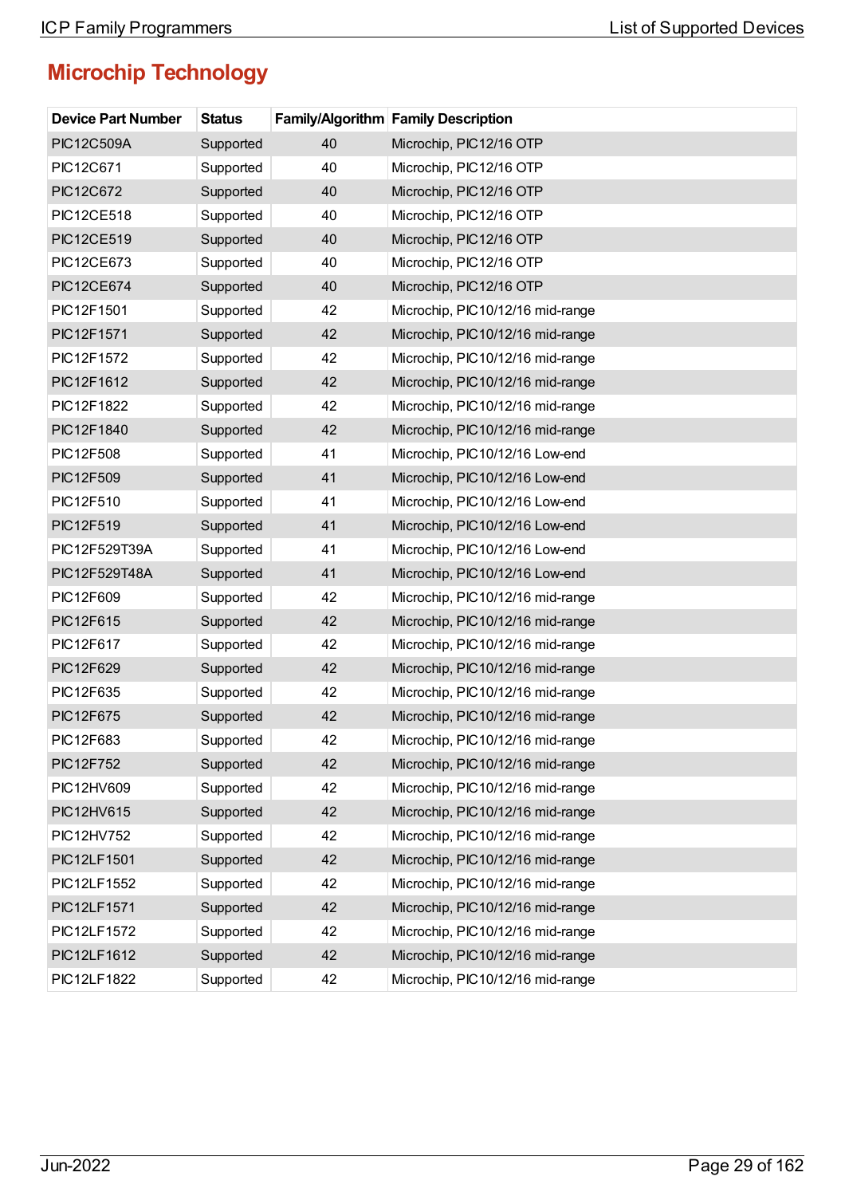## Microchip Technology

| Device Part Number | Status | Family/Algorithm | Family Description |
|---|---|---|---|
| PIC12C509A | Supported | 40 | Microchip, PIC12/16 OTP |
| PIC12C671 | Supported | 40 | Microchip, PIC12/16 OTP |
| PIC12C672 | Supported | 40 | Microchip, PIC12/16 OTP |
| PIC12CE518 | Supported | 40 | Microchip, PIC12/16 OTP |
| PIC12CE519 | Supported | 40 | Microchip, PIC12/16 OTP |
| PIC12CE673 | Supported | 40 | Microchip, PIC12/16 OTP |
| PIC12CE674 | Supported | 40 | Microchip, PIC12/16 OTP |
| PIC12F1501 | Supported | 42 | Microchip, PIC10/12/16 mid-range |
| PIC12F1571 | Supported | 42 | Microchip, PIC10/12/16 mid-range |
| PIC12F1572 | Supported | 42 | Microchip, PIC10/12/16 mid-range |
| PIC12F1612 | Supported | 42 | Microchip, PIC10/12/16 mid-range |
| PIC12F1822 | Supported | 42 | Microchip, PIC10/12/16 mid-range |
| PIC12F1840 | Supported | 42 | Microchip, PIC10/12/16 mid-range |
| PIC12F508 | Supported | 41 | Microchip, PIC10/12/16 Low-end |
| PIC12F509 | Supported | 41 | Microchip, PIC10/12/16 Low-end |
| PIC12F510 | Supported | 41 | Microchip, PIC10/12/16 Low-end |
| PIC12F519 | Supported | 41 | Microchip, PIC10/12/16 Low-end |
| PIC12F529T39A | Supported | 41 | Microchip, PIC10/12/16 Low-end |
| PIC12F529T48A | Supported | 41 | Microchip, PIC10/12/16 Low-end |
| PIC12F609 | Supported | 42 | Microchip, PIC10/12/16 mid-range |
| PIC12F615 | Supported | 42 | Microchip, PIC10/12/16 mid-range |
| PIC12F617 | Supported | 42 | Microchip, PIC10/12/16 mid-range |
| PIC12F629 | Supported | 42 | Microchip, PIC10/12/16 mid-range |
| PIC12F635 | Supported | 42 | Microchip, PIC10/12/16 mid-range |
| PIC12F675 | Supported | 42 | Microchip, PIC10/12/16 mid-range |
| PIC12F683 | Supported | 42 | Microchip, PIC10/12/16 mid-range |
| PIC12F752 | Supported | 42 | Microchip, PIC10/12/16 mid-range |
| PIC12HV609 | Supported | 42 | Microchip, PIC10/12/16 mid-range |
| PIC12HV615 | Supported | 42 | Microchip, PIC10/12/16 mid-range |
| PIC12HV752 | Supported | 42 | Microchip, PIC10/12/16 mid-range |
| PIC12LF1501 | Supported | 42 | Microchip, PIC10/12/16 mid-range |
| PIC12LF1552 | Supported | 42 | Microchip, PIC10/12/16 mid-range |
| PIC12LF1571 | Supported | 42 | Microchip, PIC10/12/16 mid-range |
| PIC12LF1572 | Supported | 42 | Microchip, PIC10/12/16 mid-range |
| PIC12LF1612 | Supported | 42 | Microchip, PIC10/12/16 mid-range |
| PIC12LF1822 | Supported | 42 | Microchip, PIC10/12/16 mid-range |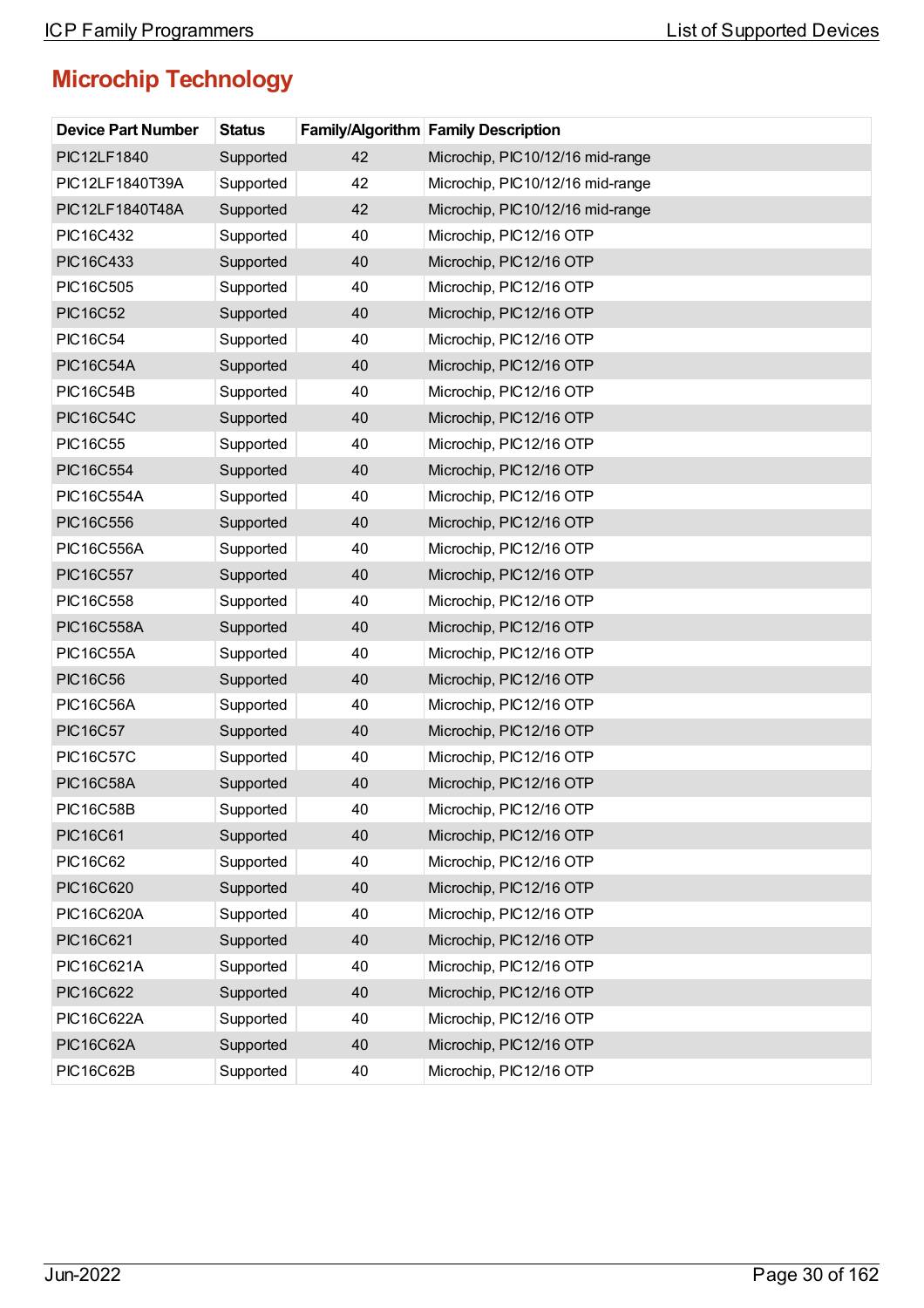# Microchip Technology

| Device Part Number | Status | Family/Algorithm | Family Description |
|---|---|---|---|
| PIC12LF1840 | Supported | 42 | Microchip, PIC10/12/16 mid-range |
| PIC12LF1840T39A | Supported | 42 | Microchip, PIC10/12/16 mid-range |
| PIC12LF1840T48A | Supported | 42 | Microchip, PIC10/12/16 mid-range |
| PIC16C432 | Supported | 40 | Microchip, PIC12/16 OTP |
| PIC16C433 | Supported | 40 | Microchip, PIC12/16 OTP |
| PIC16C505 | Supported | 40 | Microchip, PIC12/16 OTP |
| PIC16C52 | Supported | 40 | Microchip, PIC12/16 OTP |
| PIC16C54 | Supported | 40 | Microchip, PIC12/16 OTP |
| PIC16C54A | Supported | 40 | Microchip, PIC12/16 OTP |
| PIC16C54B | Supported | 40 | Microchip, PIC12/16 OTP |
| PIC16C54C | Supported | 40 | Microchip, PIC12/16 OTP |
| PIC16C55 | Supported | 40 | Microchip, PIC12/16 OTP |
| PIC16C554 | Supported | 40 | Microchip, PIC12/16 OTP |
| PIC16C554A | Supported | 40 | Microchip, PIC12/16 OTP |
| PIC16C556 | Supported | 40 | Microchip, PIC12/16 OTP |
| PIC16C556A | Supported | 40 | Microchip, PIC12/16 OTP |
| PIC16C557 | Supported | 40 | Microchip, PIC12/16 OTP |
| PIC16C558 | Supported | 40 | Microchip, PIC12/16 OTP |
| PIC16C558A | Supported | 40 | Microchip, PIC12/16 OTP |
| PIC16C55A | Supported | 40 | Microchip, PIC12/16 OTP |
| PIC16C56 | Supported | 40 | Microchip, PIC12/16 OTP |
| PIC16C56A | Supported | 40 | Microchip, PIC12/16 OTP |
| PIC16C57 | Supported | 40 | Microchip, PIC12/16 OTP |
| PIC16C57C | Supported | 40 | Microchip, PIC12/16 OTP |
| PIC16C58A | Supported | 40 | Microchip, PIC12/16 OTP |
| PIC16C58B | Supported | 40 | Microchip, PIC12/16 OTP |
| PIC16C61 | Supported | 40 | Microchip, PIC12/16 OTP |
| PIC16C62 | Supported | 40 | Microchip, PIC12/16 OTP |
| PIC16C620 | Supported | 40 | Microchip, PIC12/16 OTP |
| PIC16C620A | Supported | 40 | Microchip, PIC12/16 OTP |
| PIC16C621 | Supported | 40 | Microchip, PIC12/16 OTP |
| PIC16C621A | Supported | 40 | Microchip, PIC12/16 OTP |
| PIC16C622 | Supported | 40 | Microchip, PIC12/16 OTP |
| PIC16C622A | Supported | 40 | Microchip, PIC12/16 OTP |
| PIC16C62A | Supported | 40 | Microchip, PIC12/16 OTP |
| PIC16C62B | Supported | 40 | Microchip, PIC12/16 OTP |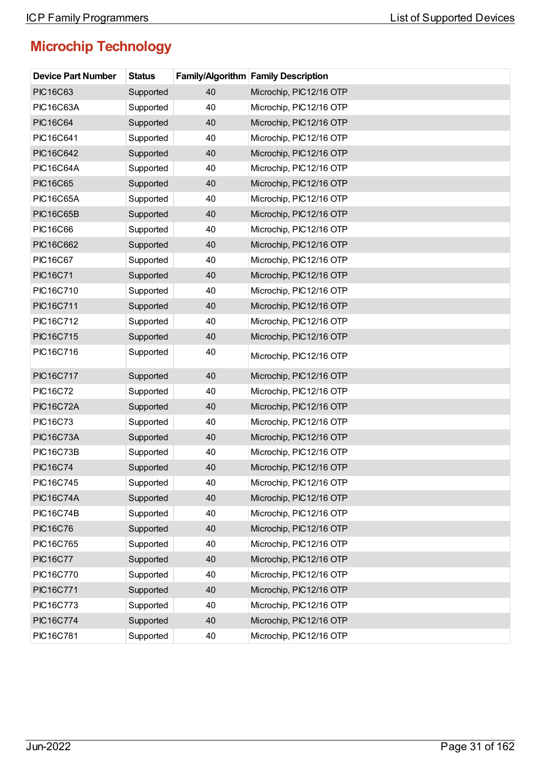## Microchip Technology

| Device Part Number | Status | Family/Algorithm | Family Description |
|---|---|---|---|
| PIC16C63 | Supported | 40 | Microchip, PIC12/16 OTP |
| PIC16C63A | Supported | 40 | Microchip, PIC12/16 OTP |
| PIC16C64 | Supported | 40 | Microchip, PIC12/16 OTP |
| PIC16C641 | Supported | 40 | Microchip, PIC12/16 OTP |
| PIC16C642 | Supported | 40 | Microchip, PIC12/16 OTP |
| PIC16C64A | Supported | 40 | Microchip, PIC12/16 OTP |
| PIC16C65 | Supported | 40 | Microchip, PIC12/16 OTP |
| PIC16C65A | Supported | 40 | Microchip, PIC12/16 OTP |
| PIC16C65B | Supported | 40 | Microchip, PIC12/16 OTP |
| PIC16C66 | Supported | 40 | Microchip, PIC12/16 OTP |
| PIC16C662 | Supported | 40 | Microchip, PIC12/16 OTP |
| PIC16C67 | Supported | 40 | Microchip, PIC12/16 OTP |
| PIC16C71 | Supported | 40 | Microchip, PIC12/16 OTP |
| PIC16C710 | Supported | 40 | Microchip, PIC12/16 OTP |
| PIC16C711 | Supported | 40 | Microchip, PIC12/16 OTP |
| PIC16C712 | Supported | 40 | Microchip, PIC12/16 OTP |
| PIC16C715 | Supported | 40 | Microchip, PIC12/16 OTP |
| PIC16C716 | Supported | 40 | Microchip, PIC12/16 OTP |
| PIC16C717 | Supported | 40 | Microchip, PIC12/16 OTP |
| PIC16C72 | Supported | 40 | Microchip, PIC12/16 OTP |
| PIC16C72A | Supported | 40 | Microchip, PIC12/16 OTP |
| PIC16C73 | Supported | 40 | Microchip, PIC12/16 OTP |
| PIC16C73A | Supported | 40 | Microchip, PIC12/16 OTP |
| PIC16C73B | Supported | 40 | Microchip, PIC12/16 OTP |
| PIC16C74 | Supported | 40 | Microchip, PIC12/16 OTP |
| PIC16C745 | Supported | 40 | Microchip, PIC12/16 OTP |
| PIC16C74A | Supported | 40 | Microchip, PIC12/16 OTP |
| PIC16C74B | Supported | 40 | Microchip, PIC12/16 OTP |
| PIC16C76 | Supported | 40 | Microchip, PIC12/16 OTP |
| PIC16C765 | Supported | 40 | Microchip, PIC12/16 OTP |
| PIC16C77 | Supported | 40 | Microchip, PIC12/16 OTP |
| PIC16C770 | Supported | 40 | Microchip, PIC12/16 OTP |
| PIC16C771 | Supported | 40 | Microchip, PIC12/16 OTP |
| PIC16C773 | Supported | 40 | Microchip, PIC12/16 OTP |
| PIC16C774 | Supported | 40 | Microchip, PIC12/16 OTP |
| PIC16C781 | Supported | 40 | Microchip, PIC12/16 OTP |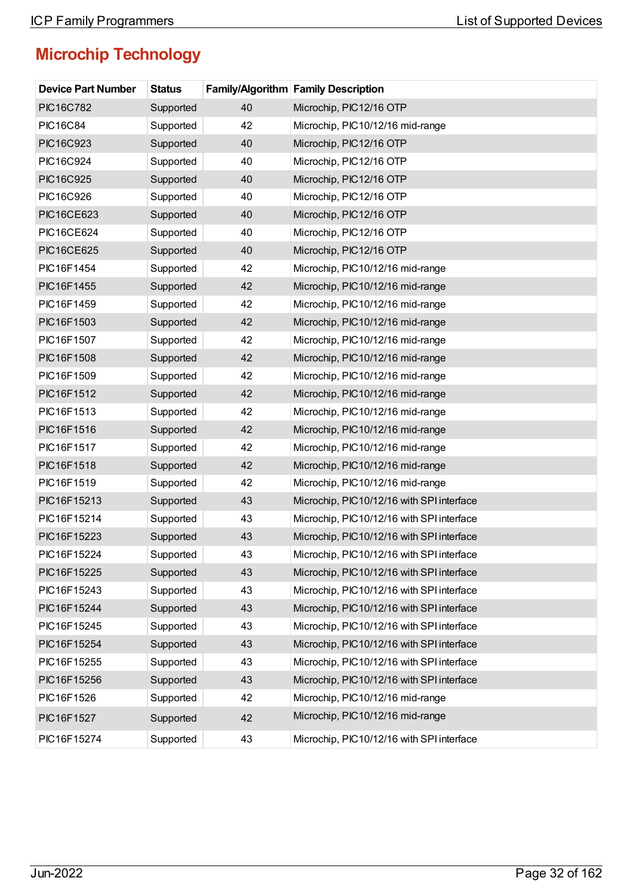## Microchip Technology

| Device Part Number | Status | Family/Algorithm | Family Description |
|---|---|---|---|
| PIC16C782 | Supported | 40 | Microchip, PIC12/16 OTP |
| PIC16C84 | Supported | 42 | Microchip, PIC10/12/16 mid-range |
| PIC16C923 | Supported | 40 | Microchip, PIC12/16 OTP |
| PIC16C924 | Supported | 40 | Microchip, PIC12/16 OTP |
| PIC16C925 | Supported | 40 | Microchip, PIC12/16 OTP |
| PIC16C926 | Supported | 40 | Microchip, PIC12/16 OTP |
| PIC16CE623 | Supported | 40 | Microchip, PIC12/16 OTP |
| PIC16CE624 | Supported | 40 | Microchip, PIC12/16 OTP |
| PIC16CE625 | Supported | 40 | Microchip, PIC12/16 OTP |
| PIC16F1454 | Supported | 42 | Microchip, PIC10/12/16 mid-range |
| PIC16F1455 | Supported | 42 | Microchip, PIC10/12/16 mid-range |
| PIC16F1459 | Supported | 42 | Microchip, PIC10/12/16 mid-range |
| PIC16F1503 | Supported | 42 | Microchip, PIC10/12/16 mid-range |
| PIC16F1507 | Supported | 42 | Microchip, PIC10/12/16 mid-range |
| PIC16F1508 | Supported | 42 | Microchip, PIC10/12/16 mid-range |
| PIC16F1509 | Supported | 42 | Microchip, PIC10/12/16 mid-range |
| PIC16F1512 | Supported | 42 | Microchip, PIC10/12/16 mid-range |
| PIC16F1513 | Supported | 42 | Microchip, PIC10/12/16 mid-range |
| PIC16F1516 | Supported | 42 | Microchip, PIC10/12/16 mid-range |
| PIC16F1517 | Supported | 42 | Microchip, PIC10/12/16 mid-range |
| PIC16F1518 | Supported | 42 | Microchip, PIC10/12/16 mid-range |
| PIC16F1519 | Supported | 42 | Microchip, PIC10/12/16 mid-range |
| PIC16F15213 | Supported | 43 | Microchip, PIC10/12/16 with SPI interface |
| PIC16F15214 | Supported | 43 | Microchip, PIC10/12/16 with SPI interface |
| PIC16F15223 | Supported | 43 | Microchip, PIC10/12/16 with SPI interface |
| PIC16F15224 | Supported | 43 | Microchip, PIC10/12/16 with SPI interface |
| PIC16F15225 | Supported | 43 | Microchip, PIC10/12/16 with SPI interface |
| PIC16F15243 | Supported | 43 | Microchip, PIC10/12/16 with SPI interface |
| PIC16F15244 | Supported | 43 | Microchip, PIC10/12/16 with SPI interface |
| PIC16F15245 | Supported | 43 | Microchip, PIC10/12/16 with SPI interface |
| PIC16F15254 | Supported | 43 | Microchip, PIC10/12/16 with SPI interface |
| PIC16F15255 | Supported | 43 | Microchip, PIC10/12/16 with SPI interface |
| PIC16F15256 | Supported | 43 | Microchip, PIC10/12/16 with SPI interface |
| PIC16F1526 | Supported | 42 | Microchip, PIC10/12/16 mid-range |
| PIC16F1527 | Supported | 42 | Microchip, PIC10/12/16 mid-range |
| PIC16F15274 | Supported | 43 | Microchip, PIC10/12/16 with SPI interface |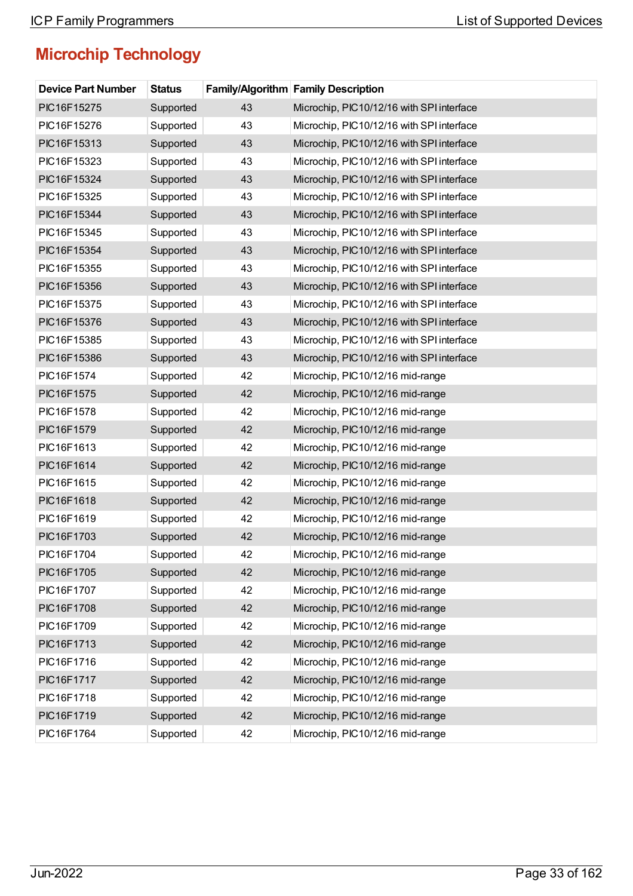## Microchip Technology

| Device Part Number | Status | Family/Algorithm | Family Description |
|---|---|---|---|
| PIC16F15275 | Supported | 43 | Microchip, PIC10/12/16 with SPI interface |
| PIC16F15276 | Supported | 43 | Microchip, PIC10/12/16 with SPI interface |
| PIC16F15313 | Supported | 43 | Microchip, PIC10/12/16 with SPI interface |
| PIC16F15323 | Supported | 43 | Microchip, PIC10/12/16 with SPI interface |
| PIC16F15324 | Supported | 43 | Microchip, PIC10/12/16 with SPI interface |
| PIC16F15325 | Supported | 43 | Microchip, PIC10/12/16 with SPI interface |
| PIC16F15344 | Supported | 43 | Microchip, PIC10/12/16 with SPI interface |
| PIC16F15345 | Supported | 43 | Microchip, PIC10/12/16 with SPI interface |
| PIC16F15354 | Supported | 43 | Microchip, PIC10/12/16 with SPI interface |
| PIC16F15355 | Supported | 43 | Microchip, PIC10/12/16 with SPI interface |
| PIC16F15356 | Supported | 43 | Microchip, PIC10/12/16 with SPI interface |
| PIC16F15375 | Supported | 43 | Microchip, PIC10/12/16 with SPI interface |
| PIC16F15376 | Supported | 43 | Microchip, PIC10/12/16 with SPI interface |
| PIC16F15385 | Supported | 43 | Microchip, PIC10/12/16 with SPI interface |
| PIC16F15386 | Supported | 43 | Microchip, PIC10/12/16 with SPI interface |
| PIC16F1574 | Supported | 42 | Microchip, PIC10/12/16 mid-range |
| PIC16F1575 | Supported | 42 | Microchip, PIC10/12/16 mid-range |
| PIC16F1578 | Supported | 42 | Microchip, PIC10/12/16 mid-range |
| PIC16F1579 | Supported | 42 | Microchip, PIC10/12/16 mid-range |
| PIC16F1613 | Supported | 42 | Microchip, PIC10/12/16 mid-range |
| PIC16F1614 | Supported | 42 | Microchip, PIC10/12/16 mid-range |
| PIC16F1615 | Supported | 42 | Microchip, PIC10/12/16 mid-range |
| PIC16F1618 | Supported | 42 | Microchip, PIC10/12/16 mid-range |
| PIC16F1619 | Supported | 42 | Microchip, PIC10/12/16 mid-range |
| PIC16F1703 | Supported | 42 | Microchip, PIC10/12/16 mid-range |
| PIC16F1704 | Supported | 42 | Microchip, PIC10/12/16 mid-range |
| PIC16F1705 | Supported | 42 | Microchip, PIC10/12/16 mid-range |
| PIC16F1707 | Supported | 42 | Microchip, PIC10/12/16 mid-range |
| PIC16F1708 | Supported | 42 | Microchip, PIC10/12/16 mid-range |
| PIC16F1709 | Supported | 42 | Microchip, PIC10/12/16 mid-range |
| PIC16F1713 | Supported | 42 | Microchip, PIC10/12/16 mid-range |
| PIC16F1716 | Supported | 42 | Microchip, PIC10/12/16 mid-range |
| PIC16F1717 | Supported | 42 | Microchip, PIC10/12/16 mid-range |
| PIC16F1718 | Supported | 42 | Microchip, PIC10/12/16 mid-range |
| PIC16F1719 | Supported | 42 | Microchip, PIC10/12/16 mid-range |
| PIC16F1764 | Supported | 42 | Microchip, PIC10/12/16 mid-range |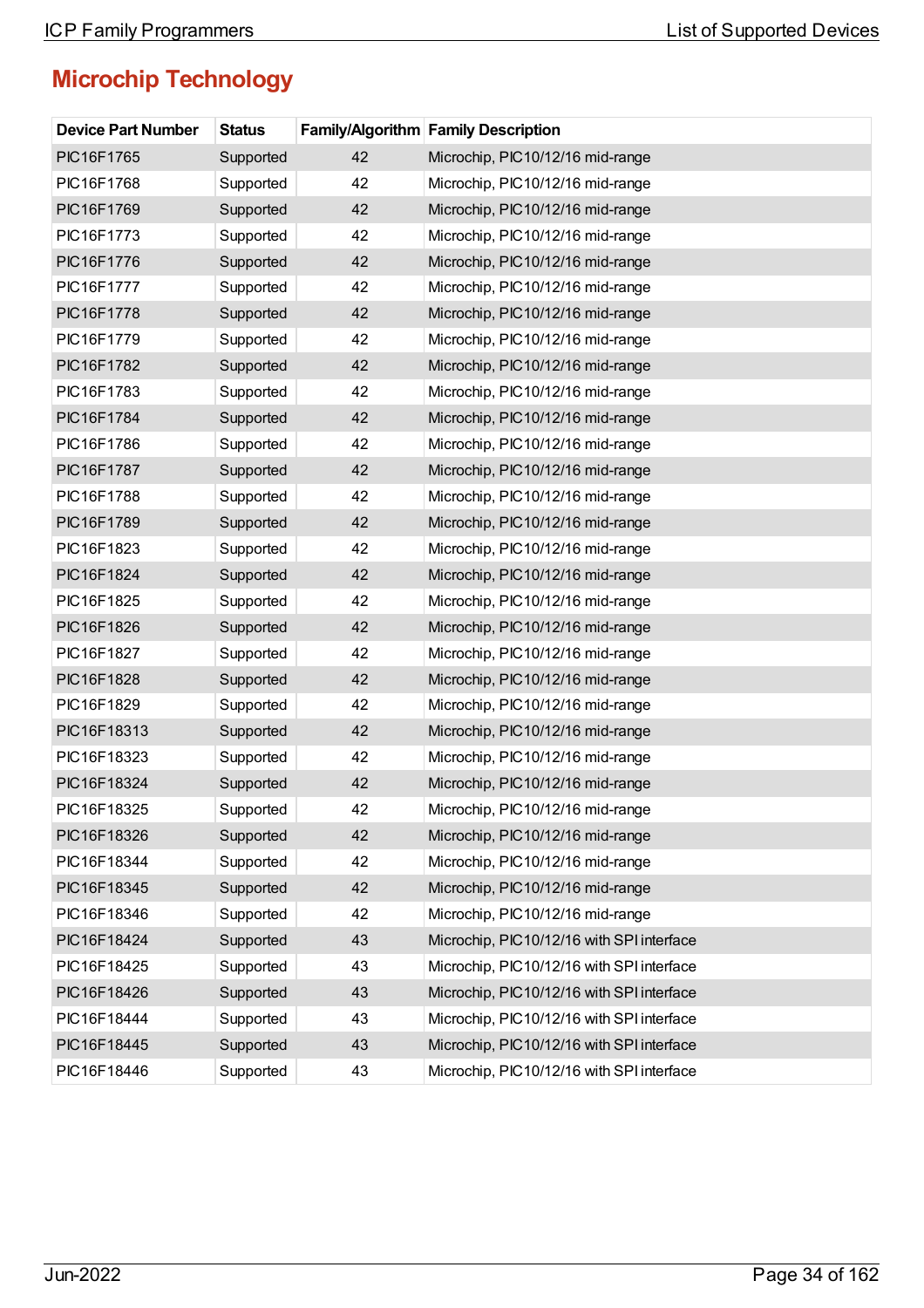# Microchip Technology

| Device Part Number | Status | Family/Algorithm | Family Description |
|---|---|---|---|
| PIC16F1765 | Supported | 42 | Microchip, PIC10/12/16 mid-range |
| PIC16F1768 | Supported | 42 | Microchip, PIC10/12/16 mid-range |
| PIC16F1769 | Supported | 42 | Microchip, PIC10/12/16 mid-range |
| PIC16F1773 | Supported | 42 | Microchip, PIC10/12/16 mid-range |
| PIC16F1776 | Supported | 42 | Microchip, PIC10/12/16 mid-range |
| PIC16F1777 | Supported | 42 | Microchip, PIC10/12/16 mid-range |
| PIC16F1778 | Supported | 42 | Microchip, PIC10/12/16 mid-range |
| PIC16F1779 | Supported | 42 | Microchip, PIC10/12/16 mid-range |
| PIC16F1782 | Supported | 42 | Microchip, PIC10/12/16 mid-range |
| PIC16F1783 | Supported | 42 | Microchip, PIC10/12/16 mid-range |
| PIC16F1784 | Supported | 42 | Microchip, PIC10/12/16 mid-range |
| PIC16F1786 | Supported | 42 | Microchip, PIC10/12/16 mid-range |
| PIC16F1787 | Supported | 42 | Microchip, PIC10/12/16 mid-range |
| PIC16F1788 | Supported | 42 | Microchip, PIC10/12/16 mid-range |
| PIC16F1789 | Supported | 42 | Microchip, PIC10/12/16 mid-range |
| PIC16F1823 | Supported | 42 | Microchip, PIC10/12/16 mid-range |
| PIC16F1824 | Supported | 42 | Microchip, PIC10/12/16 mid-range |
| PIC16F1825 | Supported | 42 | Microchip, PIC10/12/16 mid-range |
| PIC16F1826 | Supported | 42 | Microchip, PIC10/12/16 mid-range |
| PIC16F1827 | Supported | 42 | Microchip, PIC10/12/16 mid-range |
| PIC16F1828 | Supported | 42 | Microchip, PIC10/12/16 mid-range |
| PIC16F1829 | Supported | 42 | Microchip, PIC10/12/16 mid-range |
| PIC16F18313 | Supported | 42 | Microchip, PIC10/12/16 mid-range |
| PIC16F18323 | Supported | 42 | Microchip, PIC10/12/16 mid-range |
| PIC16F18324 | Supported | 42 | Microchip, PIC10/12/16 mid-range |
| PIC16F18325 | Supported | 42 | Microchip, PIC10/12/16 mid-range |
| PIC16F18326 | Supported | 42 | Microchip, PIC10/12/16 mid-range |
| PIC16F18344 | Supported | 42 | Microchip, PIC10/12/16 mid-range |
| PIC16F18345 | Supported | 42 | Microchip, PIC10/12/16 mid-range |
| PIC16F18346 | Supported | 42 | Microchip, PIC10/12/16 mid-range |
| PIC16F18424 | Supported | 43 | Microchip, PIC10/12/16 with SPI interface |
| PIC16F18425 | Supported | 43 | Microchip, PIC10/12/16 with SPI interface |
| PIC16F18426 | Supported | 43 | Microchip, PIC10/12/16 with SPI interface |
| PIC16F18444 | Supported | 43 | Microchip, PIC10/12/16 with SPI interface |
| PIC16F18445 | Supported | 43 | Microchip, PIC10/12/16 with SPI interface |
| PIC16F18446 | Supported | 43 | Microchip, PIC10/12/16 with SPI interface |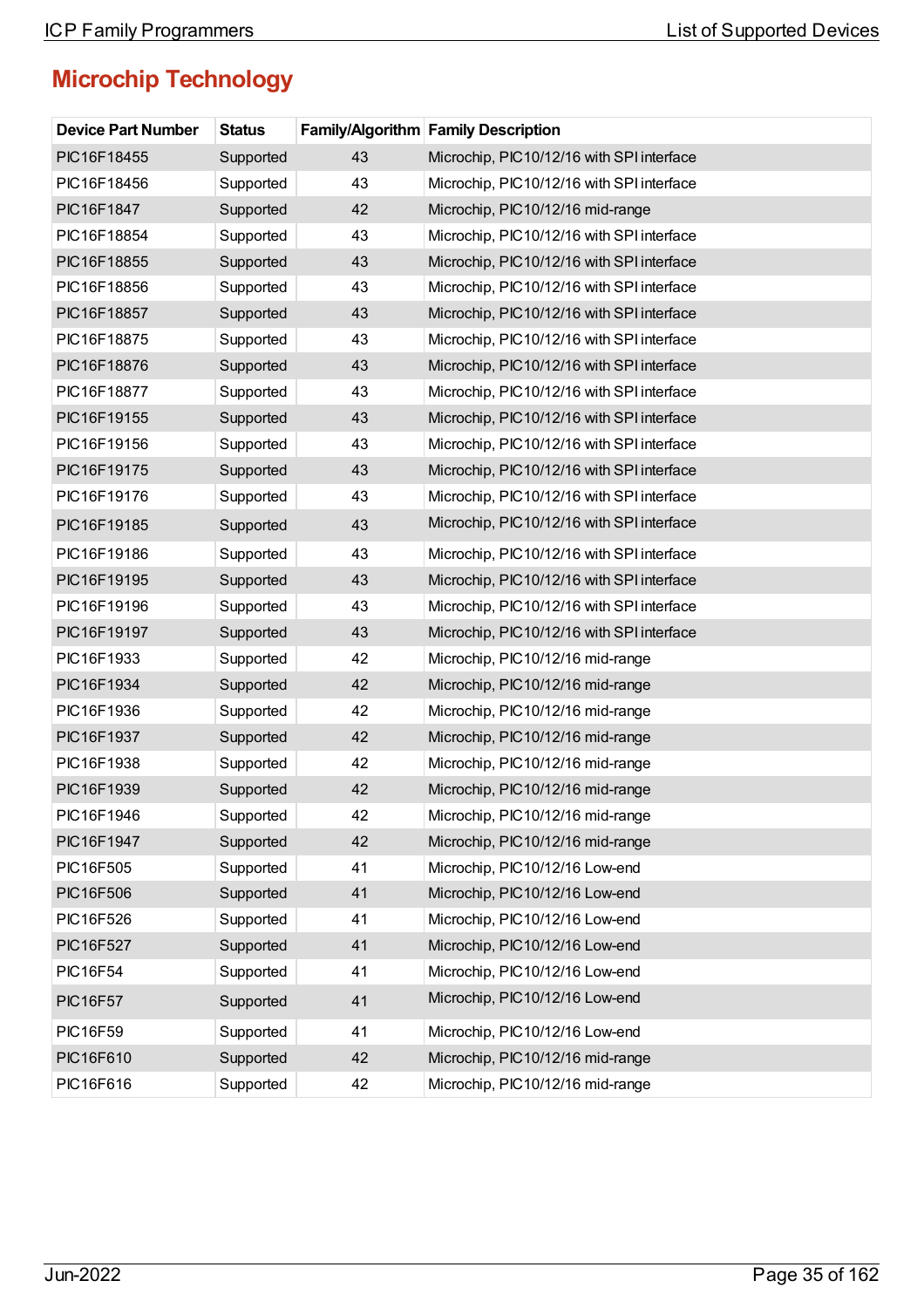## Microchip Technology

| Device Part Number | Status | Family/Algorithm | Family Description |
|---|---|---|---|
| PIC16F18455 | Supported | 43 | Microchip, PIC10/12/16 with SPI interface |
| PIC16F18456 | Supported | 43 | Microchip, PIC10/12/16 with SPI interface |
| PIC16F1847 | Supported | 42 | Microchip, PIC10/12/16 mid-range |
| PIC16F18854 | Supported | 43 | Microchip, PIC10/12/16 with SPI interface |
| PIC16F18855 | Supported | 43 | Microchip, PIC10/12/16 with SPI interface |
| PIC16F18856 | Supported | 43 | Microchip, PIC10/12/16 with SPI interface |
| PIC16F18857 | Supported | 43 | Microchip, PIC10/12/16 with SPI interface |
| PIC16F18875 | Supported | 43 | Microchip, PIC10/12/16 with SPI interface |
| PIC16F18876 | Supported | 43 | Microchip, PIC10/12/16 with SPI interface |
| PIC16F18877 | Supported | 43 | Microchip, PIC10/12/16 with SPI interface |
| PIC16F19155 | Supported | 43 | Microchip, PIC10/12/16 with SPI interface |
| PIC16F19156 | Supported | 43 | Microchip, PIC10/12/16 with SPI interface |
| PIC16F19175 | Supported | 43 | Microchip, PIC10/12/16 with SPI interface |
| PIC16F19176 | Supported | 43 | Microchip, PIC10/12/16 with SPI interface |
| PIC16F19185 | Supported | 43 | Microchip, PIC10/12/16 with SPI interface |
| PIC16F19186 | Supported | 43 | Microchip, PIC10/12/16 with SPI interface |
| PIC16F19195 | Supported | 43 | Microchip, PIC10/12/16 with SPI interface |
| PIC16F19196 | Supported | 43 | Microchip, PIC10/12/16 with SPI interface |
| PIC16F19197 | Supported | 43 | Microchip, PIC10/12/16 with SPI interface |
| PIC16F1933 | Supported | 42 | Microchip, PIC10/12/16 mid-range |
| PIC16F1934 | Supported | 42 | Microchip, PIC10/12/16 mid-range |
| PIC16F1936 | Supported | 42 | Microchip, PIC10/12/16 mid-range |
| PIC16F1937 | Supported | 42 | Microchip, PIC10/12/16 mid-range |
| PIC16F1938 | Supported | 42 | Microchip, PIC10/12/16 mid-range |
| PIC16F1939 | Supported | 42 | Microchip, PIC10/12/16 mid-range |
| PIC16F1946 | Supported | 42 | Microchip, PIC10/12/16 mid-range |
| PIC16F1947 | Supported | 42 | Microchip, PIC10/12/16 mid-range |
| PIC16F505 | Supported | 41 | Microchip, PIC10/12/16 Low-end |
| PIC16F506 | Supported | 41 | Microchip, PIC10/12/16 Low-end |
| PIC16F526 | Supported | 41 | Microchip, PIC10/12/16 Low-end |
| PIC16F527 | Supported | 41 | Microchip, PIC10/12/16 Low-end |
| PIC16F54 | Supported | 41 | Microchip, PIC10/12/16 Low-end |
| PIC16F57 | Supported | 41 | Microchip, PIC10/12/16 Low-end |
| PIC16F59 | Supported | 41 | Microchip, PIC10/12/16 Low-end |
| PIC16F610 | Supported | 42 | Microchip, PIC10/12/16 mid-range |
| PIC16F616 | Supported | 42 | Microchip, PIC10/12/16 mid-range |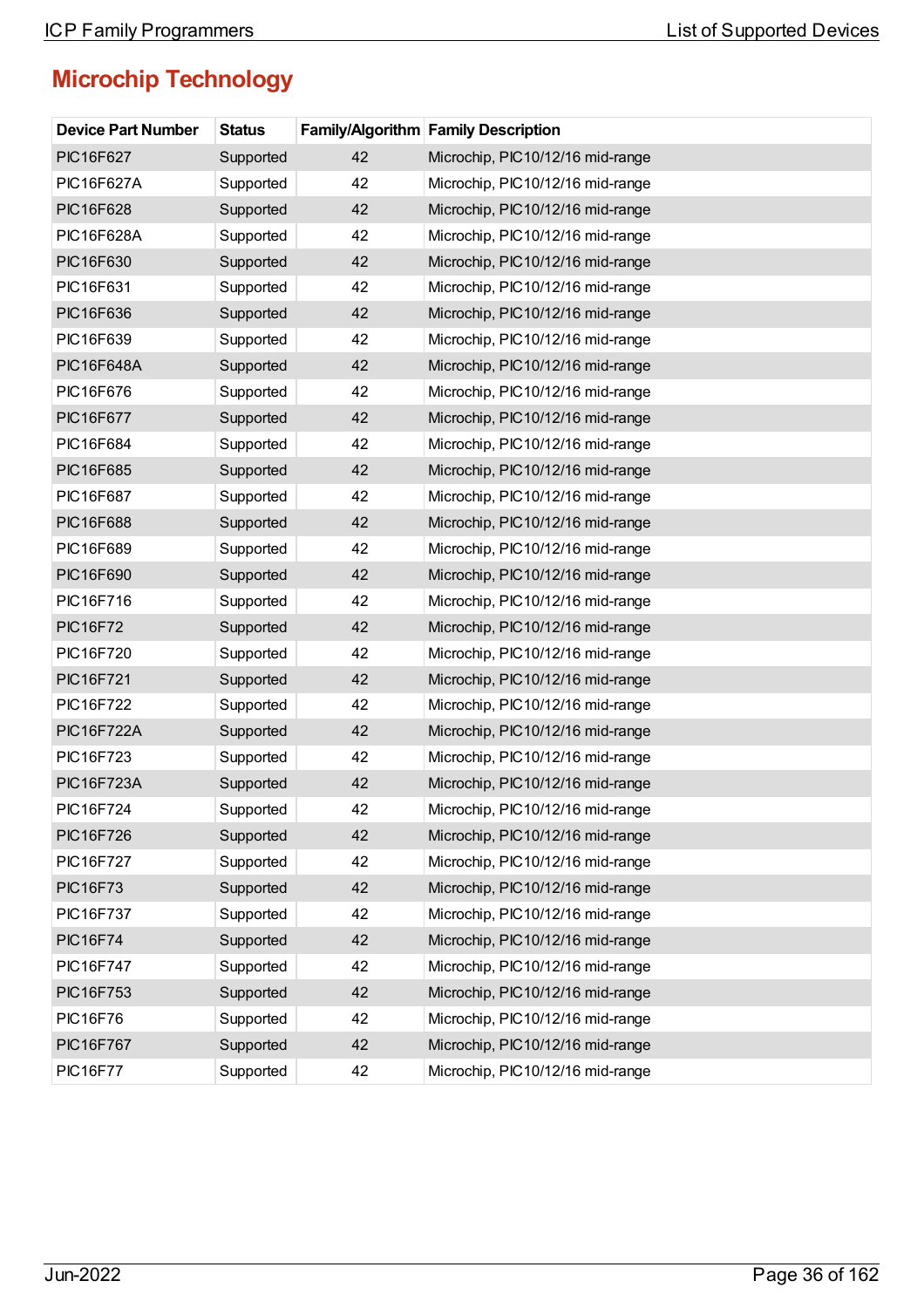## Microchip Technology

| Device Part Number | Status | Family/Algorithm | Family Description |
|---|---|---|---|
| PIC16F627 | Supported | 42 | Microchip, PIC10/12/16 mid-range |
| PIC16F627A | Supported | 42 | Microchip, PIC10/12/16 mid-range |
| PIC16F628 | Supported | 42 | Microchip, PIC10/12/16 mid-range |
| PIC16F628A | Supported | 42 | Microchip, PIC10/12/16 mid-range |
| PIC16F630 | Supported | 42 | Microchip, PIC10/12/16 mid-range |
| PIC16F631 | Supported | 42 | Microchip, PIC10/12/16 mid-range |
| PIC16F636 | Supported | 42 | Microchip, PIC10/12/16 mid-range |
| PIC16F639 | Supported | 42 | Microchip, PIC10/12/16 mid-range |
| PIC16F648A | Supported | 42 | Microchip, PIC10/12/16 mid-range |
| PIC16F676 | Supported | 42 | Microchip, PIC10/12/16 mid-range |
| PIC16F677 | Supported | 42 | Microchip, PIC10/12/16 mid-range |
| PIC16F684 | Supported | 42 | Microchip, PIC10/12/16 mid-range |
| PIC16F685 | Supported | 42 | Microchip, PIC10/12/16 mid-range |
| PIC16F687 | Supported | 42 | Microchip, PIC10/12/16 mid-range |
| PIC16F688 | Supported | 42 | Microchip, PIC10/12/16 mid-range |
| PIC16F689 | Supported | 42 | Microchip, PIC10/12/16 mid-range |
| PIC16F690 | Supported | 42 | Microchip, PIC10/12/16 mid-range |
| PIC16F716 | Supported | 42 | Microchip, PIC10/12/16 mid-range |
| PIC16F72 | Supported | 42 | Microchip, PIC10/12/16 mid-range |
| PIC16F720 | Supported | 42 | Microchip, PIC10/12/16 mid-range |
| PIC16F721 | Supported | 42 | Microchip, PIC10/12/16 mid-range |
| PIC16F722 | Supported | 42 | Microchip, PIC10/12/16 mid-range |
| PIC16F722A | Supported | 42 | Microchip, PIC10/12/16 mid-range |
| PIC16F723 | Supported | 42 | Microchip, PIC10/12/16 mid-range |
| PIC16F723A | Supported | 42 | Microchip, PIC10/12/16 mid-range |
| PIC16F724 | Supported | 42 | Microchip, PIC10/12/16 mid-range |
| PIC16F726 | Supported | 42 | Microchip, PIC10/12/16 mid-range |
| PIC16F727 | Supported | 42 | Microchip, PIC10/12/16 mid-range |
| PIC16F73 | Supported | 42 | Microchip, PIC10/12/16 mid-range |
| PIC16F737 | Supported | 42 | Microchip, PIC10/12/16 mid-range |
| PIC16F74 | Supported | 42 | Microchip, PIC10/12/16 mid-range |
| PIC16F747 | Supported | 42 | Microchip, PIC10/12/16 mid-range |
| PIC16F753 | Supported | 42 | Microchip, PIC10/12/16 mid-range |
| PIC16F76 | Supported | 42 | Microchip, PIC10/12/16 mid-range |
| PIC16F767 | Supported | 42 | Microchip, PIC10/12/16 mid-range |
| PIC16F77 | Supported | 42 | Microchip, PIC10/12/16 mid-range |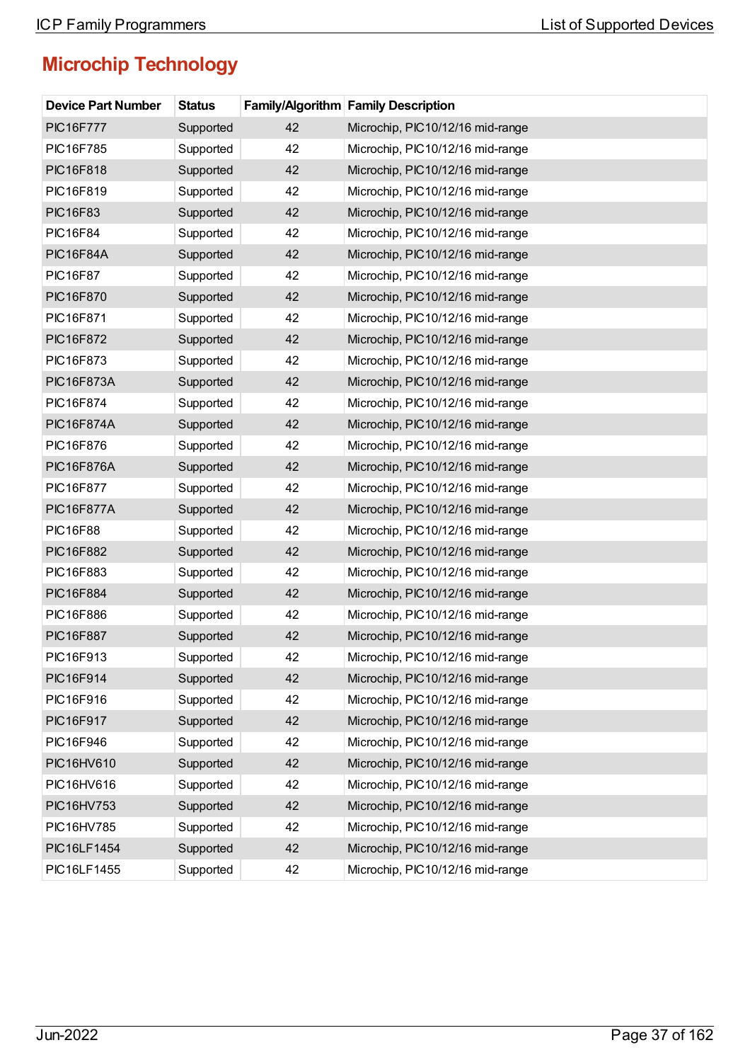## Microchip Technology

| Device Part Number | Status | Family/Algorithm | Family Description |
|---|---|---|---|
| PIC16F777 | Supported | 42 | Microchip, PIC10/12/16 mid-range |
| PIC16F785 | Supported | 42 | Microchip, PIC10/12/16 mid-range |
| PIC16F818 | Supported | 42 | Microchip, PIC10/12/16 mid-range |
| PIC16F819 | Supported | 42 | Microchip, PIC10/12/16 mid-range |
| PIC16F83 | Supported | 42 | Microchip, PIC10/12/16 mid-range |
| PIC16F84 | Supported | 42 | Microchip, PIC10/12/16 mid-range |
| PIC16F84A | Supported | 42 | Microchip, PIC10/12/16 mid-range |
| PIC16F87 | Supported | 42 | Microchip, PIC10/12/16 mid-range |
| PIC16F870 | Supported | 42 | Microchip, PIC10/12/16 mid-range |
| PIC16F871 | Supported | 42 | Microchip, PIC10/12/16 mid-range |
| PIC16F872 | Supported | 42 | Microchip, PIC10/12/16 mid-range |
| PIC16F873 | Supported | 42 | Microchip, PIC10/12/16 mid-range |
| PIC16F873A | Supported | 42 | Microchip, PIC10/12/16 mid-range |
| PIC16F874 | Supported | 42 | Microchip, PIC10/12/16 mid-range |
| PIC16F874A | Supported | 42 | Microchip, PIC10/12/16 mid-range |
| PIC16F876 | Supported | 42 | Microchip, PIC10/12/16 mid-range |
| PIC16F876A | Supported | 42 | Microchip, PIC10/12/16 mid-range |
| PIC16F877 | Supported | 42 | Microchip, PIC10/12/16 mid-range |
| PIC16F877A | Supported | 42 | Microchip, PIC10/12/16 mid-range |
| PIC16F88 | Supported | 42 | Microchip, PIC10/12/16 mid-range |
| PIC16F882 | Supported | 42 | Microchip, PIC10/12/16 mid-range |
| PIC16F883 | Supported | 42 | Microchip, PIC10/12/16 mid-range |
| PIC16F884 | Supported | 42 | Microchip, PIC10/12/16 mid-range |
| PIC16F886 | Supported | 42 | Microchip, PIC10/12/16 mid-range |
| PIC16F887 | Supported | 42 | Microchip, PIC10/12/16 mid-range |
| PIC16F913 | Supported | 42 | Microchip, PIC10/12/16 mid-range |
| PIC16F914 | Supported | 42 | Microchip, PIC10/12/16 mid-range |
| PIC16F916 | Supported | 42 | Microchip, PIC10/12/16 mid-range |
| PIC16F917 | Supported | 42 | Microchip, PIC10/12/16 mid-range |
| PIC16F946 | Supported | 42 | Microchip, PIC10/12/16 mid-range |
| PIC16HV610 | Supported | 42 | Microchip, PIC10/12/16 mid-range |
| PIC16HV616 | Supported | 42 | Microchip, PIC10/12/16 mid-range |
| PIC16HV753 | Supported | 42 | Microchip, PIC10/12/16 mid-range |
| PIC16HV785 | Supported | 42 | Microchip, PIC10/12/16 mid-range |
| PIC16LF1454 | Supported | 42 | Microchip, PIC10/12/16 mid-range |
| PIC16LF1455 | Supported | 42 | Microchip, PIC10/12/16 mid-range |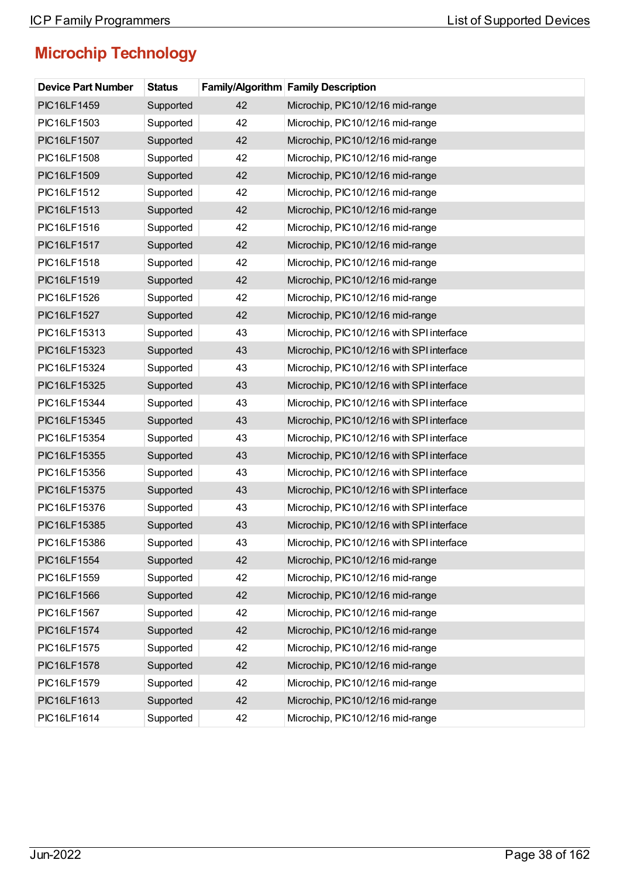## Microchip Technology

| Device Part Number | Status | Family/Algorithm | Family Description |
|---|---|---|---|
| PIC16LF1459 | Supported | 42 | Microchip, PIC10/12/16 mid-range |
| PIC16LF1503 | Supported | 42 | Microchip, PIC10/12/16 mid-range |
| PIC16LF1507 | Supported | 42 | Microchip, PIC10/12/16 mid-range |
| PIC16LF1508 | Supported | 42 | Microchip, PIC10/12/16 mid-range |
| PIC16LF1509 | Supported | 42 | Microchip, PIC10/12/16 mid-range |
| PIC16LF1512 | Supported | 42 | Microchip, PIC10/12/16 mid-range |
| PIC16LF1513 | Supported | 42 | Microchip, PIC10/12/16 mid-range |
| PIC16LF1516 | Supported | 42 | Microchip, PIC10/12/16 mid-range |
| PIC16LF1517 | Supported | 42 | Microchip, PIC10/12/16 mid-range |
| PIC16LF1518 | Supported | 42 | Microchip, PIC10/12/16 mid-range |
| PIC16LF1519 | Supported | 42 | Microchip, PIC10/12/16 mid-range |
| PIC16LF1526 | Supported | 42 | Microchip, PIC10/12/16 mid-range |
| PIC16LF1527 | Supported | 42 | Microchip, PIC10/12/16 mid-range |
| PIC16LF15313 | Supported | 43 | Microchip, PIC10/12/16 with SPI interface |
| PIC16LF15323 | Supported | 43 | Microchip, PIC10/12/16 with SPI interface |
| PIC16LF15324 | Supported | 43 | Microchip, PIC10/12/16 with SPI interface |
| PIC16LF15325 | Supported | 43 | Microchip, PIC10/12/16 with SPI interface |
| PIC16LF15344 | Supported | 43 | Microchip, PIC10/12/16 with SPI interface |
| PIC16LF15345 | Supported | 43 | Microchip, PIC10/12/16 with SPI interface |
| PIC16LF15354 | Supported | 43 | Microchip, PIC10/12/16 with SPI interface |
| PIC16LF15355 | Supported | 43 | Microchip, PIC10/12/16 with SPI interface |
| PIC16LF15356 | Supported | 43 | Microchip, PIC10/12/16 with SPI interface |
| PIC16LF15375 | Supported | 43 | Microchip, PIC10/12/16 with SPI interface |
| PIC16LF15376 | Supported | 43 | Microchip, PIC10/12/16 with SPI interface |
| PIC16LF15385 | Supported | 43 | Microchip, PIC10/12/16 with SPI interface |
| PIC16LF15386 | Supported | 43 | Microchip, PIC10/12/16 with SPI interface |
| PIC16LF1554 | Supported | 42 | Microchip, PIC10/12/16 mid-range |
| PIC16LF1559 | Supported | 42 | Microchip, PIC10/12/16 mid-range |
| PIC16LF1566 | Supported | 42 | Microchip, PIC10/12/16 mid-range |
| PIC16LF1567 | Supported | 42 | Microchip, PIC10/12/16 mid-range |
| PIC16LF1574 | Supported | 42 | Microchip, PIC10/12/16 mid-range |
| PIC16LF1575 | Supported | 42 | Microchip, PIC10/12/16 mid-range |
| PIC16LF1578 | Supported | 42 | Microchip, PIC10/12/16 mid-range |
| PIC16LF1579 | Supported | 42 | Microchip, PIC10/12/16 mid-range |
| PIC16LF1613 | Supported | 42 | Microchip, PIC10/12/16 mid-range |
| PIC16LF1614 | Supported | 42 | Microchip, PIC10/12/16 mid-range |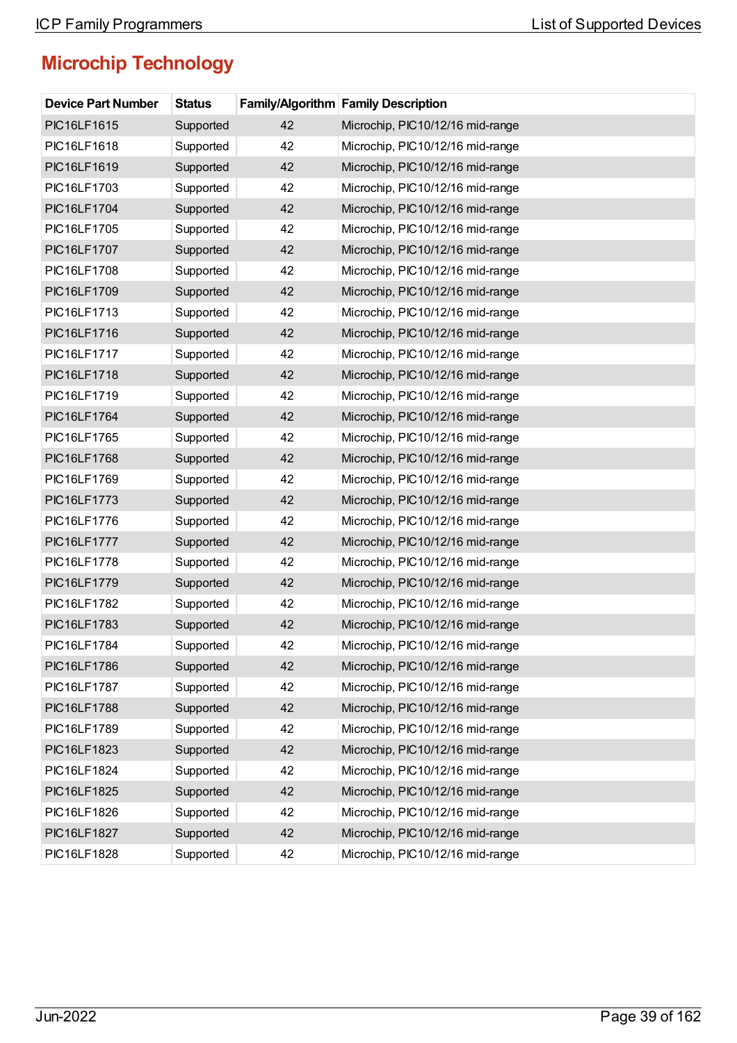## Microchip Technology

| Device Part Number | Status | Family/Algorithm | Family Description |
|---|---|---|---|
| PIC16LF1615 | Supported | 42 | Microchip, PIC10/12/16 mid-range |
| PIC16LF1618 | Supported | 42 | Microchip, PIC10/12/16 mid-range |
| PIC16LF1619 | Supported | 42 | Microchip, PIC10/12/16 mid-range |
| PIC16LF1703 | Supported | 42 | Microchip, PIC10/12/16 mid-range |
| PIC16LF1704 | Supported | 42 | Microchip, PIC10/12/16 mid-range |
| PIC16LF1705 | Supported | 42 | Microchip, PIC10/12/16 mid-range |
| PIC16LF1707 | Supported | 42 | Microchip, PIC10/12/16 mid-range |
| PIC16LF1708 | Supported | 42 | Microchip, PIC10/12/16 mid-range |
| PIC16LF1709 | Supported | 42 | Microchip, PIC10/12/16 mid-range |
| PIC16LF1713 | Supported | 42 | Microchip, PIC10/12/16 mid-range |
| PIC16LF1716 | Supported | 42 | Microchip, PIC10/12/16 mid-range |
| PIC16LF1717 | Supported | 42 | Microchip, PIC10/12/16 mid-range |
| PIC16LF1718 | Supported | 42 | Microchip, PIC10/12/16 mid-range |
| PIC16LF1719 | Supported | 42 | Microchip, PIC10/12/16 mid-range |
| PIC16LF1764 | Supported | 42 | Microchip, PIC10/12/16 mid-range |
| PIC16LF1765 | Supported | 42 | Microchip, PIC10/12/16 mid-range |
| PIC16LF1768 | Supported | 42 | Microchip, PIC10/12/16 mid-range |
| PIC16LF1769 | Supported | 42 | Microchip, PIC10/12/16 mid-range |
| PIC16LF1773 | Supported | 42 | Microchip, PIC10/12/16 mid-range |
| PIC16LF1776 | Supported | 42 | Microchip, PIC10/12/16 mid-range |
| PIC16LF1777 | Supported | 42 | Microchip, PIC10/12/16 mid-range |
| PIC16LF1778 | Supported | 42 | Microchip, PIC10/12/16 mid-range |
| PIC16LF1779 | Supported | 42 | Microchip, PIC10/12/16 mid-range |
| PIC16LF1782 | Supported | 42 | Microchip, PIC10/12/16 mid-range |
| PIC16LF1783 | Supported | 42 | Microchip, PIC10/12/16 mid-range |
| PIC16LF1784 | Supported | 42 | Microchip, PIC10/12/16 mid-range |
| PIC16LF1786 | Supported | 42 | Microchip, PIC10/12/16 mid-range |
| PIC16LF1787 | Supported | 42 | Microchip, PIC10/12/16 mid-range |
| PIC16LF1788 | Supported | 42 | Microchip, PIC10/12/16 mid-range |
| PIC16LF1789 | Supported | 42 | Microchip, PIC10/12/16 mid-range |
| PIC16LF1823 | Supported | 42 | Microchip, PIC10/12/16 mid-range |
| PIC16LF1824 | Supported | 42 | Microchip, PIC10/12/16 mid-range |
| PIC16LF1825 | Supported | 42 | Microchip, PIC10/12/16 mid-range |
| PIC16LF1826 | Supported | 42 | Microchip, PIC10/12/16 mid-range |
| PIC16LF1827 | Supported | 42 | Microchip, PIC10/12/16 mid-range |
| PIC16LF1828 | Supported | 42 | Microchip, PIC10/12/16 mid-range |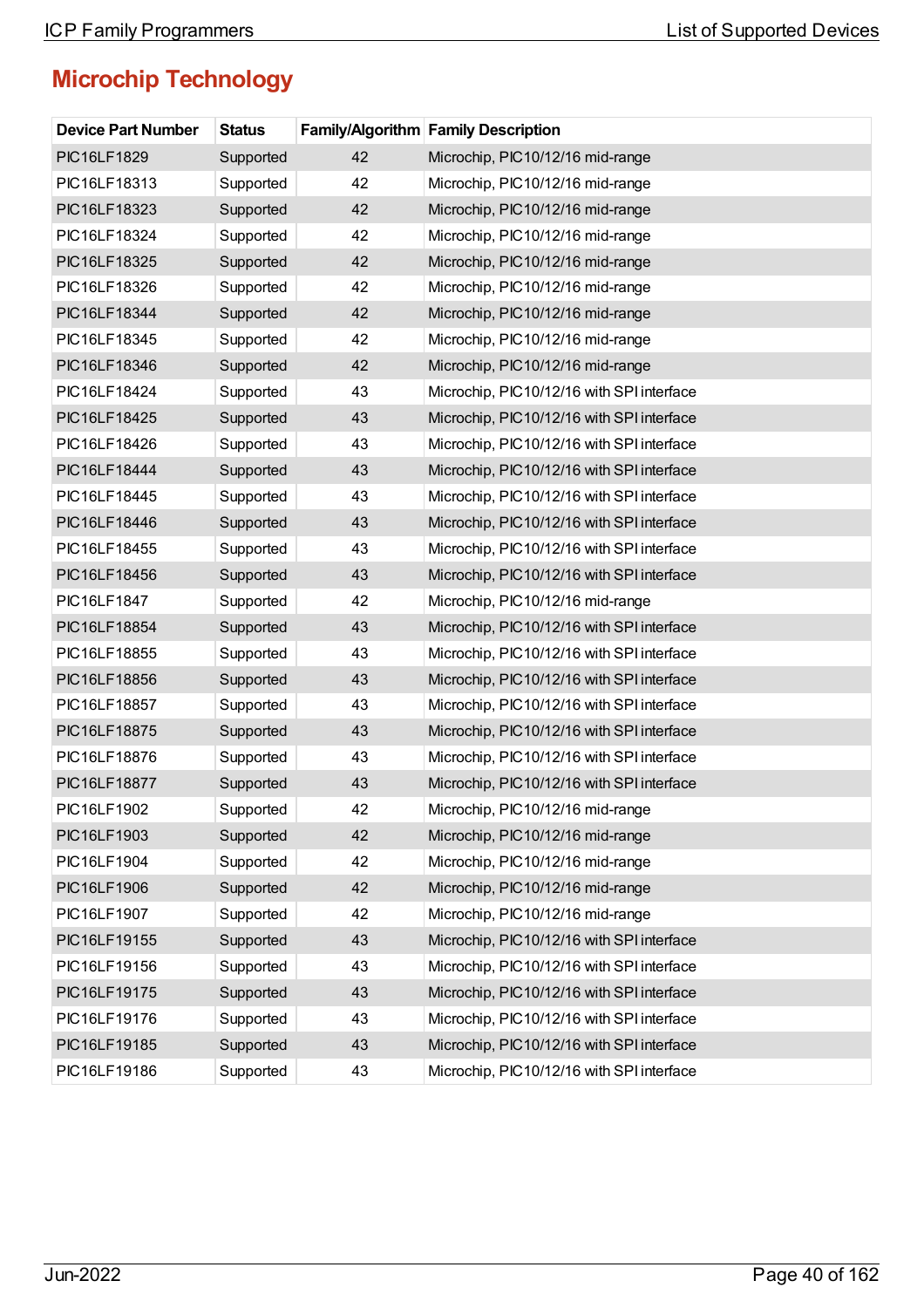## Microchip Technology

| Device Part Number | Status | Family/Algorithm | Family Description |
|---|---|---|---|
| PIC16LF1829 | Supported | 42 | Microchip, PIC10/12/16 mid-range |
| PIC16LF18313 | Supported | 42 | Microchip, PIC10/12/16 mid-range |
| PIC16LF18323 | Supported | 42 | Microchip, PIC10/12/16 mid-range |
| PIC16LF18324 | Supported | 42 | Microchip, PIC10/12/16 mid-range |
| PIC16LF18325 | Supported | 42 | Microchip, PIC10/12/16 mid-range |
| PIC16LF18326 | Supported | 42 | Microchip, PIC10/12/16 mid-range |
| PIC16LF18344 | Supported | 42 | Microchip, PIC10/12/16 mid-range |
| PIC16LF18345 | Supported | 42 | Microchip, PIC10/12/16 mid-range |
| PIC16LF18346 | Supported | 42 | Microchip, PIC10/12/16 mid-range |
| PIC16LF18424 | Supported | 43 | Microchip, PIC10/12/16 with SPI interface |
| PIC16LF18425 | Supported | 43 | Microchip, PIC10/12/16 with SPI interface |
| PIC16LF18426 | Supported | 43 | Microchip, PIC10/12/16 with SPI interface |
| PIC16LF18444 | Supported | 43 | Microchip, PIC10/12/16 with SPI interface |
| PIC16LF18445 | Supported | 43 | Microchip, PIC10/12/16 with SPI interface |
| PIC16LF18446 | Supported | 43 | Microchip, PIC10/12/16 with SPI interface |
| PIC16LF18455 | Supported | 43 | Microchip, PIC10/12/16 with SPI interface |
| PIC16LF18456 | Supported | 43 | Microchip, PIC10/12/16 with SPI interface |
| PIC16LF1847 | Supported | 42 | Microchip, PIC10/12/16 mid-range |
| PIC16LF18854 | Supported | 43 | Microchip, PIC10/12/16 with SPI interface |
| PIC16LF18855 | Supported | 43 | Microchip, PIC10/12/16 with SPI interface |
| PIC16LF18856 | Supported | 43 | Microchip, PIC10/12/16 with SPI interface |
| PIC16LF18857 | Supported | 43 | Microchip, PIC10/12/16 with SPI interface |
| PIC16LF18875 | Supported | 43 | Microchip, PIC10/12/16 with SPI interface |
| PIC16LF18876 | Supported | 43 | Microchip, PIC10/12/16 with SPI interface |
| PIC16LF18877 | Supported | 43 | Microchip, PIC10/12/16 with SPI interface |
| PIC16LF1902 | Supported | 42 | Microchip, PIC10/12/16 mid-range |
| PIC16LF1903 | Supported | 42 | Microchip, PIC10/12/16 mid-range |
| PIC16LF1904 | Supported | 42 | Microchip, PIC10/12/16 mid-range |
| PIC16LF1906 | Supported | 42 | Microchip, PIC10/12/16 mid-range |
| PIC16LF1907 | Supported | 42 | Microchip, PIC10/12/16 mid-range |
| PIC16LF19155 | Supported | 43 | Microchip, PIC10/12/16 with SPI interface |
| PIC16LF19156 | Supported | 43 | Microchip, PIC10/12/16 with SPI interface |
| PIC16LF19175 | Supported | 43 | Microchip, PIC10/12/16 with SPI interface |
| PIC16LF19176 | Supported | 43 | Microchip, PIC10/12/16 with SPI interface |
| PIC16LF19185 | Supported | 43 | Microchip, PIC10/12/16 with SPI interface |
| PIC16LF19186 | Supported | 43 | Microchip, PIC10/12/16 with SPI interface |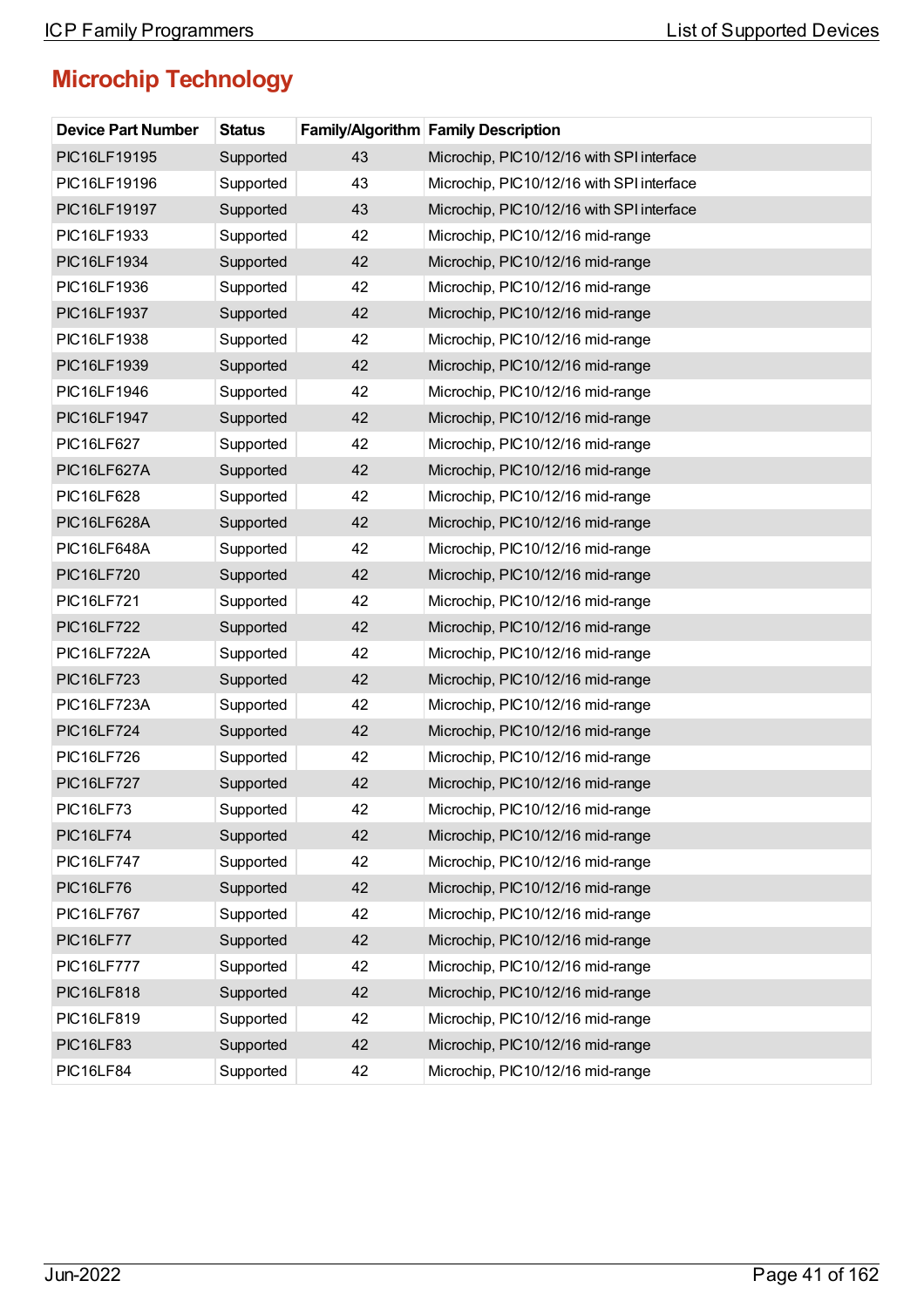## Microchip Technology

| Device Part Number | Status | Family/Algorithm | Family Description |
|---|---|---|---|
| PIC16LF19195 | Supported | 43 | Microchip, PIC10/12/16 with SPI interface |
| PIC16LF19196 | Supported | 43 | Microchip, PIC10/12/16 with SPI interface |
| PIC16LF19197 | Supported | 43 | Microchip, PIC10/12/16 with SPI interface |
| PIC16LF1933 | Supported | 42 | Microchip, PIC10/12/16 mid-range |
| PIC16LF1934 | Supported | 42 | Microchip, PIC10/12/16 mid-range |
| PIC16LF1936 | Supported | 42 | Microchip, PIC10/12/16 mid-range |
| PIC16LF1937 | Supported | 42 | Microchip, PIC10/12/16 mid-range |
| PIC16LF1938 | Supported | 42 | Microchip, PIC10/12/16 mid-range |
| PIC16LF1939 | Supported | 42 | Microchip, PIC10/12/16 mid-range |
| PIC16LF1946 | Supported | 42 | Microchip, PIC10/12/16 mid-range |
| PIC16LF1947 | Supported | 42 | Microchip, PIC10/12/16 mid-range |
| PIC16LF627 | Supported | 42 | Microchip, PIC10/12/16 mid-range |
| PIC16LF627A | Supported | 42 | Microchip, PIC10/12/16 mid-range |
| PIC16LF628 | Supported | 42 | Microchip, PIC10/12/16 mid-range |
| PIC16LF628A | Supported | 42 | Microchip, PIC10/12/16 mid-range |
| PIC16LF648A | Supported | 42 | Microchip, PIC10/12/16 mid-range |
| PIC16LF720 | Supported | 42 | Microchip, PIC10/12/16 mid-range |
| PIC16LF721 | Supported | 42 | Microchip, PIC10/12/16 mid-range |
| PIC16LF722 | Supported | 42 | Microchip, PIC10/12/16 mid-range |
| PIC16LF722A | Supported | 42 | Microchip, PIC10/12/16 mid-range |
| PIC16LF723 | Supported | 42 | Microchip, PIC10/12/16 mid-range |
| PIC16LF723A | Supported | 42 | Microchip, PIC10/12/16 mid-range |
| PIC16LF724 | Supported | 42 | Microchip, PIC10/12/16 mid-range |
| PIC16LF726 | Supported | 42 | Microchip, PIC10/12/16 mid-range |
| PIC16LF727 | Supported | 42 | Microchip, PIC10/12/16 mid-range |
| PIC16LF73 | Supported | 42 | Microchip, PIC10/12/16 mid-range |
| PIC16LF74 | Supported | 42 | Microchip, PIC10/12/16 mid-range |
| PIC16LF747 | Supported | 42 | Microchip, PIC10/12/16 mid-range |
| PIC16LF76 | Supported | 42 | Microchip, PIC10/12/16 mid-range |
| PIC16LF767 | Supported | 42 | Microchip, PIC10/12/16 mid-range |
| PIC16LF77 | Supported | 42 | Microchip, PIC10/12/16 mid-range |
| PIC16LF777 | Supported | 42 | Microchip, PIC10/12/16 mid-range |
| PIC16LF818 | Supported | 42 | Microchip, PIC10/12/16 mid-range |
| PIC16LF819 | Supported | 42 | Microchip, PIC10/12/16 mid-range |
| PIC16LF83 | Supported | 42 | Microchip, PIC10/12/16 mid-range |
| PIC16LF84 | Supported | 42 | Microchip, PIC10/12/16 mid-range |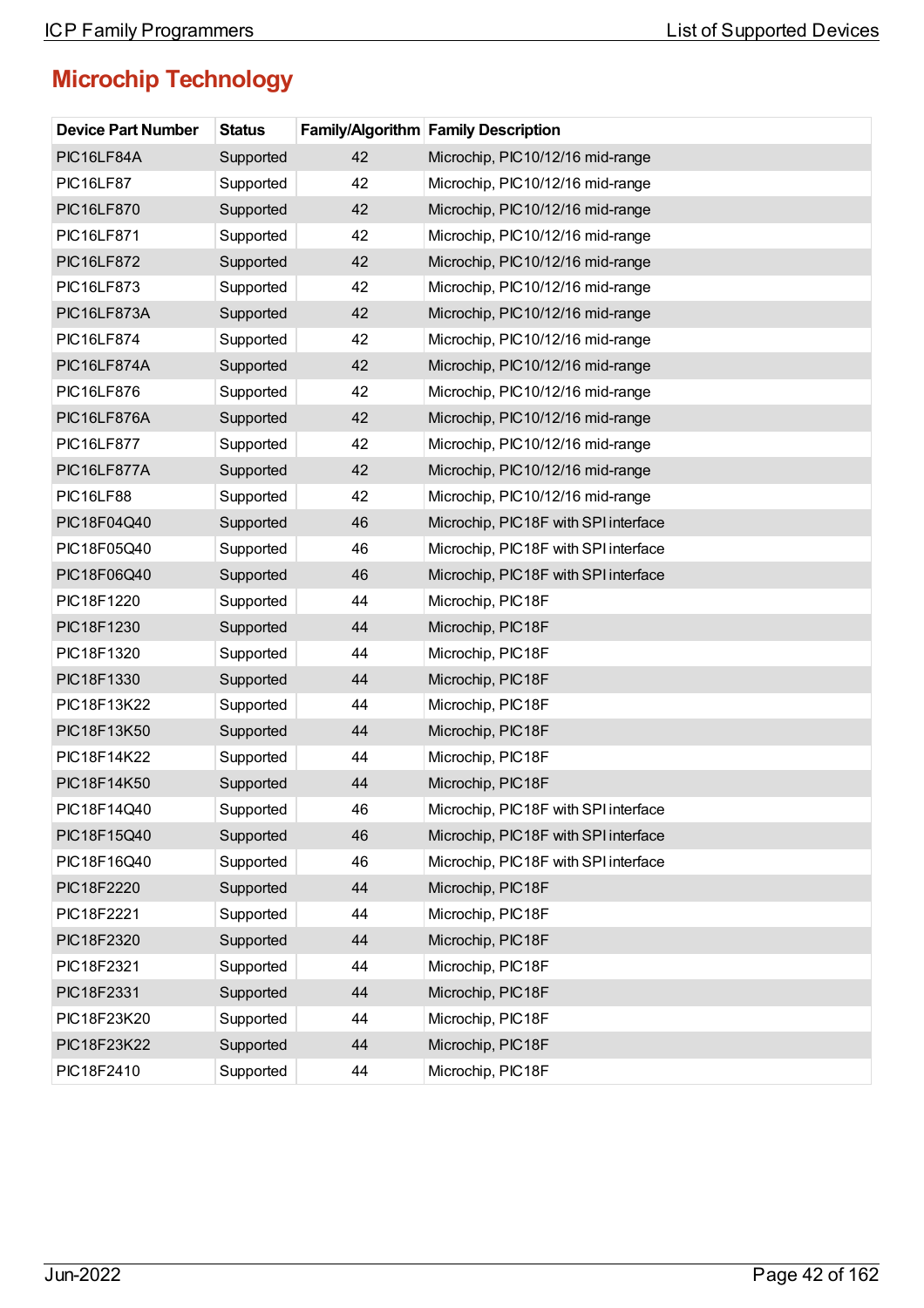## Microchip Technology

| Device Part Number | Status | Family/Algorithm | Family Description |
|---|---|---|---|
| PIC16LF84A | Supported | 42 | Microchip, PIC10/12/16 mid-range |
| PIC16LF87 | Supported | 42 | Microchip, PIC10/12/16 mid-range |
| PIC16LF870 | Supported | 42 | Microchip, PIC10/12/16 mid-range |
| PIC16LF871 | Supported | 42 | Microchip, PIC10/12/16 mid-range |
| PIC16LF872 | Supported | 42 | Microchip, PIC10/12/16 mid-range |
| PIC16LF873 | Supported | 42 | Microchip, PIC10/12/16 mid-range |
| PIC16LF873A | Supported | 42 | Microchip, PIC10/12/16 mid-range |
| PIC16LF874 | Supported | 42 | Microchip, PIC10/12/16 mid-range |
| PIC16LF874A | Supported | 42 | Microchip, PIC10/12/16 mid-range |
| PIC16LF876 | Supported | 42 | Microchip, PIC10/12/16 mid-range |
| PIC16LF876A | Supported | 42 | Microchip, PIC10/12/16 mid-range |
| PIC16LF877 | Supported | 42 | Microchip, PIC10/12/16 mid-range |
| PIC16LF877A | Supported | 42 | Microchip, PIC10/12/16 mid-range |
| PIC16LF88 | Supported | 42 | Microchip, PIC10/12/16 mid-range |
| PIC18F04Q40 | Supported | 46 | Microchip, PIC18F with SPI interface |
| PIC18F05Q40 | Supported | 46 | Microchip, PIC18F with SPI interface |
| PIC18F06Q40 | Supported | 46 | Microchip, PIC18F with SPI interface |
| PIC18F1220 | Supported | 44 | Microchip, PIC18F |
| PIC18F1230 | Supported | 44 | Microchip, PIC18F |
| PIC18F1320 | Supported | 44 | Microchip, PIC18F |
| PIC18F1330 | Supported | 44 | Microchip, PIC18F |
| PIC18F13K22 | Supported | 44 | Microchip, PIC18F |
| PIC18F13K50 | Supported | 44 | Microchip, PIC18F |
| PIC18F14K22 | Supported | 44 | Microchip, PIC18F |
| PIC18F14K50 | Supported | 44 | Microchip, PIC18F |
| PIC18F14Q40 | Supported | 46 | Microchip, PIC18F with SPI interface |
| PIC18F15Q40 | Supported | 46 | Microchip, PIC18F with SPI interface |
| PIC18F16Q40 | Supported | 46 | Microchip, PIC18F with SPI interface |
| PIC18F2220 | Supported | 44 | Microchip, PIC18F |
| PIC18F2221 | Supported | 44 | Microchip, PIC18F |
| PIC18F2320 | Supported | 44 | Microchip, PIC18F |
| PIC18F2321 | Supported | 44 | Microchip, PIC18F |
| PIC18F2331 | Supported | 44 | Microchip, PIC18F |
| PIC18F23K20 | Supported | 44 | Microchip, PIC18F |
| PIC18F23K22 | Supported | 44 | Microchip, PIC18F |
| PIC18F2410 | Supported | 44 | Microchip, PIC18F |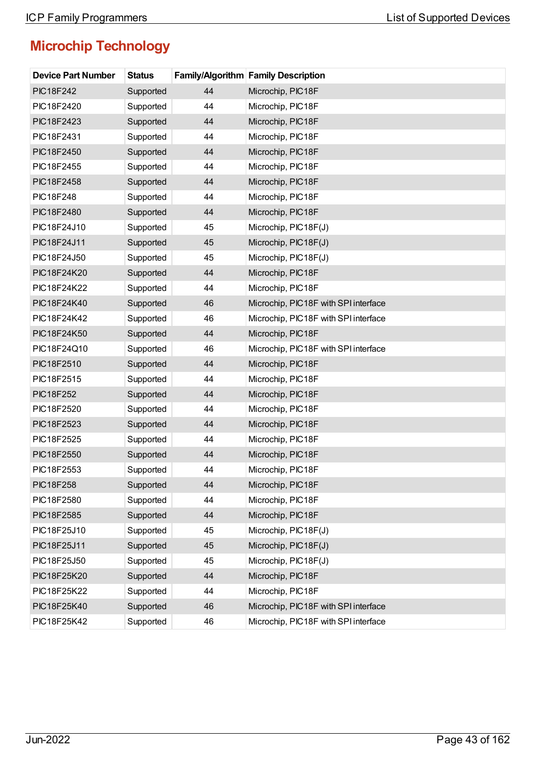# Microchip Technology

| Device Part Number | Status | Family/Algorithm | Family Description |
|---|---|---|---|
| PIC18F242 | Supported | 44 | Microchip, PIC18F |
| PIC18F2420 | Supported | 44 | Microchip, PIC18F |
| PIC18F2423 | Supported | 44 | Microchip, PIC18F |
| PIC18F2431 | Supported | 44 | Microchip, PIC18F |
| PIC18F2450 | Supported | 44 | Microchip, PIC18F |
| PIC18F2455 | Supported | 44 | Microchip, PIC18F |
| PIC18F2458 | Supported | 44 | Microchip, PIC18F |
| PIC18F248 | Supported | 44 | Microchip, PIC18F |
| PIC18F2480 | Supported | 44 | Microchip, PIC18F |
| PIC18F24J10 | Supported | 45 | Microchip, PIC18F(J) |
| PIC18F24J11 | Supported | 45 | Microchip, PIC18F(J) |
| PIC18F24J50 | Supported | 45 | Microchip, PIC18F(J) |
| PIC18F24K20 | Supported | 44 | Microchip, PIC18F |
| PIC18F24K22 | Supported | 44 | Microchip, PIC18F |
| PIC18F24K40 | Supported | 46 | Microchip, PIC18F with SPI interface |
| PIC18F24K42 | Supported | 46 | Microchip, PIC18F with SPI interface |
| PIC18F24K50 | Supported | 44 | Microchip, PIC18F |
| PIC18F24Q10 | Supported | 46 | Microchip, PIC18F with SPI interface |
| PIC18F2510 | Supported | 44 | Microchip, PIC18F |
| PIC18F2515 | Supported | 44 | Microchip, PIC18F |
| PIC18F252 | Supported | 44 | Microchip, PIC18F |
| PIC18F2520 | Supported | 44 | Microchip, PIC18F |
| PIC18F2523 | Supported | 44 | Microchip, PIC18F |
| PIC18F2525 | Supported | 44 | Microchip, PIC18F |
| PIC18F2550 | Supported | 44 | Microchip, PIC18F |
| PIC18F2553 | Supported | 44 | Microchip, PIC18F |
| PIC18F258 | Supported | 44 | Microchip, PIC18F |
| PIC18F2580 | Supported | 44 | Microchip, PIC18F |
| PIC18F2585 | Supported | 44 | Microchip, PIC18F |
| PIC18F25J10 | Supported | 45 | Microchip, PIC18F(J) |
| PIC18F25J11 | Supported | 45 | Microchip, PIC18F(J) |
| PIC18F25J50 | Supported | 45 | Microchip, PIC18F(J) |
| PIC18F25K20 | Supported | 44 | Microchip, PIC18F |
| PIC18F25K22 | Supported | 44 | Microchip, PIC18F |
| PIC18F25K40 | Supported | 46 | Microchip, PIC18F with SPI interface |
| PIC18F25K42 | Supported | 46 | Microchip, PIC18F with SPI interface |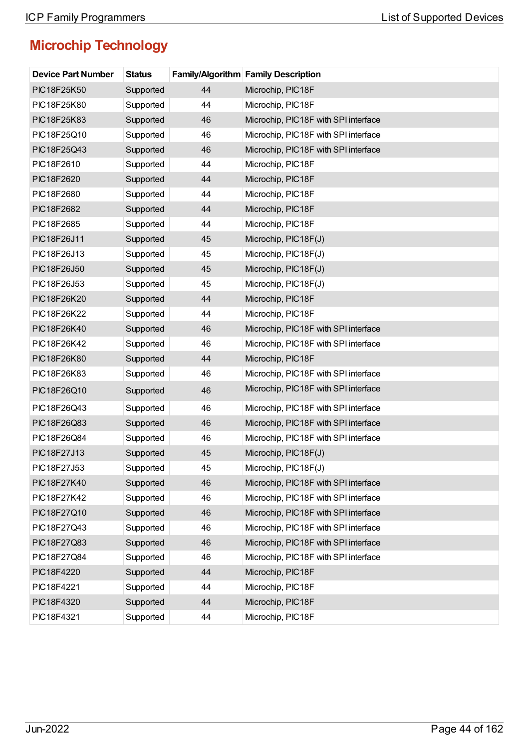## Microchip Technology

| Device Part Number | Status | Family/Algorithm | Family Description |
|---|---|---|---|
| PIC18F25K50 | Supported | 44 | Microchip, PIC18F |
| PIC18F25K80 | Supported | 44 | Microchip, PIC18F |
| PIC18F25K83 | Supported | 46 | Microchip, PIC18F with SPI interface |
| PIC18F25Q10 | Supported | 46 | Microchip, PIC18F with SPI interface |
| PIC18F25Q43 | Supported | 46 | Microchip, PIC18F with SPI interface |
| PIC18F2610 | Supported | 44 | Microchip, PIC18F |
| PIC18F2620 | Supported | 44 | Microchip, PIC18F |
| PIC18F2680 | Supported | 44 | Microchip, PIC18F |
| PIC18F2682 | Supported | 44 | Microchip, PIC18F |
| PIC18F2685 | Supported | 44 | Microchip, PIC18F |
| PIC18F26J11 | Supported | 45 | Microchip, PIC18F(J) |
| PIC18F26J13 | Supported | 45 | Microchip, PIC18F(J) |
| PIC18F26J50 | Supported | 45 | Microchip, PIC18F(J) |
| PIC18F26J53 | Supported | 45 | Microchip, PIC18F(J) |
| PIC18F26K20 | Supported | 44 | Microchip, PIC18F |
| PIC18F26K22 | Supported | 44 | Microchip, PIC18F |
| PIC18F26K40 | Supported | 46 | Microchip, PIC18F with SPI interface |
| PIC18F26K42 | Supported | 46 | Microchip, PIC18F with SPI interface |
| PIC18F26K80 | Supported | 44 | Microchip, PIC18F |
| PIC18F26K83 | Supported | 46 | Microchip, PIC18F with SPI interface |
| PIC18F26Q10 | Supported | 46 | Microchip, PIC18F with SPI interface |
| PIC18F26Q43 | Supported | 46 | Microchip, PIC18F with SPI interface |
| PIC18F26Q83 | Supported | 46 | Microchip, PIC18F with SPI interface |
| PIC18F26Q84 | Supported | 46 | Microchip, PIC18F with SPI interface |
| PIC18F27J13 | Supported | 45 | Microchip, PIC18F(J) |
| PIC18F27J53 | Supported | 45 | Microchip, PIC18F(J) |
| PIC18F27K40 | Supported | 46 | Microchip, PIC18F with SPI interface |
| PIC18F27K42 | Supported | 46 | Microchip, PIC18F with SPI interface |
| PIC18F27Q10 | Supported | 46 | Microchip, PIC18F with SPI interface |
| PIC18F27Q43 | Supported | 46 | Microchip, PIC18F with SPI interface |
| PIC18F27Q83 | Supported | 46 | Microchip, PIC18F with SPI interface |
| PIC18F27Q84 | Supported | 46 | Microchip, PIC18F with SPI interface |
| PIC18F4220 | Supported | 44 | Microchip, PIC18F |
| PIC18F4221 | Supported | 44 | Microchip, PIC18F |
| PIC18F4320 | Supported | 44 | Microchip, PIC18F |
| PIC18F4321 | Supported | 44 | Microchip, PIC18F |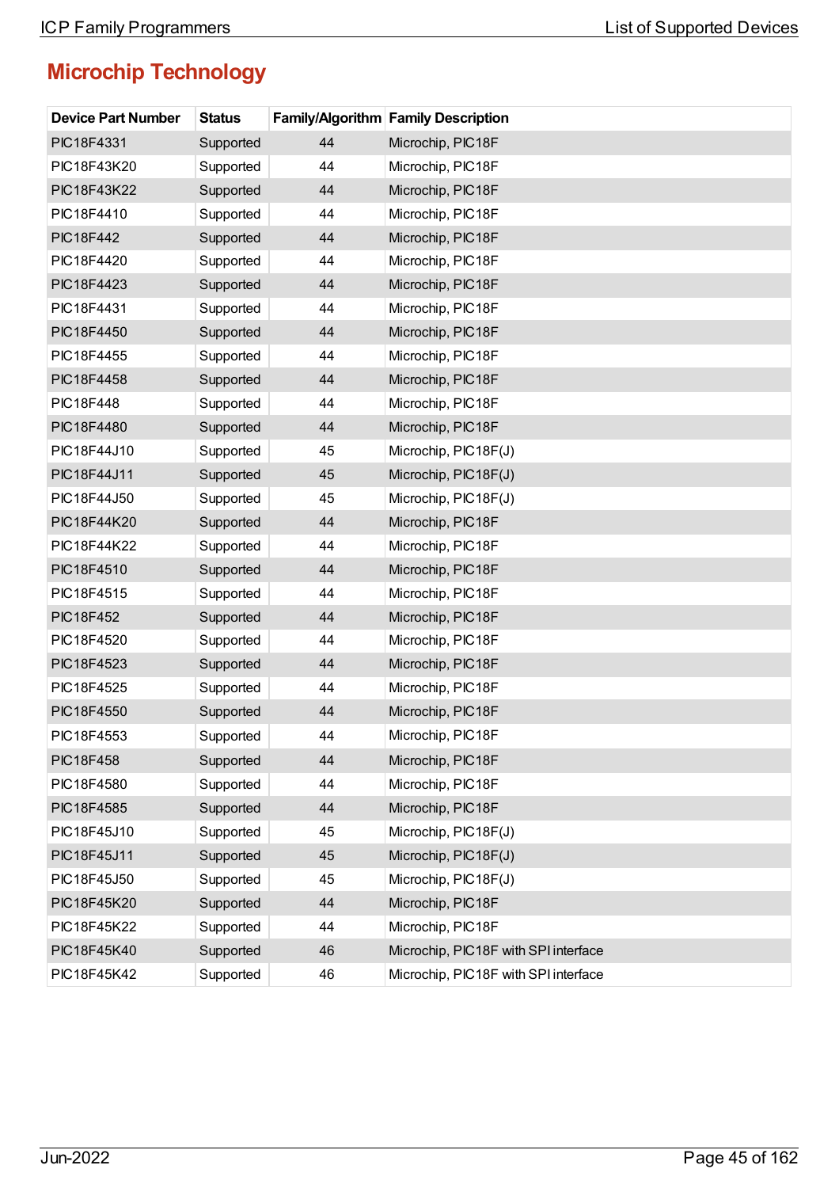## Microchip Technology

| Device Part Number | Status | Family/Algorithm | Family Description |
|---|---|---|---|
| PIC18F4331 | Supported | 44 | Microchip, PIC18F |
| PIC18F43K20 | Supported | 44 | Microchip, PIC18F |
| PIC18F43K22 | Supported | 44 | Microchip, PIC18F |
| PIC18F4410 | Supported | 44 | Microchip, PIC18F |
| PIC18F442 | Supported | 44 | Microchip, PIC18F |
| PIC18F4420 | Supported | 44 | Microchip, PIC18F |
| PIC18F4423 | Supported | 44 | Microchip, PIC18F |
| PIC18F4431 | Supported | 44 | Microchip, PIC18F |
| PIC18F4450 | Supported | 44 | Microchip, PIC18F |
| PIC18F4455 | Supported | 44 | Microchip, PIC18F |
| PIC18F4458 | Supported | 44 | Microchip, PIC18F |
| PIC18F448 | Supported | 44 | Microchip, PIC18F |
| PIC18F4480 | Supported | 44 | Microchip, PIC18F |
| PIC18F44J10 | Supported | 45 | Microchip, PIC18F(J) |
| PIC18F44J11 | Supported | 45 | Microchip, PIC18F(J) |
| PIC18F44J50 | Supported | 45 | Microchip, PIC18F(J) |
| PIC18F44K20 | Supported | 44 | Microchip, PIC18F |
| PIC18F44K22 | Supported | 44 | Microchip, PIC18F |
| PIC18F4510 | Supported | 44 | Microchip, PIC18F |
| PIC18F4515 | Supported | 44 | Microchip, PIC18F |
| PIC18F452 | Supported | 44 | Microchip, PIC18F |
| PIC18F4520 | Supported | 44 | Microchip, PIC18F |
| PIC18F4523 | Supported | 44 | Microchip, PIC18F |
| PIC18F4525 | Supported | 44 | Microchip, PIC18F |
| PIC18F4550 | Supported | 44 | Microchip, PIC18F |
| PIC18F4553 | Supported | 44 | Microchip, PIC18F |
| PIC18F458 | Supported | 44 | Microchip, PIC18F |
| PIC18F4580 | Supported | 44 | Microchip, PIC18F |
| PIC18F4585 | Supported | 44 | Microchip, PIC18F |
| PIC18F45J10 | Supported | 45 | Microchip, PIC18F(J) |
| PIC18F45J11 | Supported | 45 | Microchip, PIC18F(J) |
| PIC18F45J50 | Supported | 45 | Microchip, PIC18F(J) |
| PIC18F45K20 | Supported | 44 | Microchip, PIC18F |
| PIC18F45K22 | Supported | 44 | Microchip, PIC18F |
| PIC18F45K40 | Supported | 46 | Microchip, PIC18F with SPI interface |
| PIC18F45K42 | Supported | 46 | Microchip, PIC18F with SPI interface |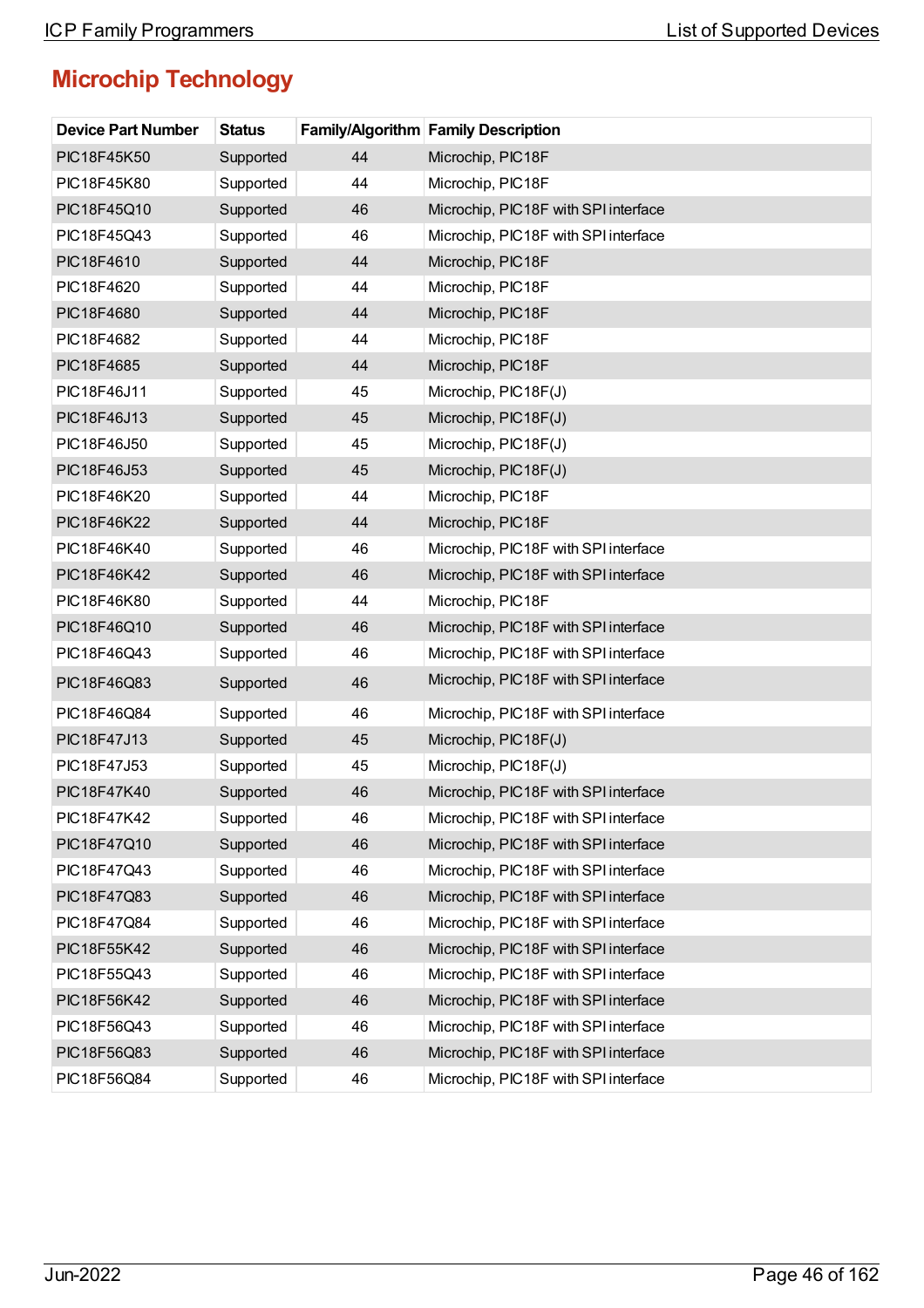## Microchip Technology

| Device Part Number | Status | Family/Algorithm | Family Description |
|---|---|---|---|
| PIC18F45K50 | Supported | 44 | Microchip, PIC18F |
| PIC18F45K80 | Supported | 44 | Microchip, PIC18F |
| PIC18F45Q10 | Supported | 46 | Microchip, PIC18F with SPI interface |
| PIC18F45Q43 | Supported | 46 | Microchip, PIC18F with SPI interface |
| PIC18F4610 | Supported | 44 | Microchip, PIC18F |
| PIC18F4620 | Supported | 44 | Microchip, PIC18F |
| PIC18F4680 | Supported | 44 | Microchip, PIC18F |
| PIC18F4682 | Supported | 44 | Microchip, PIC18F |
| PIC18F4685 | Supported | 44 | Microchip, PIC18F |
| PIC18F46J11 | Supported | 45 | Microchip, PIC18F(J) |
| PIC18F46J13 | Supported | 45 | Microchip, PIC18F(J) |
| PIC18F46J50 | Supported | 45 | Microchip, PIC18F(J) |
| PIC18F46J53 | Supported | 45 | Microchip, PIC18F(J) |
| PIC18F46K20 | Supported | 44 | Microchip, PIC18F |
| PIC18F46K22 | Supported | 44 | Microchip, PIC18F |
| PIC18F46K40 | Supported | 46 | Microchip, PIC18F with SPI interface |
| PIC18F46K42 | Supported | 46 | Microchip, PIC18F with SPI interface |
| PIC18F46K80 | Supported | 44 | Microchip, PIC18F |
| PIC18F46Q10 | Supported | 46 | Microchip, PIC18F with SPI interface |
| PIC18F46Q43 | Supported | 46 | Microchip, PIC18F with SPI interface |
| PIC18F46Q83 | Supported | 46 | Microchip, PIC18F with SPI interface |
| PIC18F46Q84 | Supported | 46 | Microchip, PIC18F with SPI interface |
| PIC18F47J13 | Supported | 45 | Microchip, PIC18F(J) |
| PIC18F47J53 | Supported | 45 | Microchip, PIC18F(J) |
| PIC18F47K40 | Supported | 46 | Microchip, PIC18F with SPI interface |
| PIC18F47K42 | Supported | 46 | Microchip, PIC18F with SPI interface |
| PIC18F47Q10 | Supported | 46 | Microchip, PIC18F with SPI interface |
| PIC18F47Q43 | Supported | 46 | Microchip, PIC18F with SPI interface |
| PIC18F47Q83 | Supported | 46 | Microchip, PIC18F with SPI interface |
| PIC18F47Q84 | Supported | 46 | Microchip, PIC18F with SPI interface |
| PIC18F55K42 | Supported | 46 | Microchip, PIC18F with SPI interface |
| PIC18F55Q43 | Supported | 46 | Microchip, PIC18F with SPI interface |
| PIC18F56K42 | Supported | 46 | Microchip, PIC18F with SPI interface |
| PIC18F56Q43 | Supported | 46 | Microchip, PIC18F with SPI interface |
| PIC18F56Q83 | Supported | 46 | Microchip, PIC18F with SPI interface |
| PIC18F56Q84 | Supported | 46 | Microchip, PIC18F with SPI interface |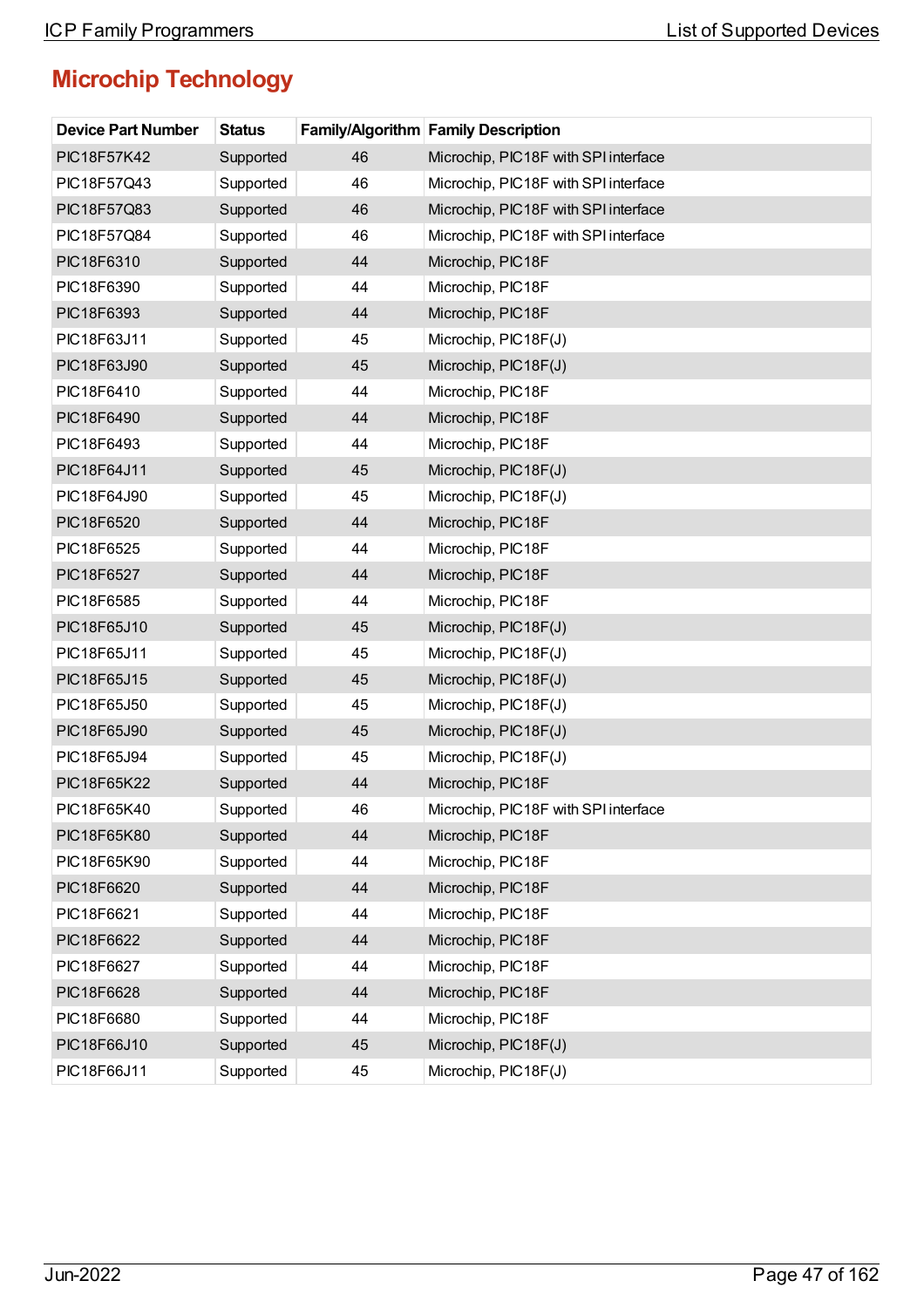## Microchip Technology

| Device Part Number | Status | Family/Algorithm | Family Description |
|---|---|---|---|
| PIC18F57K42 | Supported | 46 | Microchip, PIC18F with SPI interface |
| PIC18F57Q43 | Supported | 46 | Microchip, PIC18F with SPI interface |
| PIC18F57Q83 | Supported | 46 | Microchip, PIC18F with SPI interface |
| PIC18F57Q84 | Supported | 46 | Microchip, PIC18F with SPI interface |
| PIC18F6310 | Supported | 44 | Microchip, PIC18F |
| PIC18F6390 | Supported | 44 | Microchip, PIC18F |
| PIC18F6393 | Supported | 44 | Microchip, PIC18F |
| PIC18F63J11 | Supported | 45 | Microchip, PIC18F(J) |
| PIC18F63J90 | Supported | 45 | Microchip, PIC18F(J) |
| PIC18F6410 | Supported | 44 | Microchip, PIC18F |
| PIC18F6490 | Supported | 44 | Microchip, PIC18F |
| PIC18F6493 | Supported | 44 | Microchip, PIC18F |
| PIC18F64J11 | Supported | 45 | Microchip, PIC18F(J) |
| PIC18F64J90 | Supported | 45 | Microchip, PIC18F(J) |
| PIC18F6520 | Supported | 44 | Microchip, PIC18F |
| PIC18F6525 | Supported | 44 | Microchip, PIC18F |
| PIC18F6527 | Supported | 44 | Microchip, PIC18F |
| PIC18F6585 | Supported | 44 | Microchip, PIC18F |
| PIC18F65J10 | Supported | 45 | Microchip, PIC18F(J) |
| PIC18F65J11 | Supported | 45 | Microchip, PIC18F(J) |
| PIC18F65J15 | Supported | 45 | Microchip, PIC18F(J) |
| PIC18F65J50 | Supported | 45 | Microchip, PIC18F(J) |
| PIC18F65J90 | Supported | 45 | Microchip, PIC18F(J) |
| PIC18F65J94 | Supported | 45 | Microchip, PIC18F(J) |
| PIC18F65K22 | Supported | 44 | Microchip, PIC18F |
| PIC18F65K40 | Supported | 46 | Microchip, PIC18F with SPI interface |
| PIC18F65K80 | Supported | 44 | Microchip, PIC18F |
| PIC18F65K90 | Supported | 44 | Microchip, PIC18F |
| PIC18F6620 | Supported | 44 | Microchip, PIC18F |
| PIC18F6621 | Supported | 44 | Microchip, PIC18F |
| PIC18F6622 | Supported | 44 | Microchip, PIC18F |
| PIC18F6627 | Supported | 44 | Microchip, PIC18F |
| PIC18F6628 | Supported | 44 | Microchip, PIC18F |
| PIC18F6680 | Supported | 44 | Microchip, PIC18F |
| PIC18F66J10 | Supported | 45 | Microchip, PIC18F(J) |
| PIC18F66J11 | Supported | 45 | Microchip, PIC18F(J) |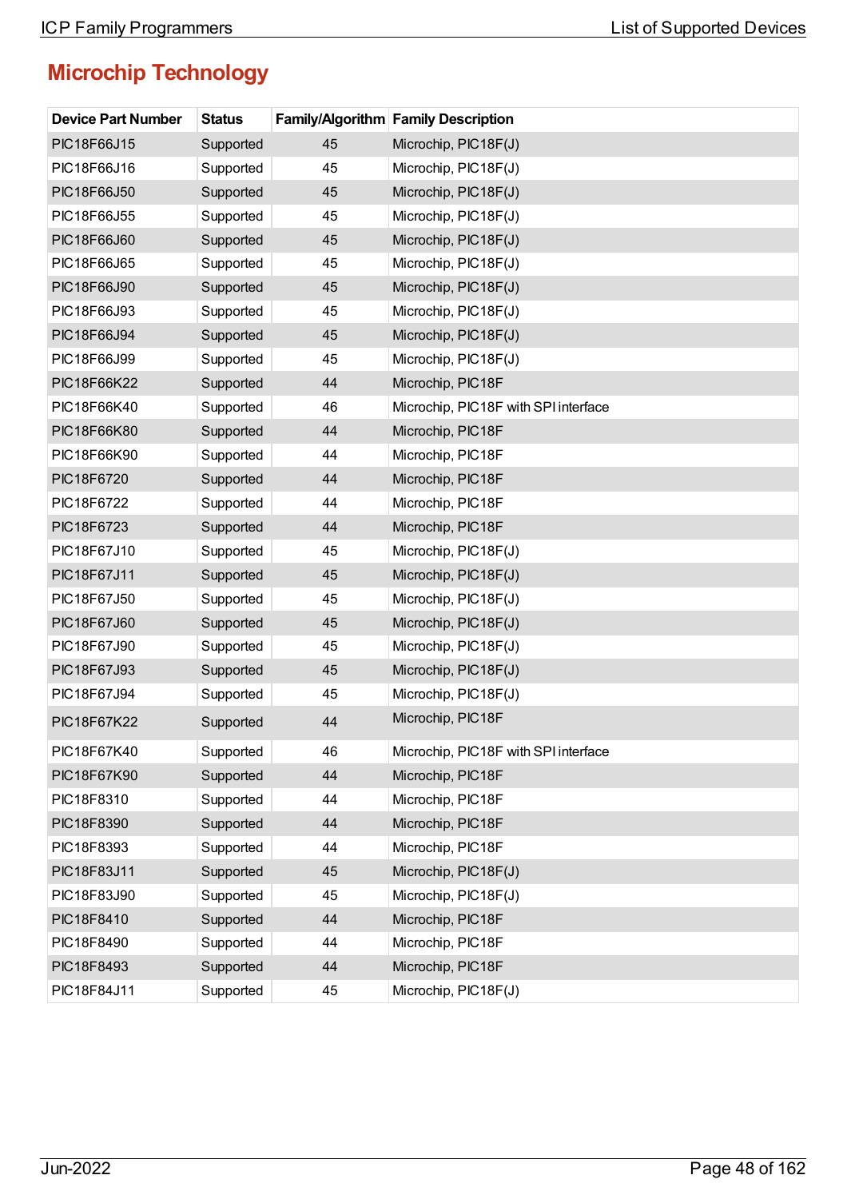# Microchip Technology

| Device Part Number | Status | Family/Algorithm | Family Description |
|---|---|---|---|
| PIC18F66J15 | Supported | 45 | Microchip, PIC18F(J) |
| PIC18F66J16 | Supported | 45 | Microchip, PIC18F(J) |
| PIC18F66J50 | Supported | 45 | Microchip, PIC18F(J) |
| PIC18F66J55 | Supported | 45 | Microchip, PIC18F(J) |
| PIC18F66J60 | Supported | 45 | Microchip, PIC18F(J) |
| PIC18F66J65 | Supported | 45 | Microchip, PIC18F(J) |
| PIC18F66J90 | Supported | 45 | Microchip, PIC18F(J) |
| PIC18F66J93 | Supported | 45 | Microchip, PIC18F(J) |
| PIC18F66J94 | Supported | 45 | Microchip, PIC18F(J) |
| PIC18F66J99 | Supported | 45 | Microchip, PIC18F(J) |
| PIC18F66K22 | Supported | 44 | Microchip, PIC18F |
| PIC18F66K40 | Supported | 46 | Microchip, PIC18F with SPI interface |
| PIC18F66K80 | Supported | 44 | Microchip, PIC18F |
| PIC18F66K90 | Supported | 44 | Microchip, PIC18F |
| PIC18F6720 | Supported | 44 | Microchip, PIC18F |
| PIC18F6722 | Supported | 44 | Microchip, PIC18F |
| PIC18F6723 | Supported | 44 | Microchip, PIC18F |
| PIC18F67J10 | Supported | 45 | Microchip, PIC18F(J) |
| PIC18F67J11 | Supported | 45 | Microchip, PIC18F(J) |
| PIC18F67J50 | Supported | 45 | Microchip, PIC18F(J) |
| PIC18F67J60 | Supported | 45 | Microchip, PIC18F(J) |
| PIC18F67J90 | Supported | 45 | Microchip, PIC18F(J) |
| PIC18F67J93 | Supported | 45 | Microchip, PIC18F(J) |
| PIC18F67J94 | Supported | 45 | Microchip, PIC18F(J) |
| PIC18F67K22 | Supported | 44 | Microchip, PIC18F |
| PIC18F67K40 | Supported | 46 | Microchip, PIC18F with SPI interface |
| PIC18F67K90 | Supported | 44 | Microchip, PIC18F |
| PIC18F8310 | Supported | 44 | Microchip, PIC18F |
| PIC18F8390 | Supported | 44 | Microchip, PIC18F |
| PIC18F8393 | Supported | 44 | Microchip, PIC18F |
| PIC18F83J11 | Supported | 45 | Microchip, PIC18F(J) |
| PIC18F83J90 | Supported | 45 | Microchip, PIC18F(J) |
| PIC18F8410 | Supported | 44 | Microchip, PIC18F |
| PIC18F8490 | Supported | 44 | Microchip, PIC18F |
| PIC18F8493 | Supported | 44 | Microchip, PIC18F |
| PIC18F84J11 | Supported | 45 | Microchip, PIC18F(J) |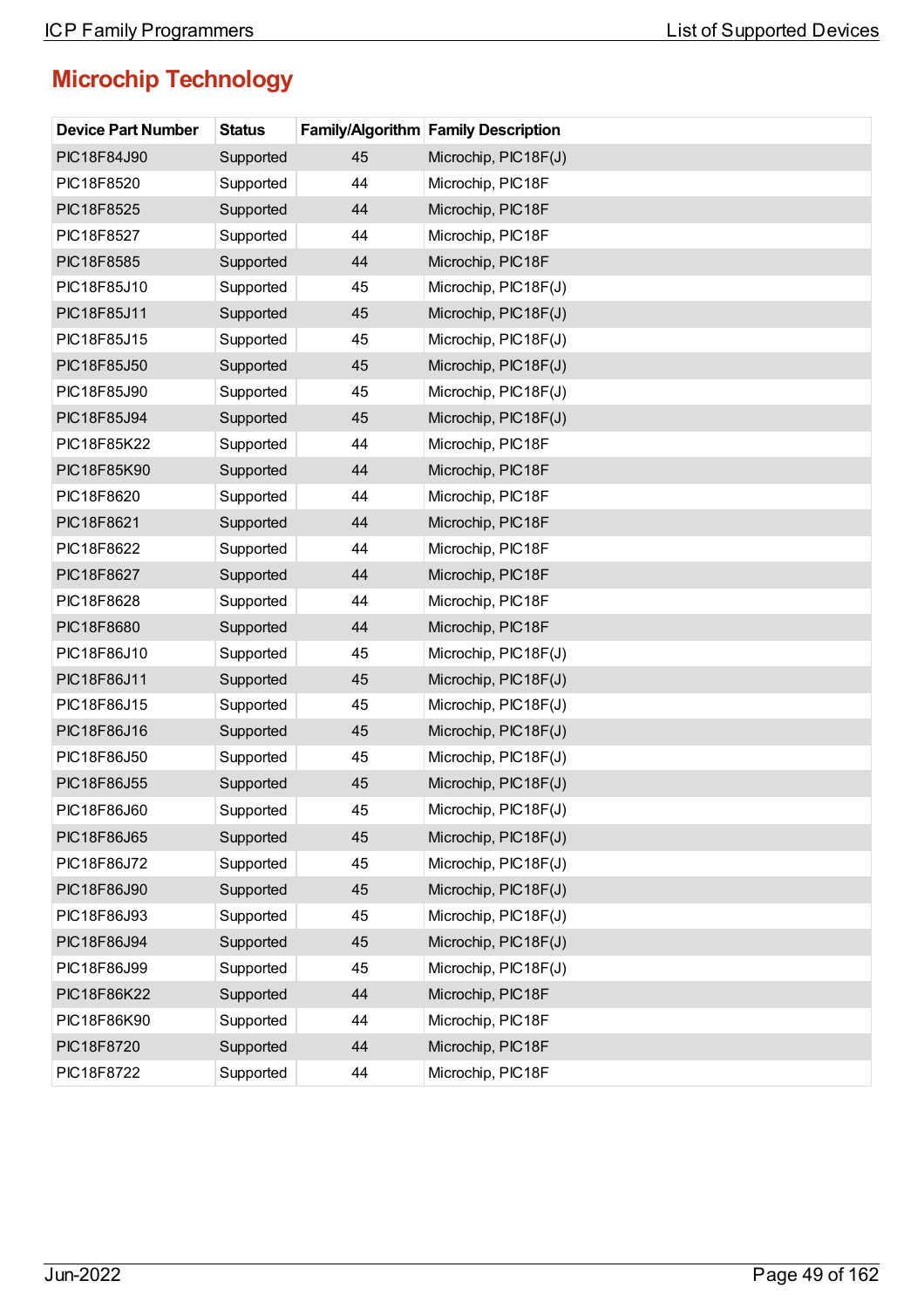## Microchip Technology

| Device Part Number | Status | Family/Algorithm | Family Description |
|---|---|---|---|
| PIC18F84J90 | Supported | 45 | Microchip, PIC18F(J) |
| PIC18F8520 | Supported | 44 | Microchip, PIC18F |
| PIC18F8525 | Supported | 44 | Microchip, PIC18F |
| PIC18F8527 | Supported | 44 | Microchip, PIC18F |
| PIC18F8585 | Supported | 44 | Microchip, PIC18F |
| PIC18F85J10 | Supported | 45 | Microchip, PIC18F(J) |
| PIC18F85J11 | Supported | 45 | Microchip, PIC18F(J) |
| PIC18F85J15 | Supported | 45 | Microchip, PIC18F(J) |
| PIC18F85J50 | Supported | 45 | Microchip, PIC18F(J) |
| PIC18F85J90 | Supported | 45 | Microchip, PIC18F(J) |
| PIC18F85J94 | Supported | 45 | Microchip, PIC18F(J) |
| PIC18F85K22 | Supported | 44 | Microchip, PIC18F |
| PIC18F85K90 | Supported | 44 | Microchip, PIC18F |
| PIC18F8620 | Supported | 44 | Microchip, PIC18F |
| PIC18F8621 | Supported | 44 | Microchip, PIC18F |
| PIC18F8622 | Supported | 44 | Microchip, PIC18F |
| PIC18F8627 | Supported | 44 | Microchip, PIC18F |
| PIC18F8628 | Supported | 44 | Microchip, PIC18F |
| PIC18F8680 | Supported | 44 | Microchip, PIC18F |
| PIC18F86J10 | Supported | 45 | Microchip, PIC18F(J) |
| PIC18F86J11 | Supported | 45 | Microchip, PIC18F(J) |
| PIC18F86J15 | Supported | 45 | Microchip, PIC18F(J) |
| PIC18F86J16 | Supported | 45 | Microchip, PIC18F(J) |
| PIC18F86J50 | Supported | 45 | Microchip, PIC18F(J) |
| PIC18F86J55 | Supported | 45 | Microchip, PIC18F(J) |
| PIC18F86J60 | Supported | 45 | Microchip, PIC18F(J) |
| PIC18F86J65 | Supported | 45 | Microchip, PIC18F(J) |
| PIC18F86J72 | Supported | 45 | Microchip, PIC18F(J) |
| PIC18F86J90 | Supported | 45 | Microchip, PIC18F(J) |
| PIC18F86J93 | Supported | 45 | Microchip, PIC18F(J) |
| PIC18F86J94 | Supported | 45 | Microchip, PIC18F(J) |
| PIC18F86J99 | Supported | 45 | Microchip, PIC18F(J) |
| PIC18F86K22 | Supported | 44 | Microchip, PIC18F |
| PIC18F86K90 | Supported | 44 | Microchip, PIC18F |
| PIC18F8720 | Supported | 44 | Microchip, PIC18F |
| PIC18F8722 | Supported | 44 | Microchip, PIC18F |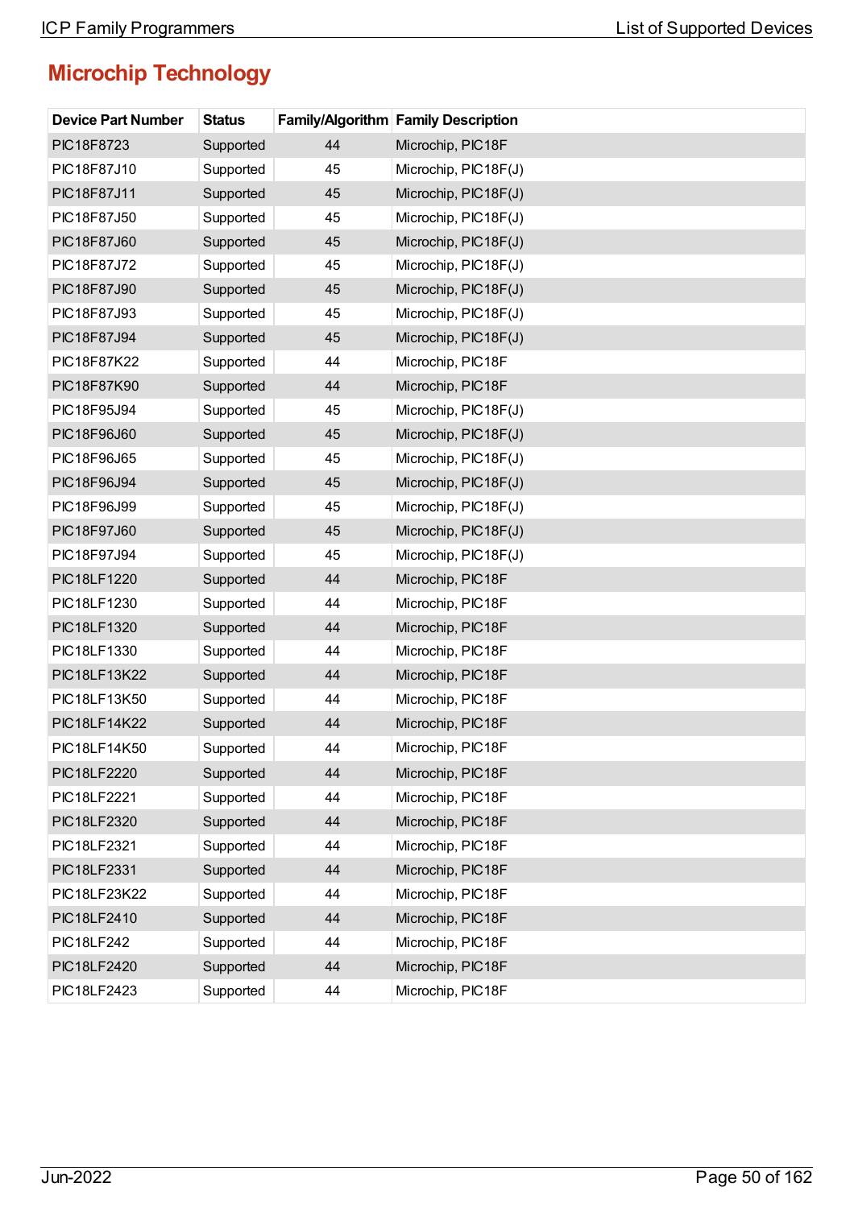## Microchip Technology

| Device Part Number | Status | Family/Algorithm | Family Description |
|---|---|---|---|
| PIC18F8723 | Supported | 44 | Microchip, PIC18F |
| PIC18F87J10 | Supported | 45 | Microchip, PIC18F(J) |
| PIC18F87J11 | Supported | 45 | Microchip, PIC18F(J) |
| PIC18F87J50 | Supported | 45 | Microchip, PIC18F(J) |
| PIC18F87J60 | Supported | 45 | Microchip, PIC18F(J) |
| PIC18F87J72 | Supported | 45 | Microchip, PIC18F(J) |
| PIC18F87J90 | Supported | 45 | Microchip, PIC18F(J) |
| PIC18F87J93 | Supported | 45 | Microchip, PIC18F(J) |
| PIC18F87J94 | Supported | 45 | Microchip, PIC18F(J) |
| PIC18F87K22 | Supported | 44 | Microchip, PIC18F |
| PIC18F87K90 | Supported | 44 | Microchip, PIC18F |
| PIC18F95J94 | Supported | 45 | Microchip, PIC18F(J) |
| PIC18F96J60 | Supported | 45 | Microchip, PIC18F(J) |
| PIC18F96J65 | Supported | 45 | Microchip, PIC18F(J) |
| PIC18F96J94 | Supported | 45 | Microchip, PIC18F(J) |
| PIC18F96J99 | Supported | 45 | Microchip, PIC18F(J) |
| PIC18F97J60 | Supported | 45 | Microchip, PIC18F(J) |
| PIC18F97J94 | Supported | 45 | Microchip, PIC18F(J) |
| PIC18LF1220 | Supported | 44 | Microchip, PIC18F |
| PIC18LF1230 | Supported | 44 | Microchip, PIC18F |
| PIC18LF1320 | Supported | 44 | Microchip, PIC18F |
| PIC18LF1330 | Supported | 44 | Microchip, PIC18F |
| PIC18LF13K22 | Supported | 44 | Microchip, PIC18F |
| PIC18LF13K50 | Supported | 44 | Microchip, PIC18F |
| PIC18LF14K22 | Supported | 44 | Microchip, PIC18F |
| PIC18LF14K50 | Supported | 44 | Microchip, PIC18F |
| PIC18LF2220 | Supported | 44 | Microchip, PIC18F |
| PIC18LF2221 | Supported | 44 | Microchip, PIC18F |
| PIC18LF2320 | Supported | 44 | Microchip, PIC18F |
| PIC18LF2321 | Supported | 44 | Microchip, PIC18F |
| PIC18LF2331 | Supported | 44 | Microchip, PIC18F |
| PIC18LF23K22 | Supported | 44 | Microchip, PIC18F |
| PIC18LF2410 | Supported | 44 | Microchip, PIC18F |
| PIC18LF242 | Supported | 44 | Microchip, PIC18F |
| PIC18LF2420 | Supported | 44 | Microchip, PIC18F |
| PIC18LF2423 | Supported | 44 | Microchip, PIC18F |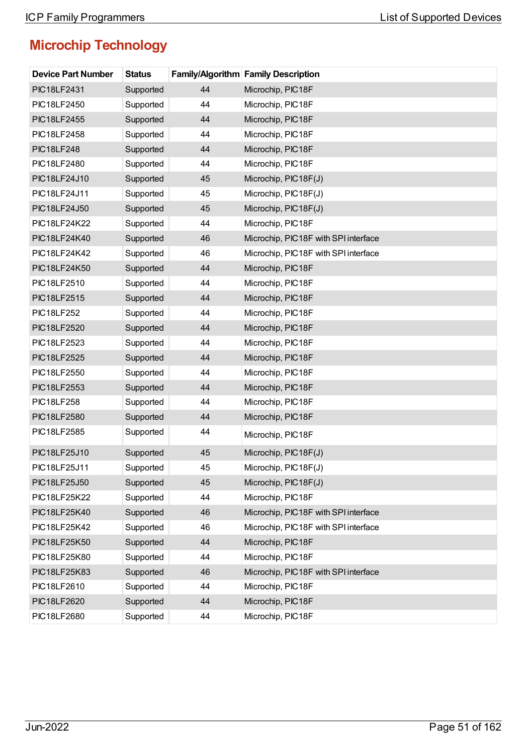## Microchip Technology

| Device Part Number | Status | Family/Algorithm | Family Description |
|---|---|---|---|
| PIC18LF2431 | Supported | 44 | Microchip, PIC18F |
| PIC18LF2450 | Supported | 44 | Microchip, PIC18F |
| PIC18LF2455 | Supported | 44 | Microchip, PIC18F |
| PIC18LF2458 | Supported | 44 | Microchip, PIC18F |
| PIC18LF248 | Supported | 44 | Microchip, PIC18F |
| PIC18LF2480 | Supported | 44 | Microchip, PIC18F |
| PIC18LF24J10 | Supported | 45 | Microchip, PIC18F(J) |
| PIC18LF24J11 | Supported | 45 | Microchip, PIC18F(J) |
| PIC18LF24J50 | Supported | 45 | Microchip, PIC18F(J) |
| PIC18LF24K22 | Supported | 44 | Microchip, PIC18F |
| PIC18LF24K40 | Supported | 46 | Microchip, PIC18F with SPI interface |
| PIC18LF24K42 | Supported | 46 | Microchip, PIC18F with SPI interface |
| PIC18LF24K50 | Supported | 44 | Microchip, PIC18F |
| PIC18LF2510 | Supported | 44 | Microchip, PIC18F |
| PIC18LF2515 | Supported | 44 | Microchip, PIC18F |
| PIC18LF252 | Supported | 44 | Microchip, PIC18F |
| PIC18LF2520 | Supported | 44 | Microchip, PIC18F |
| PIC18LF2523 | Supported | 44 | Microchip, PIC18F |
| PIC18LF2525 | Supported | 44 | Microchip, PIC18F |
| PIC18LF2550 | Supported | 44 | Microchip, PIC18F |
| PIC18LF2553 | Supported | 44 | Microchip, PIC18F |
| PIC18LF258 | Supported | 44 | Microchip, PIC18F |
| PIC18LF2580 | Supported | 44 | Microchip, PIC18F |
| PIC18LF2585 | Supported | 44 | Microchip, PIC18F |
| PIC18LF25J10 | Supported | 45 | Microchip, PIC18F(J) |
| PIC18LF25J11 | Supported | 45 | Microchip, PIC18F(J) |
| PIC18LF25J50 | Supported | 45 | Microchip, PIC18F(J) |
| PIC18LF25K22 | Supported | 44 | Microchip, PIC18F |
| PIC18LF25K40 | Supported | 46 | Microchip, PIC18F with SPI interface |
| PIC18LF25K42 | Supported | 46 | Microchip, PIC18F with SPI interface |
| PIC18LF25K50 | Supported | 44 | Microchip, PIC18F |
| PIC18LF25K80 | Supported | 44 | Microchip, PIC18F |
| PIC18LF25K83 | Supported | 46 | Microchip, PIC18F with SPI interface |
| PIC18LF2610 | Supported | 44 | Microchip, PIC18F |
| PIC18LF2620 | Supported | 44 | Microchip, PIC18F |
| PIC18LF2680 | Supported | 44 | Microchip, PIC18F |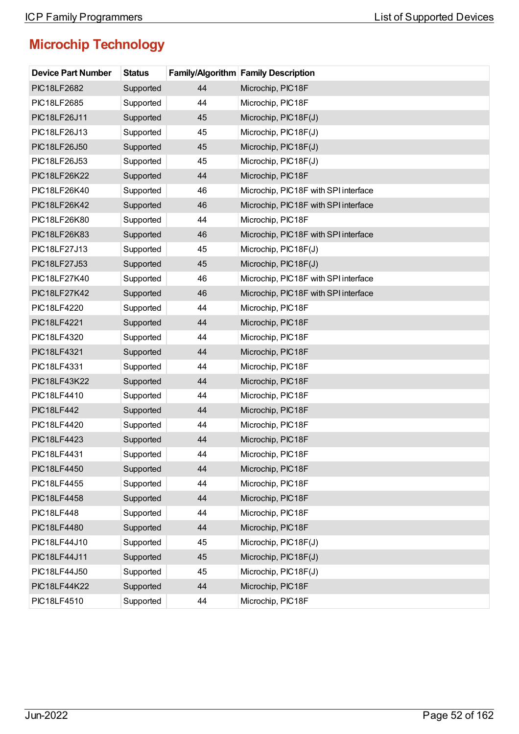## Microchip Technology

| Device Part Number | Status | Family/Algorithm | Family Description |
|---|---|---|---|
| PIC18LF2682 | Supported | 44 | Microchip, PIC18F |
| PIC18LF2685 | Supported | 44 | Microchip, PIC18F |
| PIC18LF26J11 | Supported | 45 | Microchip, PIC18F(J) |
| PIC18LF26J13 | Supported | 45 | Microchip, PIC18F(J) |
| PIC18LF26J50 | Supported | 45 | Microchip, PIC18F(J) |
| PIC18LF26J53 | Supported | 45 | Microchip, PIC18F(J) |
| PIC18LF26K22 | Supported | 44 | Microchip, PIC18F |
| PIC18LF26K40 | Supported | 46 | Microchip, PIC18F with SPI interface |
| PIC18LF26K42 | Supported | 46 | Microchip, PIC18F with SPI interface |
| PIC18LF26K80 | Supported | 44 | Microchip, PIC18F |
| PIC18LF26K83 | Supported | 46 | Microchip, PIC18F with SPI interface |
| PIC18LF27J13 | Supported | 45 | Microchip, PIC18F(J) |
| PIC18LF27J53 | Supported | 45 | Microchip, PIC18F(J) |
| PIC18LF27K40 | Supported | 46 | Microchip, PIC18F with SPI interface |
| PIC18LF27K42 | Supported | 46 | Microchip, PIC18F with SPI interface |
| PIC18LF4220 | Supported | 44 | Microchip, PIC18F |
| PIC18LF4221 | Supported | 44 | Microchip, PIC18F |
| PIC18LF4320 | Supported | 44 | Microchip, PIC18F |
| PIC18LF4321 | Supported | 44 | Microchip, PIC18F |
| PIC18LF4331 | Supported | 44 | Microchip, PIC18F |
| PIC18LF43K22 | Supported | 44 | Microchip, PIC18F |
| PIC18LF4410 | Supported | 44 | Microchip, PIC18F |
| PIC18LF442 | Supported | 44 | Microchip, PIC18F |
| PIC18LF4420 | Supported | 44 | Microchip, PIC18F |
| PIC18LF4423 | Supported | 44 | Microchip, PIC18F |
| PIC18LF4431 | Supported | 44 | Microchip, PIC18F |
| PIC18LF4450 | Supported | 44 | Microchip, PIC18F |
| PIC18LF4455 | Supported | 44 | Microchip, PIC18F |
| PIC18LF4458 | Supported | 44 | Microchip, PIC18F |
| PIC18LF448 | Supported | 44 | Microchip, PIC18F |
| PIC18LF4480 | Supported | 44 | Microchip, PIC18F |
| PIC18LF44J10 | Supported | 45 | Microchip, PIC18F(J) |
| PIC18LF44J11 | Supported | 45 | Microchip, PIC18F(J) |
| PIC18LF44J50 | Supported | 45 | Microchip, PIC18F(J) |
| PIC18LF44K22 | Supported | 44 | Microchip, PIC18F |
| PIC18LF4510 | Supported | 44 | Microchip, PIC18F |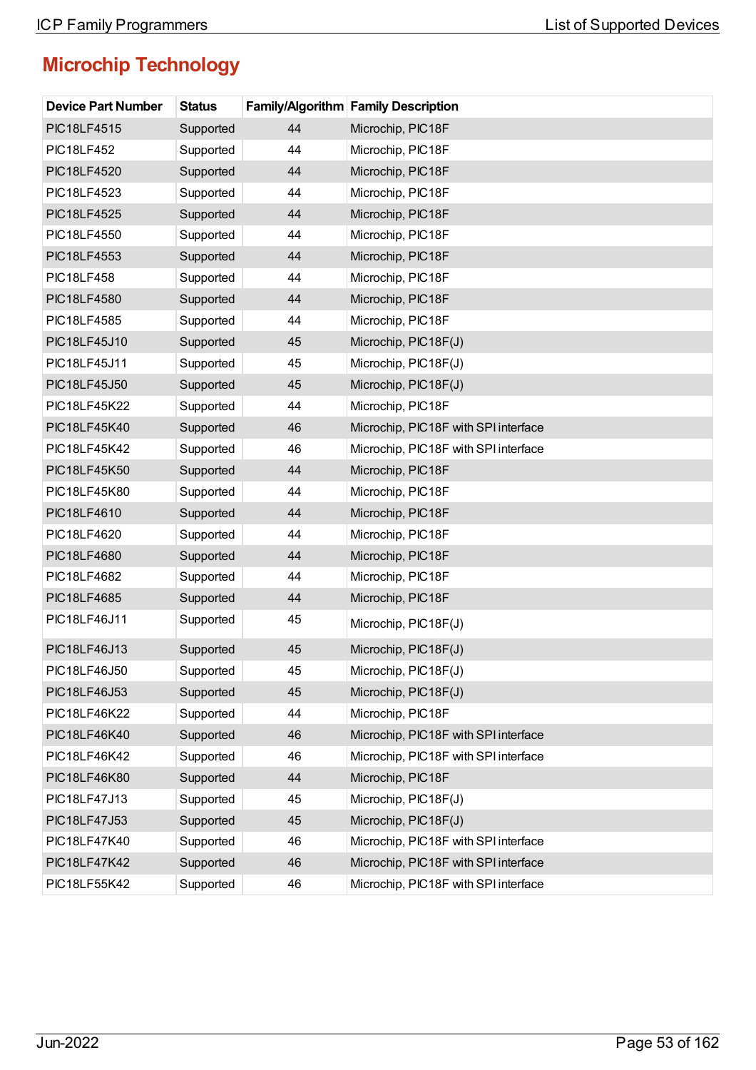## Microchip Technology

| Device Part Number | Status | Family/Algorithm | Family Description |
|---|---|---|---|
| PIC18LF4515 | Supported | 44 | Microchip, PIC18F |
| PIC18LF452 | Supported | 44 | Microchip, PIC18F |
| PIC18LF4520 | Supported | 44 | Microchip, PIC18F |
| PIC18LF4523 | Supported | 44 | Microchip, PIC18F |
| PIC18LF4525 | Supported | 44 | Microchip, PIC18F |
| PIC18LF4550 | Supported | 44 | Microchip, PIC18F |
| PIC18LF4553 | Supported | 44 | Microchip, PIC18F |
| PIC18LF458 | Supported | 44 | Microchip, PIC18F |
| PIC18LF4580 | Supported | 44 | Microchip, PIC18F |
| PIC18LF4585 | Supported | 44 | Microchip, PIC18F |
| PIC18LF45J10 | Supported | 45 | Microchip, PIC18F(J) |
| PIC18LF45J11 | Supported | 45 | Microchip, PIC18F(J) |
| PIC18LF45J50 | Supported | 45 | Microchip, PIC18F(J) |
| PIC18LF45K22 | Supported | 44 | Microchip, PIC18F |
| PIC18LF45K40 | Supported | 46 | Microchip, PIC18F with SPI interface |
| PIC18LF45K42 | Supported | 46 | Microchip, PIC18F with SPI interface |
| PIC18LF45K50 | Supported | 44 | Microchip, PIC18F |
| PIC18LF45K80 | Supported | 44 | Microchip, PIC18F |
| PIC18LF4610 | Supported | 44 | Microchip, PIC18F |
| PIC18LF4620 | Supported | 44 | Microchip, PIC18F |
| PIC18LF4680 | Supported | 44 | Microchip, PIC18F |
| PIC18LF4682 | Supported | 44 | Microchip, PIC18F |
| PIC18LF4685 | Supported | 44 | Microchip, PIC18F |
| PIC18LF46J11 | Supported | 45 | Microchip, PIC18F(J) |
| PIC18LF46J13 | Supported | 45 | Microchip, PIC18F(J) |
| PIC18LF46J50 | Supported | 45 | Microchip, PIC18F(J) |
| PIC18LF46J53 | Supported | 45 | Microchip, PIC18F(J) |
| PIC18LF46K22 | Supported | 44 | Microchip, PIC18F |
| PIC18LF46K40 | Supported | 46 | Microchip, PIC18F with SPI interface |
| PIC18LF46K42 | Supported | 46 | Microchip, PIC18F with SPI interface |
| PIC18LF46K80 | Supported | 44 | Microchip, PIC18F |
| PIC18LF47J13 | Supported | 45 | Microchip, PIC18F(J) |
| PIC18LF47J53 | Supported | 45 | Microchip, PIC18F(J) |
| PIC18LF47K40 | Supported | 46 | Microchip, PIC18F with SPI interface |
| PIC18LF47K42 | Supported | 46 | Microchip, PIC18F with SPI interface |
| PIC18LF55K42 | Supported | 46 | Microchip, PIC18F with SPI interface |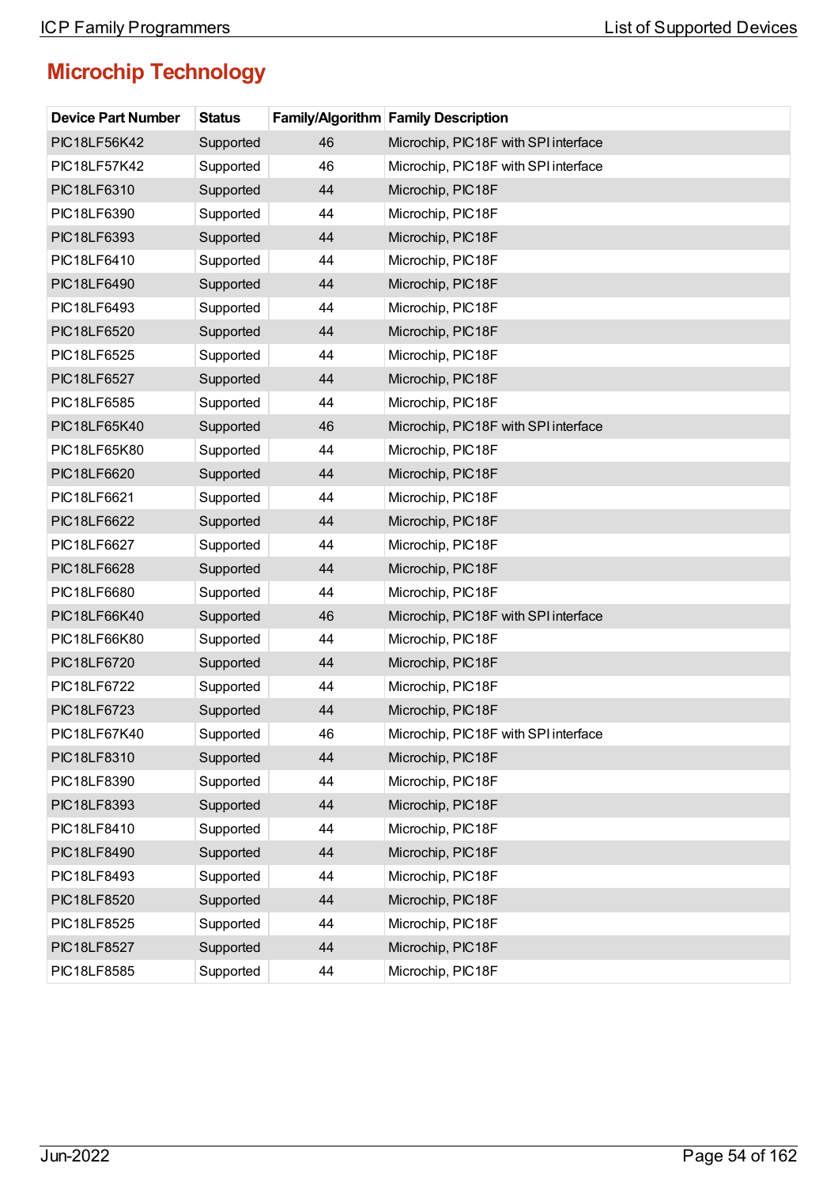## Microchip Technology

| Device Part Number | Status | Family/Algorithm | Family Description |
|---|---|---|---|
| PIC18LF56K42 | Supported | 46 | Microchip, PIC18F with SPI interface |
| PIC18LF57K42 | Supported | 46 | Microchip, PIC18F with SPI interface |
| PIC18LF6310 | Supported | 44 | Microchip, PIC18F |
| PIC18LF6390 | Supported | 44 | Microchip, PIC18F |
| PIC18LF6393 | Supported | 44 | Microchip, PIC18F |
| PIC18LF6410 | Supported | 44 | Microchip, PIC18F |
| PIC18LF6490 | Supported | 44 | Microchip, PIC18F |
| PIC18LF6493 | Supported | 44 | Microchip, PIC18F |
| PIC18LF6520 | Supported | 44 | Microchip, PIC18F |
| PIC18LF6525 | Supported | 44 | Microchip, PIC18F |
| PIC18LF6527 | Supported | 44 | Microchip, PIC18F |
| PIC18LF6585 | Supported | 44 | Microchip, PIC18F |
| PIC18LF65K40 | Supported | 46 | Microchip, PIC18F with SPI interface |
| PIC18LF65K80 | Supported | 44 | Microchip, PIC18F |
| PIC18LF6620 | Supported | 44 | Microchip, PIC18F |
| PIC18LF6621 | Supported | 44 | Microchip, PIC18F |
| PIC18LF6622 | Supported | 44 | Microchip, PIC18F |
| PIC18LF6627 | Supported | 44 | Microchip, PIC18F |
| PIC18LF6628 | Supported | 44 | Microchip, PIC18F |
| PIC18LF6680 | Supported | 44 | Microchip, PIC18F |
| PIC18LF66K40 | Supported | 46 | Microchip, PIC18F with SPI interface |
| PIC18LF66K80 | Supported | 44 | Microchip, PIC18F |
| PIC18LF6720 | Supported | 44 | Microchip, PIC18F |
| PIC18LF6722 | Supported | 44 | Microchip, PIC18F |
| PIC18LF6723 | Supported | 44 | Microchip, PIC18F |
| PIC18LF67K40 | Supported | 46 | Microchip, PIC18F with SPI interface |
| PIC18LF8310 | Supported | 44 | Microchip, PIC18F |
| PIC18LF8390 | Supported | 44 | Microchip, PIC18F |
| PIC18LF8393 | Supported | 44 | Microchip, PIC18F |
| PIC18LF8410 | Supported | 44 | Microchip, PIC18F |
| PIC18LF8490 | Supported | 44 | Microchip, PIC18F |
| PIC18LF8493 | Supported | 44 | Microchip, PIC18F |
| PIC18LF8520 | Supported | 44 | Microchip, PIC18F |
| PIC18LF8525 | Supported | 44 | Microchip, PIC18F |
| PIC18LF8527 | Supported | 44 | Microchip, PIC18F |
| PIC18LF8585 | Supported | 44 | Microchip, PIC18F |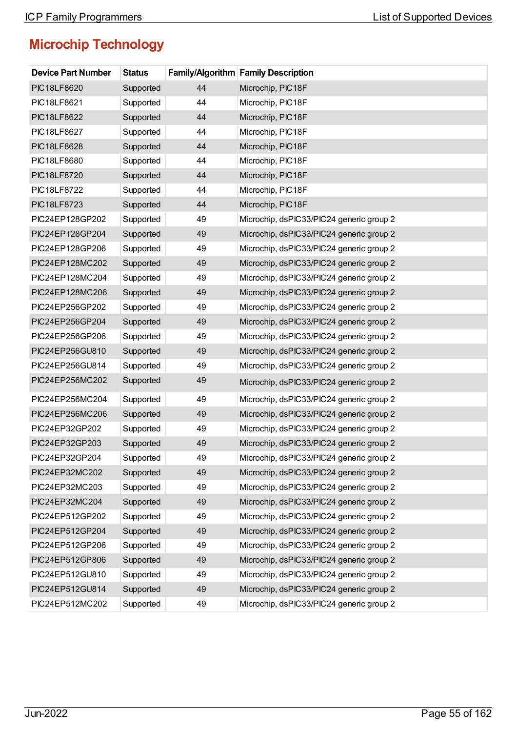# Microchip Technology

| Device Part Number | Status | Family/Algorithm | Family Description |
|---|---|---|---|
| PIC18LF8620 | Supported | 44 | Microchip, PIC18F |
| PIC18LF8621 | Supported | 44 | Microchip, PIC18F |
| PIC18LF8622 | Supported | 44 | Microchip, PIC18F |
| PIC18LF8627 | Supported | 44 | Microchip, PIC18F |
| PIC18LF8628 | Supported | 44 | Microchip, PIC18F |
| PIC18LF8680 | Supported | 44 | Microchip, PIC18F |
| PIC18LF8720 | Supported | 44 | Microchip, PIC18F |
| PIC18LF8722 | Supported | 44 | Microchip, PIC18F |
| PIC18LF8723 | Supported | 44 | Microchip, PIC18F |
| PIC24EP128GP202 | Supported | 49 | Microchip, dsPIC33/PIC24 generic group 2 |
| PIC24EP128GP204 | Supported | 49 | Microchip, dsPIC33/PIC24 generic group 2 |
| PIC24EP128GP206 | Supported | 49 | Microchip, dsPIC33/PIC24 generic group 2 |
| PIC24EP128MC202 | Supported | 49 | Microchip, dsPIC33/PIC24 generic group 2 |
| PIC24EP128MC204 | Supported | 49 | Microchip, dsPIC33/PIC24 generic group 2 |
| PIC24EP128MC206 | Supported | 49 | Microchip, dsPIC33/PIC24 generic group 2 |
| PIC24EP256GP202 | Supported | 49 | Microchip, dsPIC33/PIC24 generic group 2 |
| PIC24EP256GP204 | Supported | 49 | Microchip, dsPIC33/PIC24 generic group 2 |
| PIC24EP256GP206 | Supported | 49 | Microchip, dsPIC33/PIC24 generic group 2 |
| PIC24EP256GU810 | Supported | 49 | Microchip, dsPIC33/PIC24 generic group 2 |
| PIC24EP256GU814 | Supported | 49 | Microchip, dsPIC33/PIC24 generic group 2 |
| PIC24EP256MC202 | Supported | 49 | Microchip, dsPIC33/PIC24 generic group 2 |
| PIC24EP256MC204 | Supported | 49 | Microchip, dsPIC33/PIC24 generic group 2 |
| PIC24EP256MC206 | Supported | 49 | Microchip, dsPIC33/PIC24 generic group 2 |
| PIC24EP32GP202 | Supported | 49 | Microchip, dsPIC33/PIC24 generic group 2 |
| PIC24EP32GP203 | Supported | 49 | Microchip, dsPIC33/PIC24 generic group 2 |
| PIC24EP32GP204 | Supported | 49 | Microchip, dsPIC33/PIC24 generic group 2 |
| PIC24EP32MC202 | Supported | 49 | Microchip, dsPIC33/PIC24 generic group 2 |
| PIC24EP32MC203 | Supported | 49 | Microchip, dsPIC33/PIC24 generic group 2 |
| PIC24EP32MC204 | Supported | 49 | Microchip, dsPIC33/PIC24 generic group 2 |
| PIC24EP512GP202 | Supported | 49 | Microchip, dsPIC33/PIC24 generic group 2 |
| PIC24EP512GP204 | Supported | 49 | Microchip, dsPIC33/PIC24 generic group 2 |
| PIC24EP512GP206 | Supported | 49 | Microchip, dsPIC33/PIC24 generic group 2 |
| PIC24EP512GP806 | Supported | 49 | Microchip, dsPIC33/PIC24 generic group 2 |
| PIC24EP512GU810 | Supported | 49 | Microchip, dsPIC33/PIC24 generic group 2 |
| PIC24EP512GU814 | Supported | 49 | Microchip, dsPIC33/PIC24 generic group 2 |
| PIC24EP512MC202 | Supported | 49 | Microchip, dsPIC33/PIC24 generic group 2 |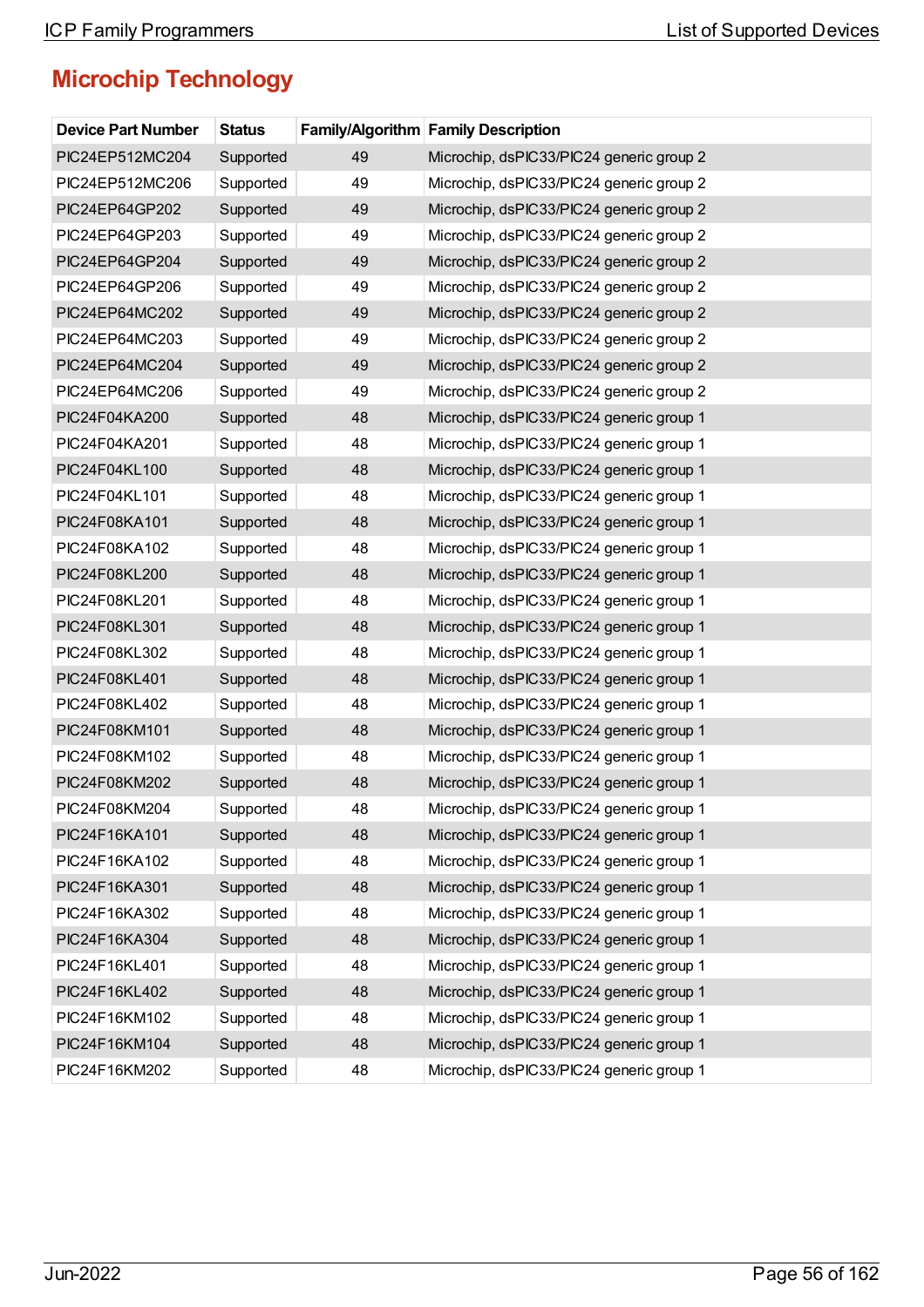## Microchip Technology

| Device Part Number | Status | Family/Algorithm | Family Description |
|---|---|---|---|
| PIC24EP512MC204 | Supported | 49 | Microchip, dsPIC33/PIC24 generic group 2 |
| PIC24EP512MC206 | Supported | 49 | Microchip, dsPIC33/PIC24 generic group 2 |
| PIC24EP64GP202 | Supported | 49 | Microchip, dsPIC33/PIC24 generic group 2 |
| PIC24EP64GP203 | Supported | 49 | Microchip, dsPIC33/PIC24 generic group 2 |
| PIC24EP64GP204 | Supported | 49 | Microchip, dsPIC33/PIC24 generic group 2 |
| PIC24EP64GP206 | Supported | 49 | Microchip, dsPIC33/PIC24 generic group 2 |
| PIC24EP64MC202 | Supported | 49 | Microchip, dsPIC33/PIC24 generic group 2 |
| PIC24EP64MC203 | Supported | 49 | Microchip, dsPIC33/PIC24 generic group 2 |
| PIC24EP64MC204 | Supported | 49 | Microchip, dsPIC33/PIC24 generic group 2 |
| PIC24EP64MC206 | Supported | 49 | Microchip, dsPIC33/PIC24 generic group 2 |
| PIC24F04KA200 | Supported | 48 | Microchip, dsPIC33/PIC24 generic group 1 |
| PIC24F04KA201 | Supported | 48 | Microchip, dsPIC33/PIC24 generic group 1 |
| PIC24F04KL100 | Supported | 48 | Microchip, dsPIC33/PIC24 generic group 1 |
| PIC24F04KL101 | Supported | 48 | Microchip, dsPIC33/PIC24 generic group 1 |
| PIC24F08KA101 | Supported | 48 | Microchip, dsPIC33/PIC24 generic group 1 |
| PIC24F08KA102 | Supported | 48 | Microchip, dsPIC33/PIC24 generic group 1 |
| PIC24F08KL200 | Supported | 48 | Microchip, dsPIC33/PIC24 generic group 1 |
| PIC24F08KL201 | Supported | 48 | Microchip, dsPIC33/PIC24 generic group 1 |
| PIC24F08KL301 | Supported | 48 | Microchip, dsPIC33/PIC24 generic group 1 |
| PIC24F08KL302 | Supported | 48 | Microchip, dsPIC33/PIC24 generic group 1 |
| PIC24F08KL401 | Supported | 48 | Microchip, dsPIC33/PIC24 generic group 1 |
| PIC24F08KL402 | Supported | 48 | Microchip, dsPIC33/PIC24 generic group 1 |
| PIC24F08KM101 | Supported | 48 | Microchip, dsPIC33/PIC24 generic group 1 |
| PIC24F08KM102 | Supported | 48 | Microchip, dsPIC33/PIC24 generic group 1 |
| PIC24F08KM202 | Supported | 48 | Microchip, dsPIC33/PIC24 generic group 1 |
| PIC24F08KM204 | Supported | 48 | Microchip, dsPIC33/PIC24 generic group 1 |
| PIC24F16KA101 | Supported | 48 | Microchip, dsPIC33/PIC24 generic group 1 |
| PIC24F16KA102 | Supported | 48 | Microchip, dsPIC33/PIC24 generic group 1 |
| PIC24F16KA301 | Supported | 48 | Microchip, dsPIC33/PIC24 generic group 1 |
| PIC24F16KA302 | Supported | 48 | Microchip, dsPIC33/PIC24 generic group 1 |
| PIC24F16KA304 | Supported | 48 | Microchip, dsPIC33/PIC24 generic group 1 |
| PIC24F16KL401 | Supported | 48 | Microchip, dsPIC33/PIC24 generic group 1 |
| PIC24F16KL402 | Supported | 48 | Microchip, dsPIC33/PIC24 generic group 1 |
| PIC24F16KM102 | Supported | 48 | Microchip, dsPIC33/PIC24 generic group 1 |
| PIC24F16KM104 | Supported | 48 | Microchip, dsPIC33/PIC24 generic group 1 |
| PIC24F16KM202 | Supported | 48 | Microchip, dsPIC33/PIC24 generic group 1 |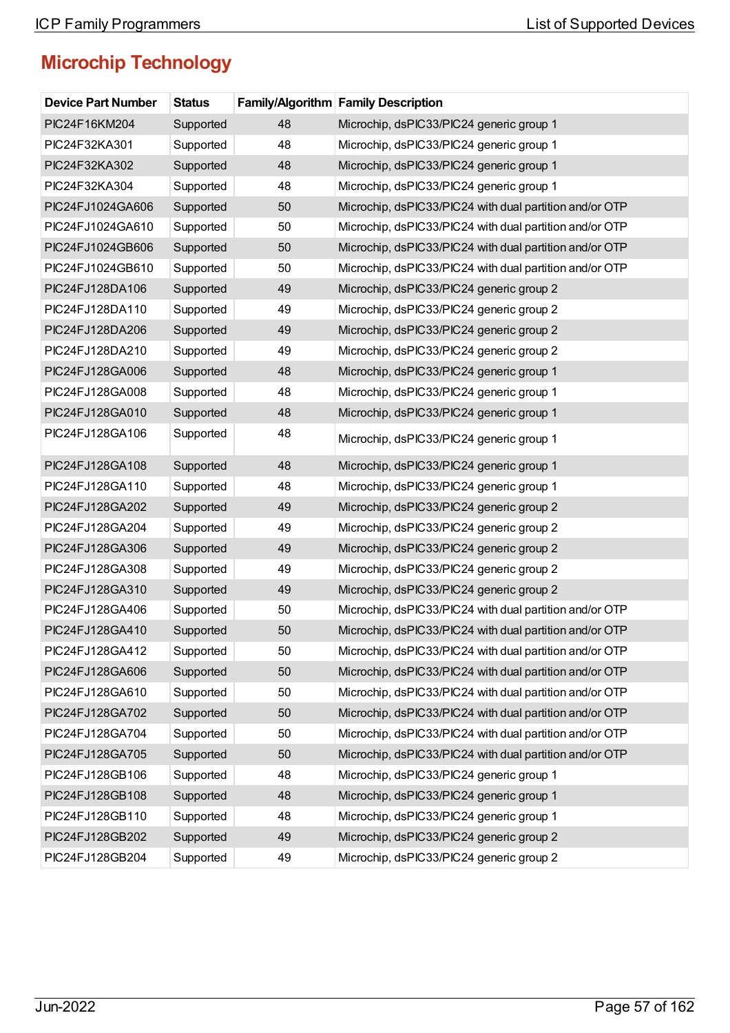## Microchip Technology

| Device Part Number | Status | Family/Algorithm | Family Description |
|---|---|---|---|
| PIC24F16KM204 | Supported | 48 | Microchip, dsPIC33/PIC24 generic group 1 |
| PIC24F32KA301 | Supported | 48 | Microchip, dsPIC33/PIC24 generic group 1 |
| PIC24F32KA302 | Supported | 48 | Microchip, dsPIC33/PIC24 generic group 1 |
| PIC24F32KA304 | Supported | 48 | Microchip, dsPIC33/PIC24 generic group 1 |
| PIC24FJ1024GA606 | Supported | 50 | Microchip, dsPIC33/PIC24 with dual partition and/or OTP |
| PIC24FJ1024GA610 | Supported | 50 | Microchip, dsPIC33/PIC24 with dual partition and/or OTP |
| PIC24FJ1024GB606 | Supported | 50 | Microchip, dsPIC33/PIC24 with dual partition and/or OTP |
| PIC24FJ1024GB610 | Supported | 50 | Microchip, dsPIC33/PIC24 with dual partition and/or OTP |
| PIC24FJ128DA106 | Supported | 49 | Microchip, dsPIC33/PIC24 generic group 2 |
| PIC24FJ128DA110 | Supported | 49 | Microchip, dsPIC33/PIC24 generic group 2 |
| PIC24FJ128DA206 | Supported | 49 | Microchip, dsPIC33/PIC24 generic group 2 |
| PIC24FJ128DA210 | Supported | 49 | Microchip, dsPIC33/PIC24 generic group 2 |
| PIC24FJ128GA006 | Supported | 48 | Microchip, dsPIC33/PIC24 generic group 1 |
| PIC24FJ128GA008 | Supported | 48 | Microchip, dsPIC33/PIC24 generic group 1 |
| PIC24FJ128GA010 | Supported | 48 | Microchip, dsPIC33/PIC24 generic group 1 |
| PIC24FJ128GA106 | Supported | 48 | Microchip, dsPIC33/PIC24 generic group 1 |
| PIC24FJ128GA108 | Supported | 48 | Microchip, dsPIC33/PIC24 generic group 1 |
| PIC24FJ128GA110 | Supported | 48 | Microchip, dsPIC33/PIC24 generic group 1 |
| PIC24FJ128GA202 | Supported | 49 | Microchip, dsPIC33/PIC24 generic group 2 |
| PIC24FJ128GA204 | Supported | 49 | Microchip, dsPIC33/PIC24 generic group 2 |
| PIC24FJ128GA306 | Supported | 49 | Microchip, dsPIC33/PIC24 generic group 2 |
| PIC24FJ128GA308 | Supported | 49 | Microchip, dsPIC33/PIC24 generic group 2 |
| PIC24FJ128GA310 | Supported | 49 | Microchip, dsPIC33/PIC24 generic group 2 |
| PIC24FJ128GA406 | Supported | 50 | Microchip, dsPIC33/PIC24 with dual partition and/or OTP |
| PIC24FJ128GA410 | Supported | 50 | Microchip, dsPIC33/PIC24 with dual partition and/or OTP |
| PIC24FJ128GA412 | Supported | 50 | Microchip, dsPIC33/PIC24 with dual partition and/or OTP |
| PIC24FJ128GA606 | Supported | 50 | Microchip, dsPIC33/PIC24 with dual partition and/or OTP |
| PIC24FJ128GA610 | Supported | 50 | Microchip, dsPIC33/PIC24 with dual partition and/or OTP |
| PIC24FJ128GA702 | Supported | 50 | Microchip, dsPIC33/PIC24 with dual partition and/or OTP |
| PIC24FJ128GA704 | Supported | 50 | Microchip, dsPIC33/PIC24 with dual partition and/or OTP |
| PIC24FJ128GA705 | Supported | 50 | Microchip, dsPIC33/PIC24 with dual partition and/or OTP |
| PIC24FJ128GB106 | Supported | 48 | Microchip, dsPIC33/PIC24 generic group 1 |
| PIC24FJ128GB108 | Supported | 48 | Microchip, dsPIC33/PIC24 generic group 1 |
| PIC24FJ128GB110 | Supported | 48 | Microchip, dsPIC33/PIC24 generic group 1 |
| PIC24FJ128GB202 | Supported | 49 | Microchip, dsPIC33/PIC24 generic group 2 |
| PIC24FJ128GB204 | Supported | 49 | Microchip, dsPIC33/PIC24 generic group 2 |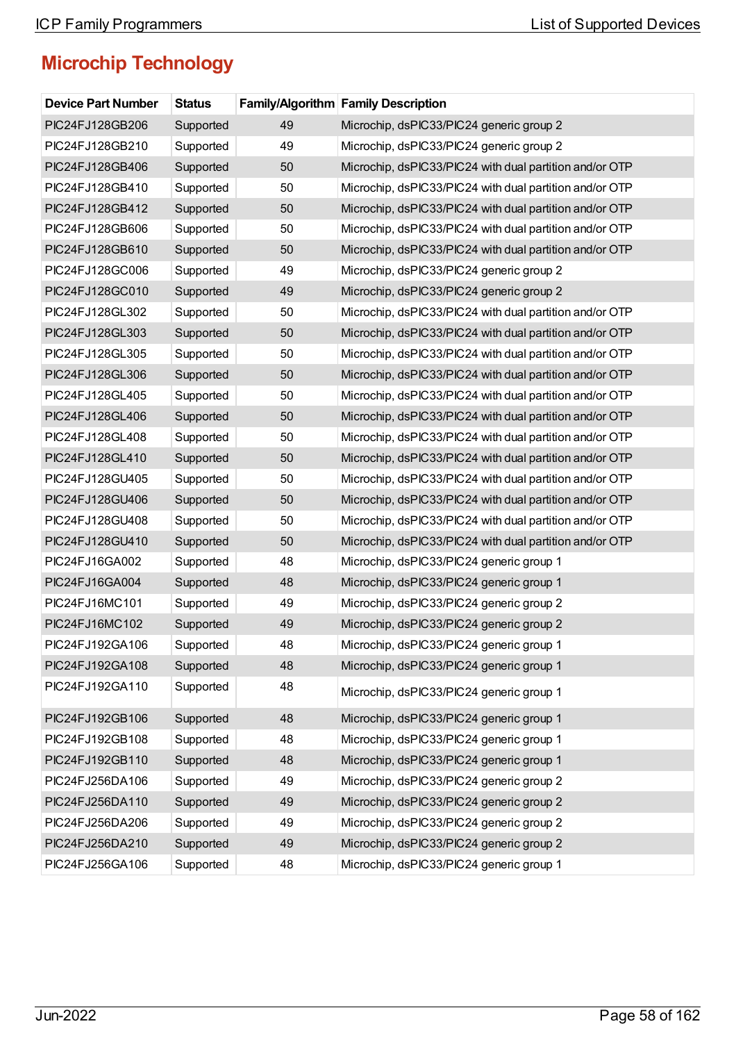## Microchip Technology

| Device Part Number | Status | Family/Algorithm | Family Description |
|---|---|---|---|
| PIC24FJ128GB206 | Supported | 49 | Microchip, dsPIC33/PIC24 generic group 2 |
| PIC24FJ128GB210 | Supported | 49 | Microchip, dsPIC33/PIC24 generic group 2 |
| PIC24FJ128GB406 | Supported | 50 | Microchip, dsPIC33/PIC24 with dual partition and/or OTP |
| PIC24FJ128GB410 | Supported | 50 | Microchip, dsPIC33/PIC24 with dual partition and/or OTP |
| PIC24FJ128GB412 | Supported | 50 | Microchip, dsPIC33/PIC24 with dual partition and/or OTP |
| PIC24FJ128GB606 | Supported | 50 | Microchip, dsPIC33/PIC24 with dual partition and/or OTP |
| PIC24FJ128GB610 | Supported | 50 | Microchip, dsPIC33/PIC24 with dual partition and/or OTP |
| PIC24FJ128GC006 | Supported | 49 | Microchip, dsPIC33/PIC24 generic group 2 |
| PIC24FJ128GC010 | Supported | 49 | Microchip, dsPIC33/PIC24 generic group 2 |
| PIC24FJ128GL302 | Supported | 50 | Microchip, dsPIC33/PIC24 with dual partition and/or OTP |
| PIC24FJ128GL303 | Supported | 50 | Microchip, dsPIC33/PIC24 with dual partition and/or OTP |
| PIC24FJ128GL305 | Supported | 50 | Microchip, dsPIC33/PIC24 with dual partition and/or OTP |
| PIC24FJ128GL306 | Supported | 50 | Microchip, dsPIC33/PIC24 with dual partition and/or OTP |
| PIC24FJ128GL405 | Supported | 50 | Microchip, dsPIC33/PIC24 with dual partition and/or OTP |
| PIC24FJ128GL406 | Supported | 50 | Microchip, dsPIC33/PIC24 with dual partition and/or OTP |
| PIC24FJ128GL408 | Supported | 50 | Microchip, dsPIC33/PIC24 with dual partition and/or OTP |
| PIC24FJ128GL410 | Supported | 50 | Microchip, dsPIC33/PIC24 with dual partition and/or OTP |
| PIC24FJ128GU405 | Supported | 50 | Microchip, dsPIC33/PIC24 with dual partition and/or OTP |
| PIC24FJ128GU406 | Supported | 50 | Microchip, dsPIC33/PIC24 with dual partition and/or OTP |
| PIC24FJ128GU408 | Supported | 50 | Microchip, dsPIC33/PIC24 with dual partition and/or OTP |
| PIC24FJ128GU410 | Supported | 50 | Microchip, dsPIC33/PIC24 with dual partition and/or OTP |
| PIC24FJ16GA002 | Supported | 48 | Microchip, dsPIC33/PIC24 generic group 1 |
| PIC24FJ16GA004 | Supported | 48 | Microchip, dsPIC33/PIC24 generic group 1 |
| PIC24FJ16MC101 | Supported | 49 | Microchip, dsPIC33/PIC24 generic group 2 |
| PIC24FJ16MC102 | Supported | 49 | Microchip, dsPIC33/PIC24 generic group 2 |
| PIC24FJ192GA106 | Supported | 48 | Microchip, dsPIC33/PIC24 generic group 1 |
| PIC24FJ192GA108 | Supported | 48 | Microchip, dsPIC33/PIC24 generic group 1 |
| PIC24FJ192GA110 | Supported | 48 | Microchip, dsPIC33/PIC24 generic group 1 |
| PIC24FJ192GB106 | Supported | 48 | Microchip, dsPIC33/PIC24 generic group 1 |
| PIC24FJ192GB108 | Supported | 48 | Microchip, dsPIC33/PIC24 generic group 1 |
| PIC24FJ192GB110 | Supported | 48 | Microchip, dsPIC33/PIC24 generic group 1 |
| PIC24FJ256DA106 | Supported | 49 | Microchip, dsPIC33/PIC24 generic group 2 |
| PIC24FJ256DA110 | Supported | 49 | Microchip, dsPIC33/PIC24 generic group 2 |
| PIC24FJ256DA206 | Supported | 49 | Microchip, dsPIC33/PIC24 generic group 2 |
| PIC24FJ256DA210 | Supported | 49 | Microchip, dsPIC33/PIC24 generic group 2 |
| PIC24FJ256GA106 | Supported | 48 | Microchip, dsPIC33/PIC24 generic group 1 |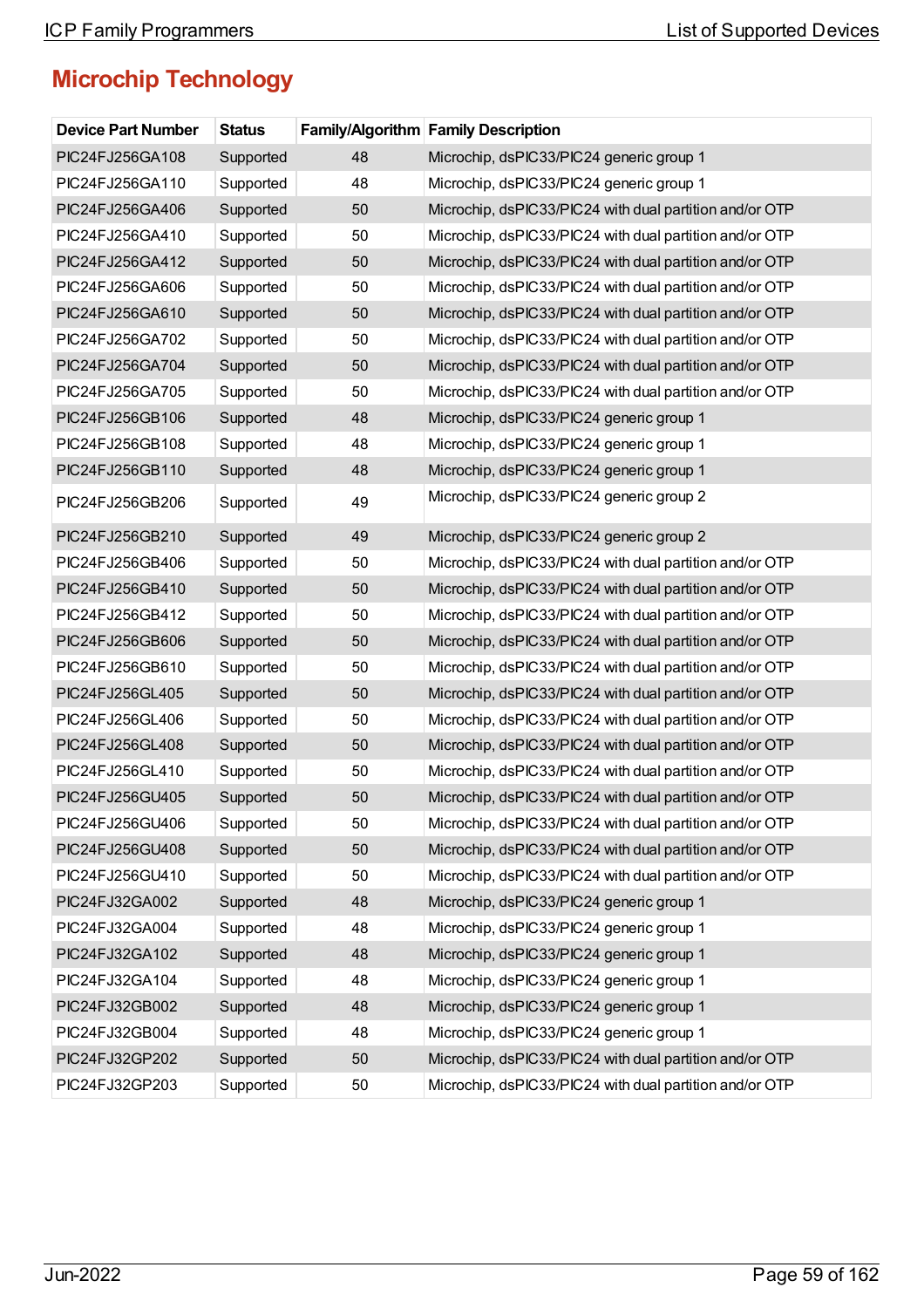## Microchip Technology

| Device Part Number | Status | Family/Algorithm | Family Description |
|---|---|---|---|
| PIC24FJ256GA108 | Supported | 48 | Microchip, dsPIC33/PIC24 generic group 1 |
| PIC24FJ256GA110 | Supported | 48 | Microchip, dsPIC33/PIC24 generic group 1 |
| PIC24FJ256GA406 | Supported | 50 | Microchip, dsPIC33/PIC24 with dual partition and/or OTP |
| PIC24FJ256GA410 | Supported | 50 | Microchip, dsPIC33/PIC24 with dual partition and/or OTP |
| PIC24FJ256GA412 | Supported | 50 | Microchip, dsPIC33/PIC24 with dual partition and/or OTP |
| PIC24FJ256GA606 | Supported | 50 | Microchip, dsPIC33/PIC24 with dual partition and/or OTP |
| PIC24FJ256GA610 | Supported | 50 | Microchip, dsPIC33/PIC24 with dual partition and/or OTP |
| PIC24FJ256GA702 | Supported | 50 | Microchip, dsPIC33/PIC24 with dual partition and/or OTP |
| PIC24FJ256GA704 | Supported | 50 | Microchip, dsPIC33/PIC24 with dual partition and/or OTP |
| PIC24FJ256GA705 | Supported | 50 | Microchip, dsPIC33/PIC24 with dual partition and/or OTP |
| PIC24FJ256GB106 | Supported | 48 | Microchip, dsPIC33/PIC24 generic group 1 |
| PIC24FJ256GB108 | Supported | 48 | Microchip, dsPIC33/PIC24 generic group 1 |
| PIC24FJ256GB110 | Supported | 48 | Microchip, dsPIC33/PIC24 generic group 1 |
| PIC24FJ256GB206 | Supported | 49 | Microchip, dsPIC33/PIC24 generic group 2 |
| PIC24FJ256GB210 | Supported | 49 | Microchip, dsPIC33/PIC24 generic group 2 |
| PIC24FJ256GB406 | Supported | 50 | Microchip, dsPIC33/PIC24 with dual partition and/or OTP |
| PIC24FJ256GB410 | Supported | 50 | Microchip, dsPIC33/PIC24 with dual partition and/or OTP |
| PIC24FJ256GB412 | Supported | 50 | Microchip, dsPIC33/PIC24 with dual partition and/or OTP |
| PIC24FJ256GB606 | Supported | 50 | Microchip, dsPIC33/PIC24 with dual partition and/or OTP |
| PIC24FJ256GB610 | Supported | 50 | Microchip, dsPIC33/PIC24 with dual partition and/or OTP |
| PIC24FJ256GL405 | Supported | 50 | Microchip, dsPIC33/PIC24 with dual partition and/or OTP |
| PIC24FJ256GL406 | Supported | 50 | Microchip, dsPIC33/PIC24 with dual partition and/or OTP |
| PIC24FJ256GL408 | Supported | 50 | Microchip, dsPIC33/PIC24 with dual partition and/or OTP |
| PIC24FJ256GL410 | Supported | 50 | Microchip, dsPIC33/PIC24 with dual partition and/or OTP |
| PIC24FJ256GU405 | Supported | 50 | Microchip, dsPIC33/PIC24 with dual partition and/or OTP |
| PIC24FJ256GU406 | Supported | 50 | Microchip, dsPIC33/PIC24 with dual partition and/or OTP |
| PIC24FJ256GU408 | Supported | 50 | Microchip, dsPIC33/PIC24 with dual partition and/or OTP |
| PIC24FJ256GU410 | Supported | 50 | Microchip, dsPIC33/PIC24 with dual partition and/or OTP |
| PIC24FJ32GA002 | Supported | 48 | Microchip, dsPIC33/PIC24 generic group 1 |
| PIC24FJ32GA004 | Supported | 48 | Microchip, dsPIC33/PIC24 generic group 1 |
| PIC24FJ32GA102 | Supported | 48 | Microchip, dsPIC33/PIC24 generic group 1 |
| PIC24FJ32GA104 | Supported | 48 | Microchip, dsPIC33/PIC24 generic group 1 |
| PIC24FJ32GB002 | Supported | 48 | Microchip, dsPIC33/PIC24 generic group 1 |
| PIC24FJ32GB004 | Supported | 48 | Microchip, dsPIC33/PIC24 generic group 1 |
| PIC24FJ32GP202 | Supported | 50 | Microchip, dsPIC33/PIC24 with dual partition and/or OTP |
| PIC24FJ32GP203 | Supported | 50 | Microchip, dsPIC33/PIC24 with dual partition and/or OTP |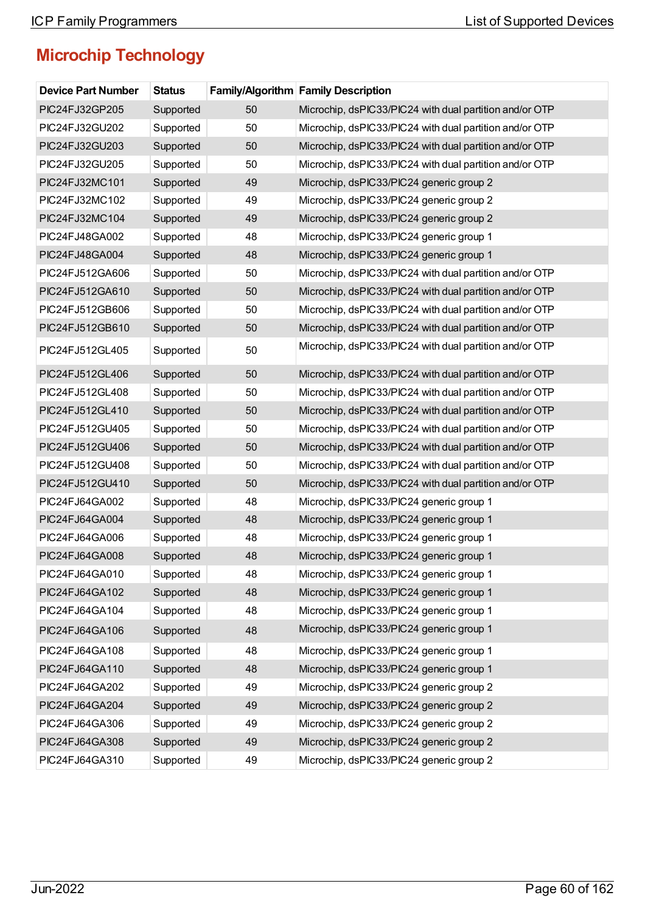## Microchip Technology

| Device Part Number | Status | Family/Algorithm | Family Description |
|---|---|---|---|
| PIC24FJ32GP205 | Supported | 50 | Microchip, dsPIC33/PIC24 with dual partition and/or OTP |
| PIC24FJ32GU202 | Supported | 50 | Microchip, dsPIC33/PIC24 with dual partition and/or OTP |
| PIC24FJ32GU203 | Supported | 50 | Microchip, dsPIC33/PIC24 with dual partition and/or OTP |
| PIC24FJ32GU205 | Supported | 50 | Microchip, dsPIC33/PIC24 with dual partition and/or OTP |
| PIC24FJ32MC101 | Supported | 49 | Microchip, dsPIC33/PIC24 generic group 2 |
| PIC24FJ32MC102 | Supported | 49 | Microchip, dsPIC33/PIC24 generic group 2 |
| PIC24FJ32MC104 | Supported | 49 | Microchip, dsPIC33/PIC24 generic group 2 |
| PIC24FJ48GA002 | Supported | 48 | Microchip, dsPIC33/PIC24 generic group 1 |
| PIC24FJ48GA004 | Supported | 48 | Microchip, dsPIC33/PIC24 generic group 1 |
| PIC24FJ512GA606 | Supported | 50 | Microchip, dsPIC33/PIC24 with dual partition and/or OTP |
| PIC24FJ512GA610 | Supported | 50 | Microchip, dsPIC33/PIC24 with dual partition and/or OTP |
| PIC24FJ512GB606 | Supported | 50 | Microchip, dsPIC33/PIC24 with dual partition and/or OTP |
| PIC24FJ512GB610 | Supported | 50 | Microchip, dsPIC33/PIC24 with dual partition and/or OTP |
| PIC24FJ512GL405 | Supported | 50 | Microchip, dsPIC33/PIC24 with dual partition and/or OTP |
| PIC24FJ512GL406 | Supported | 50 | Microchip, dsPIC33/PIC24 with dual partition and/or OTP |
| PIC24FJ512GL408 | Supported | 50 | Microchip, dsPIC33/PIC24 with dual partition and/or OTP |
| PIC24FJ512GL410 | Supported | 50 | Microchip, dsPIC33/PIC24 with dual partition and/or OTP |
| PIC24FJ512GU405 | Supported | 50 | Microchip, dsPIC33/PIC24 with dual partition and/or OTP |
| PIC24FJ512GU406 | Supported | 50 | Microchip, dsPIC33/PIC24 with dual partition and/or OTP |
| PIC24FJ512GU408 | Supported | 50 | Microchip, dsPIC33/PIC24 with dual partition and/or OTP |
| PIC24FJ512GU410 | Supported | 50 | Microchip, dsPIC33/PIC24 with dual partition and/or OTP |
| PIC24FJ64GA002 | Supported | 48 | Microchip, dsPIC33/PIC24 generic group 1 |
| PIC24FJ64GA004 | Supported | 48 | Microchip, dsPIC33/PIC24 generic group 1 |
| PIC24FJ64GA006 | Supported | 48 | Microchip, dsPIC33/PIC24 generic group 1 |
| PIC24FJ64GA008 | Supported | 48 | Microchip, dsPIC33/PIC24 generic group 1 |
| PIC24FJ64GA010 | Supported | 48 | Microchip, dsPIC33/PIC24 generic group 1 |
| PIC24FJ64GA102 | Supported | 48 | Microchip, dsPIC33/PIC24 generic group 1 |
| PIC24FJ64GA104 | Supported | 48 | Microchip, dsPIC33/PIC24 generic group 1 |
| PIC24FJ64GA106 | Supported | 48 | Microchip, dsPIC33/PIC24 generic group 1 |
| PIC24FJ64GA108 | Supported | 48 | Microchip, dsPIC33/PIC24 generic group 1 |
| PIC24FJ64GA110 | Supported | 48 | Microchip, dsPIC33/PIC24 generic group 1 |
| PIC24FJ64GA202 | Supported | 49 | Microchip, dsPIC33/PIC24 generic group 2 |
| PIC24FJ64GA204 | Supported | 49 | Microchip, dsPIC33/PIC24 generic group 2 |
| PIC24FJ64GA306 | Supported | 49 | Microchip, dsPIC33/PIC24 generic group 2 |
| PIC24FJ64GA308 | Supported | 49 | Microchip, dsPIC33/PIC24 generic group 2 |
| PIC24FJ64GA310 | Supported | 49 | Microchip, dsPIC33/PIC24 generic group 2 |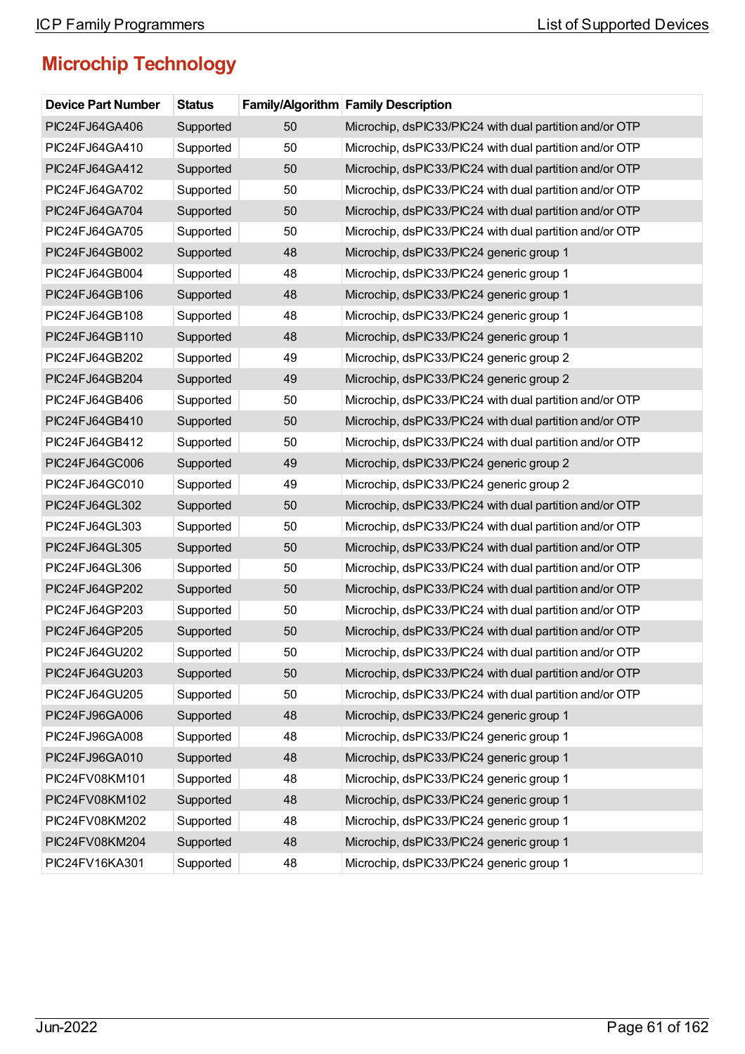## Microchip Technology

| Device Part Number | Status | Family/Algorithm | Family Description |
|---|---|---|---|
| PIC24FJ64GA406 | Supported | 50 | Microchip, dsPIC33/PIC24 with dual partition and/or OTP |
| PIC24FJ64GA410 | Supported | 50 | Microchip, dsPIC33/PIC24 with dual partition and/or OTP |
| PIC24FJ64GA412 | Supported | 50 | Microchip, dsPIC33/PIC24 with dual partition and/or OTP |
| PIC24FJ64GA702 | Supported | 50 | Microchip, dsPIC33/PIC24 with dual partition and/or OTP |
| PIC24FJ64GA704 | Supported | 50 | Microchip, dsPIC33/PIC24 with dual partition and/or OTP |
| PIC24FJ64GA705 | Supported | 50 | Microchip, dsPIC33/PIC24 with dual partition and/or OTP |
| PIC24FJ64GB002 | Supported | 48 | Microchip, dsPIC33/PIC24 generic group 1 |
| PIC24FJ64GB004 | Supported | 48 | Microchip, dsPIC33/PIC24 generic group 1 |
| PIC24FJ64GB106 | Supported | 48 | Microchip, dsPIC33/PIC24 generic group 1 |
| PIC24FJ64GB108 | Supported | 48 | Microchip, dsPIC33/PIC24 generic group 1 |
| PIC24FJ64GB110 | Supported | 48 | Microchip, dsPIC33/PIC24 generic group 1 |
| PIC24FJ64GB202 | Supported | 49 | Microchip, dsPIC33/PIC24 generic group 2 |
| PIC24FJ64GB204 | Supported | 49 | Microchip, dsPIC33/PIC24 generic group 2 |
| PIC24FJ64GB406 | Supported | 50 | Microchip, dsPIC33/PIC24 with dual partition and/or OTP |
| PIC24FJ64GB410 | Supported | 50 | Microchip, dsPIC33/PIC24 with dual partition and/or OTP |
| PIC24FJ64GB412 | Supported | 50 | Microchip, dsPIC33/PIC24 with dual partition and/or OTP |
| PIC24FJ64GC006 | Supported | 49 | Microchip, dsPIC33/PIC24 generic group 2 |
| PIC24FJ64GC010 | Supported | 49 | Microchip, dsPIC33/PIC24 generic group 2 |
| PIC24FJ64GL302 | Supported | 50 | Microchip, dsPIC33/PIC24 with dual partition and/or OTP |
| PIC24FJ64GL303 | Supported | 50 | Microchip, dsPIC33/PIC24 with dual partition and/or OTP |
| PIC24FJ64GL305 | Supported | 50 | Microchip, dsPIC33/PIC24 with dual partition and/or OTP |
| PIC24FJ64GL306 | Supported | 50 | Microchip, dsPIC33/PIC24 with dual partition and/or OTP |
| PIC24FJ64GP202 | Supported | 50 | Microchip, dsPIC33/PIC24 with dual partition and/or OTP |
| PIC24FJ64GP203 | Supported | 50 | Microchip, dsPIC33/PIC24 with dual partition and/or OTP |
| PIC24FJ64GP205 | Supported | 50 | Microchip, dsPIC33/PIC24 with dual partition and/or OTP |
| PIC24FJ64GU202 | Supported | 50 | Microchip, dsPIC33/PIC24 with dual partition and/or OTP |
| PIC24FJ64GU203 | Supported | 50 | Microchip, dsPIC33/PIC24 with dual partition and/or OTP |
| PIC24FJ64GU205 | Supported | 50 | Microchip, dsPIC33/PIC24 with dual partition and/or OTP |
| PIC24FJ96GA006 | Supported | 48 | Microchip, dsPIC33/PIC24 generic group 1 |
| PIC24FJ96GA008 | Supported | 48 | Microchip, dsPIC33/PIC24 generic group 1 |
| PIC24FJ96GA010 | Supported | 48 | Microchip, dsPIC33/PIC24 generic group 1 |
| PIC24FV08KM101 | Supported | 48 | Microchip, dsPIC33/PIC24 generic group 1 |
| PIC24FV08KM102 | Supported | 48 | Microchip, dsPIC33/PIC24 generic group 1 |
| PIC24FV08KM202 | Supported | 48 | Microchip, dsPIC33/PIC24 generic group 1 |
| PIC24FV08KM204 | Supported | 48 | Microchip, dsPIC33/PIC24 generic group 1 |
| PIC24FV16KA301 | Supported | 48 | Microchip, dsPIC33/PIC24 generic group 1 |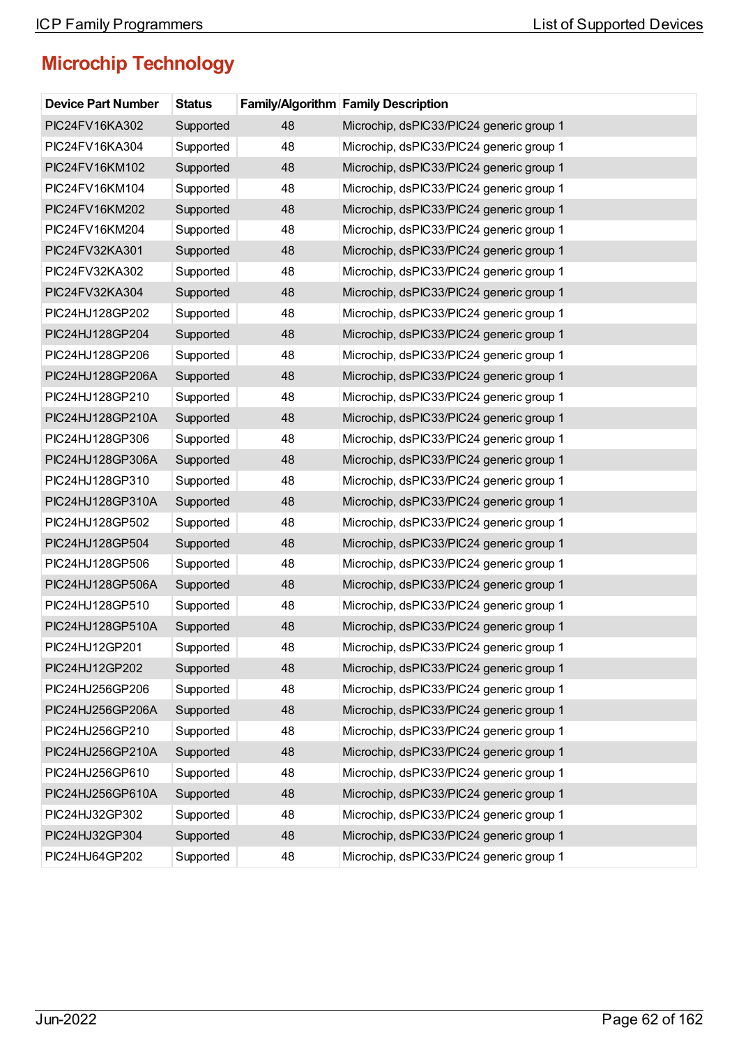## Microchip Technology

| Device Part Number | Status | Family/Algorithm | Family Description |
|---|---|---|---|
| PIC24FV16KA302 | Supported | 48 | Microchip, dsPIC33/PIC24 generic group 1 |
| PIC24FV16KA304 | Supported | 48 | Microchip, dsPIC33/PIC24 generic group 1 |
| PIC24FV16KM102 | Supported | 48 | Microchip, dsPIC33/PIC24 generic group 1 |
| PIC24FV16KM104 | Supported | 48 | Microchip, dsPIC33/PIC24 generic group 1 |
| PIC24FV16KM202 | Supported | 48 | Microchip, dsPIC33/PIC24 generic group 1 |
| PIC24FV16KM204 | Supported | 48 | Microchip, dsPIC33/PIC24 generic group 1 |
| PIC24FV32KA301 | Supported | 48 | Microchip, dsPIC33/PIC24 generic group 1 |
| PIC24FV32KA302 | Supported | 48 | Microchip, dsPIC33/PIC24 generic group 1 |
| PIC24FV32KA304 | Supported | 48 | Microchip, dsPIC33/PIC24 generic group 1 |
| PIC24HJ128GP202 | Supported | 48 | Microchip, dsPIC33/PIC24 generic group 1 |
| PIC24HJ128GP204 | Supported | 48 | Microchip, dsPIC33/PIC24 generic group 1 |
| PIC24HJ128GP206 | Supported | 48 | Microchip, dsPIC33/PIC24 generic group 1 |
| PIC24HJ128GP206A | Supported | 48 | Microchip, dsPIC33/PIC24 generic group 1 |
| PIC24HJ128GP210 | Supported | 48 | Microchip, dsPIC33/PIC24 generic group 1 |
| PIC24HJ128GP210A | Supported | 48 | Microchip, dsPIC33/PIC24 generic group 1 |
| PIC24HJ128GP306 | Supported | 48 | Microchip, dsPIC33/PIC24 generic group 1 |
| PIC24HJ128GP306A | Supported | 48 | Microchip, dsPIC33/PIC24 generic group 1 |
| PIC24HJ128GP310 | Supported | 48 | Microchip, dsPIC33/PIC24 generic group 1 |
| PIC24HJ128GP310A | Supported | 48 | Microchip, dsPIC33/PIC24 generic group 1 |
| PIC24HJ128GP502 | Supported | 48 | Microchip, dsPIC33/PIC24 generic group 1 |
| PIC24HJ128GP504 | Supported | 48 | Microchip, dsPIC33/PIC24 generic group 1 |
| PIC24HJ128GP506 | Supported | 48 | Microchip, dsPIC33/PIC24 generic group 1 |
| PIC24HJ128GP506A | Supported | 48 | Microchip, dsPIC33/PIC24 generic group 1 |
| PIC24HJ128GP510 | Supported | 48 | Microchip, dsPIC33/PIC24 generic group 1 |
| PIC24HJ128GP510A | Supported | 48 | Microchip, dsPIC33/PIC24 generic group 1 |
| PIC24HJ12GP201 | Supported | 48 | Microchip, dsPIC33/PIC24 generic group 1 |
| PIC24HJ12GP202 | Supported | 48 | Microchip, dsPIC33/PIC24 generic group 1 |
| PIC24HJ256GP206 | Supported | 48 | Microchip, dsPIC33/PIC24 generic group 1 |
| PIC24HJ256GP206A | Supported | 48 | Microchip, dsPIC33/PIC24 generic group 1 |
| PIC24HJ256GP210 | Supported | 48 | Microchip, dsPIC33/PIC24 generic group 1 |
| PIC24HJ256GP210A | Supported | 48 | Microchip, dsPIC33/PIC24 generic group 1 |
| PIC24HJ256GP610 | Supported | 48 | Microchip, dsPIC33/PIC24 generic group 1 |
| PIC24HJ256GP610A | Supported | 48 | Microchip, dsPIC33/PIC24 generic group 1 |
| PIC24HJ32GP302 | Supported | 48 | Microchip, dsPIC33/PIC24 generic group 1 |
| PIC24HJ32GP304 | Supported | 48 | Microchip, dsPIC33/PIC24 generic group 1 |
| PIC24HJ64GP202 | Supported | 48 | Microchip, dsPIC33/PIC24 generic group 1 |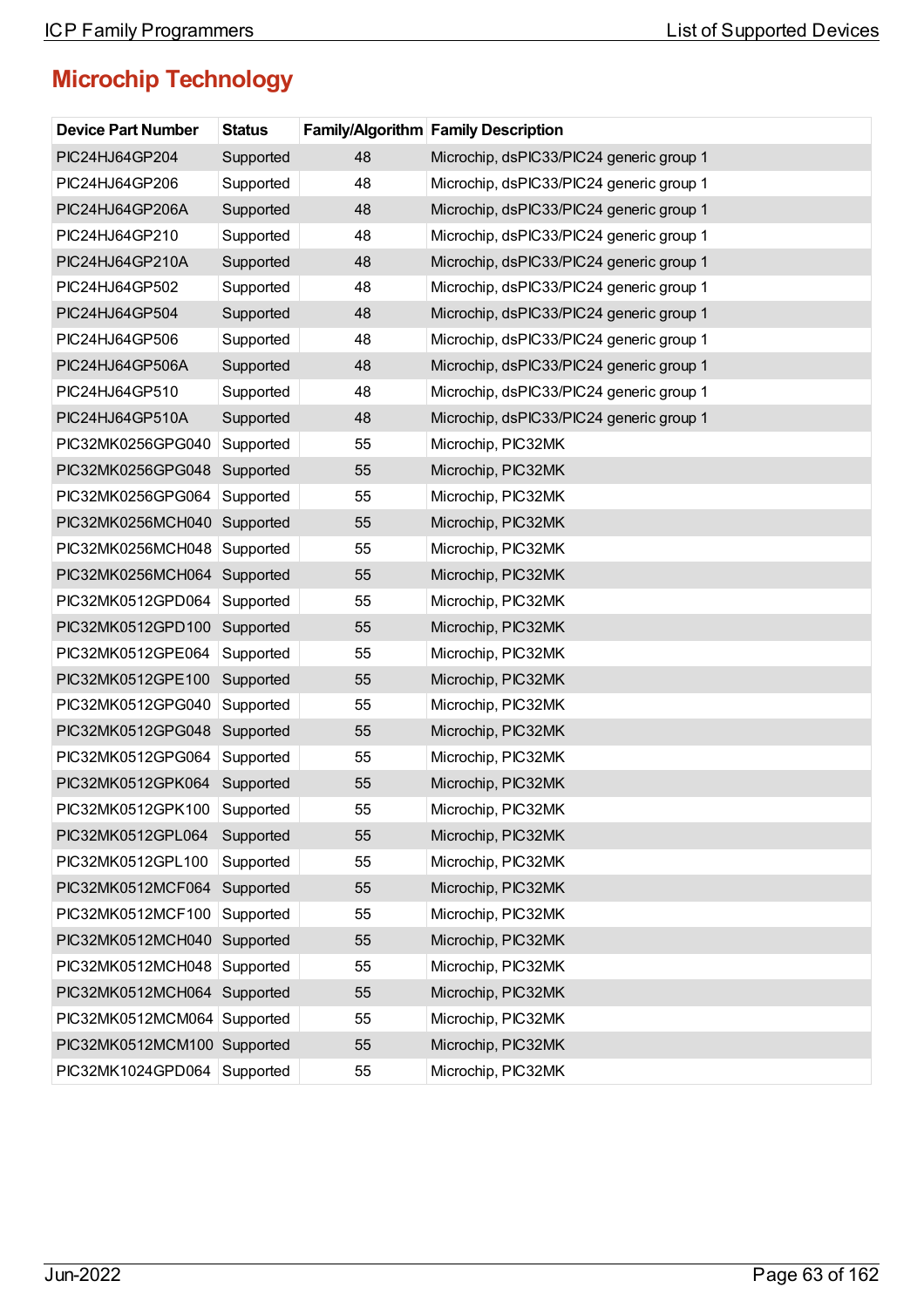## Microchip Technology

| Device Part Number | Status | Family/Algorithm | Family Description |
|---|---|---|---|
| PIC24HJ64GP204 | Supported | 48 | Microchip, dsPIC33/PIC24 generic group 1 |
| PIC24HJ64GP206 | Supported | 48 | Microchip, dsPIC33/PIC24 generic group 1 |
| PIC24HJ64GP206A | Supported | 48 | Microchip, dsPIC33/PIC24 generic group 1 |
| PIC24HJ64GP210 | Supported | 48 | Microchip, dsPIC33/PIC24 generic group 1 |
| PIC24HJ64GP210A | Supported | 48 | Microchip, dsPIC33/PIC24 generic group 1 |
| PIC24HJ64GP502 | Supported | 48 | Microchip, dsPIC33/PIC24 generic group 1 |
| PIC24HJ64GP504 | Supported | 48 | Microchip, dsPIC33/PIC24 generic group 1 |
| PIC24HJ64GP506 | Supported | 48 | Microchip, dsPIC33/PIC24 generic group 1 |
| PIC24HJ64GP506A | Supported | 48 | Microchip, dsPIC33/PIC24 generic group 1 |
| PIC24HJ64GP510 | Supported | 48 | Microchip, dsPIC33/PIC24 generic group 1 |
| PIC24HJ64GP510A | Supported | 48 | Microchip, dsPIC33/PIC24 generic group 1 |
| PIC32MK0256GPG040 | Supported | 55 | Microchip, PIC32MK |
| PIC32MK0256GPG048 | Supported | 55 | Microchip, PIC32MK |
| PIC32MK0256GPG064 | Supported | 55 | Microchip, PIC32MK |
| PIC32MK0256MCH040 | Supported | 55 | Microchip, PIC32MK |
| PIC32MK0256MCH048 | Supported | 55 | Microchip, PIC32MK |
| PIC32MK0256MCH064 | Supported | 55 | Microchip, PIC32MK |
| PIC32MK0512GPD064 | Supported | 55 | Microchip, PIC32MK |
| PIC32MK0512GPD100 | Supported | 55 | Microchip, PIC32MK |
| PIC32MK0512GPE064 | Supported | 55 | Microchip, PIC32MK |
| PIC32MK0512GPE100 | Supported | 55 | Microchip, PIC32MK |
| PIC32MK0512GPG040 | Supported | 55 | Microchip, PIC32MK |
| PIC32MK0512GPG048 | Supported | 55 | Microchip, PIC32MK |
| PIC32MK0512GPG064 | Supported | 55 | Microchip, PIC32MK |
| PIC32MK0512GPK064 | Supported | 55 | Microchip, PIC32MK |
| PIC32MK0512GPK100 | Supported | 55 | Microchip, PIC32MK |
| PIC32MK0512GPL064 | Supported | 55 | Microchip, PIC32MK |
| PIC32MK0512GPL100 | Supported | 55 | Microchip, PIC32MK |
| PIC32MK0512MCF064 | Supported | 55 | Microchip, PIC32MK |
| PIC32MK0512MCF100 | Supported | 55 | Microchip, PIC32MK |
| PIC32MK0512MCH040 | Supported | 55 | Microchip, PIC32MK |
| PIC32MK0512MCH048 | Supported | 55 | Microchip, PIC32MK |
| PIC32MK0512MCH064 | Supported | 55 | Microchip, PIC32MK |
| PIC32MK0512MCM064 | Supported | 55 | Microchip, PIC32MK |
| PIC32MK0512MCM100 | Supported | 55 | Microchip, PIC32MK |
| PIC32MK1024GPD064 | Supported | 55 | Microchip, PIC32MK |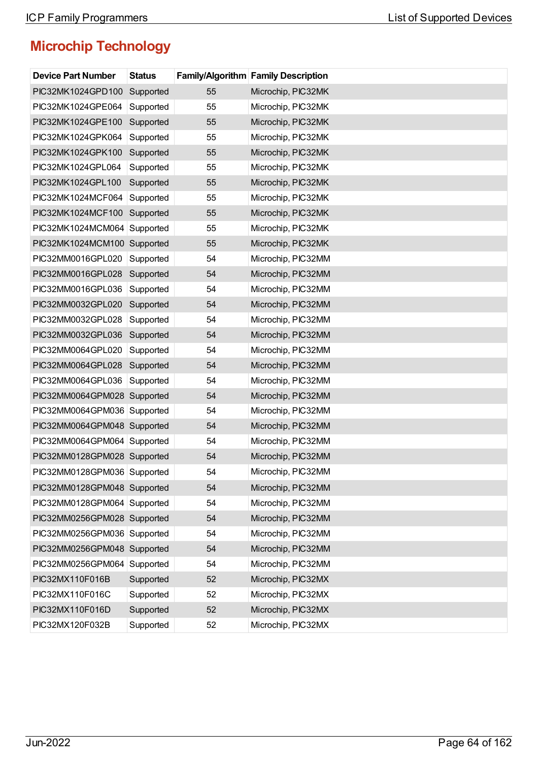## Microchip Technology

| Device Part Number | Status | Family/Algorithm | Family Description |
|---|---|---|---|
| PIC32MK1024GPD100 | Supported | 55 | Microchip, PIC32MK |
| PIC32MK1024GPE064 | Supported | 55 | Microchip, PIC32MK |
| PIC32MK1024GPE100 | Supported | 55 | Microchip, PIC32MK |
| PIC32MK1024GPK064 | Supported | 55 | Microchip, PIC32MK |
| PIC32MK1024GPK100 | Supported | 55 | Microchip, PIC32MK |
| PIC32MK1024GPL064 | Supported | 55 | Microchip, PIC32MK |
| PIC32MK1024GPL100 | Supported | 55 | Microchip, PIC32MK |
| PIC32MK1024MCF064 | Supported | 55 | Microchip, PIC32MK |
| PIC32MK1024MCF100 | Supported | 55 | Microchip, PIC32MK |
| PIC32MK1024MCM064 | Supported | 55 | Microchip, PIC32MK |
| PIC32MK1024MCM100 | Supported | 55 | Microchip, PIC32MK |
| PIC32MM0016GPL020 | Supported | 54 | Microchip, PIC32MM |
| PIC32MM0016GPL028 | Supported | 54 | Microchip, PIC32MM |
| PIC32MM0016GPL036 | Supported | 54 | Microchip, PIC32MM |
| PIC32MM0032GPL020 | Supported | 54 | Microchip, PIC32MM |
| PIC32MM0032GPL028 | Supported | 54 | Microchip, PIC32MM |
| PIC32MM0032GPL036 | Supported | 54 | Microchip, PIC32MM |
| PIC32MM0064GPL020 | Supported | 54 | Microchip, PIC32MM |
| PIC32MM0064GPL028 | Supported | 54 | Microchip, PIC32MM |
| PIC32MM0064GPL036 | Supported | 54 | Microchip, PIC32MM |
| PIC32MM0064GPM028 | Supported | 54 | Microchip, PIC32MM |
| PIC32MM0064GPM036 | Supported | 54 | Microchip, PIC32MM |
| PIC32MM0064GPM048 | Supported | 54 | Microchip, PIC32MM |
| PIC32MM0064GPM064 | Supported | 54 | Microchip, PIC32MM |
| PIC32MM0128GPM028 | Supported | 54 | Microchip, PIC32MM |
| PIC32MM0128GPM036 | Supported | 54 | Microchip, PIC32MM |
| PIC32MM0128GPM048 | Supported | 54 | Microchip, PIC32MM |
| PIC32MM0128GPM064 | Supported | 54 | Microchip, PIC32MM |
| PIC32MM0256GPM028 | Supported | 54 | Microchip, PIC32MM |
| PIC32MM0256GPM036 | Supported | 54 | Microchip, PIC32MM |
| PIC32MM0256GPM048 | Supported | 54 | Microchip, PIC32MM |
| PIC32MM0256GPM064 | Supported | 54 | Microchip, PIC32MM |
| PIC32MX110F016B | Supported | 52 | Microchip, PIC32MX |
| PIC32MX110F016C | Supported | 52 | Microchip, PIC32MX |
| PIC32MX110F016D | Supported | 52 | Microchip, PIC32MX |
| PIC32MX120F032B | Supported | 52 | Microchip, PIC32MX |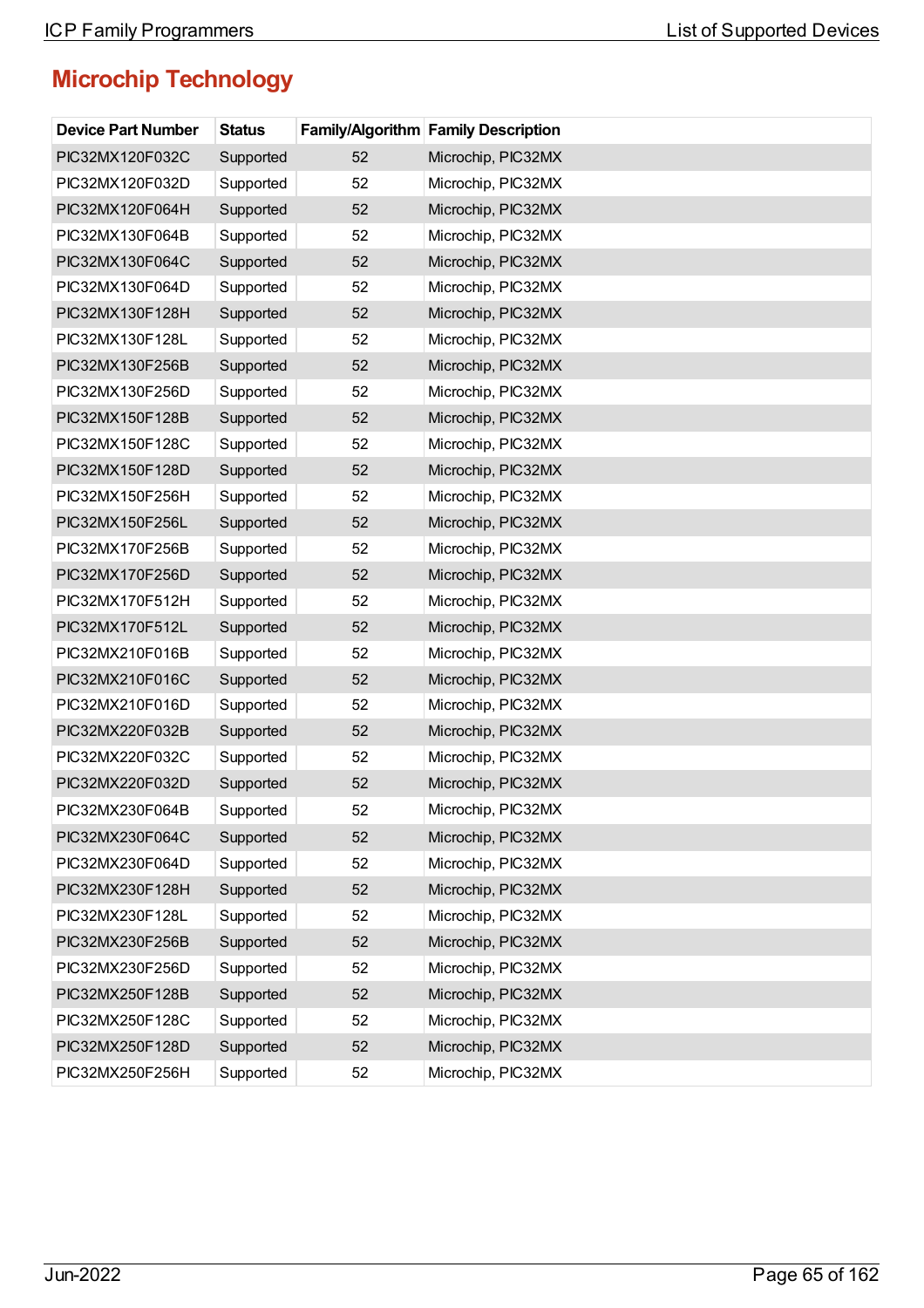## Microchip Technology

| Device Part Number | Status | Family/Algorithm | Family Description |
|---|---|---|---|
| PIC32MX120F032C | Supported | 52 | Microchip, PIC32MX |
| PIC32MX120F032D | Supported | 52 | Microchip, PIC32MX |
| PIC32MX120F064H | Supported | 52 | Microchip, PIC32MX |
| PIC32MX130F064B | Supported | 52 | Microchip, PIC32MX |
| PIC32MX130F064C | Supported | 52 | Microchip, PIC32MX |
| PIC32MX130F064D | Supported | 52 | Microchip, PIC32MX |
| PIC32MX130F128H | Supported | 52 | Microchip, PIC32MX |
| PIC32MX130F128L | Supported | 52 | Microchip, PIC32MX |
| PIC32MX130F256B | Supported | 52 | Microchip, PIC32MX |
| PIC32MX130F256D | Supported | 52 | Microchip, PIC32MX |
| PIC32MX150F128B | Supported | 52 | Microchip, PIC32MX |
| PIC32MX150F128C | Supported | 52 | Microchip, PIC32MX |
| PIC32MX150F128D | Supported | 52 | Microchip, PIC32MX |
| PIC32MX150F256H | Supported | 52 | Microchip, PIC32MX |
| PIC32MX150F256L | Supported | 52 | Microchip, PIC32MX |
| PIC32MX170F256B | Supported | 52 | Microchip, PIC32MX |
| PIC32MX170F256D | Supported | 52 | Microchip, PIC32MX |
| PIC32MX170F512H | Supported | 52 | Microchip, PIC32MX |
| PIC32MX170F512L | Supported | 52 | Microchip, PIC32MX |
| PIC32MX210F016B | Supported | 52 | Microchip, PIC32MX |
| PIC32MX210F016C | Supported | 52 | Microchip, PIC32MX |
| PIC32MX210F016D | Supported | 52 | Microchip, PIC32MX |
| PIC32MX220F032B | Supported | 52 | Microchip, PIC32MX |
| PIC32MX220F032C | Supported | 52 | Microchip, PIC32MX |
| PIC32MX220F032D | Supported | 52 | Microchip, PIC32MX |
| PIC32MX230F064B | Supported | 52 | Microchip, PIC32MX |
| PIC32MX230F064C | Supported | 52 | Microchip, PIC32MX |
| PIC32MX230F064D | Supported | 52 | Microchip, PIC32MX |
| PIC32MX230F128H | Supported | 52 | Microchip, PIC32MX |
| PIC32MX230F128L | Supported | 52 | Microchip, PIC32MX |
| PIC32MX230F256B | Supported | 52 | Microchip, PIC32MX |
| PIC32MX230F256D | Supported | 52 | Microchip, PIC32MX |
| PIC32MX250F128B | Supported | 52 | Microchip, PIC32MX |
| PIC32MX250F128C | Supported | 52 | Microchip, PIC32MX |
| PIC32MX250F128D | Supported | 52 | Microchip, PIC32MX |
| PIC32MX250F256H | Supported | 52 | Microchip, PIC32MX |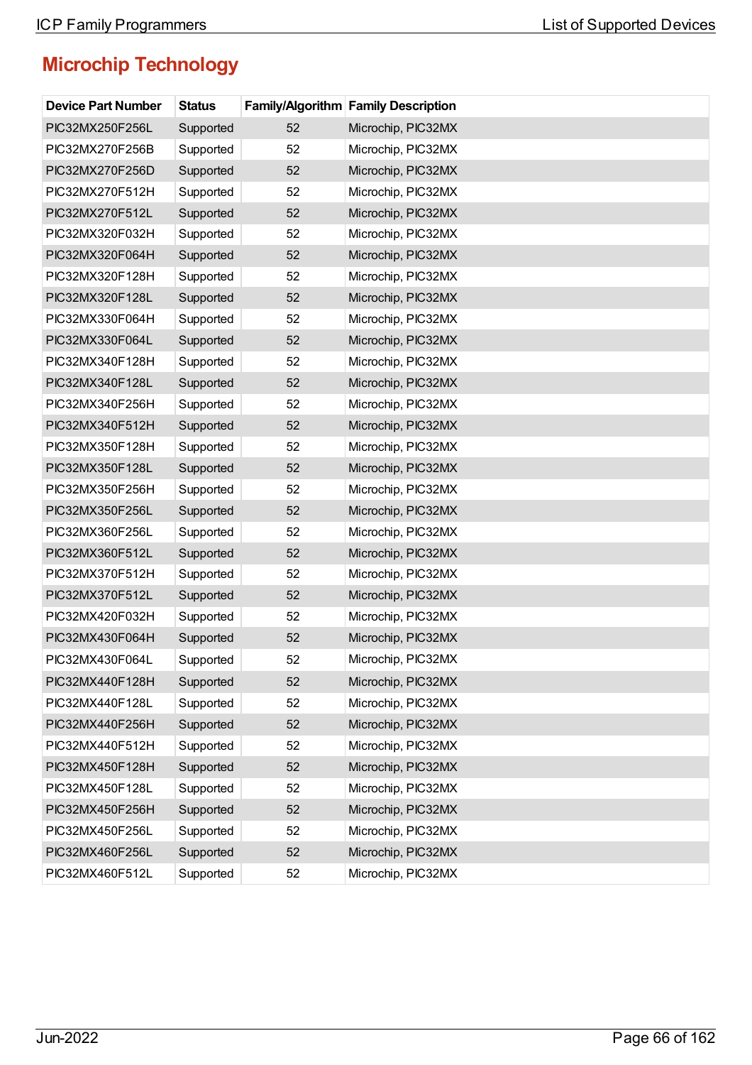## Microchip Technology

| Device Part Number | Status | Family/Algorithm | Family Description |
|---|---|---|---|
| PIC32MX250F256L | Supported | 52 | Microchip, PIC32MX |
| PIC32MX270F256B | Supported | 52 | Microchip, PIC32MX |
| PIC32MX270F256D | Supported | 52 | Microchip, PIC32MX |
| PIC32MX270F512H | Supported | 52 | Microchip, PIC32MX |
| PIC32MX270F512L | Supported | 52 | Microchip, PIC32MX |
| PIC32MX320F032H | Supported | 52 | Microchip, PIC32MX |
| PIC32MX320F064H | Supported | 52 | Microchip, PIC32MX |
| PIC32MX320F128H | Supported | 52 | Microchip, PIC32MX |
| PIC32MX320F128L | Supported | 52 | Microchip, PIC32MX |
| PIC32MX330F064H | Supported | 52 | Microchip, PIC32MX |
| PIC32MX330F064L | Supported | 52 | Microchip, PIC32MX |
| PIC32MX340F128H | Supported | 52 | Microchip, PIC32MX |
| PIC32MX340F128L | Supported | 52 | Microchip, PIC32MX |
| PIC32MX340F256H | Supported | 52 | Microchip, PIC32MX |
| PIC32MX340F512H | Supported | 52 | Microchip, PIC32MX |
| PIC32MX350F128H | Supported | 52 | Microchip, PIC32MX |
| PIC32MX350F128L | Supported | 52 | Microchip, PIC32MX |
| PIC32MX350F256H | Supported | 52 | Microchip, PIC32MX |
| PIC32MX350F256L | Supported | 52 | Microchip, PIC32MX |
| PIC32MX360F256L | Supported | 52 | Microchip, PIC32MX |
| PIC32MX360F512L | Supported | 52 | Microchip, PIC32MX |
| PIC32MX370F512H | Supported | 52 | Microchip, PIC32MX |
| PIC32MX370F512L | Supported | 52 | Microchip, PIC32MX |
| PIC32MX420F032H | Supported | 52 | Microchip, PIC32MX |
| PIC32MX430F064H | Supported | 52 | Microchip, PIC32MX |
| PIC32MX430F064L | Supported | 52 | Microchip, PIC32MX |
| PIC32MX440F128H | Supported | 52 | Microchip, PIC32MX |
| PIC32MX440F128L | Supported | 52 | Microchip, PIC32MX |
| PIC32MX440F256H | Supported | 52 | Microchip, PIC32MX |
| PIC32MX440F512H | Supported | 52 | Microchip, PIC32MX |
| PIC32MX450F128H | Supported | 52 | Microchip, PIC32MX |
| PIC32MX450F128L | Supported | 52 | Microchip, PIC32MX |
| PIC32MX450F256H | Supported | 52 | Microchip, PIC32MX |
| PIC32MX450F256L | Supported | 52 | Microchip, PIC32MX |
| PIC32MX460F256L | Supported | 52 | Microchip, PIC32MX |
| PIC32MX460F512L | Supported | 52 | Microchip, PIC32MX |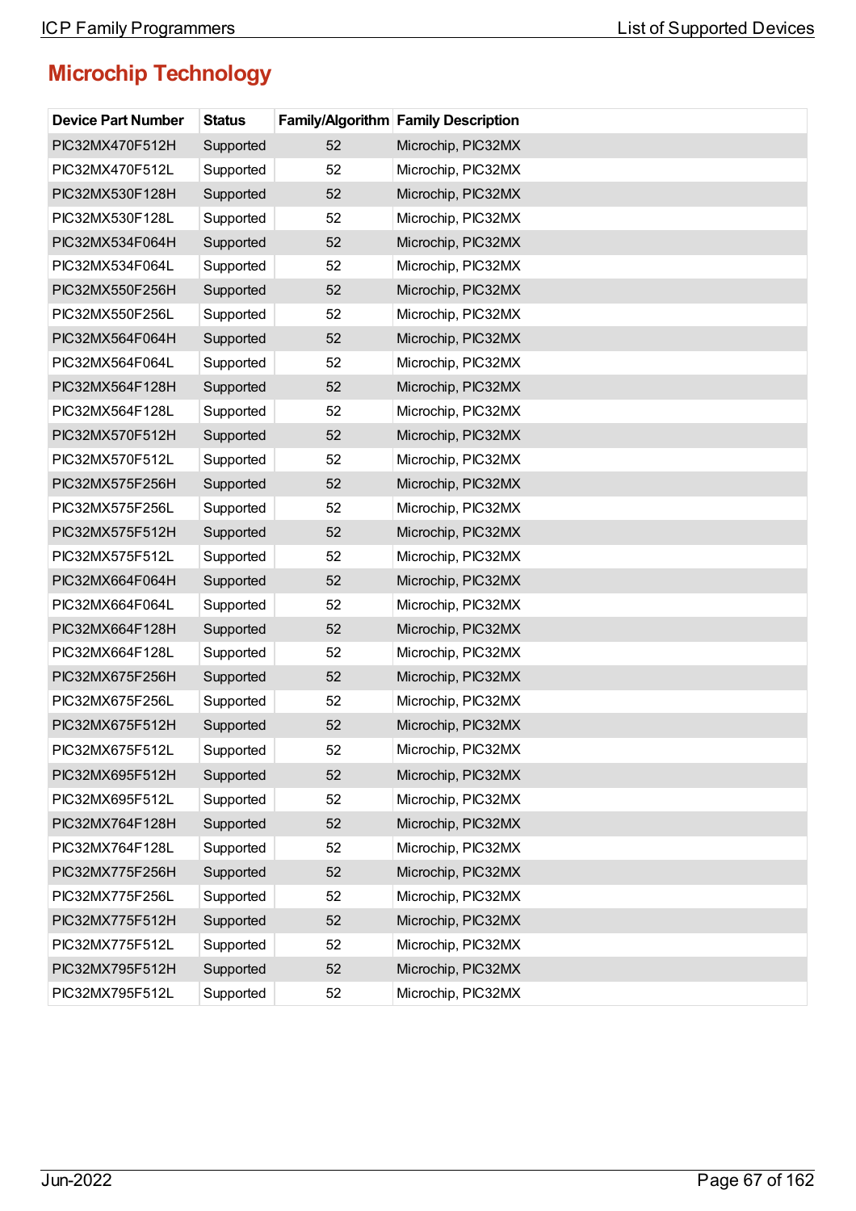## Microchip Technology

| Device Part Number | Status | Family/Algorithm | Family Description |
|---|---|---|---|
| PIC32MX470F512H | Supported | 52 | Microchip, PIC32MX |
| PIC32MX470F512L | Supported | 52 | Microchip, PIC32MX |
| PIC32MX530F128H | Supported | 52 | Microchip, PIC32MX |
| PIC32MX530F128L | Supported | 52 | Microchip, PIC32MX |
| PIC32MX534F064H | Supported | 52 | Microchip, PIC32MX |
| PIC32MX534F064L | Supported | 52 | Microchip, PIC32MX |
| PIC32MX550F256H | Supported | 52 | Microchip, PIC32MX |
| PIC32MX550F256L | Supported | 52 | Microchip, PIC32MX |
| PIC32MX564F064H | Supported | 52 | Microchip, PIC32MX |
| PIC32MX564F064L | Supported | 52 | Microchip, PIC32MX |
| PIC32MX564F128H | Supported | 52 | Microchip, PIC32MX |
| PIC32MX564F128L | Supported | 52 | Microchip, PIC32MX |
| PIC32MX570F512H | Supported | 52 | Microchip, PIC32MX |
| PIC32MX570F512L | Supported | 52 | Microchip, PIC32MX |
| PIC32MX575F256H | Supported | 52 | Microchip, PIC32MX |
| PIC32MX575F256L | Supported | 52 | Microchip, PIC32MX |
| PIC32MX575F512H | Supported | 52 | Microchip, PIC32MX |
| PIC32MX575F512L | Supported | 52 | Microchip, PIC32MX |
| PIC32MX664F064H | Supported | 52 | Microchip, PIC32MX |
| PIC32MX664F064L | Supported | 52 | Microchip, PIC32MX |
| PIC32MX664F128H | Supported | 52 | Microchip, PIC32MX |
| PIC32MX664F128L | Supported | 52 | Microchip, PIC32MX |
| PIC32MX675F256H | Supported | 52 | Microchip, PIC32MX |
| PIC32MX675F256L | Supported | 52 | Microchip, PIC32MX |
| PIC32MX675F512H | Supported | 52 | Microchip, PIC32MX |
| PIC32MX675F512L | Supported | 52 | Microchip, PIC32MX |
| PIC32MX695F512H | Supported | 52 | Microchip, PIC32MX |
| PIC32MX695F512L | Supported | 52 | Microchip, PIC32MX |
| PIC32MX764F128H | Supported | 52 | Microchip, PIC32MX |
| PIC32MX764F128L | Supported | 52 | Microchip, PIC32MX |
| PIC32MX775F256H | Supported | 52 | Microchip, PIC32MX |
| PIC32MX775F256L | Supported | 52 | Microchip, PIC32MX |
| PIC32MX775F512H | Supported | 52 | Microchip, PIC32MX |
| PIC32MX775F512L | Supported | 52 | Microchip, PIC32MX |
| PIC32MX795F512H | Supported | 52 | Microchip, PIC32MX |
| PIC32MX795F512L | Supported | 52 | Microchip, PIC32MX |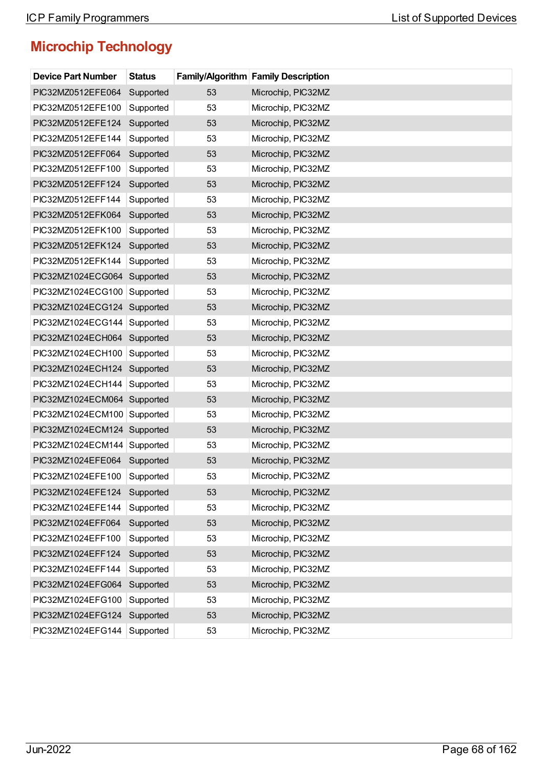## Microchip Technology

| Device Part Number | Status | Family/Algorithm | Family Description |
|---|---|---|---|
| PIC32MZ0512EFE064 | Supported | 53 | Microchip, PIC32MZ |
| PIC32MZ0512EFE100 | Supported | 53 | Microchip, PIC32MZ |
| PIC32MZ0512EFE124 | Supported | 53 | Microchip, PIC32MZ |
| PIC32MZ0512EFE144 | Supported | 53 | Microchip, PIC32MZ |
| PIC32MZ0512EFF064 | Supported | 53 | Microchip, PIC32MZ |
| PIC32MZ0512EFF100 | Supported | 53 | Microchip, PIC32MZ |
| PIC32MZ0512EFF124 | Supported | 53 | Microchip, PIC32MZ |
| PIC32MZ0512EFF144 | Supported | 53 | Microchip, PIC32MZ |
| PIC32MZ0512EFK064 | Supported | 53 | Microchip, PIC32MZ |
| PIC32MZ0512EFK100 | Supported | 53 | Microchip, PIC32MZ |
| PIC32MZ0512EFK124 | Supported | 53 | Microchip, PIC32MZ |
| PIC32MZ0512EFK144 | Supported | 53 | Microchip, PIC32MZ |
| PIC32MZ1024ECG064 | Supported | 53 | Microchip, PIC32MZ |
| PIC32MZ1024ECG100 | Supported | 53 | Microchip, PIC32MZ |
| PIC32MZ1024ECG124 | Supported | 53 | Microchip, PIC32MZ |
| PIC32MZ1024ECG144 | Supported | 53 | Microchip, PIC32MZ |
| PIC32MZ1024ECH064 | Supported | 53 | Microchip, PIC32MZ |
| PIC32MZ1024ECH100 | Supported | 53 | Microchip, PIC32MZ |
| PIC32MZ1024ECH124 | Supported | 53 | Microchip, PIC32MZ |
| PIC32MZ1024ECH144 | Supported | 53 | Microchip, PIC32MZ |
| PIC32MZ1024ECM064 | Supported | 53 | Microchip, PIC32MZ |
| PIC32MZ1024ECM100 | Supported | 53 | Microchip, PIC32MZ |
| PIC32MZ1024ECM124 | Supported | 53 | Microchip, PIC32MZ |
| PIC32MZ1024ECM144 | Supported | 53 | Microchip, PIC32MZ |
| PIC32MZ1024EFE064 | Supported | 53 | Microchip, PIC32MZ |
| PIC32MZ1024EFE100 | Supported | 53 | Microchip, PIC32MZ |
| PIC32MZ1024EFE124 | Supported | 53 | Microchip, PIC32MZ |
| PIC32MZ1024EFE144 | Supported | 53 | Microchip, PIC32MZ |
| PIC32MZ1024EFF064 | Supported | 53 | Microchip, PIC32MZ |
| PIC32MZ1024EFF100 | Supported | 53 | Microchip, PIC32MZ |
| PIC32MZ1024EFF124 | Supported | 53 | Microchip, PIC32MZ |
| PIC32MZ1024EFF144 | Supported | 53 | Microchip, PIC32MZ |
| PIC32MZ1024EFG064 | Supported | 53 | Microchip, PIC32MZ |
| PIC32MZ1024EFG100 | Supported | 53 | Microchip, PIC32MZ |
| PIC32MZ1024EFG124 | Supported | 53 | Microchip, PIC32MZ |
| PIC32MZ1024EFG144 | Supported | 53 | Microchip, PIC32MZ |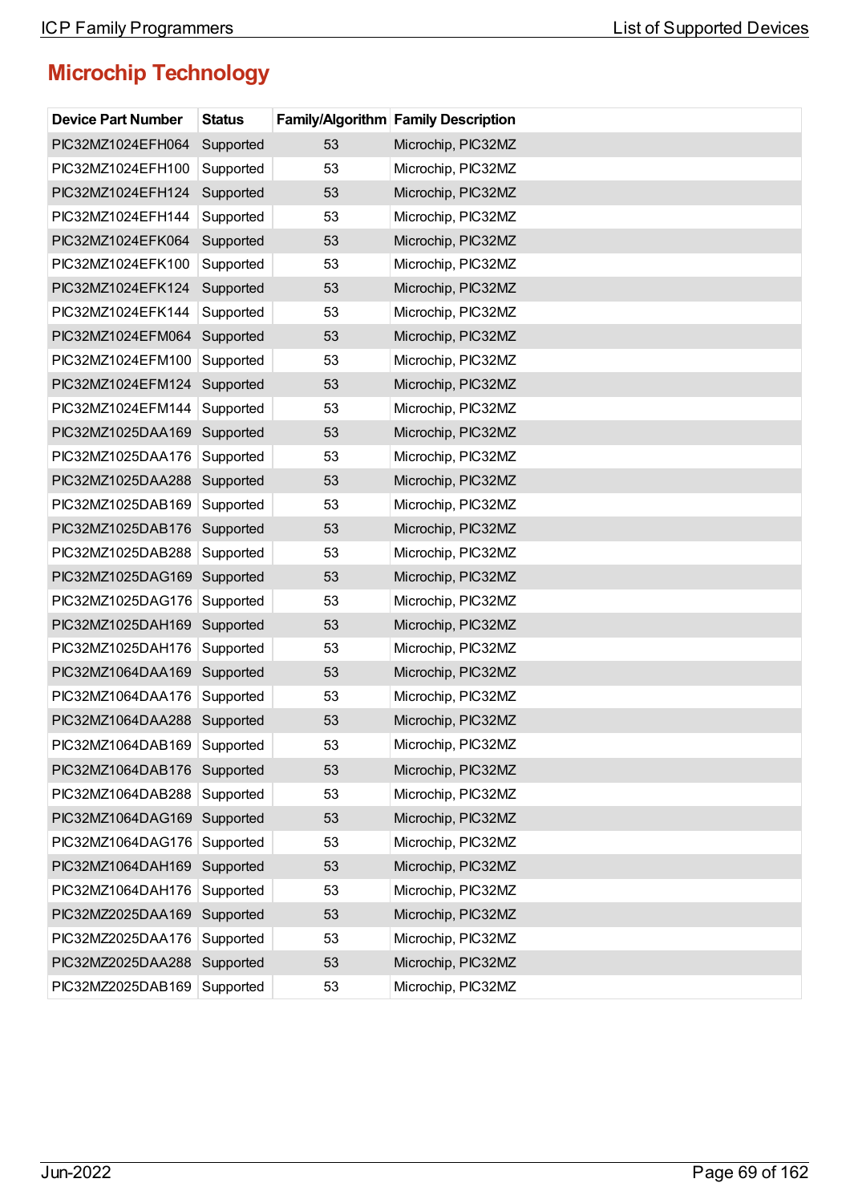## Microchip Technology

| Device Part Number | Status | Family/Algorithm | Family Description |
|---|---|---|---|
| PIC32MZ1024EFH064 | Supported | 53 | Microchip, PIC32MZ |
| PIC32MZ1024EFH100 | Supported | 53 | Microchip, PIC32MZ |
| PIC32MZ1024EFH124 | Supported | 53 | Microchip, PIC32MZ |
| PIC32MZ1024EFH144 | Supported | 53 | Microchip, PIC32MZ |
| PIC32MZ1024EFK064 | Supported | 53 | Microchip, PIC32MZ |
| PIC32MZ1024EFK100 | Supported | 53 | Microchip, PIC32MZ |
| PIC32MZ1024EFK124 | Supported | 53 | Microchip, PIC32MZ |
| PIC32MZ1024EFK144 | Supported | 53 | Microchip, PIC32MZ |
| PIC32MZ1024EFM064 | Supported | 53 | Microchip, PIC32MZ |
| PIC32MZ1024EFM100 | Supported | 53 | Microchip, PIC32MZ |
| PIC32MZ1024EFM124 | Supported | 53 | Microchip, PIC32MZ |
| PIC32MZ1024EFM144 | Supported | 53 | Microchip, PIC32MZ |
| PIC32MZ1025DAA169 | Supported | 53 | Microchip, PIC32MZ |
| PIC32MZ1025DAA176 | Supported | 53 | Microchip, PIC32MZ |
| PIC32MZ1025DAA288 | Supported | 53 | Microchip, PIC32MZ |
| PIC32MZ1025DAB169 | Supported | 53 | Microchip, PIC32MZ |
| PIC32MZ1025DAB176 | Supported | 53 | Microchip, PIC32MZ |
| PIC32MZ1025DAB288 | Supported | 53 | Microchip, PIC32MZ |
| PIC32MZ1025DAG169 | Supported | 53 | Microchip, PIC32MZ |
| PIC32MZ1025DAG176 | Supported | 53 | Microchip, PIC32MZ |
| PIC32MZ1025DAH169 | Supported | 53 | Microchip, PIC32MZ |
| PIC32MZ1025DAH176 | Supported | 53 | Microchip, PIC32MZ |
| PIC32MZ1064DAA169 | Supported | 53 | Microchip, PIC32MZ |
| PIC32MZ1064DAA176 | Supported | 53 | Microchip, PIC32MZ |
| PIC32MZ1064DAA288 | Supported | 53 | Microchip, PIC32MZ |
| PIC32MZ1064DAB169 | Supported | 53 | Microchip, PIC32MZ |
| PIC32MZ1064DAB176 | Supported | 53 | Microchip, PIC32MZ |
| PIC32MZ1064DAB288 | Supported | 53 | Microchip, PIC32MZ |
| PIC32MZ1064DAG169 | Supported | 53 | Microchip, PIC32MZ |
| PIC32MZ1064DAG176 | Supported | 53 | Microchip, PIC32MZ |
| PIC32MZ1064DAH169 | Supported | 53 | Microchip, PIC32MZ |
| PIC32MZ1064DAH176 | Supported | 53 | Microchip, PIC32MZ |
| PIC32MZ2025DAA169 | Supported | 53 | Microchip, PIC32MZ |
| PIC32MZ2025DAA176 | Supported | 53 | Microchip, PIC32MZ |
| PIC32MZ2025DAA288 | Supported | 53 | Microchip, PIC32MZ |
| PIC32MZ2025DAB169 | Supported | 53 | Microchip, PIC32MZ |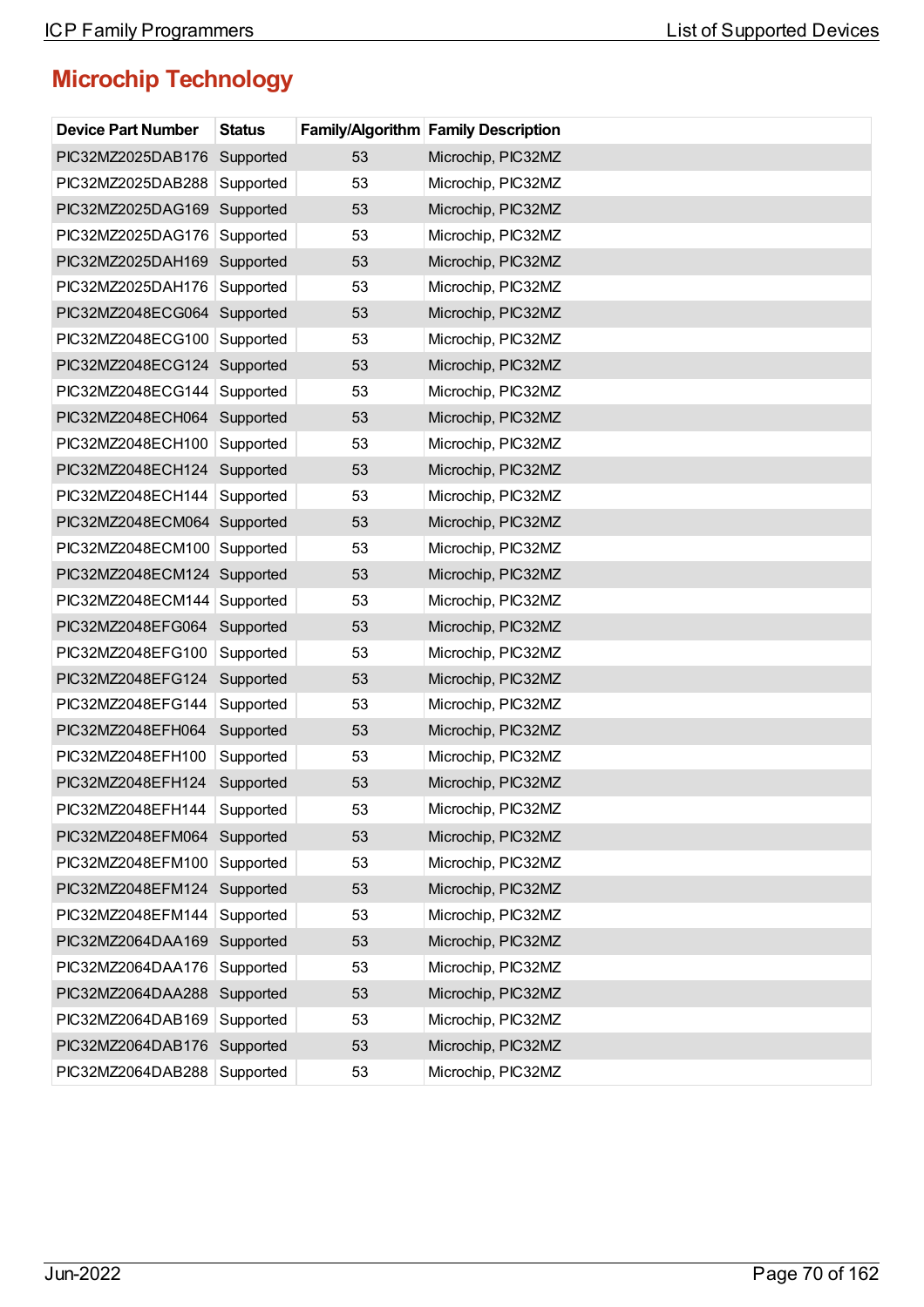## Microchip Technology

| Device Part Number | Status | Family/Algorithm | Family Description |
|---|---|---|---|
| PIC32MZ2025DAB176 | Supported | 53 | Microchip, PIC32MZ |
| PIC32MZ2025DAB288 | Supported | 53 | Microchip, PIC32MZ |
| PIC32MZ2025DAG169 | Supported | 53 | Microchip, PIC32MZ |
| PIC32MZ2025DAG176 | Supported | 53 | Microchip, PIC32MZ |
| PIC32MZ2025DAH169 | Supported | 53 | Microchip, PIC32MZ |
| PIC32MZ2025DAH176 | Supported | 53 | Microchip, PIC32MZ |
| PIC32MZ2048ECG064 | Supported | 53 | Microchip, PIC32MZ |
| PIC32MZ2048ECG100 | Supported | 53 | Microchip, PIC32MZ |
| PIC32MZ2048ECG124 | Supported | 53 | Microchip, PIC32MZ |
| PIC32MZ2048ECG144 | Supported | 53 | Microchip, PIC32MZ |
| PIC32MZ2048ECH064 | Supported | 53 | Microchip, PIC32MZ |
| PIC32MZ2048ECH100 | Supported | 53 | Microchip, PIC32MZ |
| PIC32MZ2048ECH124 | Supported | 53 | Microchip, PIC32MZ |
| PIC32MZ2048ECH144 | Supported | 53 | Microchip, PIC32MZ |
| PIC32MZ2048ECM064 | Supported | 53 | Microchip, PIC32MZ |
| PIC32MZ2048ECM100 | Supported | 53 | Microchip, PIC32MZ |
| PIC32MZ2048ECM124 | Supported | 53 | Microchip, PIC32MZ |
| PIC32MZ2048ECM144 | Supported | 53 | Microchip, PIC32MZ |
| PIC32MZ2048EFG064 | Supported | 53 | Microchip, PIC32MZ |
| PIC32MZ2048EFG100 | Supported | 53 | Microchip, PIC32MZ |
| PIC32MZ2048EFG124 | Supported | 53 | Microchip, PIC32MZ |
| PIC32MZ2048EFG144 | Supported | 53 | Microchip, PIC32MZ |
| PIC32MZ2048EFH064 | Supported | 53 | Microchip, PIC32MZ |
| PIC32MZ2048EFH100 | Supported | 53 | Microchip, PIC32MZ |
| PIC32MZ2048EFH124 | Supported | 53 | Microchip, PIC32MZ |
| PIC32MZ2048EFH144 | Supported | 53 | Microchip, PIC32MZ |
| PIC32MZ2048EFM064 | Supported | 53 | Microchip, PIC32MZ |
| PIC32MZ2048EFM100 | Supported | 53 | Microchip, PIC32MZ |
| PIC32MZ2048EFM124 | Supported | 53 | Microchip, PIC32MZ |
| PIC32MZ2048EFM144 | Supported | 53 | Microchip, PIC32MZ |
| PIC32MZ2064DAA169 | Supported | 53 | Microchip, PIC32MZ |
| PIC32MZ2064DAA176 | Supported | 53 | Microchip, PIC32MZ |
| PIC32MZ2064DAA288 | Supported | 53 | Microchip, PIC32MZ |
| PIC32MZ2064DAB169 | Supported | 53 | Microchip, PIC32MZ |
| PIC32MZ2064DAB176 | Supported | 53 | Microchip, PIC32MZ |
| PIC32MZ2064DAB288 | Supported | 53 | Microchip, PIC32MZ |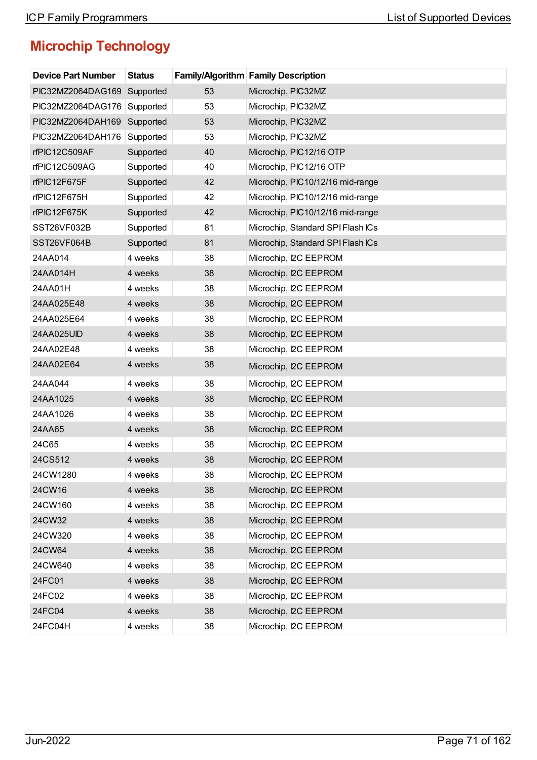## Microchip Technology

| Device Part Number | Status | Family/Algorithm | Family Description |
|---|---|---|---|
| PIC32MZ2064DAG169 | Supported | 53 | Microchip, PIC32MZ |
| PIC32MZ2064DAG176 | Supported | 53 | Microchip, PIC32MZ |
| PIC32MZ2064DAH169 | Supported | 53 | Microchip, PIC32MZ |
| PIC32MZ2064DAH176 | Supported | 53 | Microchip, PIC32MZ |
| rfPIC12C509AF | Supported | 40 | Microchip, PIC12/16 OTP |
| rfPIC12C509AG | Supported | 40 | Microchip, PIC12/16 OTP |
| rfPIC12F675F | Supported | 42 | Microchip, PIC10/12/16 mid-range |
| rfPIC12F675H | Supported | 42 | Microchip, PIC10/12/16 mid-range |
| rfPIC12F675K | Supported | 42 | Microchip, PIC10/12/16 mid-range |
| SST26VF032B | Supported | 81 | Microchip, Standard SPI Flash ICs |
| SST26VF064B | Supported | 81 | Microchip, Standard SPI Flash ICs |
| 24AA014 | 4 weeks | 38 | Microchip, I2C EEPROM |
| 24AA014H | 4 weeks | 38 | Microchip, I2C EEPROM |
| 24AA01H | 4 weeks | 38 | Microchip, I2C EEPROM |
| 24AA025E48 | 4 weeks | 38 | Microchip, I2C EEPROM |
| 24AA025E64 | 4 weeks | 38 | Microchip, I2C EEPROM |
| 24AA025UID | 4 weeks | 38 | Microchip, I2C EEPROM |
| 24AA02E48 | 4 weeks | 38 | Microchip, I2C EEPROM |
| 24AA02E64 | 4 weeks | 38 | Microchip, I2C EEPROM |
| 24AA044 | 4 weeks | 38 | Microchip, I2C EEPROM |
| 24AA1025 | 4 weeks | 38 | Microchip, I2C EEPROM |
| 24AA1026 | 4 weeks | 38 | Microchip, I2C EEPROM |
| 24AA65 | 4 weeks | 38 | Microchip, I2C EEPROM |
| 24C65 | 4 weeks | 38 | Microchip, I2C EEPROM |
| 24CS512 | 4 weeks | 38 | Microchip, I2C EEPROM |
| 24CW1280 | 4 weeks | 38 | Microchip, I2C EEPROM |
| 24CW16 | 4 weeks | 38 | Microchip, I2C EEPROM |
| 24CW160 | 4 weeks | 38 | Microchip, I2C EEPROM |
| 24CW32 | 4 weeks | 38 | Microchip, I2C EEPROM |
| 24CW320 | 4 weeks | 38 | Microchip, I2C EEPROM |
| 24CW64 | 4 weeks | 38 | Microchip, I2C EEPROM |
| 24CW640 | 4 weeks | 38 | Microchip, I2C EEPROM |
| 24FC01 | 4 weeks | 38 | Microchip, I2C EEPROM |
| 24FC02 | 4 weeks | 38 | Microchip, I2C EEPROM |
| 24FC04 | 4 weeks | 38 | Microchip, I2C EEPROM |
| 24FC04H | 4 weeks | 38 | Microchip, I2C EEPROM |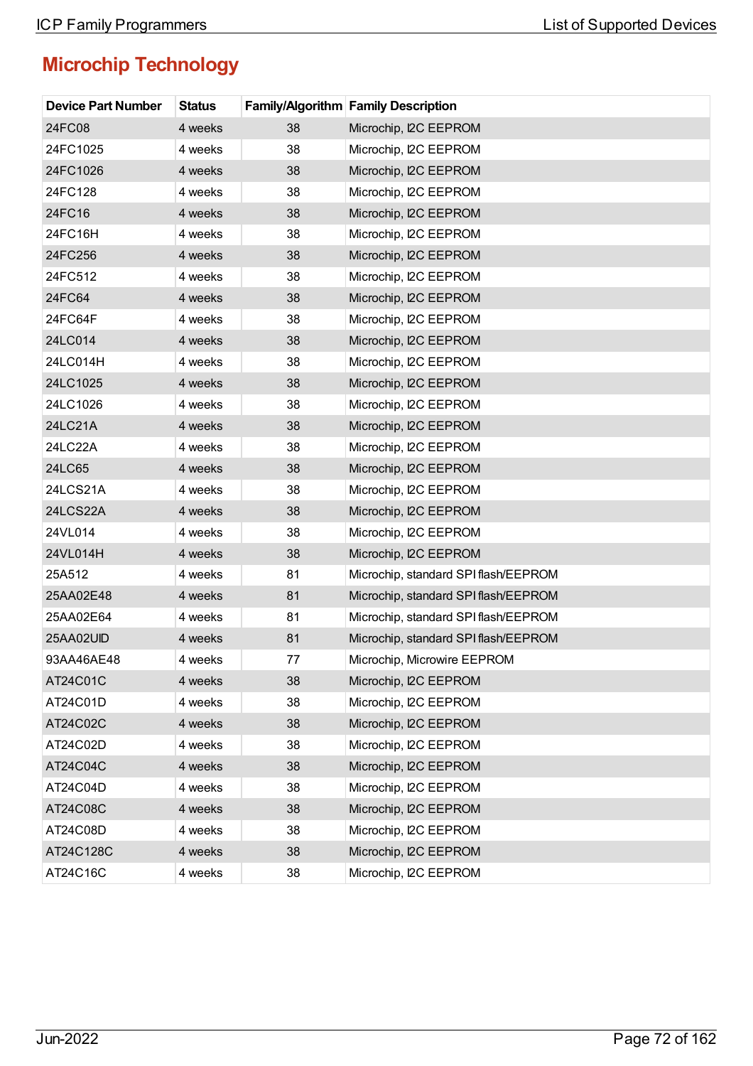## Microchip Technology

| Device Part Number | Status | Family/Algorithm | Family Description |
|---|---|---|---|
| 24FC08 | 4 weeks | 38 | Microchip, I2C EEPROM |
| 24FC1025 | 4 weeks | 38 | Microchip, I2C EEPROM |
| 24FC1026 | 4 weeks | 38 | Microchip, I2C EEPROM |
| 24FC128 | 4 weeks | 38 | Microchip, I2C EEPROM |
| 24FC16 | 4 weeks | 38 | Microchip, I2C EEPROM |
| 24FC16H | 4 weeks | 38 | Microchip, I2C EEPROM |
| 24FC256 | 4 weeks | 38 | Microchip, I2C EEPROM |
| 24FC512 | 4 weeks | 38 | Microchip, I2C EEPROM |
| 24FC64 | 4 weeks | 38 | Microchip, I2C EEPROM |
| 24FC64F | 4 weeks | 38 | Microchip, I2C EEPROM |
| 24LC014 | 4 weeks | 38 | Microchip, I2C EEPROM |
| 24LC014H | 4 weeks | 38 | Microchip, I2C EEPROM |
| 24LC1025 | 4 weeks | 38 | Microchip, I2C EEPROM |
| 24LC1026 | 4 weeks | 38 | Microchip, I2C EEPROM |
| 24LC21A | 4 weeks | 38 | Microchip, I2C EEPROM |
| 24LC22A | 4 weeks | 38 | Microchip, I2C EEPROM |
| 24LC65 | 4 weeks | 38 | Microchip, I2C EEPROM |
| 24LCS21A | 4 weeks | 38 | Microchip, I2C EEPROM |
| 24LCS22A | 4 weeks | 38 | Microchip, I2C EEPROM |
| 24VL014 | 4 weeks | 38 | Microchip, I2C EEPROM |
| 24VL014H | 4 weeks | 38 | Microchip, I2C EEPROM |
| 25A512 | 4 weeks | 81 | Microchip, standard SPI flash/EEPROM |
| 25AA02E48 | 4 weeks | 81 | Microchip, standard SPI flash/EEPROM |
| 25AA02E64 | 4 weeks | 81 | Microchip, standard SPI flash/EEPROM |
| 25AA02UID | 4 weeks | 81 | Microchip, standard SPI flash/EEPROM |
| 93AA46AE48 | 4 weeks | 77 | Microchip, Microwire EEPROM |
| AT24C01C | 4 weeks | 38 | Microchip, I2C EEPROM |
| AT24C01D | 4 weeks | 38 | Microchip, I2C EEPROM |
| AT24C02C | 4 weeks | 38 | Microchip, I2C EEPROM |
| AT24C02D | 4 weeks | 38 | Microchip, I2C EEPROM |
| AT24C04C | 4 weeks | 38 | Microchip, I2C EEPROM |
| AT24C04D | 4 weeks | 38 | Microchip, I2C EEPROM |
| AT24C08C | 4 weeks | 38 | Microchip, I2C EEPROM |
| AT24C08D | 4 weeks | 38 | Microchip, I2C EEPROM |
| AT24C128C | 4 weeks | 38 | Microchip, I2C EEPROM |
| AT24C16C | 4 weeks | 38 | Microchip, I2C EEPROM |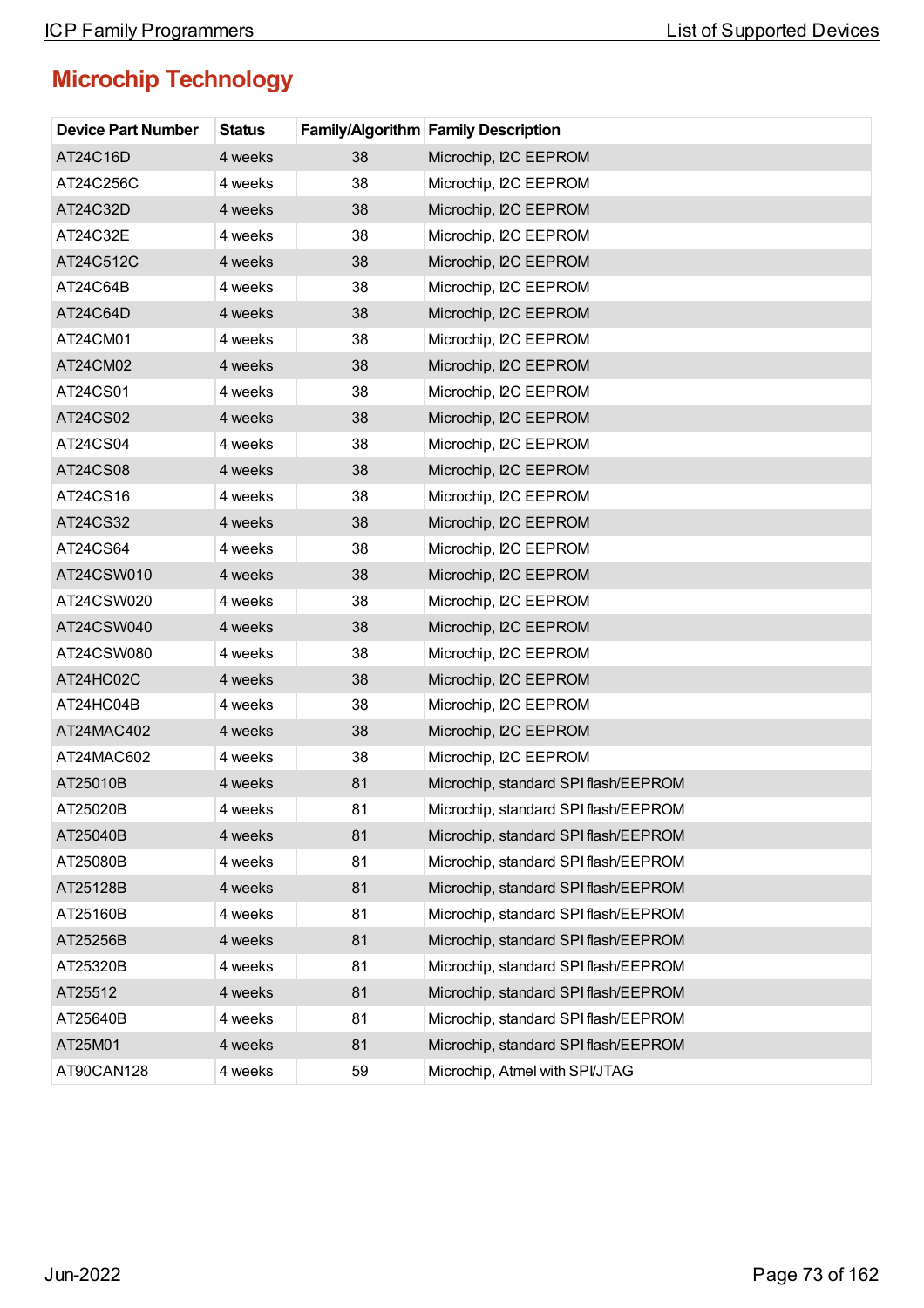## Microchip Technology

| Device Part Number | Status | Family/Algorithm | Family Description |
|---|---|---|---|
| AT24C16D | 4 weeks | 38 | Microchip, I2C EEPROM |
| AT24C256C | 4 weeks | 38 | Microchip, I2C EEPROM |
| AT24C32D | 4 weeks | 38 | Microchip, I2C EEPROM |
| AT24C32E | 4 weeks | 38 | Microchip, I2C EEPROM |
| AT24C512C | 4 weeks | 38 | Microchip, I2C EEPROM |
| AT24C64B | 4 weeks | 38 | Microchip, I2C EEPROM |
| AT24C64D | 4 weeks | 38 | Microchip, I2C EEPROM |
| AT24CM01 | 4 weeks | 38 | Microchip, I2C EEPROM |
| AT24CM02 | 4 weeks | 38 | Microchip, I2C EEPROM |
| AT24CS01 | 4 weeks | 38 | Microchip, I2C EEPROM |
| AT24CS02 | 4 weeks | 38 | Microchip, I2C EEPROM |
| AT24CS04 | 4 weeks | 38 | Microchip, I2C EEPROM |
| AT24CS08 | 4 weeks | 38 | Microchip, I2C EEPROM |
| AT24CS16 | 4 weeks | 38 | Microchip, I2C EEPROM |
| AT24CS32 | 4 weeks | 38 | Microchip, I2C EEPROM |
| AT24CS64 | 4 weeks | 38 | Microchip, I2C EEPROM |
| AT24CSW010 | 4 weeks | 38 | Microchip, I2C EEPROM |
| AT24CSW020 | 4 weeks | 38 | Microchip, I2C EEPROM |
| AT24CSW040 | 4 weeks | 38 | Microchip, I2C EEPROM |
| AT24CSW080 | 4 weeks | 38 | Microchip, I2C EEPROM |
| AT24HC02C | 4 weeks | 38 | Microchip, I2C EEPROM |
| AT24HC04B | 4 weeks | 38 | Microchip, I2C EEPROM |
| AT24MAC402 | 4 weeks | 38 | Microchip, I2C EEPROM |
| AT24MAC602 | 4 weeks | 38 | Microchip, I2C EEPROM |
| AT25010B | 4 weeks | 81 | Microchip, standard SPI flash/EEPROM |
| AT25020B | 4 weeks | 81 | Microchip, standard SPI flash/EEPROM |
| AT25040B | 4 weeks | 81 | Microchip, standard SPI flash/EEPROM |
| AT25080B | 4 weeks | 81 | Microchip, standard SPI flash/EEPROM |
| AT25128B | 4 weeks | 81 | Microchip, standard SPI flash/EEPROM |
| AT25160B | 4 weeks | 81 | Microchip, standard SPI flash/EEPROM |
| AT25256B | 4 weeks | 81 | Microchip, standard SPI flash/EEPROM |
| AT25320B | 4 weeks | 81 | Microchip, standard SPI flash/EEPROM |
| AT25512 | 4 weeks | 81 | Microchip, standard SPI flash/EEPROM |
| AT25640B | 4 weeks | 81 | Microchip, standard SPI flash/EEPROM |
| AT25M01 | 4 weeks | 81 | Microchip, standard SPI flash/EEPROM |
| AT90CAN128 | 4 weeks | 59 | Microchip, Atmel with SPI/JTAG |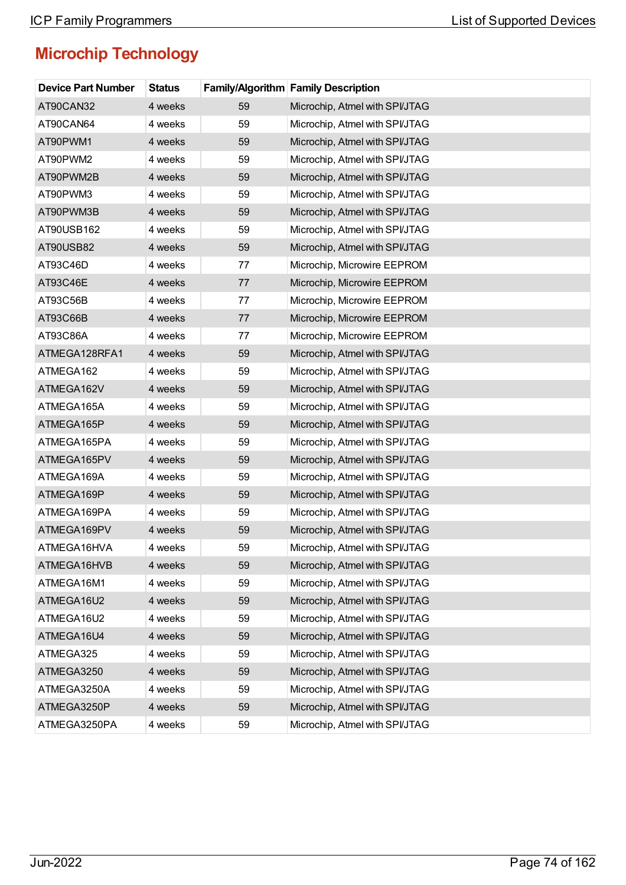# Microchip Technology

| Device Part Number | Status | Family/Algorithm | Family Description |
| --- | --- | --- | --- |
| AT90CAN32 | 4 weeks | 59 | Microchip, Atmel with SPI/JTAG |
| AT90CAN64 | 4 weeks | 59 | Microchip, Atmel with SPI/JTAG |
| AT90PWM1 | 4 weeks | 59 | Microchip, Atmel with SPI/JTAG |
| AT90PWM2 | 4 weeks | 59 | Microchip, Atmel with SPI/JTAG |
| AT90PWM2B | 4 weeks | 59 | Microchip, Atmel with SPI/JTAG |
| AT90PWM3 | 4 weeks | 59 | Microchip, Atmel with SPI/JTAG |
| AT90PWM3B | 4 weeks | 59 | Microchip, Atmel with SPI/JTAG |
| AT90USB162 | 4 weeks | 59 | Microchip, Atmel with SPI/JTAG |
| AT90USB82 | 4 weeks | 59 | Microchip, Atmel with SPI/JTAG |
| AT93C46D | 4 weeks | 77 | Microchip, Microwire EEPROM |
| AT93C46E | 4 weeks | 77 | Microchip, Microwire EEPROM |
| AT93C56B | 4 weeks | 77 | Microchip, Microwire EEPROM |
| AT93C66B | 4 weeks | 77 | Microchip, Microwire EEPROM |
| AT93C86A | 4 weeks | 77 | Microchip, Microwire EEPROM |
| ATMEGA128RFA1 | 4 weeks | 59 | Microchip, Atmel with SPI/JTAG |
| ATMEGA162 | 4 weeks | 59 | Microchip, Atmel with SPI/JTAG |
| ATMEGA162V | 4 weeks | 59 | Microchip, Atmel with SPI/JTAG |
| ATMEGA165A | 4 weeks | 59 | Microchip, Atmel with SPI/JTAG |
| ATMEGA165P | 4 weeks | 59 | Microchip, Atmel with SPI/JTAG |
| ATMEGA165PA | 4 weeks | 59 | Microchip, Atmel with SPI/JTAG |
| ATMEGA165PV | 4 weeks | 59 | Microchip, Atmel with SPI/JTAG |
| ATMEGA169A | 4 weeks | 59 | Microchip, Atmel with SPI/JTAG |
| ATMEGA169P | 4 weeks | 59 | Microchip, Atmel with SPI/JTAG |
| ATMEGA169PA | 4 weeks | 59 | Microchip, Atmel with SPI/JTAG |
| ATMEGA169PV | 4 weeks | 59 | Microchip, Atmel with SPI/JTAG |
| ATMEGA16HVA | 4 weeks | 59 | Microchip, Atmel with SPI/JTAG |
| ATMEGA16HVB | 4 weeks | 59 | Microchip, Atmel with SPI/JTAG |
| ATMEGA16M1 | 4 weeks | 59 | Microchip, Atmel with SPI/JTAG |
| ATMEGA16U2 | 4 weeks | 59 | Microchip, Atmel with SPI/JTAG |
| ATMEGA16U2 | 4 weeks | 59 | Microchip, Atmel with SPI/JTAG |
| ATMEGA16U4 | 4 weeks | 59 | Microchip, Atmel with SPI/JTAG |
| ATMEGA325 | 4 weeks | 59 | Microchip, Atmel with SPI/JTAG |
| ATMEGA3250 | 4 weeks | 59 | Microchip, Atmel with SPI/JTAG |
| ATMEGA3250A | 4 weeks | 59 | Microchip, Atmel with SPI/JTAG |
| ATMEGA3250P | 4 weeks | 59 | Microchip, Atmel with SPI/JTAG |
| ATMEGA3250PA | 4 weeks | 59 | Microchip, Atmel with SPI/JTAG |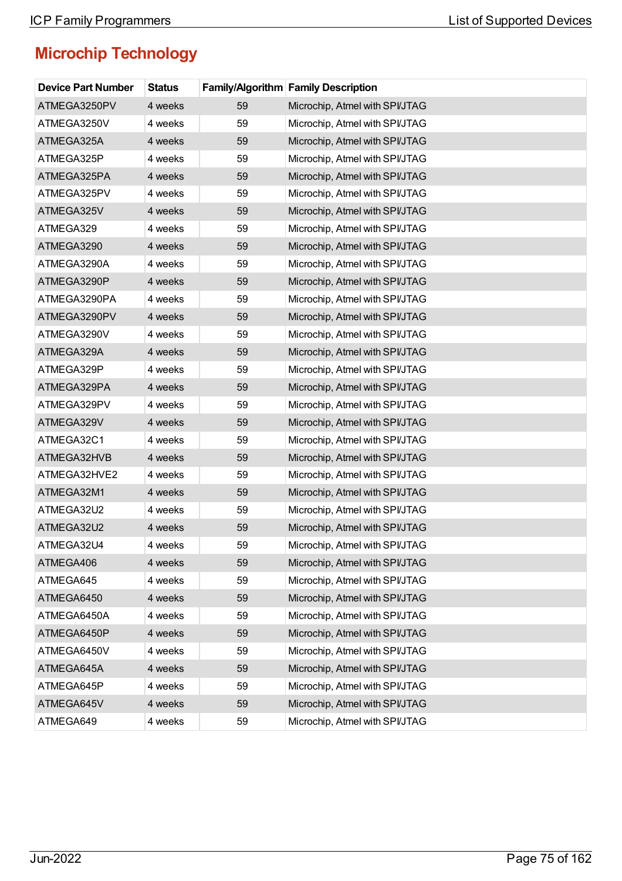## Microchip Technology

| Device Part Number | Status | Family/Algorithm | Family Description |
|---|---|---|---|
| ATMEGA3250PV | 4 weeks | 59 | Microchip, Atmel with SPI/JTAG |
| ATMEGA3250V | 4 weeks | 59 | Microchip, Atmel with SPI/JTAG |
| ATMEGA325A | 4 weeks | 59 | Microchip, Atmel with SPI/JTAG |
| ATMEGA325P | 4 weeks | 59 | Microchip, Atmel with SPI/JTAG |
| ATMEGA325PA | 4 weeks | 59 | Microchip, Atmel with SPI/JTAG |
| ATMEGA325PV | 4 weeks | 59 | Microchip, Atmel with SPI/JTAG |
| ATMEGA325V | 4 weeks | 59 | Microchip, Atmel with SPI/JTAG |
| ATMEGA329 | 4 weeks | 59 | Microchip, Atmel with SPI/JTAG |
| ATMEGA3290 | 4 weeks | 59 | Microchip, Atmel with SPI/JTAG |
| ATMEGA3290A | 4 weeks | 59 | Microchip, Atmel with SPI/JTAG |
| ATMEGA3290P | 4 weeks | 59 | Microchip, Atmel with SPI/JTAG |
| ATMEGA3290PA | 4 weeks | 59 | Microchip, Atmel with SPI/JTAG |
| ATMEGA3290PV | 4 weeks | 59 | Microchip, Atmel with SPI/JTAG |
| ATMEGA3290V | 4 weeks | 59 | Microchip, Atmel with SPI/JTAG |
| ATMEGA329A | 4 weeks | 59 | Microchip, Atmel with SPI/JTAG |
| ATMEGA329P | 4 weeks | 59 | Microchip, Atmel with SPI/JTAG |
| ATMEGA329PA | 4 weeks | 59 | Microchip, Atmel with SPI/JTAG |
| ATMEGA329PV | 4 weeks | 59 | Microchip, Atmel with SPI/JTAG |
| ATMEGA329V | 4 weeks | 59 | Microchip, Atmel with SPI/JTAG |
| ATMEGA32C1 | 4 weeks | 59 | Microchip, Atmel with SPI/JTAG |
| ATMEGA32HVB | 4 weeks | 59 | Microchip, Atmel with SPI/JTAG |
| ATMEGA32HVE2 | 4 weeks | 59 | Microchip, Atmel with SPI/JTAG |
| ATMEGA32M1 | 4 weeks | 59 | Microchip, Atmel with SPI/JTAG |
| ATMEGA32U2 | 4 weeks | 59 | Microchip, Atmel with SPI/JTAG |
| ATMEGA32U2 | 4 weeks | 59 | Microchip, Atmel with SPI/JTAG |
| ATMEGA32U4 | 4 weeks | 59 | Microchip, Atmel with SPI/JTAG |
| ATMEGA406 | 4 weeks | 59 | Microchip, Atmel with SPI/JTAG |
| ATMEGA645 | 4 weeks | 59 | Microchip, Atmel with SPI/JTAG |
| ATMEGA6450 | 4 weeks | 59 | Microchip, Atmel with SPI/JTAG |
| ATMEGA6450A | 4 weeks | 59 | Microchip, Atmel with SPI/JTAG |
| ATMEGA6450P | 4 weeks | 59 | Microchip, Atmel with SPI/JTAG |
| ATMEGA6450V | 4 weeks | 59 | Microchip, Atmel with SPI/JTAG |
| ATMEGA645A | 4 weeks | 59 | Microchip, Atmel with SPI/JTAG |
| ATMEGA645P | 4 weeks | 59 | Microchip, Atmel with SPI/JTAG |
| ATMEGA645V | 4 weeks | 59 | Microchip, Atmel with SPI/JTAG |
| ATMEGA649 | 4 weeks | 59 | Microchip, Atmel with SPI/JTAG |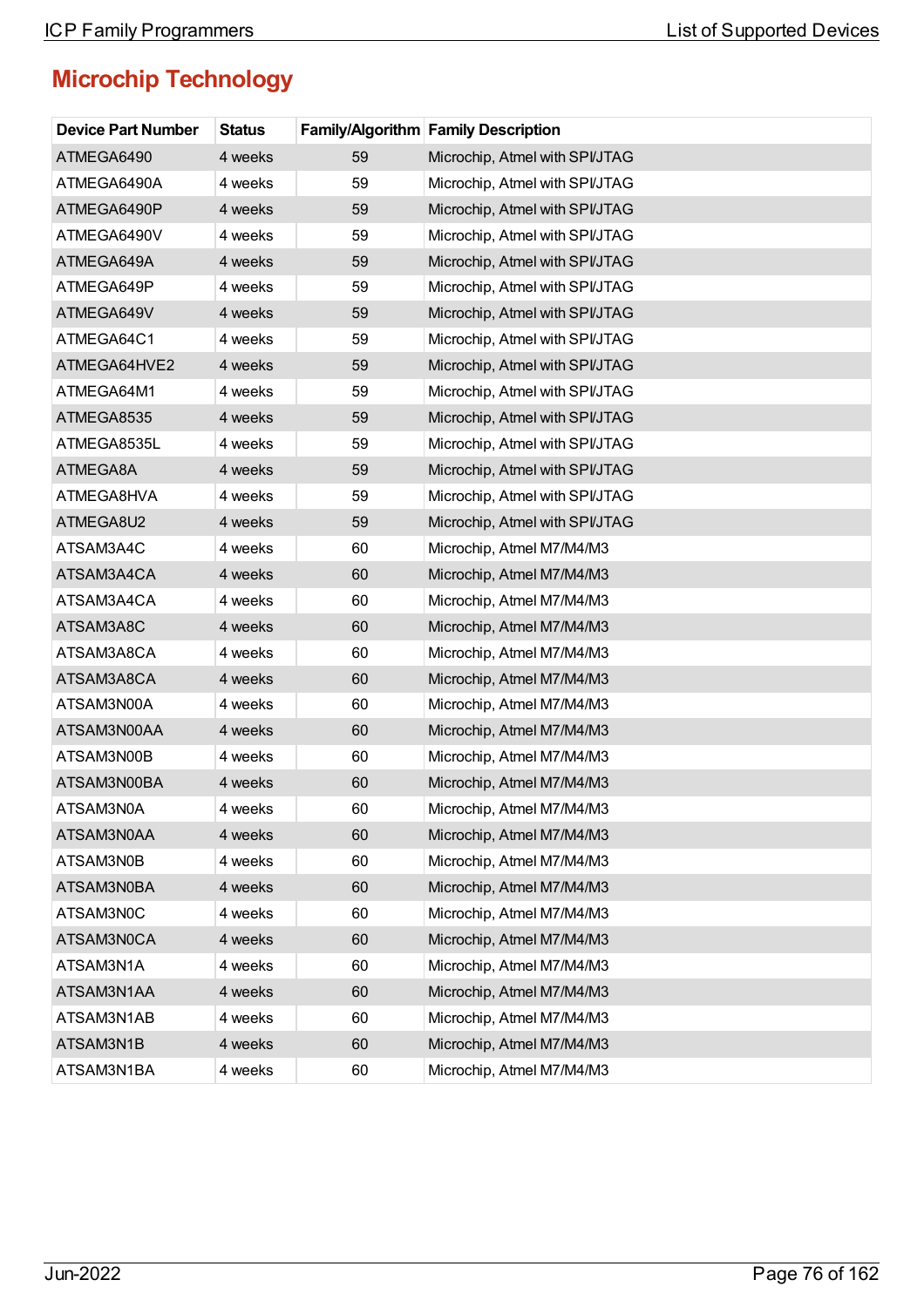## Microchip Technology

| Device Part Number | Status | Family/Algorithm | Family Description |
|---|---|---|---|
| ATMEGA6490 | 4 weeks | 59 | Microchip, Atmel with SPI/JTAG |
| ATMEGA6490A | 4 weeks | 59 | Microchip, Atmel with SPI/JTAG |
| ATMEGA6490P | 4 weeks | 59 | Microchip, Atmel with SPI/JTAG |
| ATMEGA6490V | 4 weeks | 59 | Microchip, Atmel with SPI/JTAG |
| ATMEGA649A | 4 weeks | 59 | Microchip, Atmel with SPI/JTAG |
| ATMEGA649P | 4 weeks | 59 | Microchip, Atmel with SPI/JTAG |
| ATMEGA649V | 4 weeks | 59 | Microchip, Atmel with SPI/JTAG |
| ATMEGA64C1 | 4 weeks | 59 | Microchip, Atmel with SPI/JTAG |
| ATMEGA64HVE2 | 4 weeks | 59 | Microchip, Atmel with SPI/JTAG |
| ATMEGA64M1 | 4 weeks | 59 | Microchip, Atmel with SPI/JTAG |
| ATMEGA8535 | 4 weeks | 59 | Microchip, Atmel with SPI/JTAG |
| ATMEGA8535L | 4 weeks | 59 | Microchip, Atmel with SPI/JTAG |
| ATMEGA8A | 4 weeks | 59 | Microchip, Atmel with SPI/JTAG |
| ATMEGA8HVA | 4 weeks | 59 | Microchip, Atmel with SPI/JTAG |
| ATMEGA8U2 | 4 weeks | 59 | Microchip, Atmel with SPI/JTAG |
| ATSAM3A4C | 4 weeks | 60 | Microchip, Atmel M7/M4/M3 |
| ATSAM3A4CA | 4 weeks | 60 | Microchip, Atmel M7/M4/M3 |
| ATSAM3A4CA | 4 weeks | 60 | Microchip, Atmel M7/M4/M3 |
| ATSAM3A8C | 4 weeks | 60 | Microchip, Atmel M7/M4/M3 |
| ATSAM3A8CA | 4 weeks | 60 | Microchip, Atmel M7/M4/M3 |
| ATSAM3A8CA | 4 weeks | 60 | Microchip, Atmel M7/M4/M3 |
| ATSAM3N00A | 4 weeks | 60 | Microchip, Atmel M7/M4/M3 |
| ATSAM3N00AA | 4 weeks | 60 | Microchip, Atmel M7/M4/M3 |
| ATSAM3N00B | 4 weeks | 60 | Microchip, Atmel M7/M4/M3 |
| ATSAM3N00BA | 4 weeks | 60 | Microchip, Atmel M7/M4/M3 |
| ATSAM3N0A | 4 weeks | 60 | Microchip, Atmel M7/M4/M3 |
| ATSAM3N0AA | 4 weeks | 60 | Microchip, Atmel M7/M4/M3 |
| ATSAM3N0B | 4 weeks | 60 | Microchip, Atmel M7/M4/M3 |
| ATSAM3N0BA | 4 weeks | 60 | Microchip, Atmel M7/M4/M3 |
| ATSAM3N0C | 4 weeks | 60 | Microchip, Atmel M7/M4/M3 |
| ATSAM3N0CA | 4 weeks | 60 | Microchip, Atmel M7/M4/M3 |
| ATSAM3N1A | 4 weeks | 60 | Microchip, Atmel M7/M4/M3 |
| ATSAM3N1AA | 4 weeks | 60 | Microchip, Atmel M7/M4/M3 |
| ATSAM3N1AB | 4 weeks | 60 | Microchip, Atmel M7/M4/M3 |
| ATSAM3N1B | 4 weeks | 60 | Microchip, Atmel M7/M4/M3 |
| ATSAM3N1BA | 4 weeks | 60 | Microchip, Atmel M7/M4/M3 |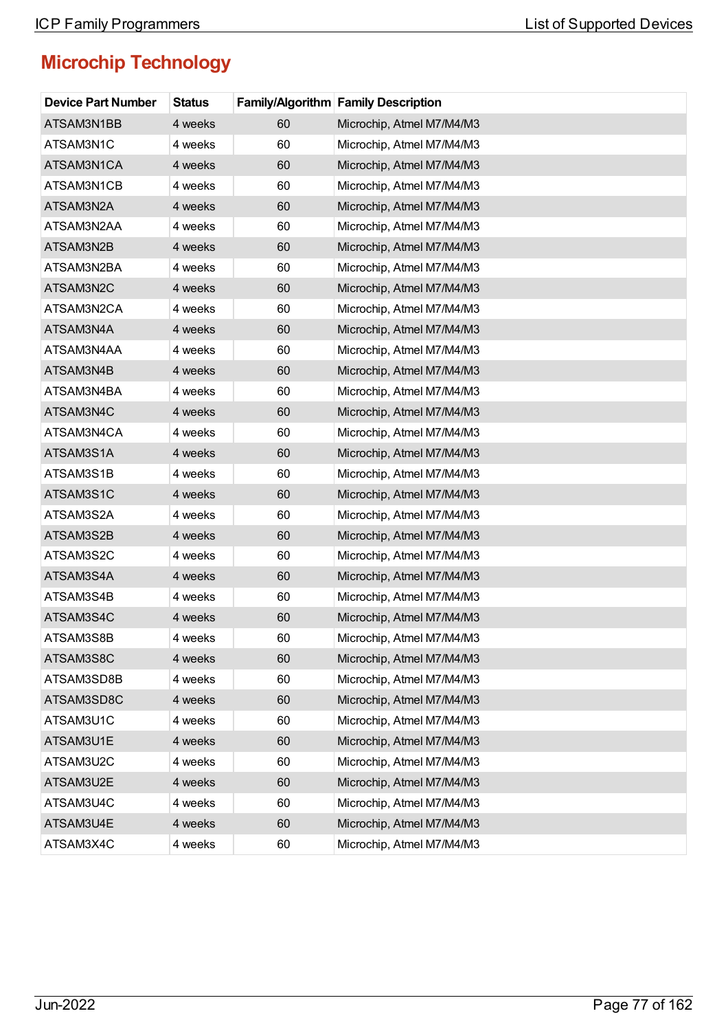## Microchip Technology

| Device Part Number | Status | Family/Algorithm | Family Description |
|---|---|---|---|
| ATSAM3N1BB | 4 weeks | 60 | Microchip, Atmel M7/M4/M3 |
| ATSAM3N1C | 4 weeks | 60 | Microchip, Atmel M7/M4/M3 |
| ATSAM3N1CA | 4 weeks | 60 | Microchip, Atmel M7/M4/M3 |
| ATSAM3N1CB | 4 weeks | 60 | Microchip, Atmel M7/M4/M3 |
| ATSAM3N2A | 4 weeks | 60 | Microchip, Atmel M7/M4/M3 |
| ATSAM3N2AA | 4 weeks | 60 | Microchip, Atmel M7/M4/M3 |
| ATSAM3N2B | 4 weeks | 60 | Microchip, Atmel M7/M4/M3 |
| ATSAM3N2BA | 4 weeks | 60 | Microchip, Atmel M7/M4/M3 |
| ATSAM3N2C | 4 weeks | 60 | Microchip, Atmel M7/M4/M3 |
| ATSAM3N2CA | 4 weeks | 60 | Microchip, Atmel M7/M4/M3 |
| ATSAM3N4A | 4 weeks | 60 | Microchip, Atmel M7/M4/M3 |
| ATSAM3N4AA | 4 weeks | 60 | Microchip, Atmel M7/M4/M3 |
| ATSAM3N4B | 4 weeks | 60 | Microchip, Atmel M7/M4/M3 |
| ATSAM3N4BA | 4 weeks | 60 | Microchip, Atmel M7/M4/M3 |
| ATSAM3N4C | 4 weeks | 60 | Microchip, Atmel M7/M4/M3 |
| ATSAM3N4CA | 4 weeks | 60 | Microchip, Atmel M7/M4/M3 |
| ATSAM3S1A | 4 weeks | 60 | Microchip, Atmel M7/M4/M3 |
| ATSAM3S1B | 4 weeks | 60 | Microchip, Atmel M7/M4/M3 |
| ATSAM3S1C | 4 weeks | 60 | Microchip, Atmel M7/M4/M3 |
| ATSAM3S2A | 4 weeks | 60 | Microchip, Atmel M7/M4/M3 |
| ATSAM3S2B | 4 weeks | 60 | Microchip, Atmel M7/M4/M3 |
| ATSAM3S2C | 4 weeks | 60 | Microchip, Atmel M7/M4/M3 |
| ATSAM3S4A | 4 weeks | 60 | Microchip, Atmel M7/M4/M3 |
| ATSAM3S4B | 4 weeks | 60 | Microchip, Atmel M7/M4/M3 |
| ATSAM3S4C | 4 weeks | 60 | Microchip, Atmel M7/M4/M3 |
| ATSAM3S8B | 4 weeks | 60 | Microchip, Atmel M7/M4/M3 |
| ATSAM3S8C | 4 weeks | 60 | Microchip, Atmel M7/M4/M3 |
| ATSAM3SD8B | 4 weeks | 60 | Microchip, Atmel M7/M4/M3 |
| ATSAM3SD8C | 4 weeks | 60 | Microchip, Atmel M7/M4/M3 |
| ATSAM3U1C | 4 weeks | 60 | Microchip, Atmel M7/M4/M3 |
| ATSAM3U1E | 4 weeks | 60 | Microchip, Atmel M7/M4/M3 |
| ATSAM3U2C | 4 weeks | 60 | Microchip, Atmel M7/M4/M3 |
| ATSAM3U2E | 4 weeks | 60 | Microchip, Atmel M7/M4/M3 |
| ATSAM3U4C | 4 weeks | 60 | Microchip, Atmel M7/M4/M3 |
| ATSAM3U4E | 4 weeks | 60 | Microchip, Atmel M7/M4/M3 |
| ATSAM3X4C | 4 weeks | 60 | Microchip, Atmel M7/M4/M3 |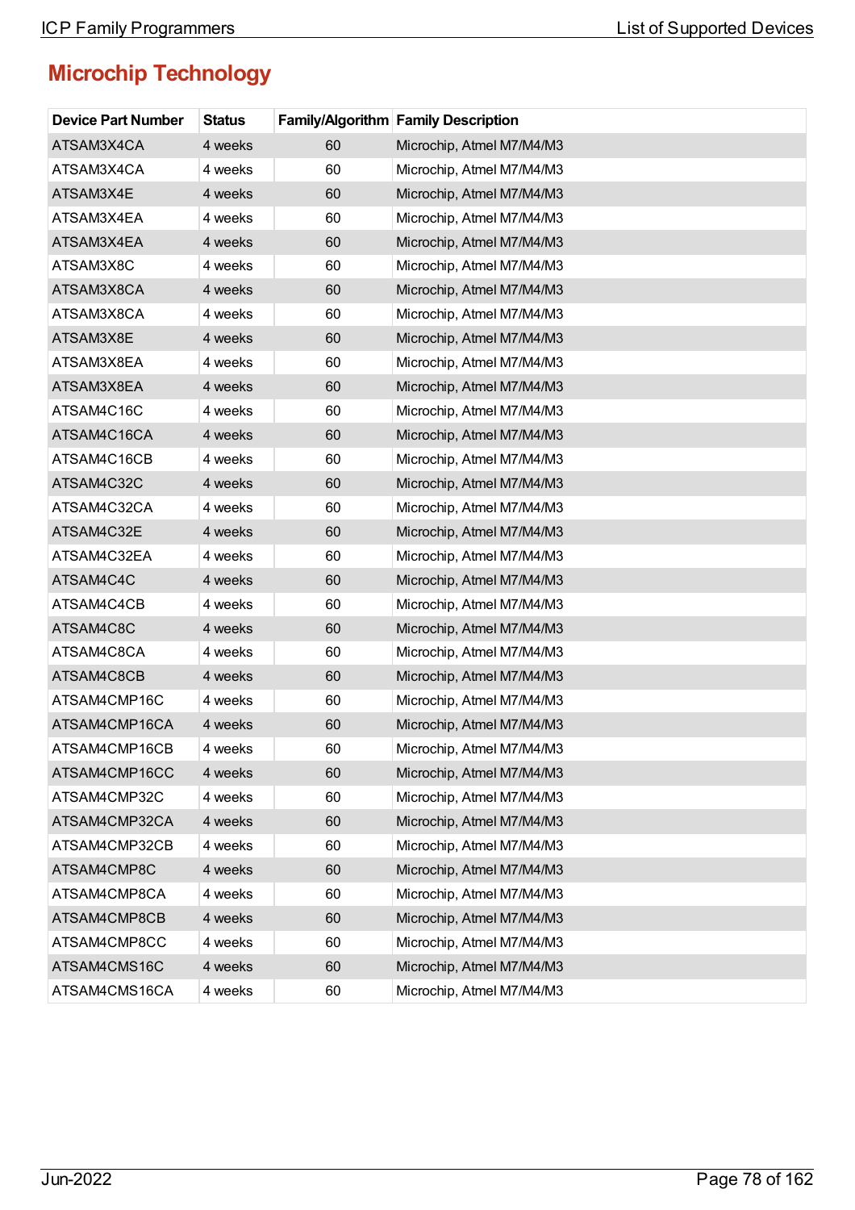## Microchip Technology

| Device Part Number | Status | Family/Algorithm | Family Description |
|---|---|---|---|
| ATSAM3X4CA | 4 weeks | 60 | Microchip, Atmel M7/M4/M3 |
| ATSAM3X4CA | 4 weeks | 60 | Microchip, Atmel M7/M4/M3 |
| ATSAM3X4E | 4 weeks | 60 | Microchip, Atmel M7/M4/M3 |
| ATSAM3X4EA | 4 weeks | 60 | Microchip, Atmel M7/M4/M3 |
| ATSAM3X4EA | 4 weeks | 60 | Microchip, Atmel M7/M4/M3 |
| ATSAM3X8C | 4 weeks | 60 | Microchip, Atmel M7/M4/M3 |
| ATSAM3X8CA | 4 weeks | 60 | Microchip, Atmel M7/M4/M3 |
| ATSAM3X8CA | 4 weeks | 60 | Microchip, Atmel M7/M4/M3 |
| ATSAM3X8E | 4 weeks | 60 | Microchip, Atmel M7/M4/M3 |
| ATSAM3X8EA | 4 weeks | 60 | Microchip, Atmel M7/M4/M3 |
| ATSAM3X8EA | 4 weeks | 60 | Microchip, Atmel M7/M4/M3 |
| ATSAM4C16C | 4 weeks | 60 | Microchip, Atmel M7/M4/M3 |
| ATSAM4C16CA | 4 weeks | 60 | Microchip, Atmel M7/M4/M3 |
| ATSAM4C16CB | 4 weeks | 60 | Microchip, Atmel M7/M4/M3 |
| ATSAM4C32C | 4 weeks | 60 | Microchip, Atmel M7/M4/M3 |
| ATSAM4C32CA | 4 weeks | 60 | Microchip, Atmel M7/M4/M3 |
| ATSAM4C32E | 4 weeks | 60 | Microchip, Atmel M7/M4/M3 |
| ATSAM4C32EA | 4 weeks | 60 | Microchip, Atmel M7/M4/M3 |
| ATSAM4C4C | 4 weeks | 60 | Microchip, Atmel M7/M4/M3 |
| ATSAM4C4CB | 4 weeks | 60 | Microchip, Atmel M7/M4/M3 |
| ATSAM4C8C | 4 weeks | 60 | Microchip, Atmel M7/M4/M3 |
| ATSAM4C8CA | 4 weeks | 60 | Microchip, Atmel M7/M4/M3 |
| ATSAM4C8CB | 4 weeks | 60 | Microchip, Atmel M7/M4/M3 |
| ATSAM4CMP16C | 4 weeks | 60 | Microchip, Atmel M7/M4/M3 |
| ATSAM4CMP16CA | 4 weeks | 60 | Microchip, Atmel M7/M4/M3 |
| ATSAM4CMP16CB | 4 weeks | 60 | Microchip, Atmel M7/M4/M3 |
| ATSAM4CMP16CC | 4 weeks | 60 | Microchip, Atmel M7/M4/M3 |
| ATSAM4CMP32C | 4 weeks | 60 | Microchip, Atmel M7/M4/M3 |
| ATSAM4CMP32CA | 4 weeks | 60 | Microchip, Atmel M7/M4/M3 |
| ATSAM4CMP32CB | 4 weeks | 60 | Microchip, Atmel M7/M4/M3 |
| ATSAM4CMP8C | 4 weeks | 60 | Microchip, Atmel M7/M4/M3 |
| ATSAM4CMP8CA | 4 weeks | 60 | Microchip, Atmel M7/M4/M3 |
| ATSAM4CMP8CB | 4 weeks | 60 | Microchip, Atmel M7/M4/M3 |
| ATSAM4CMP8CC | 4 weeks | 60 | Microchip, Atmel M7/M4/M3 |
| ATSAM4CMS16C | 4 weeks | 60 | Microchip, Atmel M7/M4/M3 |
| ATSAM4CMS16CA | 4 weeks | 60 | Microchip, Atmel M7/M4/M3 |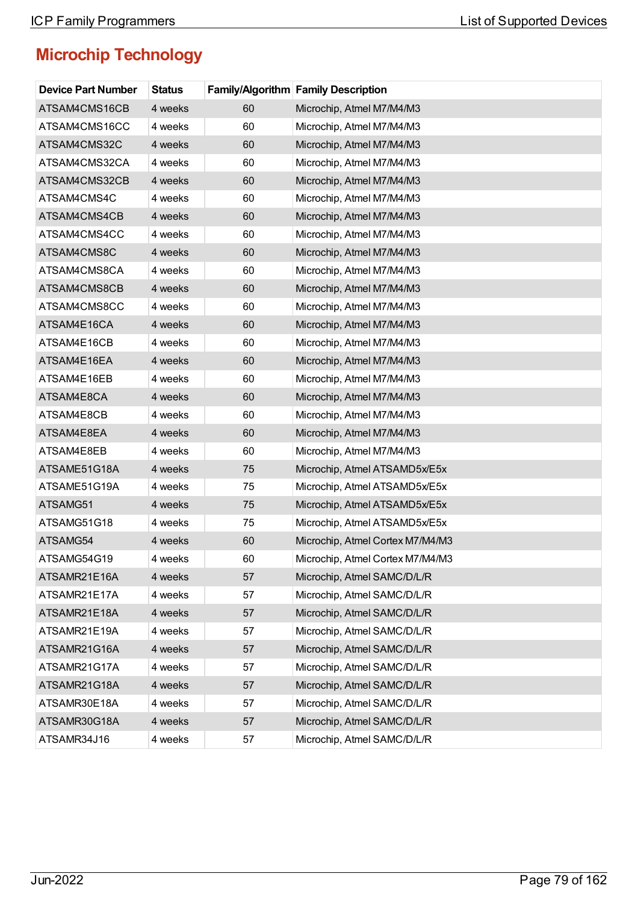## Microchip Technology

| Device Part Number | Status | Family/Algorithm | Family Description |
|---|---|---|---|
| ATSAM4CMS16CB | 4 weeks | 60 | Microchip, Atmel M7/M4/M3 |
| ATSAM4CMS16CC | 4 weeks | 60 | Microchip, Atmel M7/M4/M3 |
| ATSAM4CMS32C | 4 weeks | 60 | Microchip, Atmel M7/M4/M3 |
| ATSAM4CMS32CA | 4 weeks | 60 | Microchip, Atmel M7/M4/M3 |
| ATSAM4CMS32CB | 4 weeks | 60 | Microchip, Atmel M7/M4/M3 |
| ATSAM4CMS4C | 4 weeks | 60 | Microchip, Atmel M7/M4/M3 |
| ATSAM4CMS4CB | 4 weeks | 60 | Microchip, Atmel M7/M4/M3 |
| ATSAM4CMS4CC | 4 weeks | 60 | Microchip, Atmel M7/M4/M3 |
| ATSAM4CMS8C | 4 weeks | 60 | Microchip, Atmel M7/M4/M3 |
| ATSAM4CMS8CA | 4 weeks | 60 | Microchip, Atmel M7/M4/M3 |
| ATSAM4CMS8CB | 4 weeks | 60 | Microchip, Atmel M7/M4/M3 |
| ATSAM4CMS8CC | 4 weeks | 60 | Microchip, Atmel M7/M4/M3 |
| ATSAM4E16CA | 4 weeks | 60 | Microchip, Atmel M7/M4/M3 |
| ATSAM4E16CB | 4 weeks | 60 | Microchip, Atmel M7/M4/M3 |
| ATSAM4E16EA | 4 weeks | 60 | Microchip, Atmel M7/M4/M3 |
| ATSAM4E16EB | 4 weeks | 60 | Microchip, Atmel M7/M4/M3 |
| ATSAM4E8CA | 4 weeks | 60 | Microchip, Atmel M7/M4/M3 |
| ATSAM4E8CB | 4 weeks | 60 | Microchip, Atmel M7/M4/M3 |
| ATSAM4E8EA | 4 weeks | 60 | Microchip, Atmel M7/M4/M3 |
| ATSAM4E8EB | 4 weeks | 60 | Microchip, Atmel M7/M4/M3 |
| ATSAME51G18A | 4 weeks | 75 | Microchip, Atmel ATSAMD5x/E5x |
| ATSAME51G19A | 4 weeks | 75 | Microchip, Atmel ATSAMD5x/E5x |
| ATSAMG51 | 4 weeks | 75 | Microchip, Atmel ATSAMD5x/E5x |
| ATSAMG51G18 | 4 weeks | 75 | Microchip, Atmel ATSAMD5x/E5x |
| ATSAMG54 | 4 weeks | 60 | Microchip, Atmel Cortex M7/M4/M3 |
| ATSAMG54G19 | 4 weeks | 60 | Microchip, Atmel Cortex M7/M4/M3 |
| ATSAMR21E16A | 4 weeks | 57 | Microchip, Atmel SAMC/D/L/R |
| ATSAMR21E17A | 4 weeks | 57 | Microchip, Atmel SAMC/D/L/R |
| ATSAMR21E18A | 4 weeks | 57 | Microchip, Atmel SAMC/D/L/R |
| ATSAMR21E19A | 4 weeks | 57 | Microchip, Atmel SAMC/D/L/R |
| ATSAMR21G16A | 4 weeks | 57 | Microchip, Atmel SAMC/D/L/R |
| ATSAMR21G17A | 4 weeks | 57 | Microchip, Atmel SAMC/D/L/R |
| ATSAMR21G18A | 4 weeks | 57 | Microchip, Atmel SAMC/D/L/R |
| ATSAMR30E18A | 4 weeks | 57 | Microchip, Atmel SAMC/D/L/R |
| ATSAMR30G18A | 4 weeks | 57 | Microchip, Atmel SAMC/D/L/R |
| ATSAMR34J16 | 4 weeks | 57 | Microchip, Atmel SAMC/D/L/R |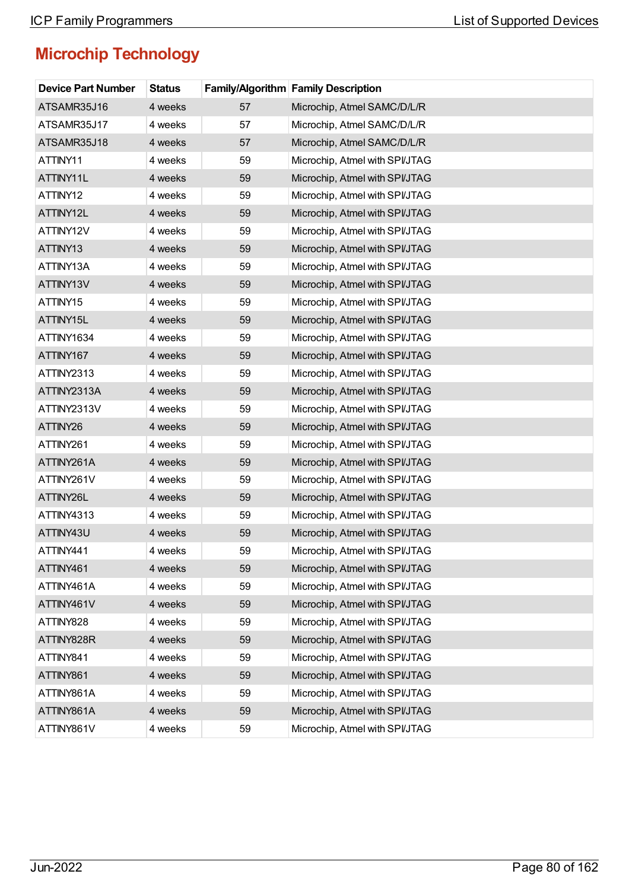## Microchip Technology

| Device Part Number | Status | Family/Algorithm | Family Description |
|---|---|---|---|
| ATSAMR35J16 | 4 weeks | 57 | Microchip, Atmel SAMC/D/L/R |
| ATSAMR35J17 | 4 weeks | 57 | Microchip, Atmel SAMC/D/L/R |
| ATSAMR35J18 | 4 weeks | 57 | Microchip, Atmel SAMC/D/L/R |
| ATTINY11 | 4 weeks | 59 | Microchip, Atmel with SPI/JTAG |
| ATTINY11L | 4 weeks | 59 | Microchip, Atmel with SPI/JTAG |
| ATTINY12 | 4 weeks | 59 | Microchip, Atmel with SPI/JTAG |
| ATTINY12L | 4 weeks | 59 | Microchip, Atmel with SPI/JTAG |
| ATTINY12V | 4 weeks | 59 | Microchip, Atmel with SPI/JTAG |
| ATTINY13 | 4 weeks | 59 | Microchip, Atmel with SPI/JTAG |
| ATTINY13A | 4 weeks | 59 | Microchip, Atmel with SPI/JTAG |
| ATTINY13V | 4 weeks | 59 | Microchip, Atmel with SPI/JTAG |
| ATTINY15 | 4 weeks | 59 | Microchip, Atmel with SPI/JTAG |
| ATTINY15L | 4 weeks | 59 | Microchip, Atmel with SPI/JTAG |
| ATTINY1634 | 4 weeks | 59 | Microchip, Atmel with SPI/JTAG |
| ATTINY167 | 4 weeks | 59 | Microchip, Atmel with SPI/JTAG |
| ATTINY2313 | 4 weeks | 59 | Microchip, Atmel with SPI/JTAG |
| ATTINY2313A | 4 weeks | 59 | Microchip, Atmel with SPI/JTAG |
| ATTINY2313V | 4 weeks | 59 | Microchip, Atmel with SPI/JTAG |
| ATTINY26 | 4 weeks | 59 | Microchip, Atmel with SPI/JTAG |
| ATTINY261 | 4 weeks | 59 | Microchip, Atmel with SPI/JTAG |
| ATTINY261A | 4 weeks | 59 | Microchip, Atmel with SPI/JTAG |
| ATTINY261V | 4 weeks | 59 | Microchip, Atmel with SPI/JTAG |
| ATTINY26L | 4 weeks | 59 | Microchip, Atmel with SPI/JTAG |
| ATTINY4313 | 4 weeks | 59 | Microchip, Atmel with SPI/JTAG |
| ATTINY43U | 4 weeks | 59 | Microchip, Atmel with SPI/JTAG |
| ATTINY441 | 4 weeks | 59 | Microchip, Atmel with SPI/JTAG |
| ATTINY461 | 4 weeks | 59 | Microchip, Atmel with SPI/JTAG |
| ATTINY461A | 4 weeks | 59 | Microchip, Atmel with SPI/JTAG |
| ATTINY461V | 4 weeks | 59 | Microchip, Atmel with SPI/JTAG |
| ATTINY828 | 4 weeks | 59 | Microchip, Atmel with SPI/JTAG |
| ATTINY828R | 4 weeks | 59 | Microchip, Atmel with SPI/JTAG |
| ATTINY841 | 4 weeks | 59 | Microchip, Atmel with SPI/JTAG |
| ATTINY861 | 4 weeks | 59 | Microchip, Atmel with SPI/JTAG |
| ATTINY861A | 4 weeks | 59 | Microchip, Atmel with SPI/JTAG |
| ATTINY861A | 4 weeks | 59 | Microchip, Atmel with SPI/JTAG |
| ATTINY861V | 4 weeks | 59 | Microchip, Atmel with SPI/JTAG |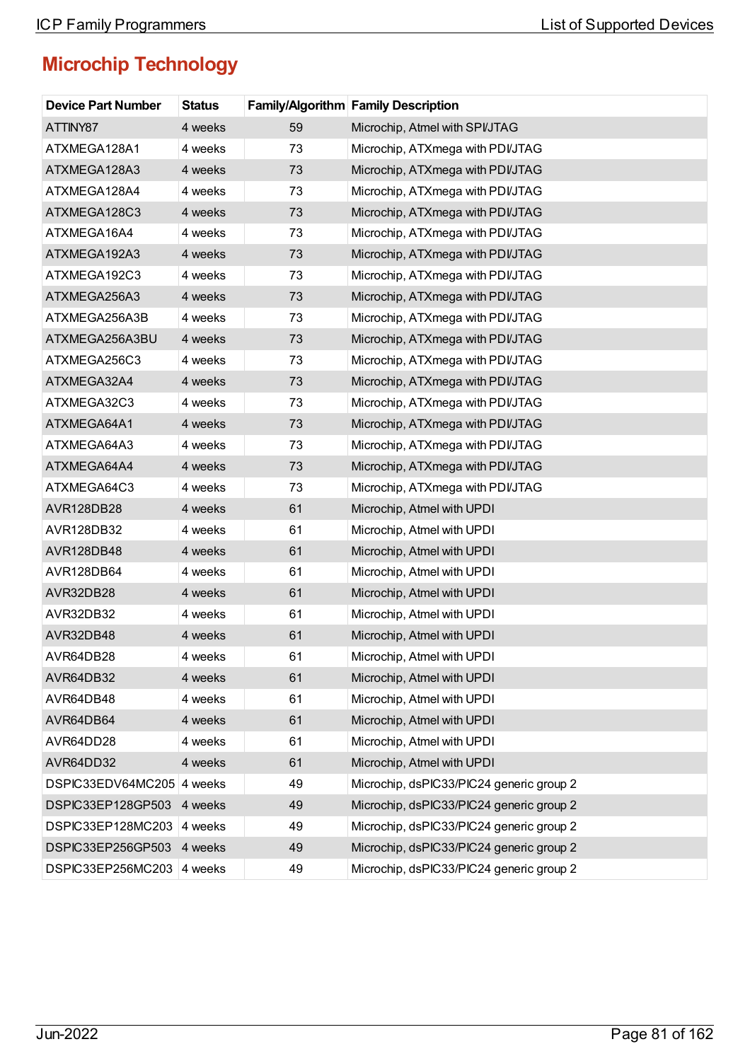## Microchip Technology

| Device Part Number | Status | Family/Algorithm | Family Description |
|---|---|---|---|
| ATTINY87 | 4 weeks | 59 | Microchip, Atmel with SPI/JTAG |
| ATXMEGA128A1 | 4 weeks | 73 | Microchip, ATXmega with PDI/JTAG |
| ATXMEGA128A3 | 4 weeks | 73 | Microchip, ATXmega with PDI/JTAG |
| ATXMEGA128A4 | 4 weeks | 73 | Microchip, ATXmega with PDI/JTAG |
| ATXMEGA128C3 | 4 weeks | 73 | Microchip, ATXmega with PDI/JTAG |
| ATXMEGA16A4 | 4 weeks | 73 | Microchip, ATXmega with PDI/JTAG |
| ATXMEGA192A3 | 4 weeks | 73 | Microchip, ATXmega with PDI/JTAG |
| ATXMEGA192C3 | 4 weeks | 73 | Microchip, ATXmega with PDI/JTAG |
| ATXMEGA256A3 | 4 weeks | 73 | Microchip, ATXmega with PDI/JTAG |
| ATXMEGA256A3B | 4 weeks | 73 | Microchip, ATXmega with PDI/JTAG |
| ATXMEGA256A3BU | 4 weeks | 73 | Microchip, ATXmega with PDI/JTAG |
| ATXMEGA256C3 | 4 weeks | 73 | Microchip, ATXmega with PDI/JTAG |
| ATXMEGA32A4 | 4 weeks | 73 | Microchip, ATXmega with PDI/JTAG |
| ATXMEGA32C3 | 4 weeks | 73 | Microchip, ATXmega with PDI/JTAG |
| ATXMEGA64A1 | 4 weeks | 73 | Microchip, ATXmega with PDI/JTAG |
| ATXMEGA64A3 | 4 weeks | 73 | Microchip, ATXmega with PDI/JTAG |
| ATXMEGA64A4 | 4 weeks | 73 | Microchip, ATXmega with PDI/JTAG |
| ATXMEGA64C3 | 4 weeks | 73 | Microchip, ATXmega with PDI/JTAG |
| AVR128DB28 | 4 weeks | 61 | Microchip, Atmel with UPDI |
| AVR128DB32 | 4 weeks | 61 | Microchip, Atmel with UPDI |
| AVR128DB48 | 4 weeks | 61 | Microchip, Atmel with UPDI |
| AVR128DB64 | 4 weeks | 61 | Microchip, Atmel with UPDI |
| AVR32DB28 | 4 weeks | 61 | Microchip, Atmel with UPDI |
| AVR32DB32 | 4 weeks | 61 | Microchip, Atmel with UPDI |
| AVR32DB48 | 4 weeks | 61 | Microchip, Atmel with UPDI |
| AVR64DB28 | 4 weeks | 61 | Microchip, Atmel with UPDI |
| AVR64DB32 | 4 weeks | 61 | Microchip, Atmel with UPDI |
| AVR64DB48 | 4 weeks | 61 | Microchip, Atmel with UPDI |
| AVR64DB64 | 4 weeks | 61 | Microchip, Atmel with UPDI |
| AVR64DD28 | 4 weeks | 61 | Microchip, Atmel with UPDI |
| AVR64DD32 | 4 weeks | 61 | Microchip, Atmel with UPDI |
| DSPIC33EDV64MC205 | 4 weeks | 49 | Microchip, dsPIC33/PIC24 generic group 2 |
| DSPIC33EP128GP503 | 4 weeks | 49 | Microchip, dsPIC33/PIC24 generic group 2 |
| DSPIC33EP128MC203 | 4 weeks | 49 | Microchip, dsPIC33/PIC24 generic group 2 |
| DSPIC33EP256GP503 | 4 weeks | 49 | Microchip, dsPIC33/PIC24 generic group 2 |
| DSPIC33EP256MC203 | 4 weeks | 49 | Microchip, dsPIC33/PIC24 generic group 2 |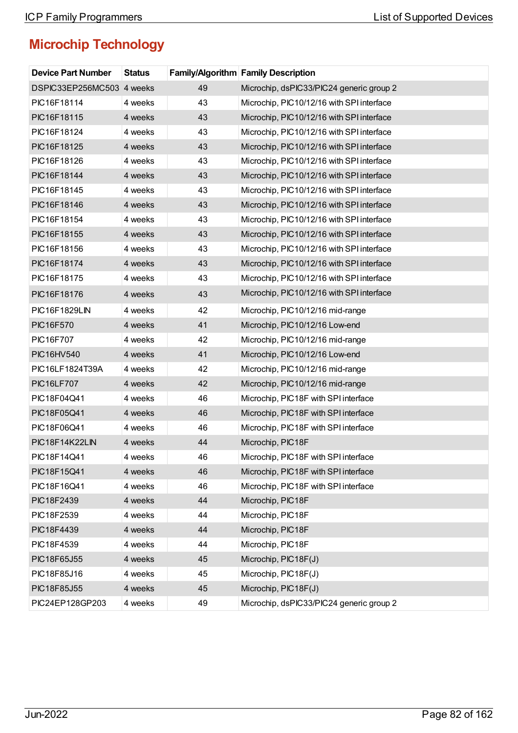## Microchip Technology

| Device Part Number | Status | Family/Algorithm | Family Description |
|---|---|---|---|
| DSPIC33EP256MC503 | 4 weeks | 49 | Microchip, dsPIC33/PIC24 generic group 2 |
| PIC16F18114 | 4 weeks | 43 | Microchip, PIC10/12/16 with SPI interface |
| PIC16F18115 | 4 weeks | 43 | Microchip, PIC10/12/16 with SPI interface |
| PIC16F18124 | 4 weeks | 43 | Microchip, PIC10/12/16 with SPI interface |
| PIC16F18125 | 4 weeks | 43 | Microchip, PIC10/12/16 with SPI interface |
| PIC16F18126 | 4 weeks | 43 | Microchip, PIC10/12/16 with SPI interface |
| PIC16F18144 | 4 weeks | 43 | Microchip, PIC10/12/16 with SPI interface |
| PIC16F18145 | 4 weeks | 43 | Microchip, PIC10/12/16 with SPI interface |
| PIC16F18146 | 4 weeks | 43 | Microchip, PIC10/12/16 with SPI interface |
| PIC16F18154 | 4 weeks | 43 | Microchip, PIC10/12/16 with SPI interface |
| PIC16F18155 | 4 weeks | 43 | Microchip, PIC10/12/16 with SPI interface |
| PIC16F18156 | 4 weeks | 43 | Microchip, PIC10/12/16 with SPI interface |
| PIC16F18174 | 4 weeks | 43 | Microchip, PIC10/12/16 with SPI interface |
| PIC16F18175 | 4 weeks | 43 | Microchip, PIC10/12/16 with SPI interface |
| PIC16F18176 | 4 weeks | 43 | Microchip, PIC10/12/16 with SPI interface |
| PIC16F1829LIN | 4 weeks | 42 | Microchip, PIC10/12/16 mid-range |
| PIC16F570 | 4 weeks | 41 | Microchip, PIC10/12/16 Low-end |
| PIC16F707 | 4 weeks | 42 | Microchip, PIC10/12/16 mid-range |
| PIC16HV540 | 4 weeks | 41 | Microchip, PIC10/12/16 Low-end |
| PIC16LF1824T39A | 4 weeks | 42 | Microchip, PIC10/12/16 mid-range |
| PIC16LF707 | 4 weeks | 42 | Microchip, PIC10/12/16 mid-range |
| PIC18F04Q41 | 4 weeks | 46 | Microchip, PIC18F with SPI interface |
| PIC18F05Q41 | 4 weeks | 46 | Microchip, PIC18F with SPI interface |
| PIC18F06Q41 | 4 weeks | 46 | Microchip, PIC18F with SPI interface |
| PIC18F14K22LIN | 4 weeks | 44 | Microchip, PIC18F |
| PIC18F14Q41 | 4 weeks | 46 | Microchip, PIC18F with SPI interface |
| PIC18F15Q41 | 4 weeks | 46 | Microchip, PIC18F with SPI interface |
| PIC18F16Q41 | 4 weeks | 46 | Microchip, PIC18F with SPI interface |
| PIC18F2439 | 4 weeks | 44 | Microchip, PIC18F |
| PIC18F2539 | 4 weeks | 44 | Microchip, PIC18F |
| PIC18F4439 | 4 weeks | 44 | Microchip, PIC18F |
| PIC18F4539 | 4 weeks | 44 | Microchip, PIC18F |
| PIC18F65J55 | 4 weeks | 45 | Microchip, PIC18F(J) |
| PIC18F85J16 | 4 weeks | 45 | Microchip, PIC18F(J) |
| PIC18F85J55 | 4 weeks | 45 | Microchip, PIC18F(J) |
| PIC24EP128GP203 | 4 weeks | 49 | Microchip, dsPIC33/PIC24 generic group 2 |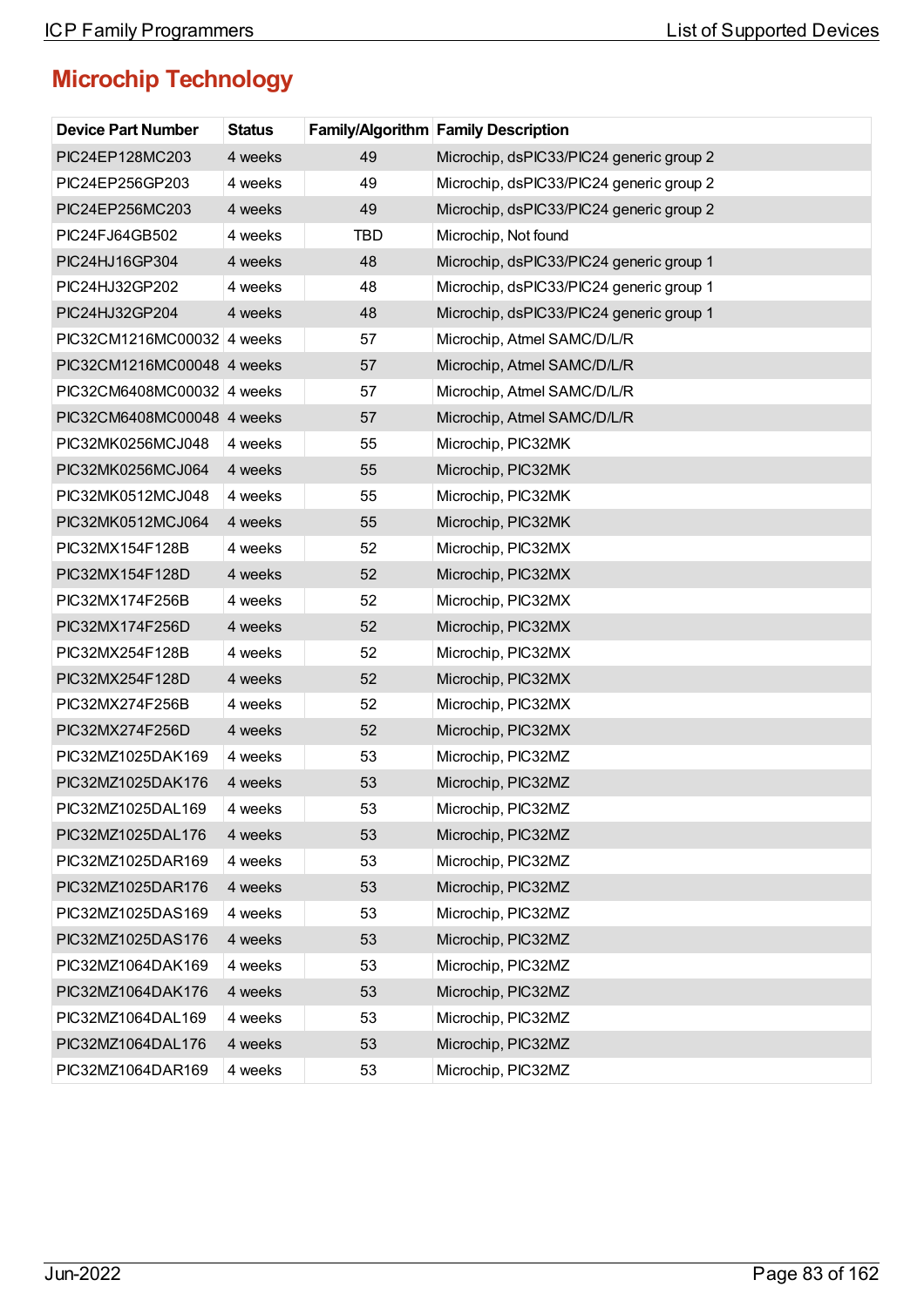## Microchip Technology

| Device Part Number | Status | Family/Algorithm | Family Description |
|---|---|---|---|
| PIC24EP128MC203 | 4 weeks | 49 | Microchip, dsPIC33/PIC24 generic group 2 |
| PIC24EP256GP203 | 4 weeks | 49 | Microchip, dsPIC33/PIC24 generic group 2 |
| PIC24EP256MC203 | 4 weeks | 49 | Microchip, dsPIC33/PIC24 generic group 2 |
| PIC24FJ64GB502 | 4 weeks | TBD | Microchip, Not found |
| PIC24HJ16GP304 | 4 weeks | 48 | Microchip, dsPIC33/PIC24 generic group 1 |
| PIC24HJ32GP202 | 4 weeks | 48 | Microchip, dsPIC33/PIC24 generic group 1 |
| PIC24HJ32GP204 | 4 weeks | 48 | Microchip, dsPIC33/PIC24 generic group 1 |
| PIC32CM1216MC00032 | 4 weeks | 57 | Microchip, Atmel SAMC/D/L/R |
| PIC32CM1216MC00048 | 4 weeks | 57 | Microchip, Atmel SAMC/D/L/R |
| PIC32CM6408MC00032 | 4 weeks | 57 | Microchip, Atmel SAMC/D/L/R |
| PIC32CM6408MC00048 | 4 weeks | 57 | Microchip, Atmel SAMC/D/L/R |
| PIC32MK0256MCJ048 | 4 weeks | 55 | Microchip, PIC32MK |
| PIC32MK0256MCJ064 | 4 weeks | 55 | Microchip, PIC32MK |
| PIC32MK0512MCJ048 | 4 weeks | 55 | Microchip, PIC32MK |
| PIC32MK0512MCJ064 | 4 weeks | 55 | Microchip, PIC32MK |
| PIC32MX154F128B | 4 weeks | 52 | Microchip, PIC32MX |
| PIC32MX154F128D | 4 weeks | 52 | Microchip, PIC32MX |
| PIC32MX174F256B | 4 weeks | 52 | Microchip, PIC32MX |
| PIC32MX174F256D | 4 weeks | 52 | Microchip, PIC32MX |
| PIC32MX254F128B | 4 weeks | 52 | Microchip, PIC32MX |
| PIC32MX254F128D | 4 weeks | 52 | Microchip, PIC32MX |
| PIC32MX274F256B | 4 weeks | 52 | Microchip, PIC32MX |
| PIC32MX274F256D | 4 weeks | 52 | Microchip, PIC32MX |
| PIC32MZ1025DAK169 | 4 weeks | 53 | Microchip, PIC32MZ |
| PIC32MZ1025DAK176 | 4 weeks | 53 | Microchip, PIC32MZ |
| PIC32MZ1025DAL169 | 4 weeks | 53 | Microchip, PIC32MZ |
| PIC32MZ1025DAL176 | 4 weeks | 53 | Microchip, PIC32MZ |
| PIC32MZ1025DAR169 | 4 weeks | 53 | Microchip, PIC32MZ |
| PIC32MZ1025DAR176 | 4 weeks | 53 | Microchip, PIC32MZ |
| PIC32MZ1025DAS169 | 4 weeks | 53 | Microchip, PIC32MZ |
| PIC32MZ1025DAS176 | 4 weeks | 53 | Microchip, PIC32MZ |
| PIC32MZ1064DAK169 | 4 weeks | 53 | Microchip, PIC32MZ |
| PIC32MZ1064DAK176 | 4 weeks | 53 | Microchip, PIC32MZ |
| PIC32MZ1064DAL169 | 4 weeks | 53 | Microchip, PIC32MZ |
| PIC32MZ1064DAL176 | 4 weeks | 53 | Microchip, PIC32MZ |
| PIC32MZ1064DAR169 | 4 weeks | 53 | Microchip, PIC32MZ |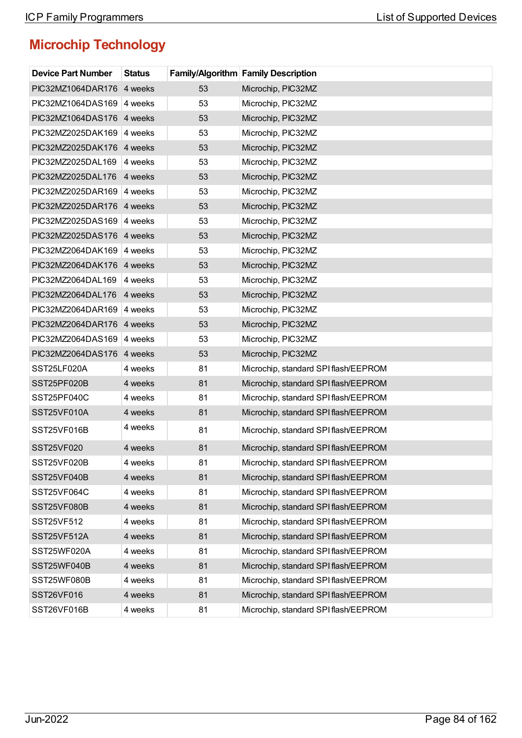## Microchip Technology

| Device Part Number | Status | Family/Algorithm | Family Description |
|---|---|---|---|
| PIC32MZ1064DAR176 | 4 weeks | 53 | Microchip, PIC32MZ |
| PIC32MZ1064DAS169 | 4 weeks | 53 | Microchip, PIC32MZ |
| PIC32MZ1064DAS176 | 4 weeks | 53 | Microchip, PIC32MZ |
| PIC32MZ2025DAK169 | 4 weeks | 53 | Microchip, PIC32MZ |
| PIC32MZ2025DAK176 | 4 weeks | 53 | Microchip, PIC32MZ |
| PIC32MZ2025DAL169 | 4 weeks | 53 | Microchip, PIC32MZ |
| PIC32MZ2025DAL176 | 4 weeks | 53 | Microchip, PIC32MZ |
| PIC32MZ2025DAR169 | 4 weeks | 53 | Microchip, PIC32MZ |
| PIC32MZ2025DAR176 | 4 weeks | 53 | Microchip, PIC32MZ |
| PIC32MZ2025DAS169 | 4 weeks | 53 | Microchip, PIC32MZ |
| PIC32MZ2025DAS176 | 4 weeks | 53 | Microchip, PIC32MZ |
| PIC32MZ2064DAK169 | 4 weeks | 53 | Microchip, PIC32MZ |
| PIC32MZ2064DAK176 | 4 weeks | 53 | Microchip, PIC32MZ |
| PIC32MZ2064DAL169 | 4 weeks | 53 | Microchip, PIC32MZ |
| PIC32MZ2064DAL176 | 4 weeks | 53 | Microchip, PIC32MZ |
| PIC32MZ2064DAR169 | 4 weeks | 53 | Microchip, PIC32MZ |
| PIC32MZ2064DAR176 | 4 weeks | 53 | Microchip, PIC32MZ |
| PIC32MZ2064DAS169 | 4 weeks | 53 | Microchip, PIC32MZ |
| PIC32MZ2064DAS176 | 4 weeks | 53 | Microchip, PIC32MZ |
| SST25LF020A | 4 weeks | 81 | Microchip, standard SPI flash/EEPROM |
| SST25PF020B | 4 weeks | 81 | Microchip, standard SPI flash/EEPROM |
| SST25PF040C | 4 weeks | 81 | Microchip, standard SPI flash/EEPROM |
| SST25VF010A | 4 weeks | 81 | Microchip, standard SPI flash/EEPROM |
| SST25VF016B | 4 weeks | 81 | Microchip, standard SPI flash/EEPROM |
| SST25VF020 | 4 weeks | 81 | Microchip, standard SPI flash/EEPROM |
| SST25VF020B | 4 weeks | 81 | Microchip, standard SPI flash/EEPROM |
| SST25VF040B | 4 weeks | 81 | Microchip, standard SPI flash/EEPROM |
| SST25VF064C | 4 weeks | 81 | Microchip, standard SPI flash/EEPROM |
| SST25VF080B | 4 weeks | 81 | Microchip, standard SPI flash/EEPROM |
| SST25VF512 | 4 weeks | 81 | Microchip, standard SPI flash/EEPROM |
| SST25VF512A | 4 weeks | 81 | Microchip, standard SPI flash/EEPROM |
| SST25WF020A | 4 weeks | 81 | Microchip, standard SPI flash/EEPROM |
| SST25WF040B | 4 weeks | 81 | Microchip, standard SPI flash/EEPROM |
| SST25WF080B | 4 weeks | 81 | Microchip, standard SPI flash/EEPROM |
| SST26VF016 | 4 weeks | 81 | Microchip, standard SPI flash/EEPROM |
| SST26VF016B | 4 weeks | 81 | Microchip, standard SPI flash/EEPROM |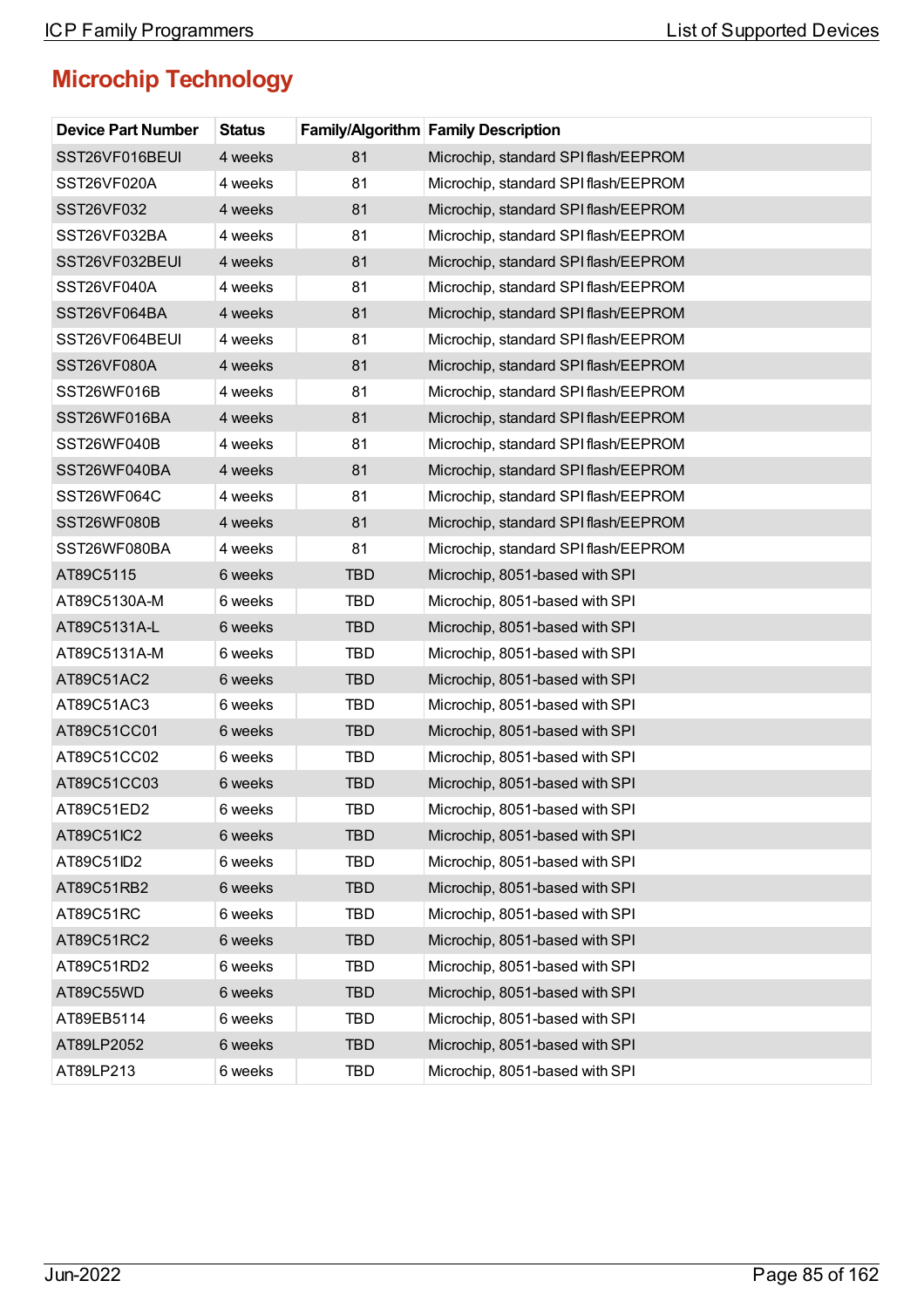## Microchip Technology

| Device Part Number | Status | Family/Algorithm | Family Description |
|---|---|---|---|
| SST26VF016BEUI | 4 weeks | 81 | Microchip, standard SPI flash/EEPROM |
| SST26VF020A | 4 weeks | 81 | Microchip, standard SPI flash/EEPROM |
| SST26VF032 | 4 weeks | 81 | Microchip, standard SPI flash/EEPROM |
| SST26VF032BA | 4 weeks | 81 | Microchip, standard SPI flash/EEPROM |
| SST26VF032BEUI | 4 weeks | 81 | Microchip, standard SPI flash/EEPROM |
| SST26VF040A | 4 weeks | 81 | Microchip, standard SPI flash/EEPROM |
| SST26VF064BA | 4 weeks | 81 | Microchip, standard SPI flash/EEPROM |
| SST26VF064BEUI | 4 weeks | 81 | Microchip, standard SPI flash/EEPROM |
| SST26VF080A | 4 weeks | 81 | Microchip, standard SPI flash/EEPROM |
| SST26WF016B | 4 weeks | 81 | Microchip, standard SPI flash/EEPROM |
| SST26WF016BA | 4 weeks | 81 | Microchip, standard SPI flash/EEPROM |
| SST26WF040B | 4 weeks | 81 | Microchip, standard SPI flash/EEPROM |
| SST26WF040BA | 4 weeks | 81 | Microchip, standard SPI flash/EEPROM |
| SST26WF064C | 4 weeks | 81 | Microchip, standard SPI flash/EEPROM |
| SST26WF080B | 4 weeks | 81 | Microchip, standard SPI flash/EEPROM |
| SST26WF080BA | 4 weeks | 81 | Microchip, standard SPI flash/EEPROM |
| AT89C5115 | 6 weeks | TBD | Microchip, 8051-based with SPI |
| AT89C5130A-M | 6 weeks | TBD | Microchip, 8051-based with SPI |
| AT89C5131A-L | 6 weeks | TBD | Microchip, 8051-based with SPI |
| AT89C5131A-M | 6 weeks | TBD | Microchip, 8051-based with SPI |
| AT89C51AC2 | 6 weeks | TBD | Microchip, 8051-based with SPI |
| AT89C51AC3 | 6 weeks | TBD | Microchip, 8051-based with SPI |
| AT89C51CC01 | 6 weeks | TBD | Microchip, 8051-based with SPI |
| AT89C51CC02 | 6 weeks | TBD | Microchip, 8051-based with SPI |
| AT89C51CC03 | 6 weeks | TBD | Microchip, 8051-based with SPI |
| AT89C51ED2 | 6 weeks | TBD | Microchip, 8051-based with SPI |
| AT89C51IC2 | 6 weeks | TBD | Microchip, 8051-based with SPI |
| AT89C51ID2 | 6 weeks | TBD | Microchip, 8051-based with SPI |
| AT89C51RB2 | 6 weeks | TBD | Microchip, 8051-based with SPI |
| AT89C51RC | 6 weeks | TBD | Microchip, 8051-based with SPI |
| AT89C51RC2 | 6 weeks | TBD | Microchip, 8051-based with SPI |
| AT89C51RD2 | 6 weeks | TBD | Microchip, 8051-based with SPI |
| AT89C55WD | 6 weeks | TBD | Microchip, 8051-based with SPI |
| AT89EB5114 | 6 weeks | TBD | Microchip, 8051-based with SPI |
| AT89LP2052 | 6 weeks | TBD | Microchip, 8051-based with SPI |
| AT89LP213 | 6 weeks | TBD | Microchip, 8051-based with SPI |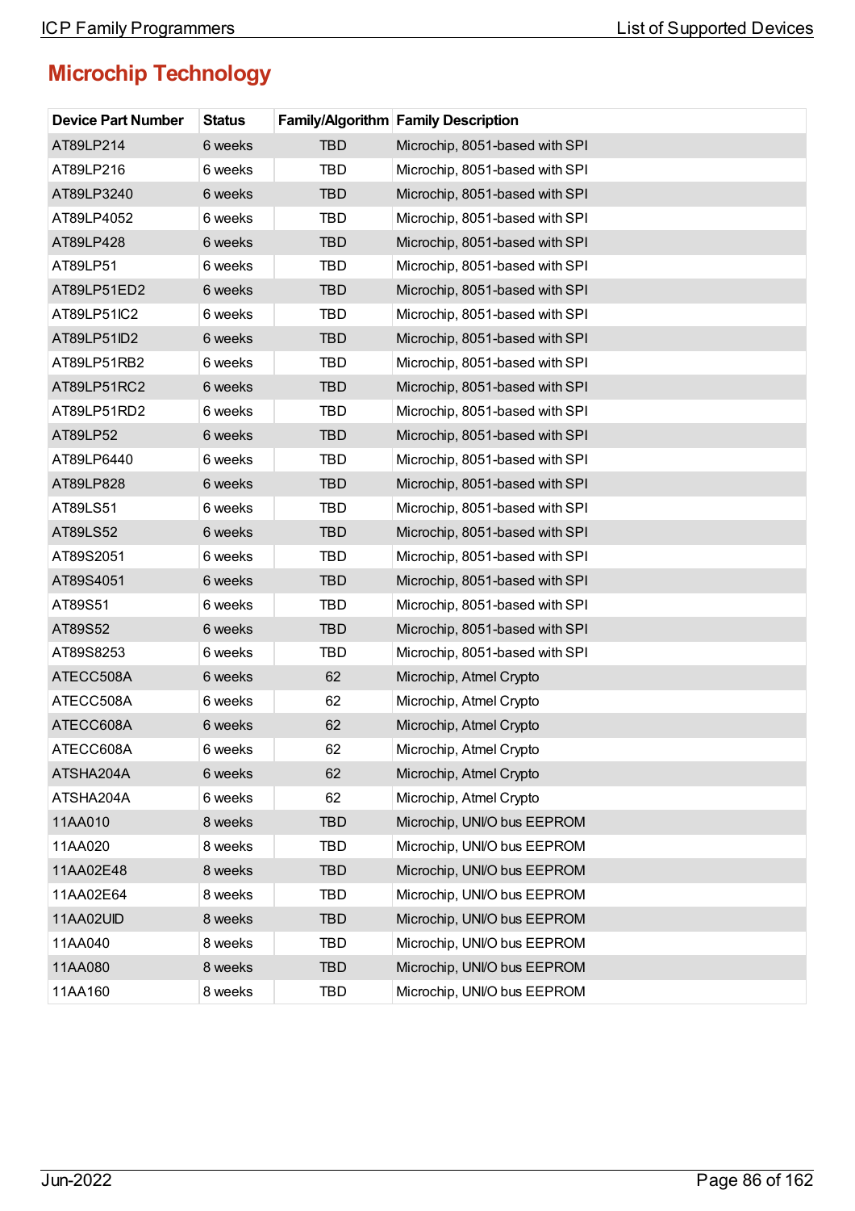## Microchip Technology

| Device Part Number | Status | Family/Algorithm | Family Description |
|---|---|---|---|
| AT89LP214 | 6 weeks | TBD | Microchip, 8051-based with SPI |
| AT89LP216 | 6 weeks | TBD | Microchip, 8051-based with SPI |
| AT89LP3240 | 6 weeks | TBD | Microchip, 8051-based with SPI |
| AT89LP4052 | 6 weeks | TBD | Microchip, 8051-based with SPI |
| AT89LP428 | 6 weeks | TBD | Microchip, 8051-based with SPI |
| AT89LP51 | 6 weeks | TBD | Microchip, 8051-based with SPI |
| AT89LP51ED2 | 6 weeks | TBD | Microchip, 8051-based with SPI |
| AT89LP51IC2 | 6 weeks | TBD | Microchip, 8051-based with SPI |
| AT89LP51ID2 | 6 weeks | TBD | Microchip, 8051-based with SPI |
| AT89LP51RB2 | 6 weeks | TBD | Microchip, 8051-based with SPI |
| AT89LP51RC2 | 6 weeks | TBD | Microchip, 8051-based with SPI |
| AT89LP51RD2 | 6 weeks | TBD | Microchip, 8051-based with SPI |
| AT89LP52 | 6 weeks | TBD | Microchip, 8051-based with SPI |
| AT89LP6440 | 6 weeks | TBD | Microchip, 8051-based with SPI |
| AT89LP828 | 6 weeks | TBD | Microchip, 8051-based with SPI |
| AT89LS51 | 6 weeks | TBD | Microchip, 8051-based with SPI |
| AT89LS52 | 6 weeks | TBD | Microchip, 8051-based with SPI |
| AT89S2051 | 6 weeks | TBD | Microchip, 8051-based with SPI |
| AT89S4051 | 6 weeks | TBD | Microchip, 8051-based with SPI |
| AT89S51 | 6 weeks | TBD | Microchip, 8051-based with SPI |
| AT89S52 | 6 weeks | TBD | Microchip, 8051-based with SPI |
| AT89S8253 | 6 weeks | TBD | Microchip, 8051-based with SPI |
| ATECC508A | 6 weeks | 62 | Microchip, Atmel Crypto |
| ATECC508A | 6 weeks | 62 | Microchip, Atmel Crypto |
| ATECC608A | 6 weeks | 62 | Microchip, Atmel Crypto |
| ATECC608A | 6 weeks | 62 | Microchip, Atmel Crypto |
| ATSHA204A | 6 weeks | 62 | Microchip, Atmel Crypto |
| ATSHA204A | 6 weeks | 62 | Microchip, Atmel Crypto |
| 11AA010 | 8 weeks | TBD | Microchip, UNI/O bus EEPROM |
| 11AA020 | 8 weeks | TBD | Microchip, UNI/O bus EEPROM |
| 11AA02E48 | 8 weeks | TBD | Microchip, UNI/O bus EEPROM |
| 11AA02E64 | 8 weeks | TBD | Microchip, UNI/O bus EEPROM |
| 11AA02UID | 8 weeks | TBD | Microchip, UNI/O bus EEPROM |
| 11AA040 | 8 weeks | TBD | Microchip, UNI/O bus EEPROM |
| 11AA080 | 8 weeks | TBD | Microchip, UNI/O bus EEPROM |
| 11AA160 | 8 weeks | TBD | Microchip, UNI/O bus EEPROM |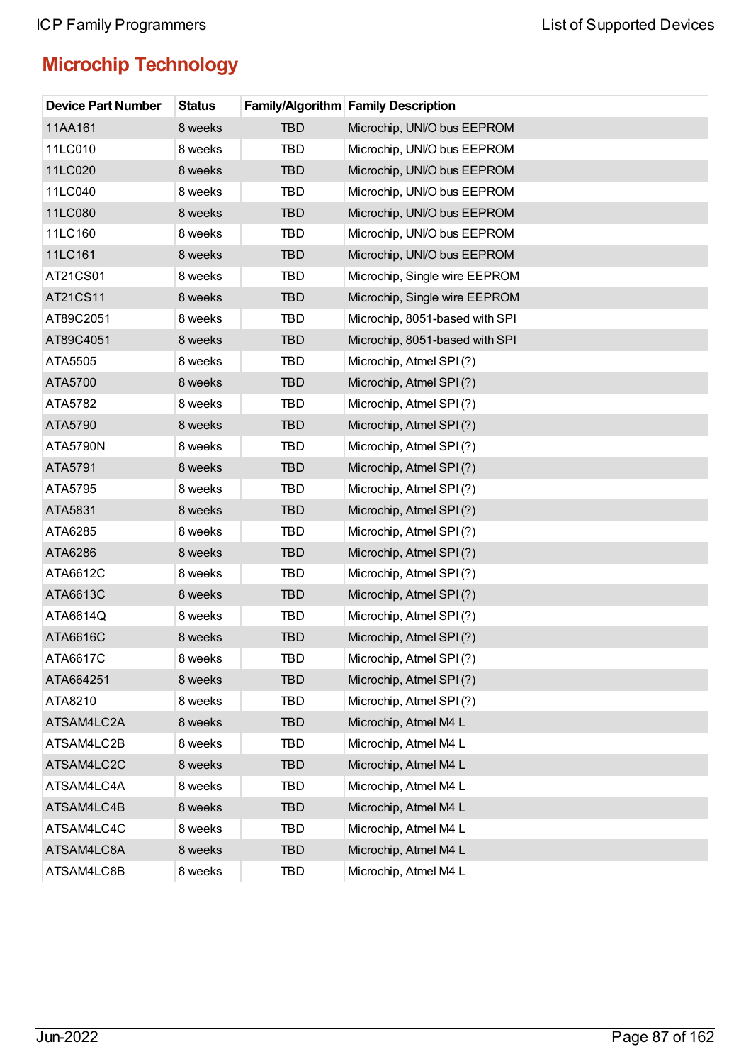## Microchip Technology

| Device Part Number | Status | Family/Algorithm | Family Description |
|---|---|---|---|
| 11AA161 | 8 weeks | TBD | Microchip, UNI/O bus EEPROM |
| 11LC010 | 8 weeks | TBD | Microchip, UNI/O bus EEPROM |
| 11LC020 | 8 weeks | TBD | Microchip, UNI/O bus EEPROM |
| 11LC040 | 8 weeks | TBD | Microchip, UNI/O bus EEPROM |
| 11LC080 | 8 weeks | TBD | Microchip, UNI/O bus EEPROM |
| 11LC160 | 8 weeks | TBD | Microchip, UNI/O bus EEPROM |
| 11LC161 | 8 weeks | TBD | Microchip, UNI/O bus EEPROM |
| AT21CS01 | 8 weeks | TBD | Microchip, Single wire EEPROM |
| AT21CS11 | 8 weeks | TBD | Microchip, Single wire EEPROM |
| AT89C2051 | 8 weeks | TBD | Microchip, 8051-based with SPI |
| AT89C4051 | 8 weeks | TBD | Microchip, 8051-based with SPI |
| ATA5505 | 8 weeks | TBD | Microchip, Atmel SPI (?) |
| ATA5700 | 8 weeks | TBD | Microchip, Atmel SPI (?) |
| ATA5782 | 8 weeks | TBD | Microchip, Atmel SPI (?) |
| ATA5790 | 8 weeks | TBD | Microchip, Atmel SPI (?) |
| ATA5790N | 8 weeks | TBD | Microchip, Atmel SPI (?) |
| ATA5791 | 8 weeks | TBD | Microchip, Atmel SPI (?) |
| ATA5795 | 8 weeks | TBD | Microchip, Atmel SPI (?) |
| ATA5831 | 8 weeks | TBD | Microchip, Atmel SPI (?) |
| ATA6285 | 8 weeks | TBD | Microchip, Atmel SPI (?) |
| ATA6286 | 8 weeks | TBD | Microchip, Atmel SPI (?) |
| ATA6612C | 8 weeks | TBD | Microchip, Atmel SPI (?) |
| ATA6613C | 8 weeks | TBD | Microchip, Atmel SPI (?) |
| ATA6614Q | 8 weeks | TBD | Microchip, Atmel SPI (?) |
| ATA6616C | 8 weeks | TBD | Microchip, Atmel SPI (?) |
| ATA6617C | 8 weeks | TBD | Microchip, Atmel SPI (?) |
| ATA664251 | 8 weeks | TBD | Microchip, Atmel SPI (?) |
| ATA8210 | 8 weeks | TBD | Microchip, Atmel SPI (?) |
| ATSAM4LC2A | 8 weeks | TBD | Microchip, Atmel M4 L |
| ATSAM4LC2B | 8 weeks | TBD | Microchip, Atmel M4 L |
| ATSAM4LC2C | 8 weeks | TBD | Microchip, Atmel M4 L |
| ATSAM4LC4A | 8 weeks | TBD | Microchip, Atmel M4 L |
| ATSAM4LC4B | 8 weeks | TBD | Microchip, Atmel M4 L |
| ATSAM4LC4C | 8 weeks | TBD | Microchip, Atmel M4 L |
| ATSAM4LC8A | 8 weeks | TBD | Microchip, Atmel M4 L |
| ATSAM4LC8B | 8 weeks | TBD | Microchip, Atmel M4 L |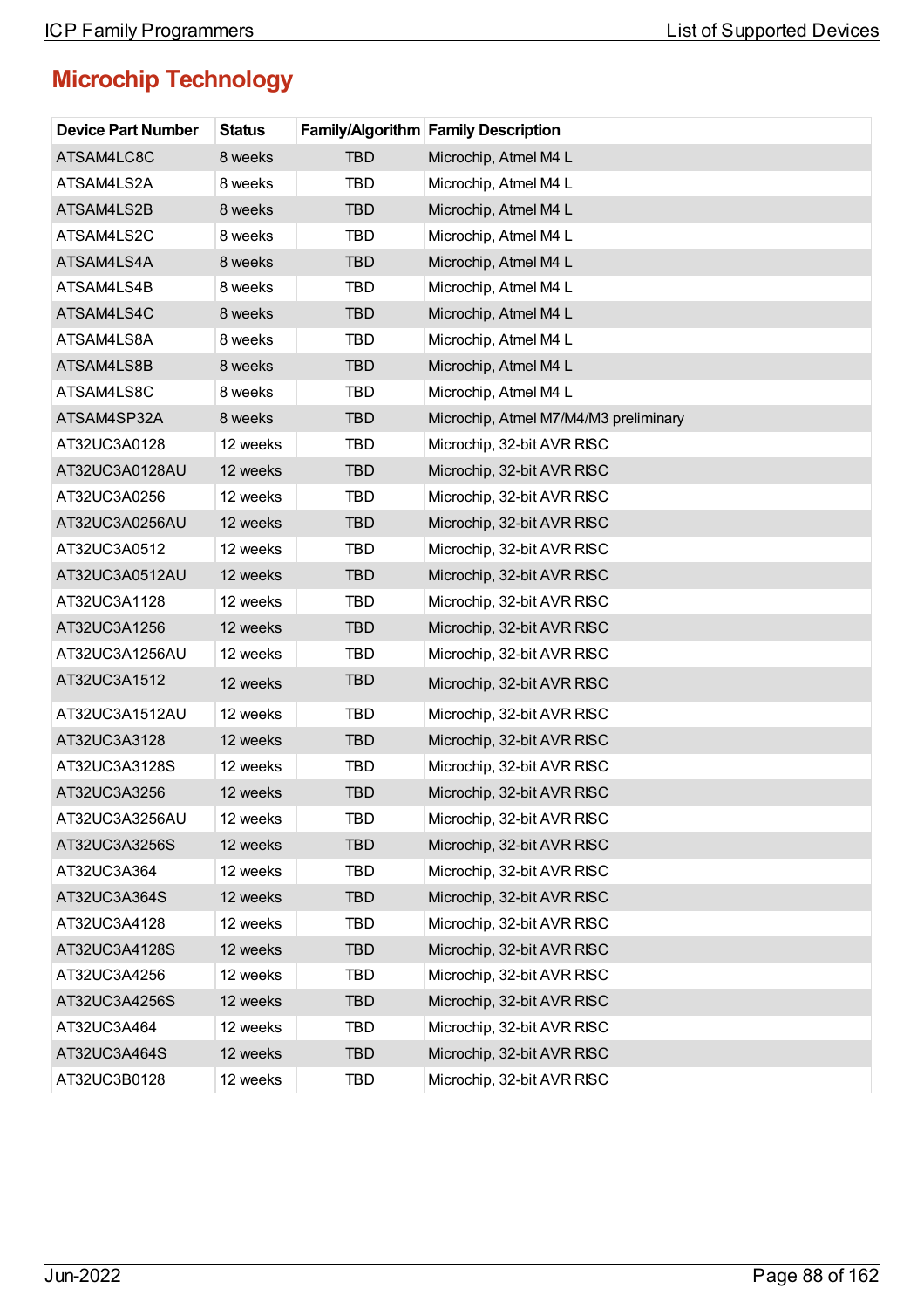## Microchip Technology

| Device Part Number | Status | Family/Algorithm | Family Description |
|---|---|---|---|
| ATSAM4LC8C | 8 weeks | TBD | Microchip, Atmel M4 L |
| ATSAM4LS2A | 8 weeks | TBD | Microchip, Atmel M4 L |
| ATSAM4LS2B | 8 weeks | TBD | Microchip, Atmel M4 L |
| ATSAM4LS2C | 8 weeks | TBD | Microchip, Atmel M4 L |
| ATSAM4LS4A | 8 weeks | TBD | Microchip, Atmel M4 L |
| ATSAM4LS4B | 8 weeks | TBD | Microchip, Atmel M4 L |
| ATSAM4LS4C | 8 weeks | TBD | Microchip, Atmel M4 L |
| ATSAM4LS8A | 8 weeks | TBD | Microchip, Atmel M4 L |
| ATSAM4LS8B | 8 weeks | TBD | Microchip, Atmel M4 L |
| ATSAM4LS8C | 8 weeks | TBD | Microchip, Atmel M4 L |
| ATSAM4SP32A | 8 weeks | TBD | Microchip, Atmel M7/M4/M3 preliminary |
| AT32UC3A0128 | 12 weeks | TBD | Microchip, 32-bit AVR RISC |
| AT32UC3A0128AU | 12 weeks | TBD | Microchip, 32-bit AVR RISC |
| AT32UC3A0256 | 12 weeks | TBD | Microchip, 32-bit AVR RISC |
| AT32UC3A0256AU | 12 weeks | TBD | Microchip, 32-bit AVR RISC |
| AT32UC3A0512 | 12 weeks | TBD | Microchip, 32-bit AVR RISC |
| AT32UC3A0512AU | 12 weeks | TBD | Microchip, 32-bit AVR RISC |
| AT32UC3A1128 | 12 weeks | TBD | Microchip, 32-bit AVR RISC |
| AT32UC3A1256 | 12 weeks | TBD | Microchip, 32-bit AVR RISC |
| AT32UC3A1256AU | 12 weeks | TBD | Microchip, 32-bit AVR RISC |
| AT32UC3A1512 | 12 weeks | TBD | Microchip, 32-bit AVR RISC |
| AT32UC3A1512AU | 12 weeks | TBD | Microchip, 32-bit AVR RISC |
| AT32UC3A3128 | 12 weeks | TBD | Microchip, 32-bit AVR RISC |
| AT32UC3A3128S | 12 weeks | TBD | Microchip, 32-bit AVR RISC |
| AT32UC3A3256 | 12 weeks | TBD | Microchip, 32-bit AVR RISC |
| AT32UC3A3256AU | 12 weeks | TBD | Microchip, 32-bit AVR RISC |
| AT32UC3A3256S | 12 weeks | TBD | Microchip, 32-bit AVR RISC |
| AT32UC3A364 | 12 weeks | TBD | Microchip, 32-bit AVR RISC |
| AT32UC3A364S | 12 weeks | TBD | Microchip, 32-bit AVR RISC |
| AT32UC3A4128 | 12 weeks | TBD | Microchip, 32-bit AVR RISC |
| AT32UC3A4128S | 12 weeks | TBD | Microchip, 32-bit AVR RISC |
| AT32UC3A4256 | 12 weeks | TBD | Microchip, 32-bit AVR RISC |
| AT32UC3A4256S | 12 weeks | TBD | Microchip, 32-bit AVR RISC |
| AT32UC3A464 | 12 weeks | TBD | Microchip, 32-bit AVR RISC |
| AT32UC3A464S | 12 weeks | TBD | Microchip, 32-bit AVR RISC |
| AT32UC3B0128 | 12 weeks | TBD | Microchip, 32-bit AVR RISC |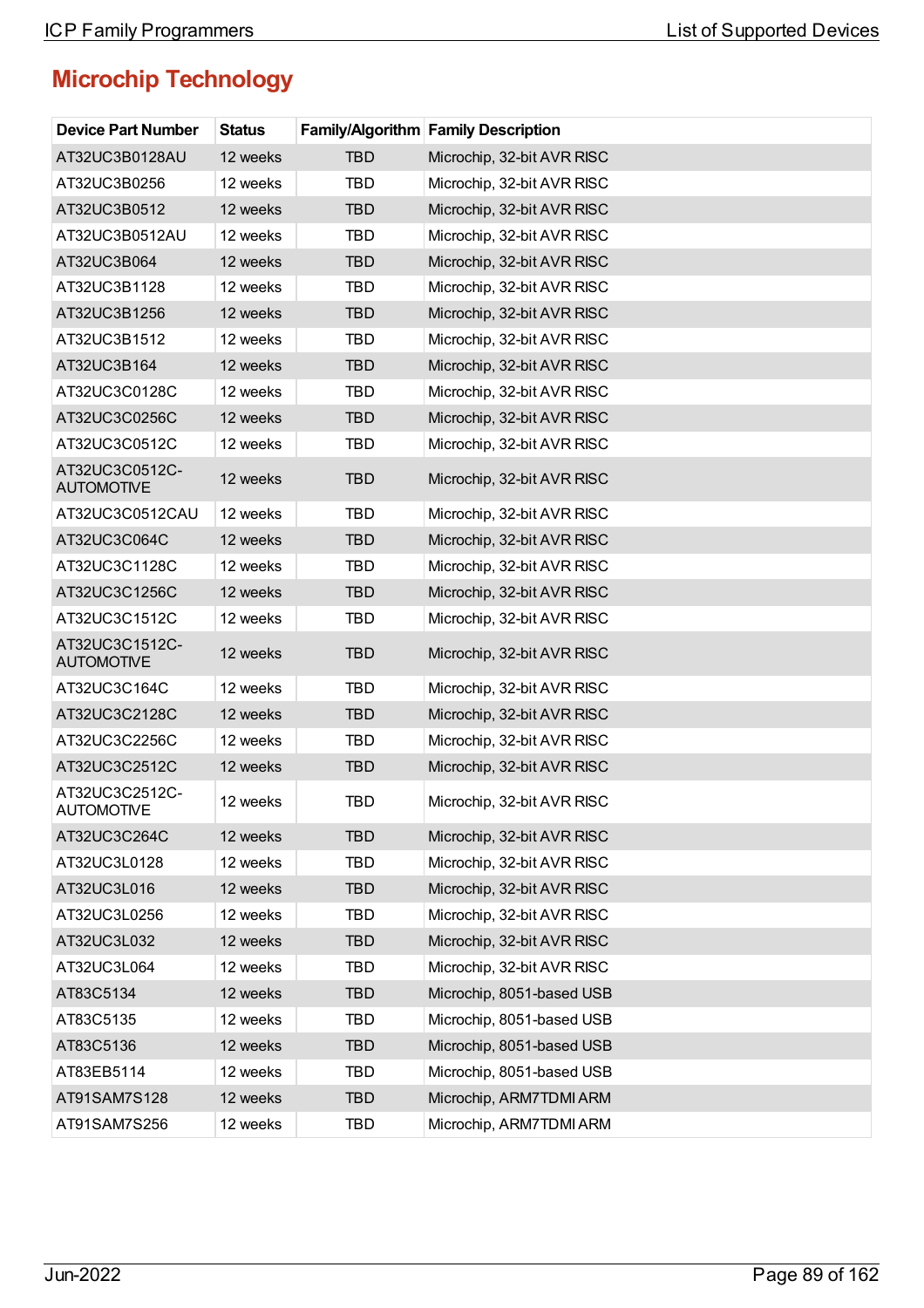## Microchip Technology

| Device Part Number | Status | Family/Algorithm | Family Description |
|---|---|---|---|
| AT32UC3B0128AU | 12 weeks | TBD | Microchip, 32-bit AVR RISC |
| AT32UC3B0256 | 12 weeks | TBD | Microchip, 32-bit AVR RISC |
| AT32UC3B0512 | 12 weeks | TBD | Microchip, 32-bit AVR RISC |
| AT32UC3B0512AU | 12 weeks | TBD | Microchip, 32-bit AVR RISC |
| AT32UC3B064 | 12 weeks | TBD | Microchip, 32-bit AVR RISC |
| AT32UC3B1128 | 12 weeks | TBD | Microchip, 32-bit AVR RISC |
| AT32UC3B1256 | 12 weeks | TBD | Microchip, 32-bit AVR RISC |
| AT32UC3B1512 | 12 weeks | TBD | Microchip, 32-bit AVR RISC |
| AT32UC3B164 | 12 weeks | TBD | Microchip, 32-bit AVR RISC |
| AT32UC3C0128C | 12 weeks | TBD | Microchip, 32-bit AVR RISC |
| AT32UC3C0256C | 12 weeks | TBD | Microchip, 32-bit AVR RISC |
| AT32UC3C0512C | 12 weeks | TBD | Microchip, 32-bit AVR RISC |
| AT32UC3C0512C-AUTOMOTIVE | 12 weeks | TBD | Microchip, 32-bit AVR RISC |
| AT32UC3C0512CAU | 12 weeks | TBD | Microchip, 32-bit AVR RISC |
| AT32UC3C064C | 12 weeks | TBD | Microchip, 32-bit AVR RISC |
| AT32UC3C1128C | 12 weeks | TBD | Microchip, 32-bit AVR RISC |
| AT32UC3C1256C | 12 weeks | TBD | Microchip, 32-bit AVR RISC |
| AT32UC3C1512C | 12 weeks | TBD | Microchip, 32-bit AVR RISC |
| AT32UC3C1512C-AUTOMOTIVE | 12 weeks | TBD | Microchip, 32-bit AVR RISC |
| AT32UC3C164C | 12 weeks | TBD | Microchip, 32-bit AVR RISC |
| AT32UC3C2128C | 12 weeks | TBD | Microchip, 32-bit AVR RISC |
| AT32UC3C2256C | 12 weeks | TBD | Microchip, 32-bit AVR RISC |
| AT32UC3C2512C | 12 weeks | TBD | Microchip, 32-bit AVR RISC |
| AT32UC3C2512C-AUTOMOTIVE | 12 weeks | TBD | Microchip, 32-bit AVR RISC |
| AT32UC3C264C | 12 weeks | TBD | Microchip, 32-bit AVR RISC |
| AT32UC3L0128 | 12 weeks | TBD | Microchip, 32-bit AVR RISC |
| AT32UC3L016 | 12 weeks | TBD | Microchip, 32-bit AVR RISC |
| AT32UC3L0256 | 12 weeks | TBD | Microchip, 32-bit AVR RISC |
| AT32UC3L032 | 12 weeks | TBD | Microchip, 32-bit AVR RISC |
| AT32UC3L064 | 12 weeks | TBD | Microchip, 32-bit AVR RISC |
| AT83C5134 | 12 weeks | TBD | Microchip, 8051-based USB |
| AT83C5135 | 12 weeks | TBD | Microchip, 8051-based USB |
| AT83C5136 | 12 weeks | TBD | Microchip, 8051-based USB |
| AT83EB5114 | 12 weeks | TBD | Microchip, 8051-based USB |
| AT91SAM7S128 | 12 weeks | TBD | Microchip, ARM7TDMI ARM |
| AT91SAM7S256 | 12 weeks | TBD | Microchip, ARM7TDMI ARM |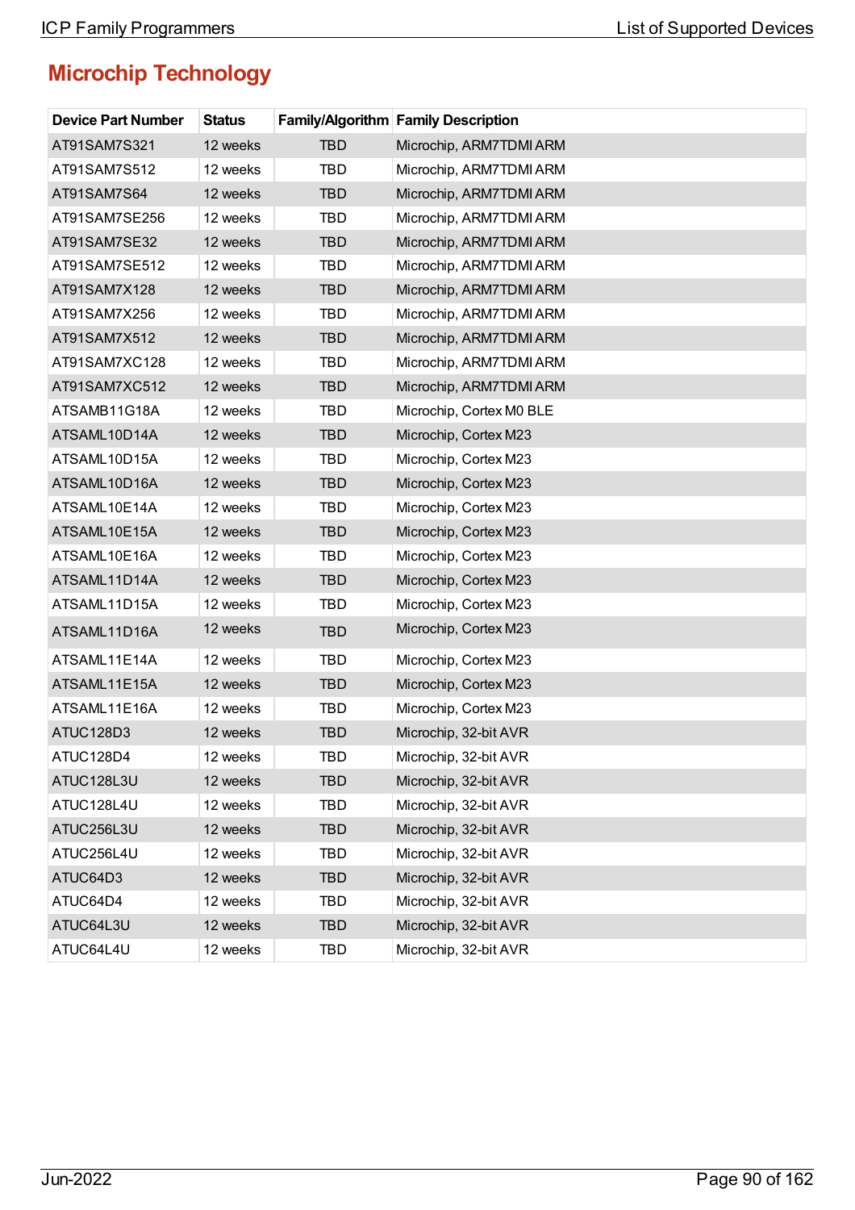## Microchip Technology

| Device Part Number | Status | Family/Algorithm | Family Description |
|---|---|---|---|
| AT91SAM7S321 | 12 weeks | TBD | Microchip, ARM7TDMI ARM |
| AT91SAM7S512 | 12 weeks | TBD | Microchip, ARM7TDMI ARM |
| AT91SAM7S64 | 12 weeks | TBD | Microchip, ARM7TDMI ARM |
| AT91SAM7SE256 | 12 weeks | TBD | Microchip, ARM7TDMI ARM |
| AT91SAM7SE32 | 12 weeks | TBD | Microchip, ARM7TDMI ARM |
| AT91SAM7SE512 | 12 weeks | TBD | Microchip, ARM7TDMI ARM |
| AT91SAM7X128 | 12 weeks | TBD | Microchip, ARM7TDMI ARM |
| AT91SAM7X256 | 12 weeks | TBD | Microchip, ARM7TDMI ARM |
| AT91SAM7X512 | 12 weeks | TBD | Microchip, ARM7TDMI ARM |
| AT91SAM7XC128 | 12 weeks | TBD | Microchip, ARM7TDMI ARM |
| AT91SAM7XC512 | 12 weeks | TBD | Microchip, ARM7TDMI ARM |
| ATSAMB11G18A | 12 weeks | TBD | Microchip, Cortex M0 BLE |
| ATSAML10D14A | 12 weeks | TBD | Microchip, Cortex M23 |
| ATSAML10D15A | 12 weeks | TBD | Microchip, Cortex M23 |
| ATSAML10D16A | 12 weeks | TBD | Microchip, Cortex M23 |
| ATSAML10E14A | 12 weeks | TBD | Microchip, Cortex M23 |
| ATSAML10E15A | 12 weeks | TBD | Microchip, Cortex M23 |
| ATSAML10E16A | 12 weeks | TBD | Microchip, Cortex M23 |
| ATSAML11D14A | 12 weeks | TBD | Microchip, Cortex M23 |
| ATSAML11D15A | 12 weeks | TBD | Microchip, Cortex M23 |
| ATSAML11D16A | 12 weeks | TBD | Microchip, Cortex M23 |
| ATSAML11E14A | 12 weeks | TBD | Microchip, Cortex M23 |
| ATSAML11E15A | 12 weeks | TBD | Microchip, Cortex M23 |
| ATSAML11E16A | 12 weeks | TBD | Microchip, Cortex M23 |
| ATUC128D3 | 12 weeks | TBD | Microchip, 32-bit AVR |
| ATUC128D4 | 12 weeks | TBD | Microchip, 32-bit AVR |
| ATUC128L3U | 12 weeks | TBD | Microchip, 32-bit AVR |
| ATUC128L4U | 12 weeks | TBD | Microchip, 32-bit AVR |
| ATUC256L3U | 12 weeks | TBD | Microchip, 32-bit AVR |
| ATUC256L4U | 12 weeks | TBD | Microchip, 32-bit AVR |
| ATUC64D3 | 12 weeks | TBD | Microchip, 32-bit AVR |
| ATUC64D4 | 12 weeks | TBD | Microchip, 32-bit AVR |
| ATUC64L3U | 12 weeks | TBD | Microchip, 32-bit AVR |
| ATUC64L4U | 12 weeks | TBD | Microchip, 32-bit AVR |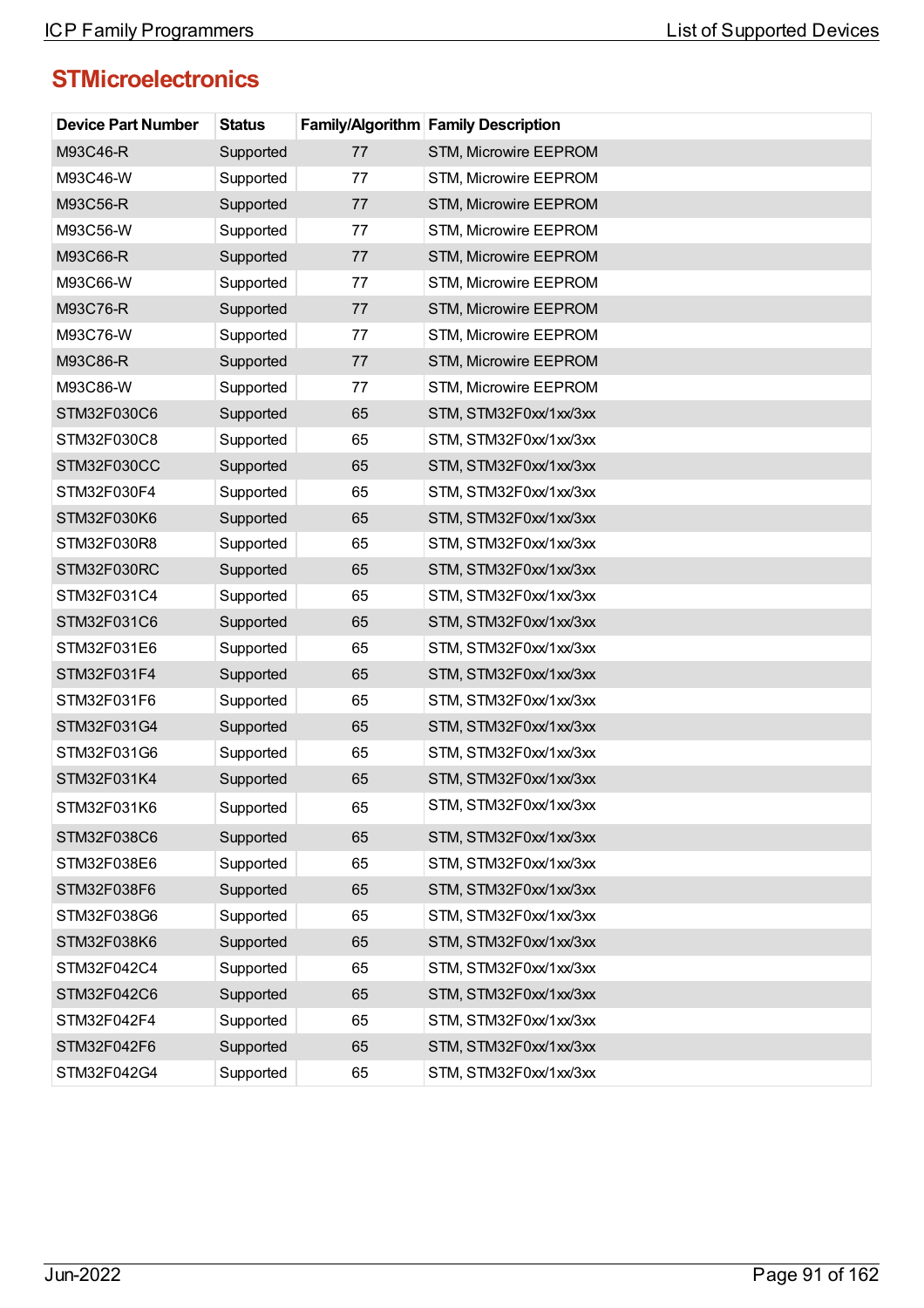## STMicroelectronics

| Device Part Number | Status | Family/Algorithm | Family Description |
|---|---|---|---|
| M93C46-R | Supported | 77 | STM, Microwire EEPROM |
| M93C46-W | Supported | 77 | STM, Microwire EEPROM |
| M93C56-R | Supported | 77 | STM, Microwire EEPROM |
| M93C56-W | Supported | 77 | STM, Microwire EEPROM |
| M93C66-R | Supported | 77 | STM, Microwire EEPROM |
| M93C66-W | Supported | 77 | STM, Microwire EEPROM |
| M93C76-R | Supported | 77 | STM, Microwire EEPROM |
| M93C76-W | Supported | 77 | STM, Microwire EEPROM |
| M93C86-R | Supported | 77 | STM, Microwire EEPROM |
| M93C86-W | Supported | 77 | STM, Microwire EEPROM |
| STM32F030C6 | Supported | 65 | STM, STM32F0xx/1xx/3xx |
| STM32F030C8 | Supported | 65 | STM, STM32F0xx/1xx/3xx |
| STM32F030CC | Supported | 65 | STM, STM32F0xx/1xx/3xx |
| STM32F030F4 | Supported | 65 | STM, STM32F0xx/1xx/3xx |
| STM32F030K6 | Supported | 65 | STM, STM32F0xx/1xx/3xx |
| STM32F030R8 | Supported | 65 | STM, STM32F0xx/1xx/3xx |
| STM32F030RC | Supported | 65 | STM, STM32F0xx/1xx/3xx |
| STM32F031C4 | Supported | 65 | STM, STM32F0xx/1xx/3xx |
| STM32F031C6 | Supported | 65 | STM, STM32F0xx/1xx/3xx |
| STM32F031E6 | Supported | 65 | STM, STM32F0xx/1xx/3xx |
| STM32F031F4 | Supported | 65 | STM, STM32F0xx/1xx/3xx |
| STM32F031F6 | Supported | 65 | STM, STM32F0xx/1xx/3xx |
| STM32F031G4 | Supported | 65 | STM, STM32F0xx/1xx/3xx |
| STM32F031G6 | Supported | 65 | STM, STM32F0xx/1xx/3xx |
| STM32F031K4 | Supported | 65 | STM, STM32F0xx/1xx/3xx |
| STM32F031K6 | Supported | 65 | STM, STM32F0xx/1xx/3xx |
| STM32F038C6 | Supported | 65 | STM, STM32F0xx/1xx/3xx |
| STM32F038E6 | Supported | 65 | STM, STM32F0xx/1xx/3xx |
| STM32F038F6 | Supported | 65 | STM, STM32F0xx/1xx/3xx |
| STM32F038G6 | Supported | 65 | STM, STM32F0xx/1xx/3xx |
| STM32F038K6 | Supported | 65 | STM, STM32F0xx/1xx/3xx |
| STM32F042C4 | Supported | 65 | STM, STM32F0xx/1xx/3xx |
| STM32F042C6 | Supported | 65 | STM, STM32F0xx/1xx/3xx |
| STM32F042F4 | Supported | 65 | STM, STM32F0xx/1xx/3xx |
| STM32F042F6 | Supported | 65 | STM, STM32F0xx/1xx/3xx |
| STM32F042G4 | Supported | 65 | STM, STM32F0xx/1xx/3xx |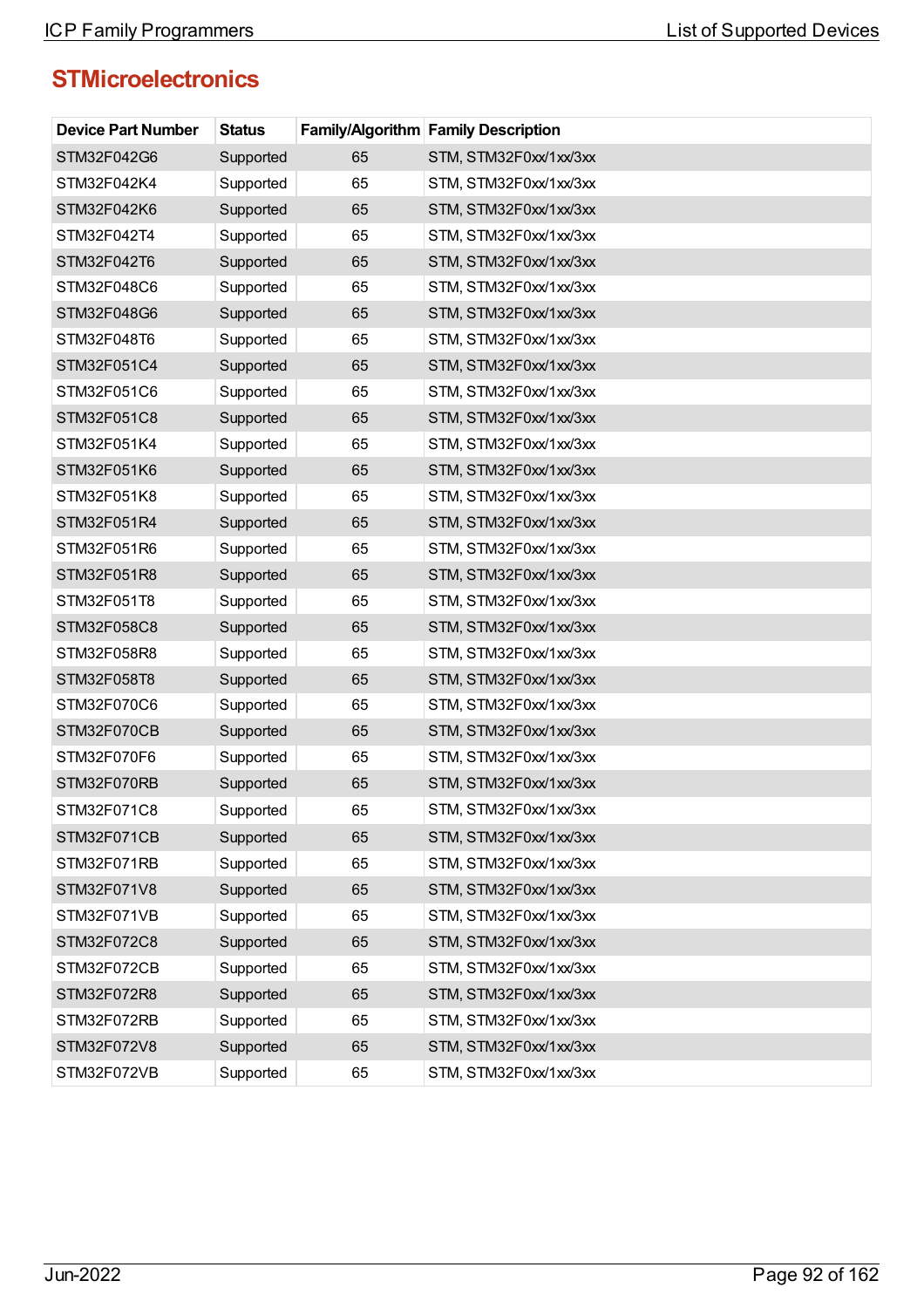## STMicroelectronics

| Device Part Number | Status | Family/Algorithm | Family Description |
|---|---|---|---|
| STM32F042G6 | Supported | 65 | STM, STM32F0xx/1xx/3xx |
| STM32F042K4 | Supported | 65 | STM, STM32F0xx/1xx/3xx |
| STM32F042K6 | Supported | 65 | STM, STM32F0xx/1xx/3xx |
| STM32F042T4 | Supported | 65 | STM, STM32F0xx/1xx/3xx |
| STM32F042T6 | Supported | 65 | STM, STM32F0xx/1xx/3xx |
| STM32F048C6 | Supported | 65 | STM, STM32F0xx/1xx/3xx |
| STM32F048G6 | Supported | 65 | STM, STM32F0xx/1xx/3xx |
| STM32F048T6 | Supported | 65 | STM, STM32F0xx/1xx/3xx |
| STM32F051C4 | Supported | 65 | STM, STM32F0xx/1xx/3xx |
| STM32F051C6 | Supported | 65 | STM, STM32F0xx/1xx/3xx |
| STM32F051C8 | Supported | 65 | STM, STM32F0xx/1xx/3xx |
| STM32F051K4 | Supported | 65 | STM, STM32F0xx/1xx/3xx |
| STM32F051K6 | Supported | 65 | STM, STM32F0xx/1xx/3xx |
| STM32F051K8 | Supported | 65 | STM, STM32F0xx/1xx/3xx |
| STM32F051R4 | Supported | 65 | STM, STM32F0xx/1xx/3xx |
| STM32F051R6 | Supported | 65 | STM, STM32F0xx/1xx/3xx |
| STM32F051R8 | Supported | 65 | STM, STM32F0xx/1xx/3xx |
| STM32F051T8 | Supported | 65 | STM, STM32F0xx/1xx/3xx |
| STM32F058C8 | Supported | 65 | STM, STM32F0xx/1xx/3xx |
| STM32F058R8 | Supported | 65 | STM, STM32F0xx/1xx/3xx |
| STM32F058T8 | Supported | 65 | STM, STM32F0xx/1xx/3xx |
| STM32F070C6 | Supported | 65 | STM, STM32F0xx/1xx/3xx |
| STM32F070CB | Supported | 65 | STM, STM32F0xx/1xx/3xx |
| STM32F070F6 | Supported | 65 | STM, STM32F0xx/1xx/3xx |
| STM32F070RB | Supported | 65 | STM, STM32F0xx/1xx/3xx |
| STM32F071C8 | Supported | 65 | STM, STM32F0xx/1xx/3xx |
| STM32F071CB | Supported | 65 | STM, STM32F0xx/1xx/3xx |
| STM32F071RB | Supported | 65 | STM, STM32F0xx/1xx/3xx |
| STM32F071V8 | Supported | 65 | STM, STM32F0xx/1xx/3xx |
| STM32F071VB | Supported | 65 | STM, STM32F0xx/1xx/3xx |
| STM32F072C8 | Supported | 65 | STM, STM32F0xx/1xx/3xx |
| STM32F072CB | Supported | 65 | STM, STM32F0xx/1xx/3xx |
| STM32F072R8 | Supported | 65 | STM, STM32F0xx/1xx/3xx |
| STM32F072RB | Supported | 65 | STM, STM32F0xx/1xx/3xx |
| STM32F072V8 | Supported | 65 | STM, STM32F0xx/1xx/3xx |
| STM32F072VB | Supported | 65 | STM, STM32F0xx/1xx/3xx |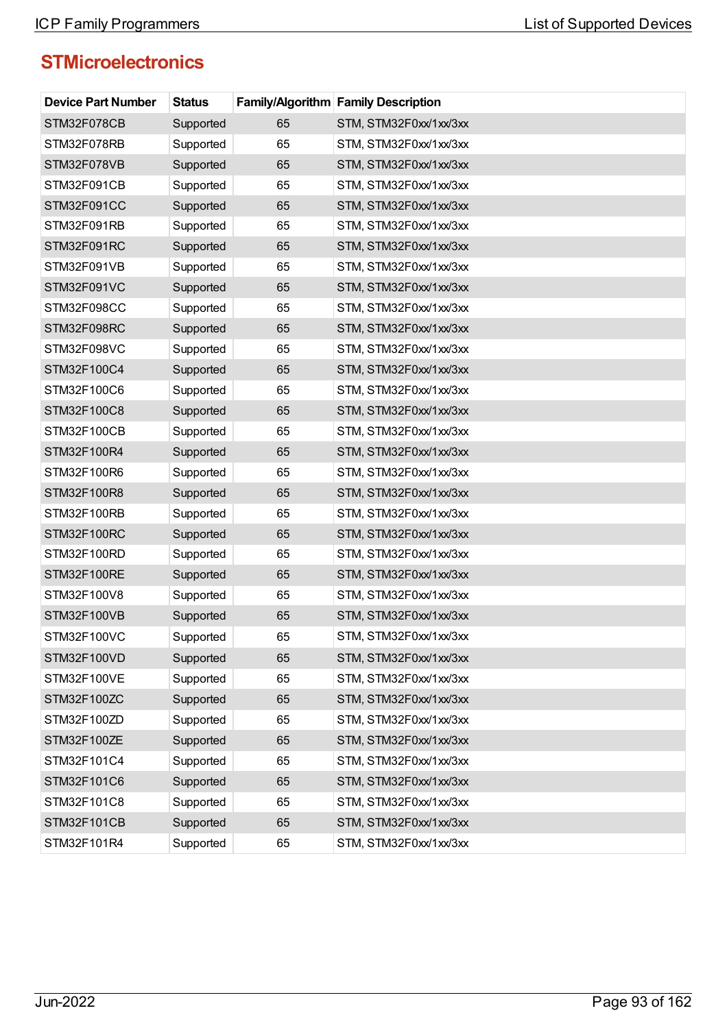## STMicroelectronics

| Device Part Number | Status | Family/Algorithm | Family Description |
|---|---|---|---|
| STM32F078CB | Supported | 65 | STM, STM32F0xx/1xx/3xx |
| STM32F078RB | Supported | 65 | STM, STM32F0xx/1xx/3xx |
| STM32F078VB | Supported | 65 | STM, STM32F0xx/1xx/3xx |
| STM32F091CB | Supported | 65 | STM, STM32F0xx/1xx/3xx |
| STM32F091CC | Supported | 65 | STM, STM32F0xx/1xx/3xx |
| STM32F091RB | Supported | 65 | STM, STM32F0xx/1xx/3xx |
| STM32F091RC | Supported | 65 | STM, STM32F0xx/1xx/3xx |
| STM32F091VB | Supported | 65 | STM, STM32F0xx/1xx/3xx |
| STM32F091VC | Supported | 65 | STM, STM32F0xx/1xx/3xx |
| STM32F098CC | Supported | 65 | STM, STM32F0xx/1xx/3xx |
| STM32F098RC | Supported | 65 | STM, STM32F0xx/1xx/3xx |
| STM32F098VC | Supported | 65 | STM, STM32F0xx/1xx/3xx |
| STM32F100C4 | Supported | 65 | STM, STM32F0xx/1xx/3xx |
| STM32F100C6 | Supported | 65 | STM, STM32F0xx/1xx/3xx |
| STM32F100C8 | Supported | 65 | STM, STM32F0xx/1xx/3xx |
| STM32F100CB | Supported | 65 | STM, STM32F0xx/1xx/3xx |
| STM32F100R4 | Supported | 65 | STM, STM32F0xx/1xx/3xx |
| STM32F100R6 | Supported | 65 | STM, STM32F0xx/1xx/3xx |
| STM32F100R8 | Supported | 65 | STM, STM32F0xx/1xx/3xx |
| STM32F100RB | Supported | 65 | STM, STM32F0xx/1xx/3xx |
| STM32F100RC | Supported | 65 | STM, STM32F0xx/1xx/3xx |
| STM32F100RD | Supported | 65 | STM, STM32F0xx/1xx/3xx |
| STM32F100RE | Supported | 65 | STM, STM32F0xx/1xx/3xx |
| STM32F100V8 | Supported | 65 | STM, STM32F0xx/1xx/3xx |
| STM32F100VB | Supported | 65 | STM, STM32F0xx/1xx/3xx |
| STM32F100VC | Supported | 65 | STM, STM32F0xx/1xx/3xx |
| STM32F100VD | Supported | 65 | STM, STM32F0xx/1xx/3xx |
| STM32F100VE | Supported | 65 | STM, STM32F0xx/1xx/3xx |
| STM32F100ZC | Supported | 65 | STM, STM32F0xx/1xx/3xx |
| STM32F100ZD | Supported | 65 | STM, STM32F0xx/1xx/3xx |
| STM32F100ZE | Supported | 65 | STM, STM32F0xx/1xx/3xx |
| STM32F101C4 | Supported | 65 | STM, STM32F0xx/1xx/3xx |
| STM32F101C6 | Supported | 65 | STM, STM32F0xx/1xx/3xx |
| STM32F101C8 | Supported | 65 | STM, STM32F0xx/1xx/3xx |
| STM32F101CB | Supported | 65 | STM, STM32F0xx/1xx/3xx |
| STM32F101R4 | Supported | 65 | STM, STM32F0xx/1xx/3xx |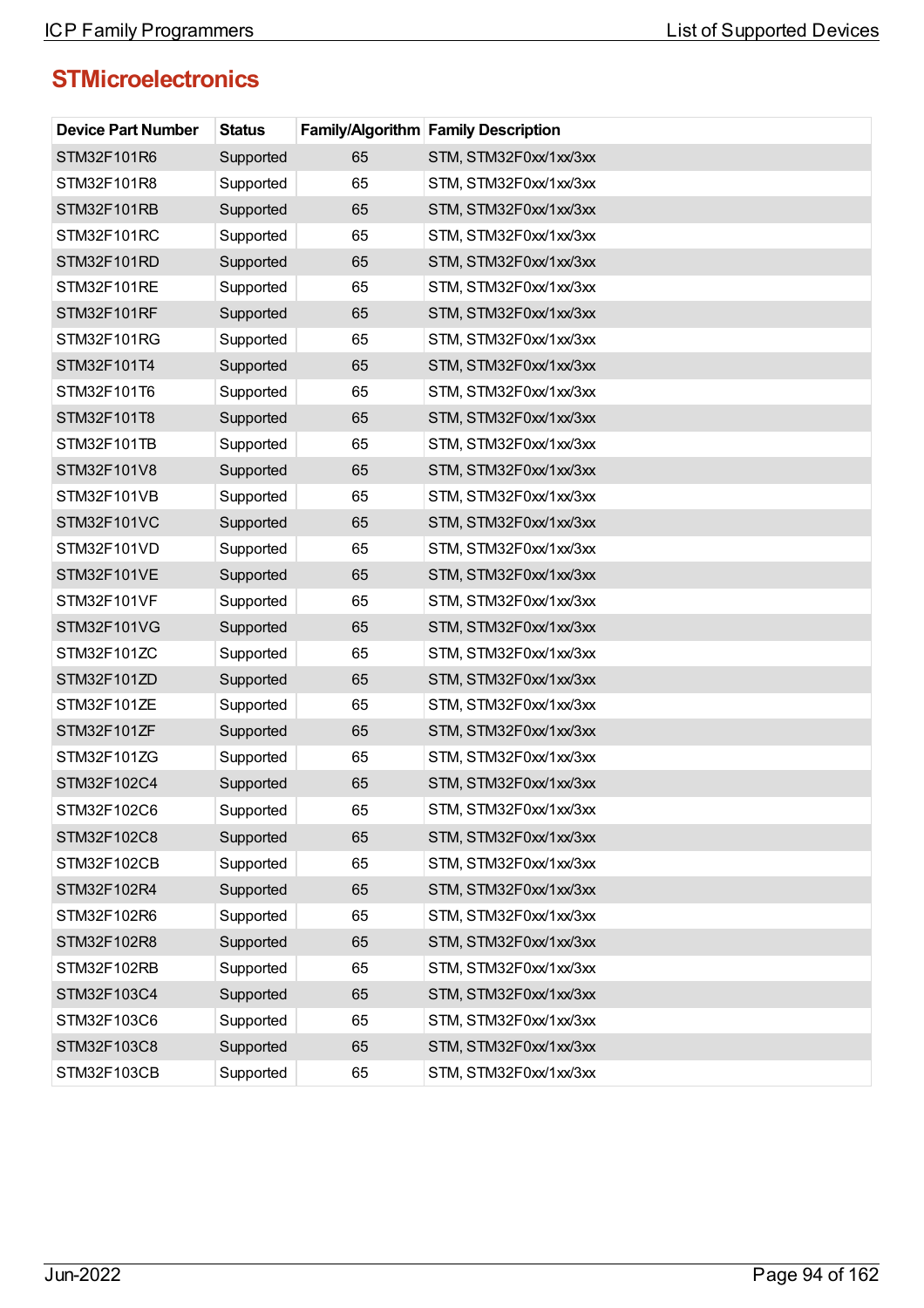## STMicroelectronics

| Device Part Number | Status | Family/Algorithm | Family Description |
|---|---|---|---|
| STM32F101R6 | Supported | 65 | STM, STM32F0xx/1xx/3xx |
| STM32F101R8 | Supported | 65 | STM, STM32F0xx/1xx/3xx |
| STM32F101RB | Supported | 65 | STM, STM32F0xx/1xx/3xx |
| STM32F101RC | Supported | 65 | STM, STM32F0xx/1xx/3xx |
| STM32F101RD | Supported | 65 | STM, STM32F0xx/1xx/3xx |
| STM32F101RE | Supported | 65 | STM, STM32F0xx/1xx/3xx |
| STM32F101RF | Supported | 65 | STM, STM32F0xx/1xx/3xx |
| STM32F101RG | Supported | 65 | STM, STM32F0xx/1xx/3xx |
| STM32F101T4 | Supported | 65 | STM, STM32F0xx/1xx/3xx |
| STM32F101T6 | Supported | 65 | STM, STM32F0xx/1xx/3xx |
| STM32F101T8 | Supported | 65 | STM, STM32F0xx/1xx/3xx |
| STM32F101TB | Supported | 65 | STM, STM32F0xx/1xx/3xx |
| STM32F101V8 | Supported | 65 | STM, STM32F0xx/1xx/3xx |
| STM32F101VB | Supported | 65 | STM, STM32F0xx/1xx/3xx |
| STM32F101VC | Supported | 65 | STM, STM32F0xx/1xx/3xx |
| STM32F101VD | Supported | 65 | STM, STM32F0xx/1xx/3xx |
| STM32F101VE | Supported | 65 | STM, STM32F0xx/1xx/3xx |
| STM32F101VF | Supported | 65 | STM, STM32F0xx/1xx/3xx |
| STM32F101VG | Supported | 65 | STM, STM32F0xx/1xx/3xx |
| STM32F101ZC | Supported | 65 | STM, STM32F0xx/1xx/3xx |
| STM32F101ZD | Supported | 65 | STM, STM32F0xx/1xx/3xx |
| STM32F101ZE | Supported | 65 | STM, STM32F0xx/1xx/3xx |
| STM32F101ZF | Supported | 65 | STM, STM32F0xx/1xx/3xx |
| STM32F101ZG | Supported | 65 | STM, STM32F0xx/1xx/3xx |
| STM32F102C4 | Supported | 65 | STM, STM32F0xx/1xx/3xx |
| STM32F102C6 | Supported | 65 | STM, STM32F0xx/1xx/3xx |
| STM32F102C8 | Supported | 65 | STM, STM32F0xx/1xx/3xx |
| STM32F102CB | Supported | 65 | STM, STM32F0xx/1xx/3xx |
| STM32F102R4 | Supported | 65 | STM, STM32F0xx/1xx/3xx |
| STM32F102R6 | Supported | 65 | STM, STM32F0xx/1xx/3xx |
| STM32F102R8 | Supported | 65 | STM, STM32F0xx/1xx/3xx |
| STM32F102RB | Supported | 65 | STM, STM32F0xx/1xx/3xx |
| STM32F103C4 | Supported | 65 | STM, STM32F0xx/1xx/3xx |
| STM32F103C6 | Supported | 65 | STM, STM32F0xx/1xx/3xx |
| STM32F103C8 | Supported | 65 | STM, STM32F0xx/1xx/3xx |
| STM32F103CB | Supported | 65 | STM, STM32F0xx/1xx/3xx |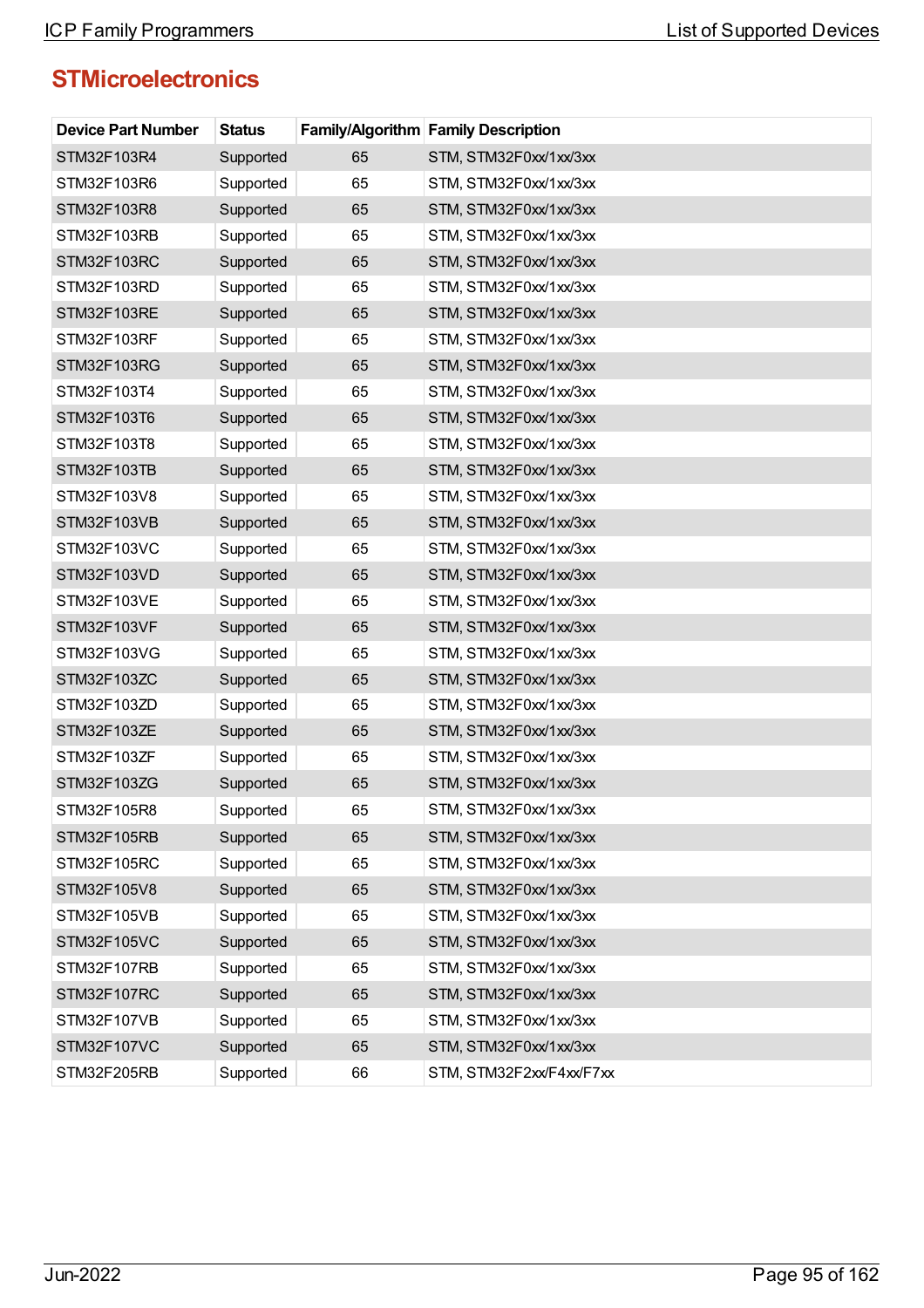## STMicroelectronics

| Device Part Number | Status | Family/Algorithm | Family Description |
|---|---|---|---|
| STM32F103R4 | Supported | 65 | STM, STM32F0xx/1xx/3xx |
| STM32F103R6 | Supported | 65 | STM, STM32F0xx/1xx/3xx |
| STM32F103R8 | Supported | 65 | STM, STM32F0xx/1xx/3xx |
| STM32F103RB | Supported | 65 | STM, STM32F0xx/1xx/3xx |
| STM32F103RC | Supported | 65 | STM, STM32F0xx/1xx/3xx |
| STM32F103RD | Supported | 65 | STM, STM32F0xx/1xx/3xx |
| STM32F103RE | Supported | 65 | STM, STM32F0xx/1xx/3xx |
| STM32F103RF | Supported | 65 | STM, STM32F0xx/1xx/3xx |
| STM32F103RG | Supported | 65 | STM, STM32F0xx/1xx/3xx |
| STM32F103T4 | Supported | 65 | STM, STM32F0xx/1xx/3xx |
| STM32F103T6 | Supported | 65 | STM, STM32F0xx/1xx/3xx |
| STM32F103T8 | Supported | 65 | STM, STM32F0xx/1xx/3xx |
| STM32F103TB | Supported | 65 | STM, STM32F0xx/1xx/3xx |
| STM32F103V8 | Supported | 65 | STM, STM32F0xx/1xx/3xx |
| STM32F103VB | Supported | 65 | STM, STM32F0xx/1xx/3xx |
| STM32F103VC | Supported | 65 | STM, STM32F0xx/1xx/3xx |
| STM32F103VD | Supported | 65 | STM, STM32F0xx/1xx/3xx |
| STM32F103VE | Supported | 65 | STM, STM32F0xx/1xx/3xx |
| STM32F103VF | Supported | 65 | STM, STM32F0xx/1xx/3xx |
| STM32F103VG | Supported | 65 | STM, STM32F0xx/1xx/3xx |
| STM32F103ZC | Supported | 65 | STM, STM32F0xx/1xx/3xx |
| STM32F103ZD | Supported | 65 | STM, STM32F0xx/1xx/3xx |
| STM32F103ZE | Supported | 65 | STM, STM32F0xx/1xx/3xx |
| STM32F103ZF | Supported | 65 | STM, STM32F0xx/1xx/3xx |
| STM32F103ZG | Supported | 65 | STM, STM32F0xx/1xx/3xx |
| STM32F105R8 | Supported | 65 | STM, STM32F0xx/1xx/3xx |
| STM32F105RB | Supported | 65 | STM, STM32F0xx/1xx/3xx |
| STM32F105RC | Supported | 65 | STM, STM32F0xx/1xx/3xx |
| STM32F105V8 | Supported | 65 | STM, STM32F0xx/1xx/3xx |
| STM32F105VB | Supported | 65 | STM, STM32F0xx/1xx/3xx |
| STM32F105VC | Supported | 65 | STM, STM32F0xx/1xx/3xx |
| STM32F107RB | Supported | 65 | STM, STM32F0xx/1xx/3xx |
| STM32F107RC | Supported | 65 | STM, STM32F0xx/1xx/3xx |
| STM32F107VB | Supported | 65 | STM, STM32F0xx/1xx/3xx |
| STM32F107VC | Supported | 65 | STM, STM32F0xx/1xx/3xx |
| STM32F205RB | Supported | 66 | STM, STM32F2xx/F4xx/F7xx |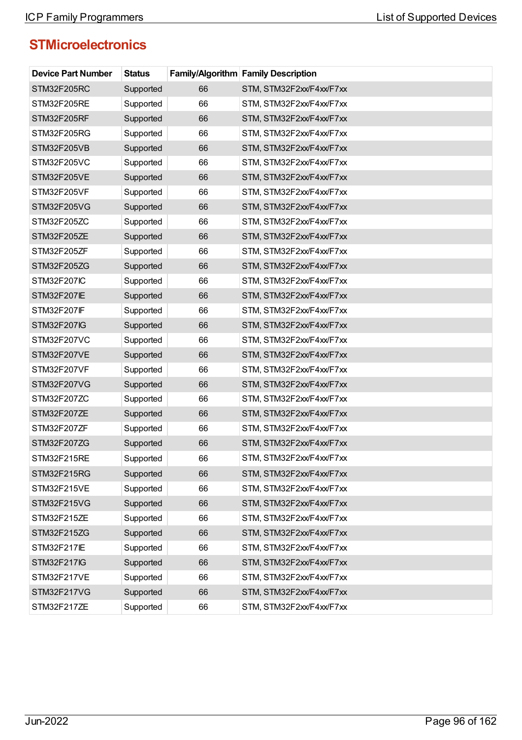## STMicroelectronics

| Device Part Number | Status | Family/Algorithm | Family Description |
|---|---|---|---|
| STM32F205RC | Supported | 66 | STM, STM32F2xx/F4xx/F7xx |
| STM32F205RE | Supported | 66 | STM, STM32F2xx/F4xx/F7xx |
| STM32F205RF | Supported | 66 | STM, STM32F2xx/F4xx/F7xx |
| STM32F205RG | Supported | 66 | STM, STM32F2xx/F4xx/F7xx |
| STM32F205VB | Supported | 66 | STM, STM32F2xx/F4xx/F7xx |
| STM32F205VC | Supported | 66 | STM, STM32F2xx/F4xx/F7xx |
| STM32F205VE | Supported | 66 | STM, STM32F2xx/F4xx/F7xx |
| STM32F205VF | Supported | 66 | STM, STM32F2xx/F4xx/F7xx |
| STM32F205VG | Supported | 66 | STM, STM32F2xx/F4xx/F7xx |
| STM32F205ZC | Supported | 66 | STM, STM32F2xx/F4xx/F7xx |
| STM32F205ZE | Supported | 66 | STM, STM32F2xx/F4xx/F7xx |
| STM32F205ZF | Supported | 66 | STM, STM32F2xx/F4xx/F7xx |
| STM32F205ZG | Supported | 66 | STM, STM32F2xx/F4xx/F7xx |
| STM32F207IC | Supported | 66 | STM, STM32F2xx/F4xx/F7xx |
| STM32F207IE | Supported | 66 | STM, STM32F2xx/F4xx/F7xx |
| STM32F207IF | Supported | 66 | STM, STM32F2xx/F4xx/F7xx |
| STM32F207IG | Supported | 66 | STM, STM32F2xx/F4xx/F7xx |
| STM32F207VC | Supported | 66 | STM, STM32F2xx/F4xx/F7xx |
| STM32F207VE | Supported | 66 | STM, STM32F2xx/F4xx/F7xx |
| STM32F207VF | Supported | 66 | STM, STM32F2xx/F4xx/F7xx |
| STM32F207VG | Supported | 66 | STM, STM32F2xx/F4xx/F7xx |
| STM32F207ZC | Supported | 66 | STM, STM32F2xx/F4xx/F7xx |
| STM32F207ZE | Supported | 66 | STM, STM32F2xx/F4xx/F7xx |
| STM32F207ZF | Supported | 66 | STM, STM32F2xx/F4xx/F7xx |
| STM32F207ZG | Supported | 66 | STM, STM32F2xx/F4xx/F7xx |
| STM32F215RE | Supported | 66 | STM, STM32F2xx/F4xx/F7xx |
| STM32F215RG | Supported | 66 | STM, STM32F2xx/F4xx/F7xx |
| STM32F215VE | Supported | 66 | STM, STM32F2xx/F4xx/F7xx |
| STM32F215VG | Supported | 66 | STM, STM32F2xx/F4xx/F7xx |
| STM32F215ZE | Supported | 66 | STM, STM32F2xx/F4xx/F7xx |
| STM32F215ZG | Supported | 66 | STM, STM32F2xx/F4xx/F7xx |
| STM32F217IE | Supported | 66 | STM, STM32F2xx/F4xx/F7xx |
| STM32F217IG | Supported | 66 | STM, STM32F2xx/F4xx/F7xx |
| STM32F217VE | Supported | 66 | STM, STM32F2xx/F4xx/F7xx |
| STM32F217VG | Supported | 66 | STM, STM32F2xx/F4xx/F7xx |
| STM32F217ZE | Supported | 66 | STM, STM32F2xx/F4xx/F7xx |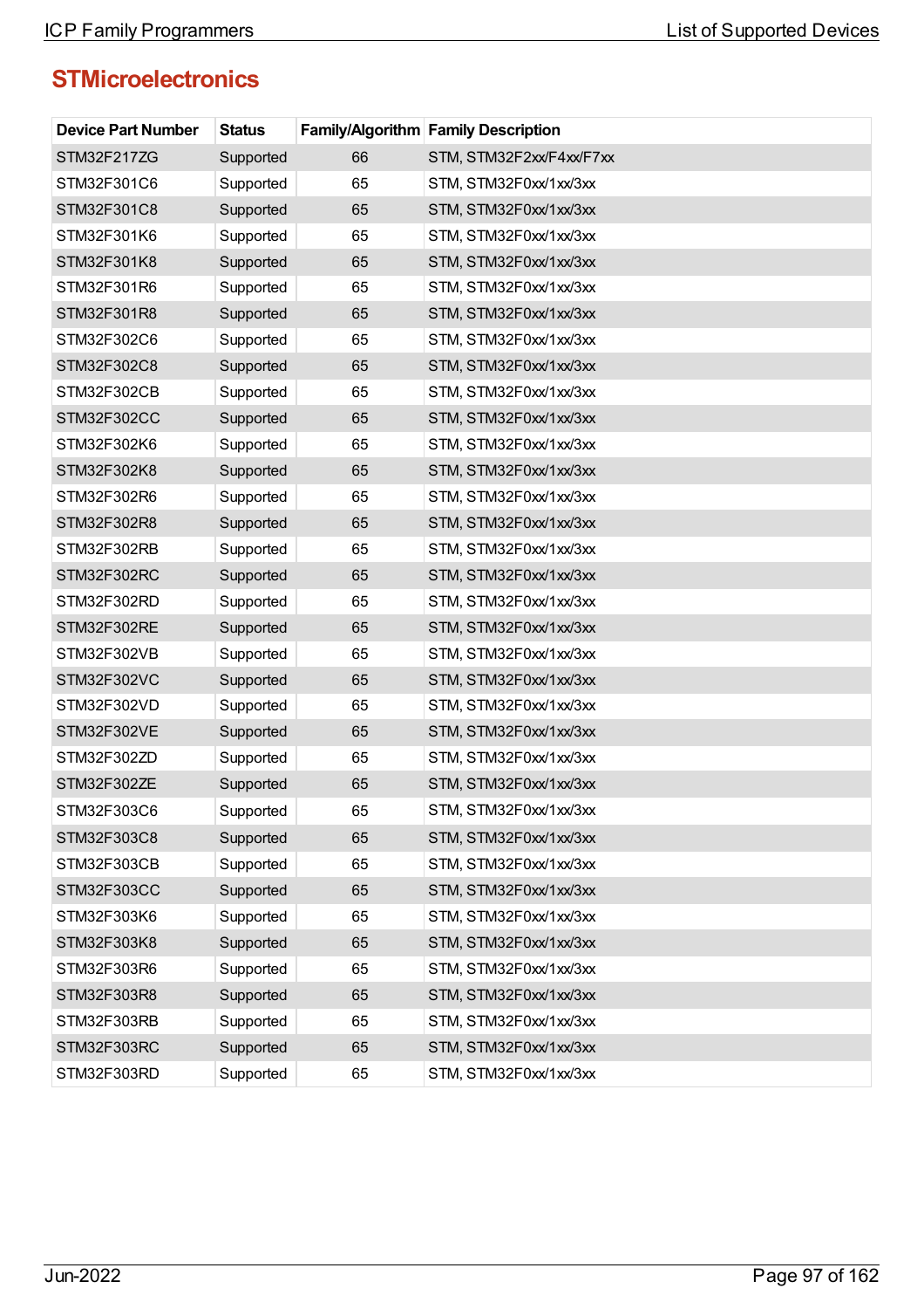## STMicroelectronics

| Device Part Number | Status | Family/Algorithm | Family Description |
|---|---|---|---|
| STM32F217ZG | Supported | 66 | STM, STM32F2xx/F4xx/F7xx |
| STM32F301C6 | Supported | 65 | STM, STM32F0xx/1xx/3xx |
| STM32F301C8 | Supported | 65 | STM, STM32F0xx/1xx/3xx |
| STM32F301K6 | Supported | 65 | STM, STM32F0xx/1xx/3xx |
| STM32F301K8 | Supported | 65 | STM, STM32F0xx/1xx/3xx |
| STM32F301R6 | Supported | 65 | STM, STM32F0xx/1xx/3xx |
| STM32F301R8 | Supported | 65 | STM, STM32F0xx/1xx/3xx |
| STM32F302C6 | Supported | 65 | STM, STM32F0xx/1xx/3xx |
| STM32F302C8 | Supported | 65 | STM, STM32F0xx/1xx/3xx |
| STM32F302CB | Supported | 65 | STM, STM32F0xx/1xx/3xx |
| STM32F302CC | Supported | 65 | STM, STM32F0xx/1xx/3xx |
| STM32F302K6 | Supported | 65 | STM, STM32F0xx/1xx/3xx |
| STM32F302K8 | Supported | 65 | STM, STM32F0xx/1xx/3xx |
| STM32F302R6 | Supported | 65 | STM, STM32F0xx/1xx/3xx |
| STM32F302R8 | Supported | 65 | STM, STM32F0xx/1xx/3xx |
| STM32F302RB | Supported | 65 | STM, STM32F0xx/1xx/3xx |
| STM32F302RC | Supported | 65 | STM, STM32F0xx/1xx/3xx |
| STM32F302RD | Supported | 65 | STM, STM32F0xx/1xx/3xx |
| STM32F302RE | Supported | 65 | STM, STM32F0xx/1xx/3xx |
| STM32F302VB | Supported | 65 | STM, STM32F0xx/1xx/3xx |
| STM32F302VC | Supported | 65 | STM, STM32F0xx/1xx/3xx |
| STM32F302VD | Supported | 65 | STM, STM32F0xx/1xx/3xx |
| STM32F302VE | Supported | 65 | STM, STM32F0xx/1xx/3xx |
| STM32F302ZD | Supported | 65 | STM, STM32F0xx/1xx/3xx |
| STM32F302ZE | Supported | 65 | STM, STM32F0xx/1xx/3xx |
| STM32F303C6 | Supported | 65 | STM, STM32F0xx/1xx/3xx |
| STM32F303C8 | Supported | 65 | STM, STM32F0xx/1xx/3xx |
| STM32F303CB | Supported | 65 | STM, STM32F0xx/1xx/3xx |
| STM32F303CC | Supported | 65 | STM, STM32F0xx/1xx/3xx |
| STM32F303K6 | Supported | 65 | STM, STM32F0xx/1xx/3xx |
| STM32F303K8 | Supported | 65 | STM, STM32F0xx/1xx/3xx |
| STM32F303R6 | Supported | 65 | STM, STM32F0xx/1xx/3xx |
| STM32F303R8 | Supported | 65 | STM, STM32F0xx/1xx/3xx |
| STM32F303RB | Supported | 65 | STM, STM32F0xx/1xx/3xx |
| STM32F303RC | Supported | 65 | STM, STM32F0xx/1xx/3xx |
| STM32F303RD | Supported | 65 | STM, STM32F0xx/1xx/3xx |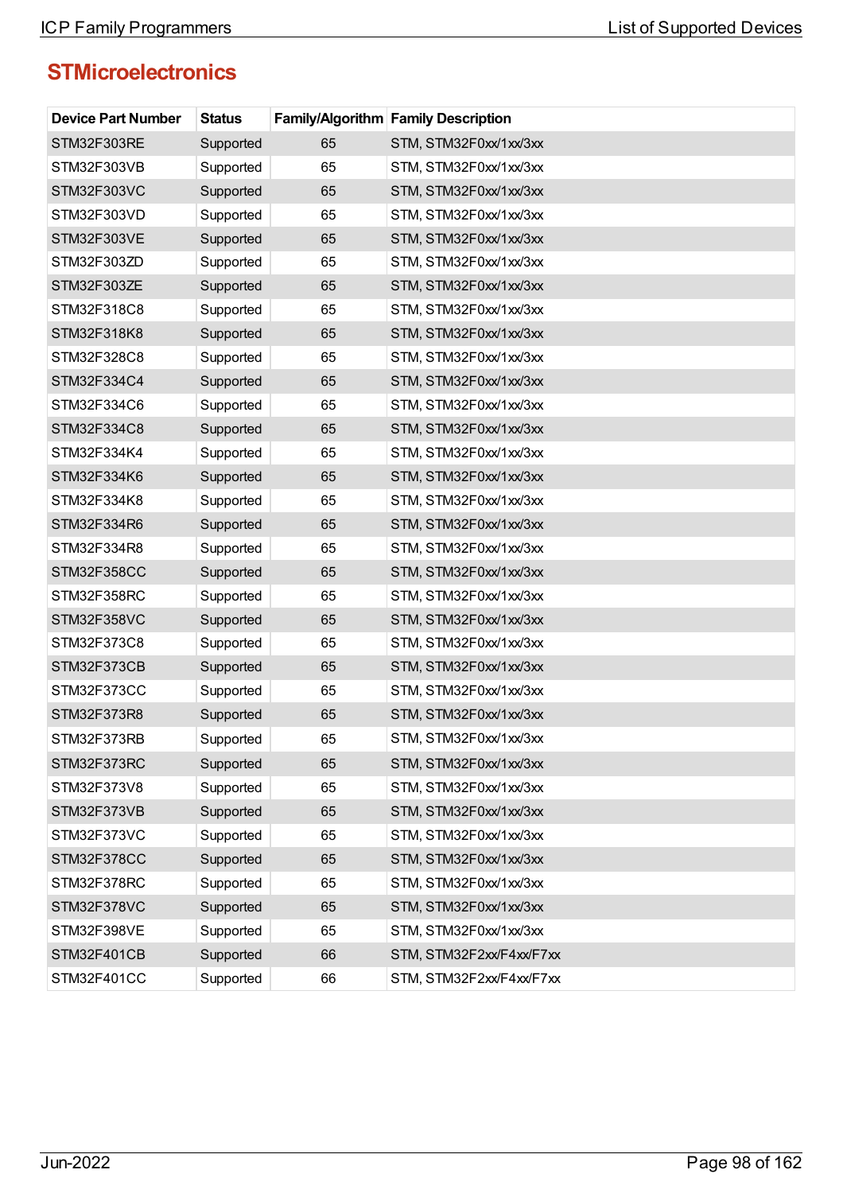## STMicroelectronics

| Device Part Number | Status | Family/Algorithm | Family Description |
|---|---|---|---|
| STM32F303RE | Supported | 65 | STM, STM32F0xx/1xx/3xx |
| STM32F303VB | Supported | 65 | STM, STM32F0xx/1xx/3xx |
| STM32F303VC | Supported | 65 | STM, STM32F0xx/1xx/3xx |
| STM32F303VD | Supported | 65 | STM, STM32F0xx/1xx/3xx |
| STM32F303VE | Supported | 65 | STM, STM32F0xx/1xx/3xx |
| STM32F303ZD | Supported | 65 | STM, STM32F0xx/1xx/3xx |
| STM32F303ZE | Supported | 65 | STM, STM32F0xx/1xx/3xx |
| STM32F318C8 | Supported | 65 | STM, STM32F0xx/1xx/3xx |
| STM32F318K8 | Supported | 65 | STM, STM32F0xx/1xx/3xx |
| STM32F328C8 | Supported | 65 | STM, STM32F0xx/1xx/3xx |
| STM32F334C4 | Supported | 65 | STM, STM32F0xx/1xx/3xx |
| STM32F334C6 | Supported | 65 | STM, STM32F0xx/1xx/3xx |
| STM32F334C8 | Supported | 65 | STM, STM32F0xx/1xx/3xx |
| STM32F334K4 | Supported | 65 | STM, STM32F0xx/1xx/3xx |
| STM32F334K6 | Supported | 65 | STM, STM32F0xx/1xx/3xx |
| STM32F334K8 | Supported | 65 | STM, STM32F0xx/1xx/3xx |
| STM32F334R6 | Supported | 65 | STM, STM32F0xx/1xx/3xx |
| STM32F334R8 | Supported | 65 | STM, STM32F0xx/1xx/3xx |
| STM32F358CC | Supported | 65 | STM, STM32F0xx/1xx/3xx |
| STM32F358RC | Supported | 65 | STM, STM32F0xx/1xx/3xx |
| STM32F358VC | Supported | 65 | STM, STM32F0xx/1xx/3xx |
| STM32F373C8 | Supported | 65 | STM, STM32F0xx/1xx/3xx |
| STM32F373CB | Supported | 65 | STM, STM32F0xx/1xx/3xx |
| STM32F373CC | Supported | 65 | STM, STM32F0xx/1xx/3xx |
| STM32F373R8 | Supported | 65 | STM, STM32F0xx/1xx/3xx |
| STM32F373RB | Supported | 65 | STM, STM32F0xx/1xx/3xx |
| STM32F373RC | Supported | 65 | STM, STM32F0xx/1xx/3xx |
| STM32F373V8 | Supported | 65 | STM, STM32F0xx/1xx/3xx |
| STM32F373VB | Supported | 65 | STM, STM32F0xx/1xx/3xx |
| STM32F373VC | Supported | 65 | STM, STM32F0xx/1xx/3xx |
| STM32F378CC | Supported | 65 | STM, STM32F0xx/1xx/3xx |
| STM32F378RC | Supported | 65 | STM, STM32F0xx/1xx/3xx |
| STM32F378VC | Supported | 65 | STM, STM32F0xx/1xx/3xx |
| STM32F398VE | Supported | 65 | STM, STM32F0xx/1xx/3xx |
| STM32F401CB | Supported | 66 | STM, STM32F2xx/F4xx/F7xx |
| STM32F401CC | Supported | 66 | STM, STM32F2xx/F4xx/F7xx |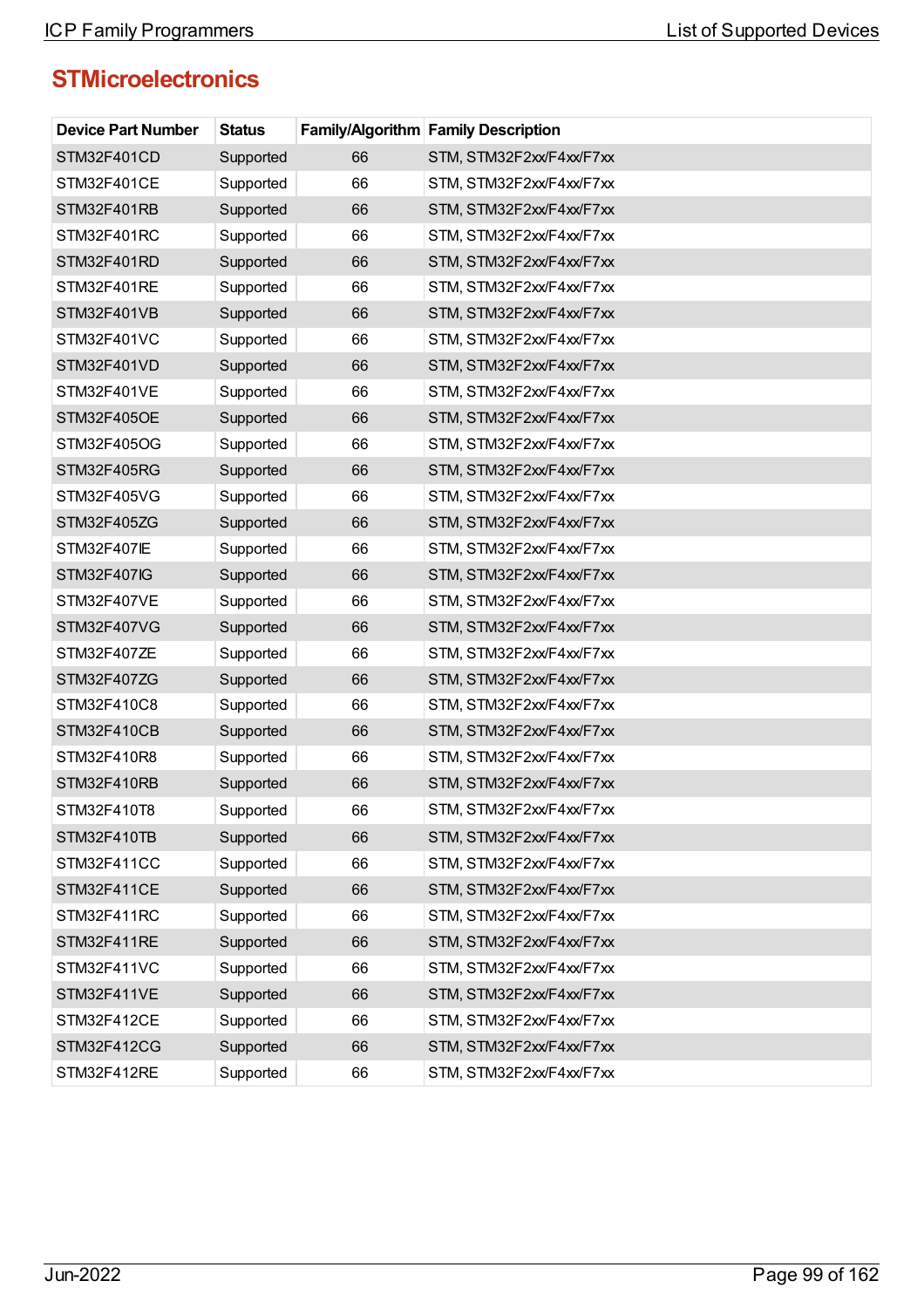## STMicroelectronics

| Device Part Number | Status | Family/Algorithm | Family Description |
|---|---|---|---|
| STM32F401CD | Supported | 66 | STM, STM32F2xx/F4xx/F7xx |
| STM32F401CE | Supported | 66 | STM, STM32F2xx/F4xx/F7xx |
| STM32F401RB | Supported | 66 | STM, STM32F2xx/F4xx/F7xx |
| STM32F401RC | Supported | 66 | STM, STM32F2xx/F4xx/F7xx |
| STM32F401RD | Supported | 66 | STM, STM32F2xx/F4xx/F7xx |
| STM32F401RE | Supported | 66 | STM, STM32F2xx/F4xx/F7xx |
| STM32F401VB | Supported | 66 | STM, STM32F2xx/F4xx/F7xx |
| STM32F401VC | Supported | 66 | STM, STM32F2xx/F4xx/F7xx |
| STM32F401VD | Supported | 66 | STM, STM32F2xx/F4xx/F7xx |
| STM32F401VE | Supported | 66 | STM, STM32F2xx/F4xx/F7xx |
| STM32F405OE | Supported | 66 | STM, STM32F2xx/F4xx/F7xx |
| STM32F405OG | Supported | 66 | STM, STM32F2xx/F4xx/F7xx |
| STM32F405RG | Supported | 66 | STM, STM32F2xx/F4xx/F7xx |
| STM32F405VG | Supported | 66 | STM, STM32F2xx/F4xx/F7xx |
| STM32F405ZG | Supported | 66 | STM, STM32F2xx/F4xx/F7xx |
| STM32F407IE | Supported | 66 | STM, STM32F2xx/F4xx/F7xx |
| STM32F407IG | Supported | 66 | STM, STM32F2xx/F4xx/F7xx |
| STM32F407VE | Supported | 66 | STM, STM32F2xx/F4xx/F7xx |
| STM32F407VG | Supported | 66 | STM, STM32F2xx/F4xx/F7xx |
| STM32F407ZE | Supported | 66 | STM, STM32F2xx/F4xx/F7xx |
| STM32F407ZG | Supported | 66 | STM, STM32F2xx/F4xx/F7xx |
| STM32F410C8 | Supported | 66 | STM, STM32F2xx/F4xx/F7xx |
| STM32F410CB | Supported | 66 | STM, STM32F2xx/F4xx/F7xx |
| STM32F410R8 | Supported | 66 | STM, STM32F2xx/F4xx/F7xx |
| STM32F410RB | Supported | 66 | STM, STM32F2xx/F4xx/F7xx |
| STM32F410T8 | Supported | 66 | STM, STM32F2xx/F4xx/F7xx |
| STM32F410TB | Supported | 66 | STM, STM32F2xx/F4xx/F7xx |
| STM32F411CC | Supported | 66 | STM, STM32F2xx/F4xx/F7xx |
| STM32F411CE | Supported | 66 | STM, STM32F2xx/F4xx/F7xx |
| STM32F411RC | Supported | 66 | STM, STM32F2xx/F4xx/F7xx |
| STM32F411RE | Supported | 66 | STM, STM32F2xx/F4xx/F7xx |
| STM32F411VC | Supported | 66 | STM, STM32F2xx/F4xx/F7xx |
| STM32F411VE | Supported | 66 | STM, STM32F2xx/F4xx/F7xx |
| STM32F412CE | Supported | 66 | STM, STM32F2xx/F4xx/F7xx |
| STM32F412CG | Supported | 66 | STM, STM32F2xx/F4xx/F7xx |
| STM32F412RE | Supported | 66 | STM, STM32F2xx/F4xx/F7xx |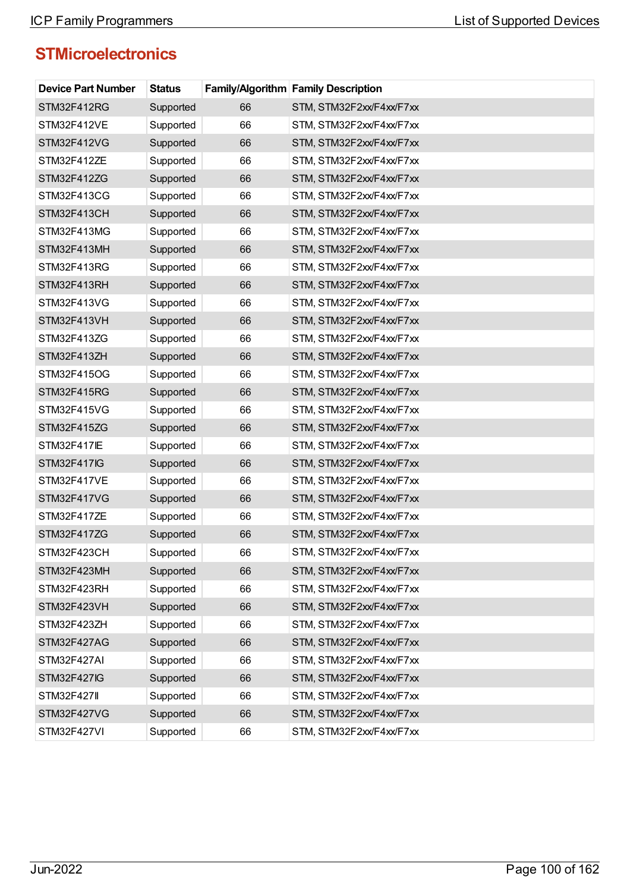## STMicroelectronics

| Device Part Number | Status | Family/Algorithm | Family Description |
|---|---|---|---|
| STM32F412RG | Supported | 66 | STM, STM32F2xx/F4xx/F7xx |
| STM32F412VE | Supported | 66 | STM, STM32F2xx/F4xx/F7xx |
| STM32F412VG | Supported | 66 | STM, STM32F2xx/F4xx/F7xx |
| STM32F412ZE | Supported | 66 | STM, STM32F2xx/F4xx/F7xx |
| STM32F412ZG | Supported | 66 | STM, STM32F2xx/F4xx/F7xx |
| STM32F413CG | Supported | 66 | STM, STM32F2xx/F4xx/F7xx |
| STM32F413CH | Supported | 66 | STM, STM32F2xx/F4xx/F7xx |
| STM32F413MG | Supported | 66 | STM, STM32F2xx/F4xx/F7xx |
| STM32F413MH | Supported | 66 | STM, STM32F2xx/F4xx/F7xx |
| STM32F413RG | Supported | 66 | STM, STM32F2xx/F4xx/F7xx |
| STM32F413RH | Supported | 66 | STM, STM32F2xx/F4xx/F7xx |
| STM32F413VG | Supported | 66 | STM, STM32F2xx/F4xx/F7xx |
| STM32F413VH | Supported | 66 | STM, STM32F2xx/F4xx/F7xx |
| STM32F413ZG | Supported | 66 | STM, STM32F2xx/F4xx/F7xx |
| STM32F413ZH | Supported | 66 | STM, STM32F2xx/F4xx/F7xx |
| STM32F415OG | Supported | 66 | STM, STM32F2xx/F4xx/F7xx |
| STM32F415RG | Supported | 66 | STM, STM32F2xx/F4xx/F7xx |
| STM32F415VG | Supported | 66 | STM, STM32F2xx/F4xx/F7xx |
| STM32F415ZG | Supported | 66 | STM, STM32F2xx/F4xx/F7xx |
| STM32F417IE | Supported | 66 | STM, STM32F2xx/F4xx/F7xx |
| STM32F417IG | Supported | 66 | STM, STM32F2xx/F4xx/F7xx |
| STM32F417VE | Supported | 66 | STM, STM32F2xx/F4xx/F7xx |
| STM32F417VG | Supported | 66 | STM, STM32F2xx/F4xx/F7xx |
| STM32F417ZE | Supported | 66 | STM, STM32F2xx/F4xx/F7xx |
| STM32F417ZG | Supported | 66 | STM, STM32F2xx/F4xx/F7xx |
| STM32F423CH | Supported | 66 | STM, STM32F2xx/F4xx/F7xx |
| STM32F423MH | Supported | 66 | STM, STM32F2xx/F4xx/F7xx |
| STM32F423RH | Supported | 66 | STM, STM32F2xx/F4xx/F7xx |
| STM32F423VH | Supported | 66 | STM, STM32F2xx/F4xx/F7xx |
| STM32F423ZH | Supported | 66 | STM, STM32F2xx/F4xx/F7xx |
| STM32F427AG | Supported | 66 | STM, STM32F2xx/F4xx/F7xx |
| STM32F427AI | Supported | 66 | STM, STM32F2xx/F4xx/F7xx |
| STM32F427IG | Supported | 66 | STM, STM32F2xx/F4xx/F7xx |
| STM32F427II | Supported | 66 | STM, STM32F2xx/F4xx/F7xx |
| STM32F427VG | Supported | 66 | STM, STM32F2xx/F4xx/F7xx |
| STM32F427VI | Supported | 66 | STM, STM32F2xx/F4xx/F7xx |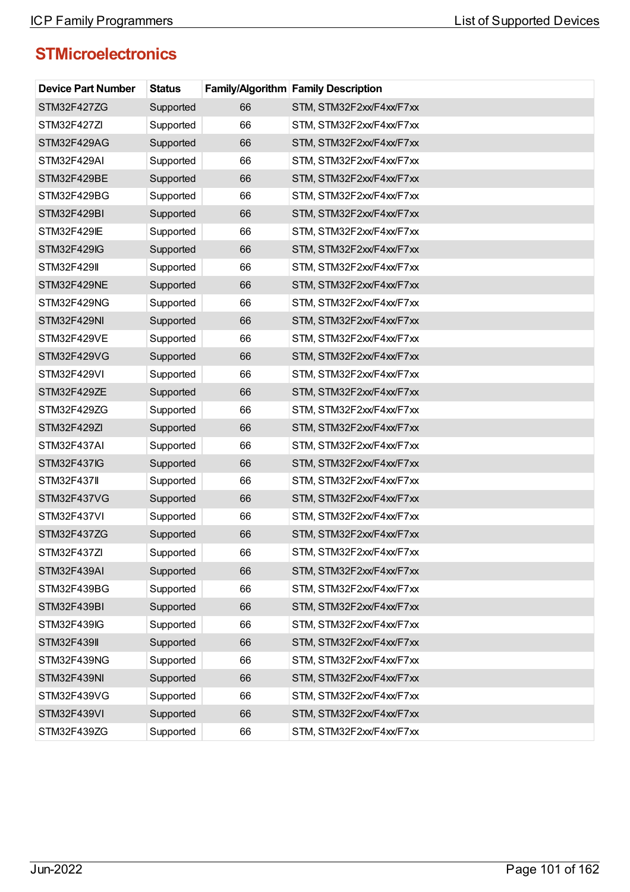## STMicroelectronics

| Device Part Number | Status | Family/Algorithm | Family Description |
|---|---|---|---|
| STM32F427ZG | Supported | 66 | STM, STM32F2xx/F4xx/F7xx |
| STM32F427ZI | Supported | 66 | STM, STM32F2xx/F4xx/F7xx |
| STM32F429AG | Supported | 66 | STM, STM32F2xx/F4xx/F7xx |
| STM32F429AI | Supported | 66 | STM, STM32F2xx/F4xx/F7xx |
| STM32F429BE | Supported | 66 | STM, STM32F2xx/F4xx/F7xx |
| STM32F429BG | Supported | 66 | STM, STM32F2xx/F4xx/F7xx |
| STM32F429BI | Supported | 66 | STM, STM32F2xx/F4xx/F7xx |
| STM32F429IE | Supported | 66 | STM, STM32F2xx/F4xx/F7xx |
| STM32F429IG | Supported | 66 | STM, STM32F2xx/F4xx/F7xx |
| STM32F429II | Supported | 66 | STM, STM32F2xx/F4xx/F7xx |
| STM32F429NE | Supported | 66 | STM, STM32F2xx/F4xx/F7xx |
| STM32F429NG | Supported | 66 | STM, STM32F2xx/F4xx/F7xx |
| STM32F429NI | Supported | 66 | STM, STM32F2xx/F4xx/F7xx |
| STM32F429VE | Supported | 66 | STM, STM32F2xx/F4xx/F7xx |
| STM32F429VG | Supported | 66 | STM, STM32F2xx/F4xx/F7xx |
| STM32F429VI | Supported | 66 | STM, STM32F2xx/F4xx/F7xx |
| STM32F429ZE | Supported | 66 | STM, STM32F2xx/F4xx/F7xx |
| STM32F429ZG | Supported | 66 | STM, STM32F2xx/F4xx/F7xx |
| STM32F429ZI | Supported | 66 | STM, STM32F2xx/F4xx/F7xx |
| STM32F437AI | Supported | 66 | STM, STM32F2xx/F4xx/F7xx |
| STM32F437IG | Supported | 66 | STM, STM32F2xx/F4xx/F7xx |
| STM32F437II | Supported | 66 | STM, STM32F2xx/F4xx/F7xx |
| STM32F437VG | Supported | 66 | STM, STM32F2xx/F4xx/F7xx |
| STM32F437VI | Supported | 66 | STM, STM32F2xx/F4xx/F7xx |
| STM32F437ZG | Supported | 66 | STM, STM32F2xx/F4xx/F7xx |
| STM32F437ZI | Supported | 66 | STM, STM32F2xx/F4xx/F7xx |
| STM32F439AI | Supported | 66 | STM, STM32F2xx/F4xx/F7xx |
| STM32F439BG | Supported | 66 | STM, STM32F2xx/F4xx/F7xx |
| STM32F439BI | Supported | 66 | STM, STM32F2xx/F4xx/F7xx |
| STM32F439IG | Supported | 66 | STM, STM32F2xx/F4xx/F7xx |
| STM32F439II | Supported | 66 | STM, STM32F2xx/F4xx/F7xx |
| STM32F439NG | Supported | 66 | STM, STM32F2xx/F4xx/F7xx |
| STM32F439NI | Supported | 66 | STM, STM32F2xx/F4xx/F7xx |
| STM32F439VG | Supported | 66 | STM, STM32F2xx/F4xx/F7xx |
| STM32F439VI | Supported | 66 | STM, STM32F2xx/F4xx/F7xx |
| STM32F439ZG | Supported | 66 | STM, STM32F2xx/F4xx/F7xx |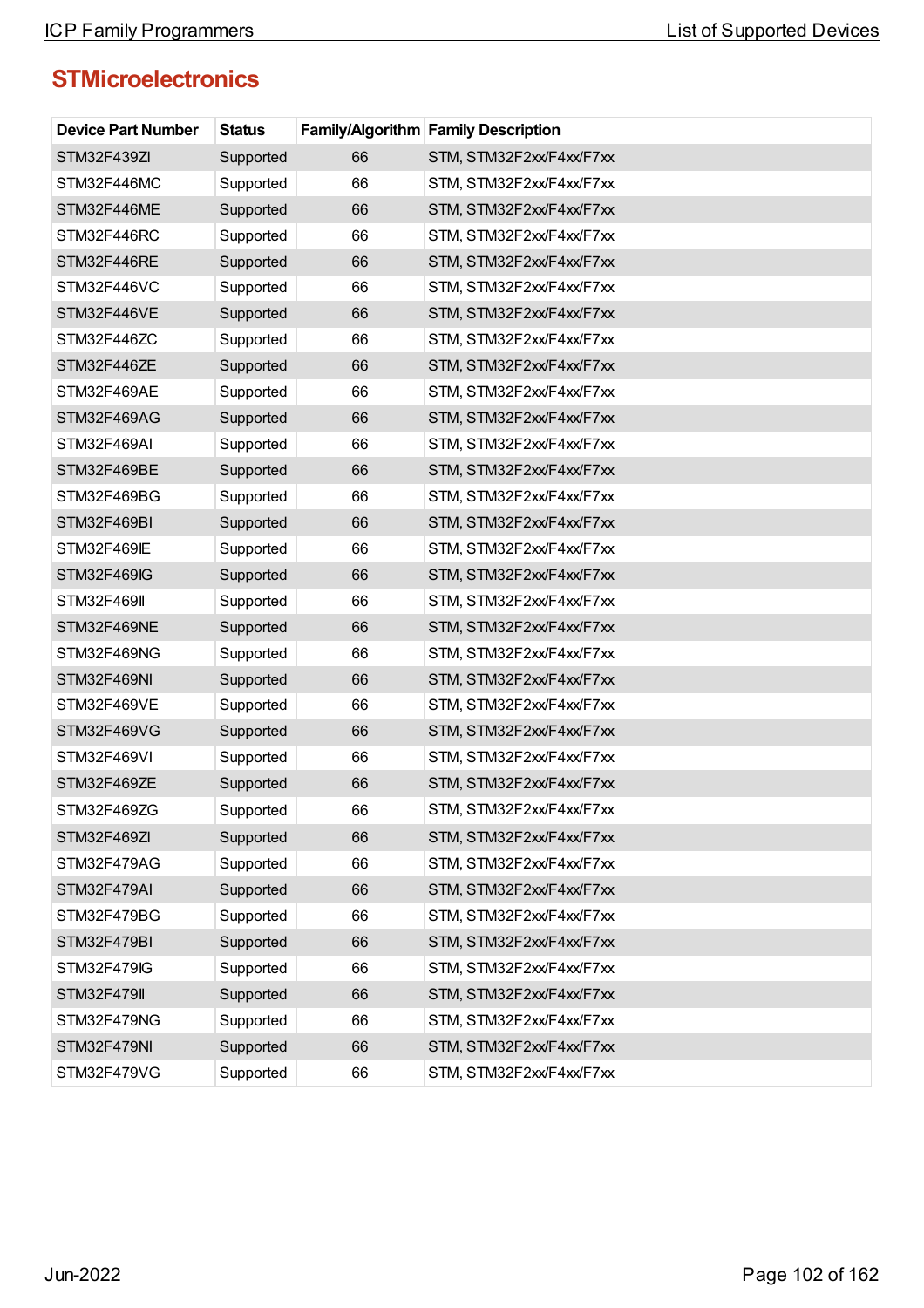## STMicroelectronics

| Device Part Number | Status | Family/Algorithm | Family Description |
|---|---|---|---|
| STM32F439ZI | Supported | 66 | STM, STM32F2xx/F4xx/F7xx |
| STM32F446MC | Supported | 66 | STM, STM32F2xx/F4xx/F7xx |
| STM32F446ME | Supported | 66 | STM, STM32F2xx/F4xx/F7xx |
| STM32F446RC | Supported | 66 | STM, STM32F2xx/F4xx/F7xx |
| STM32F446RE | Supported | 66 | STM, STM32F2xx/F4xx/F7xx |
| STM32F446VC | Supported | 66 | STM, STM32F2xx/F4xx/F7xx |
| STM32F446VE | Supported | 66 | STM, STM32F2xx/F4xx/F7xx |
| STM32F446ZC | Supported | 66 | STM, STM32F2xx/F4xx/F7xx |
| STM32F446ZE | Supported | 66 | STM, STM32F2xx/F4xx/F7xx |
| STM32F469AE | Supported | 66 | STM, STM32F2xx/F4xx/F7xx |
| STM32F469AG | Supported | 66 | STM, STM32F2xx/F4xx/F7xx |
| STM32F469AI | Supported | 66 | STM, STM32F2xx/F4xx/F7xx |
| STM32F469BE | Supported | 66 | STM, STM32F2xx/F4xx/F7xx |
| STM32F469BG | Supported | 66 | STM, STM32F2xx/F4xx/F7xx |
| STM32F469BI | Supported | 66 | STM, STM32F2xx/F4xx/F7xx |
| STM32F469IE | Supported | 66 | STM, STM32F2xx/F4xx/F7xx |
| STM32F469IG | Supported | 66 | STM, STM32F2xx/F4xx/F7xx |
| STM32F469II | Supported | 66 | STM, STM32F2xx/F4xx/F7xx |
| STM32F469NE | Supported | 66 | STM, STM32F2xx/F4xx/F7xx |
| STM32F469NG | Supported | 66 | STM, STM32F2xx/F4xx/F7xx |
| STM32F469NI | Supported | 66 | STM, STM32F2xx/F4xx/F7xx |
| STM32F469VE | Supported | 66 | STM, STM32F2xx/F4xx/F7xx |
| STM32F469VG | Supported | 66 | STM, STM32F2xx/F4xx/F7xx |
| STM32F469VI | Supported | 66 | STM, STM32F2xx/F4xx/F7xx |
| STM32F469ZE | Supported | 66 | STM, STM32F2xx/F4xx/F7xx |
| STM32F469ZG | Supported | 66 | STM, STM32F2xx/F4xx/F7xx |
| STM32F469ZI | Supported | 66 | STM, STM32F2xx/F4xx/F7xx |
| STM32F479AG | Supported | 66 | STM, STM32F2xx/F4xx/F7xx |
| STM32F479AI | Supported | 66 | STM, STM32F2xx/F4xx/F7xx |
| STM32F479BG | Supported | 66 | STM, STM32F2xx/F4xx/F7xx |
| STM32F479BI | Supported | 66 | STM, STM32F2xx/F4xx/F7xx |
| STM32F479IG | Supported | 66 | STM, STM32F2xx/F4xx/F7xx |
| STM32F479II | Supported | 66 | STM, STM32F2xx/F4xx/F7xx |
| STM32F479NG | Supported | 66 | STM, STM32F2xx/F4xx/F7xx |
| STM32F479NI | Supported | 66 | STM, STM32F2xx/F4xx/F7xx |
| STM32F479VG | Supported | 66 | STM, STM32F2xx/F4xx/F7xx |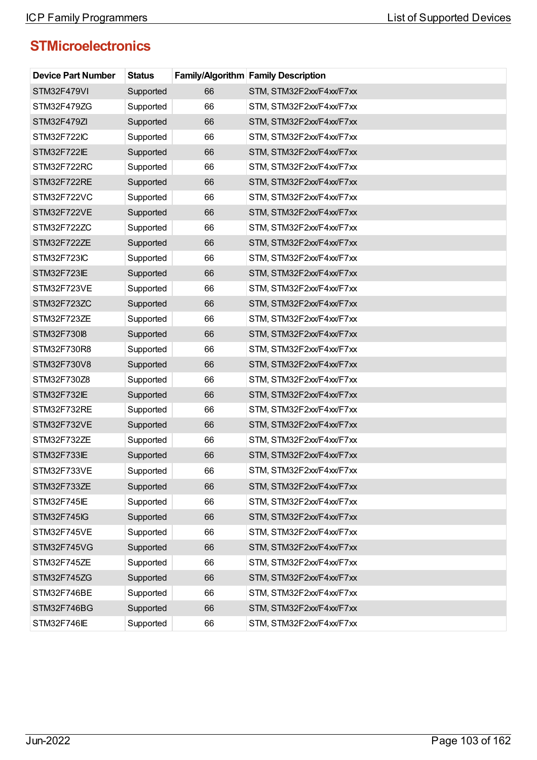## STMicroelectronics

| Device Part Number | Status | Family/Algorithm | Family Description |
|---|---|---|---|
| STM32F479VI | Supported | 66 | STM, STM32F2xx/F4xx/F7xx |
| STM32F479ZG | Supported | 66 | STM, STM32F2xx/F4xx/F7xx |
| STM32F479ZI | Supported | 66 | STM, STM32F2xx/F4xx/F7xx |
| STM32F722IC | Supported | 66 | STM, STM32F2xx/F4xx/F7xx |
| STM32F722IE | Supported | 66 | STM, STM32F2xx/F4xx/F7xx |
| STM32F722RC | Supported | 66 | STM, STM32F2xx/F4xx/F7xx |
| STM32F722RE | Supported | 66 | STM, STM32F2xx/F4xx/F7xx |
| STM32F722VC | Supported | 66 | STM, STM32F2xx/F4xx/F7xx |
| STM32F722VE | Supported | 66 | STM, STM32F2xx/F4xx/F7xx |
| STM32F722ZC | Supported | 66 | STM, STM32F2xx/F4xx/F7xx |
| STM32F722ZE | Supported | 66 | STM, STM32F2xx/F4xx/F7xx |
| STM32F723IC | Supported | 66 | STM, STM32F2xx/F4xx/F7xx |
| STM32F723IE | Supported | 66 | STM, STM32F2xx/F4xx/F7xx |
| STM32F723VE | Supported | 66 | STM, STM32F2xx/F4xx/F7xx |
| STM32F723ZC | Supported | 66 | STM, STM32F2xx/F4xx/F7xx |
| STM32F723ZE | Supported | 66 | STM, STM32F2xx/F4xx/F7xx |
| STM32F730I8 | Supported | 66 | STM, STM32F2xx/F4xx/F7xx |
| STM32F730R8 | Supported | 66 | STM, STM32F2xx/F4xx/F7xx |
| STM32F730V8 | Supported | 66 | STM, STM32F2xx/F4xx/F7xx |
| STM32F730Z8 | Supported | 66 | STM, STM32F2xx/F4xx/F7xx |
| STM32F732IE | Supported | 66 | STM, STM32F2xx/F4xx/F7xx |
| STM32F732RE | Supported | 66 | STM, STM32F2xx/F4xx/F7xx |
| STM32F732VE | Supported | 66 | STM, STM32F2xx/F4xx/F7xx |
| STM32F732ZE | Supported | 66 | STM, STM32F2xx/F4xx/F7xx |
| STM32F733IE | Supported | 66 | STM, STM32F2xx/F4xx/F7xx |
| STM32F733VE | Supported | 66 | STM, STM32F2xx/F4xx/F7xx |
| STM32F733ZE | Supported | 66 | STM, STM32F2xx/F4xx/F7xx |
| STM32F745IE | Supported | 66 | STM, STM32F2xx/F4xx/F7xx |
| STM32F745IG | Supported | 66 | STM, STM32F2xx/F4xx/F7xx |
| STM32F745VE | Supported | 66 | STM, STM32F2xx/F4xx/F7xx |
| STM32F745VG | Supported | 66 | STM, STM32F2xx/F4xx/F7xx |
| STM32F745ZE | Supported | 66 | STM, STM32F2xx/F4xx/F7xx |
| STM32F745ZG | Supported | 66 | STM, STM32F2xx/F4xx/F7xx |
| STM32F746BE | Supported | 66 | STM, STM32F2xx/F4xx/F7xx |
| STM32F746BG | Supported | 66 | STM, STM32F2xx/F4xx/F7xx |
| STM32F746IE | Supported | 66 | STM, STM32F2xx/F4xx/F7xx |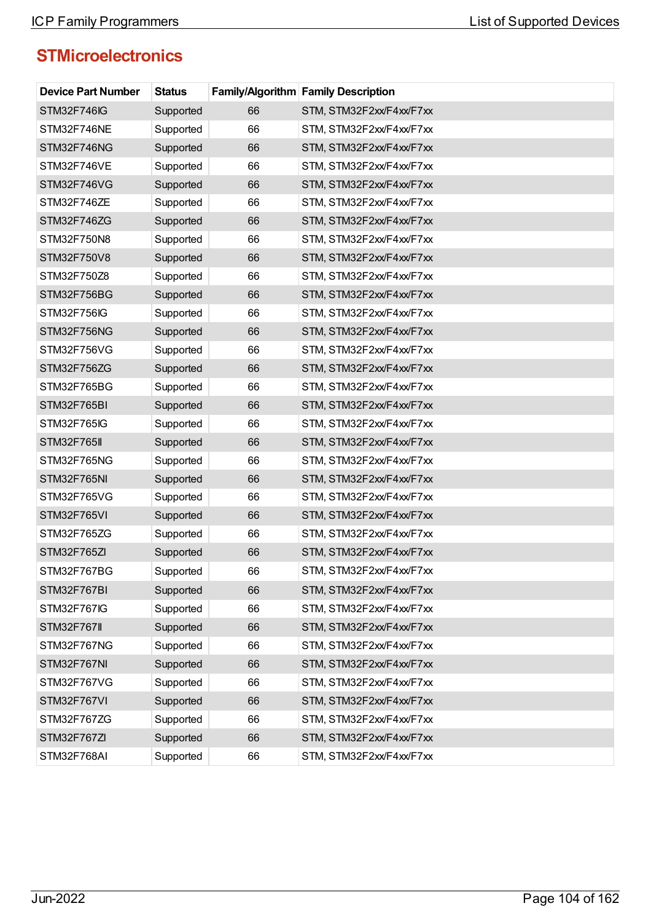## STMicroelectronics

| Device Part Number | Status | Family/Algorithm | Family Description |
|---|---|---|---|
| STM32F746IG | Supported | 66 | STM, STM32F2xx/F4xx/F7xx |
| STM32F746NE | Supported | 66 | STM, STM32F2xx/F4xx/F7xx |
| STM32F746NG | Supported | 66 | STM, STM32F2xx/F4xx/F7xx |
| STM32F746VE | Supported | 66 | STM, STM32F2xx/F4xx/F7xx |
| STM32F746VG | Supported | 66 | STM, STM32F2xx/F4xx/F7xx |
| STM32F746ZE | Supported | 66 | STM, STM32F2xx/F4xx/F7xx |
| STM32F746ZG | Supported | 66 | STM, STM32F2xx/F4xx/F7xx |
| STM32F750N8 | Supported | 66 | STM, STM32F2xx/F4xx/F7xx |
| STM32F750V8 | Supported | 66 | STM, STM32F2xx/F4xx/F7xx |
| STM32F750Z8 | Supported | 66 | STM, STM32F2xx/F4xx/F7xx |
| STM32F756BG | Supported | 66 | STM, STM32F2xx/F4xx/F7xx |
| STM32F756IG | Supported | 66 | STM, STM32F2xx/F4xx/F7xx |
| STM32F756NG | Supported | 66 | STM, STM32F2xx/F4xx/F7xx |
| STM32F756VG | Supported | 66 | STM, STM32F2xx/F4xx/F7xx |
| STM32F756ZG | Supported | 66 | STM, STM32F2xx/F4xx/F7xx |
| STM32F765BG | Supported | 66 | STM, STM32F2xx/F4xx/F7xx |
| STM32F765BI | Supported | 66 | STM, STM32F2xx/F4xx/F7xx |
| STM32F765IG | Supported | 66 | STM, STM32F2xx/F4xx/F7xx |
| STM32F765II | Supported | 66 | STM, STM32F2xx/F4xx/F7xx |
| STM32F765NG | Supported | 66 | STM, STM32F2xx/F4xx/F7xx |
| STM32F765NI | Supported | 66 | STM, STM32F2xx/F4xx/F7xx |
| STM32F765VG | Supported | 66 | STM, STM32F2xx/F4xx/F7xx |
| STM32F765VI | Supported | 66 | STM, STM32F2xx/F4xx/F7xx |
| STM32F765ZG | Supported | 66 | STM, STM32F2xx/F4xx/F7xx |
| STM32F765ZI | Supported | 66 | STM, STM32F2xx/F4xx/F7xx |
| STM32F767BG | Supported | 66 | STM, STM32F2xx/F4xx/F7xx |
| STM32F767BI | Supported | 66 | STM, STM32F2xx/F4xx/F7xx |
| STM32F767IG | Supported | 66 | STM, STM32F2xx/F4xx/F7xx |
| STM32F767II | Supported | 66 | STM, STM32F2xx/F4xx/F7xx |
| STM32F767NG | Supported | 66 | STM, STM32F2xx/F4xx/F7xx |
| STM32F767NI | Supported | 66 | STM, STM32F2xx/F4xx/F7xx |
| STM32F767VG | Supported | 66 | STM, STM32F2xx/F4xx/F7xx |
| STM32F767VI | Supported | 66 | STM, STM32F2xx/F4xx/F7xx |
| STM32F767ZG | Supported | 66 | STM, STM32F2xx/F4xx/F7xx |
| STM32F767ZI | Supported | 66 | STM, STM32F2xx/F4xx/F7xx |
| STM32F768AI | Supported | 66 | STM, STM32F2xx/F4xx/F7xx |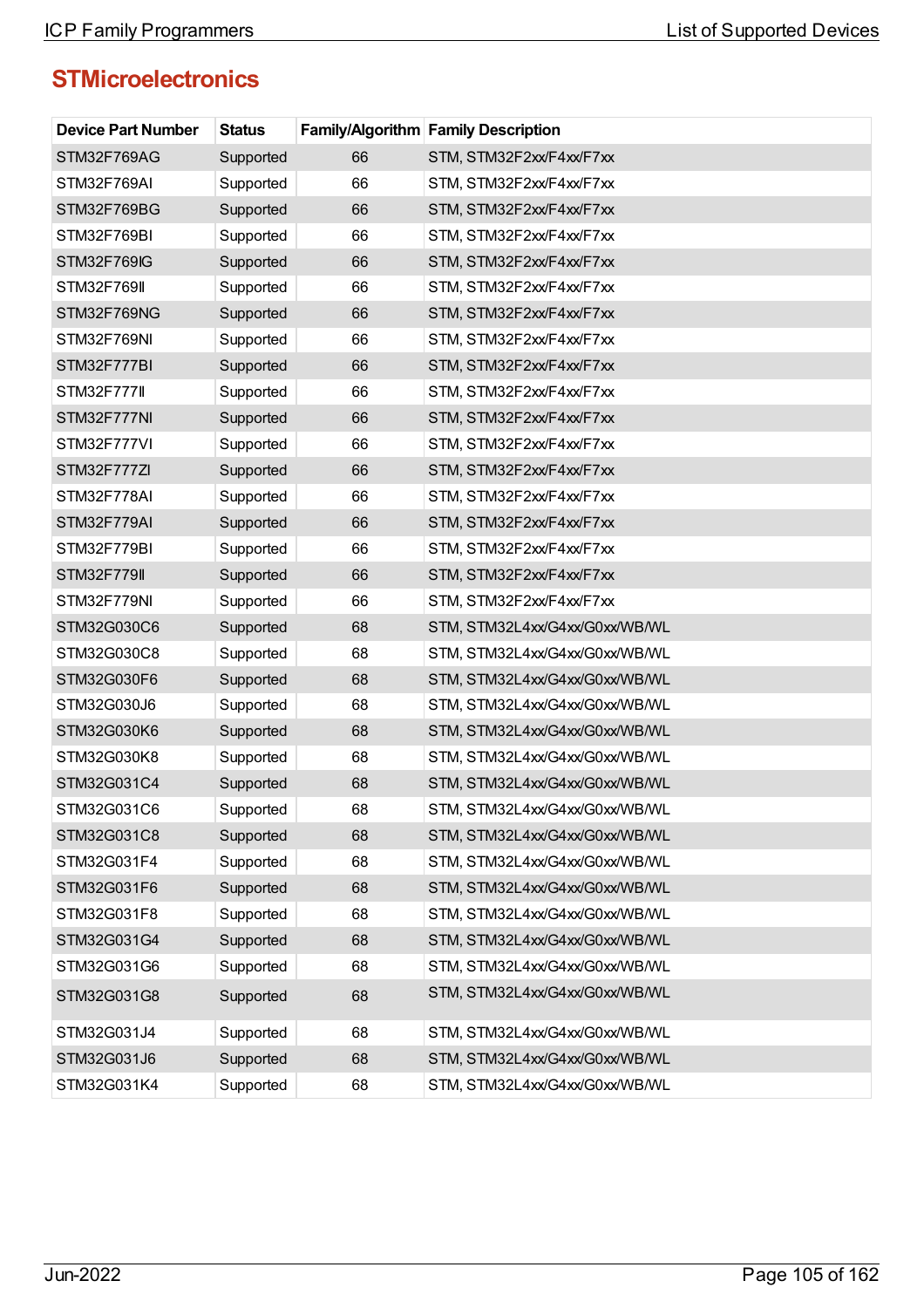## STMicroelectronics

| Device Part Number | Status | Family/Algorithm | Family Description |
|---|---|---|---|
| STM32F769AG | Supported | 66 | STM, STM32F2xx/F4xx/F7xx |
| STM32F769AI | Supported | 66 | STM, STM32F2xx/F4xx/F7xx |
| STM32F769BG | Supported | 66 | STM, STM32F2xx/F4xx/F7xx |
| STM32F769BI | Supported | 66 | STM, STM32F2xx/F4xx/F7xx |
| STM32F769IG | Supported | 66 | STM, STM32F2xx/F4xx/F7xx |
| STM32F769II | Supported | 66 | STM, STM32F2xx/F4xx/F7xx |
| STM32F769NG | Supported | 66 | STM, STM32F2xx/F4xx/F7xx |
| STM32F769NI | Supported | 66 | STM, STM32F2xx/F4xx/F7xx |
| STM32F777BI | Supported | 66 | STM, STM32F2xx/F4xx/F7xx |
| STM32F777II | Supported | 66 | STM, STM32F2xx/F4xx/F7xx |
| STM32F777NI | Supported | 66 | STM, STM32F2xx/F4xx/F7xx |
| STM32F777VI | Supported | 66 | STM, STM32F2xx/F4xx/F7xx |
| STM32F777ZI | Supported | 66 | STM, STM32F2xx/F4xx/F7xx |
| STM32F778AI | Supported | 66 | STM, STM32F2xx/F4xx/F7xx |
| STM32F779AI | Supported | 66 | STM, STM32F2xx/F4xx/F7xx |
| STM32F779BI | Supported | 66 | STM, STM32F2xx/F4xx/F7xx |
| STM32F779II | Supported | 66 | STM, STM32F2xx/F4xx/F7xx |
| STM32F779NI | Supported | 66 | STM, STM32F2xx/F4xx/F7xx |
| STM32G030C6 | Supported | 68 | STM, STM32L4xx/G4xx/G0xx/WB/WL |
| STM32G030C8 | Supported | 68 | STM, STM32L4xx/G4xx/G0xx/WB/WL |
| STM32G030F6 | Supported | 68 | STM, STM32L4xx/G4xx/G0xx/WB/WL |
| STM32G030J6 | Supported | 68 | STM, STM32L4xx/G4xx/G0xx/WB/WL |
| STM32G030K6 | Supported | 68 | STM, STM32L4xx/G4xx/G0xx/WB/WL |
| STM32G030K8 | Supported | 68 | STM, STM32L4xx/G4xx/G0xx/WB/WL |
| STM32G031C4 | Supported | 68 | STM, STM32L4xx/G4xx/G0xx/WB/WL |
| STM32G031C6 | Supported | 68 | STM, STM32L4xx/G4xx/G0xx/WB/WL |
| STM32G031C8 | Supported | 68 | STM, STM32L4xx/G4xx/G0xx/WB/WL |
| STM32G031F4 | Supported | 68 | STM, STM32L4xx/G4xx/G0xx/WB/WL |
| STM32G031F6 | Supported | 68 | STM, STM32L4xx/G4xx/G0xx/WB/WL |
| STM32G031F8 | Supported | 68 | STM, STM32L4xx/G4xx/G0xx/WB/WL |
| STM32G031G4 | Supported | 68 | STM, STM32L4xx/G4xx/G0xx/WB/WL |
| STM32G031G6 | Supported | 68 | STM, STM32L4xx/G4xx/G0xx/WB/WL |
| STM32G031G8 | Supported | 68 | STM, STM32L4xx/G4xx/G0xx/WB/WL |
| STM32G031J4 | Supported | 68 | STM, STM32L4xx/G4xx/G0xx/WB/WL |
| STM32G031J6 | Supported | 68 | STM, STM32L4xx/G4xx/G0xx/WB/WL |
| STM32G031K4 | Supported | 68 | STM, STM32L4xx/G4xx/G0xx/WB/WL |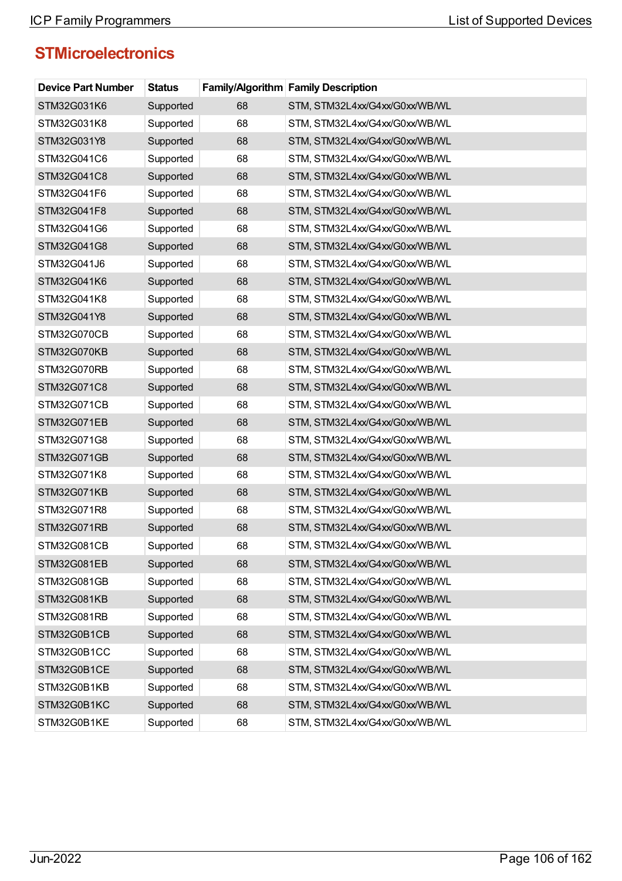## STMicroelectronics

| Device Part Number | Status | Family/Algorithm | Family Description |
|---|---|---|---|
| STM32G031K6 | Supported | 68 | STM, STM32L4xx/G4xx/G0xx/WB/WL |
| STM32G031K8 | Supported | 68 | STM, STM32L4xx/G4xx/G0xx/WB/WL |
| STM32G031Y8 | Supported | 68 | STM, STM32L4xx/G4xx/G0xx/WB/WL |
| STM32G041C6 | Supported | 68 | STM, STM32L4xx/G4xx/G0xx/WB/WL |
| STM32G041C8 | Supported | 68 | STM, STM32L4xx/G4xx/G0xx/WB/WL |
| STM32G041F6 | Supported | 68 | STM, STM32L4xx/G4xx/G0xx/WB/WL |
| STM32G041F8 | Supported | 68 | STM, STM32L4xx/G4xx/G0xx/WB/WL |
| STM32G041G6 | Supported | 68 | STM, STM32L4xx/G4xx/G0xx/WB/WL |
| STM32G041G8 | Supported | 68 | STM, STM32L4xx/G4xx/G0xx/WB/WL |
| STM32G041J6 | Supported | 68 | STM, STM32L4xx/G4xx/G0xx/WB/WL |
| STM32G041K6 | Supported | 68 | STM, STM32L4xx/G4xx/G0xx/WB/WL |
| STM32G041K8 | Supported | 68 | STM, STM32L4xx/G4xx/G0xx/WB/WL |
| STM32G041Y8 | Supported | 68 | STM, STM32L4xx/G4xx/G0xx/WB/WL |
| STM32G070CB | Supported | 68 | STM, STM32L4xx/G4xx/G0xx/WB/WL |
| STM32G070KB | Supported | 68 | STM, STM32L4xx/G4xx/G0xx/WB/WL |
| STM32G070RB | Supported | 68 | STM, STM32L4xx/G4xx/G0xx/WB/WL |
| STM32G071C8 | Supported | 68 | STM, STM32L4xx/G4xx/G0xx/WB/WL |
| STM32G071CB | Supported | 68 | STM, STM32L4xx/G4xx/G0xx/WB/WL |
| STM32G071EB | Supported | 68 | STM, STM32L4xx/G4xx/G0xx/WB/WL |
| STM32G071G8 | Supported | 68 | STM, STM32L4xx/G4xx/G0xx/WB/WL |
| STM32G071GB | Supported | 68 | STM, STM32L4xx/G4xx/G0xx/WB/WL |
| STM32G071K8 | Supported | 68 | STM, STM32L4xx/G4xx/G0xx/WB/WL |
| STM32G071KB | Supported | 68 | STM, STM32L4xx/G4xx/G0xx/WB/WL |
| STM32G071R8 | Supported | 68 | STM, STM32L4xx/G4xx/G0xx/WB/WL |
| STM32G071RB | Supported | 68 | STM, STM32L4xx/G4xx/G0xx/WB/WL |
| STM32G081CB | Supported | 68 | STM, STM32L4xx/G4xx/G0xx/WB/WL |
| STM32G081EB | Supported | 68 | STM, STM32L4xx/G4xx/G0xx/WB/WL |
| STM32G081GB | Supported | 68 | STM, STM32L4xx/G4xx/G0xx/WB/WL |
| STM32G081KB | Supported | 68 | STM, STM32L4xx/G4xx/G0xx/WB/WL |
| STM32G081RB | Supported | 68 | STM, STM32L4xx/G4xx/G0xx/WB/WL |
| STM32G0B1CB | Supported | 68 | STM, STM32L4xx/G4xx/G0xx/WB/WL |
| STM32G0B1CC | Supported | 68 | STM, STM32L4xx/G4xx/G0xx/WB/WL |
| STM32G0B1CE | Supported | 68 | STM, STM32L4xx/G4xx/G0xx/WB/WL |
| STM32G0B1KB | Supported | 68 | STM, STM32L4xx/G4xx/G0xx/WB/WL |
| STM32G0B1KC | Supported | 68 | STM, STM32L4xx/G4xx/G0xx/WB/WL |
| STM32G0B1KE | Supported | 68 | STM, STM32L4xx/G4xx/G0xx/WB/WL |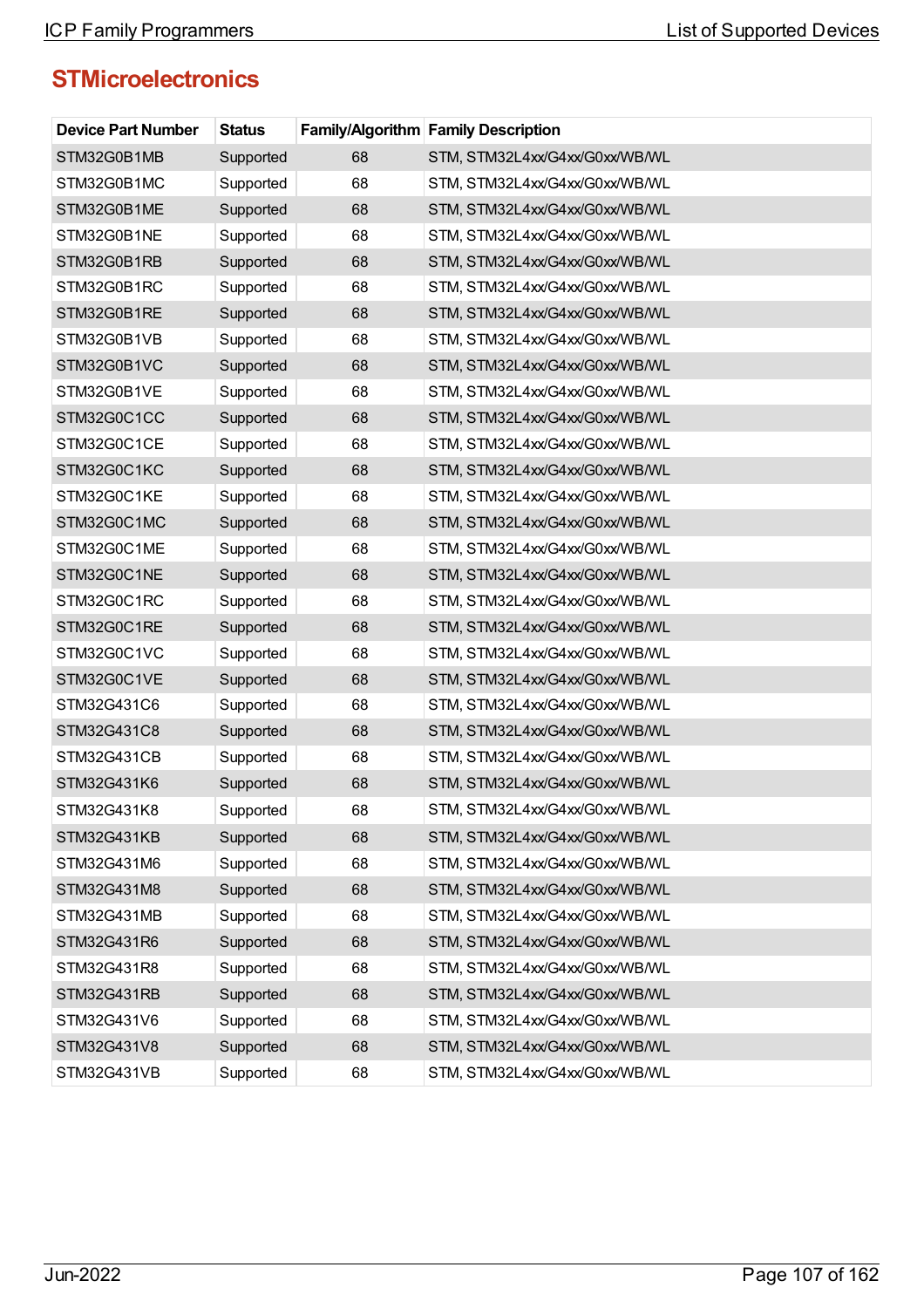## STMicroelectronics

| Device Part Number | Status | Family/Algorithm | Family Description |
|---|---|---|---|
| STM32G0B1MB | Supported | 68 | STM, STM32L4xx/G4xx/G0xx/WB/WL |
| STM32G0B1MC | Supported | 68 | STM, STM32L4xx/G4xx/G0xx/WB/WL |
| STM32G0B1ME | Supported | 68 | STM, STM32L4xx/G4xx/G0xx/WB/WL |
| STM32G0B1NE | Supported | 68 | STM, STM32L4xx/G4xx/G0xx/WB/WL |
| STM32G0B1RB | Supported | 68 | STM, STM32L4xx/G4xx/G0xx/WB/WL |
| STM32G0B1RC | Supported | 68 | STM, STM32L4xx/G4xx/G0xx/WB/WL |
| STM32G0B1RE | Supported | 68 | STM, STM32L4xx/G4xx/G0xx/WB/WL |
| STM32G0B1VB | Supported | 68 | STM, STM32L4xx/G4xx/G0xx/WB/WL |
| STM32G0B1VC | Supported | 68 | STM, STM32L4xx/G4xx/G0xx/WB/WL |
| STM32G0B1VE | Supported | 68 | STM, STM32L4xx/G4xx/G0xx/WB/WL |
| STM32G0C1CC | Supported | 68 | STM, STM32L4xx/G4xx/G0xx/WB/WL |
| STM32G0C1CE | Supported | 68 | STM, STM32L4xx/G4xx/G0xx/WB/WL |
| STM32G0C1KC | Supported | 68 | STM, STM32L4xx/G4xx/G0xx/WB/WL |
| STM32G0C1KE | Supported | 68 | STM, STM32L4xx/G4xx/G0xx/WB/WL |
| STM32G0C1MC | Supported | 68 | STM, STM32L4xx/G4xx/G0xx/WB/WL |
| STM32G0C1ME | Supported | 68 | STM, STM32L4xx/G4xx/G0xx/WB/WL |
| STM32G0C1NE | Supported | 68 | STM, STM32L4xx/G4xx/G0xx/WB/WL |
| STM32G0C1RC | Supported | 68 | STM, STM32L4xx/G4xx/G0xx/WB/WL |
| STM32G0C1RE | Supported | 68 | STM, STM32L4xx/G4xx/G0xx/WB/WL |
| STM32G0C1VC | Supported | 68 | STM, STM32L4xx/G4xx/G0xx/WB/WL |
| STM32G0C1VE | Supported | 68 | STM, STM32L4xx/G4xx/G0xx/WB/WL |
| STM32G431C6 | Supported | 68 | STM, STM32L4xx/G4xx/G0xx/WB/WL |
| STM32G431C8 | Supported | 68 | STM, STM32L4xx/G4xx/G0xx/WB/WL |
| STM32G431CB | Supported | 68 | STM, STM32L4xx/G4xx/G0xx/WB/WL |
| STM32G431K6 | Supported | 68 | STM, STM32L4xx/G4xx/G0xx/WB/WL |
| STM32G431K8 | Supported | 68 | STM, STM32L4xx/G4xx/G0xx/WB/WL |
| STM32G431KB | Supported | 68 | STM, STM32L4xx/G4xx/G0xx/WB/WL |
| STM32G431M6 | Supported | 68 | STM, STM32L4xx/G4xx/G0xx/WB/WL |
| STM32G431M8 | Supported | 68 | STM, STM32L4xx/G4xx/G0xx/WB/WL |
| STM32G431MB | Supported | 68 | STM, STM32L4xx/G4xx/G0xx/WB/WL |
| STM32G431R6 | Supported | 68 | STM, STM32L4xx/G4xx/G0xx/WB/WL |
| STM32G431R8 | Supported | 68 | STM, STM32L4xx/G4xx/G0xx/WB/WL |
| STM32G431RB | Supported | 68 | STM, STM32L4xx/G4xx/G0xx/WB/WL |
| STM32G431V6 | Supported | 68 | STM, STM32L4xx/G4xx/G0xx/WB/WL |
| STM32G431V8 | Supported | 68 | STM, STM32L4xx/G4xx/G0xx/WB/WL |
| STM32G431VB | Supported | 68 | STM, STM32L4xx/G4xx/G0xx/WB/WL |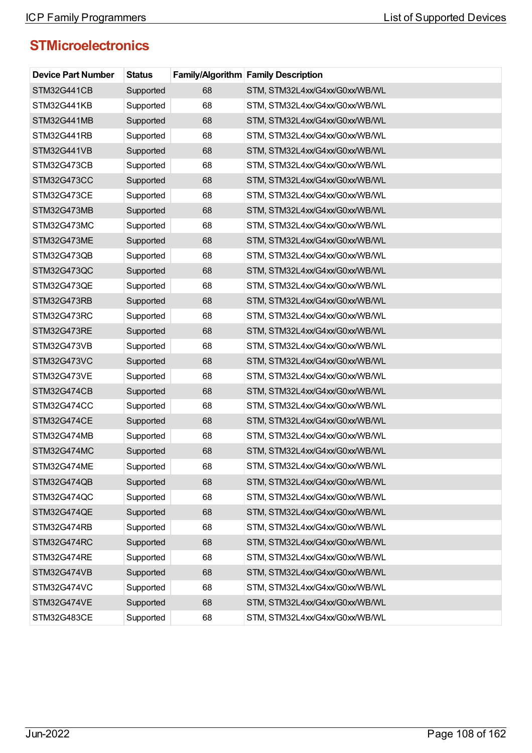## STMicroelectronics

| Device Part Number | Status | Family/Algorithm | Family Description |
|---|---|---|---|
| STM32G441CB | Supported | 68 | STM, STM32L4xx/G4xx/G0xx/WB/WL |
| STM32G441KB | Supported | 68 | STM, STM32L4xx/G4xx/G0xx/WB/WL |
| STM32G441MB | Supported | 68 | STM, STM32L4xx/G4xx/G0xx/WB/WL |
| STM32G441RB | Supported | 68 | STM, STM32L4xx/G4xx/G0xx/WB/WL |
| STM32G441VB | Supported | 68 | STM, STM32L4xx/G4xx/G0xx/WB/WL |
| STM32G473CB | Supported | 68 | STM, STM32L4xx/G4xx/G0xx/WB/WL |
| STM32G473CC | Supported | 68 | STM, STM32L4xx/G4xx/G0xx/WB/WL |
| STM32G473CE | Supported | 68 | STM, STM32L4xx/G4xx/G0xx/WB/WL |
| STM32G473MB | Supported | 68 | STM, STM32L4xx/G4xx/G0xx/WB/WL |
| STM32G473MC | Supported | 68 | STM, STM32L4xx/G4xx/G0xx/WB/WL |
| STM32G473ME | Supported | 68 | STM, STM32L4xx/G4xx/G0xx/WB/WL |
| STM32G473QB | Supported | 68 | STM, STM32L4xx/G4xx/G0xx/WB/WL |
| STM32G473QC | Supported | 68 | STM, STM32L4xx/G4xx/G0xx/WB/WL |
| STM32G473QE | Supported | 68 | STM, STM32L4xx/G4xx/G0xx/WB/WL |
| STM32G473RB | Supported | 68 | STM, STM32L4xx/G4xx/G0xx/WB/WL |
| STM32G473RC | Supported | 68 | STM, STM32L4xx/G4xx/G0xx/WB/WL |
| STM32G473RE | Supported | 68 | STM, STM32L4xx/G4xx/G0xx/WB/WL |
| STM32G473VB | Supported | 68 | STM, STM32L4xx/G4xx/G0xx/WB/WL |
| STM32G473VC | Supported | 68 | STM, STM32L4xx/G4xx/G0xx/WB/WL |
| STM32G473VE | Supported | 68 | STM, STM32L4xx/G4xx/G0xx/WB/WL |
| STM32G474CB | Supported | 68 | STM, STM32L4xx/G4xx/G0xx/WB/WL |
| STM32G474CC | Supported | 68 | STM, STM32L4xx/G4xx/G0xx/WB/WL |
| STM32G474CE | Supported | 68 | STM, STM32L4xx/G4xx/G0xx/WB/WL |
| STM32G474MB | Supported | 68 | STM, STM32L4xx/G4xx/G0xx/WB/WL |
| STM32G474MC | Supported | 68 | STM, STM32L4xx/G4xx/G0xx/WB/WL |
| STM32G474ME | Supported | 68 | STM, STM32L4xx/G4xx/G0xx/WB/WL |
| STM32G474QB | Supported | 68 | STM, STM32L4xx/G4xx/G0xx/WB/WL |
| STM32G474QC | Supported | 68 | STM, STM32L4xx/G4xx/G0xx/WB/WL |
| STM32G474QE | Supported | 68 | STM, STM32L4xx/G4xx/G0xx/WB/WL |
| STM32G474RB | Supported | 68 | STM, STM32L4xx/G4xx/G0xx/WB/WL |
| STM32G474RC | Supported | 68 | STM, STM32L4xx/G4xx/G0xx/WB/WL |
| STM32G474RE | Supported | 68 | STM, STM32L4xx/G4xx/G0xx/WB/WL |
| STM32G474VB | Supported | 68 | STM, STM32L4xx/G4xx/G0xx/WB/WL |
| STM32G474VC | Supported | 68 | STM, STM32L4xx/G4xx/G0xx/WB/WL |
| STM32G474VE | Supported | 68 | STM, STM32L4xx/G4xx/G0xx/WB/WL |
| STM32G483CE | Supported | 68 | STM, STM32L4xx/G4xx/G0xx/WB/WL |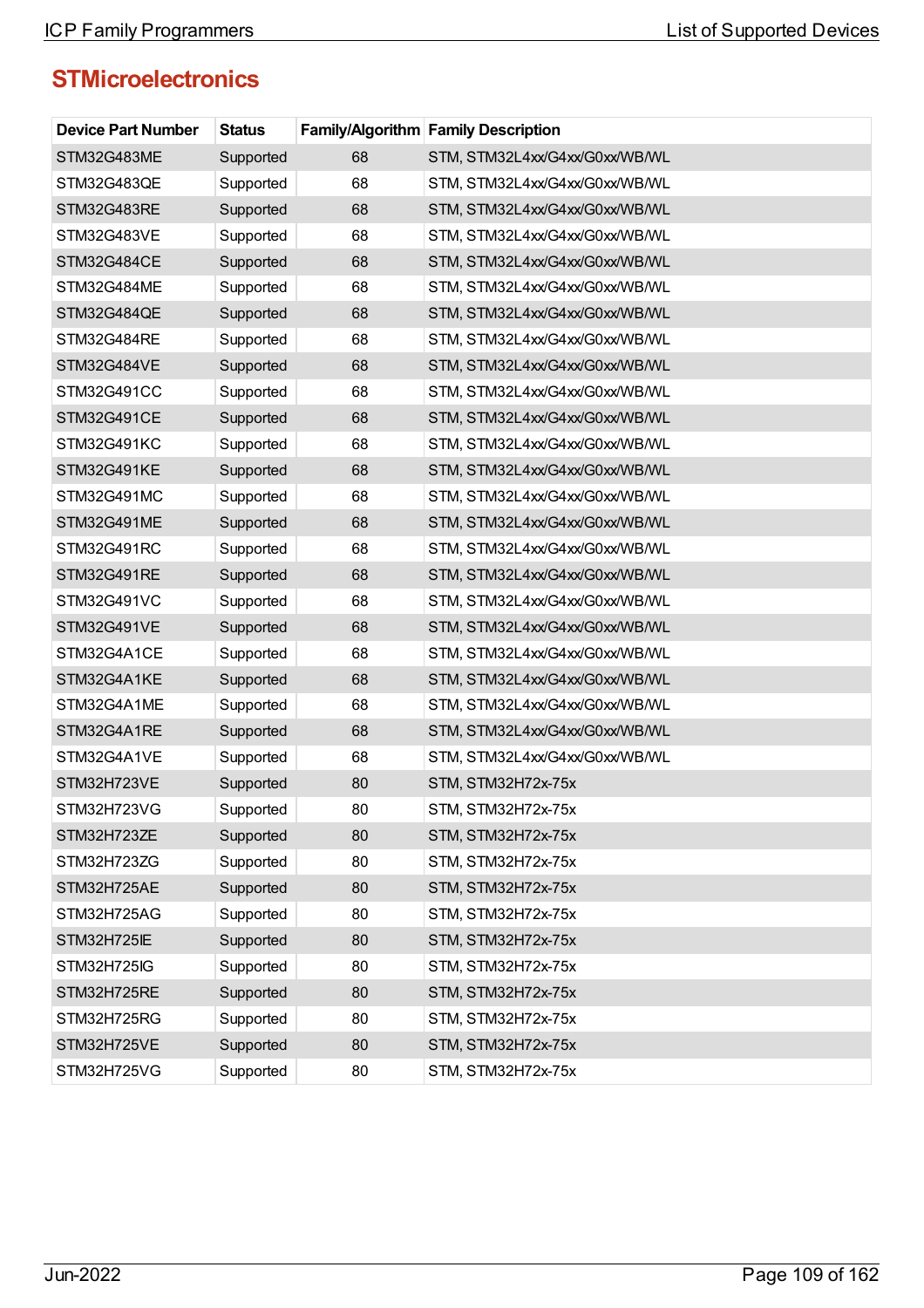## STMicroelectronics

| Device Part Number | Status | Family/Algorithm | Family Description |
|---|---|---|---|
| STM32G483ME | Supported | 68 | STM, STM32L4xx/G4xx/G0xx/WB/WL |
| STM32G483QE | Supported | 68 | STM, STM32L4xx/G4xx/G0xx/WB/WL |
| STM32G483RE | Supported | 68 | STM, STM32L4xx/G4xx/G0xx/WB/WL |
| STM32G483VE | Supported | 68 | STM, STM32L4xx/G4xx/G0xx/WB/WL |
| STM32G484CE | Supported | 68 | STM, STM32L4xx/G4xx/G0xx/WB/WL |
| STM32G484ME | Supported | 68 | STM, STM32L4xx/G4xx/G0xx/WB/WL |
| STM32G484QE | Supported | 68 | STM, STM32L4xx/G4xx/G0xx/WB/WL |
| STM32G484RE | Supported | 68 | STM, STM32L4xx/G4xx/G0xx/WB/WL |
| STM32G484VE | Supported | 68 | STM, STM32L4xx/G4xx/G0xx/WB/WL |
| STM32G491CC | Supported | 68 | STM, STM32L4xx/G4xx/G0xx/WB/WL |
| STM32G491CE | Supported | 68 | STM, STM32L4xx/G4xx/G0xx/WB/WL |
| STM32G491KC | Supported | 68 | STM, STM32L4xx/G4xx/G0xx/WB/WL |
| STM32G491KE | Supported | 68 | STM, STM32L4xx/G4xx/G0xx/WB/WL |
| STM32G491MC | Supported | 68 | STM, STM32L4xx/G4xx/G0xx/WB/WL |
| STM32G491ME | Supported | 68 | STM, STM32L4xx/G4xx/G0xx/WB/WL |
| STM32G491RC | Supported | 68 | STM, STM32L4xx/G4xx/G0xx/WB/WL |
| STM32G491RE | Supported | 68 | STM, STM32L4xx/G4xx/G0xx/WB/WL |
| STM32G491VC | Supported | 68 | STM, STM32L4xx/G4xx/G0xx/WB/WL |
| STM32G491VE | Supported | 68 | STM, STM32L4xx/G4xx/G0xx/WB/WL |
| STM32G4A1CE | Supported | 68 | STM, STM32L4xx/G4xx/G0xx/WB/WL |
| STM32G4A1KE | Supported | 68 | STM, STM32L4xx/G4xx/G0xx/WB/WL |
| STM32G4A1ME | Supported | 68 | STM, STM32L4xx/G4xx/G0xx/WB/WL |
| STM32G4A1RE | Supported | 68 | STM, STM32L4xx/G4xx/G0xx/WB/WL |
| STM32G4A1VE | Supported | 68 | STM, STM32L4xx/G4xx/G0xx/WB/WL |
| STM32H723VE | Supported | 80 | STM, STM32H72x-75x |
| STM32H723VG | Supported | 80 | STM, STM32H72x-75x |
| STM32H723ZE | Supported | 80 | STM, STM32H72x-75x |
| STM32H723ZG | Supported | 80 | STM, STM32H72x-75x |
| STM32H725AE | Supported | 80 | STM, STM32H72x-75x |
| STM32H725AG | Supported | 80 | STM, STM32H72x-75x |
| STM32H725IE | Supported | 80 | STM, STM32H72x-75x |
| STM32H725IG | Supported | 80 | STM, STM32H72x-75x |
| STM32H725RE | Supported | 80 | STM, STM32H72x-75x |
| STM32H725RG | Supported | 80 | STM, STM32H72x-75x |
| STM32H725VE | Supported | 80 | STM, STM32H72x-75x |
| STM32H725VG | Supported | 80 | STM, STM32H72x-75x |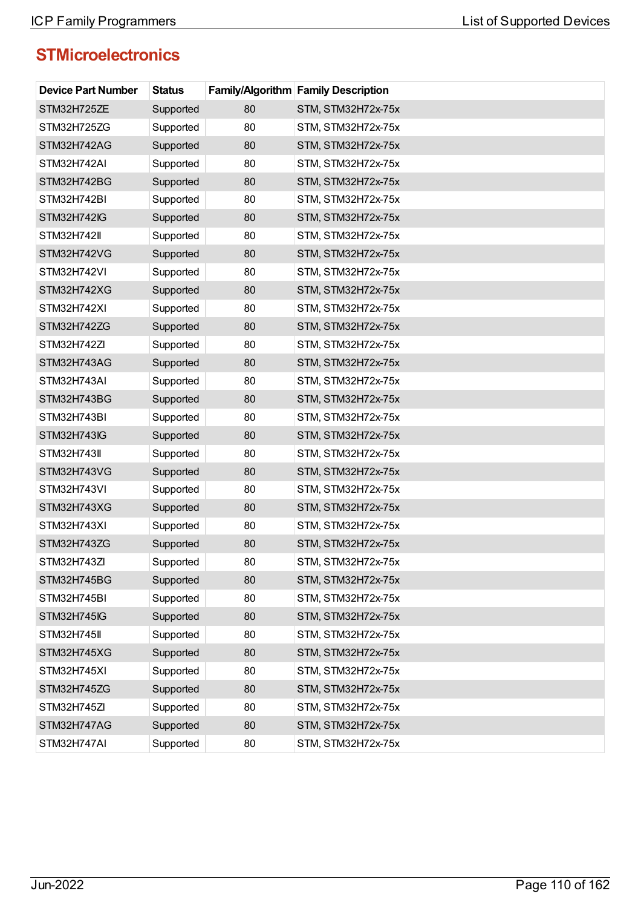## STMicroelectronics

| Device Part Number | Status | Family/Algorithm | Family Description |
|---|---|---|---|
| STM32H725ZE | Supported | 80 | STM, STM32H72x-75x |
| STM32H725ZG | Supported | 80 | STM, STM32H72x-75x |
| STM32H742AG | Supported | 80 | STM, STM32H72x-75x |
| STM32H742AI | Supported | 80 | STM, STM32H72x-75x |
| STM32H742BG | Supported | 80 | STM, STM32H72x-75x |
| STM32H742BI | Supported | 80 | STM, STM32H72x-75x |
| STM32H742IG | Supported | 80 | STM, STM32H72x-75x |
| STM32H742II | Supported | 80 | STM, STM32H72x-75x |
| STM32H742VG | Supported | 80 | STM, STM32H72x-75x |
| STM32H742VI | Supported | 80 | STM, STM32H72x-75x |
| STM32H742XG | Supported | 80 | STM, STM32H72x-75x |
| STM32H742XI | Supported | 80 | STM, STM32H72x-75x |
| STM32H742ZG | Supported | 80 | STM, STM32H72x-75x |
| STM32H742ZI | Supported | 80 | STM, STM32H72x-75x |
| STM32H743AG | Supported | 80 | STM, STM32H72x-75x |
| STM32H743AI | Supported | 80 | STM, STM32H72x-75x |
| STM32H743BG | Supported | 80 | STM, STM32H72x-75x |
| STM32H743BI | Supported | 80 | STM, STM32H72x-75x |
| STM32H743IG | Supported | 80 | STM, STM32H72x-75x |
| STM32H743II | Supported | 80 | STM, STM32H72x-75x |
| STM32H743VG | Supported | 80 | STM, STM32H72x-75x |
| STM32H743VI | Supported | 80 | STM, STM32H72x-75x |
| STM32H743XG | Supported | 80 | STM, STM32H72x-75x |
| STM32H743XI | Supported | 80 | STM, STM32H72x-75x |
| STM32H743ZG | Supported | 80 | STM, STM32H72x-75x |
| STM32H743ZI | Supported | 80 | STM, STM32H72x-75x |
| STM32H745BG | Supported | 80 | STM, STM32H72x-75x |
| STM32H745BI | Supported | 80 | STM, STM32H72x-75x |
| STM32H745IG | Supported | 80 | STM, STM32H72x-75x |
| STM32H745II | Supported | 80 | STM, STM32H72x-75x |
| STM32H745XG | Supported | 80 | STM, STM32H72x-75x |
| STM32H745XI | Supported | 80 | STM, STM32H72x-75x |
| STM32H745ZG | Supported | 80 | STM, STM32H72x-75x |
| STM32H745ZI | Supported | 80 | STM, STM32H72x-75x |
| STM32H747AG | Supported | 80 | STM, STM32H72x-75x |
| STM32H747AI | Supported | 80 | STM, STM32H72x-75x |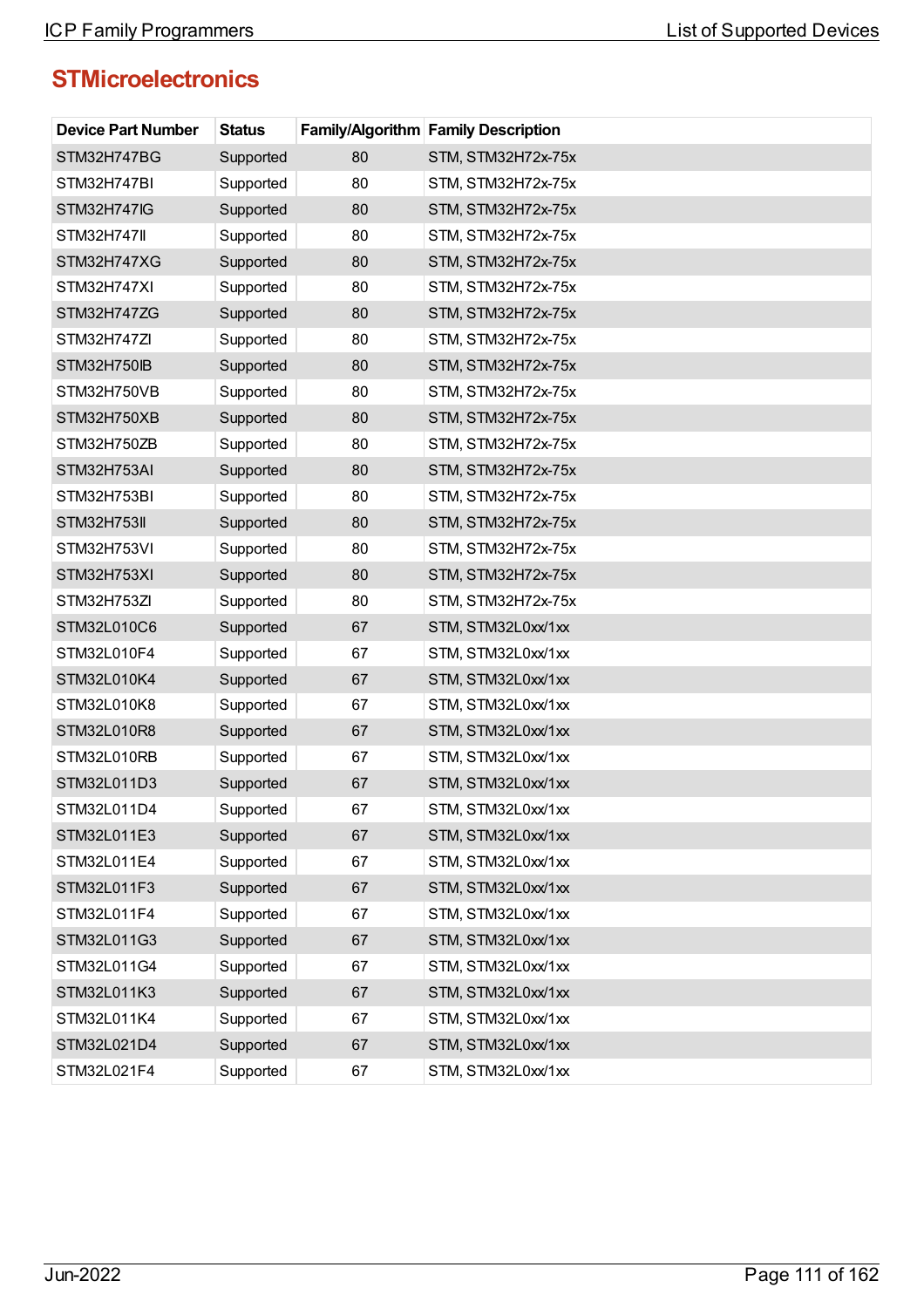## STMicroelectronics

| Device Part Number | Status | Family/Algorithm | Family Description |
|---|---|---|---|
| STM32H747BG | Supported | 80 | STM, STM32H72x-75x |
| STM32H747BI | Supported | 80 | STM, STM32H72x-75x |
| STM32H747IG | Supported | 80 | STM, STM32H72x-75x |
| STM32H747II | Supported | 80 | STM, STM32H72x-75x |
| STM32H747XG | Supported | 80 | STM, STM32H72x-75x |
| STM32H747XI | Supported | 80 | STM, STM32H72x-75x |
| STM32H747ZG | Supported | 80 | STM, STM32H72x-75x |
| STM32H747ZI | Supported | 80 | STM, STM32H72x-75x |
| STM32H750IB | Supported | 80 | STM, STM32H72x-75x |
| STM32H750VB | Supported | 80 | STM, STM32H72x-75x |
| STM32H750XB | Supported | 80 | STM, STM32H72x-75x |
| STM32H750ZB | Supported | 80 | STM, STM32H72x-75x |
| STM32H753AI | Supported | 80 | STM, STM32H72x-75x |
| STM32H753BI | Supported | 80 | STM, STM32H72x-75x |
| STM32H753II | Supported | 80 | STM, STM32H72x-75x |
| STM32H753VI | Supported | 80 | STM, STM32H72x-75x |
| STM32H753XI | Supported | 80 | STM, STM32H72x-75x |
| STM32H753ZI | Supported | 80 | STM, STM32H72x-75x |
| STM32L010C6 | Supported | 67 | STM, STM32L0xx/1xx |
| STM32L010F4 | Supported | 67 | STM, STM32L0xx/1xx |
| STM32L010K4 | Supported | 67 | STM, STM32L0xx/1xx |
| STM32L010K8 | Supported | 67 | STM, STM32L0xx/1xx |
| STM32L010R8 | Supported | 67 | STM, STM32L0xx/1xx |
| STM32L010RB | Supported | 67 | STM, STM32L0xx/1xx |
| STM32L011D3 | Supported | 67 | STM, STM32L0xx/1xx |
| STM32L011D4 | Supported | 67 | STM, STM32L0xx/1xx |
| STM32L011E3 | Supported | 67 | STM, STM32L0xx/1xx |
| STM32L011E4 | Supported | 67 | STM, STM32L0xx/1xx |
| STM32L011F3 | Supported | 67 | STM, STM32L0xx/1xx |
| STM32L011F4 | Supported | 67 | STM, STM32L0xx/1xx |
| STM32L011G3 | Supported | 67 | STM, STM32L0xx/1xx |
| STM32L011G4 | Supported | 67 | STM, STM32L0xx/1xx |
| STM32L011K3 | Supported | 67 | STM, STM32L0xx/1xx |
| STM32L011K4 | Supported | 67 | STM, STM32L0xx/1xx |
| STM32L021D4 | Supported | 67 | STM, STM32L0xx/1xx |
| STM32L021F4 | Supported | 67 | STM, STM32L0xx/1xx |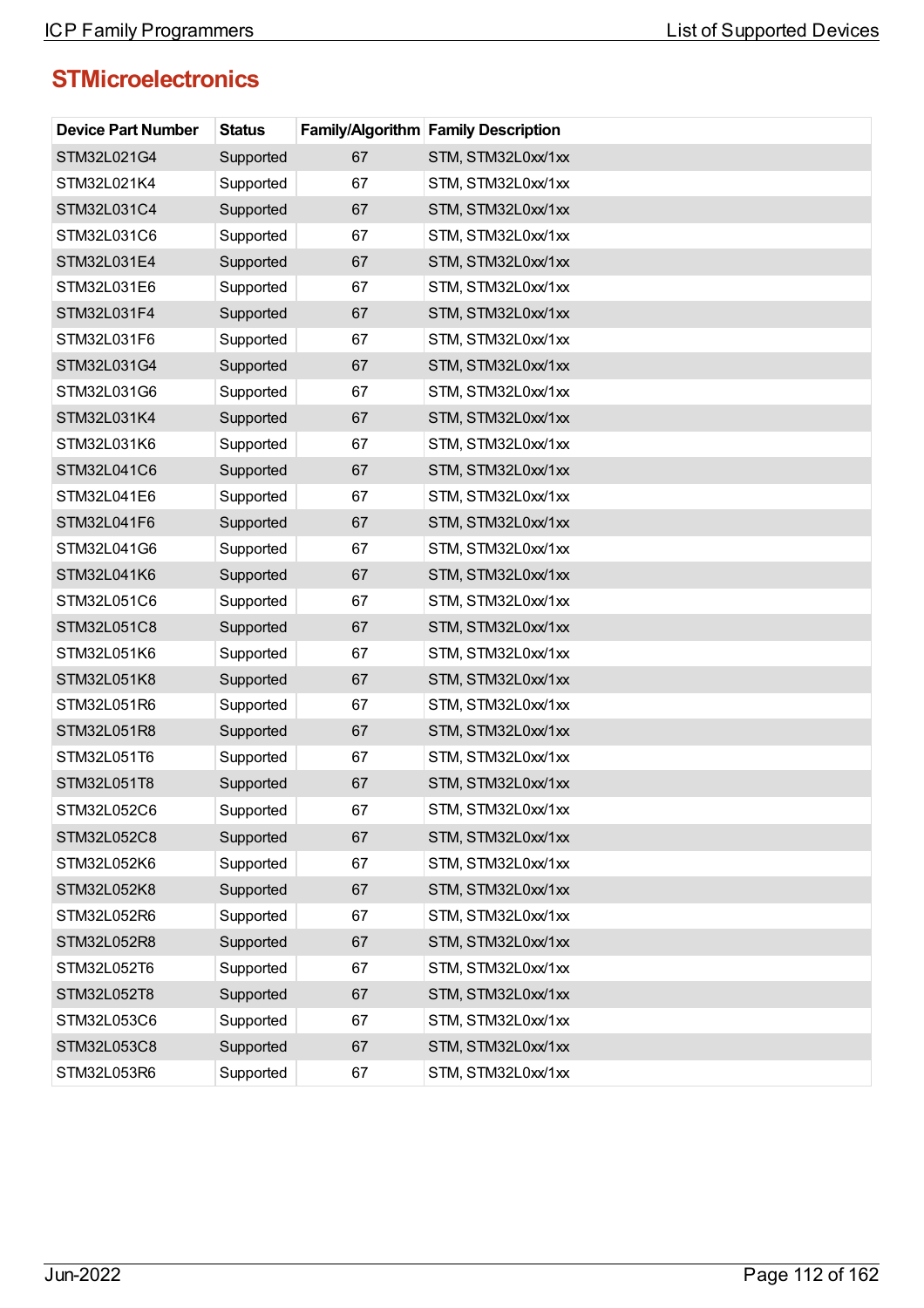## STMicroelectronics

| Device Part Number | Status | Family/Algorithm | Family Description |
|---|---|---|---|
| STM32L021G4 | Supported | 67 | STM, STM32L0xx/1xx |
| STM32L021K4 | Supported | 67 | STM, STM32L0xx/1xx |
| STM32L031C4 | Supported | 67 | STM, STM32L0xx/1xx |
| STM32L031C6 | Supported | 67 | STM, STM32L0xx/1xx |
| STM32L031E4 | Supported | 67 | STM, STM32L0xx/1xx |
| STM32L031E6 | Supported | 67 | STM, STM32L0xx/1xx |
| STM32L031F4 | Supported | 67 | STM, STM32L0xx/1xx |
| STM32L031F6 | Supported | 67 | STM, STM32L0xx/1xx |
| STM32L031G4 | Supported | 67 | STM, STM32L0xx/1xx |
| STM32L031G6 | Supported | 67 | STM, STM32L0xx/1xx |
| STM32L031K4 | Supported | 67 | STM, STM32L0xx/1xx |
| STM32L031K6 | Supported | 67 | STM, STM32L0xx/1xx |
| STM32L041C6 | Supported | 67 | STM, STM32L0xx/1xx |
| STM32L041E6 | Supported | 67 | STM, STM32L0xx/1xx |
| STM32L041F6 | Supported | 67 | STM, STM32L0xx/1xx |
| STM32L041G6 | Supported | 67 | STM, STM32L0xx/1xx |
| STM32L041K6 | Supported | 67 | STM, STM32L0xx/1xx |
| STM32L051C6 | Supported | 67 | STM, STM32L0xx/1xx |
| STM32L051C8 | Supported | 67 | STM, STM32L0xx/1xx |
| STM32L051K6 | Supported | 67 | STM, STM32L0xx/1xx |
| STM32L051K8 | Supported | 67 | STM, STM32L0xx/1xx |
| STM32L051R6 | Supported | 67 | STM, STM32L0xx/1xx |
| STM32L051R8 | Supported | 67 | STM, STM32L0xx/1xx |
| STM32L051T6 | Supported | 67 | STM, STM32L0xx/1xx |
| STM32L051T8 | Supported | 67 | STM, STM32L0xx/1xx |
| STM32L052C6 | Supported | 67 | STM, STM32L0xx/1xx |
| STM32L052C8 | Supported | 67 | STM, STM32L0xx/1xx |
| STM32L052K6 | Supported | 67 | STM, STM32L0xx/1xx |
| STM32L052K8 | Supported | 67 | STM, STM32L0xx/1xx |
| STM32L052R6 | Supported | 67 | STM, STM32L0xx/1xx |
| STM32L052R8 | Supported | 67 | STM, STM32L0xx/1xx |
| STM32L052T6 | Supported | 67 | STM, STM32L0xx/1xx |
| STM32L052T8 | Supported | 67 | STM, STM32L0xx/1xx |
| STM32L053C6 | Supported | 67 | STM, STM32L0xx/1xx |
| STM32L053C8 | Supported | 67 | STM, STM32L0xx/1xx |
| STM32L053R6 | Supported | 67 | STM, STM32L0xx/1xx |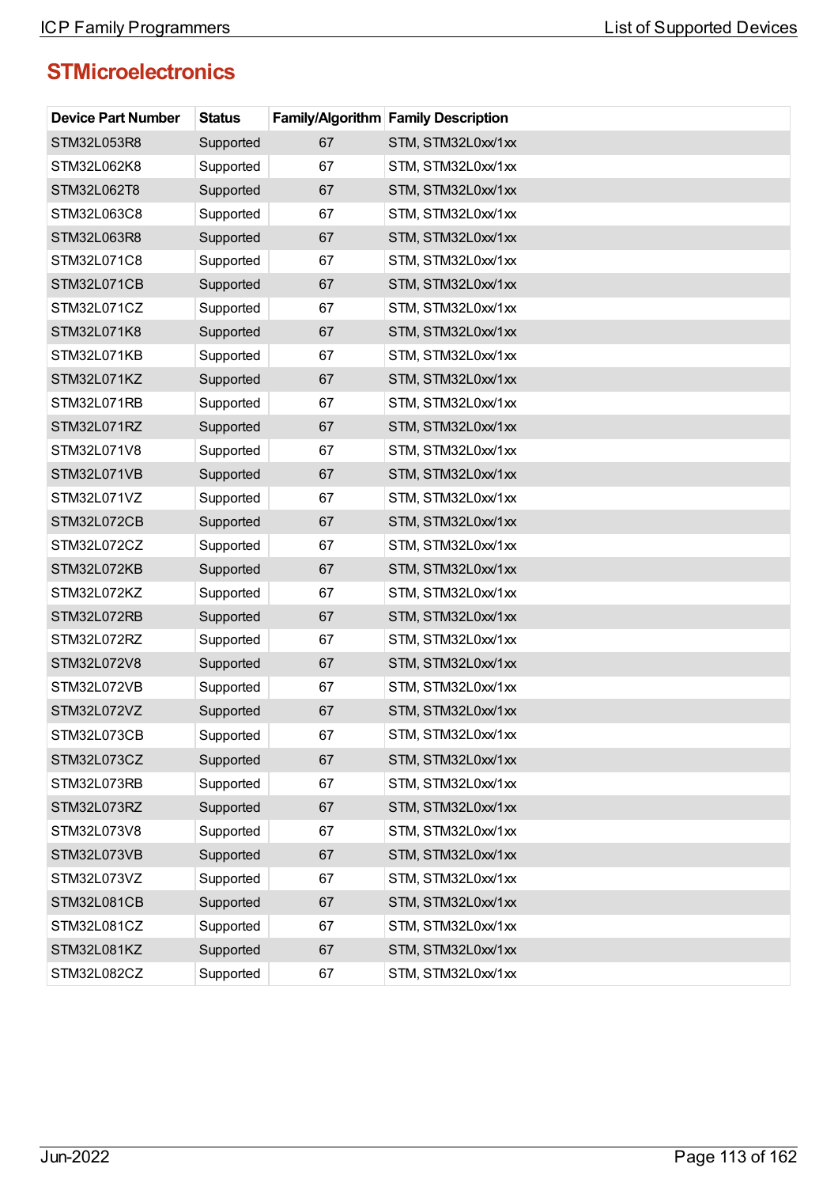## STMicroelectronics

| Device Part Number | Status | Family/Algorithm | Family Description |
|---|---|---|---|
| STM32L053R8 | Supported | 67 | STM, STM32L0xx/1xx |
| STM32L062K8 | Supported | 67 | STM, STM32L0xx/1xx |
| STM32L062T8 | Supported | 67 | STM, STM32L0xx/1xx |
| STM32L063C8 | Supported | 67 | STM, STM32L0xx/1xx |
| STM32L063R8 | Supported | 67 | STM, STM32L0xx/1xx |
| STM32L071C8 | Supported | 67 | STM, STM32L0xx/1xx |
| STM32L071CB | Supported | 67 | STM, STM32L0xx/1xx |
| STM32L071CZ | Supported | 67 | STM, STM32L0xx/1xx |
| STM32L071K8 | Supported | 67 | STM, STM32L0xx/1xx |
| STM32L071KB | Supported | 67 | STM, STM32L0xx/1xx |
| STM32L071KZ | Supported | 67 | STM, STM32L0xx/1xx |
| STM32L071RB | Supported | 67 | STM, STM32L0xx/1xx |
| STM32L071RZ | Supported | 67 | STM, STM32L0xx/1xx |
| STM32L071V8 | Supported | 67 | STM, STM32L0xx/1xx |
| STM32L071VB | Supported | 67 | STM, STM32L0xx/1xx |
| STM32L071VZ | Supported | 67 | STM, STM32L0xx/1xx |
| STM32L072CB | Supported | 67 | STM, STM32L0xx/1xx |
| STM32L072CZ | Supported | 67 | STM, STM32L0xx/1xx |
| STM32L072KB | Supported | 67 | STM, STM32L0xx/1xx |
| STM32L072KZ | Supported | 67 | STM, STM32L0xx/1xx |
| STM32L072RB | Supported | 67 | STM, STM32L0xx/1xx |
| STM32L072RZ | Supported | 67 | STM, STM32L0xx/1xx |
| STM32L072V8 | Supported | 67 | STM, STM32L0xx/1xx |
| STM32L072VB | Supported | 67 | STM, STM32L0xx/1xx |
| STM32L072VZ | Supported | 67 | STM, STM32L0xx/1xx |
| STM32L073CB | Supported | 67 | STM, STM32L0xx/1xx |
| STM32L073CZ | Supported | 67 | STM, STM32L0xx/1xx |
| STM32L073RB | Supported | 67 | STM, STM32L0xx/1xx |
| STM32L073RZ | Supported | 67 | STM, STM32L0xx/1xx |
| STM32L073V8 | Supported | 67 | STM, STM32L0xx/1xx |
| STM32L073VB | Supported | 67 | STM, STM32L0xx/1xx |
| STM32L073VZ | Supported | 67 | STM, STM32L0xx/1xx |
| STM32L081CB | Supported | 67 | STM, STM32L0xx/1xx |
| STM32L081CZ | Supported | 67 | STM, STM32L0xx/1xx |
| STM32L081KZ | Supported | 67 | STM, STM32L0xx/1xx |
| STM32L082CZ | Supported | 67 | STM, STM32L0xx/1xx |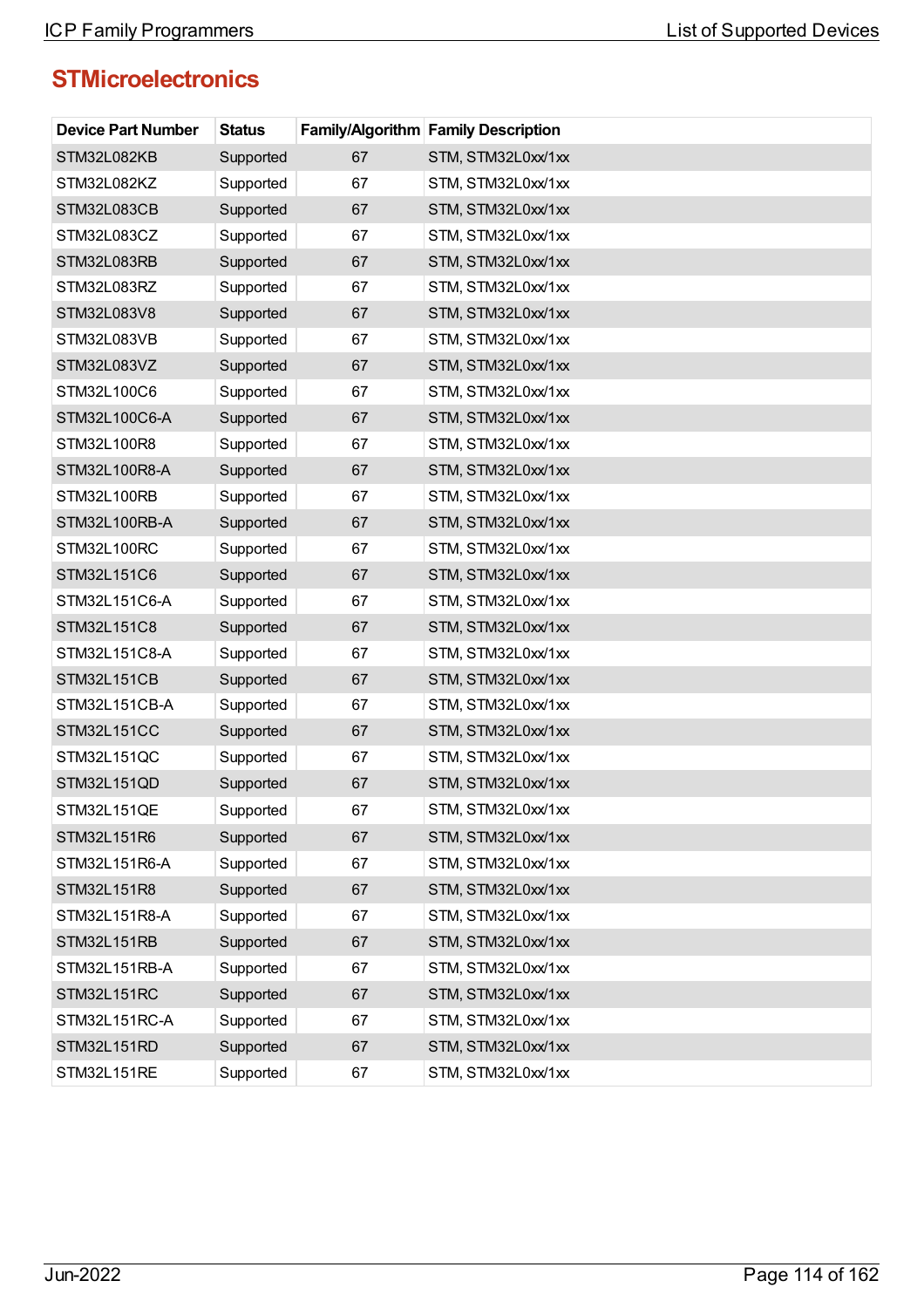## STMicroelectronics

| Device Part Number | Status | Family/Algorithm | Family Description |
|---|---|---|---|
| STM32L082KB | Supported | 67 | STM, STM32L0xx/1xx |
| STM32L082KZ | Supported | 67 | STM, STM32L0xx/1xx |
| STM32L083CB | Supported | 67 | STM, STM32L0xx/1xx |
| STM32L083CZ | Supported | 67 | STM, STM32L0xx/1xx |
| STM32L083RB | Supported | 67 | STM, STM32L0xx/1xx |
| STM32L083RZ | Supported | 67 | STM, STM32L0xx/1xx |
| STM32L083V8 | Supported | 67 | STM, STM32L0xx/1xx |
| STM32L083VB | Supported | 67 | STM, STM32L0xx/1xx |
| STM32L083VZ | Supported | 67 | STM, STM32L0xx/1xx |
| STM32L100C6 | Supported | 67 | STM, STM32L0xx/1xx |
| STM32L100C6-A | Supported | 67 | STM, STM32L0xx/1xx |
| STM32L100R8 | Supported | 67 | STM, STM32L0xx/1xx |
| STM32L100R8-A | Supported | 67 | STM, STM32L0xx/1xx |
| STM32L100RB | Supported | 67 | STM, STM32L0xx/1xx |
| STM32L100RB-A | Supported | 67 | STM, STM32L0xx/1xx |
| STM32L100RC | Supported | 67 | STM, STM32L0xx/1xx |
| STM32L151C6 | Supported | 67 | STM, STM32L0xx/1xx |
| STM32L151C6-A | Supported | 67 | STM, STM32L0xx/1xx |
| STM32L151C8 | Supported | 67 | STM, STM32L0xx/1xx |
| STM32L151C8-A | Supported | 67 | STM, STM32L0xx/1xx |
| STM32L151CB | Supported | 67 | STM, STM32L0xx/1xx |
| STM32L151CB-A | Supported | 67 | STM, STM32L0xx/1xx |
| STM32L151CC | Supported | 67 | STM, STM32L0xx/1xx |
| STM32L151QC | Supported | 67 | STM, STM32L0xx/1xx |
| STM32L151QD | Supported | 67 | STM, STM32L0xx/1xx |
| STM32L151QE | Supported | 67 | STM, STM32L0xx/1xx |
| STM32L151R6 | Supported | 67 | STM, STM32L0xx/1xx |
| STM32L151R6-A | Supported | 67 | STM, STM32L0xx/1xx |
| STM32L151R8 | Supported | 67 | STM, STM32L0xx/1xx |
| STM32L151R8-A | Supported | 67 | STM, STM32L0xx/1xx |
| STM32L151RB | Supported | 67 | STM, STM32L0xx/1xx |
| STM32L151RB-A | Supported | 67 | STM, STM32L0xx/1xx |
| STM32L151RC | Supported | 67 | STM, STM32L0xx/1xx |
| STM32L151RC-A | Supported | 67 | STM, STM32L0xx/1xx |
| STM32L151RD | Supported | 67 | STM, STM32L0xx/1xx |
| STM32L151RE | Supported | 67 | STM, STM32L0xx/1xx |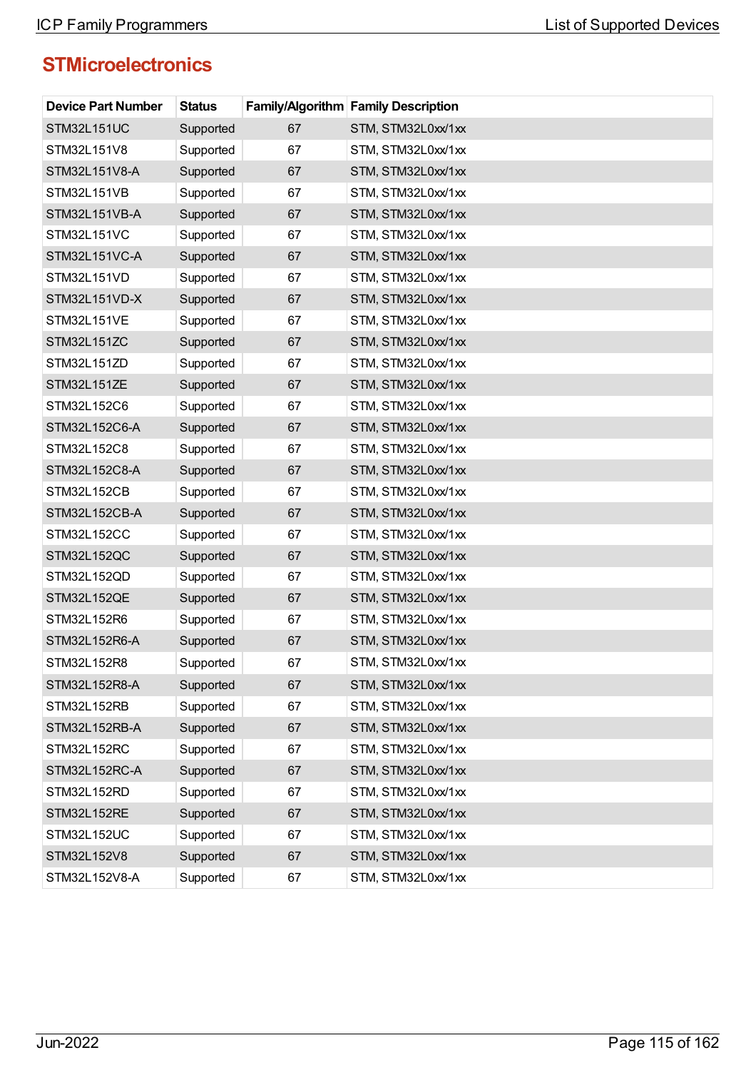## STMicroelectronics

| Device Part Number | Status | Family/Algorithm | Family Description |
|---|---|---|---|
| STM32L151UC | Supported | 67 | STM, STM32L0xx/1xx |
| STM32L151V8 | Supported | 67 | STM, STM32L0xx/1xx |
| STM32L151V8-A | Supported | 67 | STM, STM32L0xx/1xx |
| STM32L151VB | Supported | 67 | STM, STM32L0xx/1xx |
| STM32L151VB-A | Supported | 67 | STM, STM32L0xx/1xx |
| STM32L151VC | Supported | 67 | STM, STM32L0xx/1xx |
| STM32L151VC-A | Supported | 67 | STM, STM32L0xx/1xx |
| STM32L151VD | Supported | 67 | STM, STM32L0xx/1xx |
| STM32L151VD-X | Supported | 67 | STM, STM32L0xx/1xx |
| STM32L151VE | Supported | 67 | STM, STM32L0xx/1xx |
| STM32L151ZC | Supported | 67 | STM, STM32L0xx/1xx |
| STM32L151ZD | Supported | 67 | STM, STM32L0xx/1xx |
| STM32L151ZE | Supported | 67 | STM, STM32L0xx/1xx |
| STM32L152C6 | Supported | 67 | STM, STM32L0xx/1xx |
| STM32L152C6-A | Supported | 67 | STM, STM32L0xx/1xx |
| STM32L152C8 | Supported | 67 | STM, STM32L0xx/1xx |
| STM32L152C8-A | Supported | 67 | STM, STM32L0xx/1xx |
| STM32L152CB | Supported | 67 | STM, STM32L0xx/1xx |
| STM32L152CB-A | Supported | 67 | STM, STM32L0xx/1xx |
| STM32L152CC | Supported | 67 | STM, STM32L0xx/1xx |
| STM32L152QC | Supported | 67 | STM, STM32L0xx/1xx |
| STM32L152QD | Supported | 67 | STM, STM32L0xx/1xx |
| STM32L152QE | Supported | 67 | STM, STM32L0xx/1xx |
| STM32L152R6 | Supported | 67 | STM, STM32L0xx/1xx |
| STM32L152R6-A | Supported | 67 | STM, STM32L0xx/1xx |
| STM32L152R8 | Supported | 67 | STM, STM32L0xx/1xx |
| STM32L152R8-A | Supported | 67 | STM, STM32L0xx/1xx |
| STM32L152RB | Supported | 67 | STM, STM32L0xx/1xx |
| STM32L152RB-A | Supported | 67 | STM, STM32L0xx/1xx |
| STM32L152RC | Supported | 67 | STM, STM32L0xx/1xx |
| STM32L152RC-A | Supported | 67 | STM, STM32L0xx/1xx |
| STM32L152RD | Supported | 67 | STM, STM32L0xx/1xx |
| STM32L152RE | Supported | 67 | STM, STM32L0xx/1xx |
| STM32L152UC | Supported | 67 | STM, STM32L0xx/1xx |
| STM32L152V8 | Supported | 67 | STM, STM32L0xx/1xx |
| STM32L152V8-A | Supported | 67 | STM, STM32L0xx/1xx |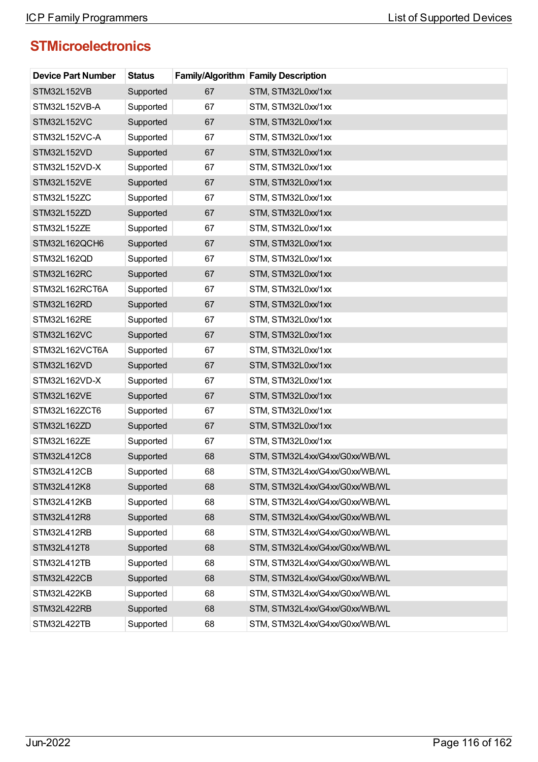## STMicroelectronics

| Device Part Number | Status | Family/Algorithm | Family Description |
|---|---|---|---|
| STM32L152VB | Supported | 67 | STM, STM32L0xx/1xx |
| STM32L152VB-A | Supported | 67 | STM, STM32L0xx/1xx |
| STM32L152VC | Supported | 67 | STM, STM32L0xx/1xx |
| STM32L152VC-A | Supported | 67 | STM, STM32L0xx/1xx |
| STM32L152VD | Supported | 67 | STM, STM32L0xx/1xx |
| STM32L152VD-X | Supported | 67 | STM, STM32L0xx/1xx |
| STM32L152VE | Supported | 67 | STM, STM32L0xx/1xx |
| STM32L152ZC | Supported | 67 | STM, STM32L0xx/1xx |
| STM32L152ZD | Supported | 67 | STM, STM32L0xx/1xx |
| STM32L152ZE | Supported | 67 | STM, STM32L0xx/1xx |
| STM32L162QCH6 | Supported | 67 | STM, STM32L0xx/1xx |
| STM32L162QD | Supported | 67 | STM, STM32L0xx/1xx |
| STM32L162RC | Supported | 67 | STM, STM32L0xx/1xx |
| STM32L162RCT6A | Supported | 67 | STM, STM32L0xx/1xx |
| STM32L162RD | Supported | 67 | STM, STM32L0xx/1xx |
| STM32L162RE | Supported | 67 | STM, STM32L0xx/1xx |
| STM32L162VC | Supported | 67 | STM, STM32L0xx/1xx |
| STM32L162VCT6A | Supported | 67 | STM, STM32L0xx/1xx |
| STM32L162VD | Supported | 67 | STM, STM32L0xx/1xx |
| STM32L162VD-X | Supported | 67 | STM, STM32L0xx/1xx |
| STM32L162VE | Supported | 67 | STM, STM32L0xx/1xx |
| STM32L162ZCT6 | Supported | 67 | STM, STM32L0xx/1xx |
| STM32L162ZD | Supported | 67 | STM, STM32L0xx/1xx |
| STM32L162ZE | Supported | 67 | STM, STM32L0xx/1xx |
| STM32L412C8 | Supported | 68 | STM, STM32L4xx/G4xx/G0xx/WB/WL |
| STM32L412CB | Supported | 68 | STM, STM32L4xx/G4xx/G0xx/WB/WL |
| STM32L412K8 | Supported | 68 | STM, STM32L4xx/G4xx/G0xx/WB/WL |
| STM32L412KB | Supported | 68 | STM, STM32L4xx/G4xx/G0xx/WB/WL |
| STM32L412R8 | Supported | 68 | STM, STM32L4xx/G4xx/G0xx/WB/WL |
| STM32L412RB | Supported | 68 | STM, STM32L4xx/G4xx/G0xx/WB/WL |
| STM32L412T8 | Supported | 68 | STM, STM32L4xx/G4xx/G0xx/WB/WL |
| STM32L412TB | Supported | 68 | STM, STM32L4xx/G4xx/G0xx/WB/WL |
| STM32L422CB | Supported | 68 | STM, STM32L4xx/G4xx/G0xx/WB/WL |
| STM32L422KB | Supported | 68 | STM, STM32L4xx/G4xx/G0xx/WB/WL |
| STM32L422RB | Supported | 68 | STM, STM32L4xx/G4xx/G0xx/WB/WL |
| STM32L422TB | Supported | 68 | STM, STM32L4xx/G4xx/G0xx/WB/WL |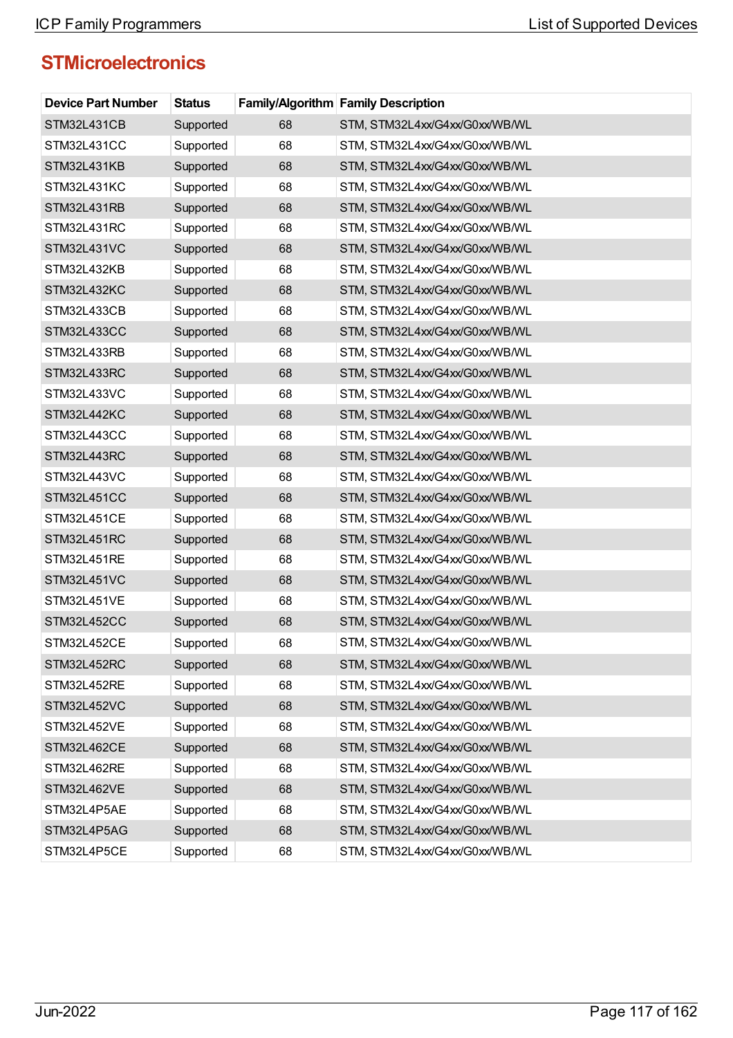## STMicroelectronics

| Device Part Number | Status | Family/Algorithm | Family Description |
|---|---|---|---|
| STM32L431CB | Supported | 68 | STM, STM32L4xx/G4xx/G0xx/WB/WL |
| STM32L431CC | Supported | 68 | STM, STM32L4xx/G4xx/G0xx/WB/WL |
| STM32L431KB | Supported | 68 | STM, STM32L4xx/G4xx/G0xx/WB/WL |
| STM32L431KC | Supported | 68 | STM, STM32L4xx/G4xx/G0xx/WB/WL |
| STM32L431RB | Supported | 68 | STM, STM32L4xx/G4xx/G0xx/WB/WL |
| STM32L431RC | Supported | 68 | STM, STM32L4xx/G4xx/G0xx/WB/WL |
| STM32L431VC | Supported | 68 | STM, STM32L4xx/G4xx/G0xx/WB/WL |
| STM32L432KB | Supported | 68 | STM, STM32L4xx/G4xx/G0xx/WB/WL |
| STM32L432KC | Supported | 68 | STM, STM32L4xx/G4xx/G0xx/WB/WL |
| STM32L433CB | Supported | 68 | STM, STM32L4xx/G4xx/G0xx/WB/WL |
| STM32L433CC | Supported | 68 | STM, STM32L4xx/G4xx/G0xx/WB/WL |
| STM32L433RB | Supported | 68 | STM, STM32L4xx/G4xx/G0xx/WB/WL |
| STM32L433RC | Supported | 68 | STM, STM32L4xx/G4xx/G0xx/WB/WL |
| STM32L433VC | Supported | 68 | STM, STM32L4xx/G4xx/G0xx/WB/WL |
| STM32L442KC | Supported | 68 | STM, STM32L4xx/G4xx/G0xx/WB/WL |
| STM32L443CC | Supported | 68 | STM, STM32L4xx/G4xx/G0xx/WB/WL |
| STM32L443RC | Supported | 68 | STM, STM32L4xx/G4xx/G0xx/WB/WL |
| STM32L443VC | Supported | 68 | STM, STM32L4xx/G4xx/G0xx/WB/WL |
| STM32L451CC | Supported | 68 | STM, STM32L4xx/G4xx/G0xx/WB/WL |
| STM32L451CE | Supported | 68 | STM, STM32L4xx/G4xx/G0xx/WB/WL |
| STM32L451RC | Supported | 68 | STM, STM32L4xx/G4xx/G0xx/WB/WL |
| STM32L451RE | Supported | 68 | STM, STM32L4xx/G4xx/G0xx/WB/WL |
| STM32L451VC | Supported | 68 | STM, STM32L4xx/G4xx/G0xx/WB/WL |
| STM32L451VE | Supported | 68 | STM, STM32L4xx/G4xx/G0xx/WB/WL |
| STM32L452CC | Supported | 68 | STM, STM32L4xx/G4xx/G0xx/WB/WL |
| STM32L452CE | Supported | 68 | STM, STM32L4xx/G4xx/G0xx/WB/WL |
| STM32L452RC | Supported | 68 | STM, STM32L4xx/G4xx/G0xx/WB/WL |
| STM32L452RE | Supported | 68 | STM, STM32L4xx/G4xx/G0xx/WB/WL |
| STM32L452VC | Supported | 68 | STM, STM32L4xx/G4xx/G0xx/WB/WL |
| STM32L452VE | Supported | 68 | STM, STM32L4xx/G4xx/G0xx/WB/WL |
| STM32L462CE | Supported | 68 | STM, STM32L4xx/G4xx/G0xx/WB/WL |
| STM32L462RE | Supported | 68 | STM, STM32L4xx/G4xx/G0xx/WB/WL |
| STM32L462VE | Supported | 68 | STM, STM32L4xx/G4xx/G0xx/WB/WL |
| STM32L4P5AE | Supported | 68 | STM, STM32L4xx/G4xx/G0xx/WB/WL |
| STM32L4P5AG | Supported | 68 | STM, STM32L4xx/G4xx/G0xx/WB/WL |
| STM32L4P5CE | Supported | 68 | STM, STM32L4xx/G4xx/G0xx/WB/WL |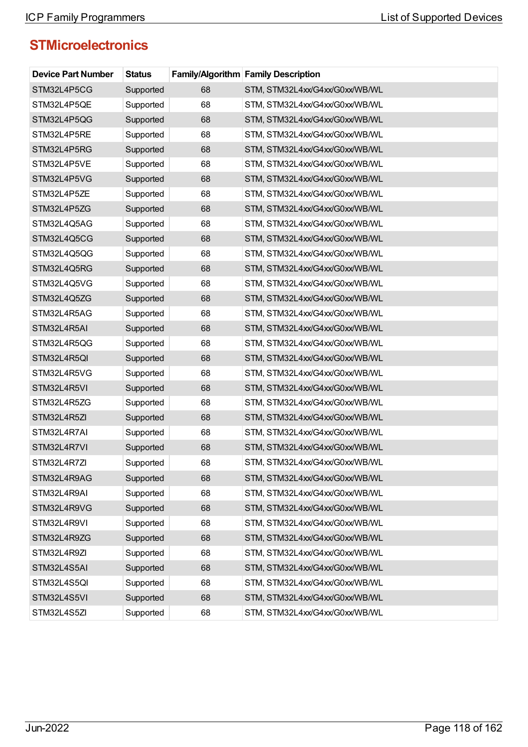## STMicroelectronics

| Device Part Number | Status | Family/Algorithm | Family Description |
|---|---|---|---|
| STM32L4P5CG | Supported | 68 | STM, STM32L4xx/G4xx/G0xx/WB/WL |
| STM32L4P5QE | Supported | 68 | STM, STM32L4xx/G4xx/G0xx/WB/WL |
| STM32L4P5QG | Supported | 68 | STM, STM32L4xx/G4xx/G0xx/WB/WL |
| STM32L4P5RE | Supported | 68 | STM, STM32L4xx/G4xx/G0xx/WB/WL |
| STM32L4P5RG | Supported | 68 | STM, STM32L4xx/G4xx/G0xx/WB/WL |
| STM32L4P5VE | Supported | 68 | STM, STM32L4xx/G4xx/G0xx/WB/WL |
| STM32L4P5VG | Supported | 68 | STM, STM32L4xx/G4xx/G0xx/WB/WL |
| STM32L4P5ZE | Supported | 68 | STM, STM32L4xx/G4xx/G0xx/WB/WL |
| STM32L4P5ZG | Supported | 68 | STM, STM32L4xx/G4xx/G0xx/WB/WL |
| STM32L4Q5AG | Supported | 68 | STM, STM32L4xx/G4xx/G0xx/WB/WL |
| STM32L4Q5CG | Supported | 68 | STM, STM32L4xx/G4xx/G0xx/WB/WL |
| STM32L4Q5QG | Supported | 68 | STM, STM32L4xx/G4xx/G0xx/WB/WL |
| STM32L4Q5RG | Supported | 68 | STM, STM32L4xx/G4xx/G0xx/WB/WL |
| STM32L4Q5VG | Supported | 68 | STM, STM32L4xx/G4xx/G0xx/WB/WL |
| STM32L4Q5ZG | Supported | 68 | STM, STM32L4xx/G4xx/G0xx/WB/WL |
| STM32L4R5AG | Supported | 68 | STM, STM32L4xx/G4xx/G0xx/WB/WL |
| STM32L4R5AI | Supported | 68 | STM, STM32L4xx/G4xx/G0xx/WB/WL |
| STM32L4R5QG | Supported | 68 | STM, STM32L4xx/G4xx/G0xx/WB/WL |
| STM32L4R5QI | Supported | 68 | STM, STM32L4xx/G4xx/G0xx/WB/WL |
| STM32L4R5VG | Supported | 68 | STM, STM32L4xx/G4xx/G0xx/WB/WL |
| STM32L4R5VI | Supported | 68 | STM, STM32L4xx/G4xx/G0xx/WB/WL |
| STM32L4R5ZG | Supported | 68 | STM, STM32L4xx/G4xx/G0xx/WB/WL |
| STM32L4R5ZI | Supported | 68 | STM, STM32L4xx/G4xx/G0xx/WB/WL |
| STM32L4R7AI | Supported | 68 | STM, STM32L4xx/G4xx/G0xx/WB/WL |
| STM32L4R7VI | Supported | 68 | STM, STM32L4xx/G4xx/G0xx/WB/WL |
| STM32L4R7ZI | Supported | 68 | STM, STM32L4xx/G4xx/G0xx/WB/WL |
| STM32L4R9AG | Supported | 68 | STM, STM32L4xx/G4xx/G0xx/WB/WL |
| STM32L4R9AI | Supported | 68 | STM, STM32L4xx/G4xx/G0xx/WB/WL |
| STM32L4R9VG | Supported | 68 | STM, STM32L4xx/G4xx/G0xx/WB/WL |
| STM32L4R9VI | Supported | 68 | STM, STM32L4xx/G4xx/G0xx/WB/WL |
| STM32L4R9ZG | Supported | 68 | STM, STM32L4xx/G4xx/G0xx/WB/WL |
| STM32L4R9ZI | Supported | 68 | STM, STM32L4xx/G4xx/G0xx/WB/WL |
| STM32L4S5AI | Supported | 68 | STM, STM32L4xx/G4xx/G0xx/WB/WL |
| STM32L4S5QI | Supported | 68 | STM, STM32L4xx/G4xx/G0xx/WB/WL |
| STM32L4S5VI | Supported | 68 | STM, STM32L4xx/G4xx/G0xx/WB/WL |
| STM32L4S5ZI | Supported | 68 | STM, STM32L4xx/G4xx/G0xx/WB/WL |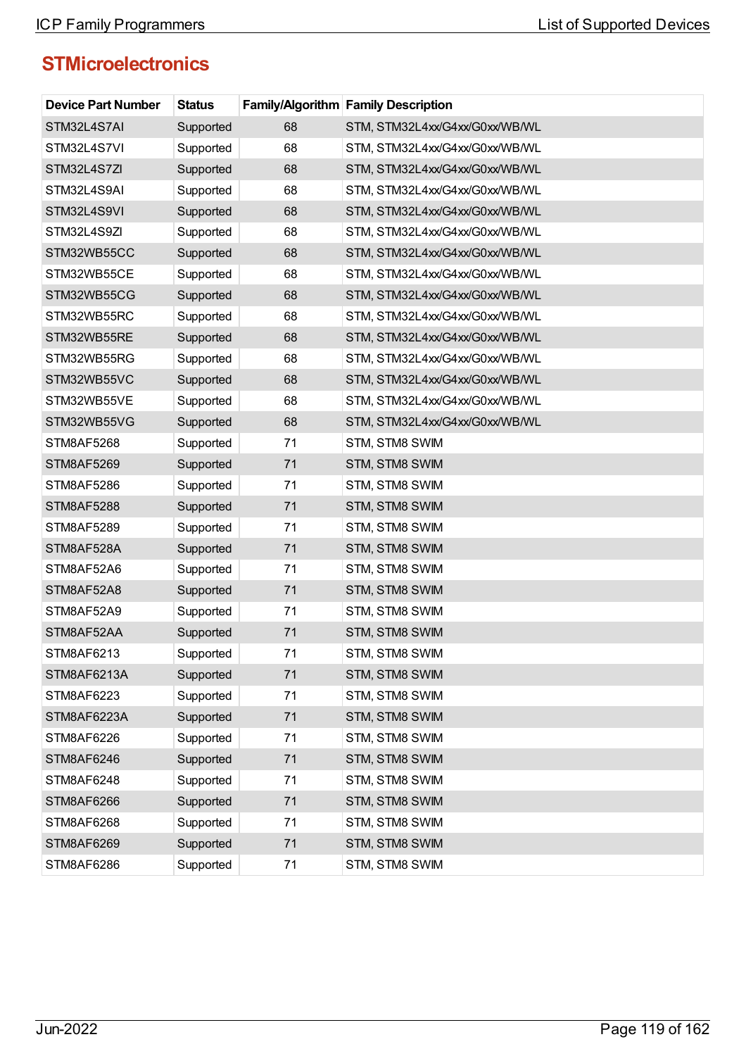## STMicroelectronics

| Device Part Number | Status | Family/Algorithm | Family Description |
|---|---|---|---|
| STM32L4S7AI | Supported | 68 | STM, STM32L4xx/G4xx/G0xx/WB/WL |
| STM32L4S7VI | Supported | 68 | STM, STM32L4xx/G4xx/G0xx/WB/WL |
| STM32L4S7ZI | Supported | 68 | STM, STM32L4xx/G4xx/G0xx/WB/WL |
| STM32L4S9AI | Supported | 68 | STM, STM32L4xx/G4xx/G0xx/WB/WL |
| STM32L4S9VI | Supported | 68 | STM, STM32L4xx/G4xx/G0xx/WB/WL |
| STM32L4S9ZI | Supported | 68 | STM, STM32L4xx/G4xx/G0xx/WB/WL |
| STM32WB55CC | Supported | 68 | STM, STM32L4xx/G4xx/G0xx/WB/WL |
| STM32WB55CE | Supported | 68 | STM, STM32L4xx/G4xx/G0xx/WB/WL |
| STM32WB55CG | Supported | 68 | STM, STM32L4xx/G4xx/G0xx/WB/WL |
| STM32WB55RC | Supported | 68 | STM, STM32L4xx/G4xx/G0xx/WB/WL |
| STM32WB55RE | Supported | 68 | STM, STM32L4xx/G4xx/G0xx/WB/WL |
| STM32WB55RG | Supported | 68 | STM, STM32L4xx/G4xx/G0xx/WB/WL |
| STM32WB55VC | Supported | 68 | STM, STM32L4xx/G4xx/G0xx/WB/WL |
| STM32WB55VE | Supported | 68 | STM, STM32L4xx/G4xx/G0xx/WB/WL |
| STM32WB55VG | Supported | 68 | STM, STM32L4xx/G4xx/G0xx/WB/WL |
| STM8AF5268 | Supported | 71 | STM, STM8 SWIM |
| STM8AF5269 | Supported | 71 | STM, STM8 SWIM |
| STM8AF5286 | Supported | 71 | STM, STM8 SWIM |
| STM8AF5288 | Supported | 71 | STM, STM8 SWIM |
| STM8AF5289 | Supported | 71 | STM, STM8 SWIM |
| STM8AF528A | Supported | 71 | STM, STM8 SWIM |
| STM8AF52A6 | Supported | 71 | STM, STM8 SWIM |
| STM8AF52A8 | Supported | 71 | STM, STM8 SWIM |
| STM8AF52A9 | Supported | 71 | STM, STM8 SWIM |
| STM8AF52AA | Supported | 71 | STM, STM8 SWIM |
| STM8AF6213 | Supported | 71 | STM, STM8 SWIM |
| STM8AF6213A | Supported | 71 | STM, STM8 SWIM |
| STM8AF6223 | Supported | 71 | STM, STM8 SWIM |
| STM8AF6223A | Supported | 71 | STM, STM8 SWIM |
| STM8AF6226 | Supported | 71 | STM, STM8 SWIM |
| STM8AF6246 | Supported | 71 | STM, STM8 SWIM |
| STM8AF6248 | Supported | 71 | STM, STM8 SWIM |
| STM8AF6266 | Supported | 71 | STM, STM8 SWIM |
| STM8AF6268 | Supported | 71 | STM, STM8 SWIM |
| STM8AF6269 | Supported | 71 | STM, STM8 SWIM |
| STM8AF6286 | Supported | 71 | STM, STM8 SWIM |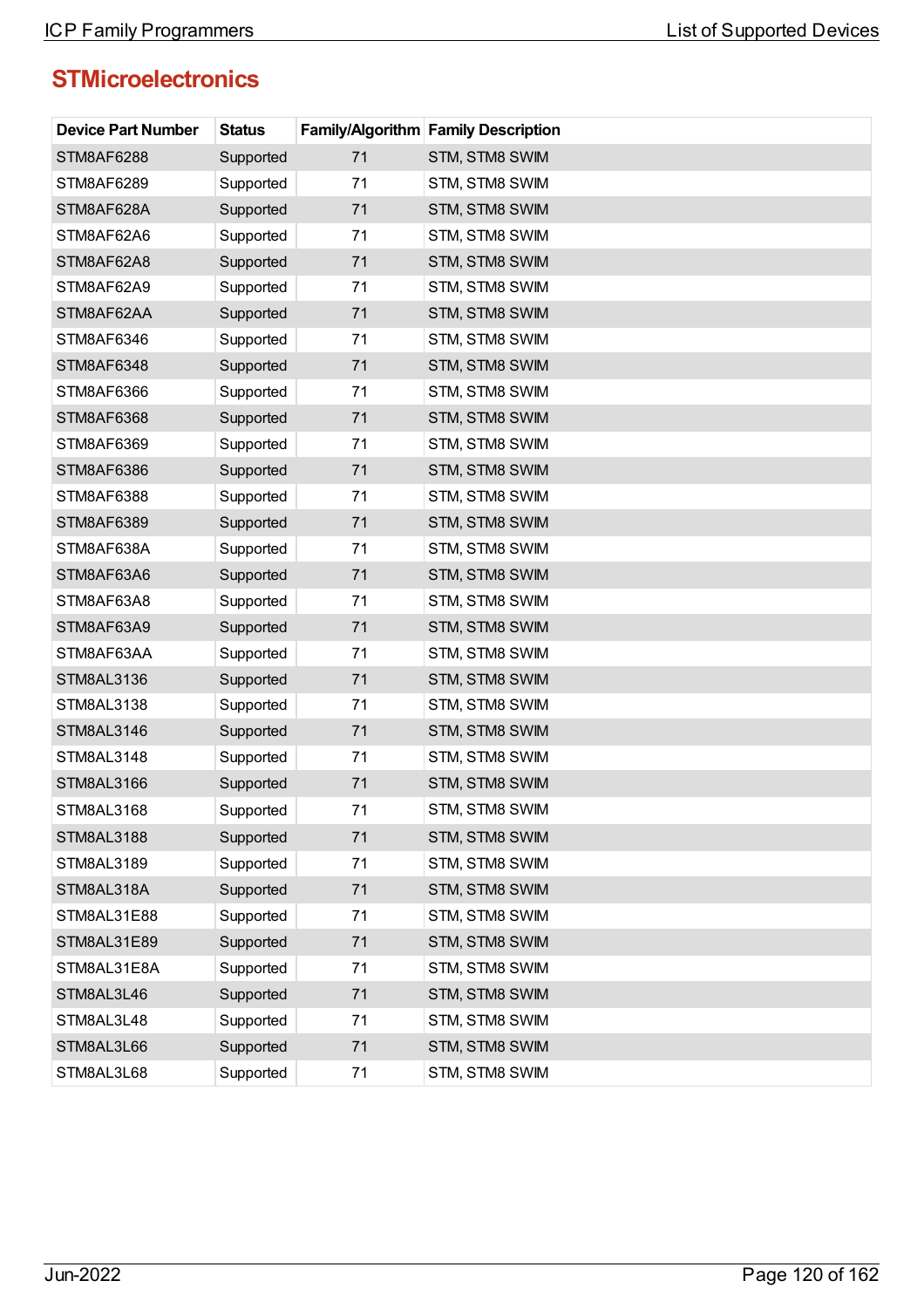## STMicroelectronics

| Device Part Number | Status | Family/Algorithm | Family Description |
|---|---|---|---|
| STM8AF6288 | Supported | 71 | STM, STM8 SWIM |
| STM8AF6289 | Supported | 71 | STM, STM8 SWIM |
| STM8AF628A | Supported | 71 | STM, STM8 SWIM |
| STM8AF62A6 | Supported | 71 | STM, STM8 SWIM |
| STM8AF62A8 | Supported | 71 | STM, STM8 SWIM |
| STM8AF62A9 | Supported | 71 | STM, STM8 SWIM |
| STM8AF62AA | Supported | 71 | STM, STM8 SWIM |
| STM8AF6346 | Supported | 71 | STM, STM8 SWIM |
| STM8AF6348 | Supported | 71 | STM, STM8 SWIM |
| STM8AF6366 | Supported | 71 | STM, STM8 SWIM |
| STM8AF6368 | Supported | 71 | STM, STM8 SWIM |
| STM8AF6369 | Supported | 71 | STM, STM8 SWIM |
| STM8AF6386 | Supported | 71 | STM, STM8 SWIM |
| STM8AF6388 | Supported | 71 | STM, STM8 SWIM |
| STM8AF6389 | Supported | 71 | STM, STM8 SWIM |
| STM8AF638A | Supported | 71 | STM, STM8 SWIM |
| STM8AF63A6 | Supported | 71 | STM, STM8 SWIM |
| STM8AF63A8 | Supported | 71 | STM, STM8 SWIM |
| STM8AF63A9 | Supported | 71 | STM, STM8 SWIM |
| STM8AF63AA | Supported | 71 | STM, STM8 SWIM |
| STM8AL3136 | Supported | 71 | STM, STM8 SWIM |
| STM8AL3138 | Supported | 71 | STM, STM8 SWIM |
| STM8AL3146 | Supported | 71 | STM, STM8 SWIM |
| STM8AL3148 | Supported | 71 | STM, STM8 SWIM |
| STM8AL3166 | Supported | 71 | STM, STM8 SWIM |
| STM8AL3168 | Supported | 71 | STM, STM8 SWIM |
| STM8AL3188 | Supported | 71 | STM, STM8 SWIM |
| STM8AL3189 | Supported | 71 | STM, STM8 SWIM |
| STM8AL318A | Supported | 71 | STM, STM8 SWIM |
| STM8AL31E88 | Supported | 71 | STM, STM8 SWIM |
| STM8AL31E89 | Supported | 71 | STM, STM8 SWIM |
| STM8AL31E8A | Supported | 71 | STM, STM8 SWIM |
| STM8AL3L46 | Supported | 71 | STM, STM8 SWIM |
| STM8AL3L48 | Supported | 71 | STM, STM8 SWIM |
| STM8AL3L66 | Supported | 71 | STM, STM8 SWIM |
| STM8AL3L68 | Supported | 71 | STM, STM8 SWIM |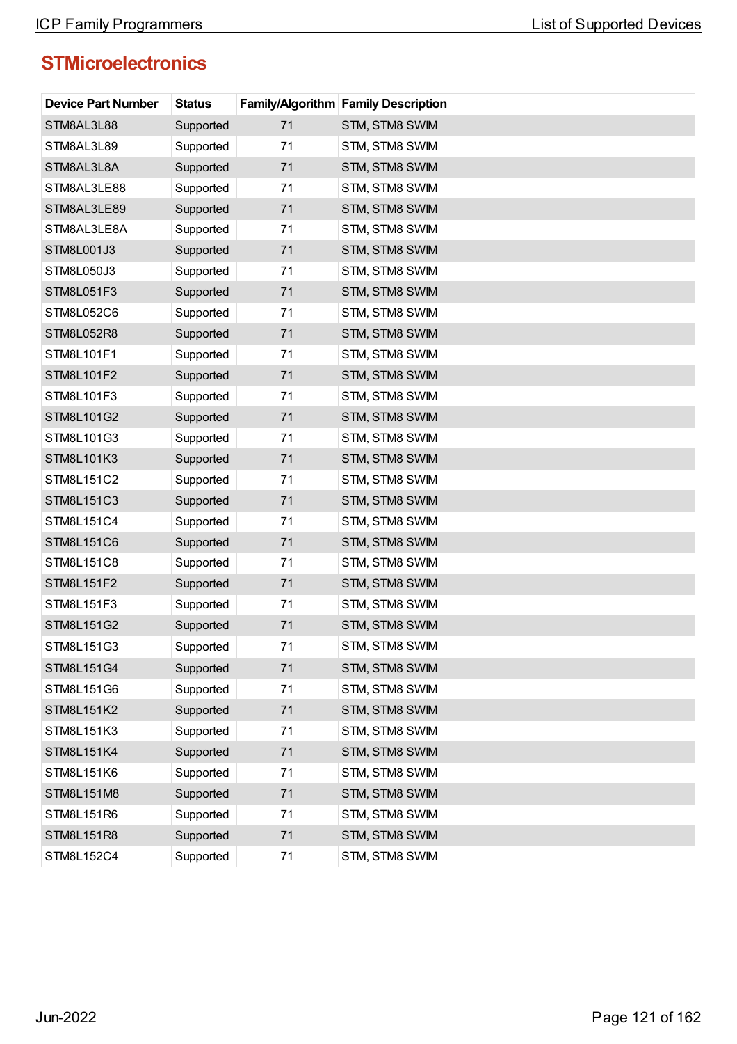## STMicroelectronics

| Device Part Number | Status | Family/Algorithm | Family Description |
|---|---|---|---|
| STM8AL3L88 | Supported | 71 | STM, STM8 SWIM |
| STM8AL3L89 | Supported | 71 | STM, STM8 SWIM |
| STM8AL3L8A | Supported | 71 | STM, STM8 SWIM |
| STM8AL3LE88 | Supported | 71 | STM, STM8 SWIM |
| STM8AL3LE89 | Supported | 71 | STM, STM8 SWIM |
| STM8AL3LE8A | Supported | 71 | STM, STM8 SWIM |
| STM8L001J3 | Supported | 71 | STM, STM8 SWIM |
| STM8L050J3 | Supported | 71 | STM, STM8 SWIM |
| STM8L051F3 | Supported | 71 | STM, STM8 SWIM |
| STM8L052C6 | Supported | 71 | STM, STM8 SWIM |
| STM8L052R8 | Supported | 71 | STM, STM8 SWIM |
| STM8L101F1 | Supported | 71 | STM, STM8 SWIM |
| STM8L101F2 | Supported | 71 | STM, STM8 SWIM |
| STM8L101F3 | Supported | 71 | STM, STM8 SWIM |
| STM8L101G2 | Supported | 71 | STM, STM8 SWIM |
| STM8L101G3 | Supported | 71 | STM, STM8 SWIM |
| STM8L101K3 | Supported | 71 | STM, STM8 SWIM |
| STM8L151C2 | Supported | 71 | STM, STM8 SWIM |
| STM8L151C3 | Supported | 71 | STM, STM8 SWIM |
| STM8L151C4 | Supported | 71 | STM, STM8 SWIM |
| STM8L151C6 | Supported | 71 | STM, STM8 SWIM |
| STM8L151C8 | Supported | 71 | STM, STM8 SWIM |
| STM8L151F2 | Supported | 71 | STM, STM8 SWIM |
| STM8L151F3 | Supported | 71 | STM, STM8 SWIM |
| STM8L151G2 | Supported | 71 | STM, STM8 SWIM |
| STM8L151G3 | Supported | 71 | STM, STM8 SWIM |
| STM8L151G4 | Supported | 71 | STM, STM8 SWIM |
| STM8L151G6 | Supported | 71 | STM, STM8 SWIM |
| STM8L151K2 | Supported | 71 | STM, STM8 SWIM |
| STM8L151K3 | Supported | 71 | STM, STM8 SWIM |
| STM8L151K4 | Supported | 71 | STM, STM8 SWIM |
| STM8L151K6 | Supported | 71 | STM, STM8 SWIM |
| STM8L151M8 | Supported | 71 | STM, STM8 SWIM |
| STM8L151R6 | Supported | 71 | STM, STM8 SWIM |
| STM8L151R8 | Supported | 71 | STM, STM8 SWIM |
| STM8L152C4 | Supported | 71 | STM, STM8 SWIM |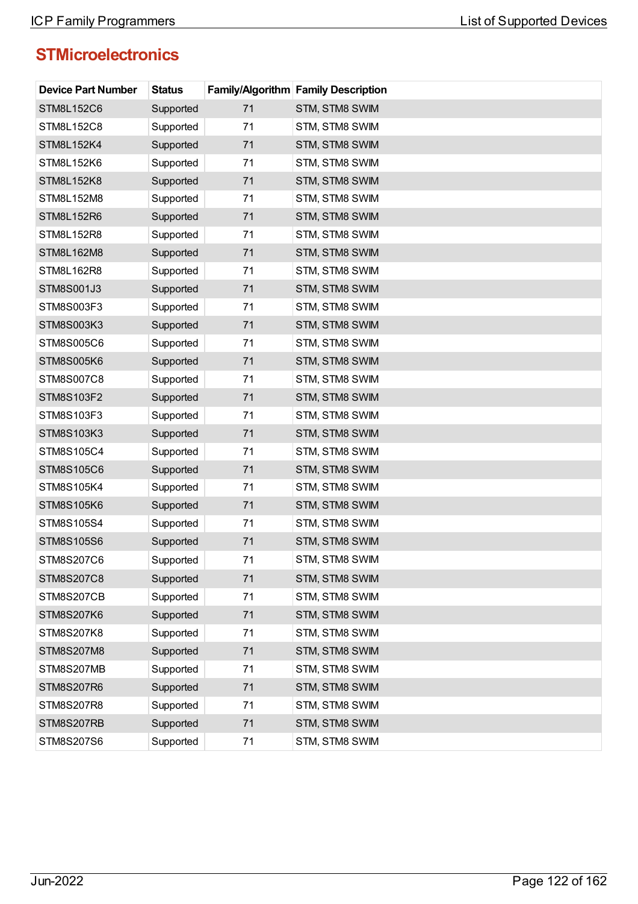## STMicroelectronics

| Device Part Number | Status | Family/Algorithm | Family Description |
|---|---|---|---|
| STM8L152C6 | Supported | 71 | STM, STM8 SWIM |
| STM8L152C8 | Supported | 71 | STM, STM8 SWIM |
| STM8L152K4 | Supported | 71 | STM, STM8 SWIM |
| STM8L152K6 | Supported | 71 | STM, STM8 SWIM |
| STM8L152K8 | Supported | 71 | STM, STM8 SWIM |
| STM8L152M8 | Supported | 71 | STM, STM8 SWIM |
| STM8L152R6 | Supported | 71 | STM, STM8 SWIM |
| STM8L152R8 | Supported | 71 | STM, STM8 SWIM |
| STM8L162M8 | Supported | 71 | STM, STM8 SWIM |
| STM8L162R8 | Supported | 71 | STM, STM8 SWIM |
| STM8S001J3 | Supported | 71 | STM, STM8 SWIM |
| STM8S003F3 | Supported | 71 | STM, STM8 SWIM |
| STM8S003K3 | Supported | 71 | STM, STM8 SWIM |
| STM8S005C6 | Supported | 71 | STM, STM8 SWIM |
| STM8S005K6 | Supported | 71 | STM, STM8 SWIM |
| STM8S007C8 | Supported | 71 | STM, STM8 SWIM |
| STM8S103F2 | Supported | 71 | STM, STM8 SWIM |
| STM8S103F3 | Supported | 71 | STM, STM8 SWIM |
| STM8S103K3 | Supported | 71 | STM, STM8 SWIM |
| STM8S105C4 | Supported | 71 | STM, STM8 SWIM |
| STM8S105C6 | Supported | 71 | STM, STM8 SWIM |
| STM8S105K4 | Supported | 71 | STM, STM8 SWIM |
| STM8S105K6 | Supported | 71 | STM, STM8 SWIM |
| STM8S105S4 | Supported | 71 | STM, STM8 SWIM |
| STM8S105S6 | Supported | 71 | STM, STM8 SWIM |
| STM8S207C6 | Supported | 71 | STM, STM8 SWIM |
| STM8S207C8 | Supported | 71 | STM, STM8 SWIM |
| STM8S207CB | Supported | 71 | STM, STM8 SWIM |
| STM8S207K6 | Supported | 71 | STM, STM8 SWIM |
| STM8S207K8 | Supported | 71 | STM, STM8 SWIM |
| STM8S207M8 | Supported | 71 | STM, STM8 SWIM |
| STM8S207MB | Supported | 71 | STM, STM8 SWIM |
| STM8S207R6 | Supported | 71 | STM, STM8 SWIM |
| STM8S207R8 | Supported | 71 | STM, STM8 SWIM |
| STM8S207RB | Supported | 71 | STM, STM8 SWIM |
| STM8S207S6 | Supported | 71 | STM, STM8 SWIM |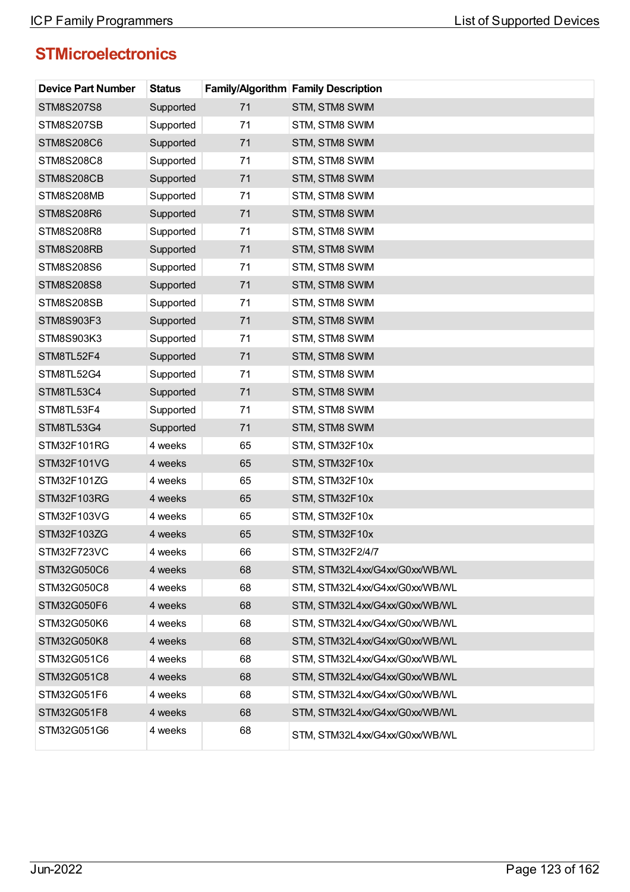## STMicroelectronics

| Device Part Number | Status | Family/Algorithm | Family Description |
|---|---|---|---|
| STM8S207S8 | Supported | 71 | STM, STM8 SWIM |
| STM8S207SB | Supported | 71 | STM, STM8 SWIM |
| STM8S208C6 | Supported | 71 | STM, STM8 SWIM |
| STM8S208C8 | Supported | 71 | STM, STM8 SWIM |
| STM8S208CB | Supported | 71 | STM, STM8 SWIM |
| STM8S208MB | Supported | 71 | STM, STM8 SWIM |
| STM8S208R6 | Supported | 71 | STM, STM8 SWIM |
| STM8S208R8 | Supported | 71 | STM, STM8 SWIM |
| STM8S208RB | Supported | 71 | STM, STM8 SWIM |
| STM8S208S6 | Supported | 71 | STM, STM8 SWIM |
| STM8S208S8 | Supported | 71 | STM, STM8 SWIM |
| STM8S208SB | Supported | 71 | STM, STM8 SWIM |
| STM8S903F3 | Supported | 71 | STM, STM8 SWIM |
| STM8S903K3 | Supported | 71 | STM, STM8 SWIM |
| STM8TL52F4 | Supported | 71 | STM, STM8 SWIM |
| STM8TL52G4 | Supported | 71 | STM, STM8 SWIM |
| STM8TL53C4 | Supported | 71 | STM, STM8 SWIM |
| STM8TL53F4 | Supported | 71 | STM, STM8 SWIM |
| STM8TL53G4 | Supported | 71 | STM, STM8 SWIM |
| STM32F101RG | 4 weeks | 65 | STM, STM32F10x |
| STM32F101VG | 4 weeks | 65 | STM, STM32F10x |
| STM32F101ZG | 4 weeks | 65 | STM, STM32F10x |
| STM32F103RG | 4 weeks | 65 | STM, STM32F10x |
| STM32F103VG | 4 weeks | 65 | STM, STM32F10x |
| STM32F103ZG | 4 weeks | 65 | STM, STM32F10x |
| STM32F723VC | 4 weeks | 66 | STM, STM32F2/4/7 |
| STM32G050C6 | 4 weeks | 68 | STM, STM32L4xx/G4xx/G0xx/WB/WL |
| STM32G050C8 | 4 weeks | 68 | STM, STM32L4xx/G4xx/G0xx/WB/WL |
| STM32G050F6 | 4 weeks | 68 | STM, STM32L4xx/G4xx/G0xx/WB/WL |
| STM32G050K6 | 4 weeks | 68 | STM, STM32L4xx/G4xx/G0xx/WB/WL |
| STM32G050K8 | 4 weeks | 68 | STM, STM32L4xx/G4xx/G0xx/WB/WL |
| STM32G051C6 | 4 weeks | 68 | STM, STM32L4xx/G4xx/G0xx/WB/WL |
| STM32G051C8 | 4 weeks | 68 | STM, STM32L4xx/G4xx/G0xx/WB/WL |
| STM32G051F6 | 4 weeks | 68 | STM, STM32L4xx/G4xx/G0xx/WB/WL |
| STM32G051F8 | 4 weeks | 68 | STM, STM32L4xx/G4xx/G0xx/WB/WL |
| STM32G051G6 | 4 weeks | 68 | STM, STM32L4xx/G4xx/G0xx/WB/WL |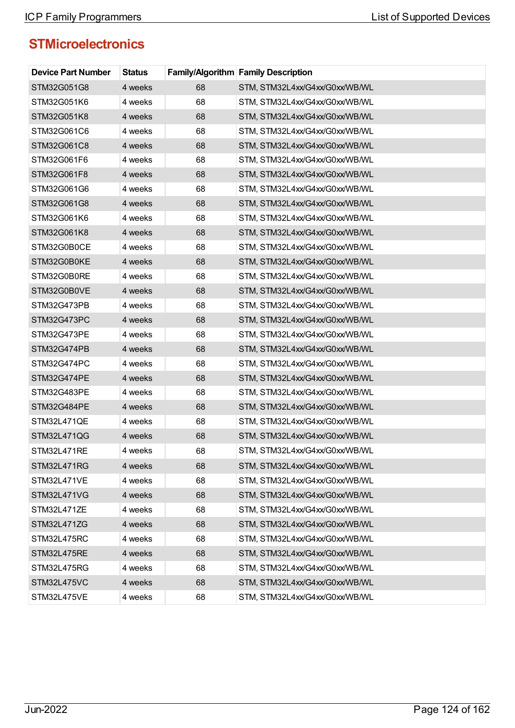## STMicroelectronics

| Device Part Number | Status | Family/Algorithm | Family Description |
|---|---|---|---|
| STM32G051G8 | 4 weeks | 68 | STM, STM32L4xx/G4xx/G0xx/WB/WL |
| STM32G051K6 | 4 weeks | 68 | STM, STM32L4xx/G4xx/G0xx/WB/WL |
| STM32G051K8 | 4 weeks | 68 | STM, STM32L4xx/G4xx/G0xx/WB/WL |
| STM32G061C6 | 4 weeks | 68 | STM, STM32L4xx/G4xx/G0xx/WB/WL |
| STM32G061C8 | 4 weeks | 68 | STM, STM32L4xx/G4xx/G0xx/WB/WL |
| STM32G061F6 | 4 weeks | 68 | STM, STM32L4xx/G4xx/G0xx/WB/WL |
| STM32G061F8 | 4 weeks | 68 | STM, STM32L4xx/G4xx/G0xx/WB/WL |
| STM32G061G6 | 4 weeks | 68 | STM, STM32L4xx/G4xx/G0xx/WB/WL |
| STM32G061G8 | 4 weeks | 68 | STM, STM32L4xx/G4xx/G0xx/WB/WL |
| STM32G061K6 | 4 weeks | 68 | STM, STM32L4xx/G4xx/G0xx/WB/WL |
| STM32G061K8 | 4 weeks | 68 | STM, STM32L4xx/G4xx/G0xx/WB/WL |
| STM32G0B0CE | 4 weeks | 68 | STM, STM32L4xx/G4xx/G0xx/WB/WL |
| STM32G0B0KE | 4 weeks | 68 | STM, STM32L4xx/G4xx/G0xx/WB/WL |
| STM32G0B0RE | 4 weeks | 68 | STM, STM32L4xx/G4xx/G0xx/WB/WL |
| STM32G0B0VE | 4 weeks | 68 | STM, STM32L4xx/G4xx/G0xx/WB/WL |
| STM32G473PB | 4 weeks | 68 | STM, STM32L4xx/G4xx/G0xx/WB/WL |
| STM32G473PC | 4 weeks | 68 | STM, STM32L4xx/G4xx/G0xx/WB/WL |
| STM32G473PE | 4 weeks | 68 | STM, STM32L4xx/G4xx/G0xx/WB/WL |
| STM32G474PB | 4 weeks | 68 | STM, STM32L4xx/G4xx/G0xx/WB/WL |
| STM32G474PC | 4 weeks | 68 | STM, STM32L4xx/G4xx/G0xx/WB/WL |
| STM32G474PE | 4 weeks | 68 | STM, STM32L4xx/G4xx/G0xx/WB/WL |
| STM32G483PE | 4 weeks | 68 | STM, STM32L4xx/G4xx/G0xx/WB/WL |
| STM32G484PE | 4 weeks | 68 | STM, STM32L4xx/G4xx/G0xx/WB/WL |
| STM32L471QE | 4 weeks | 68 | STM, STM32L4xx/G4xx/G0xx/WB/WL |
| STM32L471QG | 4 weeks | 68 | STM, STM32L4xx/G4xx/G0xx/WB/WL |
| STM32L471RE | 4 weeks | 68 | STM, STM32L4xx/G4xx/G0xx/WB/WL |
| STM32L471RG | 4 weeks | 68 | STM, STM32L4xx/G4xx/G0xx/WB/WL |
| STM32L471VE | 4 weeks | 68 | STM, STM32L4xx/G4xx/G0xx/WB/WL |
| STM32L471VG | 4 weeks | 68 | STM, STM32L4xx/G4xx/G0xx/WB/WL |
| STM32L471ZE | 4 weeks | 68 | STM, STM32L4xx/G4xx/G0xx/WB/WL |
| STM32L471ZG | 4 weeks | 68 | STM, STM32L4xx/G4xx/G0xx/WB/WL |
| STM32L475RC | 4 weeks | 68 | STM, STM32L4xx/G4xx/G0xx/WB/WL |
| STM32L475RE | 4 weeks | 68 | STM, STM32L4xx/G4xx/G0xx/WB/WL |
| STM32L475RG | 4 weeks | 68 | STM, STM32L4xx/G4xx/G0xx/WB/WL |
| STM32L475VC | 4 weeks | 68 | STM, STM32L4xx/G4xx/G0xx/WB/WL |
| STM32L475VE | 4 weeks | 68 | STM, STM32L4xx/G4xx/G0xx/WB/WL |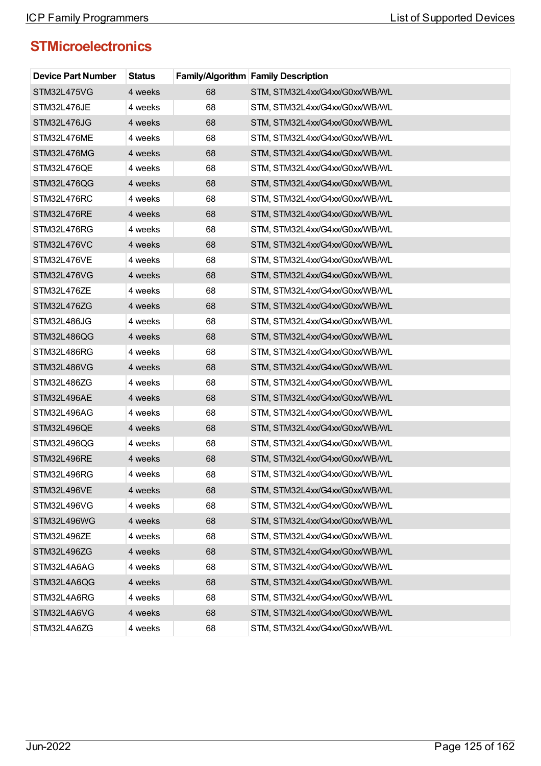## STMicroelectronics

| Device Part Number | Status | Family/Algorithm | Family Description |
|---|---|---|---|
| STM32L475VG | 4 weeks | 68 | STM, STM32L4xx/G4xx/G0xx/WB/WL |
| STM32L476JE | 4 weeks | 68 | STM, STM32L4xx/G4xx/G0xx/WB/WL |
| STM32L476JG | 4 weeks | 68 | STM, STM32L4xx/G4xx/G0xx/WB/WL |
| STM32L476ME | 4 weeks | 68 | STM, STM32L4xx/G4xx/G0xx/WB/WL |
| STM32L476MG | 4 weeks | 68 | STM, STM32L4xx/G4xx/G0xx/WB/WL |
| STM32L476QE | 4 weeks | 68 | STM, STM32L4xx/G4xx/G0xx/WB/WL |
| STM32L476QG | 4 weeks | 68 | STM, STM32L4xx/G4xx/G0xx/WB/WL |
| STM32L476RC | 4 weeks | 68 | STM, STM32L4xx/G4xx/G0xx/WB/WL |
| STM32L476RE | 4 weeks | 68 | STM, STM32L4xx/G4xx/G0xx/WB/WL |
| STM32L476RG | 4 weeks | 68 | STM, STM32L4xx/G4xx/G0xx/WB/WL |
| STM32L476VC | 4 weeks | 68 | STM, STM32L4xx/G4xx/G0xx/WB/WL |
| STM32L476VE | 4 weeks | 68 | STM, STM32L4xx/G4xx/G0xx/WB/WL |
| STM32L476VG | 4 weeks | 68 | STM, STM32L4xx/G4xx/G0xx/WB/WL |
| STM32L476ZE | 4 weeks | 68 | STM, STM32L4xx/G4xx/G0xx/WB/WL |
| STM32L476ZG | 4 weeks | 68 | STM, STM32L4xx/G4xx/G0xx/WB/WL |
| STM32L486JG | 4 weeks | 68 | STM, STM32L4xx/G4xx/G0xx/WB/WL |
| STM32L486QG | 4 weeks | 68 | STM, STM32L4xx/G4xx/G0xx/WB/WL |
| STM32L486RG | 4 weeks | 68 | STM, STM32L4xx/G4xx/G0xx/WB/WL |
| STM32L486VG | 4 weeks | 68 | STM, STM32L4xx/G4xx/G0xx/WB/WL |
| STM32L486ZG | 4 weeks | 68 | STM, STM32L4xx/G4xx/G0xx/WB/WL |
| STM32L496AE | 4 weeks | 68 | STM, STM32L4xx/G4xx/G0xx/WB/WL |
| STM32L496AG | 4 weeks | 68 | STM, STM32L4xx/G4xx/G0xx/WB/WL |
| STM32L496QE | 4 weeks | 68 | STM, STM32L4xx/G4xx/G0xx/WB/WL |
| STM32L496QG | 4 weeks | 68 | STM, STM32L4xx/G4xx/G0xx/WB/WL |
| STM32L496RE | 4 weeks | 68 | STM, STM32L4xx/G4xx/G0xx/WB/WL |
| STM32L496RG | 4 weeks | 68 | STM, STM32L4xx/G4xx/G0xx/WB/WL |
| STM32L496VE | 4 weeks | 68 | STM, STM32L4xx/G4xx/G0xx/WB/WL |
| STM32L496VG | 4 weeks | 68 | STM, STM32L4xx/G4xx/G0xx/WB/WL |
| STM32L496WG | 4 weeks | 68 | STM, STM32L4xx/G4xx/G0xx/WB/WL |
| STM32L496ZE | 4 weeks | 68 | STM, STM32L4xx/G4xx/G0xx/WB/WL |
| STM32L496ZG | 4 weeks | 68 | STM, STM32L4xx/G4xx/G0xx/WB/WL |
| STM32L4A6AG | 4 weeks | 68 | STM, STM32L4xx/G4xx/G0xx/WB/WL |
| STM32L4A6QG | 4 weeks | 68 | STM, STM32L4xx/G4xx/G0xx/WB/WL |
| STM32L4A6RG | 4 weeks | 68 | STM, STM32L4xx/G4xx/G0xx/WB/WL |
| STM32L4A6VG | 4 weeks | 68 | STM, STM32L4xx/G4xx/G0xx/WB/WL |
| STM32L4A6ZG | 4 weeks | 68 | STM, STM32L4xx/G4xx/G0xx/WB/WL |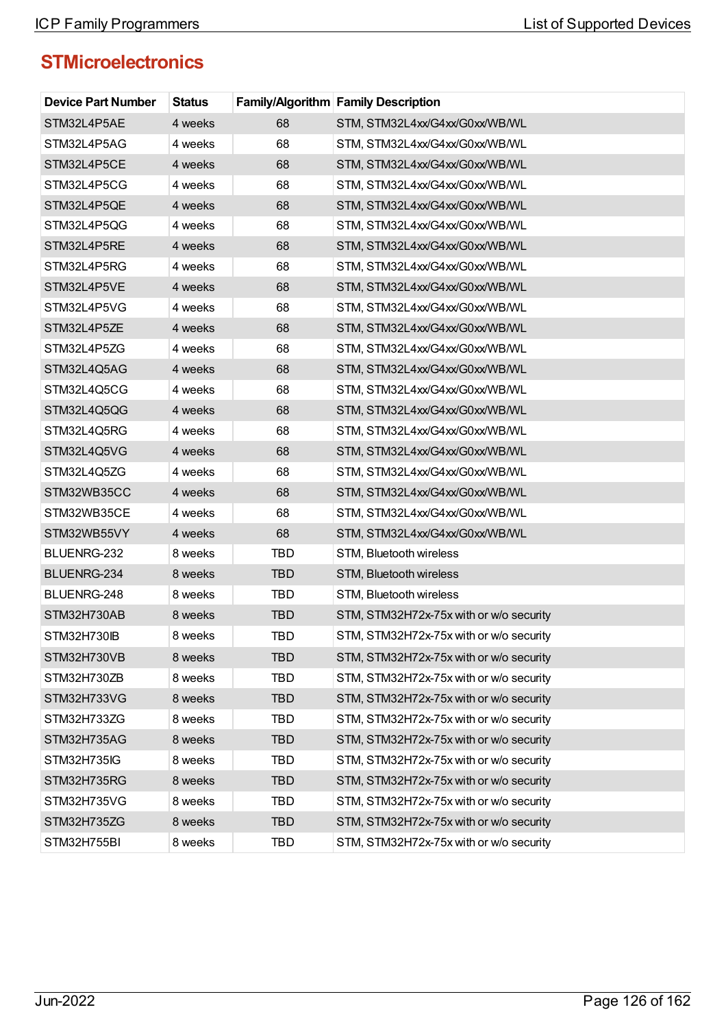## STMicroelectronics

| Device Part Number | Status | Family/Algorithm | Family Description |
|---|---|---|---|
| STM32L4P5AE | 4 weeks | 68 | STM, STM32L4xx/G4xx/G0xx/WB/WL |
| STM32L4P5AG | 4 weeks | 68 | STM, STM32L4xx/G4xx/G0xx/WB/WL |
| STM32L4P5CE | 4 weeks | 68 | STM, STM32L4xx/G4xx/G0xx/WB/WL |
| STM32L4P5CG | 4 weeks | 68 | STM, STM32L4xx/G4xx/G0xx/WB/WL |
| STM32L4P5QE | 4 weeks | 68 | STM, STM32L4xx/G4xx/G0xx/WB/WL |
| STM32L4P5QG | 4 weeks | 68 | STM, STM32L4xx/G4xx/G0xx/WB/WL |
| STM32L4P5RE | 4 weeks | 68 | STM, STM32L4xx/G4xx/G0xx/WB/WL |
| STM32L4P5RG | 4 weeks | 68 | STM, STM32L4xx/G4xx/G0xx/WB/WL |
| STM32L4P5VE | 4 weeks | 68 | STM, STM32L4xx/G4xx/G0xx/WB/WL |
| STM32L4P5VG | 4 weeks | 68 | STM, STM32L4xx/G4xx/G0xx/WB/WL |
| STM32L4P5ZE | 4 weeks | 68 | STM, STM32L4xx/G4xx/G0xx/WB/WL |
| STM32L4P5ZG | 4 weeks | 68 | STM, STM32L4xx/G4xx/G0xx/WB/WL |
| STM32L4Q5AG | 4 weeks | 68 | STM, STM32L4xx/G4xx/G0xx/WB/WL |
| STM32L4Q5CG | 4 weeks | 68 | STM, STM32L4xx/G4xx/G0xx/WB/WL |
| STM32L4Q5QG | 4 weeks | 68 | STM, STM32L4xx/G4xx/G0xx/WB/WL |
| STM32L4Q5RG | 4 weeks | 68 | STM, STM32L4xx/G4xx/G0xx/WB/WL |
| STM32L4Q5VG | 4 weeks | 68 | STM, STM32L4xx/G4xx/G0xx/WB/WL |
| STM32L4Q5ZG | 4 weeks | 68 | STM, STM32L4xx/G4xx/G0xx/WB/WL |
| STM32WB35CC | 4 weeks | 68 | STM, STM32L4xx/G4xx/G0xx/WB/WL |
| STM32WB35CE | 4 weeks | 68 | STM, STM32L4xx/G4xx/G0xx/WB/WL |
| STM32WB55VY | 4 weeks | 68 | STM, STM32L4xx/G4xx/G0xx/WB/WL |
| BLUENRG-232 | 8 weeks | TBD | STM, Bluetooth wireless |
| BLUENRG-234 | 8 weeks | TBD | STM, Bluetooth wireless |
| BLUENRG-248 | 8 weeks | TBD | STM, Bluetooth wireless |
| STM32H730AB | 8 weeks | TBD | STM, STM32H72x-75x with or w/o security |
| STM32H730IB | 8 weeks | TBD | STM, STM32H72x-75x with or w/o security |
| STM32H730VB | 8 weeks | TBD | STM, STM32H72x-75x with or w/o security |
| STM32H730ZB | 8 weeks | TBD | STM, STM32H72x-75x with or w/o security |
| STM32H733VG | 8 weeks | TBD | STM, STM32H72x-75x with or w/o security |
| STM32H733ZG | 8 weeks | TBD | STM, STM32H72x-75x with or w/o security |
| STM32H735AG | 8 weeks | TBD | STM, STM32H72x-75x with or w/o security |
| STM32H735IG | 8 weeks | TBD | STM, STM32H72x-75x with or w/o security |
| STM32H735RG | 8 weeks | TBD | STM, STM32H72x-75x with or w/o security |
| STM32H735VG | 8 weeks | TBD | STM, STM32H72x-75x with or w/o security |
| STM32H735ZG | 8 weeks | TBD | STM, STM32H72x-75x with or w/o security |
| STM32H755BI | 8 weeks | TBD | STM, STM32H72x-75x with or w/o security |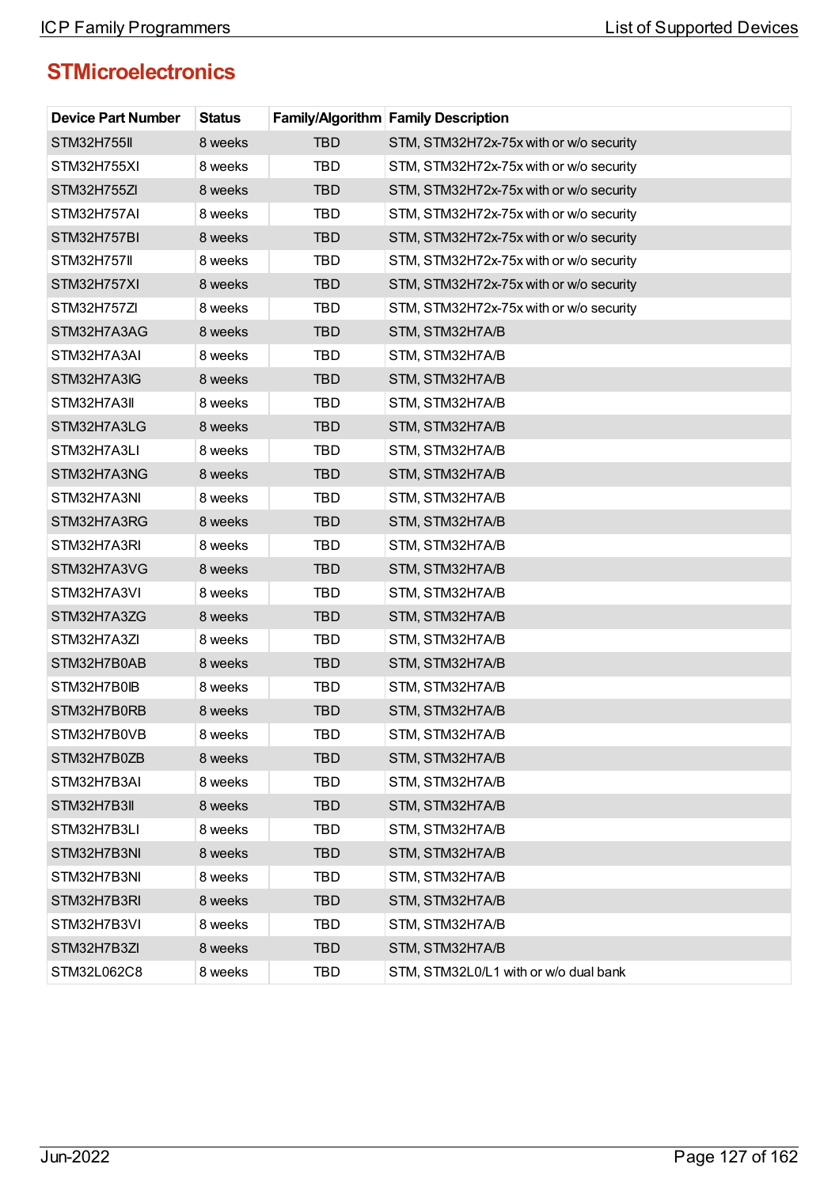## STMicroelectronics

| Device Part Number | Status | Family/Algorithm | Family Description |
|---|---|---|---|
| STM32H755II | 8 weeks | TBD | STM, STM32H72x-75x with or w/o security |
| STM32H755XI | 8 weeks | TBD | STM, STM32H72x-75x with or w/o security |
| STM32H755ZI | 8 weeks | TBD | STM, STM32H72x-75x with or w/o security |
| STM32H757AI | 8 weeks | TBD | STM, STM32H72x-75x with or w/o security |
| STM32H757BI | 8 weeks | TBD | STM, STM32H72x-75x with or w/o security |
| STM32H757II | 8 weeks | TBD | STM, STM32H72x-75x with or w/o security |
| STM32H757XI | 8 weeks | TBD | STM, STM32H72x-75x with or w/o security |
| STM32H757ZI | 8 weeks | TBD | STM, STM32H72x-75x with or w/o security |
| STM32H7A3AG | 8 weeks | TBD | STM, STM32H7A/B |
| STM32H7A3AI | 8 weeks | TBD | STM, STM32H7A/B |
| STM32H7A3IG | 8 weeks | TBD | STM, STM32H7A/B |
| STM32H7A3II | 8 weeks | TBD | STM, STM32H7A/B |
| STM32H7A3LG | 8 weeks | TBD | STM, STM32H7A/B |
| STM32H7A3LI | 8 weeks | TBD | STM, STM32H7A/B |
| STM32H7A3NG | 8 weeks | TBD | STM, STM32H7A/B |
| STM32H7A3NI | 8 weeks | TBD | STM, STM32H7A/B |
| STM32H7A3RG | 8 weeks | TBD | STM, STM32H7A/B |
| STM32H7A3RI | 8 weeks | TBD | STM, STM32H7A/B |
| STM32H7A3VG | 8 weeks | TBD | STM, STM32H7A/B |
| STM32H7A3VI | 8 weeks | TBD | STM, STM32H7A/B |
| STM32H7A3ZG | 8 weeks | TBD | STM, STM32H7A/B |
| STM32H7A3ZI | 8 weeks | TBD | STM, STM32H7A/B |
| STM32H7B0AB | 8 weeks | TBD | STM, STM32H7A/B |
| STM32H7B0IB | 8 weeks | TBD | STM, STM32H7A/B |
| STM32H7B0RB | 8 weeks | TBD | STM, STM32H7A/B |
| STM32H7B0VB | 8 weeks | TBD | STM, STM32H7A/B |
| STM32H7B0ZB | 8 weeks | TBD | STM, STM32H7A/B |
| STM32H7B3AI | 8 weeks | TBD | STM, STM32H7A/B |
| STM32H7B3II | 8 weeks | TBD | STM, STM32H7A/B |
| STM32H7B3LI | 8 weeks | TBD | STM, STM32H7A/B |
| STM32H7B3NI | 8 weeks | TBD | STM, STM32H7A/B |
| STM32H7B3NI | 8 weeks | TBD | STM, STM32H7A/B |
| STM32H7B3RI | 8 weeks | TBD | STM, STM32H7A/B |
| STM32H7B3VI | 8 weeks | TBD | STM, STM32H7A/B |
| STM32H7B3ZI | 8 weeks | TBD | STM, STM32H7A/B |
| STM32L062C8 | 8 weeks | TBD | STM, STM32L0/L1 with or w/o dual bank |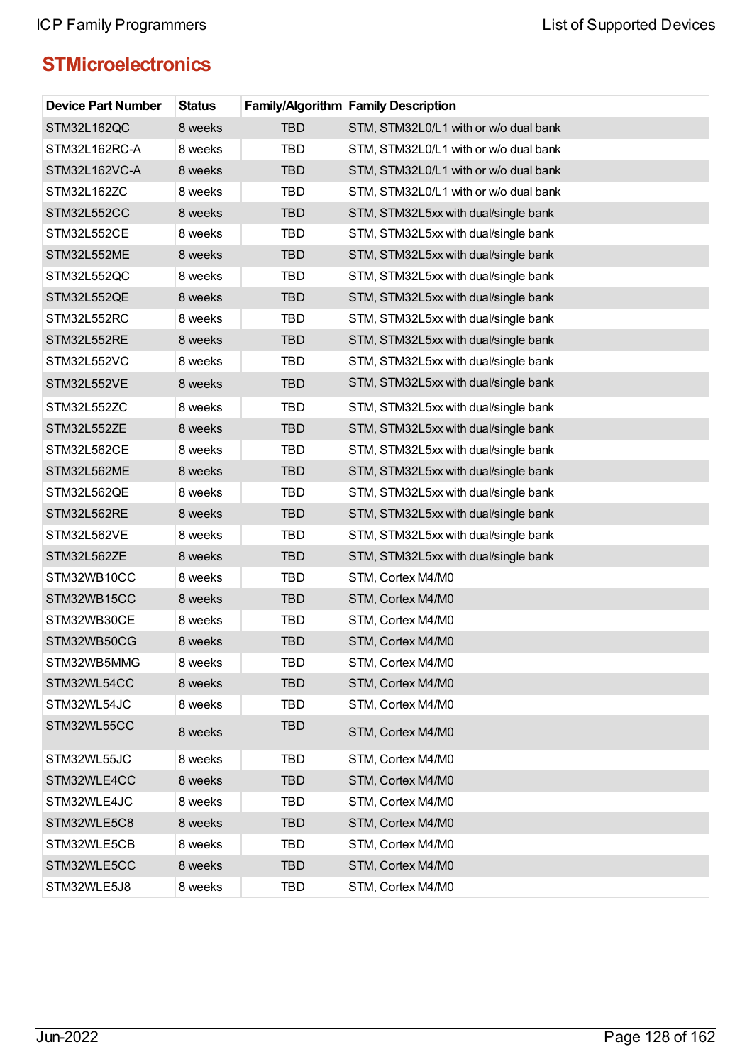## STMicroelectronics

| Device Part Number | Status | Family/Algorithm | Family Description |
|---|---|---|---|
| STM32L162QC | 8 weeks | TBD | STM, STM32L0/L1 with or w/o dual bank |
| STM32L162RC-A | 8 weeks | TBD | STM, STM32L0/L1 with or w/o dual bank |
| STM32L162VC-A | 8 weeks | TBD | STM, STM32L0/L1 with or w/o dual bank |
| STM32L162ZC | 8 weeks | TBD | STM, STM32L0/L1 with or w/o dual bank |
| STM32L552CC | 8 weeks | TBD | STM, STM32L5xx with dual/single bank |
| STM32L552CE | 8 weeks | TBD | STM, STM32L5xx with dual/single bank |
| STM32L552ME | 8 weeks | TBD | STM, STM32L5xx with dual/single bank |
| STM32L552QC | 8 weeks | TBD | STM, STM32L5xx with dual/single bank |
| STM32L552QE | 8 weeks | TBD | STM, STM32L5xx with dual/single bank |
| STM32L552RC | 8 weeks | TBD | STM, STM32L5xx with dual/single bank |
| STM32L552RE | 8 weeks | TBD | STM, STM32L5xx with dual/single bank |
| STM32L552VC | 8 weeks | TBD | STM, STM32L5xx with dual/single bank |
| STM32L552VE | 8 weeks | TBD | STM, STM32L5xx with dual/single bank |
| STM32L552ZC | 8 weeks | TBD | STM, STM32L5xx with dual/single bank |
| STM32L552ZE | 8 weeks | TBD | STM, STM32L5xx with dual/single bank |
| STM32L562CE | 8 weeks | TBD | STM, STM32L5xx with dual/single bank |
| STM32L562ME | 8 weeks | TBD | STM, STM32L5xx with dual/single bank |
| STM32L562QE | 8 weeks | TBD | STM, STM32L5xx with dual/single bank |
| STM32L562RE | 8 weeks | TBD | STM, STM32L5xx with dual/single bank |
| STM32L562VE | 8 weeks | TBD | STM, STM32L5xx with dual/single bank |
| STM32L562ZE | 8 weeks | TBD | STM, STM32L5xx with dual/single bank |
| STM32WB10CC | 8 weeks | TBD | STM, Cortex M4/M0 |
| STM32WB15CC | 8 weeks | TBD | STM, Cortex M4/M0 |
| STM32WB30CE | 8 weeks | TBD | STM, Cortex M4/M0 |
| STM32WB50CG | 8 weeks | TBD | STM, Cortex M4/M0 |
| STM32WB5MMG | 8 weeks | TBD | STM, Cortex M4/M0 |
| STM32WL54CC | 8 weeks | TBD | STM, Cortex M4/M0 |
| STM32WL54JC | 8 weeks | TBD | STM, Cortex M4/M0 |
| STM32WL55CC | 8 weeks | TBD | STM, Cortex M4/M0 |
| STM32WL55JC | 8 weeks | TBD | STM, Cortex M4/M0 |
| STM32WLE4CC | 8 weeks | TBD | STM, Cortex M4/M0 |
| STM32WLE4JC | 8 weeks | TBD | STM, Cortex M4/M0 |
| STM32WLE5C8 | 8 weeks | TBD | STM, Cortex M4/M0 |
| STM32WLE5CB | 8 weeks | TBD | STM, Cortex M4/M0 |
| STM32WLE5CC | 8 weeks | TBD | STM, Cortex M4/M0 |
| STM32WLE5J8 | 8 weeks | TBD | STM, Cortex M4/M0 |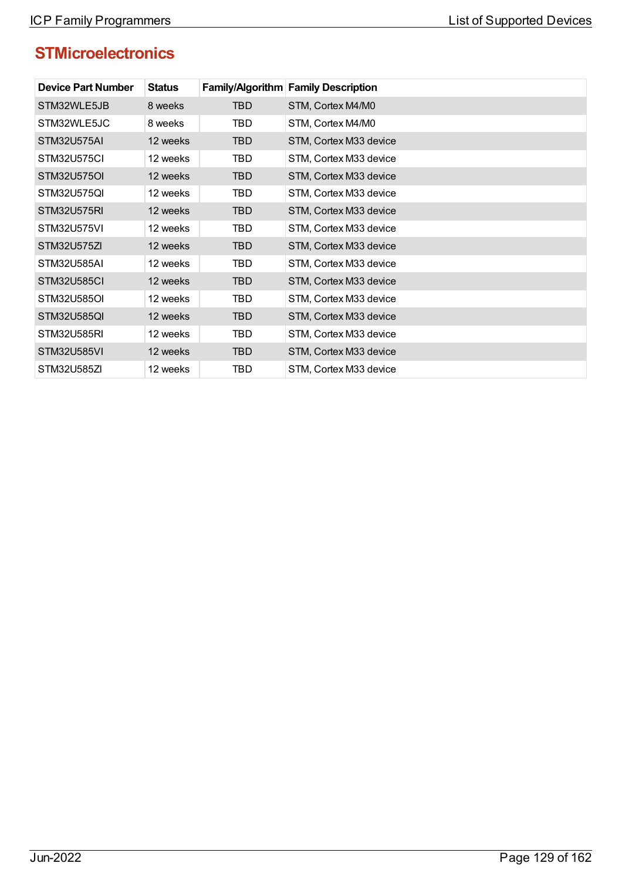## STMicroelectronics

| Device Part Number | Status | Family/Algorithm | Family Description |
| --- | --- | --- | --- |
| STM32WLE5JB | 8 weeks | TBD | STM, Cortex M4/M0 |
| STM32WLE5JC | 8 weeks | TBD | STM, Cortex M4/M0 |
| STM32U575AI | 12 weeks | TBD | STM, Cortex M33 device |
| STM32U575CI | 12 weeks | TBD | STM, Cortex M33 device |
| STM32U575OI | 12 weeks | TBD | STM, Cortex M33 device |
| STM32U575QI | 12 weeks | TBD | STM, Cortex M33 device |
| STM32U575RI | 12 weeks | TBD | STM, Cortex M33 device |
| STM32U575VI | 12 weeks | TBD | STM, Cortex M33 device |
| STM32U575ZI | 12 weeks | TBD | STM, Cortex M33 device |
| STM32U585AI | 12 weeks | TBD | STM, Cortex M33 device |
| STM32U585CI | 12 weeks | TBD | STM, Cortex M33 device |
| STM32U585OI | 12 weeks | TBD | STM, Cortex M33 device |
| STM32U585QI | 12 weeks | TBD | STM, Cortex M33 device |
| STM32U585RI | 12 weeks | TBD | STM, Cortex M33 device |
| STM32U585VI | 12 weeks | TBD | STM, Cortex M33 device |
| STM32U585ZI | 12 weeks | TBD | STM, Cortex M33 device |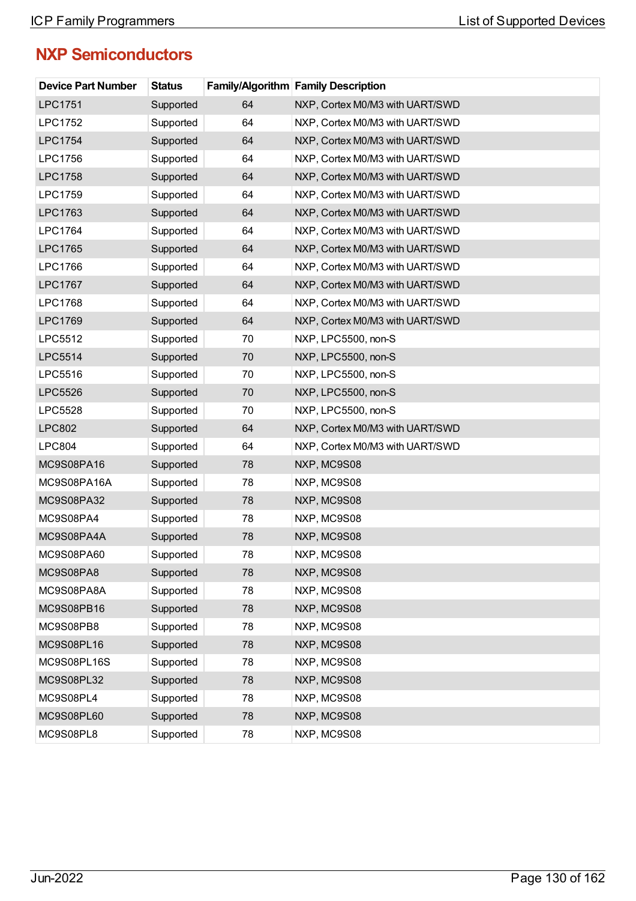## NXP Semiconductors

| Device Part Number | Status | Family/Algorithm | Family Description |
|---|---|---|---|
| LPC1751 | Supported | 64 | NXP, Cortex M0/M3 with UART/SWD |
| LPC1752 | Supported | 64 | NXP, Cortex M0/M3 with UART/SWD |
| LPC1754 | Supported | 64 | NXP, Cortex M0/M3 with UART/SWD |
| LPC1756 | Supported | 64 | NXP, Cortex M0/M3 with UART/SWD |
| LPC1758 | Supported | 64 | NXP, Cortex M0/M3 with UART/SWD |
| LPC1759 | Supported | 64 | NXP, Cortex M0/M3 with UART/SWD |
| LPC1763 | Supported | 64 | NXP, Cortex M0/M3 with UART/SWD |
| LPC1764 | Supported | 64 | NXP, Cortex M0/M3 with UART/SWD |
| LPC1765 | Supported | 64 | NXP, Cortex M0/M3 with UART/SWD |
| LPC1766 | Supported | 64 | NXP, Cortex M0/M3 with UART/SWD |
| LPC1767 | Supported | 64 | NXP, Cortex M0/M3 with UART/SWD |
| LPC1768 | Supported | 64 | NXP, Cortex M0/M3 with UART/SWD |
| LPC1769 | Supported | 64 | NXP, Cortex M0/M3 with UART/SWD |
| LPC5512 | Supported | 70 | NXP, LPC5500, non-S |
| LPC5514 | Supported | 70 | NXP, LPC5500, non-S |
| LPC5516 | Supported | 70 | NXP, LPC5500, non-S |
| LPC5526 | Supported | 70 | NXP, LPC5500, non-S |
| LPC5528 | Supported | 70 | NXP, LPC5500, non-S |
| LPC802 | Supported | 64 | NXP, Cortex M0/M3 with UART/SWD |
| LPC804 | Supported | 64 | NXP, Cortex M0/M3 with UART/SWD |
| MC9S08PA16 | Supported | 78 | NXP, MC9S08 |
| MC9S08PA16A | Supported | 78 | NXP, MC9S08 |
| MC9S08PA32 | Supported | 78 | NXP, MC9S08 |
| MC9S08PA4 | Supported | 78 | NXP, MC9S08 |
| MC9S08PA4A | Supported | 78 | NXP, MC9S08 |
| MC9S08PA60 | Supported | 78 | NXP, MC9S08 |
| MC9S08PA8 | Supported | 78 | NXP, MC9S08 |
| MC9S08PA8A | Supported | 78 | NXP, MC9S08 |
| MC9S08PB16 | Supported | 78 | NXP, MC9S08 |
| MC9S08PB8 | Supported | 78 | NXP, MC9S08 |
| MC9S08PL16 | Supported | 78 | NXP, MC9S08 |
| MC9S08PL16S | Supported | 78 | NXP, MC9S08 |
| MC9S08PL32 | Supported | 78 | NXP, MC9S08 |
| MC9S08PL4 | Supported | 78 | NXP, MC9S08 |
| MC9S08PL60 | Supported | 78 | NXP, MC9S08 |
| MC9S08PL8 | Supported | 78 | NXP, MC9S08 |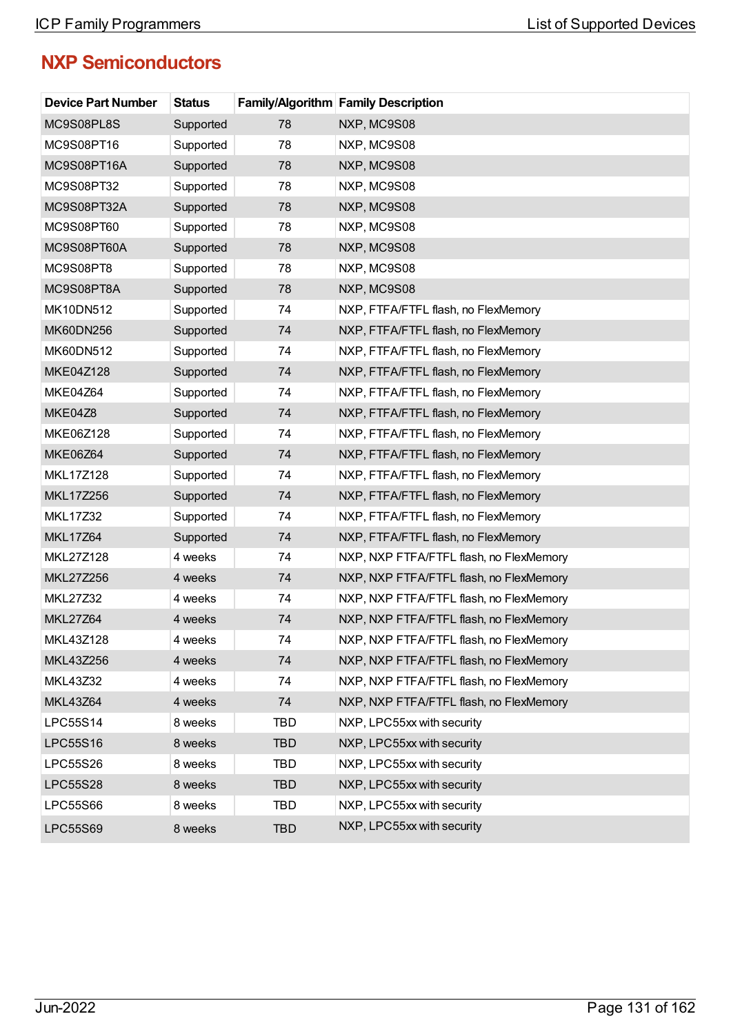## NXP Semiconductors

| Device Part Number | Status | Family/Algorithm | Family Description |
|---|---|---|---|
| MC9S08PL8S | Supported | 78 | NXP, MC9S08 |
| MC9S08PT16 | Supported | 78 | NXP, MC9S08 |
| MC9S08PT16A | Supported | 78 | NXP, MC9S08 |
| MC9S08PT32 | Supported | 78 | NXP, MC9S08 |
| MC9S08PT32A | Supported | 78 | NXP, MC9S08 |
| MC9S08PT60 | Supported | 78 | NXP, MC9S08 |
| MC9S08PT60A | Supported | 78 | NXP, MC9S08 |
| MC9S08PT8 | Supported | 78 | NXP, MC9S08 |
| MC9S08PT8A | Supported | 78 | NXP, MC9S08 |
| MK10DN512 | Supported | 74 | NXP, FTFA/FTFL flash, no FlexMemory |
| MK60DN256 | Supported | 74 | NXP, FTFA/FTFL flash, no FlexMemory |
| MK60DN512 | Supported | 74 | NXP, FTFA/FTFL flash, no FlexMemory |
| MKE04Z128 | Supported | 74 | NXP, FTFA/FTFL flash, no FlexMemory |
| MKE04Z64 | Supported | 74 | NXP, FTFA/FTFL flash, no FlexMemory |
| MKE04Z8 | Supported | 74 | NXP, FTFA/FTFL flash, no FlexMemory |
| MKE06Z128 | Supported | 74 | NXP, FTFA/FTFL flash, no FlexMemory |
| MKE06Z64 | Supported | 74 | NXP, FTFA/FTFL flash, no FlexMemory |
| MKL17Z128 | Supported | 74 | NXP, FTFA/FTFL flash, no FlexMemory |
| MKL17Z256 | Supported | 74 | NXP, FTFA/FTFL flash, no FlexMemory |
| MKL17Z32 | Supported | 74 | NXP, FTFA/FTFL flash, no FlexMemory |
| MKL17Z64 | Supported | 74 | NXP, FTFA/FTFL flash, no FlexMemory |
| MKL27Z128 | 4 weeks | 74 | NXP, NXP FTFA/FTFL flash, no FlexMemory |
| MKL27Z256 | 4 weeks | 74 | NXP, NXP FTFA/FTFL flash, no FlexMemory |
| MKL27Z32 | 4 weeks | 74 | NXP, NXP FTFA/FTFL flash, no FlexMemory |
| MKL27Z64 | 4 weeks | 74 | NXP, NXP FTFA/FTFL flash, no FlexMemory |
| MKL43Z128 | 4 weeks | 74 | NXP, NXP FTFA/FTFL flash, no FlexMemory |
| MKL43Z256 | 4 weeks | 74 | NXP, NXP FTFA/FTFL flash, no FlexMemory |
| MKL43Z32 | 4 weeks | 74 | NXP, NXP FTFA/FTFL flash, no FlexMemory |
| MKL43Z64 | 4 weeks | 74 | NXP, NXP FTFA/FTFL flash, no FlexMemory |
| LPC55S14 | 8 weeks | TBD | NXP, LPC55xx with security |
| LPC55S16 | 8 weeks | TBD | NXP, LPC55xx with security |
| LPC55S26 | 8 weeks | TBD | NXP, LPC55xx with security |
| LPC55S28 | 8 weeks | TBD | NXP, LPC55xx with security |
| LPC55S66 | 8 weeks | TBD | NXP, LPC55xx with security |
| LPC55S69 | 8 weeks | TBD | NXP, LPC55xx with security |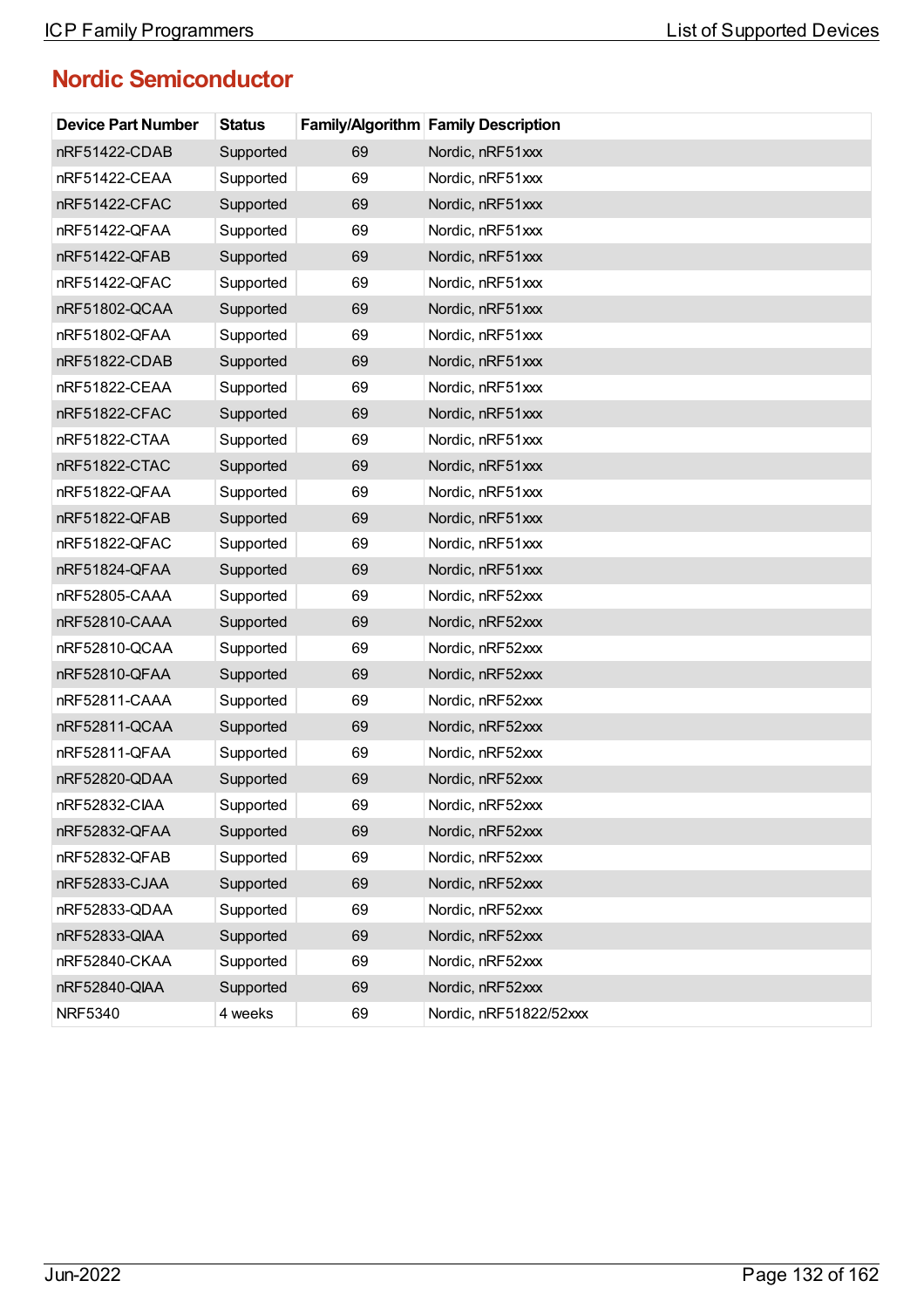## Nordic Semiconductor

| Device Part Number | Status | Family/Algorithm | Family Description |
|---|---|---|---|
| nRF51422-CDAB | Supported | 69 | Nordic, nRF51xxx |
| nRF51422-CEAA | Supported | 69 | Nordic, nRF51xxx |
| nRF51422-CFAC | Supported | 69 | Nordic, nRF51xxx |
| nRF51422-QFAA | Supported | 69 | Nordic, nRF51xxx |
| nRF51422-QFAB | Supported | 69 | Nordic, nRF51xxx |
| nRF51422-QFAC | Supported | 69 | Nordic, nRF51xxx |
| nRF51802-QCAA | Supported | 69 | Nordic, nRF51xxx |
| nRF51802-QFAA | Supported | 69 | Nordic, nRF51xxx |
| nRF51822-CDAB | Supported | 69 | Nordic, nRF51xxx |
| nRF51822-CEAA | Supported | 69 | Nordic, nRF51xxx |
| nRF51822-CFAC | Supported | 69 | Nordic, nRF51xxx |
| nRF51822-CTAA | Supported | 69 | Nordic, nRF51xxx |
| nRF51822-CTAC | Supported | 69 | Nordic, nRF51xxx |
| nRF51822-QFAA | Supported | 69 | Nordic, nRF51xxx |
| nRF51822-QFAB | Supported | 69 | Nordic, nRF51xxx |
| nRF51822-QFAC | Supported | 69 | Nordic, nRF51xxx |
| nRF51824-QFAA | Supported | 69 | Nordic, nRF51xxx |
| nRF52805-CAAA | Supported | 69 | Nordic, nRF52xxx |
| nRF52810-CAAA | Supported | 69 | Nordic, nRF52xxx |
| nRF52810-QCAA | Supported | 69 | Nordic, nRF52xxx |
| nRF52810-QFAA | Supported | 69 | Nordic, nRF52xxx |
| nRF52811-CAAA | Supported | 69 | Nordic, nRF52xxx |
| nRF52811-QCAA | Supported | 69 | Nordic, nRF52xxx |
| nRF52811-QFAA | Supported | 69 | Nordic, nRF52xxx |
| nRF52820-QDAA | Supported | 69 | Nordic, nRF52xxx |
| nRF52832-CIAA | Supported | 69 | Nordic, nRF52xxx |
| nRF52832-QFAA | Supported | 69 | Nordic, nRF52xxx |
| nRF52832-QFAB | Supported | 69 | Nordic, nRF52xxx |
| nRF52833-CJAA | Supported | 69 | Nordic, nRF52xxx |
| nRF52833-QDAA | Supported | 69 | Nordic, nRF52xxx |
| nRF52833-QIAA | Supported | 69 | Nordic, nRF52xxx |
| nRF52840-CKAA | Supported | 69 | Nordic, nRF52xxx |
| nRF52840-QIAA | Supported | 69 | Nordic, nRF52xxx |
| NRF5340 | 4 weeks | 69 | Nordic, nRF51822/52xxx |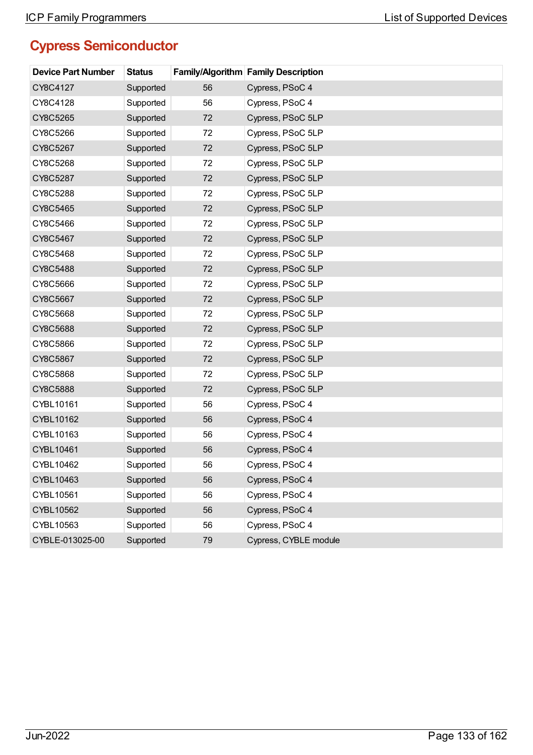## Cypress Semiconductor

| Device Part Number | Status | Family/Algorithm | Family Description |
|---|---|---|---|
| CY8C4127 | Supported | 56 | Cypress, PSoC 4 |
| CY8C4128 | Supported | 56 | Cypress, PSoC 4 |
| CY8C5265 | Supported | 72 | Cypress, PSoC 5LP |
| CY8C5266 | Supported | 72 | Cypress, PSoC 5LP |
| CY8C5267 | Supported | 72 | Cypress, PSoC 5LP |
| CY8C5268 | Supported | 72 | Cypress, PSoC 5LP |
| CY8C5287 | Supported | 72 | Cypress, PSoC 5LP |
| CY8C5288 | Supported | 72 | Cypress, PSoC 5LP |
| CY8C5465 | Supported | 72 | Cypress, PSoC 5LP |
| CY8C5466 | Supported | 72 | Cypress, PSoC 5LP |
| CY8C5467 | Supported | 72 | Cypress, PSoC 5LP |
| CY8C5468 | Supported | 72 | Cypress, PSoC 5LP |
| CY8C5488 | Supported | 72 | Cypress, PSoC 5LP |
| CY8C5666 | Supported | 72 | Cypress, PSoC 5LP |
| CY8C5667 | Supported | 72 | Cypress, PSoC 5LP |
| CY8C5668 | Supported | 72 | Cypress, PSoC 5LP |
| CY8C5688 | Supported | 72 | Cypress, PSoC 5LP |
| CY8C5866 | Supported | 72 | Cypress, PSoC 5LP |
| CY8C5867 | Supported | 72 | Cypress, PSoC 5LP |
| CY8C5868 | Supported | 72 | Cypress, PSoC 5LP |
| CY8C5888 | Supported | 72 | Cypress, PSoC 5LP |
| CYBL10161 | Supported | 56 | Cypress, PSoC 4 |
| CYBL10162 | Supported | 56 | Cypress, PSoC 4 |
| CYBL10163 | Supported | 56 | Cypress, PSoC 4 |
| CYBL10461 | Supported | 56 | Cypress, PSoC 4 |
| CYBL10462 | Supported | 56 | Cypress, PSoC 4 |
| CYBL10463 | Supported | 56 | Cypress, PSoC 4 |
| CYBL10561 | Supported | 56 | Cypress, PSoC 4 |
| CYBL10562 | Supported | 56 | Cypress, PSoC 4 |
| CYBL10563 | Supported | 56 | Cypress, PSoC 4 |
| CYBLE-013025-00 | Supported | 79 | Cypress, CYBLE module |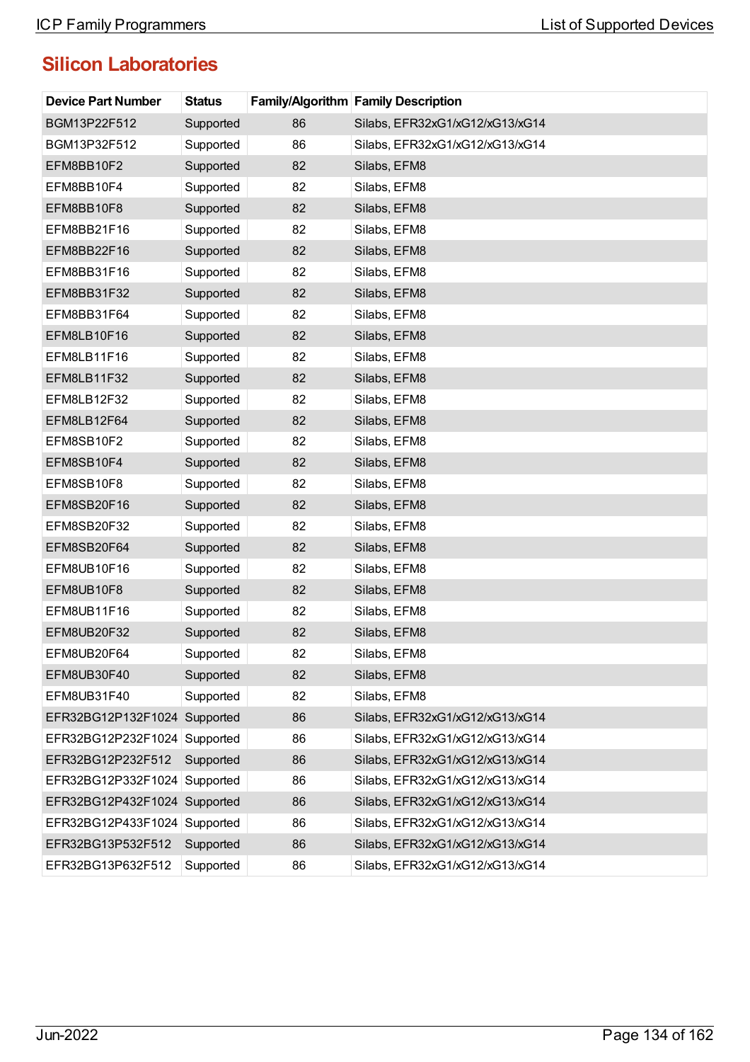## Silicon Laboratories

| Device Part Number | Status | Family/Algorithm | Family Description |
|---|---|---|---|
| BGM13P22F512 | Supported | 86 | Silabs, EFR32xG1/xG12/xG13/xG14 |
| BGM13P32F512 | Supported | 86 | Silabs, EFR32xG1/xG12/xG13/xG14 |
| EFM8BB10F2 | Supported | 82 | Silabs, EFM8 |
| EFM8BB10F4 | Supported | 82 | Silabs, EFM8 |
| EFM8BB10F8 | Supported | 82 | Silabs, EFM8 |
| EFM8BB21F16 | Supported | 82 | Silabs, EFM8 |
| EFM8BB22F16 | Supported | 82 | Silabs, EFM8 |
| EFM8BB31F16 | Supported | 82 | Silabs, EFM8 |
| EFM8BB31F32 | Supported | 82 | Silabs, EFM8 |
| EFM8BB31F64 | Supported | 82 | Silabs, EFM8 |
| EFM8LB10F16 | Supported | 82 | Silabs, EFM8 |
| EFM8LB11F16 | Supported | 82 | Silabs, EFM8 |
| EFM8LB11F32 | Supported | 82 | Silabs, EFM8 |
| EFM8LB12F32 | Supported | 82 | Silabs, EFM8 |
| EFM8LB12F64 | Supported | 82 | Silabs, EFM8 |
| EFM8SB10F2 | Supported | 82 | Silabs, EFM8 |
| EFM8SB10F4 | Supported | 82 | Silabs, EFM8 |
| EFM8SB10F8 | Supported | 82 | Silabs, EFM8 |
| EFM8SB20F16 | Supported | 82 | Silabs, EFM8 |
| EFM8SB20F32 | Supported | 82 | Silabs, EFM8 |
| EFM8SB20F64 | Supported | 82 | Silabs, EFM8 |
| EFM8UB10F16 | Supported | 82 | Silabs, EFM8 |
| EFM8UB10F8 | Supported | 82 | Silabs, EFM8 |
| EFM8UB11F16 | Supported | 82 | Silabs, EFM8 |
| EFM8UB20F32 | Supported | 82 | Silabs, EFM8 |
| EFM8UB20F64 | Supported | 82 | Silabs, EFM8 |
| EFM8UB30F40 | Supported | 82 | Silabs, EFM8 |
| EFM8UB31F40 | Supported | 82 | Silabs, EFM8 |
| EFR32BG12P132F1024 | Supported | 86 | Silabs, EFR32xG1/xG12/xG13/xG14 |
| EFR32BG12P232F1024 | Supported | 86 | Silabs, EFR32xG1/xG12/xG13/xG14 |
| EFR32BG12P232F512 | Supported | 86 | Silabs, EFR32xG1/xG12/xG13/xG14 |
| EFR32BG12P332F1024 | Supported | 86 | Silabs, EFR32xG1/xG12/xG13/xG14 |
| EFR32BG12P432F1024 | Supported | 86 | Silabs, EFR32xG1/xG12/xG13/xG14 |
| EFR32BG12P433F1024 | Supported | 86 | Silabs, EFR32xG1/xG12/xG13/xG14 |
| EFR32BG13P532F512 | Supported | 86 | Silabs, EFR32xG1/xG12/xG13/xG14 |
| EFR32BG13P632F512 | Supported | 86 | Silabs, EFR32xG1/xG12/xG13/xG14 |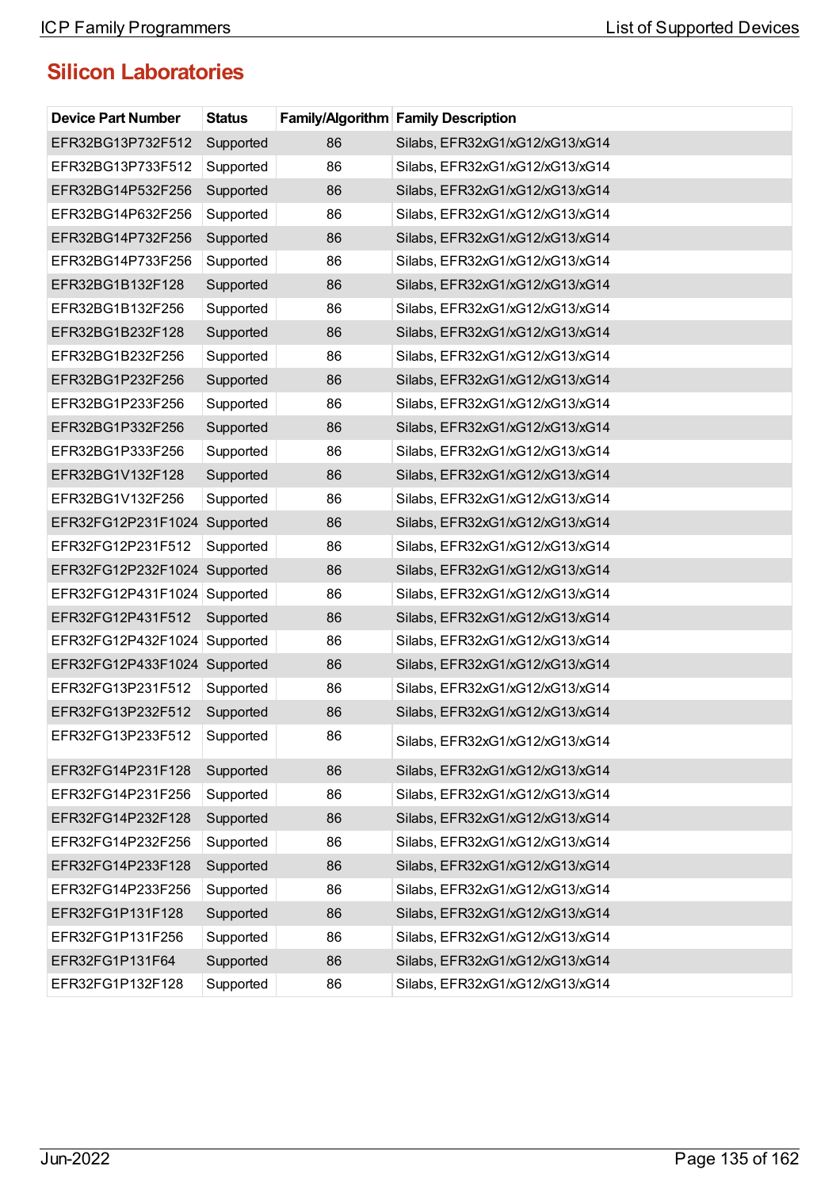## Silicon Laboratories

| Device Part Number | Status | Family/Algorithm | Family Description |
|---|---|---|---|
| EFR32BG13P732F512 | Supported | 86 | Silabs, EFR32xG1/xG12/xG13/xG14 |
| EFR32BG13P733F512 | Supported | 86 | Silabs, EFR32xG1/xG12/xG13/xG14 |
| EFR32BG14P532F256 | Supported | 86 | Silabs, EFR32xG1/xG12/xG13/xG14 |
| EFR32BG14P632F256 | Supported | 86 | Silabs, EFR32xG1/xG12/xG13/xG14 |
| EFR32BG14P732F256 | Supported | 86 | Silabs, EFR32xG1/xG12/xG13/xG14 |
| EFR32BG14P733F256 | Supported | 86 | Silabs, EFR32xG1/xG12/xG13/xG14 |
| EFR32BG1B132F128 | Supported | 86 | Silabs, EFR32xG1/xG12/xG13/xG14 |
| EFR32BG1B132F256 | Supported | 86 | Silabs, EFR32xG1/xG12/xG13/xG14 |
| EFR32BG1B232F128 | Supported | 86 | Silabs, EFR32xG1/xG12/xG13/xG14 |
| EFR32BG1B232F256 | Supported | 86 | Silabs, EFR32xG1/xG12/xG13/xG14 |
| EFR32BG1P232F256 | Supported | 86 | Silabs, EFR32xG1/xG12/xG13/xG14 |
| EFR32BG1P233F256 | Supported | 86 | Silabs, EFR32xG1/xG12/xG13/xG14 |
| EFR32BG1P332F256 | Supported | 86 | Silabs, EFR32xG1/xG12/xG13/xG14 |
| EFR32BG1P333F256 | Supported | 86 | Silabs, EFR32xG1/xG12/xG13/xG14 |
| EFR32BG1V132F128 | Supported | 86 | Silabs, EFR32xG1/xG12/xG13/xG14 |
| EFR32BG1V132F256 | Supported | 86 | Silabs, EFR32xG1/xG12/xG13/xG14 |
| EFR32FG12P231F1024 | Supported | 86 | Silabs, EFR32xG1/xG12/xG13/xG14 |
| EFR32FG12P231F512 | Supported | 86 | Silabs, EFR32xG1/xG12/xG13/xG14 |
| EFR32FG12P232F1024 | Supported | 86 | Silabs, EFR32xG1/xG12/xG13/xG14 |
| EFR32FG12P431F1024 | Supported | 86 | Silabs, EFR32xG1/xG12/xG13/xG14 |
| EFR32FG12P431F512 | Supported | 86 | Silabs, EFR32xG1/xG12/xG13/xG14 |
| EFR32FG12P432F1024 | Supported | 86 | Silabs, EFR32xG1/xG12/xG13/xG14 |
| EFR32FG12P433F1024 | Supported | 86 | Silabs, EFR32xG1/xG12/xG13/xG14 |
| EFR32FG13P231F512 | Supported | 86 | Silabs, EFR32xG1/xG12/xG13/xG14 |
| EFR32FG13P232F512 | Supported | 86 | Silabs, EFR32xG1/xG12/xG13/xG14 |
| EFR32FG13P233F512 | Supported | 86 | Silabs, EFR32xG1/xG12/xG13/xG14 |
| EFR32FG14P231F128 | Supported | 86 | Silabs, EFR32xG1/xG12/xG13/xG14 |
| EFR32FG14P231F256 | Supported | 86 | Silabs, EFR32xG1/xG12/xG13/xG14 |
| EFR32FG14P232F128 | Supported | 86 | Silabs, EFR32xG1/xG12/xG13/xG14 |
| EFR32FG14P232F256 | Supported | 86 | Silabs, EFR32xG1/xG12/xG13/xG14 |
| EFR32FG14P233F128 | Supported | 86 | Silabs, EFR32xG1/xG12/xG13/xG14 |
| EFR32FG14P233F256 | Supported | 86 | Silabs, EFR32xG1/xG12/xG13/xG14 |
| EFR32FG1P131F128 | Supported | 86 | Silabs, EFR32xG1/xG12/xG13/xG14 |
| EFR32FG1P131F256 | Supported | 86 | Silabs, EFR32xG1/xG12/xG13/xG14 |
| EFR32FG1P131F64 | Supported | 86 | Silabs, EFR32xG1/xG12/xG13/xG14 |
| EFR32FG1P132F128 | Supported | 86 | Silabs, EFR32xG1/xG12/xG13/xG14 |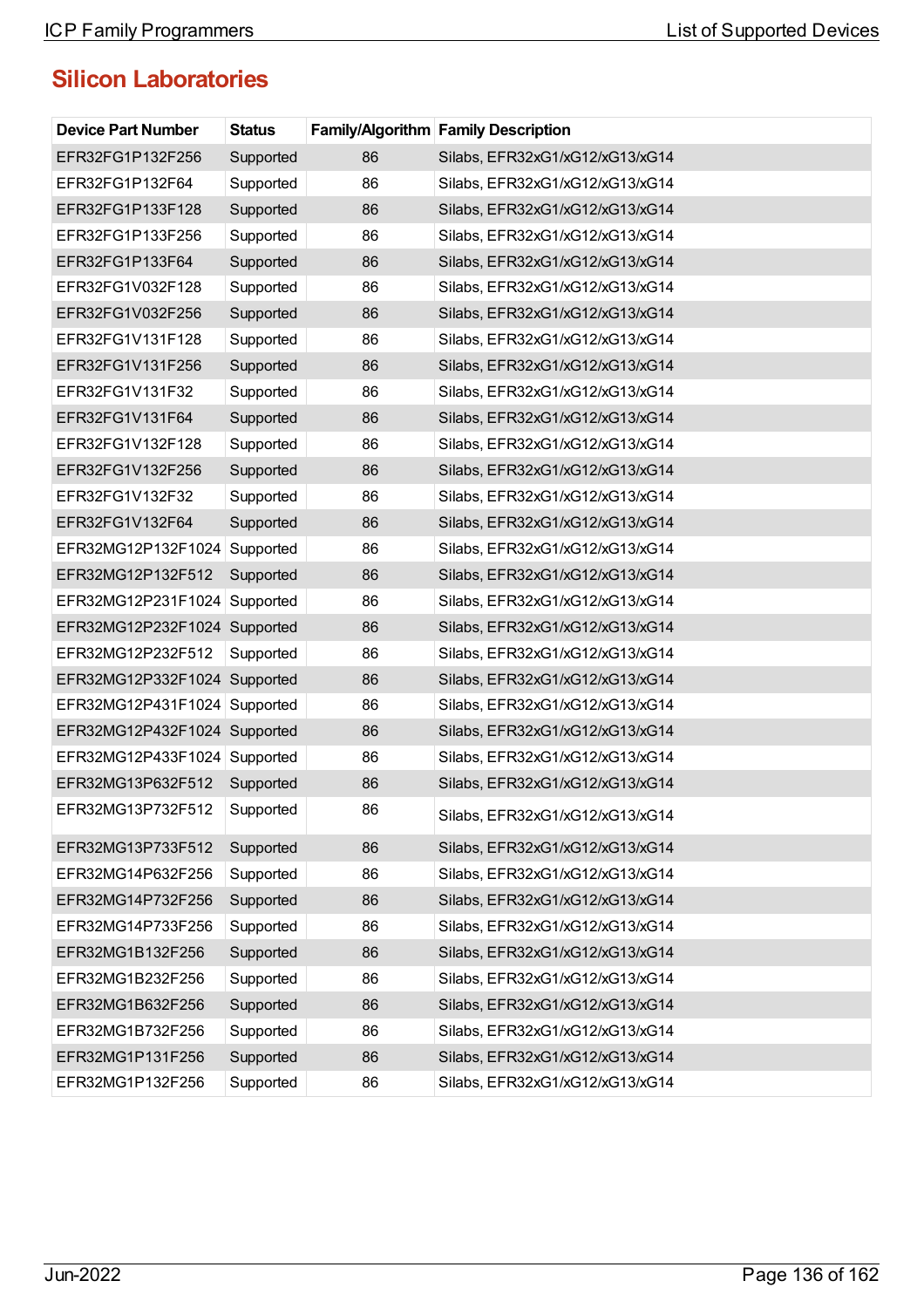## Silicon Laboratories

| Device Part Number | Status | Family/Algorithm | Family Description |
|---|---|---|---|
| EFR32FG1P132F256 | Supported | 86 | Silabs, EFR32xG1/xG12/xG13/xG14 |
| EFR32FG1P132F64 | Supported | 86 | Silabs, EFR32xG1/xG12/xG13/xG14 |
| EFR32FG1P133F128 | Supported | 86 | Silabs, EFR32xG1/xG12/xG13/xG14 |
| EFR32FG1P133F256 | Supported | 86 | Silabs, EFR32xG1/xG12/xG13/xG14 |
| EFR32FG1P133F64 | Supported | 86 | Silabs, EFR32xG1/xG12/xG13/xG14 |
| EFR32FG1V032F128 | Supported | 86 | Silabs, EFR32xG1/xG12/xG13/xG14 |
| EFR32FG1V032F256 | Supported | 86 | Silabs, EFR32xG1/xG12/xG13/xG14 |
| EFR32FG1V131F128 | Supported | 86 | Silabs, EFR32xG1/xG12/xG13/xG14 |
| EFR32FG1V131F256 | Supported | 86 | Silabs, EFR32xG1/xG12/xG13/xG14 |
| EFR32FG1V131F32 | Supported | 86 | Silabs, EFR32xG1/xG12/xG13/xG14 |
| EFR32FG1V131F64 | Supported | 86 | Silabs, EFR32xG1/xG12/xG13/xG14 |
| EFR32FG1V132F128 | Supported | 86 | Silabs, EFR32xG1/xG12/xG13/xG14 |
| EFR32FG1V132F256 | Supported | 86 | Silabs, EFR32xG1/xG12/xG13/xG14 |
| EFR32FG1V132F32 | Supported | 86 | Silabs, EFR32xG1/xG12/xG13/xG14 |
| EFR32FG1V132F64 | Supported | 86 | Silabs, EFR32xG1/xG12/xG13/xG14 |
| EFR32MG12P132F1024 | Supported | 86 | Silabs, EFR32xG1/xG12/xG13/xG14 |
| EFR32MG12P132F512 | Supported | 86 | Silabs, EFR32xG1/xG12/xG13/xG14 |
| EFR32MG12P231F1024 | Supported | 86 | Silabs, EFR32xG1/xG12/xG13/xG14 |
| EFR32MG12P232F1024 | Supported | 86 | Silabs, EFR32xG1/xG12/xG13/xG14 |
| EFR32MG12P232F512 | Supported | 86 | Silabs, EFR32xG1/xG12/xG13/xG14 |
| EFR32MG12P332F1024 | Supported | 86 | Silabs, EFR32xG1/xG12/xG13/xG14 |
| EFR32MG12P431F1024 | Supported | 86 | Silabs, EFR32xG1/xG12/xG13/xG14 |
| EFR32MG12P432F1024 | Supported | 86 | Silabs, EFR32xG1/xG12/xG13/xG14 |
| EFR32MG12P433F1024 | Supported | 86 | Silabs, EFR32xG1/xG12/xG13/xG14 |
| EFR32MG13P632F512 | Supported | 86 | Silabs, EFR32xG1/xG12/xG13/xG14 |
| EFR32MG13P732F512 | Supported | 86 | Silabs, EFR32xG1/xG12/xG13/xG14 |
| EFR32MG13P733F512 | Supported | 86 | Silabs, EFR32xG1/xG12/xG13/xG14 |
| EFR32MG14P632F256 | Supported | 86 | Silabs, EFR32xG1/xG12/xG13/xG14 |
| EFR32MG14P732F256 | Supported | 86 | Silabs, EFR32xG1/xG12/xG13/xG14 |
| EFR32MG14P733F256 | Supported | 86 | Silabs, EFR32xG1/xG12/xG13/xG14 |
| EFR32MG1B132F256 | Supported | 86 | Silabs, EFR32xG1/xG12/xG13/xG14 |
| EFR32MG1B232F256 | Supported | 86 | Silabs, EFR32xG1/xG12/xG13/xG14 |
| EFR32MG1B632F256 | Supported | 86 | Silabs, EFR32xG1/xG12/xG13/xG14 |
| EFR32MG1B732F256 | Supported | 86 | Silabs, EFR32xG1/xG12/xG13/xG14 |
| EFR32MG1P131F256 | Supported | 86 | Silabs, EFR32xG1/xG12/xG13/xG14 |
| EFR32MG1P132F256 | Supported | 86 | Silabs, EFR32xG1/xG12/xG13/xG14 |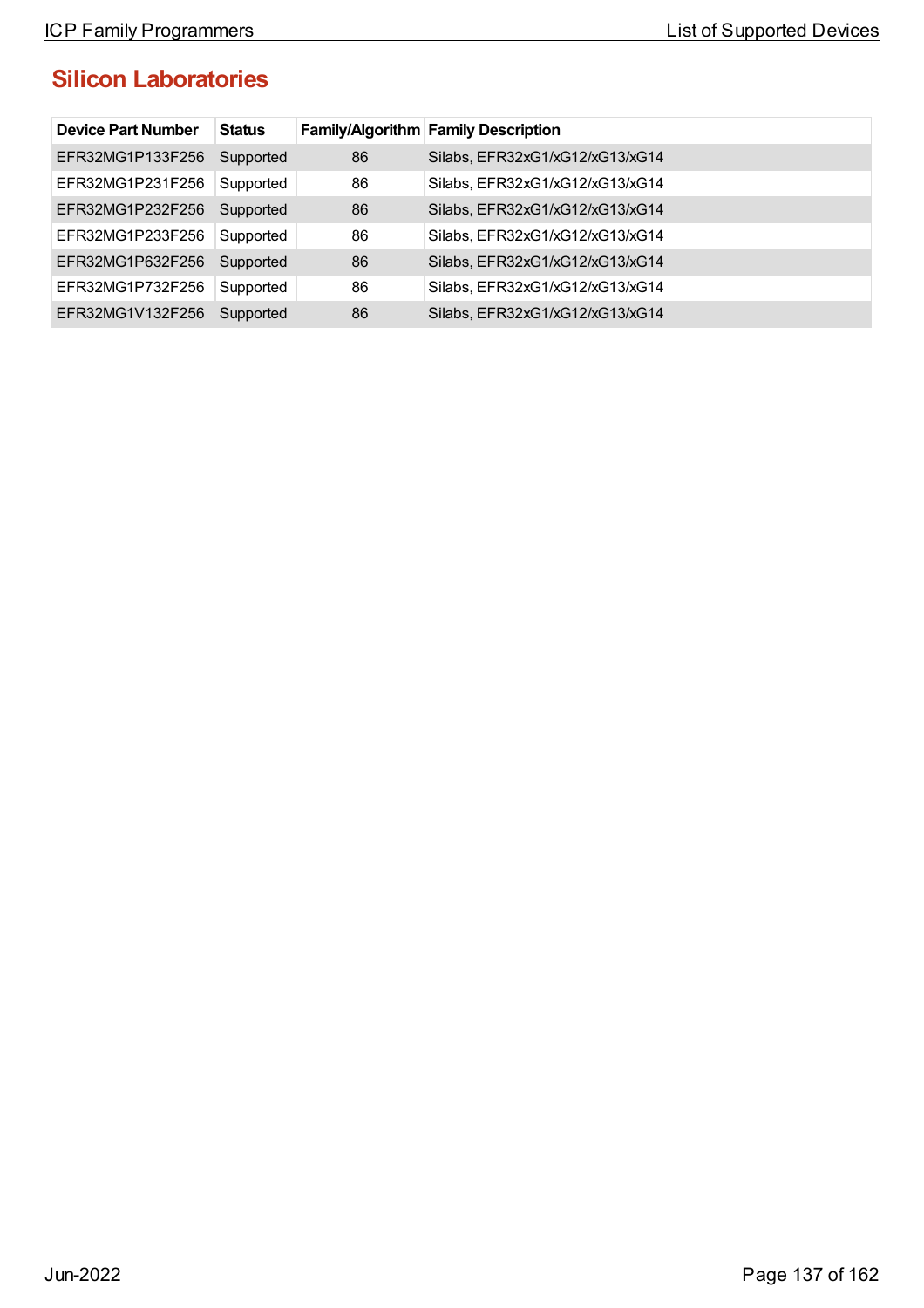## Silicon Laboratories

| Device Part Number | Status | Family/Algorithm | Family Description |
|---|---|---|---|
| EFR32MG1P133F256 | Supported | 86 | Silabs, EFR32xG1/xG12/xG13/xG14 |
| EFR32MG1P231F256 | Supported | 86 | Silabs, EFR32xG1/xG12/xG13/xG14 |
| EFR32MG1P232F256 | Supported | 86 | Silabs, EFR32xG1/xG12/xG13/xG14 |
| EFR32MG1P233F256 | Supported | 86 | Silabs, EFR32xG1/xG12/xG13/xG14 |
| EFR32MG1P632F256 | Supported | 86 | Silabs, EFR32xG1/xG12/xG13/xG14 |
| EFR32MG1P732F256 | Supported | 86 | Silabs, EFR32xG1/xG12/xG13/xG14 |
| EFR32MG1V132F256 | Supported | 86 | Silabs, EFR32xG1/xG12/xG13/xG14 |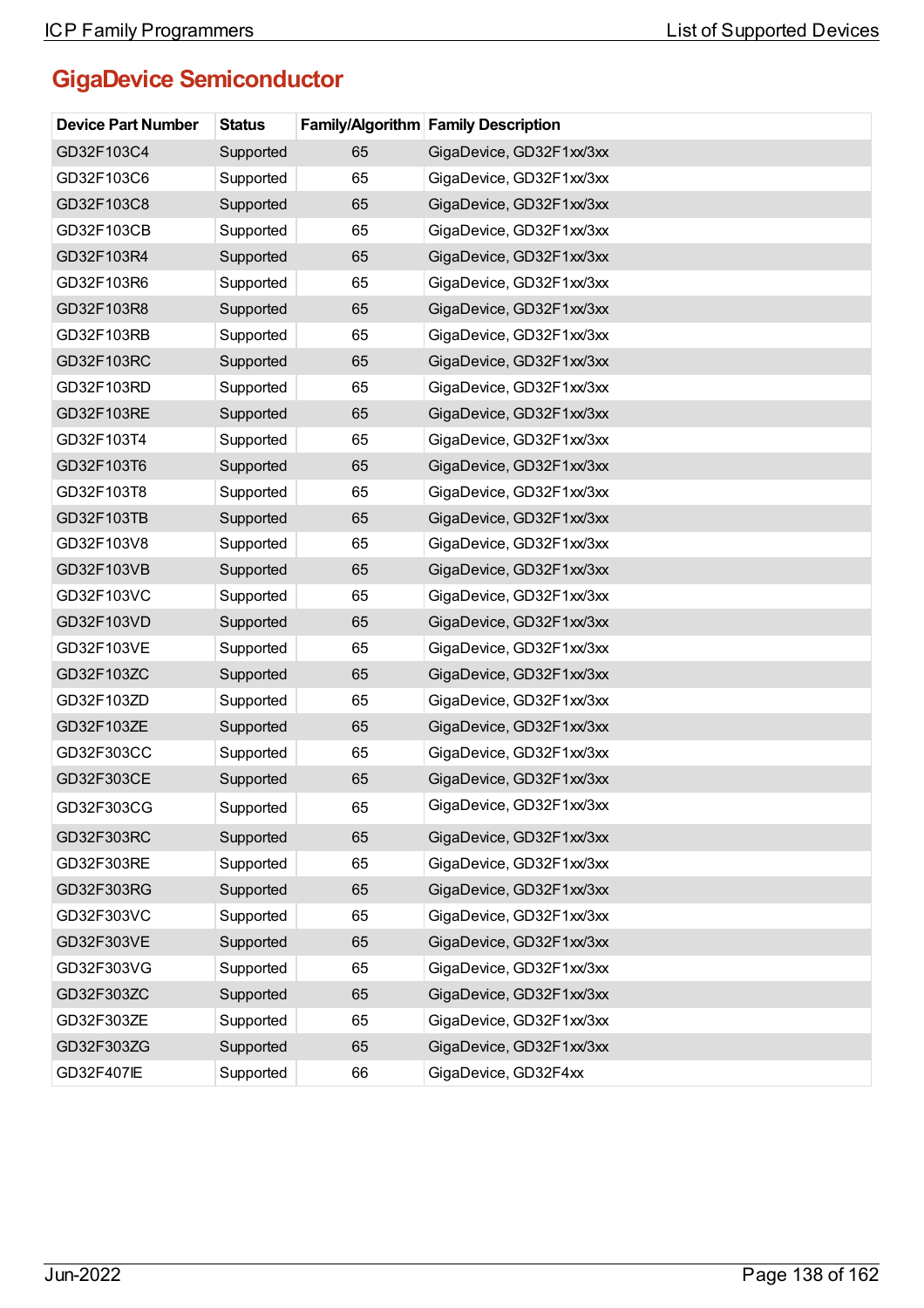## GigaDevice Semiconductor

| Device Part Number | Status | Family/Algorithm | Family Description |
|---|---|---|---|
| GD32F103C4 | Supported | 65 | GigaDevice, GD32F1xx/3xx |
| GD32F103C6 | Supported | 65 | GigaDevice, GD32F1xx/3xx |
| GD32F103C8 | Supported | 65 | GigaDevice, GD32F1xx/3xx |
| GD32F103CB | Supported | 65 | GigaDevice, GD32F1xx/3xx |
| GD32F103R4 | Supported | 65 | GigaDevice, GD32F1xx/3xx |
| GD32F103R6 | Supported | 65 | GigaDevice, GD32F1xx/3xx |
| GD32F103R8 | Supported | 65 | GigaDevice, GD32F1xx/3xx |
| GD32F103RB | Supported | 65 | GigaDevice, GD32F1xx/3xx |
| GD32F103RC | Supported | 65 | GigaDevice, GD32F1xx/3xx |
| GD32F103RD | Supported | 65 | GigaDevice, GD32F1xx/3xx |
| GD32F103RE | Supported | 65 | GigaDevice, GD32F1xx/3xx |
| GD32F103T4 | Supported | 65 | GigaDevice, GD32F1xx/3xx |
| GD32F103T6 | Supported | 65 | GigaDevice, GD32F1xx/3xx |
| GD32F103T8 | Supported | 65 | GigaDevice, GD32F1xx/3xx |
| GD32F103TB | Supported | 65 | GigaDevice, GD32F1xx/3xx |
| GD32F103V8 | Supported | 65 | GigaDevice, GD32F1xx/3xx |
| GD32F103VB | Supported | 65 | GigaDevice, GD32F1xx/3xx |
| GD32F103VC | Supported | 65 | GigaDevice, GD32F1xx/3xx |
| GD32F103VD | Supported | 65 | GigaDevice, GD32F1xx/3xx |
| GD32F103VE | Supported | 65 | GigaDevice, GD32F1xx/3xx |
| GD32F103ZC | Supported | 65 | GigaDevice, GD32F1xx/3xx |
| GD32F103ZD | Supported | 65 | GigaDevice, GD32F1xx/3xx |
| GD32F103ZE | Supported | 65 | GigaDevice, GD32F1xx/3xx |
| GD32F303CC | Supported | 65 | GigaDevice, GD32F1xx/3xx |
| GD32F303CE | Supported | 65 | GigaDevice, GD32F1xx/3xx |
| GD32F303CG | Supported | 65 | GigaDevice, GD32F1xx/3xx |
| GD32F303RC | Supported | 65 | GigaDevice, GD32F1xx/3xx |
| GD32F303RE | Supported | 65 | GigaDevice, GD32F1xx/3xx |
| GD32F303RG | Supported | 65 | GigaDevice, GD32F1xx/3xx |
| GD32F303VC | Supported | 65 | GigaDevice, GD32F1xx/3xx |
| GD32F303VE | Supported | 65 | GigaDevice, GD32F1xx/3xx |
| GD32F303VG | Supported | 65 | GigaDevice, GD32F1xx/3xx |
| GD32F303ZC | Supported | 65 | GigaDevice, GD32F1xx/3xx |
| GD32F303ZE | Supported | 65 | GigaDevice, GD32F1xx/3xx |
| GD32F303ZG | Supported | 65 | GigaDevice, GD32F1xx/3xx |
| GD32F407IE | Supported | 66 | GigaDevice, GD32F4xx |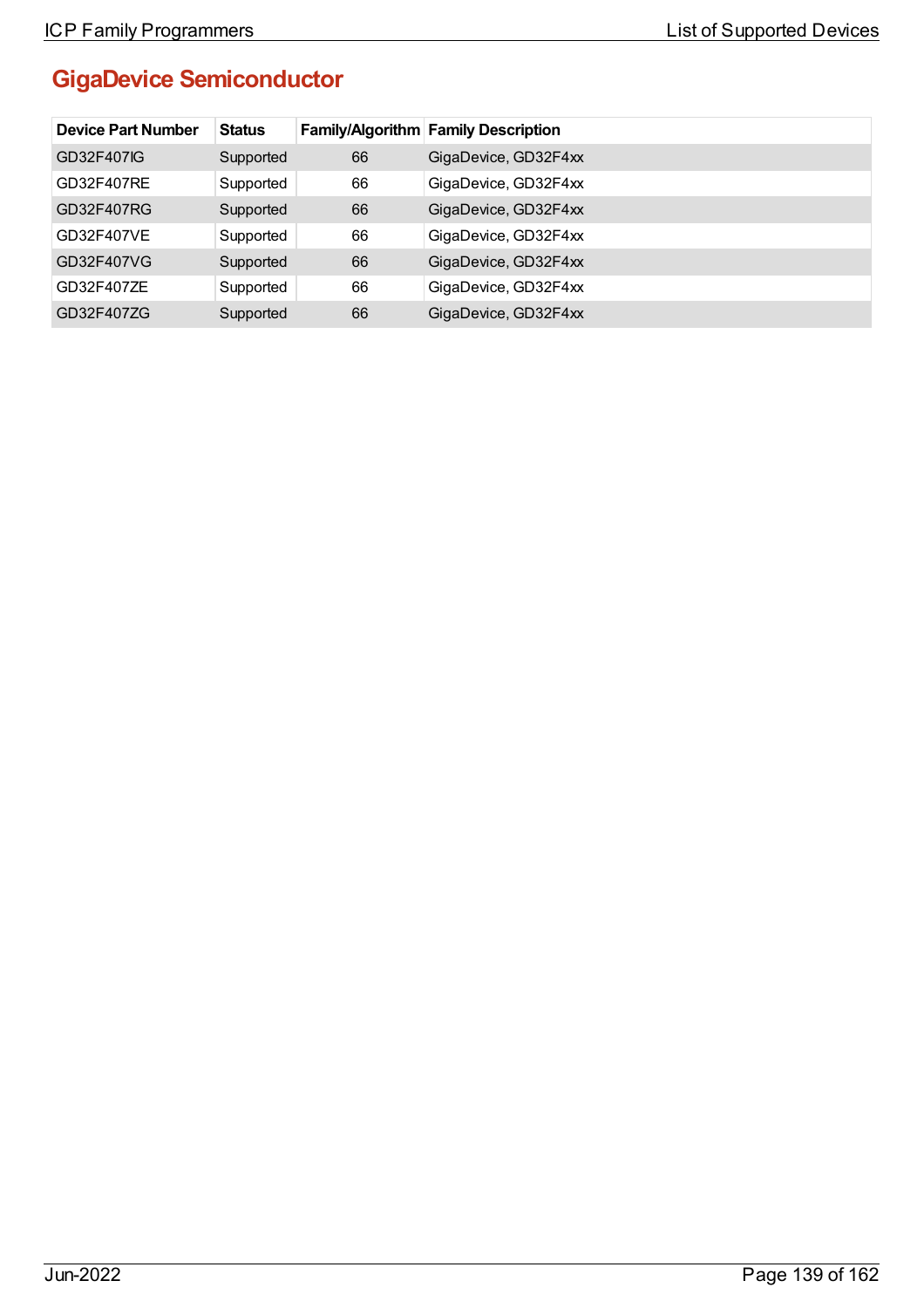## GigaDevice Semiconductor

| Device Part Number | Status | Family/Algorithm | Family Description |
|---|---|---|---|
| GD32F407IG | Supported | 66 | GigaDevice, GD32F4xx |
| GD32F407RE | Supported | 66 | GigaDevice, GD32F4xx |
| GD32F407RG | Supported | 66 | GigaDevice, GD32F4xx |
| GD32F407VE | Supported | 66 | GigaDevice, GD32F4xx |
| GD32F407VG | Supported | 66 | GigaDevice, GD32F4xx |
| GD32F407ZE | Supported | 66 | GigaDevice, GD32F4xx |
| GD32F407ZG | Supported | 66 | GigaDevice, GD32F4xx |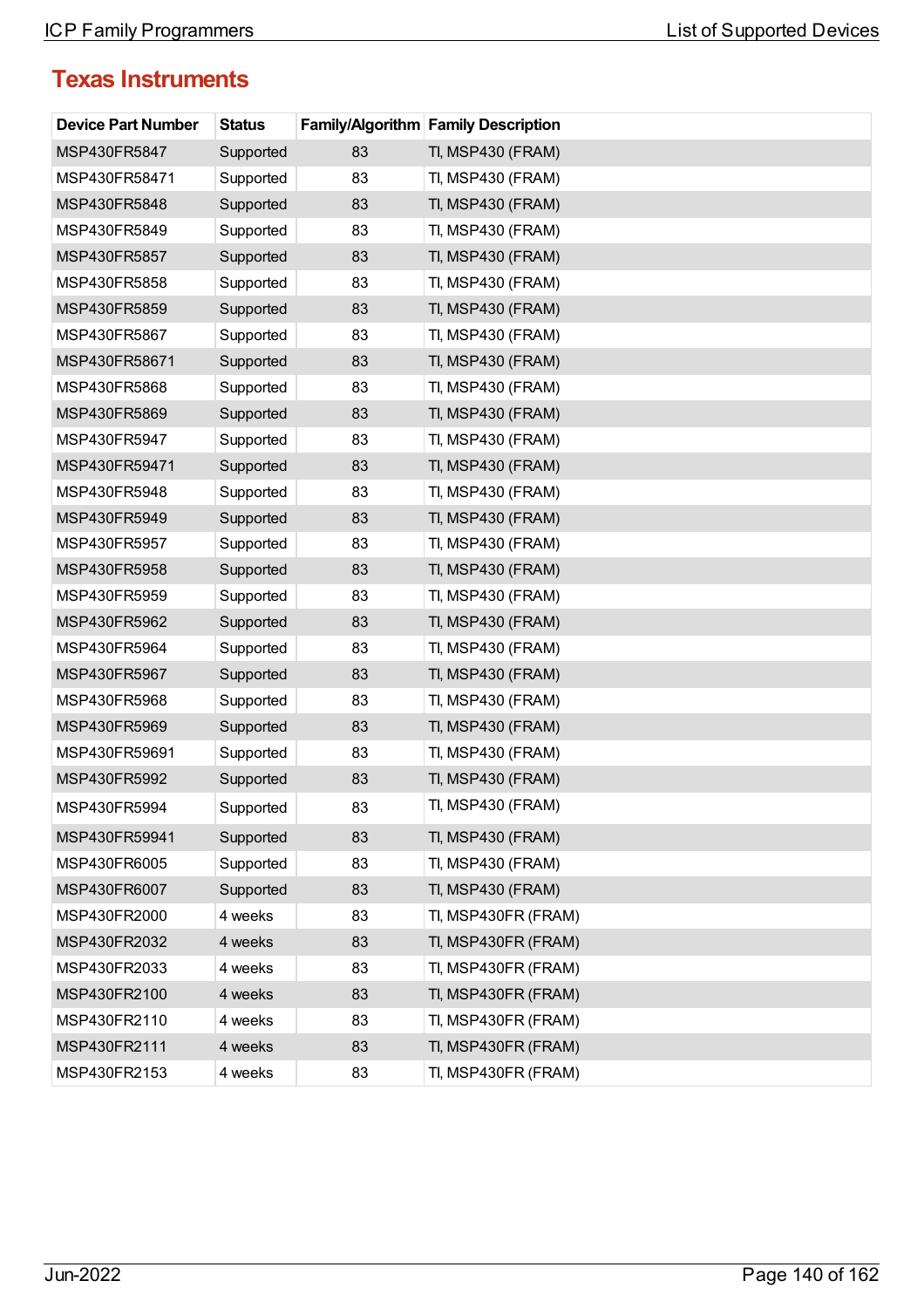## Texas Instruments

| Device Part Number | Status | Family/Algorithm | Family Description |
|---|---|---|---|
| MSP430FR5847 | Supported | 83 | TI, MSP430 (FRAM) |
| MSP430FR58471 | Supported | 83 | TI, MSP430 (FRAM) |
| MSP430FR5848 | Supported | 83 | TI, MSP430 (FRAM) |
| MSP430FR5849 | Supported | 83 | TI, MSP430 (FRAM) |
| MSP430FR5857 | Supported | 83 | TI, MSP430 (FRAM) |
| MSP430FR5858 | Supported | 83 | TI, MSP430 (FRAM) |
| MSP430FR5859 | Supported | 83 | TI, MSP430 (FRAM) |
| MSP430FR5867 | Supported | 83 | TI, MSP430 (FRAM) |
| MSP430FR58671 | Supported | 83 | TI, MSP430 (FRAM) |
| MSP430FR5868 | Supported | 83 | TI, MSP430 (FRAM) |
| MSP430FR5869 | Supported | 83 | TI, MSP430 (FRAM) |
| MSP430FR5947 | Supported | 83 | TI, MSP430 (FRAM) |
| MSP430FR59471 | Supported | 83 | TI, MSP430 (FRAM) |
| MSP430FR5948 | Supported | 83 | TI, MSP430 (FRAM) |
| MSP430FR5949 | Supported | 83 | TI, MSP430 (FRAM) |
| MSP430FR5957 | Supported | 83 | TI, MSP430 (FRAM) |
| MSP430FR5958 | Supported | 83 | TI, MSP430 (FRAM) |
| MSP430FR5959 | Supported | 83 | TI, MSP430 (FRAM) |
| MSP430FR5962 | Supported | 83 | TI, MSP430 (FRAM) |
| MSP430FR5964 | Supported | 83 | TI, MSP430 (FRAM) |
| MSP430FR5967 | Supported | 83 | TI, MSP430 (FRAM) |
| MSP430FR5968 | Supported | 83 | TI, MSP430 (FRAM) |
| MSP430FR5969 | Supported | 83 | TI, MSP430 (FRAM) |
| MSP430FR59691 | Supported | 83 | TI, MSP430 (FRAM) |
| MSP430FR5992 | Supported | 83 | TI, MSP430 (FRAM) |
| MSP430FR5994 | Supported | 83 | TI, MSP430 (FRAM) |
| MSP430FR59941 | Supported | 83 | TI, MSP430 (FRAM) |
| MSP430FR6005 | Supported | 83 | TI, MSP430 (FRAM) |
| MSP430FR6007 | Supported | 83 | TI, MSP430 (FRAM) |
| MSP430FR2000 | 4 weeks | 83 | TI, MSP430FR (FRAM) |
| MSP430FR2032 | 4 weeks | 83 | TI, MSP430FR (FRAM) |
| MSP430FR2033 | 4 weeks | 83 | TI, MSP430FR (FRAM) |
| MSP430FR2100 | 4 weeks | 83 | TI, MSP430FR (FRAM) |
| MSP430FR2110 | 4 weeks | 83 | TI, MSP430FR (FRAM) |
| MSP430FR2111 | 4 weeks | 83 | TI, MSP430FR (FRAM) |
| MSP430FR2153 | 4 weeks | 83 | TI, MSP430FR (FRAM) |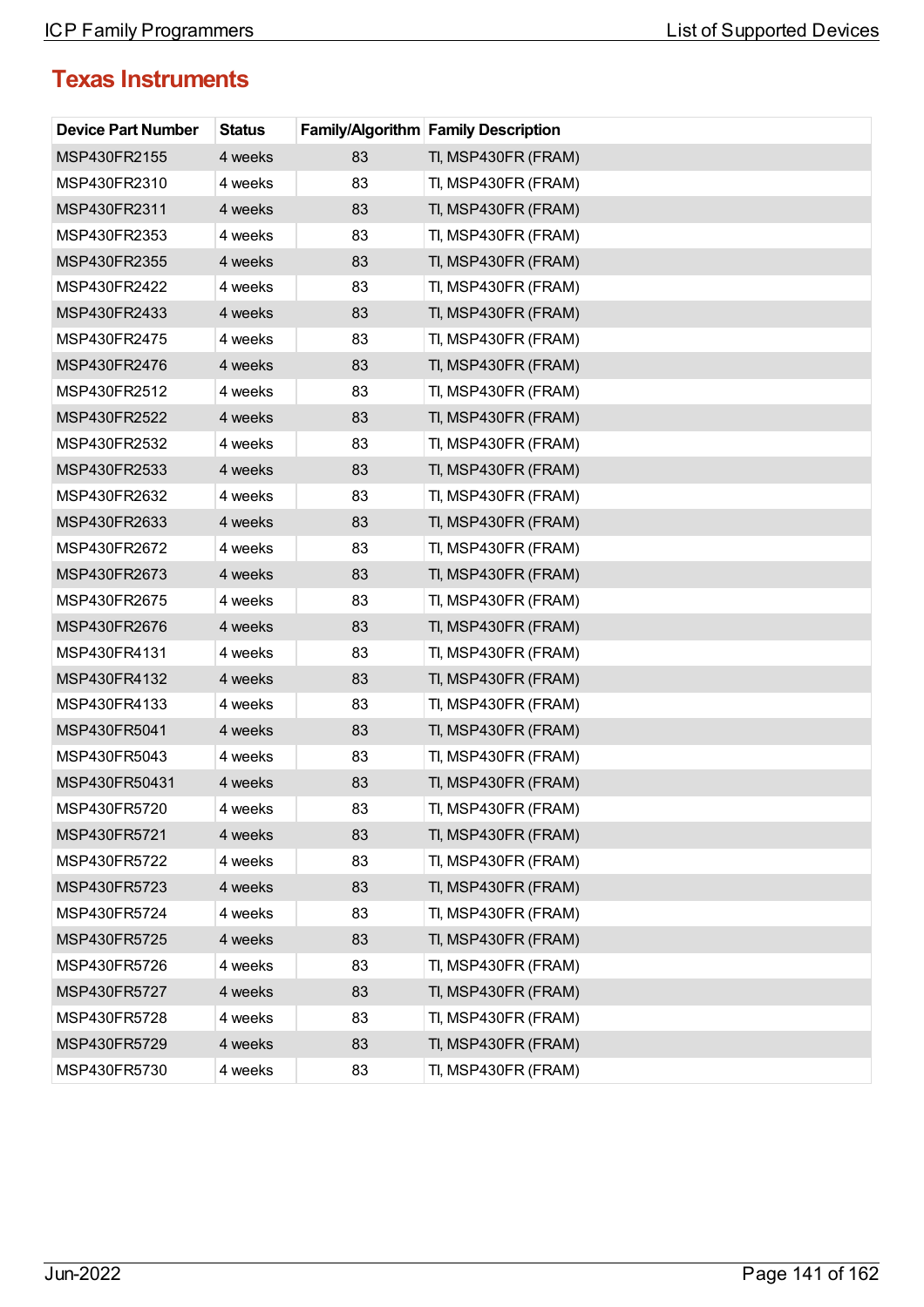## Texas Instruments

| Device Part Number | Status | Family/Algorithm | Family Description |
|---|---|---|---|
| MSP430FR2155 | 4 weeks | 83 | TI, MSP430FR (FRAM) |
| MSP430FR2310 | 4 weeks | 83 | TI, MSP430FR (FRAM) |
| MSP430FR2311 | 4 weeks | 83 | TI, MSP430FR (FRAM) |
| MSP430FR2353 | 4 weeks | 83 | TI, MSP430FR (FRAM) |
| MSP430FR2355 | 4 weeks | 83 | TI, MSP430FR (FRAM) |
| MSP430FR2422 | 4 weeks | 83 | TI, MSP430FR (FRAM) |
| MSP430FR2433 | 4 weeks | 83 | TI, MSP430FR (FRAM) |
| MSP430FR2475 | 4 weeks | 83 | TI, MSP430FR (FRAM) |
| MSP430FR2476 | 4 weeks | 83 | TI, MSP430FR (FRAM) |
| MSP430FR2512 | 4 weeks | 83 | TI, MSP430FR (FRAM) |
| MSP430FR2522 | 4 weeks | 83 | TI, MSP430FR (FRAM) |
| MSP430FR2532 | 4 weeks | 83 | TI, MSP430FR (FRAM) |
| MSP430FR2533 | 4 weeks | 83 | TI, MSP430FR (FRAM) |
| MSP430FR2632 | 4 weeks | 83 | TI, MSP430FR (FRAM) |
| MSP430FR2633 | 4 weeks | 83 | TI, MSP430FR (FRAM) |
| MSP430FR2672 | 4 weeks | 83 | TI, MSP430FR (FRAM) |
| MSP430FR2673 | 4 weeks | 83 | TI, MSP430FR (FRAM) |
| MSP430FR2675 | 4 weeks | 83 | TI, MSP430FR (FRAM) |
| MSP430FR2676 | 4 weeks | 83 | TI, MSP430FR (FRAM) |
| MSP430FR4131 | 4 weeks | 83 | TI, MSP430FR (FRAM) |
| MSP430FR4132 | 4 weeks | 83 | TI, MSP430FR (FRAM) |
| MSP430FR4133 | 4 weeks | 83 | TI, MSP430FR (FRAM) |
| MSP430FR5041 | 4 weeks | 83 | TI, MSP430FR (FRAM) |
| MSP430FR5043 | 4 weeks | 83 | TI, MSP430FR (FRAM) |
| MSP430FR50431 | 4 weeks | 83 | TI, MSP430FR (FRAM) |
| MSP430FR5720 | 4 weeks | 83 | TI, MSP430FR (FRAM) |
| MSP430FR5721 | 4 weeks | 83 | TI, MSP430FR (FRAM) |
| MSP430FR5722 | 4 weeks | 83 | TI, MSP430FR (FRAM) |
| MSP430FR5723 | 4 weeks | 83 | TI, MSP430FR (FRAM) |
| MSP430FR5724 | 4 weeks | 83 | TI, MSP430FR (FRAM) |
| MSP430FR5725 | 4 weeks | 83 | TI, MSP430FR (FRAM) |
| MSP430FR5726 | 4 weeks | 83 | TI, MSP430FR (FRAM) |
| MSP430FR5727 | 4 weeks | 83 | TI, MSP430FR (FRAM) |
| MSP430FR5728 | 4 weeks | 83 | TI, MSP430FR (FRAM) |
| MSP430FR5729 | 4 weeks | 83 | TI, MSP430FR (FRAM) |
| MSP430FR5730 | 4 weeks | 83 | TI, MSP430FR (FRAM) |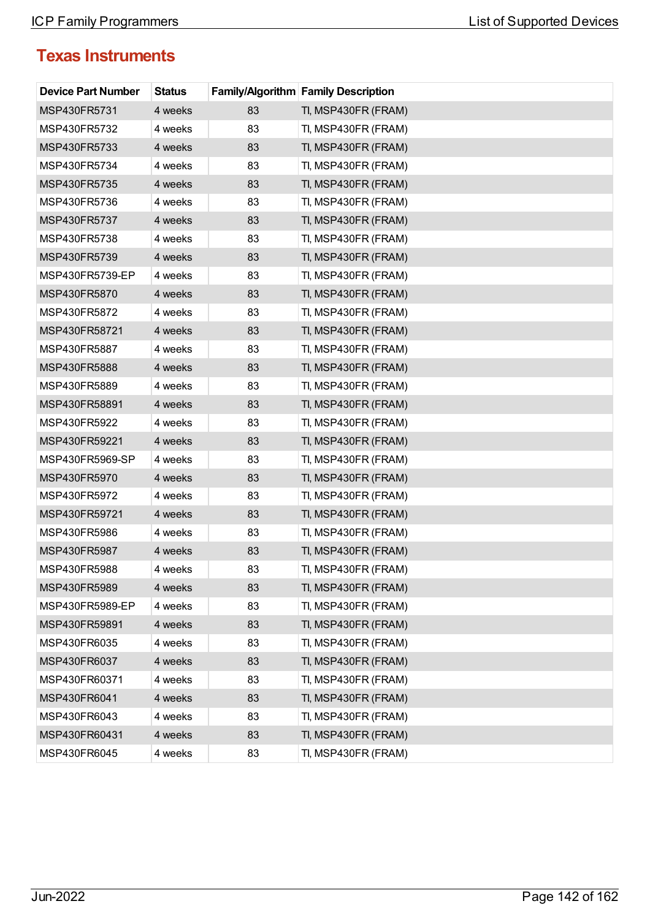## Texas Instruments

| Device Part Number | Status | Family/Algorithm | Family Description |
|---|---|---|---|
| MSP430FR5731 | 4 weeks | 83 | TI, MSP430FR (FRAM) |
| MSP430FR5732 | 4 weeks | 83 | TI, MSP430FR (FRAM) |
| MSP430FR5733 | 4 weeks | 83 | TI, MSP430FR (FRAM) |
| MSP430FR5734 | 4 weeks | 83 | TI, MSP430FR (FRAM) |
| MSP430FR5735 | 4 weeks | 83 | TI, MSP430FR (FRAM) |
| MSP430FR5736 | 4 weeks | 83 | TI, MSP430FR (FRAM) |
| MSP430FR5737 | 4 weeks | 83 | TI, MSP430FR (FRAM) |
| MSP430FR5738 | 4 weeks | 83 | TI, MSP430FR (FRAM) |
| MSP430FR5739 | 4 weeks | 83 | TI, MSP430FR (FRAM) |
| MSP430FR5739-EP | 4 weeks | 83 | TI, MSP430FR (FRAM) |
| MSP430FR5870 | 4 weeks | 83 | TI, MSP430FR (FRAM) |
| MSP430FR5872 | 4 weeks | 83 | TI, MSP430FR (FRAM) |
| MSP430FR58721 | 4 weeks | 83 | TI, MSP430FR (FRAM) |
| MSP430FR5887 | 4 weeks | 83 | TI, MSP430FR (FRAM) |
| MSP430FR5888 | 4 weeks | 83 | TI, MSP430FR (FRAM) |
| MSP430FR5889 | 4 weeks | 83 | TI, MSP430FR (FRAM) |
| MSP430FR58891 | 4 weeks | 83 | TI, MSP430FR (FRAM) |
| MSP430FR5922 | 4 weeks | 83 | TI, MSP430FR (FRAM) |
| MSP430FR59221 | 4 weeks | 83 | TI, MSP430FR (FRAM) |
| MSP430FR5969-SP | 4 weeks | 83 | TI, MSP430FR (FRAM) |
| MSP430FR5970 | 4 weeks | 83 | TI, MSP430FR (FRAM) |
| MSP430FR5972 | 4 weeks | 83 | TI, MSP430FR (FRAM) |
| MSP430FR59721 | 4 weeks | 83 | TI, MSP430FR (FRAM) |
| MSP430FR5986 | 4 weeks | 83 | TI, MSP430FR (FRAM) |
| MSP430FR5987 | 4 weeks | 83 | TI, MSP430FR (FRAM) |
| MSP430FR5988 | 4 weeks | 83 | TI, MSP430FR (FRAM) |
| MSP430FR5989 | 4 weeks | 83 | TI, MSP430FR (FRAM) |
| MSP430FR5989-EP | 4 weeks | 83 | TI, MSP430FR (FRAM) |
| MSP430FR59891 | 4 weeks | 83 | TI, MSP430FR (FRAM) |
| MSP430FR6035 | 4 weeks | 83 | TI, MSP430FR (FRAM) |
| MSP430FR6037 | 4 weeks | 83 | TI, MSP430FR (FRAM) |
| MSP430FR60371 | 4 weeks | 83 | TI, MSP430FR (FRAM) |
| MSP430FR6041 | 4 weeks | 83 | TI, MSP430FR (FRAM) |
| MSP430FR6043 | 4 weeks | 83 | TI, MSP430FR (FRAM) |
| MSP430FR60431 | 4 weeks | 83 | TI, MSP430FR (FRAM) |
| MSP430FR6045 | 4 weeks | 83 | TI, MSP430FR (FRAM) |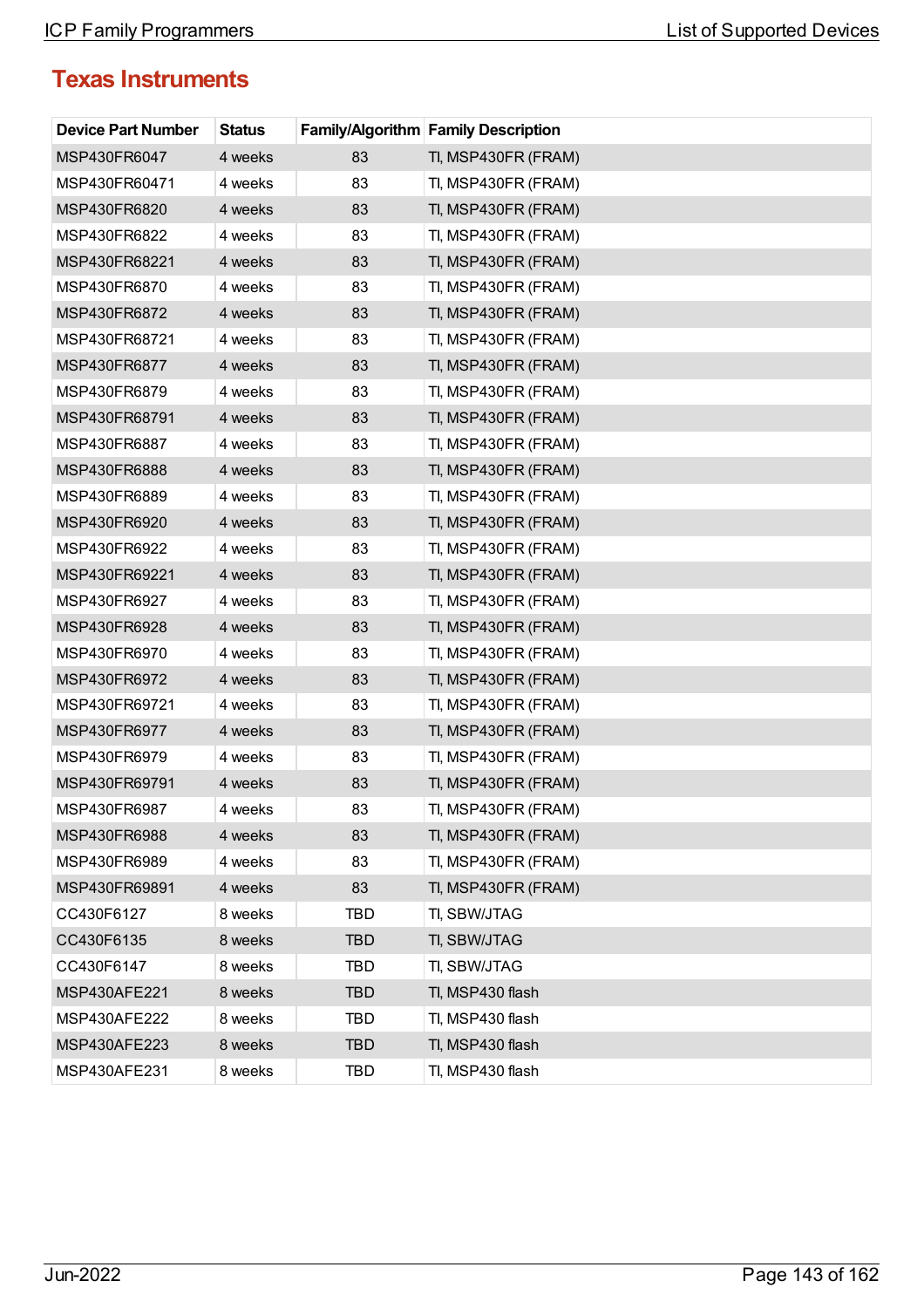## Texas Instruments

| Device Part Number | Status | Family/Algorithm | Family Description |
|---|---|---|---|
| MSP430FR6047 | 4 weeks | 83 | TI, MSP430FR (FRAM) |
| MSP430FR60471 | 4 weeks | 83 | TI, MSP430FR (FRAM) |
| MSP430FR6820 | 4 weeks | 83 | TI, MSP430FR (FRAM) |
| MSP430FR6822 | 4 weeks | 83 | TI, MSP430FR (FRAM) |
| MSP430FR68221 | 4 weeks | 83 | TI, MSP430FR (FRAM) |
| MSP430FR6870 | 4 weeks | 83 | TI, MSP430FR (FRAM) |
| MSP430FR6872 | 4 weeks | 83 | TI, MSP430FR (FRAM) |
| MSP430FR68721 | 4 weeks | 83 | TI, MSP430FR (FRAM) |
| MSP430FR6877 | 4 weeks | 83 | TI, MSP430FR (FRAM) |
| MSP430FR6879 | 4 weeks | 83 | TI, MSP430FR (FRAM) |
| MSP430FR68791 | 4 weeks | 83 | TI, MSP430FR (FRAM) |
| MSP430FR6887 | 4 weeks | 83 | TI, MSP430FR (FRAM) |
| MSP430FR6888 | 4 weeks | 83 | TI, MSP430FR (FRAM) |
| MSP430FR6889 | 4 weeks | 83 | TI, MSP430FR (FRAM) |
| MSP430FR6920 | 4 weeks | 83 | TI, MSP430FR (FRAM) |
| MSP430FR6922 | 4 weeks | 83 | TI, MSP430FR (FRAM) |
| MSP430FR69221 | 4 weeks | 83 | TI, MSP430FR (FRAM) |
| MSP430FR6927 | 4 weeks | 83 | TI, MSP430FR (FRAM) |
| MSP430FR6928 | 4 weeks | 83 | TI, MSP430FR (FRAM) |
| MSP430FR6970 | 4 weeks | 83 | TI, MSP430FR (FRAM) |
| MSP430FR6972 | 4 weeks | 83 | TI, MSP430FR (FRAM) |
| MSP430FR69721 | 4 weeks | 83 | TI, MSP430FR (FRAM) |
| MSP430FR6977 | 4 weeks | 83 | TI, MSP430FR (FRAM) |
| MSP430FR6979 | 4 weeks | 83 | TI, MSP430FR (FRAM) |
| MSP430FR69791 | 4 weeks | 83 | TI, MSP430FR (FRAM) |
| MSP430FR6987 | 4 weeks | 83 | TI, MSP430FR (FRAM) |
| MSP430FR6988 | 4 weeks | 83 | TI, MSP430FR (FRAM) |
| MSP430FR6989 | 4 weeks | 83 | TI, MSP430FR (FRAM) |
| MSP430FR69891 | 4 weeks | 83 | TI, MSP430FR (FRAM) |
| CC430F6127 | 8 weeks | TBD | TI, SBW/JTAG |
| CC430F6135 | 8 weeks | TBD | TI, SBW/JTAG |
| CC430F6147 | 8 weeks | TBD | TI, SBW/JTAG |
| MSP430AFE221 | 8 weeks | TBD | TI, MSP430 flash |
| MSP430AFE222 | 8 weeks | TBD | TI, MSP430 flash |
| MSP430AFE223 | 8 weeks | TBD | TI, MSP430 flash |
| MSP430AFE231 | 8 weeks | TBD | TI, MSP430 flash |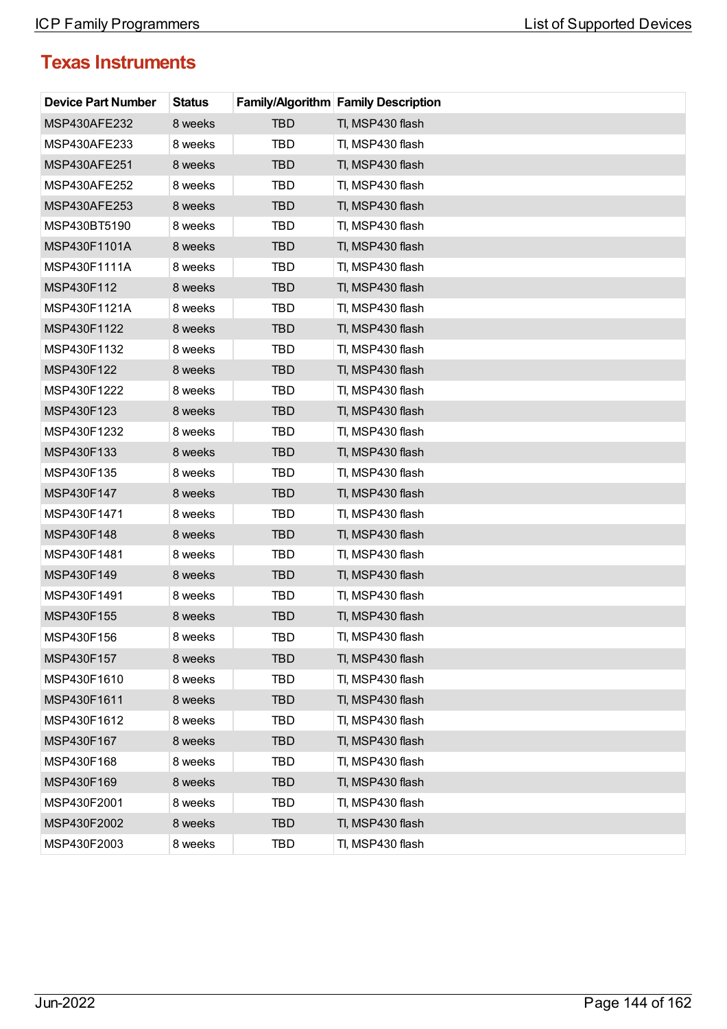## Texas Instruments

| Device Part Number | Status | Family/Algorithm | Family Description |
|---|---|---|---|
| MSP430AFE232 | 8 weeks | TBD | TI, MSP430 flash |
| MSP430AFE233 | 8 weeks | TBD | TI, MSP430 flash |
| MSP430AFE251 | 8 weeks | TBD | TI, MSP430 flash |
| MSP430AFE252 | 8 weeks | TBD | TI, MSP430 flash |
| MSP430AFE253 | 8 weeks | TBD | TI, MSP430 flash |
| MSP430BT5190 | 8 weeks | TBD | TI, MSP430 flash |
| MSP430F1101A | 8 weeks | TBD | TI, MSP430 flash |
| MSP430F1111A | 8 weeks | TBD | TI, MSP430 flash |
| MSP430F112 | 8 weeks | TBD | TI, MSP430 flash |
| MSP430F1121A | 8 weeks | TBD | TI, MSP430 flash |
| MSP430F1122 | 8 weeks | TBD | TI, MSP430 flash |
| MSP430F1132 | 8 weeks | TBD | TI, MSP430 flash |
| MSP430F122 | 8 weeks | TBD | TI, MSP430 flash |
| MSP430F1222 | 8 weeks | TBD | TI, MSP430 flash |
| MSP430F123 | 8 weeks | TBD | TI, MSP430 flash |
| MSP430F1232 | 8 weeks | TBD | TI, MSP430 flash |
| MSP430F133 | 8 weeks | TBD | TI, MSP430 flash |
| MSP430F135 | 8 weeks | TBD | TI, MSP430 flash |
| MSP430F147 | 8 weeks | TBD | TI, MSP430 flash |
| MSP430F1471 | 8 weeks | TBD | TI, MSP430 flash |
| MSP430F148 | 8 weeks | TBD | TI, MSP430 flash |
| MSP430F1481 | 8 weeks | TBD | TI, MSP430 flash |
| MSP430F149 | 8 weeks | TBD | TI, MSP430 flash |
| MSP430F1491 | 8 weeks | TBD | TI, MSP430 flash |
| MSP430F155 | 8 weeks | TBD | TI, MSP430 flash |
| MSP430F156 | 8 weeks | TBD | TI, MSP430 flash |
| MSP430F157 | 8 weeks | TBD | TI, MSP430 flash |
| MSP430F1610 | 8 weeks | TBD | TI, MSP430 flash |
| MSP430F1611 | 8 weeks | TBD | TI, MSP430 flash |
| MSP430F1612 | 8 weeks | TBD | TI, MSP430 flash |
| MSP430F167 | 8 weeks | TBD | TI, MSP430 flash |
| MSP430F168 | 8 weeks | TBD | TI, MSP430 flash |
| MSP430F169 | 8 weeks | TBD | TI, MSP430 flash |
| MSP430F2001 | 8 weeks | TBD | TI, MSP430 flash |
| MSP430F2002 | 8 weeks | TBD | TI, MSP430 flash |
| MSP430F2003 | 8 weeks | TBD | TI, MSP430 flash |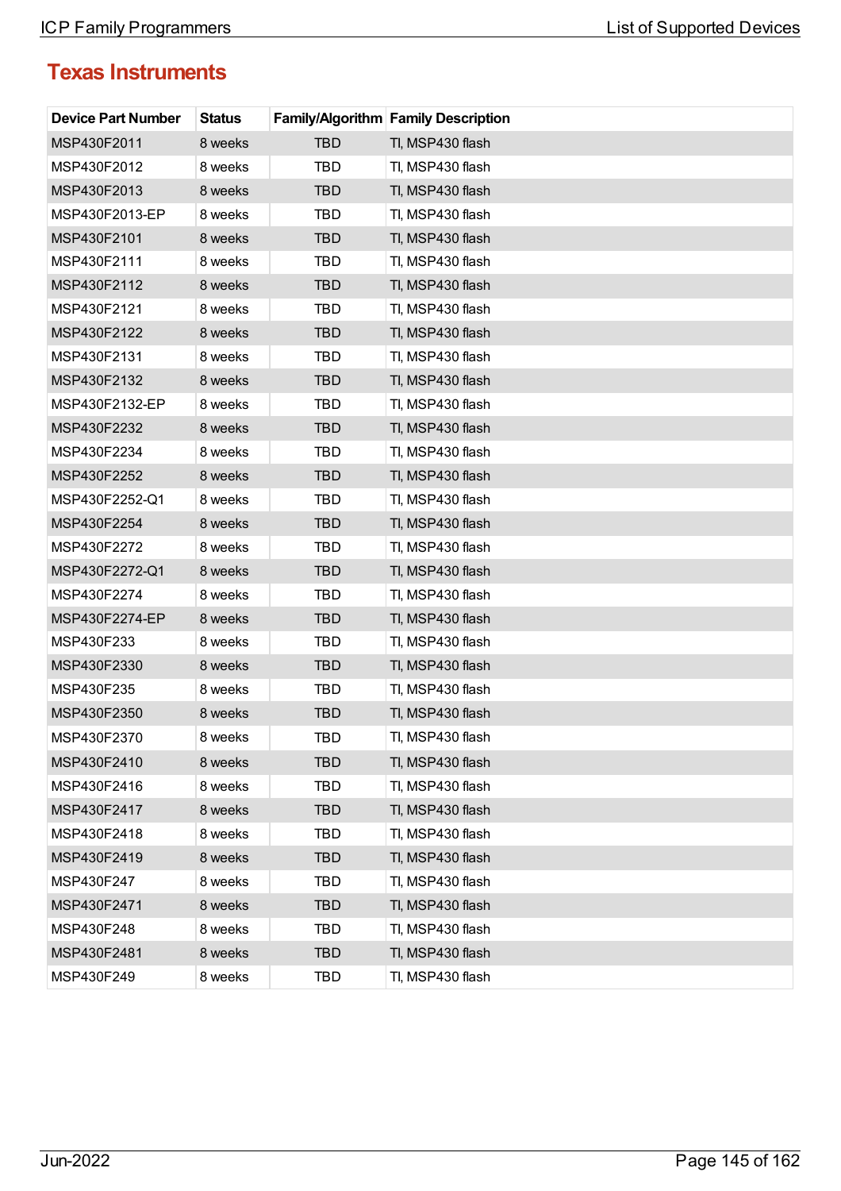## Texas Instruments

| Device Part Number | Status | Family/Algorithm | Family Description |
|---|---|---|---|
| MSP430F2011 | 8 weeks | TBD | TI, MSP430 flash |
| MSP430F2012 | 8 weeks | TBD | TI, MSP430 flash |
| MSP430F2013 | 8 weeks | TBD | TI, MSP430 flash |
| MSP430F2013-EP | 8 weeks | TBD | TI, MSP430 flash |
| MSP430F2101 | 8 weeks | TBD | TI, MSP430 flash |
| MSP430F2111 | 8 weeks | TBD | TI, MSP430 flash |
| MSP430F2112 | 8 weeks | TBD | TI, MSP430 flash |
| MSP430F2121 | 8 weeks | TBD | TI, MSP430 flash |
| MSP430F2122 | 8 weeks | TBD | TI, MSP430 flash |
| MSP430F2131 | 8 weeks | TBD | TI, MSP430 flash |
| MSP430F2132 | 8 weeks | TBD | TI, MSP430 flash |
| MSP430F2132-EP | 8 weeks | TBD | TI, MSP430 flash |
| MSP430F2232 | 8 weeks | TBD | TI, MSP430 flash |
| MSP430F2234 | 8 weeks | TBD | TI, MSP430 flash |
| MSP430F2252 | 8 weeks | TBD | TI, MSP430 flash |
| MSP430F2252-Q1 | 8 weeks | TBD | TI, MSP430 flash |
| MSP430F2254 | 8 weeks | TBD | TI, MSP430 flash |
| MSP430F2272 | 8 weeks | TBD | TI, MSP430 flash |
| MSP430F2272-Q1 | 8 weeks | TBD | TI, MSP430 flash |
| MSP430F2274 | 8 weeks | TBD | TI, MSP430 flash |
| MSP430F2274-EP | 8 weeks | TBD | TI, MSP430 flash |
| MSP430F233 | 8 weeks | TBD | TI, MSP430 flash |
| MSP430F2330 | 8 weeks | TBD | TI, MSP430 flash |
| MSP430F235 | 8 weeks | TBD | TI, MSP430 flash |
| MSP430F2350 | 8 weeks | TBD | TI, MSP430 flash |
| MSP430F2370 | 8 weeks | TBD | TI, MSP430 flash |
| MSP430F2410 | 8 weeks | TBD | TI, MSP430 flash |
| MSP430F2416 | 8 weeks | TBD | TI, MSP430 flash |
| MSP430F2417 | 8 weeks | TBD | TI, MSP430 flash |
| MSP430F2418 | 8 weeks | TBD | TI, MSP430 flash |
| MSP430F2419 | 8 weeks | TBD | TI, MSP430 flash |
| MSP430F247 | 8 weeks | TBD | TI, MSP430 flash |
| MSP430F2471 | 8 weeks | TBD | TI, MSP430 flash |
| MSP430F248 | 8 weeks | TBD | TI, MSP430 flash |
| MSP430F2481 | 8 weeks | TBD | TI, MSP430 flash |
| MSP430F249 | 8 weeks | TBD | TI, MSP430 flash |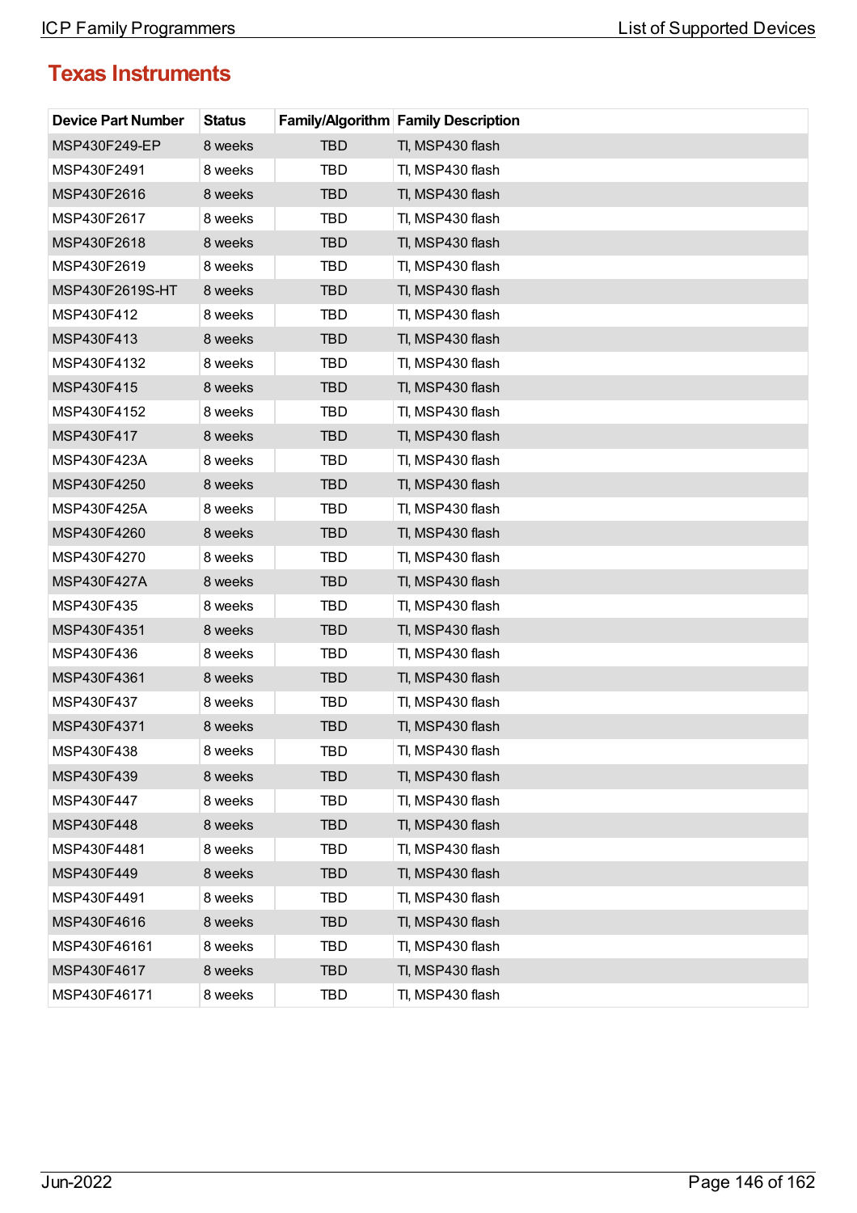## Texas Instruments

| Device Part Number | Status | Family/Algorithm | Family Description |
|---|---|---|---|
| MSP430F249-EP | 8 weeks | TBD | TI, MSP430 flash |
| MSP430F2491 | 8 weeks | TBD | TI, MSP430 flash |
| MSP430F2616 | 8 weeks | TBD | TI, MSP430 flash |
| MSP430F2617 | 8 weeks | TBD | TI, MSP430 flash |
| MSP430F2618 | 8 weeks | TBD | TI, MSP430 flash |
| MSP430F2619 | 8 weeks | TBD | TI, MSP430 flash |
| MSP430F2619S-HT | 8 weeks | TBD | TI, MSP430 flash |
| MSP430F412 | 8 weeks | TBD | TI, MSP430 flash |
| MSP430F413 | 8 weeks | TBD | TI, MSP430 flash |
| MSP430F4132 | 8 weeks | TBD | TI, MSP430 flash |
| MSP430F415 | 8 weeks | TBD | TI, MSP430 flash |
| MSP430F4152 | 8 weeks | TBD | TI, MSP430 flash |
| MSP430F417 | 8 weeks | TBD | TI, MSP430 flash |
| MSP430F423A | 8 weeks | TBD | TI, MSP430 flash |
| MSP430F4250 | 8 weeks | TBD | TI, MSP430 flash |
| MSP430F425A | 8 weeks | TBD | TI, MSP430 flash |
| MSP430F4260 | 8 weeks | TBD | TI, MSP430 flash |
| MSP430F4270 | 8 weeks | TBD | TI, MSP430 flash |
| MSP430F427A | 8 weeks | TBD | TI, MSP430 flash |
| MSP430F435 | 8 weeks | TBD | TI, MSP430 flash |
| MSP430F4351 | 8 weeks | TBD | TI, MSP430 flash |
| MSP430F436 | 8 weeks | TBD | TI, MSP430 flash |
| MSP430F4361 | 8 weeks | TBD | TI, MSP430 flash |
| MSP430F437 | 8 weeks | TBD | TI, MSP430 flash |
| MSP430F4371 | 8 weeks | TBD | TI, MSP430 flash |
| MSP430F438 | 8 weeks | TBD | TI, MSP430 flash |
| MSP430F439 | 8 weeks | TBD | TI, MSP430 flash |
| MSP430F447 | 8 weeks | TBD | TI, MSP430 flash |
| MSP430F448 | 8 weeks | TBD | TI, MSP430 flash |
| MSP430F4481 | 8 weeks | TBD | TI, MSP430 flash |
| MSP430F449 | 8 weeks | TBD | TI, MSP430 flash |
| MSP430F4491 | 8 weeks | TBD | TI, MSP430 flash |
| MSP430F4616 | 8 weeks | TBD | TI, MSP430 flash |
| MSP430F46161 | 8 weeks | TBD | TI, MSP430 flash |
| MSP430F4617 | 8 weeks | TBD | TI, MSP430 flash |
| MSP430F46171 | 8 weeks | TBD | TI, MSP430 flash |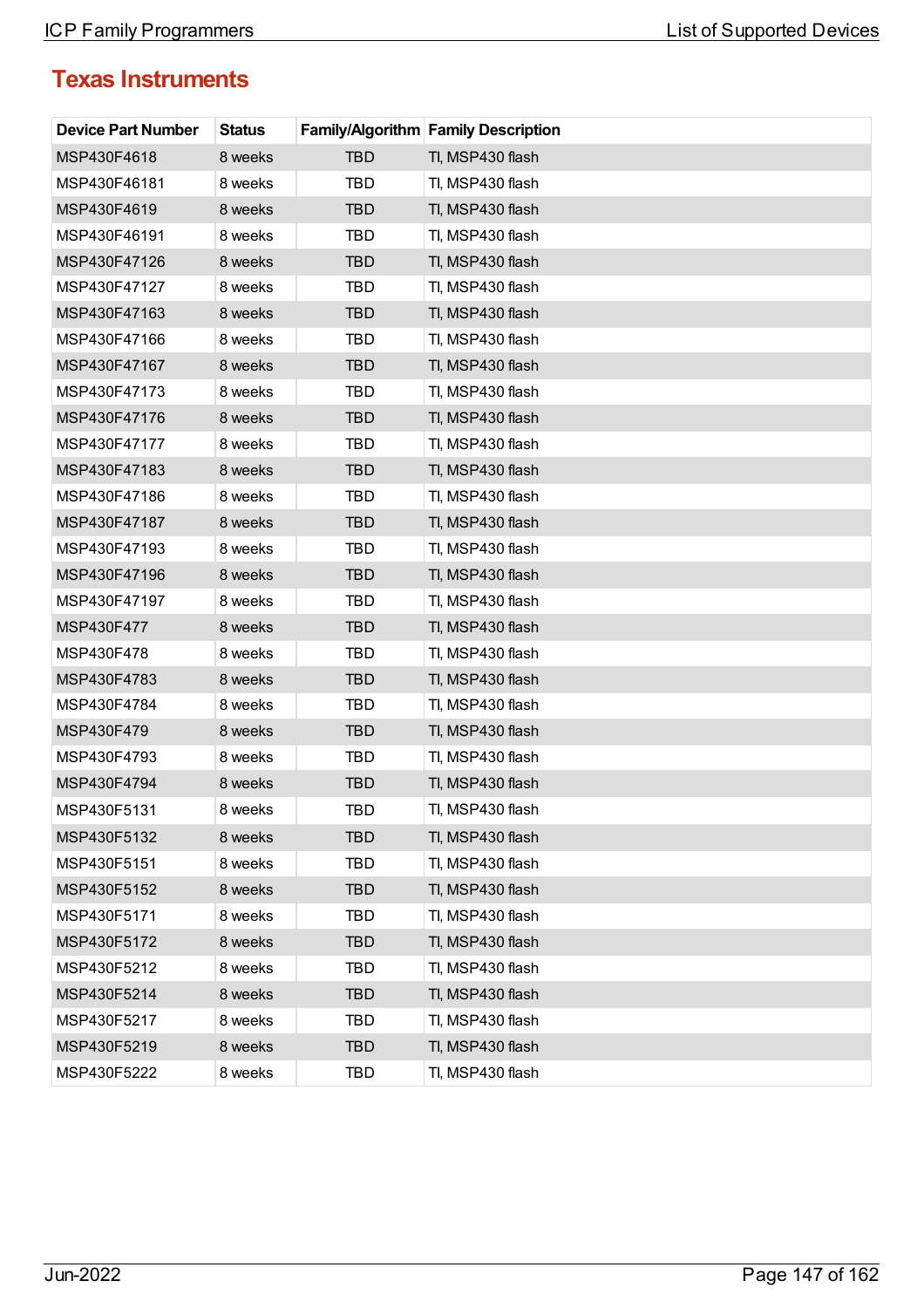## Texas Instruments

| Device Part Number | Status | Family/Algorithm | Family Description |
|---|---|---|---|
| MSP430F4618 | 8 weeks | TBD | TI, MSP430 flash |
| MSP430F46181 | 8 weeks | TBD | TI, MSP430 flash |
| MSP430F4619 | 8 weeks | TBD | TI, MSP430 flash |
| MSP430F46191 | 8 weeks | TBD | TI, MSP430 flash |
| MSP430F47126 | 8 weeks | TBD | TI, MSP430 flash |
| MSP430F47127 | 8 weeks | TBD | TI, MSP430 flash |
| MSP430F47163 | 8 weeks | TBD | TI, MSP430 flash |
| MSP430F47166 | 8 weeks | TBD | TI, MSP430 flash |
| MSP430F47167 | 8 weeks | TBD | TI, MSP430 flash |
| MSP430F47173 | 8 weeks | TBD | TI, MSP430 flash |
| MSP430F47176 | 8 weeks | TBD | TI, MSP430 flash |
| MSP430F47177 | 8 weeks | TBD | TI, MSP430 flash |
| MSP430F47183 | 8 weeks | TBD | TI, MSP430 flash |
| MSP430F47186 | 8 weeks | TBD | TI, MSP430 flash |
| MSP430F47187 | 8 weeks | TBD | TI, MSP430 flash |
| MSP430F47193 | 8 weeks | TBD | TI, MSP430 flash |
| MSP430F47196 | 8 weeks | TBD | TI, MSP430 flash |
| MSP430F47197 | 8 weeks | TBD | TI, MSP430 flash |
| MSP430F477 | 8 weeks | TBD | TI, MSP430 flash |
| MSP430F478 | 8 weeks | TBD | TI, MSP430 flash |
| MSP430F4783 | 8 weeks | TBD | TI, MSP430 flash |
| MSP430F4784 | 8 weeks | TBD | TI, MSP430 flash |
| MSP430F479 | 8 weeks | TBD | TI, MSP430 flash |
| MSP430F4793 | 8 weeks | TBD | TI, MSP430 flash |
| MSP430F4794 | 8 weeks | TBD | TI, MSP430 flash |
| MSP430F5131 | 8 weeks | TBD | TI, MSP430 flash |
| MSP430F5132 | 8 weeks | TBD | TI, MSP430 flash |
| MSP430F5151 | 8 weeks | TBD | TI, MSP430 flash |
| MSP430F5152 | 8 weeks | TBD | TI, MSP430 flash |
| MSP430F5171 | 8 weeks | TBD | TI, MSP430 flash |
| MSP430F5172 | 8 weeks | TBD | TI, MSP430 flash |
| MSP430F5212 | 8 weeks | TBD | TI, MSP430 flash |
| MSP430F5214 | 8 weeks | TBD | TI, MSP430 flash |
| MSP430F5217 | 8 weeks | TBD | TI, MSP430 flash |
| MSP430F5219 | 8 weeks | TBD | TI, MSP430 flash |
| MSP430F5222 | 8 weeks | TBD | TI, MSP430 flash |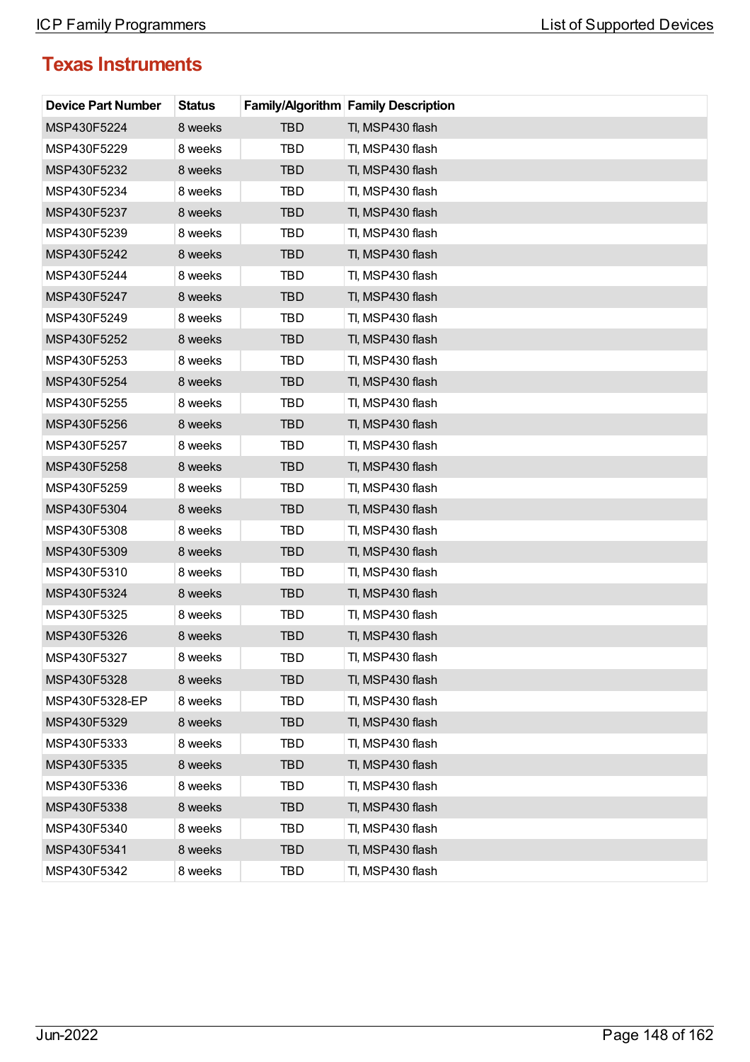## Texas Instruments

| Device Part Number | Status | Family/Algorithm | Family Description |
|---|---|---|---|
| MSP430F5224 | 8 weeks | TBD | TI, MSP430 flash |
| MSP430F5229 | 8 weeks | TBD | TI, MSP430 flash |
| MSP430F5232 | 8 weeks | TBD | TI, MSP430 flash |
| MSP430F5234 | 8 weeks | TBD | TI, MSP430 flash |
| MSP430F5237 | 8 weeks | TBD | TI, MSP430 flash |
| MSP430F5239 | 8 weeks | TBD | TI, MSP430 flash |
| MSP430F5242 | 8 weeks | TBD | TI, MSP430 flash |
| MSP430F5244 | 8 weeks | TBD | TI, MSP430 flash |
| MSP430F5247 | 8 weeks | TBD | TI, MSP430 flash |
| MSP430F5249 | 8 weeks | TBD | TI, MSP430 flash |
| MSP430F5252 | 8 weeks | TBD | TI, MSP430 flash |
| MSP430F5253 | 8 weeks | TBD | TI, MSP430 flash |
| MSP430F5254 | 8 weeks | TBD | TI, MSP430 flash |
| MSP430F5255 | 8 weeks | TBD | TI, MSP430 flash |
| MSP430F5256 | 8 weeks | TBD | TI, MSP430 flash |
| MSP430F5257 | 8 weeks | TBD | TI, MSP430 flash |
| MSP430F5258 | 8 weeks | TBD | TI, MSP430 flash |
| MSP430F5259 | 8 weeks | TBD | TI, MSP430 flash |
| MSP430F5304 | 8 weeks | TBD | TI, MSP430 flash |
| MSP430F5308 | 8 weeks | TBD | TI, MSP430 flash |
| MSP430F5309 | 8 weeks | TBD | TI, MSP430 flash |
| MSP430F5310 | 8 weeks | TBD | TI, MSP430 flash |
| MSP430F5324 | 8 weeks | TBD | TI, MSP430 flash |
| MSP430F5325 | 8 weeks | TBD | TI, MSP430 flash |
| MSP430F5326 | 8 weeks | TBD | TI, MSP430 flash |
| MSP430F5327 | 8 weeks | TBD | TI, MSP430 flash |
| MSP430F5328 | 8 weeks | TBD | TI, MSP430 flash |
| MSP430F5328-EP | 8 weeks | TBD | TI, MSP430 flash |
| MSP430F5329 | 8 weeks | TBD | TI, MSP430 flash |
| MSP430F5333 | 8 weeks | TBD | TI, MSP430 flash |
| MSP430F5335 | 8 weeks | TBD | TI, MSP430 flash |
| MSP430F5336 | 8 weeks | TBD | TI, MSP430 flash |
| MSP430F5338 | 8 weeks | TBD | TI, MSP430 flash |
| MSP430F5340 | 8 weeks | TBD | TI, MSP430 flash |
| MSP430F5341 | 8 weeks | TBD | TI, MSP430 flash |
| MSP430F5342 | 8 weeks | TBD | TI, MSP430 flash |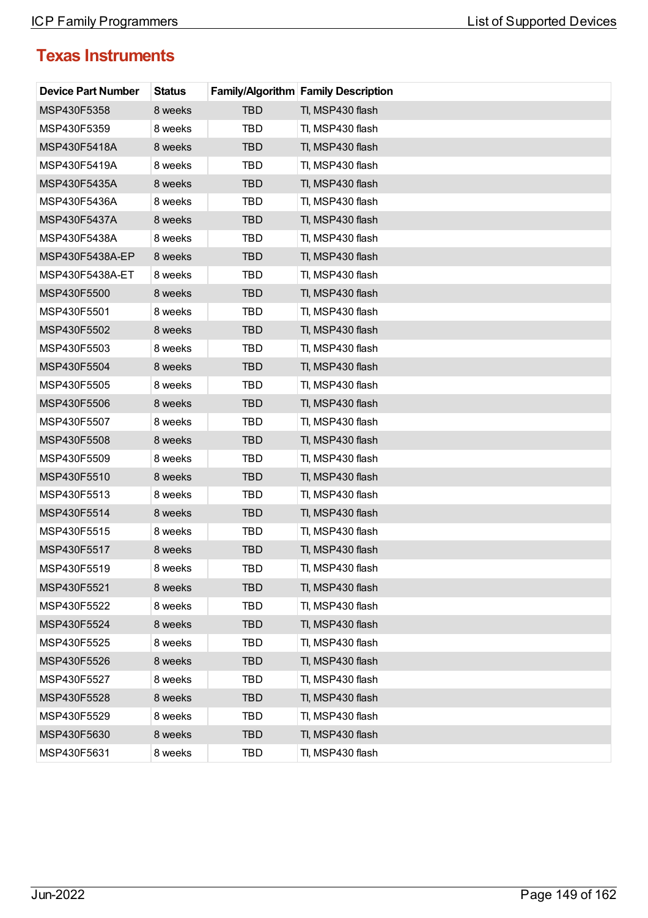## Texas Instruments

| Device Part Number | Status | Family/Algorithm | Family Description |
|---|---|---|---|
| MSP430F5358 | 8 weeks | TBD | TI, MSP430 flash |
| MSP430F5359 | 8 weeks | TBD | TI, MSP430 flash |
| MSP430F5418A | 8 weeks | TBD | TI, MSP430 flash |
| MSP430F5419A | 8 weeks | TBD | TI, MSP430 flash |
| MSP430F5435A | 8 weeks | TBD | TI, MSP430 flash |
| MSP430F5436A | 8 weeks | TBD | TI, MSP430 flash |
| MSP430F5437A | 8 weeks | TBD | TI, MSP430 flash |
| MSP430F5438A | 8 weeks | TBD | TI, MSP430 flash |
| MSP430F5438A-EP | 8 weeks | TBD | TI, MSP430 flash |
| MSP430F5438A-ET | 8 weeks | TBD | TI, MSP430 flash |
| MSP430F5500 | 8 weeks | TBD | TI, MSP430 flash |
| MSP430F5501 | 8 weeks | TBD | TI, MSP430 flash |
| MSP430F5502 | 8 weeks | TBD | TI, MSP430 flash |
| MSP430F5503 | 8 weeks | TBD | TI, MSP430 flash |
| MSP430F5504 | 8 weeks | TBD | TI, MSP430 flash |
| MSP430F5505 | 8 weeks | TBD | TI, MSP430 flash |
| MSP430F5506 | 8 weeks | TBD | TI, MSP430 flash |
| MSP430F5507 | 8 weeks | TBD | TI, MSP430 flash |
| MSP430F5508 | 8 weeks | TBD | TI, MSP430 flash |
| MSP430F5509 | 8 weeks | TBD | TI, MSP430 flash |
| MSP430F5510 | 8 weeks | TBD | TI, MSP430 flash |
| MSP430F5513 | 8 weeks | TBD | TI, MSP430 flash |
| MSP430F5514 | 8 weeks | TBD | TI, MSP430 flash |
| MSP430F5515 | 8 weeks | TBD | TI, MSP430 flash |
| MSP430F5517 | 8 weeks | TBD | TI, MSP430 flash |
| MSP430F5519 | 8 weeks | TBD | TI, MSP430 flash |
| MSP430F5521 | 8 weeks | TBD | TI, MSP430 flash |
| MSP430F5522 | 8 weeks | TBD | TI, MSP430 flash |
| MSP430F5524 | 8 weeks | TBD | TI, MSP430 flash |
| MSP430F5525 | 8 weeks | TBD | TI, MSP430 flash |
| MSP430F5526 | 8 weeks | TBD | TI, MSP430 flash |
| MSP430F5527 | 8 weeks | TBD | TI, MSP430 flash |
| MSP430F5528 | 8 weeks | TBD | TI, MSP430 flash |
| MSP430F5529 | 8 weeks | TBD | TI, MSP430 flash |
| MSP430F5630 | 8 weeks | TBD | TI, MSP430 flash |
| MSP430F5631 | 8 weeks | TBD | TI, MSP430 flash |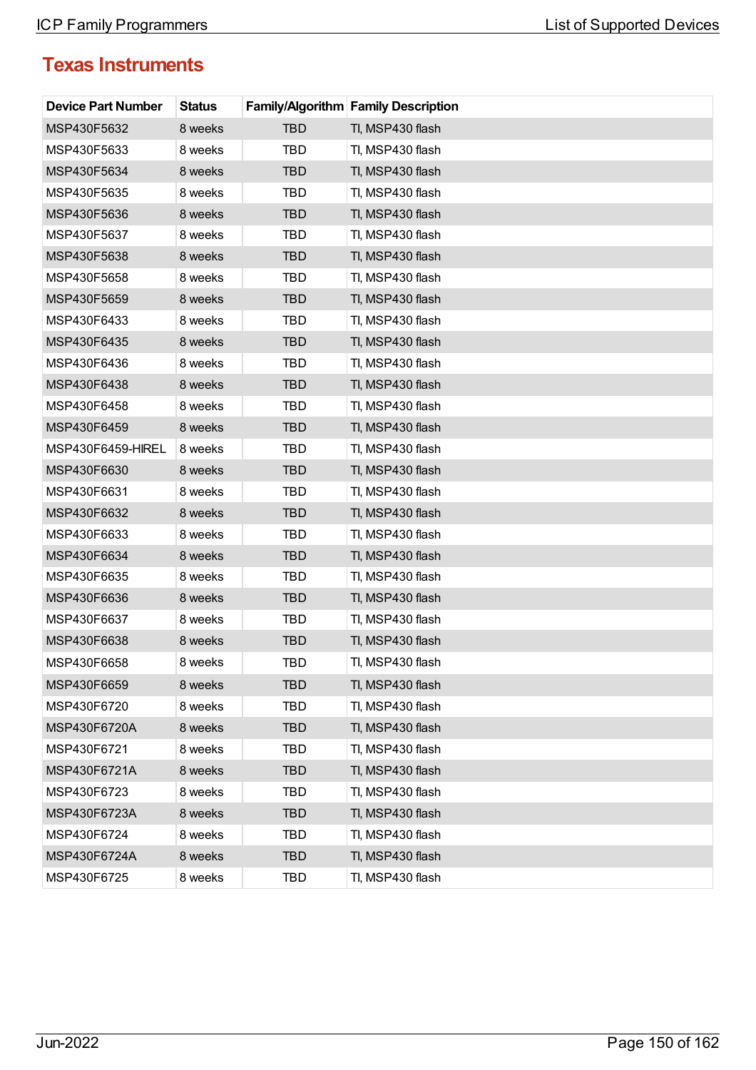## Texas Instruments

| Device Part Number | Status | Family/Algorithm | Family Description |
|---|---|---|---|
| MSP430F5632 | 8 weeks | TBD | TI, MSP430 flash |
| MSP430F5633 | 8 weeks | TBD | TI, MSP430 flash |
| MSP430F5634 | 8 weeks | TBD | TI, MSP430 flash |
| MSP430F5635 | 8 weeks | TBD | TI, MSP430 flash |
| MSP430F5636 | 8 weeks | TBD | TI, MSP430 flash |
| MSP430F5637 | 8 weeks | TBD | TI, MSP430 flash |
| MSP430F5638 | 8 weeks | TBD | TI, MSP430 flash |
| MSP430F5658 | 8 weeks | TBD | TI, MSP430 flash |
| MSP430F5659 | 8 weeks | TBD | TI, MSP430 flash |
| MSP430F6433 | 8 weeks | TBD | TI, MSP430 flash |
| MSP430F6435 | 8 weeks | TBD | TI, MSP430 flash |
| MSP430F6436 | 8 weeks | TBD | TI, MSP430 flash |
| MSP430F6438 | 8 weeks | TBD | TI, MSP430 flash |
| MSP430F6458 | 8 weeks | TBD | TI, MSP430 flash |
| MSP430F6459 | 8 weeks | TBD | TI, MSP430 flash |
| MSP430F6459-HIREL | 8 weeks | TBD | TI, MSP430 flash |
| MSP430F6630 | 8 weeks | TBD | TI, MSP430 flash |
| MSP430F6631 | 8 weeks | TBD | TI, MSP430 flash |
| MSP430F6632 | 8 weeks | TBD | TI, MSP430 flash |
| MSP430F6633 | 8 weeks | TBD | TI, MSP430 flash |
| MSP430F6634 | 8 weeks | TBD | TI, MSP430 flash |
| MSP430F6635 | 8 weeks | TBD | TI, MSP430 flash |
| MSP430F6636 | 8 weeks | TBD | TI, MSP430 flash |
| MSP430F6637 | 8 weeks | TBD | TI, MSP430 flash |
| MSP430F6638 | 8 weeks | TBD | TI, MSP430 flash |
| MSP430F6658 | 8 weeks | TBD | TI, MSP430 flash |
| MSP430F6659 | 8 weeks | TBD | TI, MSP430 flash |
| MSP430F6720 | 8 weeks | TBD | TI, MSP430 flash |
| MSP430F6720A | 8 weeks | TBD | TI, MSP430 flash |
| MSP430F6721 | 8 weeks | TBD | TI, MSP430 flash |
| MSP430F6721A | 8 weeks | TBD | TI, MSP430 flash |
| MSP430F6723 | 8 weeks | TBD | TI, MSP430 flash |
| MSP430F6723A | 8 weeks | TBD | TI, MSP430 flash |
| MSP430F6724 | 8 weeks | TBD | TI, MSP430 flash |
| MSP430F6724A | 8 weeks | TBD | TI, MSP430 flash |
| MSP430F6725 | 8 weeks | TBD | TI, MSP430 flash |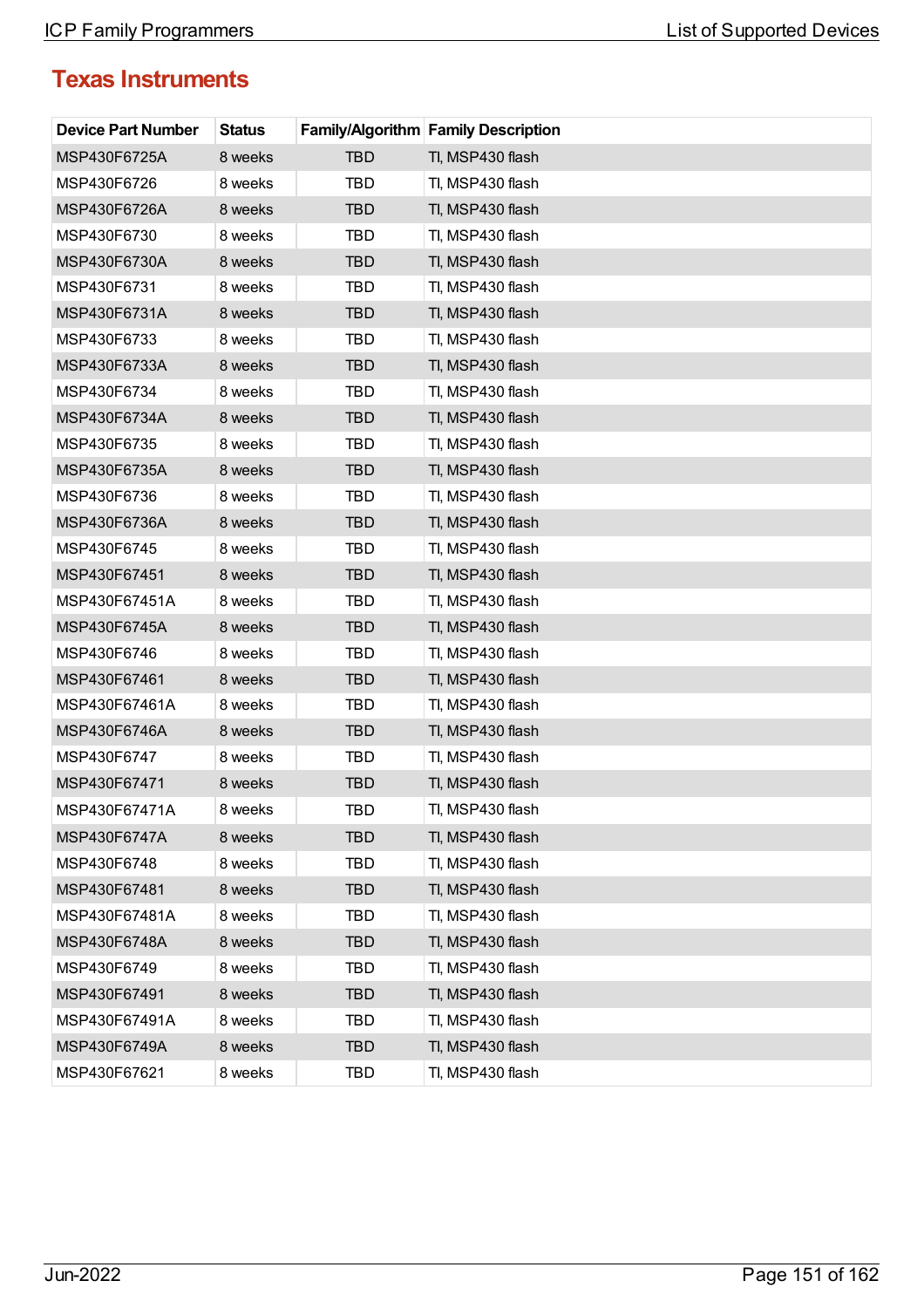## Texas Instruments

| Device Part Number | Status | Family/Algorithm | Family Description |
|---|---|---|---|
| MSP430F6725A | 8 weeks | TBD | TI, MSP430 flash |
| MSP430F6726 | 8 weeks | TBD | TI, MSP430 flash |
| MSP430F6726A | 8 weeks | TBD | TI, MSP430 flash |
| MSP430F6730 | 8 weeks | TBD | TI, MSP430 flash |
| MSP430F6730A | 8 weeks | TBD | TI, MSP430 flash |
| MSP430F6731 | 8 weeks | TBD | TI, MSP430 flash |
| MSP430F6731A | 8 weeks | TBD | TI, MSP430 flash |
| MSP430F6733 | 8 weeks | TBD | TI, MSP430 flash |
| MSP430F6733A | 8 weeks | TBD | TI, MSP430 flash |
| MSP430F6734 | 8 weeks | TBD | TI, MSP430 flash |
| MSP430F6734A | 8 weeks | TBD | TI, MSP430 flash |
| MSP430F6735 | 8 weeks | TBD | TI, MSP430 flash |
| MSP430F6735A | 8 weeks | TBD | TI, MSP430 flash |
| MSP430F6736 | 8 weeks | TBD | TI, MSP430 flash |
| MSP430F6736A | 8 weeks | TBD | TI, MSP430 flash |
| MSP430F6745 | 8 weeks | TBD | TI, MSP430 flash |
| MSP430F67451 | 8 weeks | TBD | TI, MSP430 flash |
| MSP430F67451A | 8 weeks | TBD | TI, MSP430 flash |
| MSP430F6745A | 8 weeks | TBD | TI, MSP430 flash |
| MSP430F6746 | 8 weeks | TBD | TI, MSP430 flash |
| MSP430F67461 | 8 weeks | TBD | TI, MSP430 flash |
| MSP430F67461A | 8 weeks | TBD | TI, MSP430 flash |
| MSP430F6746A | 8 weeks | TBD | TI, MSP430 flash |
| MSP430F6747 | 8 weeks | TBD | TI, MSP430 flash |
| MSP430F67471 | 8 weeks | TBD | TI, MSP430 flash |
| MSP430F67471A | 8 weeks | TBD | TI, MSP430 flash |
| MSP430F6747A | 8 weeks | TBD | TI, MSP430 flash |
| MSP430F6748 | 8 weeks | TBD | TI, MSP430 flash |
| MSP430F67481 | 8 weeks | TBD | TI, MSP430 flash |
| MSP430F67481A | 8 weeks | TBD | TI, MSP430 flash |
| MSP430F6748A | 8 weeks | TBD | TI, MSP430 flash |
| MSP430F6749 | 8 weeks | TBD | TI, MSP430 flash |
| MSP430F67491 | 8 weeks | TBD | TI, MSP430 flash |
| MSP430F67491A | 8 weeks | TBD | TI, MSP430 flash |
| MSP430F6749A | 8 weeks | TBD | TI, MSP430 flash |
| MSP430F67621 | 8 weeks | TBD | TI, MSP430 flash |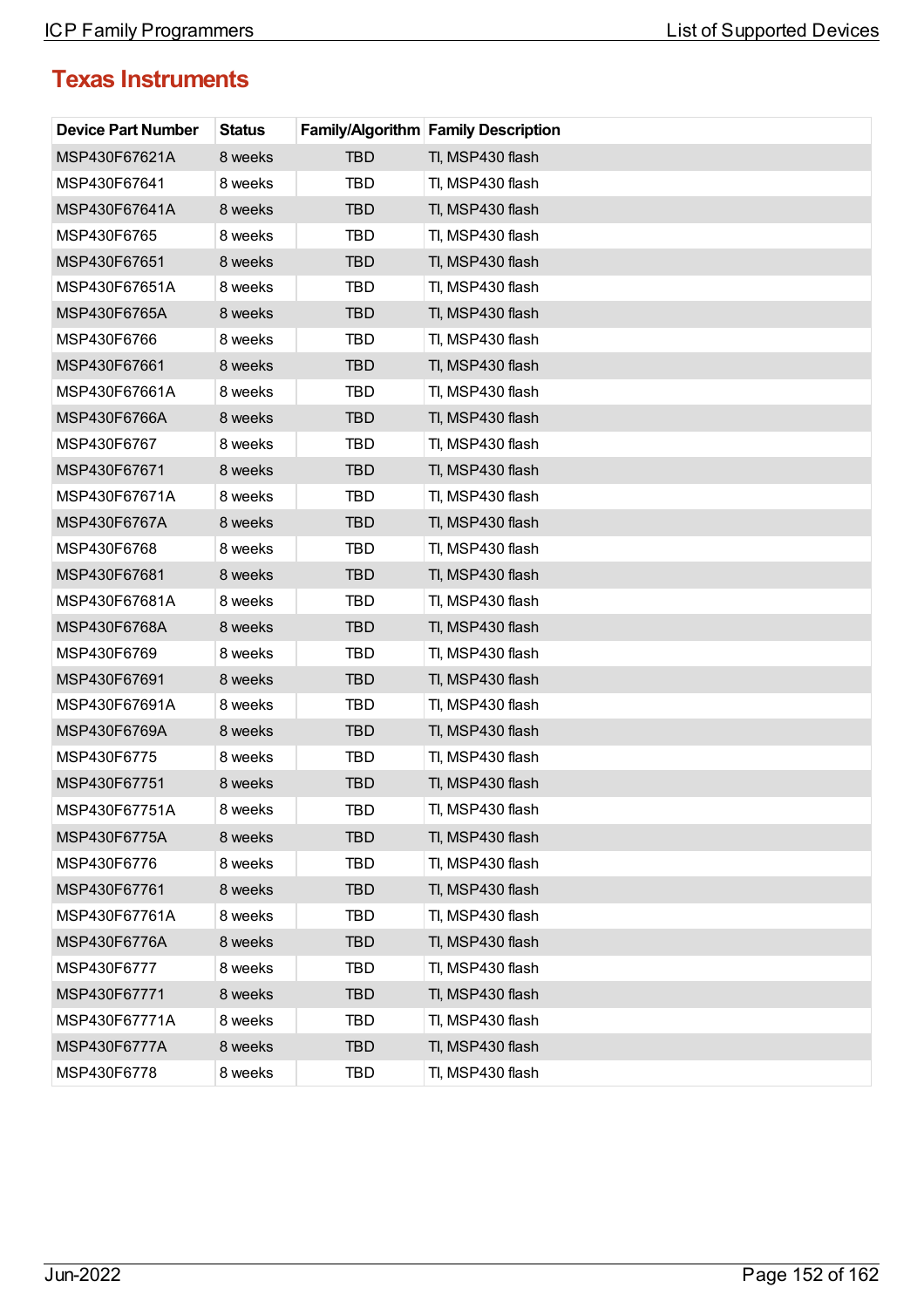## Texas Instruments

| Device Part Number | Status | Family/Algorithm | Family Description |
|---|---|---|---|
| MSP430F67621A | 8 weeks | TBD | TI, MSP430 flash |
| MSP430F67641 | 8 weeks | TBD | TI, MSP430 flash |
| MSP430F67641A | 8 weeks | TBD | TI, MSP430 flash |
| MSP430F6765 | 8 weeks | TBD | TI, MSP430 flash |
| MSP430F67651 | 8 weeks | TBD | TI, MSP430 flash |
| MSP430F67651A | 8 weeks | TBD | TI, MSP430 flash |
| MSP430F6765A | 8 weeks | TBD | TI, MSP430 flash |
| MSP430F6766 | 8 weeks | TBD | TI, MSP430 flash |
| MSP430F67661 | 8 weeks | TBD | TI, MSP430 flash |
| MSP430F67661A | 8 weeks | TBD | TI, MSP430 flash |
| MSP430F6766A | 8 weeks | TBD | TI, MSP430 flash |
| MSP430F6767 | 8 weeks | TBD | TI, MSP430 flash |
| MSP430F67671 | 8 weeks | TBD | TI, MSP430 flash |
| MSP430F67671A | 8 weeks | TBD | TI, MSP430 flash |
| MSP430F6767A | 8 weeks | TBD | TI, MSP430 flash |
| MSP430F6768 | 8 weeks | TBD | TI, MSP430 flash |
| MSP430F67681 | 8 weeks | TBD | TI, MSP430 flash |
| MSP430F67681A | 8 weeks | TBD | TI, MSP430 flash |
| MSP430F6768A | 8 weeks | TBD | TI, MSP430 flash |
| MSP430F6769 | 8 weeks | TBD | TI, MSP430 flash |
| MSP430F67691 | 8 weeks | TBD | TI, MSP430 flash |
| MSP430F67691A | 8 weeks | TBD | TI, MSP430 flash |
| MSP430F6769A | 8 weeks | TBD | TI, MSP430 flash |
| MSP430F6775 | 8 weeks | TBD | TI, MSP430 flash |
| MSP430F67751 | 8 weeks | TBD | TI, MSP430 flash |
| MSP430F67751A | 8 weeks | TBD | TI, MSP430 flash |
| MSP430F6775A | 8 weeks | TBD | TI, MSP430 flash |
| MSP430F6776 | 8 weeks | TBD | TI, MSP430 flash |
| MSP430F67761 | 8 weeks | TBD | TI, MSP430 flash |
| MSP430F67761A | 8 weeks | TBD | TI, MSP430 flash |
| MSP430F6776A | 8 weeks | TBD | TI, MSP430 flash |
| MSP430F6777 | 8 weeks | TBD | TI, MSP430 flash |
| MSP430F67771 | 8 weeks | TBD | TI, MSP430 flash |
| MSP430F67771A | 8 weeks | TBD | TI, MSP430 flash |
| MSP430F6777A | 8 weeks | TBD | TI, MSP430 flash |
| MSP430F6778 | 8 weeks | TBD | TI, MSP430 flash |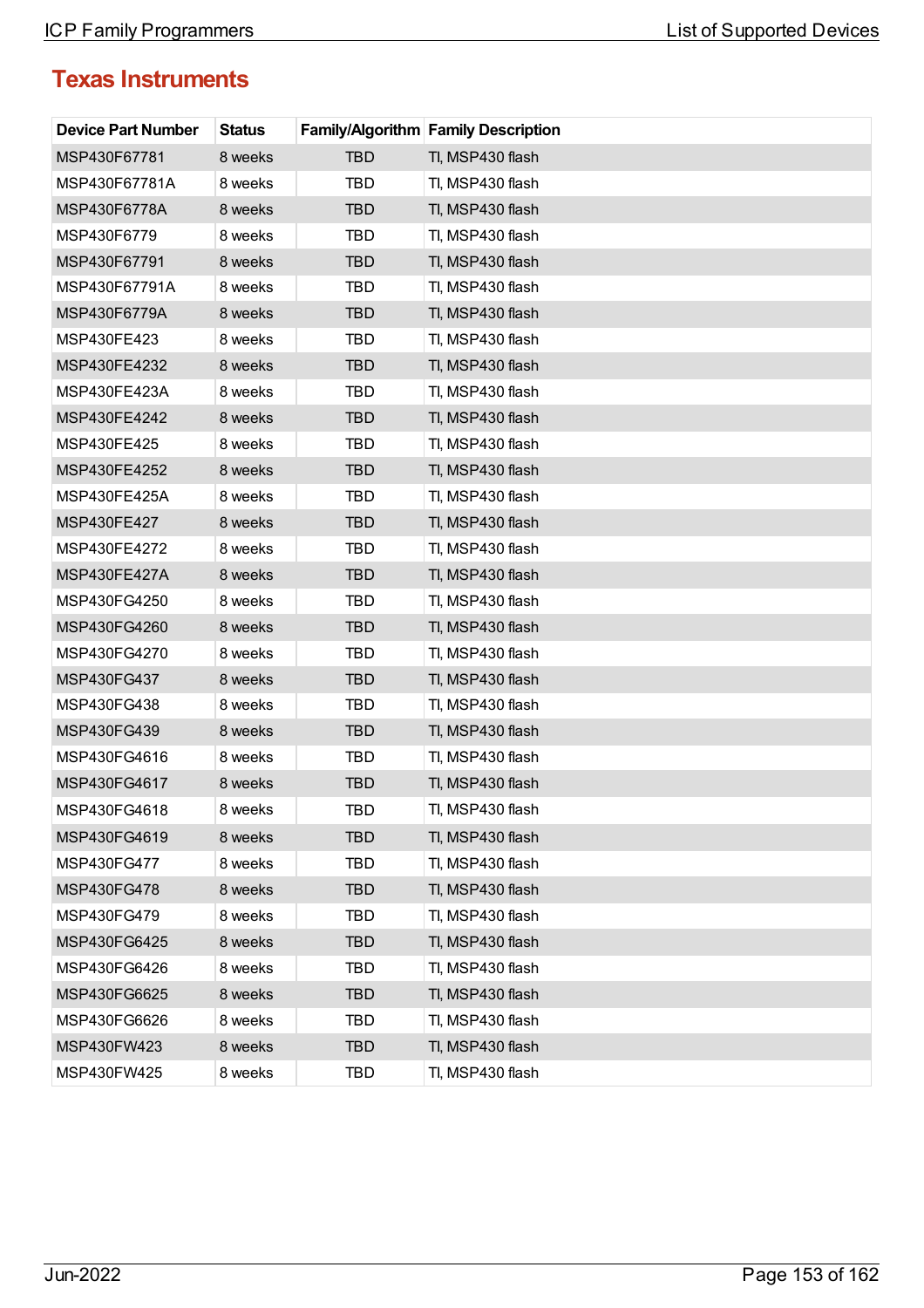## Texas Instruments

| Device Part Number | Status | Family/Algorithm | Family Description |
|---|---|---|---|
| MSP430F67781 | 8 weeks | TBD | TI, MSP430 flash |
| MSP430F67781A | 8 weeks | TBD | TI, MSP430 flash |
| MSP430F6778A | 8 weeks | TBD | TI, MSP430 flash |
| MSP430F6779 | 8 weeks | TBD | TI, MSP430 flash |
| MSP430F67791 | 8 weeks | TBD | TI, MSP430 flash |
| MSP430F67791A | 8 weeks | TBD | TI, MSP430 flash |
| MSP430F6779A | 8 weeks | TBD | TI, MSP430 flash |
| MSP430FE423 | 8 weeks | TBD | TI, MSP430 flash |
| MSP430FE4232 | 8 weeks | TBD | TI, MSP430 flash |
| MSP430FE423A | 8 weeks | TBD | TI, MSP430 flash |
| MSP430FE4242 | 8 weeks | TBD | TI, MSP430 flash |
| MSP430FE425 | 8 weeks | TBD | TI, MSP430 flash |
| MSP430FE4252 | 8 weeks | TBD | TI, MSP430 flash |
| MSP430FE425A | 8 weeks | TBD | TI, MSP430 flash |
| MSP430FE427 | 8 weeks | TBD | TI, MSP430 flash |
| MSP430FE4272 | 8 weeks | TBD | TI, MSP430 flash |
| MSP430FE427A | 8 weeks | TBD | TI, MSP430 flash |
| MSP430FG4250 | 8 weeks | TBD | TI, MSP430 flash |
| MSP430FG4260 | 8 weeks | TBD | TI, MSP430 flash |
| MSP430FG4270 | 8 weeks | TBD | TI, MSP430 flash |
| MSP430FG437 | 8 weeks | TBD | TI, MSP430 flash |
| MSP430FG438 | 8 weeks | TBD | TI, MSP430 flash |
| MSP430FG439 | 8 weeks | TBD | TI, MSP430 flash |
| MSP430FG4616 | 8 weeks | TBD | TI, MSP430 flash |
| MSP430FG4617 | 8 weeks | TBD | TI, MSP430 flash |
| MSP430FG4618 | 8 weeks | TBD | TI, MSP430 flash |
| MSP430FG4619 | 8 weeks | TBD | TI, MSP430 flash |
| MSP430FG477 | 8 weeks | TBD | TI, MSP430 flash |
| MSP430FG478 | 8 weeks | TBD | TI, MSP430 flash |
| MSP430FG479 | 8 weeks | TBD | TI, MSP430 flash |
| MSP430FG6425 | 8 weeks | TBD | TI, MSP430 flash |
| MSP430FG6426 | 8 weeks | TBD | TI, MSP430 flash |
| MSP430FG6625 | 8 weeks | TBD | TI, MSP430 flash |
| MSP430FG6626 | 8 weeks | TBD | TI, MSP430 flash |
| MSP430FW423 | 8 weeks | TBD | TI, MSP430 flash |
| MSP430FW425 | 8 weeks | TBD | TI, MSP430 flash |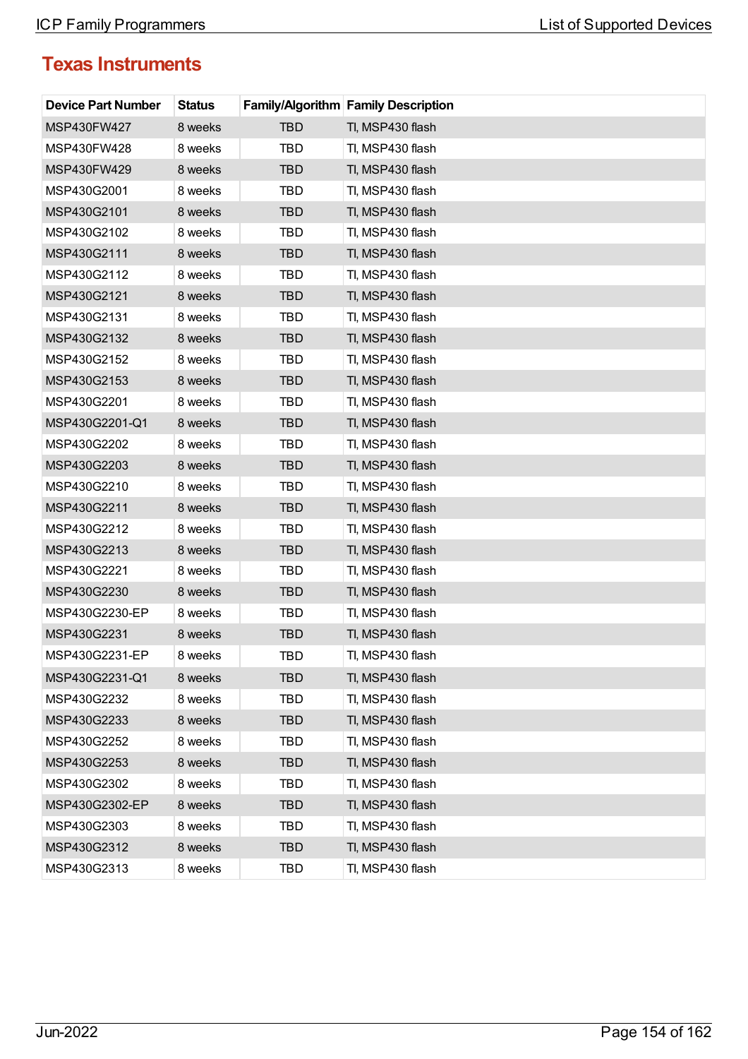## Texas Instruments

| Device Part Number | Status | Family/Algorithm | Family Description |
|---|---|---|---|
| MSP430FW427 | 8 weeks | TBD | TI, MSP430 flash |
| MSP430FW428 | 8 weeks | TBD | TI, MSP430 flash |
| MSP430FW429 | 8 weeks | TBD | TI, MSP430 flash |
| MSP430G2001 | 8 weeks | TBD | TI, MSP430 flash |
| MSP430G2101 | 8 weeks | TBD | TI, MSP430 flash |
| MSP430G2102 | 8 weeks | TBD | TI, MSP430 flash |
| MSP430G2111 | 8 weeks | TBD | TI, MSP430 flash |
| MSP430G2112 | 8 weeks | TBD | TI, MSP430 flash |
| MSP430G2121 | 8 weeks | TBD | TI, MSP430 flash |
| MSP430G2131 | 8 weeks | TBD | TI, MSP430 flash |
| MSP430G2132 | 8 weeks | TBD | TI, MSP430 flash |
| MSP430G2152 | 8 weeks | TBD | TI, MSP430 flash |
| MSP430G2153 | 8 weeks | TBD | TI, MSP430 flash |
| MSP430G2201 | 8 weeks | TBD | TI, MSP430 flash |
| MSP430G2201-Q1 | 8 weeks | TBD | TI, MSP430 flash |
| MSP430G2202 | 8 weeks | TBD | TI, MSP430 flash |
| MSP430G2203 | 8 weeks | TBD | TI, MSP430 flash |
| MSP430G2210 | 8 weeks | TBD | TI, MSP430 flash |
| MSP430G2211 | 8 weeks | TBD | TI, MSP430 flash |
| MSP430G2212 | 8 weeks | TBD | TI, MSP430 flash |
| MSP430G2213 | 8 weeks | TBD | TI, MSP430 flash |
| MSP430G2221 | 8 weeks | TBD | TI, MSP430 flash |
| MSP430G2230 | 8 weeks | TBD | TI, MSP430 flash |
| MSP430G2230-EP | 8 weeks | TBD | TI, MSP430 flash |
| MSP430G2231 | 8 weeks | TBD | TI, MSP430 flash |
| MSP430G2231-EP | 8 weeks | TBD | TI, MSP430 flash |
| MSP430G2231-Q1 | 8 weeks | TBD | TI, MSP430 flash |
| MSP430G2232 | 8 weeks | TBD | TI, MSP430 flash |
| MSP430G2233 | 8 weeks | TBD | TI, MSP430 flash |
| MSP430G2252 | 8 weeks | TBD | TI, MSP430 flash |
| MSP430G2253 | 8 weeks | TBD | TI, MSP430 flash |
| MSP430G2302 | 8 weeks | TBD | TI, MSP430 flash |
| MSP430G2302-EP | 8 weeks | TBD | TI, MSP430 flash |
| MSP430G2303 | 8 weeks | TBD | TI, MSP430 flash |
| MSP430G2312 | 8 weeks | TBD | TI, MSP430 flash |
| MSP430G2313 | 8 weeks | TBD | TI, MSP430 flash |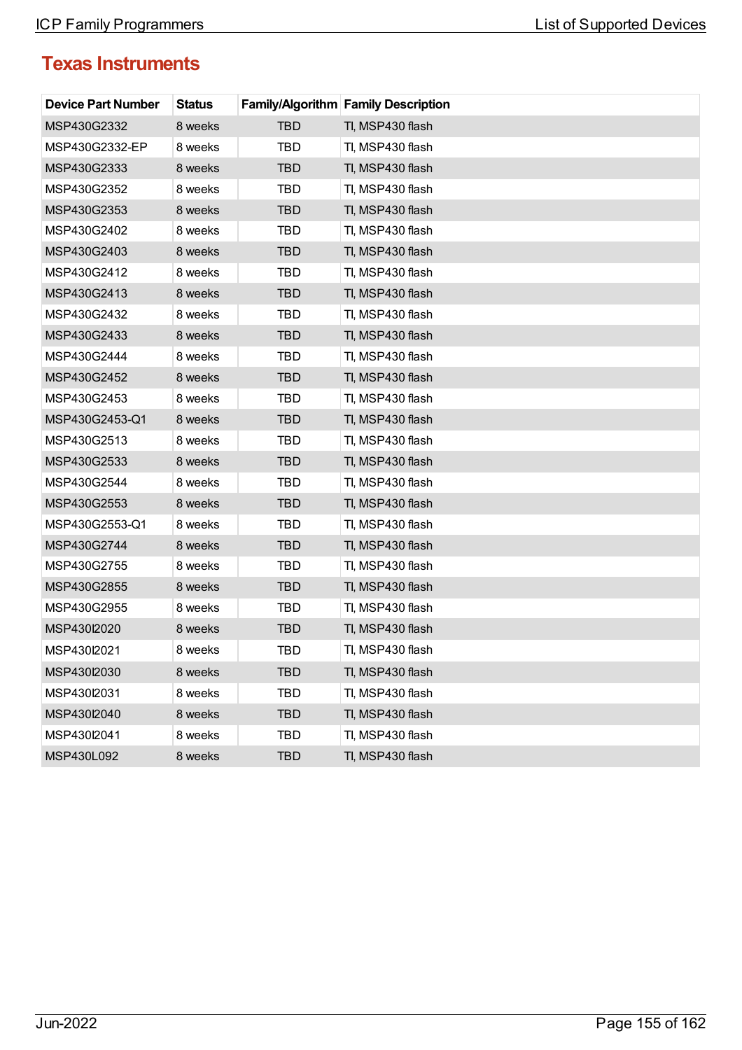## Texas Instruments

| Device Part Number | Status | Family/Algorithm | Family Description |
|---|---|---|---|
| MSP430G2332 | 8 weeks | TBD | TI, MSP430 flash |
| MSP430G2332-EP | 8 weeks | TBD | TI, MSP430 flash |
| MSP430G2333 | 8 weeks | TBD | TI, MSP430 flash |
| MSP430G2352 | 8 weeks | TBD | TI, MSP430 flash |
| MSP430G2353 | 8 weeks | TBD | TI, MSP430 flash |
| MSP430G2402 | 8 weeks | TBD | TI, MSP430 flash |
| MSP430G2403 | 8 weeks | TBD | TI, MSP430 flash |
| MSP430G2412 | 8 weeks | TBD | TI, MSP430 flash |
| MSP430G2413 | 8 weeks | TBD | TI, MSP430 flash |
| MSP430G2432 | 8 weeks | TBD | TI, MSP430 flash |
| MSP430G2433 | 8 weeks | TBD | TI, MSP430 flash |
| MSP430G2444 | 8 weeks | TBD | TI, MSP430 flash |
| MSP430G2452 | 8 weeks | TBD | TI, MSP430 flash |
| MSP430G2453 | 8 weeks | TBD | TI, MSP430 flash |
| MSP430G2453-Q1 | 8 weeks | TBD | TI, MSP430 flash |
| MSP430G2513 | 8 weeks | TBD | TI, MSP430 flash |
| MSP430G2533 | 8 weeks | TBD | TI, MSP430 flash |
| MSP430G2544 | 8 weeks | TBD | TI, MSP430 flash |
| MSP430G2553 | 8 weeks | TBD | TI, MSP430 flash |
| MSP430G2553-Q1 | 8 weeks | TBD | TI, MSP430 flash |
| MSP430G2744 | 8 weeks | TBD | TI, MSP430 flash |
| MSP430G2755 | 8 weeks | TBD | TI, MSP430 flash |
| MSP430G2855 | 8 weeks | TBD | TI, MSP430 flash |
| MSP430G2955 | 8 weeks | TBD | TI, MSP430 flash |
| MSP430I2020 | 8 weeks | TBD | TI, MSP430 flash |
| MSP430I2021 | 8 weeks | TBD | TI, MSP430 flash |
| MSP430I2030 | 8 weeks | TBD | TI, MSP430 flash |
| MSP430I2031 | 8 weeks | TBD | TI, MSP430 flash |
| MSP430I2040 | 8 weeks | TBD | TI, MSP430 flash |
| MSP430I2041 | 8 weeks | TBD | TI, MSP430 flash |
| MSP430L092 | 8 weeks | TBD | TI, MSP430 flash |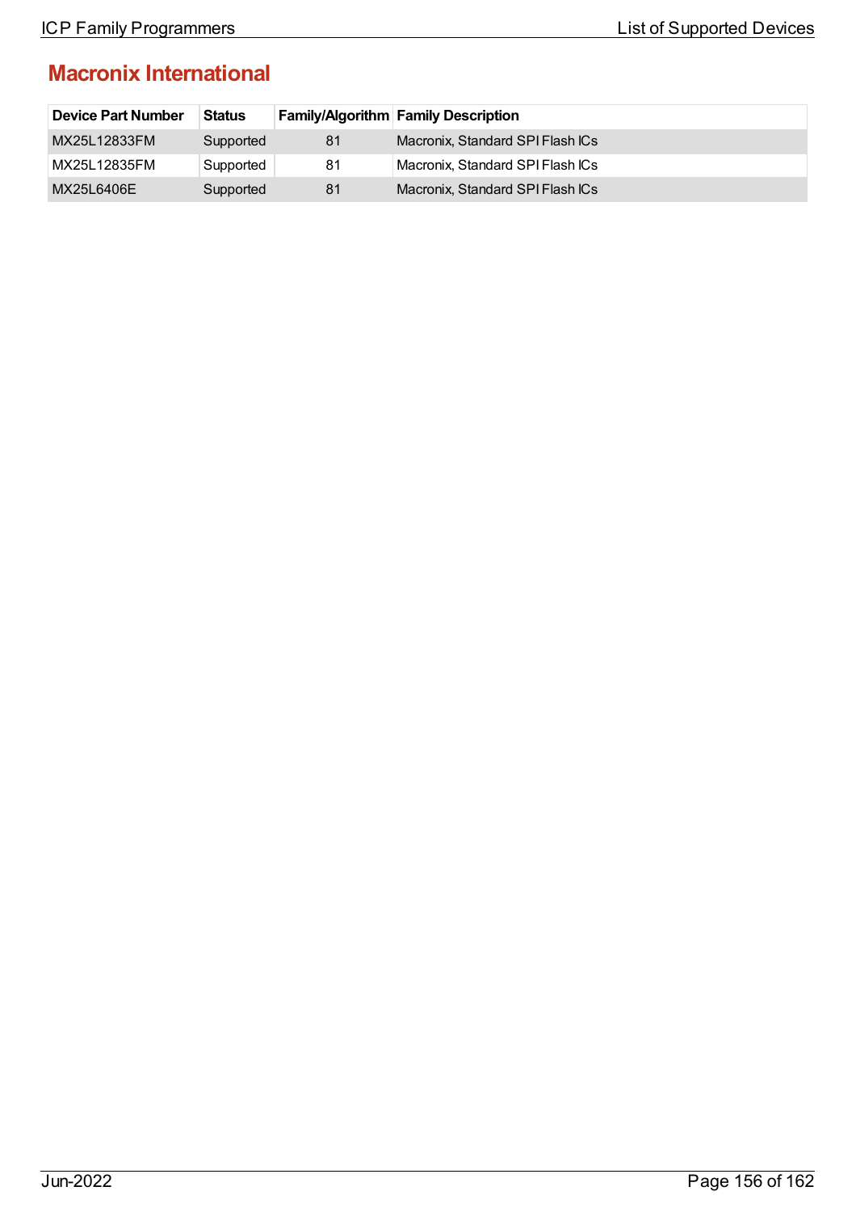## Macronix International

| Device Part Number | Status | Family/Algorithm | Family Description |
|---|---|---|---|
| MX25L12833FM | Supported | 81 | Macronix, Standard SPI Flash ICs |
| MX25L12835FM | Supported | 81 | Macronix, Standard SPI Flash ICs |
| MX25L6406E | Supported | 81 | Macronix, Standard SPI Flash ICs |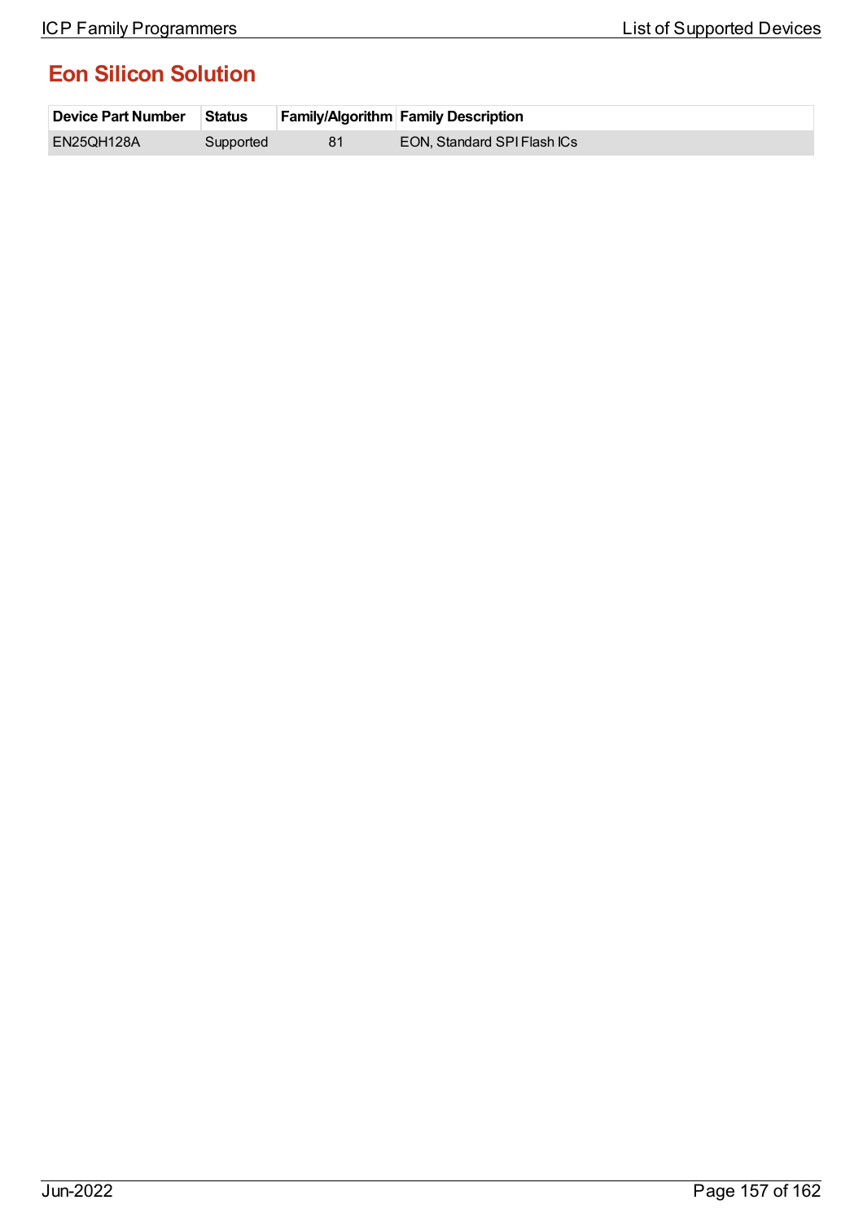## Eon Silicon Solution

| Device Part Number | Status | Family/Algorithm | Family Description |
|---|---|---|---|
| EN25QH128A | Supported | 81 | EON, Standard SPI Flash ICs |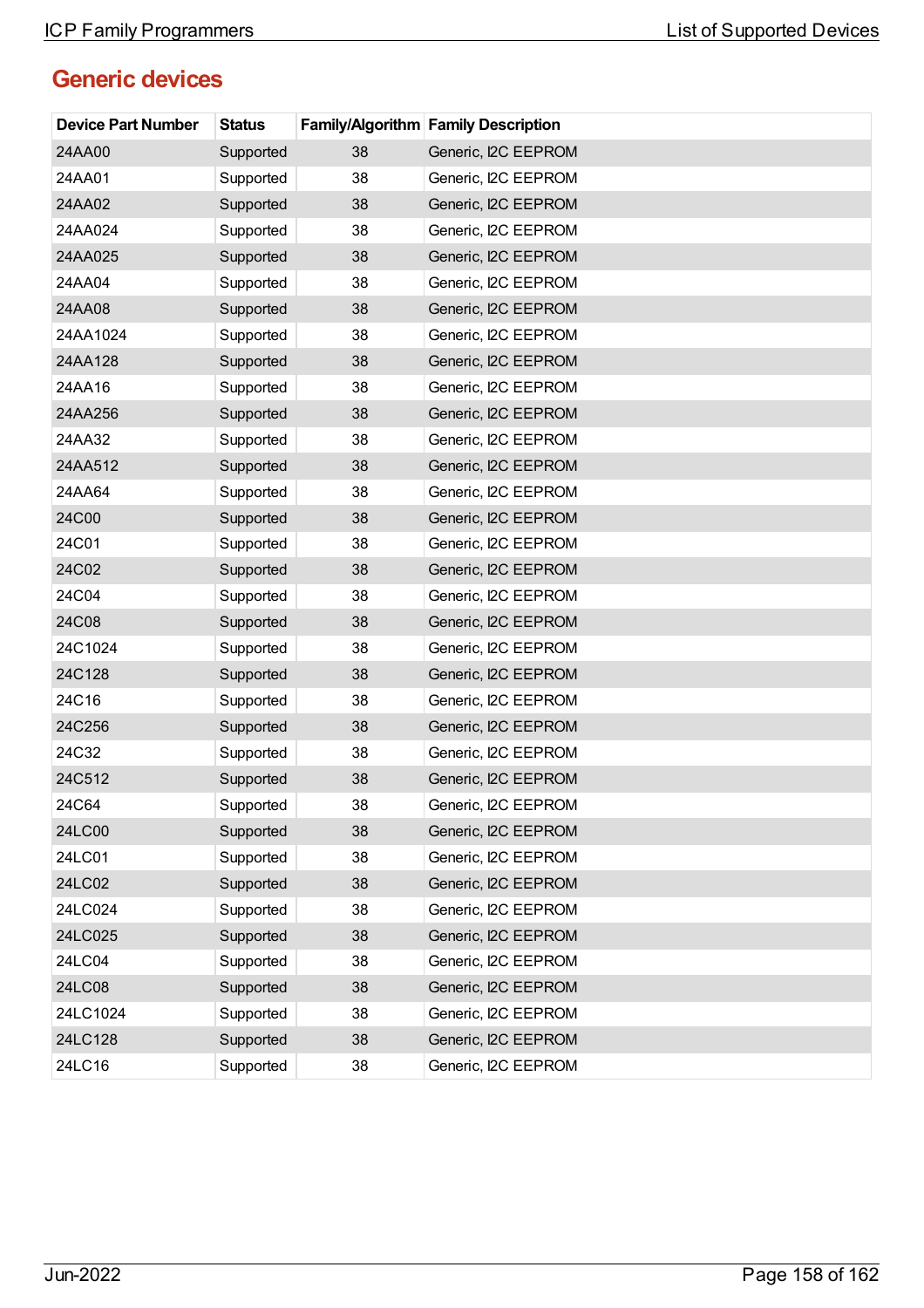## Generic devices

| Device Part Number | Status | Family/Algorithm | Family Description |
|---|---|---|---|
| 24AA00 | Supported | 38 | Generic, I2C EEPROM |
| 24AA01 | Supported | 38 | Generic, I2C EEPROM |
| 24AA02 | Supported | 38 | Generic, I2C EEPROM |
| 24AA024 | Supported | 38 | Generic, I2C EEPROM |
| 24AA025 | Supported | 38 | Generic, I2C EEPROM |
| 24AA04 | Supported | 38 | Generic, I2C EEPROM |
| 24AA08 | Supported | 38 | Generic, I2C EEPROM |
| 24AA1024 | Supported | 38 | Generic, I2C EEPROM |
| 24AA128 | Supported | 38 | Generic, I2C EEPROM |
| 24AA16 | Supported | 38 | Generic, I2C EEPROM |
| 24AA256 | Supported | 38 | Generic, I2C EEPROM |
| 24AA32 | Supported | 38 | Generic, I2C EEPROM |
| 24AA512 | Supported | 38 | Generic, I2C EEPROM |
| 24AA64 | Supported | 38 | Generic, I2C EEPROM |
| 24C00 | Supported | 38 | Generic, I2C EEPROM |
| 24C01 | Supported | 38 | Generic, I2C EEPROM |
| 24C02 | Supported | 38 | Generic, I2C EEPROM |
| 24C04 | Supported | 38 | Generic, I2C EEPROM |
| 24C08 | Supported | 38 | Generic, I2C EEPROM |
| 24C1024 | Supported | 38 | Generic, I2C EEPROM |
| 24C128 | Supported | 38 | Generic, I2C EEPROM |
| 24C16 | Supported | 38 | Generic, I2C EEPROM |
| 24C256 | Supported | 38 | Generic, I2C EEPROM |
| 24C32 | Supported | 38 | Generic, I2C EEPROM |
| 24C512 | Supported | 38 | Generic, I2C EEPROM |
| 24C64 | Supported | 38 | Generic, I2C EEPROM |
| 24LC00 | Supported | 38 | Generic, I2C EEPROM |
| 24LC01 | Supported | 38 | Generic, I2C EEPROM |
| 24LC02 | Supported | 38 | Generic, I2C EEPROM |
| 24LC024 | Supported | 38 | Generic, I2C EEPROM |
| 24LC025 | Supported | 38 | Generic, I2C EEPROM |
| 24LC04 | Supported | 38 | Generic, I2C EEPROM |
| 24LC08 | Supported | 38 | Generic, I2C EEPROM |
| 24LC1024 | Supported | 38 | Generic, I2C EEPROM |
| 24LC128 | Supported | 38 | Generic, I2C EEPROM |
| 24LC16 | Supported | 38 | Generic, I2C EEPROM |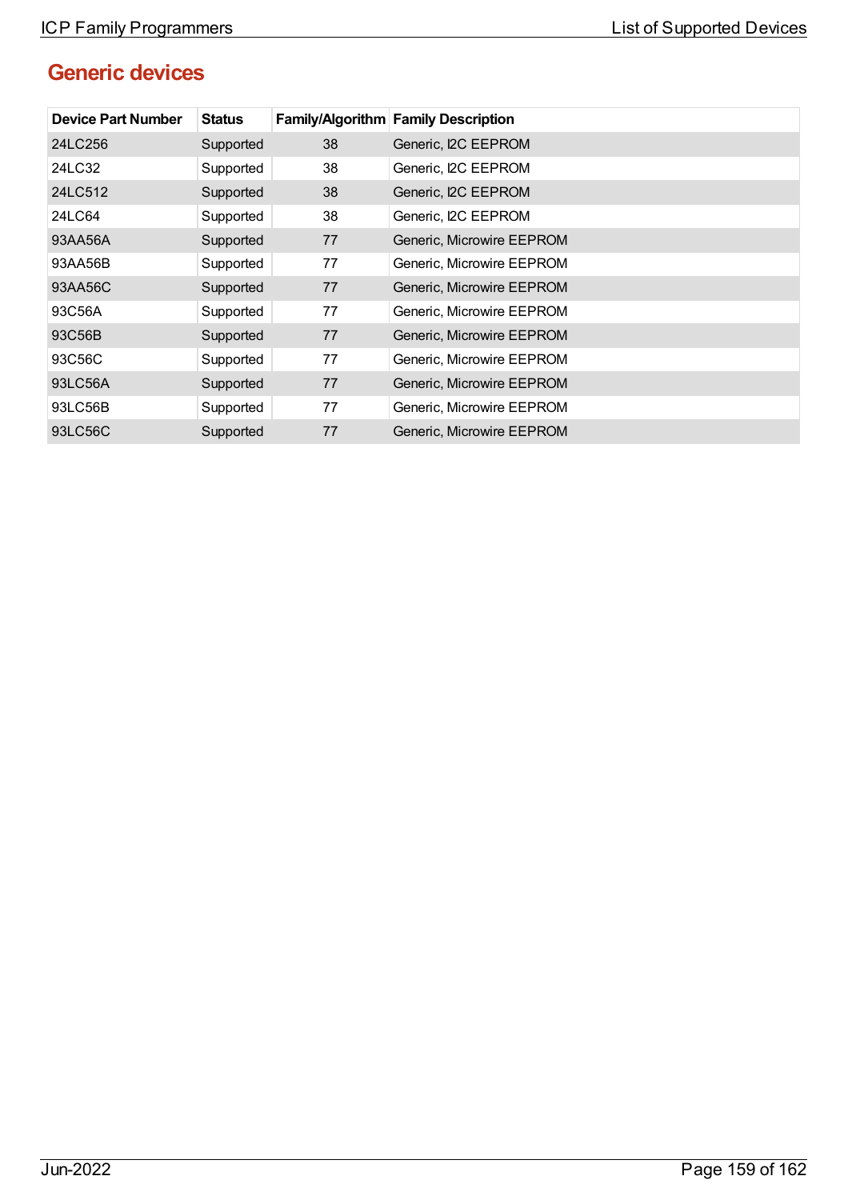## Generic devices

| Device Part Number | Status | Family/Algorithm | Family Description |
|---|---|---|---|
| 24LC256 | Supported | 38 | Generic, I2C EEPROM |
| 24LC32 | Supported | 38 | Generic, I2C EEPROM |
| 24LC512 | Supported | 38 | Generic, I2C EEPROM |
| 24LC64 | Supported | 38 | Generic, I2C EEPROM |
| 93AA56A | Supported | 77 | Generic, Microwire EEPROM |
| 93AA56B | Supported | 77 | Generic, Microwire EEPROM |
| 93AA56C | Supported | 77 | Generic, Microwire EEPROM |
| 93C56A | Supported | 77 | Generic, Microwire EEPROM |
| 93C56B | Supported | 77 | Generic, Microwire EEPROM |
| 93C56C | Supported | 77 | Generic, Microwire EEPROM |
| 93LC56A | Supported | 77 | Generic, Microwire EEPROM |
| 93LC56B | Supported | 77 | Generic, Microwire EEPROM |
| 93LC56C | Supported | 77 | Generic, Microwire EEPROM |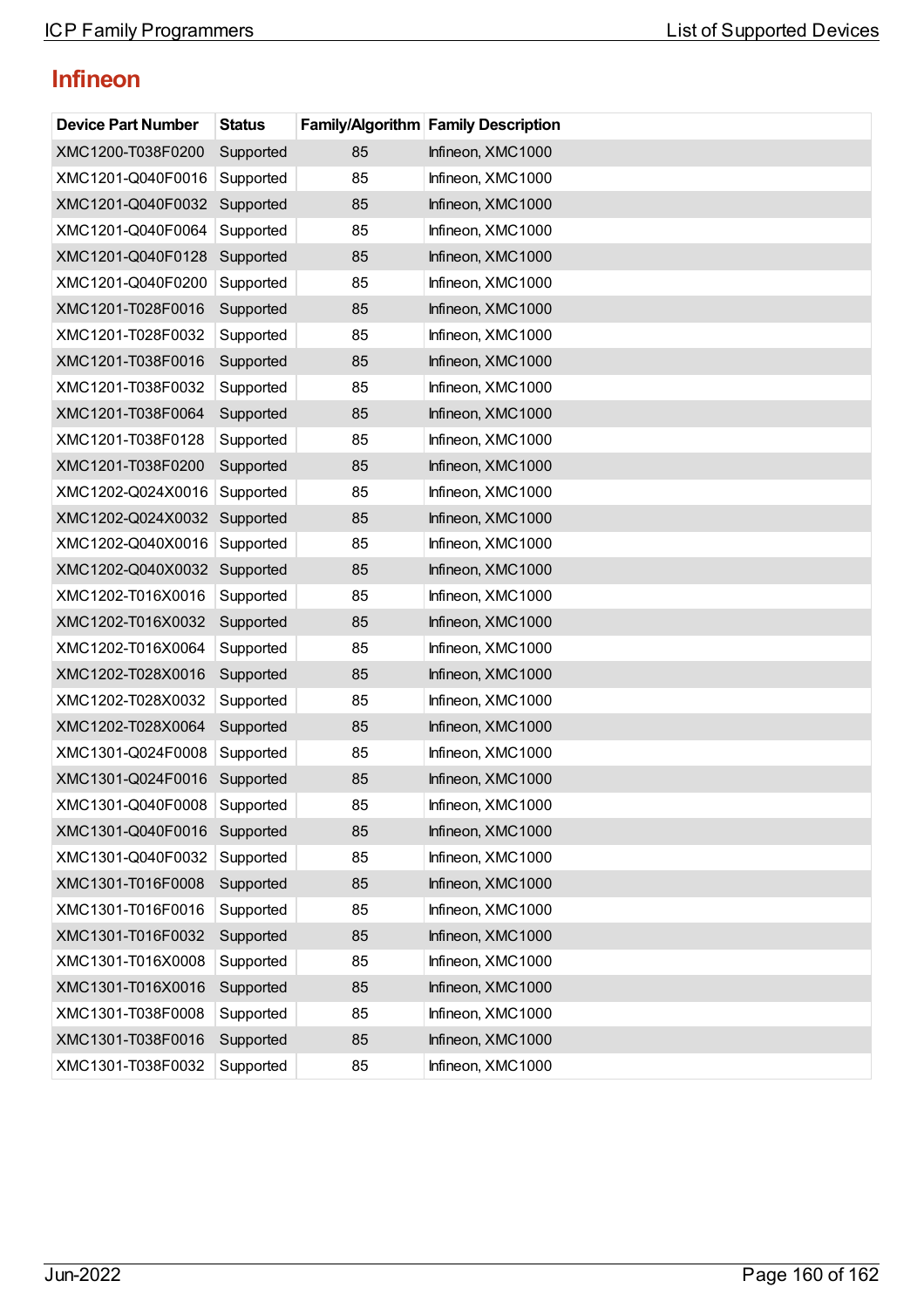## Infineon

| Device Part Number | Status | Family/Algorithm | Family Description |
|---|---|---|---|
| XMC1200-T038F0200 | Supported | 85 | Infineon, XMC1000 |
| XMC1201-Q040F0016 | Supported | 85 | Infineon, XMC1000 |
| XMC1201-Q040F0032 | Supported | 85 | Infineon, XMC1000 |
| XMC1201-Q040F0064 | Supported | 85 | Infineon, XMC1000 |
| XMC1201-Q040F0128 | Supported | 85 | Infineon, XMC1000 |
| XMC1201-Q040F0200 | Supported | 85 | Infineon, XMC1000 |
| XMC1201-T028F0016 | Supported | 85 | Infineon, XMC1000 |
| XMC1201-T028F0032 | Supported | 85 | Infineon, XMC1000 |
| XMC1201-T038F0016 | Supported | 85 | Infineon, XMC1000 |
| XMC1201-T038F0032 | Supported | 85 | Infineon, XMC1000 |
| XMC1201-T038F0064 | Supported | 85 | Infineon, XMC1000 |
| XMC1201-T038F0128 | Supported | 85 | Infineon, XMC1000 |
| XMC1201-T038F0200 | Supported | 85 | Infineon, XMC1000 |
| XMC1202-Q024X0016 | Supported | 85 | Infineon, XMC1000 |
| XMC1202-Q024X0032 | Supported | 85 | Infineon, XMC1000 |
| XMC1202-Q040X0016 | Supported | 85 | Infineon, XMC1000 |
| XMC1202-Q040X0032 | Supported | 85 | Infineon, XMC1000 |
| XMC1202-T016X0016 | Supported | 85 | Infineon, XMC1000 |
| XMC1202-T016X0032 | Supported | 85 | Infineon, XMC1000 |
| XMC1202-T016X0064 | Supported | 85 | Infineon, XMC1000 |
| XMC1202-T028X0016 | Supported | 85 | Infineon, XMC1000 |
| XMC1202-T028X0032 | Supported | 85 | Infineon, XMC1000 |
| XMC1202-T028X0064 | Supported | 85 | Infineon, XMC1000 |
| XMC1301-Q024F0008 | Supported | 85 | Infineon, XMC1000 |
| XMC1301-Q024F0016 | Supported | 85 | Infineon, XMC1000 |
| XMC1301-Q040F0008 | Supported | 85 | Infineon, XMC1000 |
| XMC1301-Q040F0016 | Supported | 85 | Infineon, XMC1000 |
| XMC1301-Q040F0032 | Supported | 85 | Infineon, XMC1000 |
| XMC1301-T016F0008 | Supported | 85 | Infineon, XMC1000 |
| XMC1301-T016F0016 | Supported | 85 | Infineon, XMC1000 |
| XMC1301-T016F0032 | Supported | 85 | Infineon, XMC1000 |
| XMC1301-T016X0008 | Supported | 85 | Infineon, XMC1000 |
| XMC1301-T016X0016 | Supported | 85 | Infineon, XMC1000 |
| XMC1301-T038F0008 | Supported | 85 | Infineon, XMC1000 |
| XMC1301-T038F0016 | Supported | 85 | Infineon, XMC1000 |
| XMC1301-T038F0032 | Supported | 85 | Infineon, XMC1000 |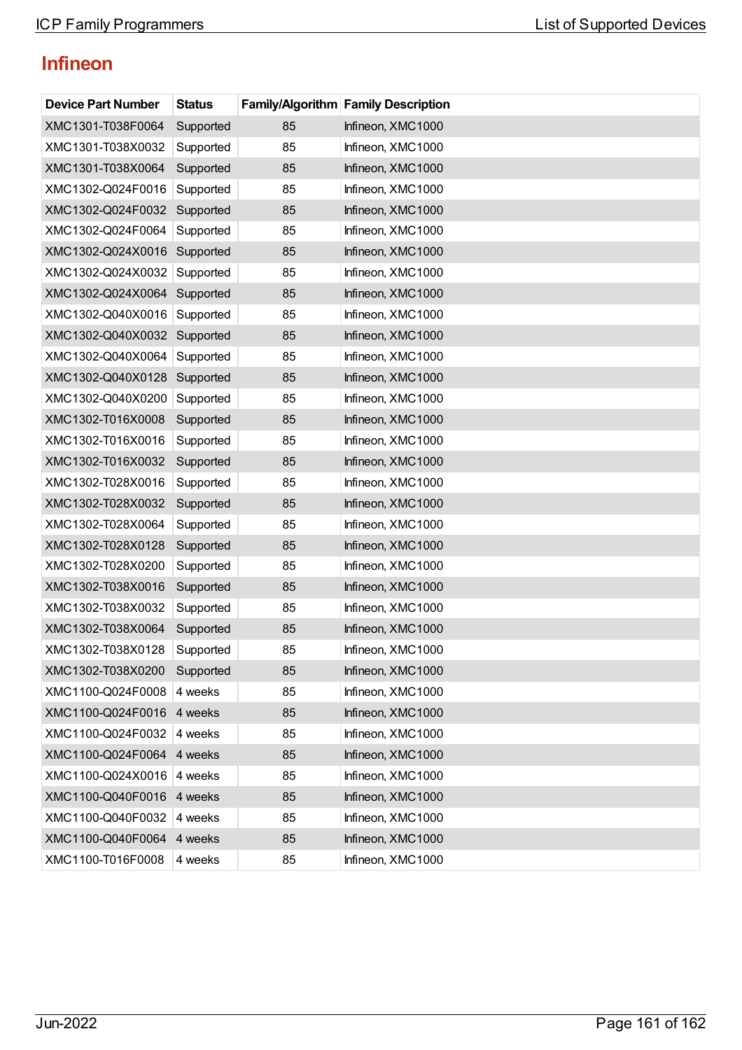## Infineon

| Device Part Number | Status | Family/Algorithm | Family Description |
|---|---|---|---|
| XMC1301-T038F0064 | Supported | 85 | Infineon, XMC1000 |
| XMC1301-T038X0032 | Supported | 85 | Infineon, XMC1000 |
| XMC1301-T038X0064 | Supported | 85 | Infineon, XMC1000 |
| XMC1302-Q024F0016 | Supported | 85 | Infineon, XMC1000 |
| XMC1302-Q024F0032 | Supported | 85 | Infineon, XMC1000 |
| XMC1302-Q024F0064 | Supported | 85 | Infineon, XMC1000 |
| XMC1302-Q024X0016 | Supported | 85 | Infineon, XMC1000 |
| XMC1302-Q024X0032 | Supported | 85 | Infineon, XMC1000 |
| XMC1302-Q024X0064 | Supported | 85 | Infineon, XMC1000 |
| XMC1302-Q040X0016 | Supported | 85 | Infineon, XMC1000 |
| XMC1302-Q040X0032 | Supported | 85 | Infineon, XMC1000 |
| XMC1302-Q040X0064 | Supported | 85 | Infineon, XMC1000 |
| XMC1302-Q040X0128 | Supported | 85 | Infineon, XMC1000 |
| XMC1302-Q040X0200 | Supported | 85 | Infineon, XMC1000 |
| XMC1302-T016X0008 | Supported | 85 | Infineon, XMC1000 |
| XMC1302-T016X0016 | Supported | 85 | Infineon, XMC1000 |
| XMC1302-T016X0032 | Supported | 85 | Infineon, XMC1000 |
| XMC1302-T028X0016 | Supported | 85 | Infineon, XMC1000 |
| XMC1302-T028X0032 | Supported | 85 | Infineon, XMC1000 |
| XMC1302-T028X0064 | Supported | 85 | Infineon, XMC1000 |
| XMC1302-T028X0128 | Supported | 85 | Infineon, XMC1000 |
| XMC1302-T028X0200 | Supported | 85 | Infineon, XMC1000 |
| XMC1302-T038X0016 | Supported | 85 | Infineon, XMC1000 |
| XMC1302-T038X0032 | Supported | 85 | Infineon, XMC1000 |
| XMC1302-T038X0064 | Supported | 85 | Infineon, XMC1000 |
| XMC1302-T038X0128 | Supported | 85 | Infineon, XMC1000 |
| XMC1302-T038X0200 | Supported | 85 | Infineon, XMC1000 |
| XMC1100-Q024F0008 | 4 weeks | 85 | Infineon, XMC1000 |
| XMC1100-Q024F0016 | 4 weeks | 85 | Infineon, XMC1000 |
| XMC1100-Q024F0032 | 4 weeks | 85 | Infineon, XMC1000 |
| XMC1100-Q024F0064 | 4 weeks | 85 | Infineon, XMC1000 |
| XMC1100-Q024X0016 | 4 weeks | 85 | Infineon, XMC1000 |
| XMC1100-Q040F0016 | 4 weeks | 85 | Infineon, XMC1000 |
| XMC1100-Q040F0032 | 4 weeks | 85 | Infineon, XMC1000 |
| XMC1100-Q040F0064 | 4 weeks | 85 | Infineon, XMC1000 |
| XMC1100-T016F0008 | 4 weeks | 85 | Infineon, XMC1000 |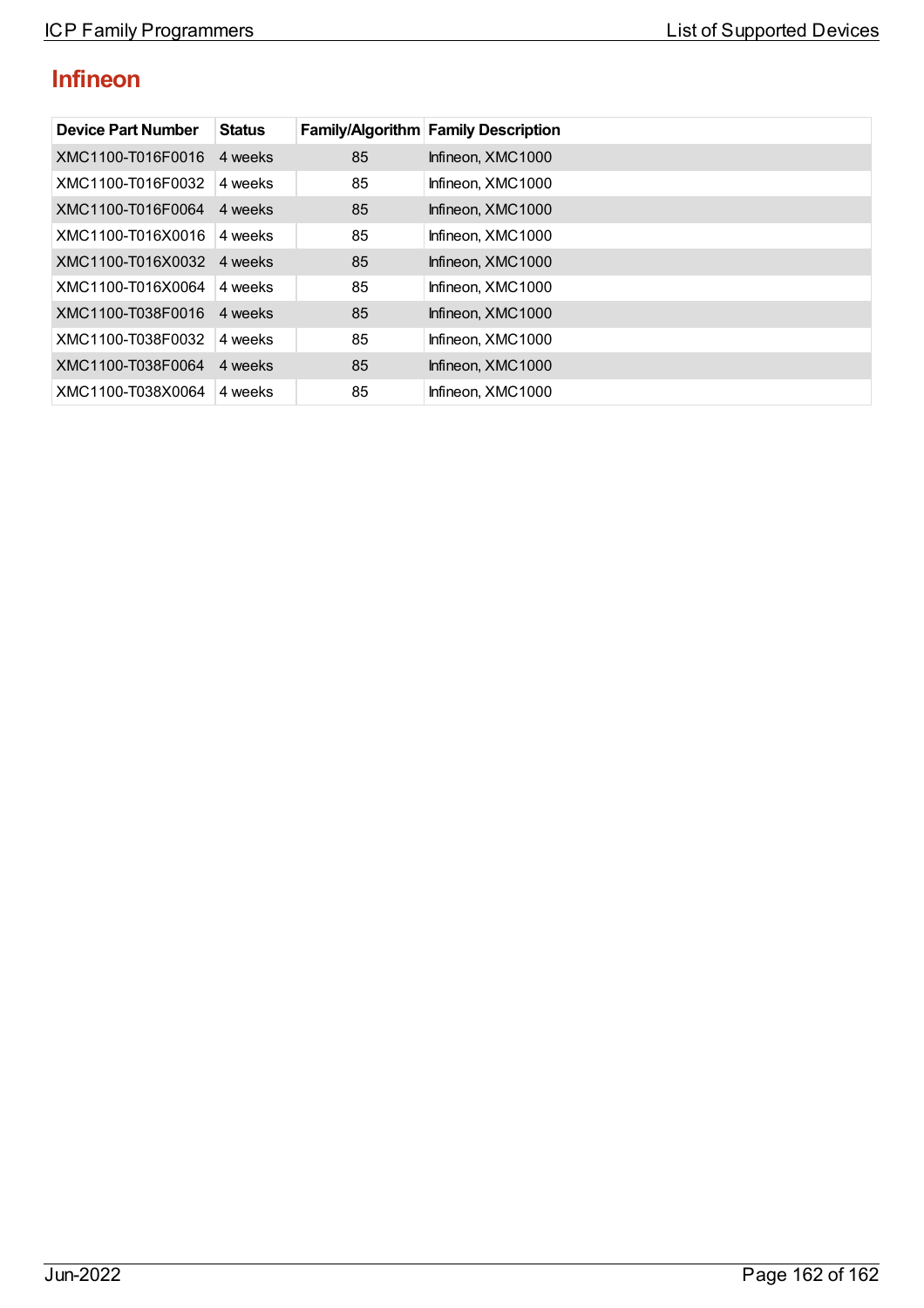## Infineon

| Device Part Number | Status | Family/Algorithm | Family Description |
|---|---|---|---|
| XMC1100-T016F0016 | 4 weeks | 85 | Infineon, XMC1000 |
| XMC1100-T016F0032 | 4 weeks | 85 | Infineon, XMC1000 |
| XMC1100-T016F0064 | 4 weeks | 85 | Infineon, XMC1000 |
| XMC1100-T016X0016 | 4 weeks | 85 | Infineon, XMC1000 |
| XMC1100-T016X0032 | 4 weeks | 85 | Infineon, XMC1000 |
| XMC1100-T016X0064 | 4 weeks | 85 | Infineon, XMC1000 |
| XMC1100-T038F0016 | 4 weeks | 85 | Infineon, XMC1000 |
| XMC1100-T038F0032 | 4 weeks | 85 | Infineon, XMC1000 |
| XMC1100-T038F0064 | 4 weeks | 85 | Infineon, XMC1000 |
| XMC1100-T038X0064 | 4 weeks | 85 | Infineon, XMC1000 |